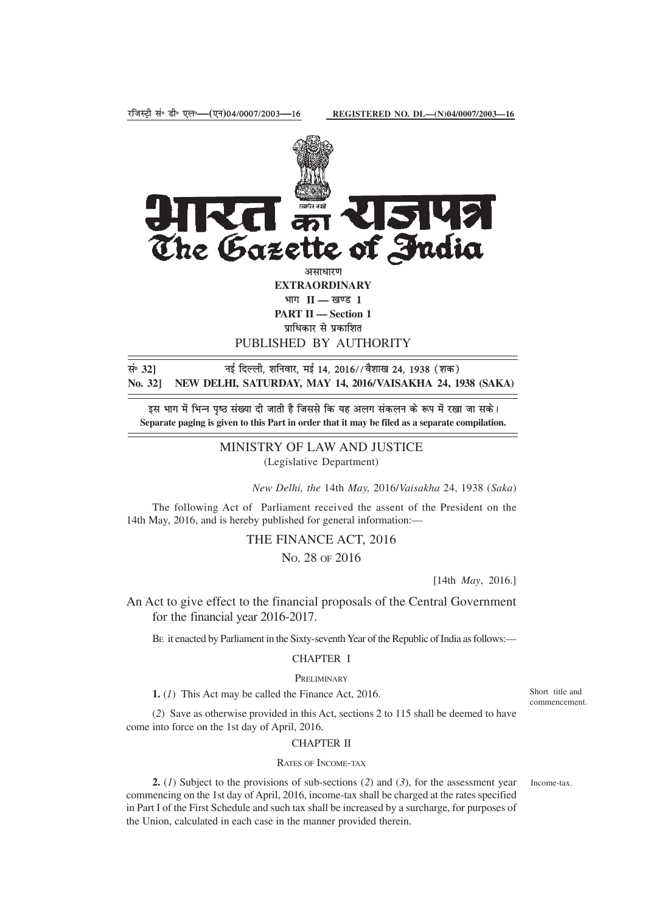रजिस्ट्री सं० डी० एल०—(एन)04/0007/2003—16 REGISTERED NO. DL—(N)04/0007/2003—16

# भारत का राजपत्र
# The Gazette of India

असाधारण
**EXTRAORDINARY**
भाग II — खण्ड 1
**PART II — Section 1**
प्राधिकार से प्रकाशित
PUBLISHED BY AUTHORITY

सं० 32] नई दिल्ली, शनिवार, मई 14, 2016/वैशाख 24, 1938 (शक)
**No. 32] NEW DELHI, SATURDAY, MAY 14, 2016/VAISAKHA 24, 1938 (SAKA)**

इस भाग में भिन्न पृष्ठ संख्या दी जाती है जिससे कि यह अलग संकलन के रूप में रखा जा सके।
**Separate paging is given to this Part in order that it may be filed as a separate compilation.**

## MINISTRY OF LAW AND JUSTICE
(Legislative Department)

*New Delhi, the* 14th *May,* 2016/*Vaisakha* 24, 1938 (*Saka*)

The following Act of Parliament received the assent of the President on the 14th May, 2016, and is hereby published for general information:—

## THE FINANCE ACT, 2016

No. 28 of 2016

[14th *May*, 2016.]

An Act to give effect to the financial proposals of the Central Government for the financial year 2016-2017.

Be it enacted by Parliament in the Sixty-seventh Year of the Republic of India as follows:—

### CHAPTER I

Preliminary

Short title and commencement.

**1.** (*1*) This Act may be called the Finance Act, 2016.

(*2*) Save as otherwise provided in this Act, sections 2 to 115 shall be deemed to have come into force on the 1st day of April, 2016.

### CHAPTER II

Rates of Income-tax

Income-tax.

**2.** (*1*) Subject to the provisions of sub-sections (*2*) and (*3*), for the assessment year commencing on the 1st day of April, 2016, income-tax shall be charged at the rates specified in Part I of the First Schedule and such tax shall be increased by a surcharge, for purposes of the Union, calculated in each case in the manner provided therein.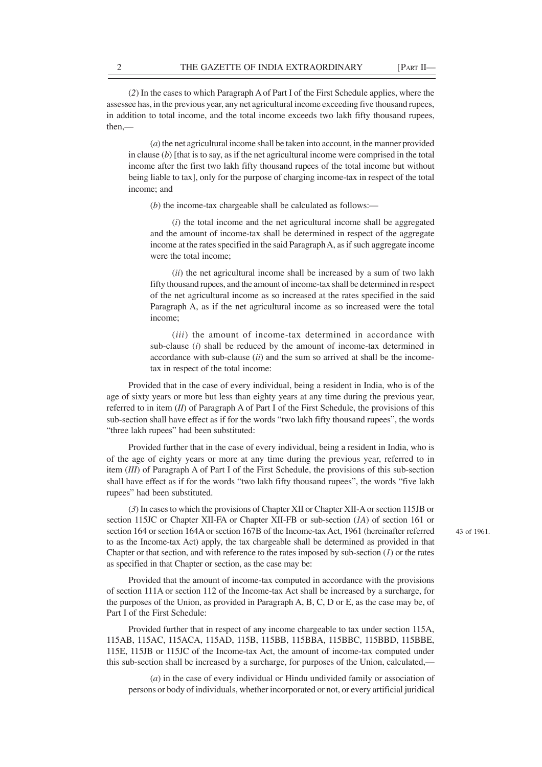(*2*) In the cases to which Paragraph A of Part I of the First Schedule applies, where the assessee has, in the previous year, any net agricultural income exceeding five thousand rupees, in addition to total income, and the total income exceeds two lakh fifty thousand rupees, then,—

(*a*) the net agricultural income shall be taken into account, in the manner provided in clause (*b*) [that is to say, as if the net agricultural income were comprised in the total income after the first two lakh fifty thousand rupees of the total income but without being liable to tax], only for the purpose of charging income-tax in respect of the total income; and

(*b*) the income-tax chargeable shall be calculated as follows:—

(*i*) the total income and the net agricultural income shall be aggregated and the amount of income-tax shall be determined in respect of the aggregate income at the rates specified in the said Paragraph A, as if such aggregate income were the total income;

(*ii*) the net agricultural income shall be increased by a sum of two lakh fifty thousand rupees, and the amount of income-tax shall be determined in respect of the net agricultural income as so increased at the rates specified in the said Paragraph A, as if the net agricultural income as so increased were the total income;

(*iii*) the amount of income-tax determined in accordance with sub-clause (*i*) shall be reduced by the amount of income-tax determined in accordance with sub-clause (*ii*) and the sum so arrived at shall be the income-tax in respect of the total income:

Provided that in the case of every individual, being a resident in India, who is of the age of sixty years or more but less than eighty years at any time during the previous year, referred to in item (*II*) of Paragraph A of Part I of the First Schedule, the provisions of this sub-section shall have effect as if for the words "two lakh fifty thousand rupees", the words "three lakh rupees" had been substituted:

Provided further that in the case of every individual, being a resident in India, who is of the age of eighty years or more at any time during the previous year, referred to in item (*III*) of Paragraph A of Part I of the First Schedule, the provisions of this sub-section shall have effect as if for the words "two lakh fifty thousand rupees", the words "five lakh rupees" had been substituted.

(*3*) In cases to which the provisions of Chapter XII or Chapter XII-A or section 115JB or section 115JC or Chapter XII-FA or Chapter XII-FB or sub-section (*1A*) of section 161 or section 164 or section 164A or section 167B of the Income-tax Act, 1961 (hereinafter referred to as the Income-tax Act) apply, the tax chargeable shall be determined as provided in that Chapter or that section, and with reference to the rates imposed by sub-section (*1*) or the rates as specified in that Chapter or section, as the case may be:

43 of 1961.

Provided that the amount of income-tax computed in accordance with the provisions of section 111A or section 112 of the Income-tax Act shall be increased by a surcharge, for the purposes of the Union, as provided in Paragraph A, B, C, D or E, as the case may be, of Part I of the First Schedule:

Provided further that in respect of any income chargeable to tax under section 115A, 115AB, 115AC, 115ACA, 115AD, 115B, 115BB, 115BBA, 115BBC, 115BBD, 115BBE, 115E, 115JB or 115JC of the Income-tax Act, the amount of income-tax computed under this sub-section shall be increased by a surcharge, for purposes of the Union, calculated,—

(*a*) in the case of every individual or Hindu undivided family or association of persons or body of individuals, whether incorporated or not, or every artificial juridical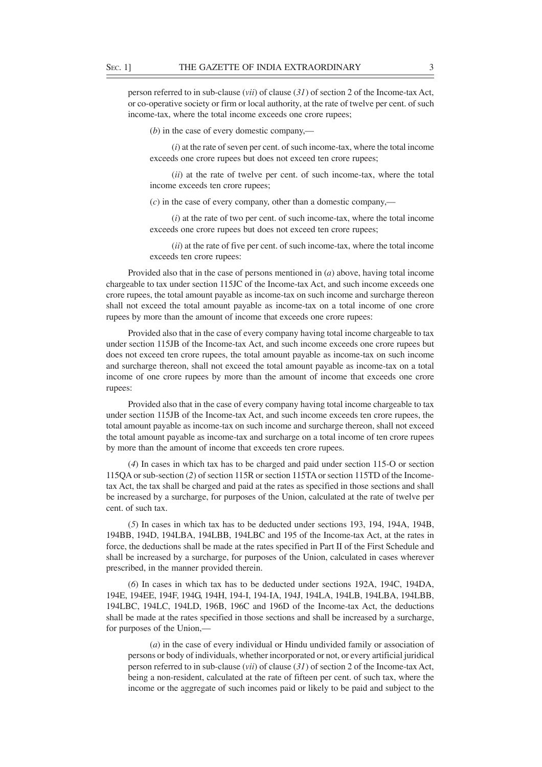person referred to in sub-clause (*vii*) of clause (*31*) of section 2 of the Income-tax Act, or co-operative society or firm or local authority, at the rate of twelve per cent. of such income-tax, where the total income exceeds one crore rupees;

(*b*) in the case of every domestic company,—

(*i*) at the rate of seven per cent. of such income-tax, where the total income exceeds one crore rupees but does not exceed ten crore rupees;

(*ii*) at the rate of twelve per cent. of such income-tax, where the total income exceeds ten crore rupees;

(*c*) in the case of every company, other than a domestic company,—

(*i*) at the rate of two per cent. of such income-tax, where the total income exceeds one crore rupees but does not exceed ten crore rupees;

(*ii*) at the rate of five per cent. of such income-tax, where the total income exceeds ten crore rupees:

Provided also that in the case of persons mentioned in (*a*) above, having total income chargeable to tax under section 115JC of the Income-tax Act, and such income exceeds one crore rupees, the total amount payable as income-tax on such income and surcharge thereon shall not exceed the total amount payable as income-tax on a total income of one crore rupees by more than the amount of income that exceeds one crore rupees:

Provided also that in the case of every company having total income chargeable to tax under section 115JB of the Income-tax Act, and such income exceeds one crore rupees but does not exceed ten crore rupees, the total amount payable as income-tax on such income and surcharge thereon, shall not exceed the total amount payable as income-tax on a total income of one crore rupees by more than the amount of income that exceeds one crore rupees:

Provided also that in the case of every company having total income chargeable to tax under section 115JB of the Income-tax Act, and such income exceeds ten crore rupees, the total amount payable as income-tax on such income and surcharge thereon, shall not exceed the total amount payable as income-tax and surcharge on a total income of ten crore rupees by more than the amount of income that exceeds ten crore rupees.

(*4*) In cases in which tax has to be charged and paid under section 115-O or section 115QA or sub-section (*2*) of section 115R or section 115TA or section 115TD of the Income-tax Act, the tax shall be charged and paid at the rates as specified in those sections and shall be increased by a surcharge, for purposes of the Union, calculated at the rate of twelve per cent. of such tax.

(*5*) In cases in which tax has to be deducted under sections 193, 194, 194A, 194B, 194BB, 194D, 194LBA, 194LBB, 194LBC and 195 of the Income-tax Act, at the rates in force, the deductions shall be made at the rates specified in Part II of the First Schedule and shall be increased by a surcharge, for purposes of the Union, calculated in cases wherever prescribed, in the manner provided therein.

(*6*) In cases in which tax has to be deducted under sections 192A, 194C, 194DA, 194E, 194EE, 194F, 194G, 194H, 194-I, 194-IA, 194J, 194LA, 194LB, 194LBA, 194LBB, 194LBC, 194LC, 194LD, 196B, 196C and 196D of the Income-tax Act, the deductions shall be made at the rates specified in those sections and shall be increased by a surcharge, for purposes of the Union,—

(*a*) in the case of every individual or Hindu undivided family or association of persons or body of individuals, whether incorporated or not, or every artificial juridical person referred to in sub-clause (*vii*) of clause (*31*) of section 2 of the Income-tax Act, being a non-resident, calculated at the rate of fifteen per cent. of such tax, where the income or the aggregate of such incomes paid or likely to be paid and subject to the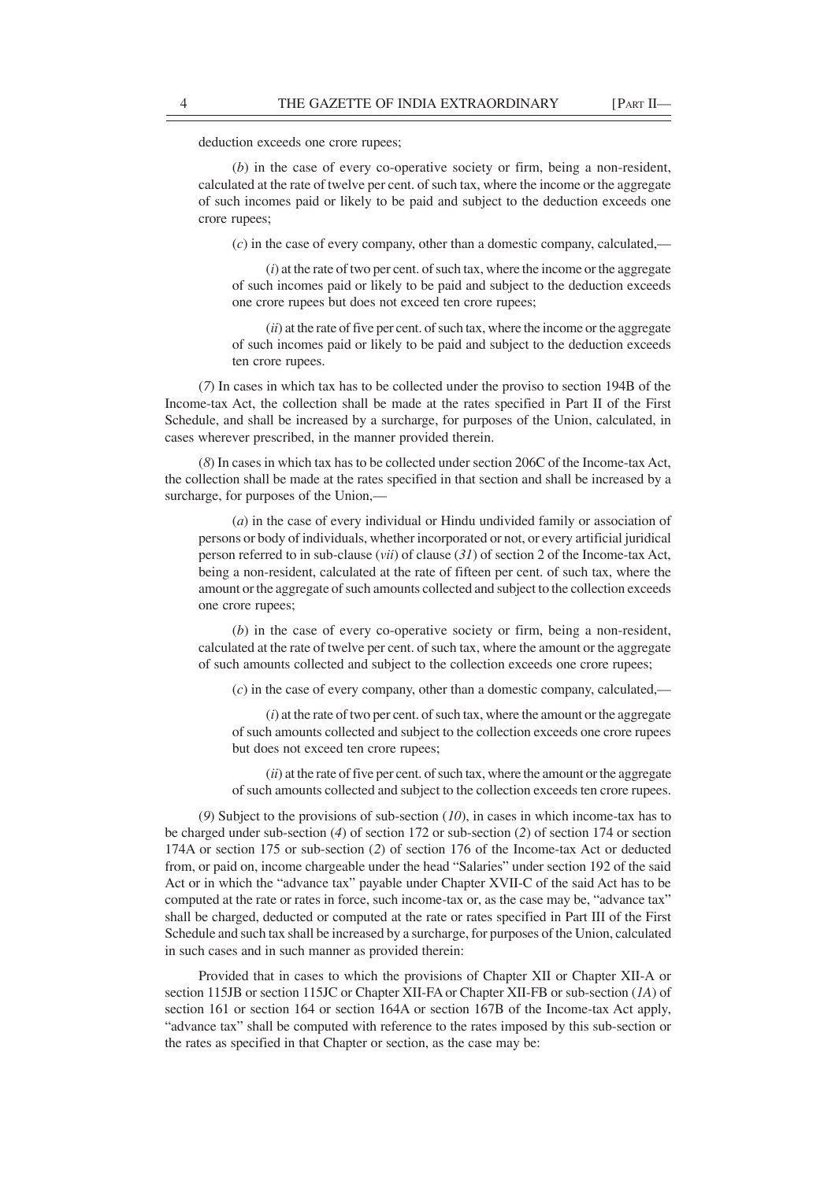deduction exceeds one crore rupees;

(*b*) in the case of every co-operative society or firm, being a non-resident, calculated at the rate of twelve per cent. of such tax, where the income or the aggregate of such incomes paid or likely to be paid and subject to the deduction exceeds one crore rupees;

(*c*) in the case of every company, other than a domestic company, calculated,—

(*i*) at the rate of two per cent. of such tax, where the income or the aggregate of such incomes paid or likely to be paid and subject to the deduction exceeds one crore rupees but does not exceed ten crore rupees;

(*ii*) at the rate of five per cent. of such tax, where the income or the aggregate of such incomes paid or likely to be paid and subject to the deduction exceeds ten crore rupees.

(*7*) In cases in which tax has to be collected under the proviso to section 194B of the Income-tax Act, the collection shall be made at the rates specified in Part II of the First Schedule, and shall be increased by a surcharge, for purposes of the Union, calculated, in cases wherever prescribed, in the manner provided therein.

(*8*) In cases in which tax has to be collected under section 206C of the Income-tax Act, the collection shall be made at the rates specified in that section and shall be increased by a surcharge, for purposes of the Union,—

(*a*) in the case of every individual or Hindu undivided family or association of persons or body of individuals, whether incorporated or not, or every artificial juridical person referred to in sub-clause (*vii*) of clause (*31*) of section 2 of the Income-tax Act, being a non-resident, calculated at the rate of fifteen per cent. of such tax, where the amount or the aggregate of such amounts collected and subject to the collection exceeds one crore rupees;

(*b*) in the case of every co-operative society or firm, being a non-resident, calculated at the rate of twelve per cent. of such tax, where the amount or the aggregate of such amounts collected and subject to the collection exceeds one crore rupees;

(*c*) in the case of every company, other than a domestic company, calculated,—

(*i*) at the rate of two per cent. of such tax, where the amount or the aggregate of such amounts collected and subject to the collection exceeds one crore rupees but does not exceed ten crore rupees;

(*ii*) at the rate of five per cent. of such tax, where the amount or the aggregate of such amounts collected and subject to the collection exceeds ten crore rupees.

(*9*) Subject to the provisions of sub-section (*10*), in cases in which income-tax has to be charged under sub-section (*4*) of section 172 or sub-section (*2*) of section 174 or section 174A or section 175 or sub-section (*2*) of section 176 of the Income-tax Act or deducted from, or paid on, income chargeable under the head "Salaries" under section 192 of the said Act or in which the "advance tax" payable under Chapter XVII-C of the said Act has to be computed at the rate or rates in force, such income-tax or, as the case may be, "advance tax" shall be charged, deducted or computed at the rate or rates specified in Part III of the First Schedule and such tax shall be increased by a surcharge, for purposes of the Union, calculated in such cases and in such manner as provided therein:

Provided that in cases to which the provisions of Chapter XII or Chapter XII-A or section 115JB or section 115JC or Chapter XII-FA or Chapter XII-FB or sub-section (*1A*) of section 161 or section 164 or section 164A or section 167B of the Income-tax Act apply, "advance tax" shall be computed with reference to the rates imposed by this sub-section or the rates as specified in that Chapter or section, as the case may be: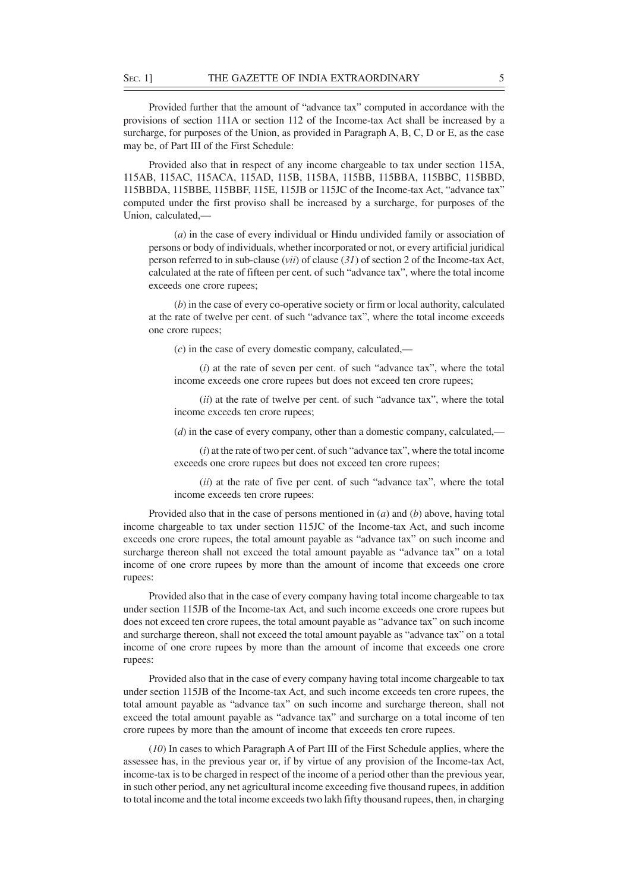Provided further that the amount of "advance tax" computed in accordance with the provisions of section 111A or section 112 of the Income-tax Act shall be increased by a surcharge, for purposes of the Union, as provided in Paragraph A, B, C, D or E, as the case may be, of Part III of the First Schedule:

Provided also that in respect of any income chargeable to tax under section 115A, 115AB, 115AC, 115ACA, 115AD, 115B, 115BA, 115BB, 115BBA, 115BBC, 115BBD, 115BBDA, 115BBE, 115BBF, 115E, 115JB or 115JC of the Income-tax Act, "advance tax" computed under the first proviso shall be increased by a surcharge, for purposes of the Union, calculated,—

(*a*) in the case of every individual or Hindu undivided family or association of persons or body of individuals, whether incorporated or not, or every artificial juridical person referred to in sub-clause (*vii*) of clause (*31*) of section 2 of the Income-tax Act, calculated at the rate of fifteen per cent. of such "advance tax", where the total income exceeds one crore rupees;

(*b*) in the case of every co-operative society or firm or local authority, calculated at the rate of twelve per cent. of such "advance tax", where the total income exceeds one crore rupees;

(*c*) in the case of every domestic company, calculated,—

(*i*) at the rate of seven per cent. of such "advance tax", where the total income exceeds one crore rupees but does not exceed ten crore rupees;

(*ii*) at the rate of twelve per cent. of such "advance tax", where the total income exceeds ten crore rupees;

(*d*) in the case of every company, other than a domestic company, calculated,—

(*i*) at the rate of two per cent. of such "advance tax", where the total income exceeds one crore rupees but does not exceed ten crore rupees;

(*ii*) at the rate of five per cent. of such "advance tax", where the total income exceeds ten crore rupees:

Provided also that in the case of persons mentioned in (*a*) and (*b*) above, having total income chargeable to tax under section 115JC of the Income-tax Act, and such income exceeds one crore rupees, the total amount payable as "advance tax" on such income and surcharge thereon shall not exceed the total amount payable as "advance tax" on a total income of one crore rupees by more than the amount of income that exceeds one crore rupees:

Provided also that in the case of every company having total income chargeable to tax under section 115JB of the Income-tax Act, and such income exceeds one crore rupees but does not exceed ten crore rupees, the total amount payable as "advance tax" on such income and surcharge thereon, shall not exceed the total amount payable as "advance tax" on a total income of one crore rupees by more than the amount of income that exceeds one crore rupees:

Provided also that in the case of every company having total income chargeable to tax under section 115JB of the Income-tax Act, and such income exceeds ten crore rupees, the total amount payable as "advance tax" on such income and surcharge thereon, shall not exceed the total amount payable as "advance tax" and surcharge on a total income of ten crore rupees by more than the amount of income that exceeds ten crore rupees.

(*10*) In cases to which Paragraph A of Part III of the First Schedule applies, where the assessee has, in the previous year or, if by virtue of any provision of the Income-tax Act, income-tax is to be charged in respect of the income of a period other than the previous year, in such other period, any net agricultural income exceeding five thousand rupees, in addition to total income and the total income exceeds two lakh fifty thousand rupees, then, in charging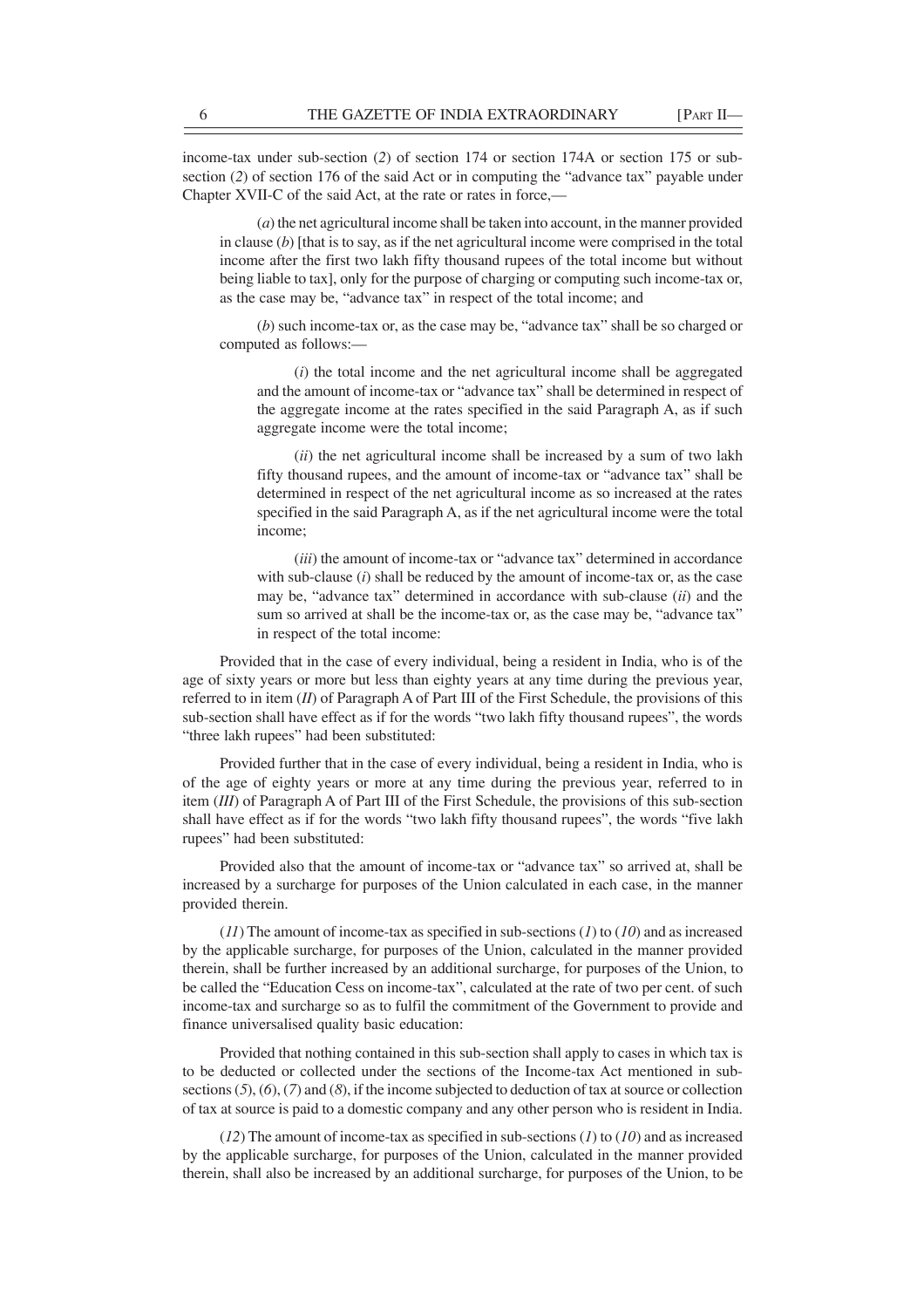income-tax under sub-section (*2*) of section 174 or section 174A or section 175 or sub-section (*2*) of section 176 of the said Act or in computing the "advance tax" payable under Chapter XVII-C of the said Act, at the rate or rates in force,—

(*a*) the net agricultural income shall be taken into account, in the manner provided in clause (*b*) [that is to say, as if the net agricultural income were comprised in the total income after the first two lakh fifty thousand rupees of the total income but without being liable to tax], only for the purpose of charging or computing such income-tax or, as the case may be, "advance tax" in respect of the total income; and

(*b*) such income-tax or, as the case may be, "advance tax" shall be so charged or computed as follows:—

(*i*) the total income and the net agricultural income shall be aggregated and the amount of income-tax or "advance tax" shall be determined in respect of the aggregate income at the rates specified in the said Paragraph A, as if such aggregate income were the total income;

(*ii*) the net agricultural income shall be increased by a sum of two lakh fifty thousand rupees, and the amount of income-tax or "advance tax" shall be determined in respect of the net agricultural income as so increased at the rates specified in the said Paragraph A, as if the net agricultural income were the total income;

(*iii*) the amount of income-tax or "advance tax" determined in accordance with sub-clause (*i*) shall be reduced by the amount of income-tax or, as the case may be, "advance tax" determined in accordance with sub-clause (*ii*) and the sum so arrived at shall be the income-tax or, as the case may be, "advance tax" in respect of the total income:

Provided that in the case of every individual, being a resident in India, who is of the age of sixty years or more but less than eighty years at any time during the previous year, referred to in item (*II*) of Paragraph A of Part III of the First Schedule, the provisions of this sub-section shall have effect as if for the words "two lakh fifty thousand rupees", the words "three lakh rupees" had been substituted:

Provided further that in the case of every individual, being a resident in India, who is of the age of eighty years or more at any time during the previous year, referred to in item (*III*) of Paragraph A of Part III of the First Schedule, the provisions of this sub-section shall have effect as if for the words "two lakh fifty thousand rupees", the words "five lakh rupees" had been substituted:

Provided also that the amount of income-tax or "advance tax" so arrived at, shall be increased by a surcharge for purposes of the Union calculated in each case, in the manner provided therein.

(*11*) The amount of income-tax as specified in sub-sections (*1*) to (*10*) and as increased by the applicable surcharge, for purposes of the Union, calculated in the manner provided therein, shall be further increased by an additional surcharge, for purposes of the Union, to be called the "Education Cess on income-tax", calculated at the rate of two per cent. of such income-tax and surcharge so as to fulfil the commitment of the Government to provide and finance universalised quality basic education:

Provided that nothing contained in this sub-section shall apply to cases in which tax is to be deducted or collected under the sections of the Income-tax Act mentioned in sub-sections (*5*), (*6*), (*7*) and (*8*), if the income subjected to deduction of tax at source or collection of tax at source is paid to a domestic company and any other person who is resident in India.

(*12*) The amount of income-tax as specified in sub-sections (*1*) to (*10*) and as increased by the applicable surcharge, for purposes of the Union, calculated in the manner provided therein, shall also be increased by an additional surcharge, for purposes of the Union, to be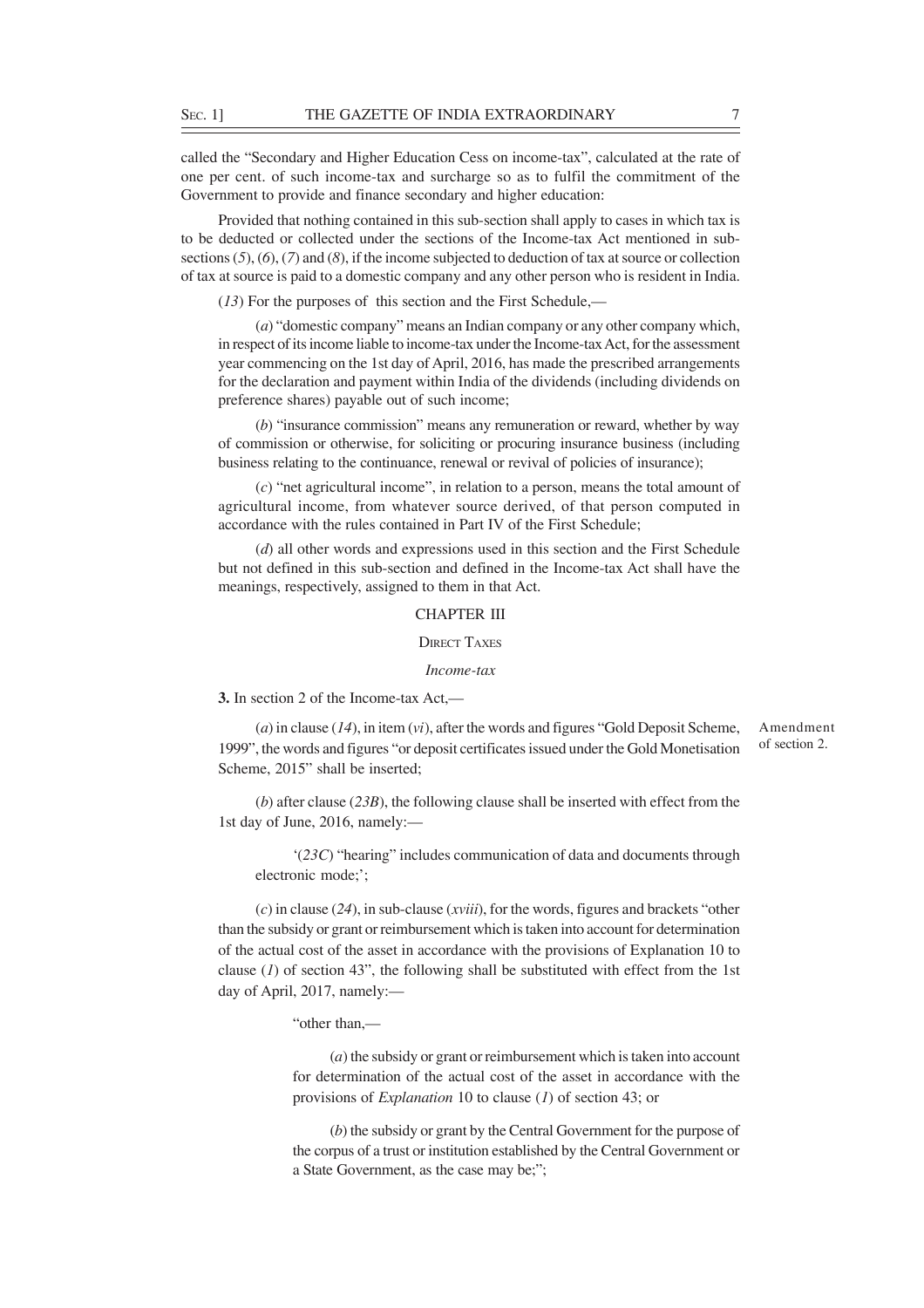called the "Secondary and Higher Education Cess on income-tax", calculated at the rate of one per cent. of such income-tax and surcharge so as to fulfil the commitment of the Government to provide and finance secondary and higher education:

Provided that nothing contained in this sub-section shall apply to cases in which tax is to be deducted or collected under the sections of the Income-tax Act mentioned in sub-sections (*5*), (*6*), (*7*) and (*8*), if the income subjected to deduction of tax at source or collection of tax at source is paid to a domestic company and any other person who is resident in India.

(*13*) For the purposes of this section and the First Schedule,—

(*a*) "domestic company" means an Indian company or any other company which, in respect of its income liable to income-tax under the Income-tax Act, for the assessment year commencing on the 1st day of April, 2016, has made the prescribed arrangements for the declaration and payment within India of the dividends (including dividends on preference shares) payable out of such income;

(*b*) "insurance commission" means any remuneration or reward, whether by way of commission or otherwise, for soliciting or procuring insurance business (including business relating to the continuance, renewal or revival of policies of insurance);

(*c*) "net agricultural income", in relation to a person, means the total amount of agricultural income, from whatever source derived, of that person computed in accordance with the rules contained in Part IV of the First Schedule;

(*d*) all other words and expressions used in this section and the First Schedule but not defined in this sub-section and defined in the Income-tax Act shall have the meanings, respectively, assigned to them in that Act.

## CHAPTER III

### DIRECT TAXES

*Income-tax*

Amendment of section 2.

**3.** In section 2 of the Income-tax Act,—

(*a*) in clause (*14*), in item (*vi*), after the words and figures "Gold Deposit Scheme, 1999", the words and figures "or deposit certificates issued under the Gold Monetisation Scheme, 2015" shall be inserted;

(*b*) after clause (*23B*), the following clause shall be inserted with effect from the 1st day of June, 2016, namely:—

'(*23C*) "hearing" includes communication of data and documents through electronic mode;';

(*c*) in clause (*24*), in sub-clause (*xviii*), for the words, figures and brackets "other than the subsidy or grant or reimbursement which is taken into account for determination of the actual cost of the asset in accordance with the provisions of Explanation 10 to clause (*1*) of section 43", the following shall be substituted with effect from the 1st day of April, 2017, namely:—

"other than,—

(*a*) the subsidy or grant or reimbursement which is taken into account for determination of the actual cost of the asset in accordance with the provisions of *Explanation* 10 to clause (*1*) of section 43; or

(*b*) the subsidy or grant by the Central Government for the purpose of the corpus of a trust or institution established by the Central Government or a State Government, as the case may be;";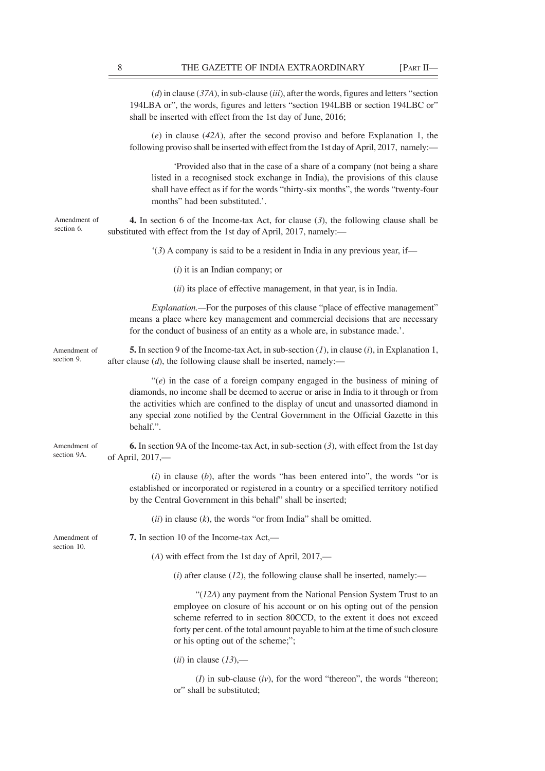(*d*) in clause (*37A*), in sub-clause (*iii*), after the words, figures and letters "section 194LBA or", the words, figures and letters "section 194LBB or section 194LBC or" shall be inserted with effect from the 1st day of June, 2016;

(*e*) in clause (*42A*), after the second proviso and before Explanation 1, the following proviso shall be inserted with effect from the 1st day of April, 2017, namely:—

'Provided also that in the case of a share of a company (not being a share listed in a recognised stock exchange in India), the provisions of this clause shall have effect as if for the words "thirty-six months", the words "twenty-four months" had been substituted.'.

Amendment of section 6.

**4.** In section 6 of the Income-tax Act, for clause (*3*), the following clause shall be substituted with effect from the 1st day of April, 2017, namely:—

'(*3*) A company is said to be a resident in India in any previous year, if—

(*i*) it is an Indian company; or

(*ii*) its place of effective management, in that year, is in India.

*Explanation.*—For the purposes of this clause "place of effective management" means a place where key management and commercial decisions that are necessary for the conduct of business of an entity as a whole are, in substance made.'.

Amendment of section 9.

**5.** In section 9 of the Income-tax Act, in sub-section (*1*), in clause (*i*), in Explanation 1, after clause (*d*), the following clause shall be inserted, namely:—

"(*e*) in the case of a foreign company engaged in the business of mining of diamonds, no income shall be deemed to accrue or arise in India to it through or from the activities which are confined to the display of uncut and unassorted diamond in any special zone notified by the Central Government in the Official Gazette in this behalf.".

Amendment of section 9A.

**6.** In section 9A of the Income-tax Act, in sub-section (*3*), with effect from the 1st day of April, 2017,—

(*i*) in clause (*b*), after the words "has been entered into", the words "or is established or incorporated or registered in a country or a specified territory notified by the Central Government in this behalf" shall be inserted;

(*ii*) in clause (*k*), the words "or from India" shall be omitted.

Amendment of section 10.

**7.** In section 10 of the Income-tax Act,—

(*A*) with effect from the 1st day of April, 2017,—

(*i*) after clause (*12*), the following clause shall be inserted, namely:—

"(*12A*) any payment from the National Pension System Trust to an employee on closure of his account or on his opting out of the pension scheme referred to in section 80CCD, to the extent it does not exceed forty per cent. of the total amount payable to him at the time of such closure or his opting out of the scheme;";

(*ii*) in clause (*13*),—

(*I*) in sub-clause (*iv*), for the word "thereon", the words "thereon; or" shall be substituted;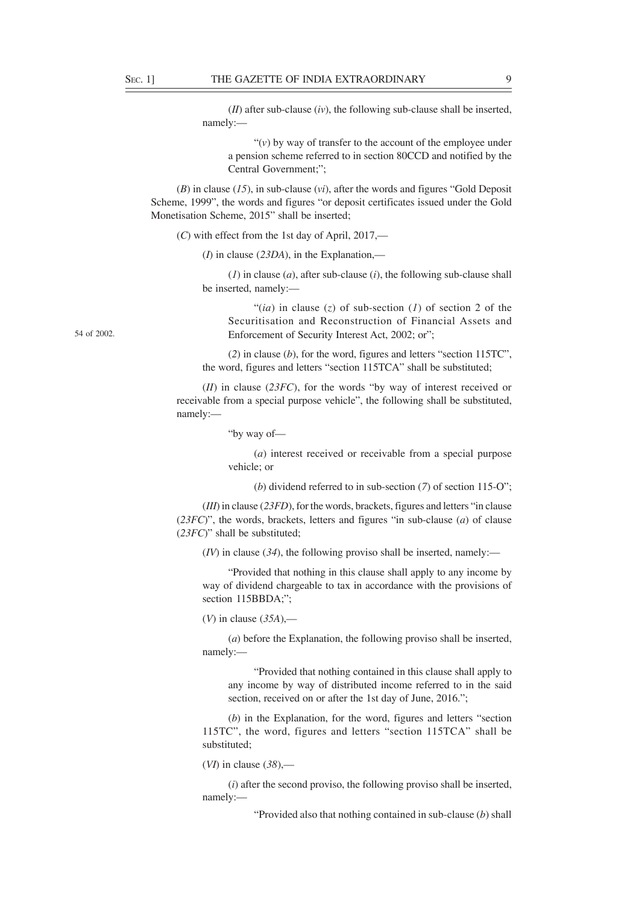(*II*) after sub-clause (*iv*), the following sub-clause shall be inserted, namely:—

"(*v*) by way of transfer to the account of the employee under a pension scheme referred to in section 80CCD and notified by the Central Government;";

(*B*) in clause (*15*), in sub-clause (*vi*), after the words and figures "Gold Deposit Scheme, 1999", the words and figures "or deposit certificates issued under the Gold Monetisation Scheme, 2015" shall be inserted;

(*C*) with effect from the 1st day of April, 2017,—

(*I*) in clause (*23DA*), in the Explanation,—

(*1*) in clause (*a*), after sub-clause (*i*), the following sub-clause shall be inserted, namely:—

"(*ia*) in clause (*z*) of sub-section (*1*) of section 2 of the Securitisation and Reconstruction of Financial Assets and Enforcement of Security Interest Act, 2002; or";

54 of 2002.

(*2*) in clause (*b*), for the word, figures and letters "section 115TC", the word, figures and letters "section 115TCA" shall be substituted;

(*II*) in clause (*23FC*), for the words "by way of interest received or receivable from a special purpose vehicle", the following shall be substituted, namely:—

"by way of—

(*a*) interest received or receivable from a special purpose vehicle; or

(*b*) dividend referred to in sub-section (*7*) of section 115-O";

(*III*) in clause (*23FD*), for the words, brackets, figures and letters "in clause (*23FC*)", the words, brackets, letters and figures "in sub-clause (*a*) of clause (*23FC*)" shall be substituted;

(*IV*) in clause (*34*), the following proviso shall be inserted, namely:—

"Provided that nothing in this clause shall apply to any income by way of dividend chargeable to tax in accordance with the provisions of section 115BBDA;";

(*V*) in clause (*35A*),—

(*a*) before the Explanation, the following proviso shall be inserted, namely:—

"Provided that nothing contained in this clause shall apply to any income by way of distributed income referred to in the said section, received on or after the 1st day of June, 2016.";

(*b*) in the Explanation, for the word, figures and letters "section 115TC", the word, figures and letters "section 115TCA" shall be substituted;

(*VI*) in clause (*38*),—

(*i*) after the second proviso, the following proviso shall be inserted, namely:—

"Provided also that nothing contained in sub-clause (*b*) shall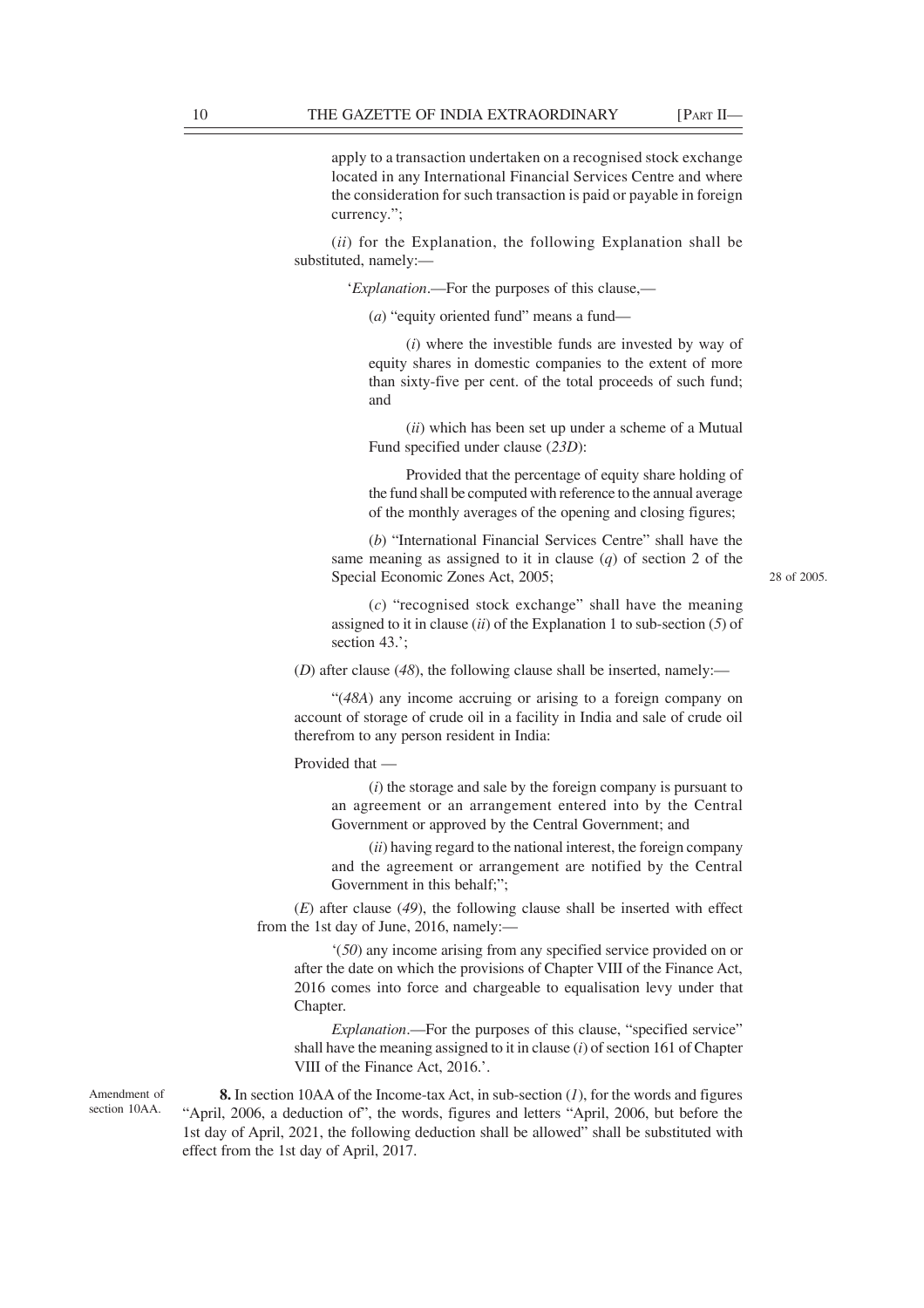apply to a transaction undertaken on a recognised stock exchange located in any International Financial Services Centre and where the consideration for such transaction is paid or payable in foreign currency.";

(*ii*) for the Explanation, the following Explanation shall be substituted, namely:—

'*Explanation*.—For the purposes of this clause,—

(*a*) "equity oriented fund" means a fund—

(*i*) where the investible funds are invested by way of equity shares in domestic companies to the extent of more than sixty-five per cent. of the total proceeds of such fund; and

(*ii*) which has been set up under a scheme of a Mutual Fund specified under clause (*23D*):

Provided that the percentage of equity share holding of the fund shall be computed with reference to the annual average of the monthly averages of the opening and closing figures;

(*b*) "International Financial Services Centre" shall have the same meaning as assigned to it in clause (*q*) of section 2 of the Special Economic Zones Act, 2005; 28 of 2005.

(*c*) "recognised stock exchange" shall have the meaning assigned to it in clause (*ii*) of the Explanation 1 to sub-section (*5*) of section 43.';

(*D*) after clause (*48*), the following clause shall be inserted, namely:—

"(*48A*) any income accruing or arising to a foreign company on account of storage of crude oil in a facility in India and sale of crude oil therefrom to any person resident in India:

Provided that —

(*i*) the storage and sale by the foreign company is pursuant to an agreement or an arrangement entered into by the Central Government or approved by the Central Government; and

(*ii*) having regard to the national interest, the foreign company and the agreement or arrangement are notified by the Central Government in this behalf;";

(*E*) after clause (*49*), the following clause shall be inserted with effect from the 1st day of June, 2016, namely:—

'(*50*) any income arising from any specified service provided on or after the date on which the provisions of Chapter VIII of the Finance Act, 2016 comes into force and chargeable to equalisation levy under that Chapter.

*Explanation*.—For the purposes of this clause, "specified service" shall have the meaning assigned to it in clause (*i*) of section 161 of Chapter VIII of the Finance Act, 2016.'.

Amendment of section 10AA.

**8.** In section 10AA of the Income-tax Act, in sub-section (*1*), for the words and figures "April, 2006, a deduction of", the words, figures and letters "April, 2006, but before the 1st day of April, 2021, the following deduction shall be allowed" shall be substituted with effect from the 1st day of April, 2017.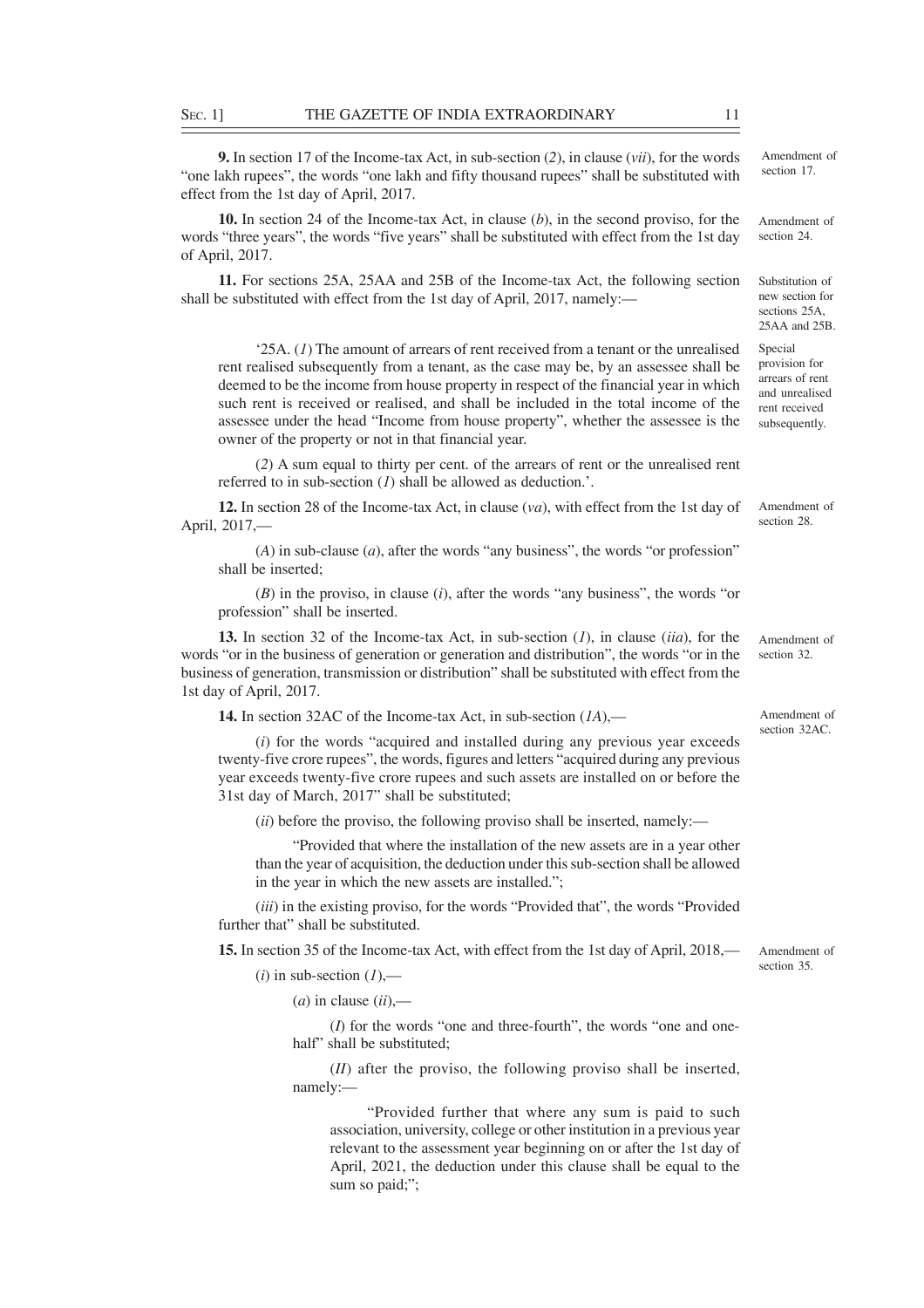**9.** In section 17 of the Income-tax Act, in sub-section (*2*), in clause (*vii*), for the words "one lakh rupees", the words "one lakh and fifty thousand rupees" shall be substituted with effect from the 1st day of April, 2017.

Amendment of section 17.

**10.** In section 24 of the Income-tax Act, in clause (*b*), in the second proviso, for the words "three years", the words "five years" shall be substituted with effect from the 1st day of April, 2017.

Amendment of section 24.

**11.** For sections 25A, 25AA and 25B of the Income-tax Act, the following section shall be substituted with effect from the 1st day of April, 2017, namely:—

Substitution of new section for sections 25A, 25AA and 25B.

Special provision for arrears of rent and unrealised rent received subsequently.

'25A. (*1*) The amount of arrears of rent received from a tenant or the unrealised rent realised subsequently from a tenant, as the case may be, by an assessee shall be deemed to be the income from house property in respect of the financial year in which such rent is received or realised, and shall be included in the total income of the assessee under the head "Income from house property", whether the assessee is the owner of the property or not in that financial year.

(*2*) A sum equal to thirty per cent. of the arrears of rent or the unrealised rent referred to in sub-section (*1*) shall be allowed as deduction.'.

**12.** In section 28 of the Income-tax Act, in clause (*va*), with effect from the 1st day of April, 2017,—

Amendment of section 28.

(*A*) in sub-clause (*a*), after the words "any business", the words "or profession" shall be inserted;

(*B*) in the proviso, in clause (*i*), after the words "any business", the words "or profession" shall be inserted.

**13.** In section 32 of the Income-tax Act, in sub-section (*1*), in clause (*iia*), for the words "or in the business of generation or generation and distribution", the words "or in the business of generation, transmission or distribution" shall be substituted with effect from the 1st day of April, 2017.

Amendment of section 32.

**14.** In section 32AC of the Income-tax Act, in sub-section (*1A*),—

Amendment of section 32AC.

(*i*) for the words "acquired and installed during any previous year exceeds twenty-five crore rupees", the words, figures and letters "acquired during any previous year exceeds twenty-five crore rupees and such assets are installed on or before the 31st day of March, 2017" shall be substituted;

(*ii*) before the proviso, the following proviso shall be inserted, namely:—

"Provided that where the installation of the new assets are in a year other than the year of acquisition, the deduction under this sub-section shall be allowed in the year in which the new assets are installed.";

(*iii*) in the existing proviso, for the words "Provided that", the words "Provided further that" shall be substituted.

**15.** In section 35 of the Income-tax Act, with effect from the 1st day of April, 2018,—

Amendment of section 35.

(*i*) in sub-section (*1*),—

(*a*) in clause (*ii*),—

(*I*) for the words "one and three-fourth", the words "one and one-half" shall be substituted;

(*II*) after the proviso, the following proviso shall be inserted, namely:—

"Provided further that where any sum is paid to such association, university, college or other institution in a previous year relevant to the assessment year beginning on or after the 1st day of April, 2021, the deduction under this clause shall be equal to the sum so paid;";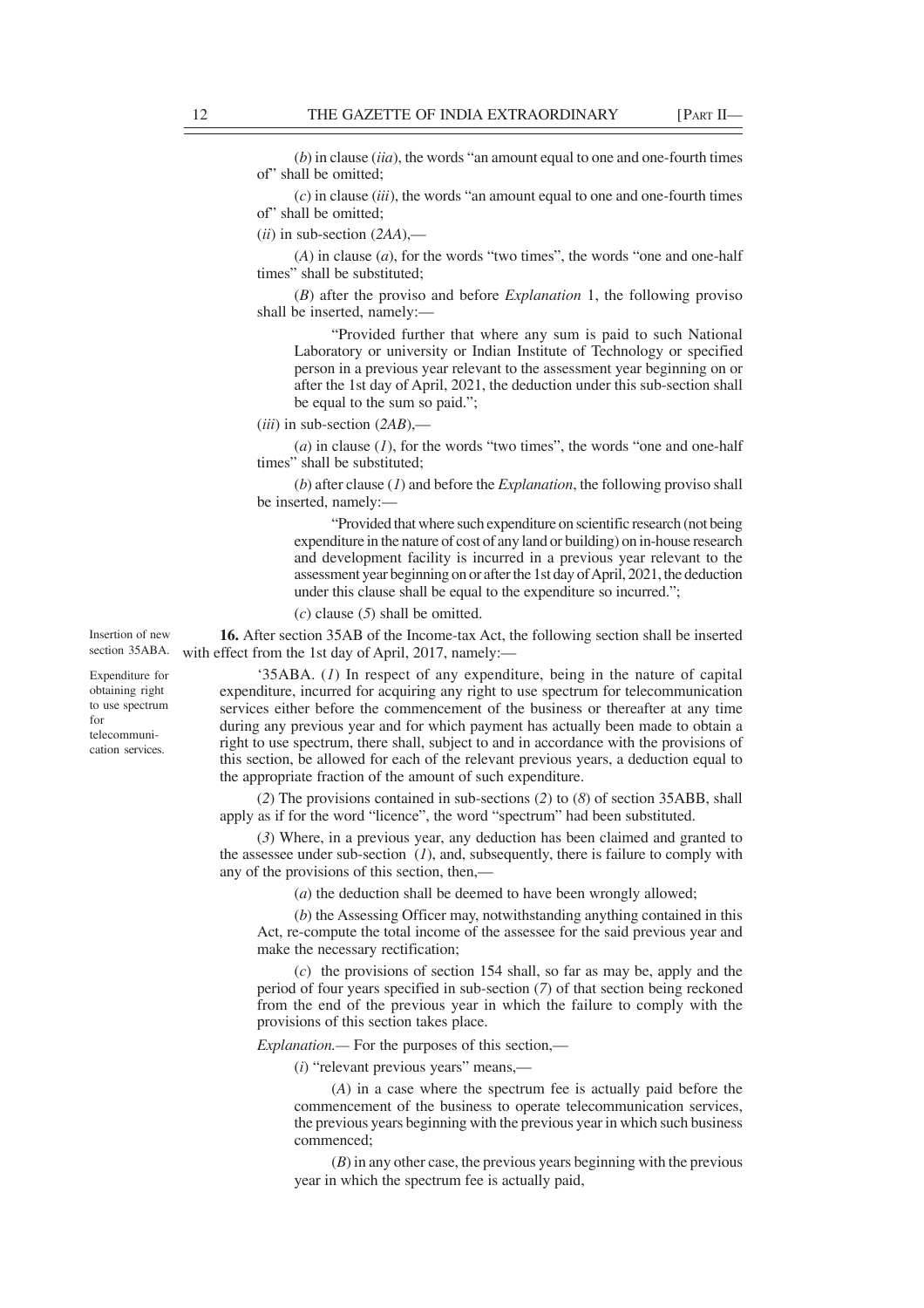(*b*) in clause (*iia*), the words "an amount equal to one and one-fourth times of" shall be omitted;

(*c*) in clause (*iii*), the words "an amount equal to one and one-fourth times of" shall be omitted;

(*ii*) in sub-section (*2AA*),—

(*A*) in clause (*a*), for the words "two times", the words "one and one-half times" shall be substituted;

(*B*) after the proviso and before *Explanation* 1, the following proviso shall be inserted, namely:—

"Provided further that where any sum is paid to such National Laboratory or university or Indian Institute of Technology or specified person in a previous year relevant to the assessment year beginning on or after the 1st day of April, 2021, the deduction under this sub-section shall be equal to the sum so paid.";

(*iii*) in sub-section (*2AB*),—

(*a*) in clause (*1*), for the words "two times", the words "one and one-half times" shall be substituted;

(*b*) after clause (*1*) and before the *Explanation*, the following proviso shall be inserted, namely:—

"Provided that where such expenditure on scientific research (not being expenditure in the nature of cost of any land or building) on in-house research and development facility is incurred in a previous year relevant to the assessment year beginning on or after the 1st day of April, 2021, the deduction under this clause shall be equal to the expenditure so incurred.";

(*c*) clause (*5*) shall be omitted.

Insertion of new section 35ABA.

**16.** After section 35AB of the Income-tax Act, the following section shall be inserted with effect from the 1st day of April, 2017, namely:—

Expenditure for obtaining right to use spectrum for telecommunication services.

'35ABA. (*1*) In respect of any expenditure, being in the nature of capital expenditure, incurred for acquiring any right to use spectrum for telecommunication services either before the commencement of the business or thereafter at any time during any previous year and for which payment has actually been made to obtain a right to use spectrum, there shall, subject to and in accordance with the provisions of this section, be allowed for each of the relevant previous years, a deduction equal to the appropriate fraction of the amount of such expenditure.

(*2*) The provisions contained in sub-sections (*2*) to (*8*) of section 35ABB, shall apply as if for the word "licence", the word "spectrum" had been substituted.

(*3*) Where, in a previous year, any deduction has been claimed and granted to the assessee under sub-section (*1*), and, subsequently, there is failure to comply with any of the provisions of this section, then,—

(*a*) the deduction shall be deemed to have been wrongly allowed;

(*b*) the Assessing Officer may, notwithstanding anything contained in this Act, re-compute the total income of the assessee for the said previous year and make the necessary rectification;

(*c*) the provisions of section 154 shall, so far as may be, apply and the period of four years specified in sub-section (*7*) of that section being reckoned from the end of the previous year in which the failure to comply with the provisions of this section takes place.

*Explanation.*— For the purposes of this section,—

(*i*) "relevant previous years" means,—

(*A*) in a case where the spectrum fee is actually paid before the commencement of the business to operate telecommunication services, the previous years beginning with the previous year in which such business commenced;

(*B*) in any other case, the previous years beginning with the previous year in which the spectrum fee is actually paid,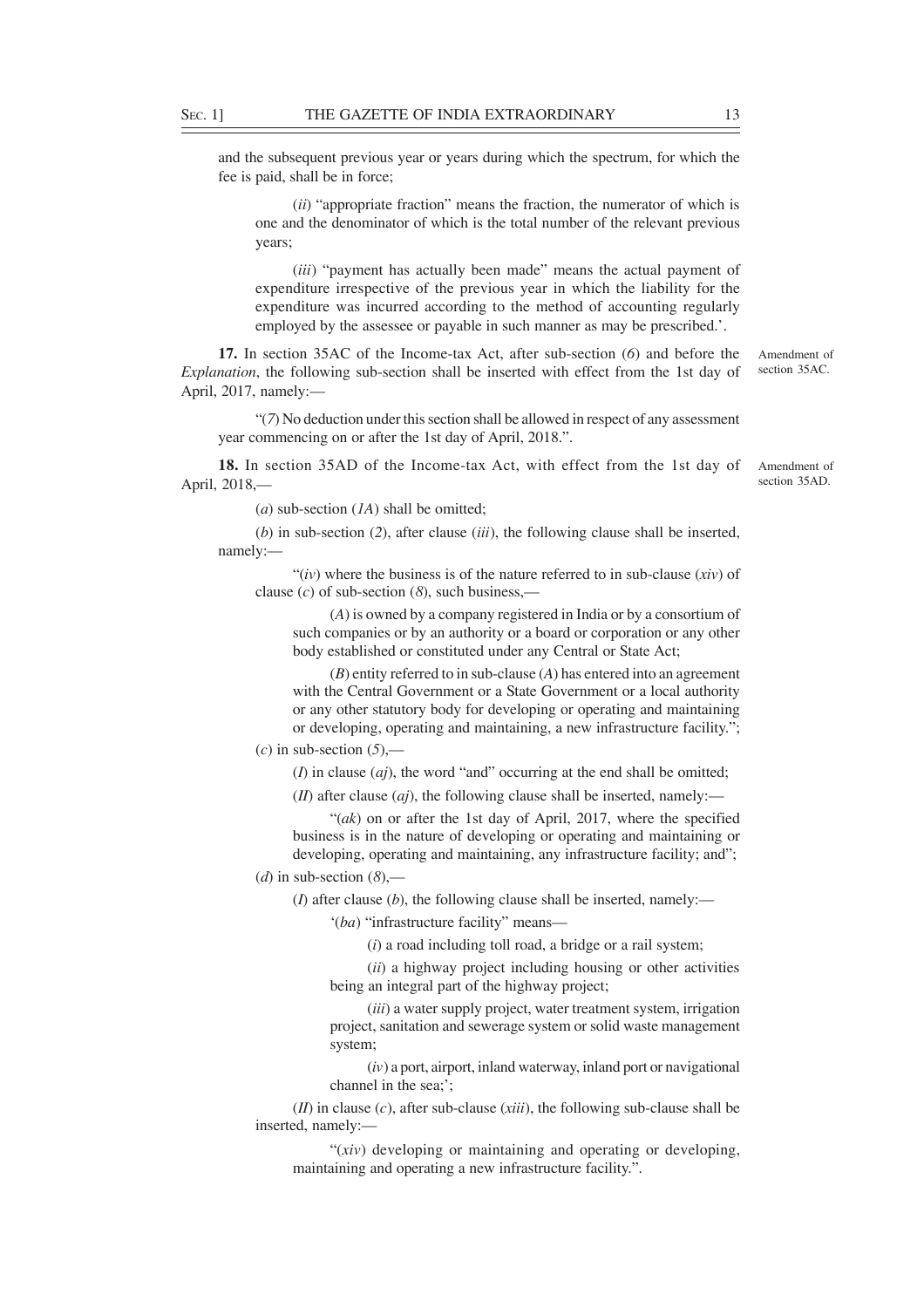and the subsequent previous year or years during which the spectrum, for which the fee is paid, shall be in force;

(*ii*) "appropriate fraction" means the fraction, the numerator of which is one and the denominator of which is the total number of the relevant previous years;

(*iii*) "payment has actually been made" means the actual payment of expenditure irrespective of the previous year in which the liability for the expenditure was incurred according to the method of accounting regularly employed by the assessee or payable in such manner as may be prescribed.'.

Amendment of section 35AC.

**17.** In section 35AC of the Income-tax Act, after sub-section (*6*) and before the *Explanation*, the following sub-section shall be inserted with effect from the 1st day of April, 2017, namely:—

"(*7*) No deduction under this section shall be allowed in respect of any assessment year commencing on or after the 1st day of April, 2018.".

Amendment of section 35AD.

**18.** In section 35AD of the Income-tax Act, with effect from the 1st day of April, 2018,—

(*a*) sub-section (*1A*) shall be omitted;

(*b*) in sub-section (*2*), after clause (*iii*), the following clause shall be inserted, namely:—

"(*iv*) where the business is of the nature referred to in sub-clause (*xiv*) of clause (*c*) of sub-section (*8*), such business,—

(*A*) is owned by a company registered in India or by a consortium of such companies or by an authority or a board or corporation or any other body established or constituted under any Central or State Act;

(*B*) entity referred to in sub-clause (*A*) has entered into an agreement with the Central Government or a State Government or a local authority or any other statutory body for developing or operating and maintaining or developing, operating and maintaining, a new infrastructure facility.";

(*c*) in sub-section (*5*),—

(*I*) in clause (*aj*), the word "and" occurring at the end shall be omitted;

(*II*) after clause (*aj*), the following clause shall be inserted, namely:—

"(*ak*) on or after the 1st day of April, 2017, where the specified business is in the nature of developing or operating and maintaining or developing, operating and maintaining, any infrastructure facility; and";

(*d*) in sub-section (*8*),—

(*I*) after clause (*b*), the following clause shall be inserted, namely:—

'(*ba*) "infrastructure facility" means—

(*i*) a road including toll road, a bridge or a rail system;

(*ii*) a highway project including housing or other activities being an integral part of the highway project;

(*iii*) a water supply project, water treatment system, irrigation project, sanitation and sewerage system or solid waste management system;

(*iv*) a port, airport, inland waterway, inland port or navigational channel in the sea;';

(*II*) in clause (*c*), after sub-clause (*xiii*), the following sub-clause shall be inserted, namely:—

"(*xiv*) developing or maintaining and operating or developing, maintaining and operating a new infrastructure facility.".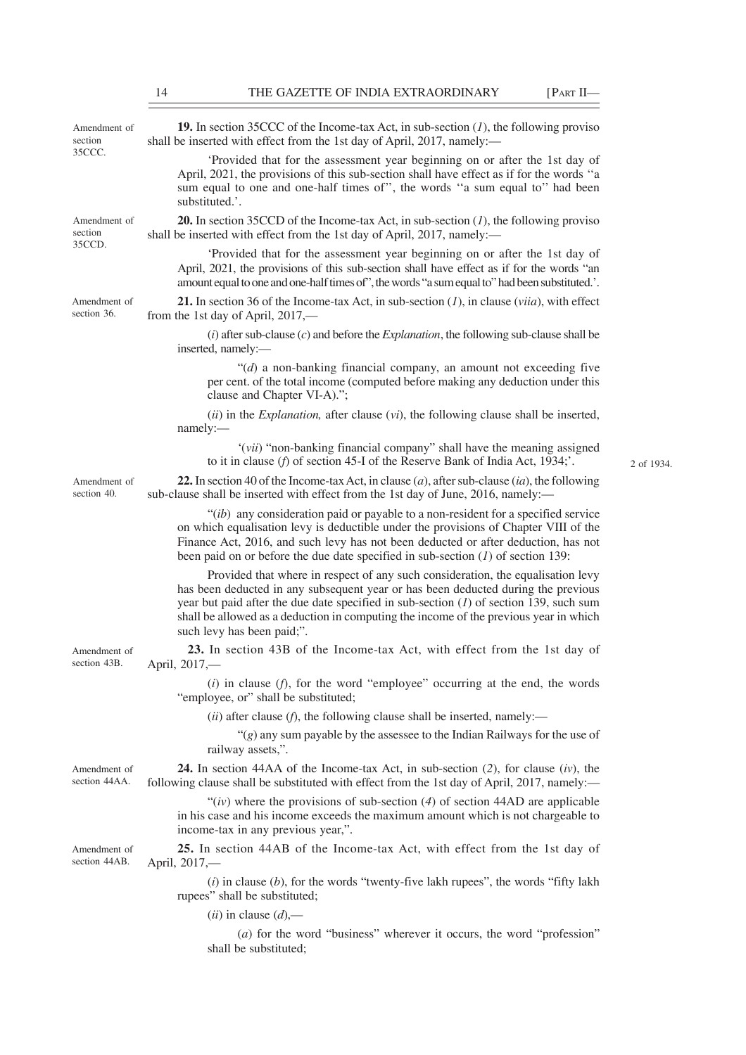Amendment of section 35CCC.

**19.** In section 35CCC of the Income-tax Act, in sub-section (*1*), the following proviso shall be inserted with effect from the 1st day of April, 2017, namely:—

'Provided that for the assessment year beginning on or after the 1st day of April, 2021, the provisions of this sub-section shall have effect as if for the words ''a sum equal to one and one-half times of'', the words ''a sum equal to'' had been substituted.'.

Amendment of section 35CCD.

**20.** In section 35CCD of the Income-tax Act, in sub-section (*1*), the following proviso shall be inserted with effect from the 1st day of April, 2017, namely:—

'Provided that for the assessment year beginning on or after the 1st day of April, 2021, the provisions of this sub-section shall have effect as if for the words "an amount equal to one and one-half times of", the words "a sum equal to" had been substituted.'.

Amendment of section 36.

**21.** In section 36 of the Income-tax Act, in sub-section (*1*), in clause (*viia*), with effect from the 1st day of April, 2017,—

(*i*) after sub-clause (*c*) and before the *Explanation*, the following sub-clause shall be inserted, namely:—

"(*d*) a non-banking financial company, an amount not exceeding five per cent. of the total income (computed before making any deduction under this clause and Chapter VI-A).";

(*ii*) in the *Explanation,* after clause (*vi*), the following clause shall be inserted, namely:—

'(*vii*) "non-banking financial company" shall have the meaning assigned to it in clause (*f*) of section 45-I of the Reserve Bank of India Act, 1934;'.

2 of 1934.

Amendment of section 40.

**22.** In section 40 of the Income-tax Act, in clause (*a*), after sub-clause (*ia*), the following sub-clause shall be inserted with effect from the 1st day of June, 2016, namely:—

"(*ib*) any consideration paid or payable to a non-resident for a specified service on which equalisation levy is deductible under the provisions of Chapter VIII of the Finance Act, 2016, and such levy has not been deducted or after deduction, has not been paid on or before the due date specified in sub-section (*1*) of section 139:

Provided that where in respect of any such consideration, the equalisation levy has been deducted in any subsequent year or has been deducted during the previous year but paid after the due date specified in sub-section (*1*) of section 139, such sum shall be allowed as a deduction in computing the income of the previous year in which such levy has been paid;".

Amendment of section 43B.

**23.** In section 43B of the Income-tax Act, with effect from the 1st day of April, 2017,—

(*i*) in clause (*f*), for the word "employee" occurring at the end, the words "employee, or" shall be substituted;

(*ii*) after clause (*f*), the following clause shall be inserted, namely:—

"(*g*) any sum payable by the assessee to the Indian Railways for the use of railway assets,".

Amendment of section 44AA.

**24.** In section 44AA of the Income-tax Act, in sub-section (*2*), for clause (*iv*), the following clause shall be substituted with effect from the 1st day of April, 2017, namely:—

"(*iv*) where the provisions of sub-section (*4*) of section 44AD are applicable in his case and his income exceeds the maximum amount which is not chargeable to income-tax in any previous year,".

Amendment of section 44AB.

**25.** In section 44AB of the Income-tax Act, with effect from the 1st day of April, 2017,—

(*i*) in clause (*b*), for the words "twenty-five lakh rupees", the words "fifty lakh rupees" shall be substituted;

(*ii*) in clause (*d*),—

(*a*) for the word "business" wherever it occurs, the word "profession" shall be substituted;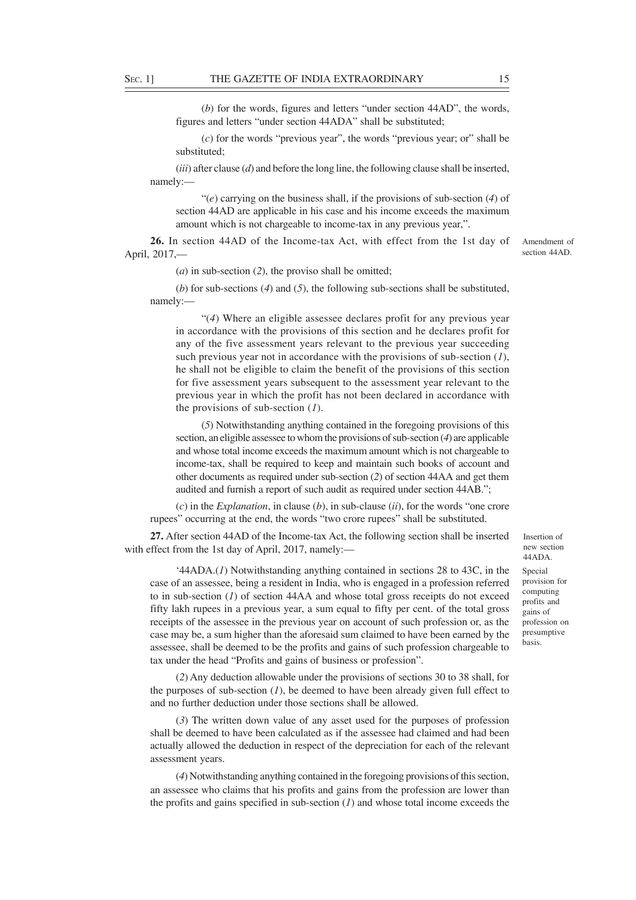(*b*) for the words, figures and letters "under section 44AD", the words, figures and letters "under section 44ADA" shall be substituted;

(*c*) for the words "previous year", the words "previous year; or" shall be substituted;

(*iii*) after clause (*d*) and before the long line, the following clause shall be inserted, namely:—

"(*e*) carrying on the business shall, if the provisions of sub-section (*4*) of section 44AD are applicable in his case and his income exceeds the maximum amount which is not chargeable to income-tax in any previous year,".

Amendment of section 44AD.

**26.** In section 44AD of the Income-tax Act, with effect from the 1st day of April, 2017,—

(*a*) in sub-section (*2*), the proviso shall be omitted;

(*b*) for sub-sections (*4*) and (*5*), the following sub-sections shall be substituted, namely:—

"(*4*) Where an eligible assessee declares profit for any previous year in accordance with the provisions of this section and he declares profit for any of the five assessment years relevant to the previous year succeeding such previous year not in accordance with the provisions of sub-section (*1*), he shall not be eligible to claim the benefit of the provisions of this section for five assessment years subsequent to the assessment year relevant to the previous year in which the profit has not been declared in accordance with the provisions of sub-section (*1*).

(*5*) Notwithstanding anything contained in the foregoing provisions of this section, an eligible assessee to whom the provisions of sub-section (*4*) are applicable and whose total income exceeds the maximum amount which is not chargeable to income-tax, shall be required to keep and maintain such books of account and other documents as required under sub-section (*2*) of section 44AA and get them audited and furnish a report of such audit as required under section 44AB.";

(*c*) in the *Explanation*, in clause (*b*), in sub-clause (*ii*), for the words "one crore rupees" occurring at the end, the words "two crore rupees" shall be substituted.

Insertion of new section 44ADA.

**27.** After section 44AD of the Income-tax Act, the following section shall be inserted with effect from the 1st day of April, 2017, namely:—

Special provision for computing profits and gains of profession on presumptive basis.

'44ADA.(*1*) Notwithstanding anything contained in sections 28 to 43C, in the case of an assessee, being a resident in India, who is engaged in a profession referred to in sub-section (*1*) of section 44AA and whose total gross receipts do not exceed fifty lakh rupees in a previous year, a sum equal to fifty per cent. of the total gross receipts of the assessee in the previous year on account of such profession or, as the case may be, a sum higher than the aforesaid sum claimed to have been earned by the assessee, shall be deemed to be the profits and gains of such profession chargeable to tax under the head "Profits and gains of business or profession".

(*2*) Any deduction allowable under the provisions of sections 30 to 38 shall, for the purposes of sub-section (*1*), be deemed to have been already given full effect to and no further deduction under those sections shall be allowed.

(*3*) The written down value of any asset used for the purposes of profession shall be deemed to have been calculated as if the assessee had claimed and had been actually allowed the deduction in respect of the depreciation for each of the relevant assessment years.

(*4*) Notwithstanding anything contained in the foregoing provisions of this section, an assessee who claims that his profits and gains from the profession are lower than the profits and gains specified in sub-section (*1*) and whose total income exceeds the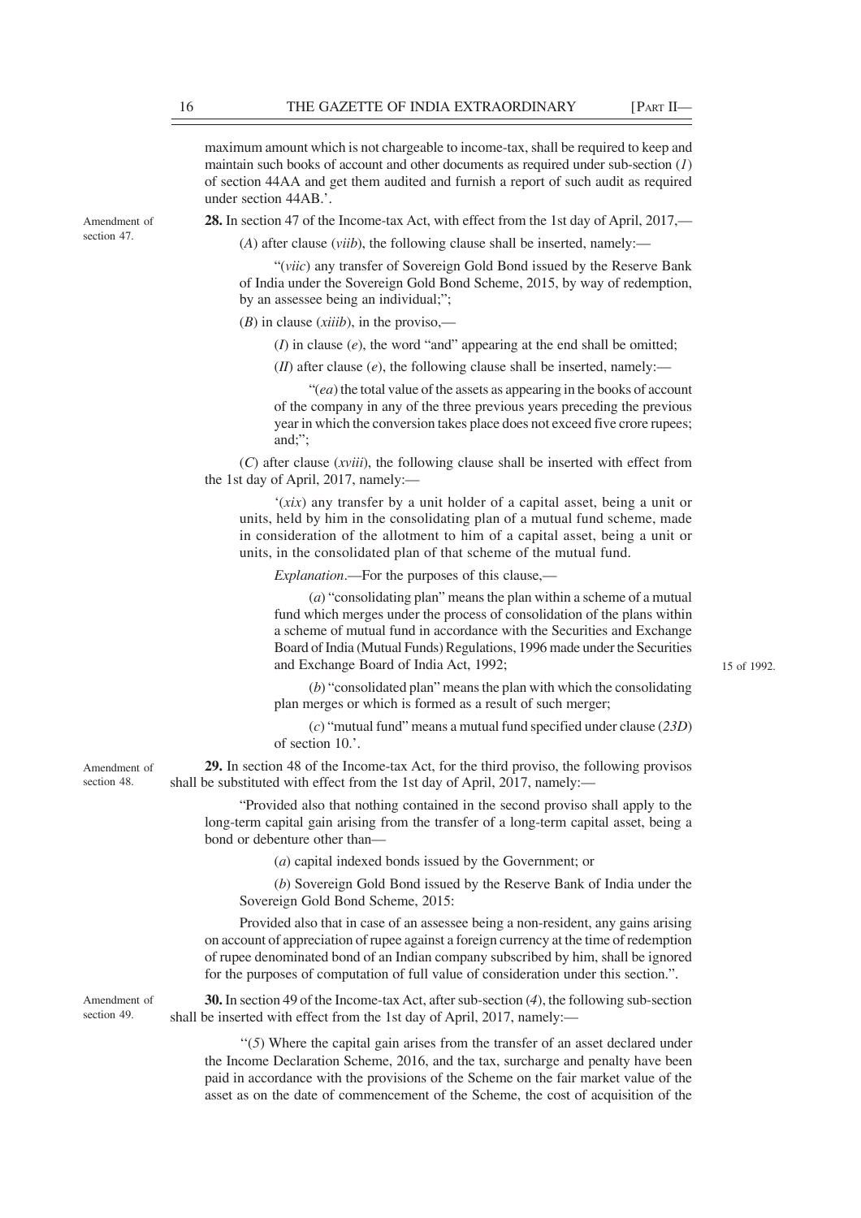maximum amount which is not chargeable to income-tax, shall be required to keep and maintain such books of account and other documents as required under sub-section (*1*) of section 44AA and get them audited and furnish a report of such audit as required under section 44AB.'.

Amendment of section 47.

**28.** In section 47 of the Income-tax Act, with effect from the 1st day of April, 2017,—

(*A*) after clause (*viib*), the following clause shall be inserted, namely:—

"(*viic*) any transfer of Sovereign Gold Bond issued by the Reserve Bank of India under the Sovereign Gold Bond Scheme, 2015, by way of redemption, by an assessee being an individual;";

(*B*) in clause (*xiiib*), in the proviso,—

(*I*) in clause (*e*), the word "and" appearing at the end shall be omitted;

(*II*) after clause (*e*), the following clause shall be inserted, namely:—

"(*ea*) the total value of the assets as appearing in the books of account of the company in any of the three previous years preceding the previous year in which the conversion takes place does not exceed five crore rupees; and;";

(*C*) after clause (*xviii*), the following clause shall be inserted with effect from the 1st day of April, 2017, namely:—

'(*xix*) any transfer by a unit holder of a capital asset, being a unit or units, held by him in the consolidating plan of a mutual fund scheme, made in consideration of the allotment to him of a capital asset, being a unit or units, in the consolidated plan of that scheme of the mutual fund.

*Explanation*.—For the purposes of this clause,—

(*a*) "consolidating plan" means the plan within a scheme of a mutual fund which merges under the process of consolidation of the plans within a scheme of mutual fund in accordance with the Securities and Exchange Board of India (Mutual Funds) Regulations, 1996 made under the Securities and Exchange Board of India Act, 1992;

15 of 1992.

(*b*) "consolidated plan" means the plan with which the consolidating plan merges or which is formed as a result of such merger;

(*c*) "mutual fund" means a mutual fund specified under clause (*23D*) of section 10.'.

Amendment of section 48.

**29.** In section 48 of the Income-tax Act, for the third proviso, the following provisos shall be substituted with effect from the 1st day of April, 2017, namely:—

"Provided also that nothing contained in the second proviso shall apply to the long-term capital gain arising from the transfer of a long-term capital asset, being a bond or debenture other than—

(*a*) capital indexed bonds issued by the Government; or

(*b*) Sovereign Gold Bond issued by the Reserve Bank of India under the Sovereign Gold Bond Scheme, 2015:

Provided also that in case of an assessee being a non-resident, any gains arising on account of appreciation of rupee against a foreign currency at the time of redemption of rupee denominated bond of an Indian company subscribed by him, shall be ignored for the purposes of computation of full value of consideration under this section.".

Amendment of section 49.

**30.** In section 49 of the Income-tax Act, after sub-section (*4*), the following sub-section shall be inserted with effect from the 1st day of April, 2017, namely:—

"(*5*) Where the capital gain arises from the transfer of an asset declared under the Income Declaration Scheme, 2016, and the tax, surcharge and penalty have been paid in accordance with the provisions of the Scheme on the fair market value of the asset as on the date of commencement of the Scheme, the cost of acquisition of the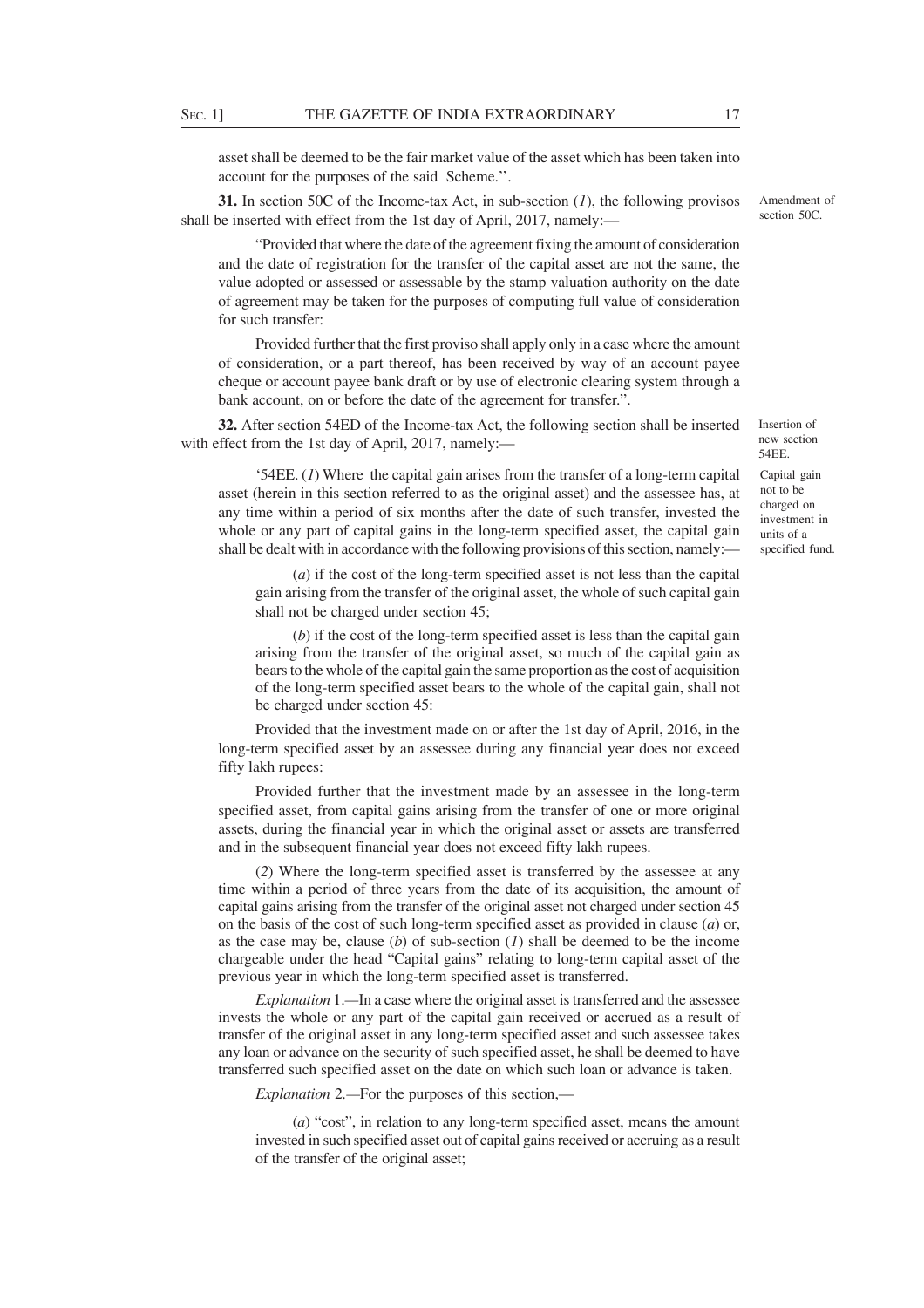asset shall be deemed to be the fair market value of the asset which has been taken into account for the purposes of the said Scheme.''.

**31.** In section 50C of the Income-tax Act, in sub-section (*1*), the following provisos shall be inserted with effect from the 1st day of April, 2017, namely:—

Amendment of section 50C.

"Provided that where the date of the agreement fixing the amount of consideration and the date of registration for the transfer of the capital asset are not the same, the value adopted or assessed or assessable by the stamp valuation authority on the date of agreement may be taken for the purposes of computing full value of consideration for such transfer:

Provided further that the first proviso shall apply only in a case where the amount of consideration, or a part thereof, has been received by way of an account payee cheque or account payee bank draft or by use of electronic clearing system through a bank account, on or before the date of the agreement for transfer.".

**32.** After section 54ED of the Income-tax Act, the following section shall be inserted with effect from the 1st day of April, 2017, namely:—

Insertion of new section 54EE.

Capital gain not to be charged on investment in units of a specified fund.

'54EE. (*1*) Where the capital gain arises from the transfer of a long-term capital asset (herein in this section referred to as the original asset) and the assessee has, at any time within a period of six months after the date of such transfer, invested the whole or any part of capital gains in the long-term specified asset, the capital gain shall be dealt with in accordance with the following provisions of this section, namely:—

(*a*) if the cost of the long-term specified asset is not less than the capital gain arising from the transfer of the original asset, the whole of such capital gain shall not be charged under section 45;

(*b*) if the cost of the long-term specified asset is less than the capital gain arising from the transfer of the original asset, so much of the capital gain as bears to the whole of the capital gain the same proportion as the cost of acquisition of the long-term specified asset bears to the whole of the capital gain, shall not be charged under section 45:

Provided that the investment made on or after the 1st day of April, 2016, in the long-term specified asset by an assessee during any financial year does not exceed fifty lakh rupees:

Provided further that the investment made by an assessee in the long-term specified asset, from capital gains arising from the transfer of one or more original assets, during the financial year in which the original asset or assets are transferred and in the subsequent financial year does not exceed fifty lakh rupees.

(*2*) Where the long-term specified asset is transferred by the assessee at any time within a period of three years from the date of its acquisition, the amount of capital gains arising from the transfer of the original asset not charged under section 45 on the basis of the cost of such long-term specified asset as provided in clause (*a*) or, as the case may be, clause (*b*) of sub-section (*1*) shall be deemed to be the income chargeable under the head "Capital gains" relating to long-term capital asset of the previous year in which the long-term specified asset is transferred.

*Explanation* 1.—In a case where the original asset is transferred and the assessee invests the whole or any part of the capital gain received or accrued as a result of transfer of the original asset in any long-term specified asset and such assessee takes any loan or advance on the security of such specified asset, he shall be deemed to have transferred such specified asset on the date on which such loan or advance is taken.

*Explanation* 2.—For the purposes of this section,—

(*a*) "cost", in relation to any long-term specified asset, means the amount invested in such specified asset out of capital gains received or accruing as a result of the transfer of the original asset;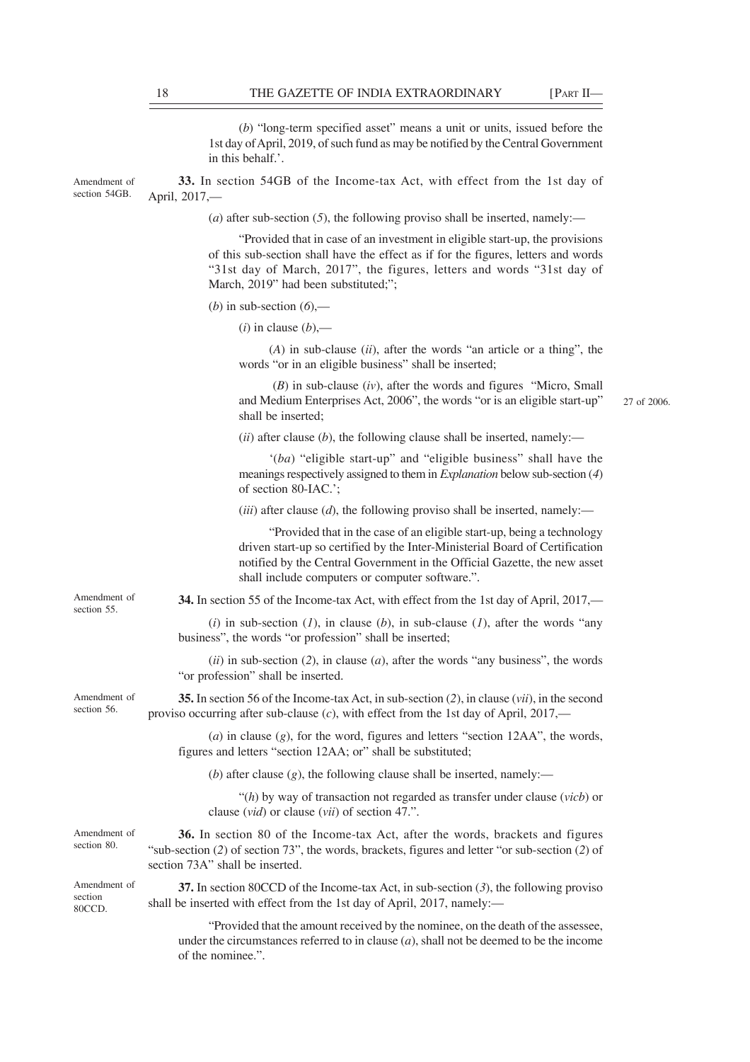(*b*) "long-term specified asset" means a unit or units, issued before the 1st day of April, 2019, of such fund as may be notified by the Central Government in this behalf.'.

Amendment of section 54GB.

**33.** In section 54GB of the Income-tax Act, with effect from the 1st day of April, 2017,—

(*a*) after sub-section (*5*), the following proviso shall be inserted, namely:—

"Provided that in case of an investment in eligible start-up, the provisions of this sub-section shall have the effect as if for the figures, letters and words "31st day of March, 2017", the figures, letters and words "31st day of March, 2019" had been substituted;";

(*b*) in sub-section (*6*),—

(*i*) in clause (*b*),—

(*A*) in sub-clause (*ii*), after the words "an article or a thing", the words "or in an eligible business" shall be inserted;

(*B*) in sub-clause (*iv*), after the words and figures "Micro, Small and Medium Enterprises Act, 2006", the words "or is an eligible start-up" shall be inserted;

27 of 2006.

(*ii*) after clause (*b*), the following clause shall be inserted, namely:—

'(*ba*) "eligible start-up" and "eligible business" shall have the meanings respectively assigned to them in *Explanation* below sub-section (*4*) of section 80-IAC.';

(*iii*) after clause (*d*), the following proviso shall be inserted, namely:—

"Provided that in the case of an eligible start-up, being a technology driven start-up so certified by the Inter-Ministerial Board of Certification notified by the Central Government in the Official Gazette, the new asset shall include computers or computer software.".

Amendment of section 55.

**34.** In section 55 of the Income-tax Act, with effect from the 1st day of April, 2017,—

(*i*) in sub-section (*1*), in clause (*b*), in sub-clause (*1*), after the words "any business", the words "or profession" shall be inserted;

(*ii*) in sub-section (*2*), in clause (*a*), after the words "any business", the words "or profession" shall be inserted.

Amendment of section 56.

**35.** In section 56 of the Income-tax Act, in sub-section (*2*), in clause (*vii*), in the second proviso occurring after sub-clause (*c*), with effect from the 1st day of April, 2017,—

(*a*) in clause (*g*), for the word, figures and letters "section 12AA", the words, figures and letters "section 12AA; or" shall be substituted;

(*b*) after clause (*g*), the following clause shall be inserted, namely:—

"(*h*) by way of transaction not regarded as transfer under clause (*vicb*) or clause (*vid*) or clause (*vii*) of section 47.".

Amendment of section 80.

**36.** In section 80 of the Income-tax Act, after the words, brackets and figures "sub-section (*2*) of section 73", the words, brackets, figures and letter "or sub-section (*2*) of section 73A" shall be inserted.

Amendment of section 80CCD.

**37.** In section 80CCD of the Income-tax Act, in sub-section (*3*), the following proviso shall be inserted with effect from the 1st day of April, 2017, namely:—

"Provided that the amount received by the nominee, on the death of the assessee, under the circumstances referred to in clause (*a*), shall not be deemed to be the income of the nominee.".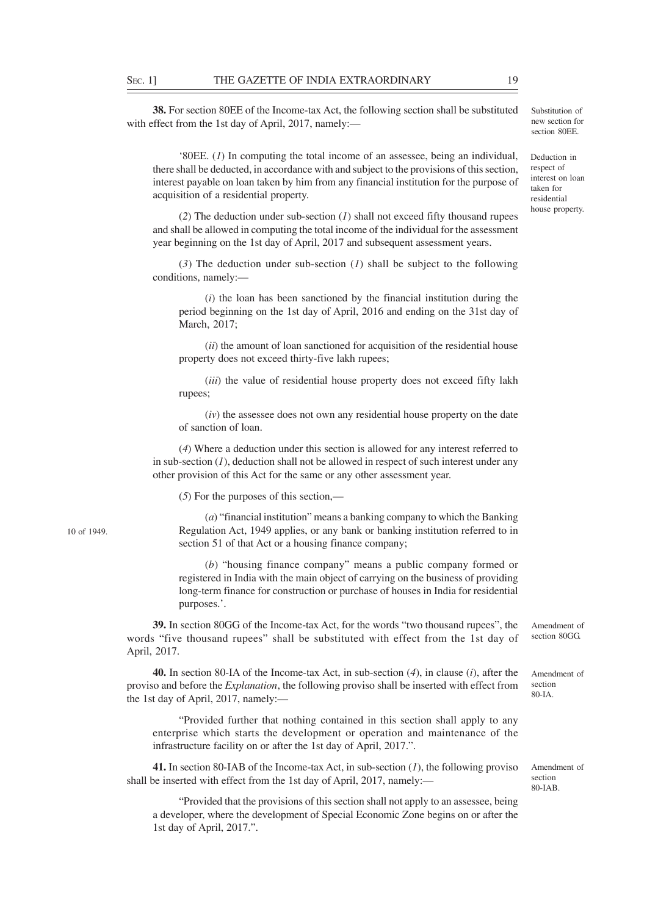**38.** For section 80EE of the Income-tax Act, the following section shall be substituted with effect from the 1st day of April, 2017, namely:—

Substitution of new section for section 80EE.

'80EE. (*1*) In computing the total income of an assessee, being an individual, there shall be deducted, in accordance with and subject to the provisions of this section, interest payable on loan taken by him from any financial institution for the purpose of acquisition of a residential property.

Deduction in respect of interest on loan taken for residential house property.

(*2*) The deduction under sub-section (*1*) shall not exceed fifty thousand rupees and shall be allowed in computing the total income of the individual for the assessment year beginning on the 1st day of April, 2017 and subsequent assessment years.

(*3*) The deduction under sub-section (*1*) shall be subject to the following conditions, namely:—

(*i*) the loan has been sanctioned by the financial institution during the period beginning on the 1st day of April, 2016 and ending on the 31st day of March, 2017;

(*ii*) the amount of loan sanctioned for acquisition of the residential house property does not exceed thirty-five lakh rupees;

(*iii*) the value of residential house property does not exceed fifty lakh rupees;

(*iv*) the assessee does not own any residential house property on the date of sanction of loan.

(*4*) Where a deduction under this section is allowed for any interest referred to in sub-section (*1*), deduction shall not be allowed in respect of such interest under any other provision of this Act for the same or any other assessment year.

(*5*) For the purposes of this section,—

(*a*) "financial institution" means a banking company to which the Banking Regulation Act, 1949 applies, or any bank or banking institution referred to in section 51 of that Act or a housing finance company;

10 of 1949.

(*b*) "housing finance company" means a public company formed or registered in India with the main object of carrying on the business of providing long-term finance for construction or purchase of houses in India for residential purposes.'.

**39.** In section 80GG of the Income-tax Act, for the words "two thousand rupees", the words "five thousand rupees" shall be substituted with effect from the 1st day of April, 2017.

Amendment of section 80GG.

**40.** In section 80-IA of the Income-tax Act, in sub-section (*4*), in clause (*i*), after the proviso and before the *Explanation*, the following proviso shall be inserted with effect from the 1st day of April, 2017, namely:—

Amendment of section 80-IA.

"Provided further that nothing contained in this section shall apply to any enterprise which starts the development or operation and maintenance of the infrastructure facility on or after the 1st day of April, 2017.".

**41.** In section 80-IAB of the Income-tax Act, in sub-section (*1*), the following proviso shall be inserted with effect from the 1st day of April, 2017, namely:—

Amendment of section 80-IAB.

"Provided that the provisions of this section shall not apply to an assessee, being a developer, where the development of Special Economic Zone begins on or after the 1st day of April, 2017.".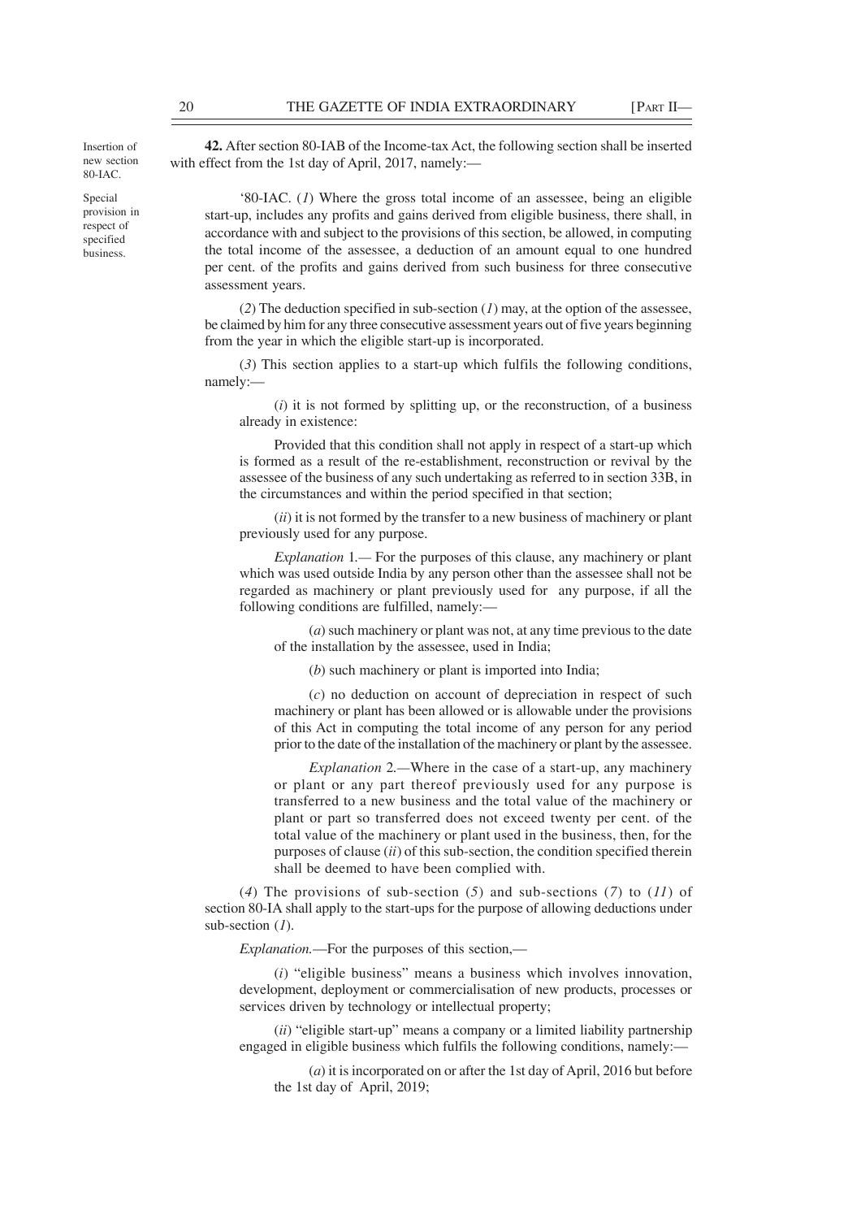Insertion of new section 80-IAC.

**42.** After section 80-IAB of the Income-tax Act, the following section shall be inserted with effect from the 1st day of April, 2017, namely:—

Special provision in respect of specified business.

'80-IAC. (*1*) Where the gross total income of an assessee, being an eligible start-up, includes any profits and gains derived from eligible business, there shall, in accordance with and subject to the provisions of this section, be allowed, in computing the total income of the assessee, a deduction of an amount equal to one hundred per cent. of the profits and gains derived from such business for three consecutive assessment years.

(*2*) The deduction specified in sub-section (*1*) may, at the option of the assessee, be claimed by him for any three consecutive assessment years out of five years beginning from the year in which the eligible start-up is incorporated.

(*3*) This section applies to a start-up which fulfils the following conditions, namely:—

(*i*) it is not formed by splitting up, or the reconstruction, of a business already in existence:

Provided that this condition shall not apply in respect of a start-up which is formed as a result of the re-establishment, reconstruction or revival by the assessee of the business of any such undertaking as referred to in section 33B, in the circumstances and within the period specified in that section;

(*ii*) it is not formed by the transfer to a new business of machinery or plant previously used for any purpose.

*Explanation* 1.— For the purposes of this clause, any machinery or plant which was used outside India by any person other than the assessee shall not be regarded as machinery or plant previously used for any purpose, if all the following conditions are fulfilled, namely:—

(*a*) such machinery or plant was not, at any time previous to the date of the installation by the assessee, used in India;

(*b*) such machinery or plant is imported into India;

(*c*) no deduction on account of depreciation in respect of such machinery or plant has been allowed or is allowable under the provisions of this Act in computing the total income of any person for any period prior to the date of the installation of the machinery or plant by the assessee.

*Explanation* 2.—Where in the case of a start-up, any machinery or plant or any part thereof previously used for any purpose is transferred to a new business and the total value of the machinery or plant or part so transferred does not exceed twenty per cent. of the total value of the machinery or plant used in the business, then, for the purposes of clause (*ii*) of this sub-section, the condition specified therein shall be deemed to have been complied with.

(*4*) The provisions of sub-section (*5*) and sub-sections (*7*) to (*11*) of section 80-IA shall apply to the start-ups for the purpose of allowing deductions under sub-section (*1*).

*Explanation.*—For the purposes of this section,—

(*i*) "eligible business" means a business which involves innovation, development, deployment or commercialisation of new products, processes or services driven by technology or intellectual property;

(*ii*) "eligible start-up" means a company or a limited liability partnership engaged in eligible business which fulfils the following conditions, namely:—

(*a*) it is incorporated on or after the 1st day of April, 2016 but before the 1st day of April, 2019;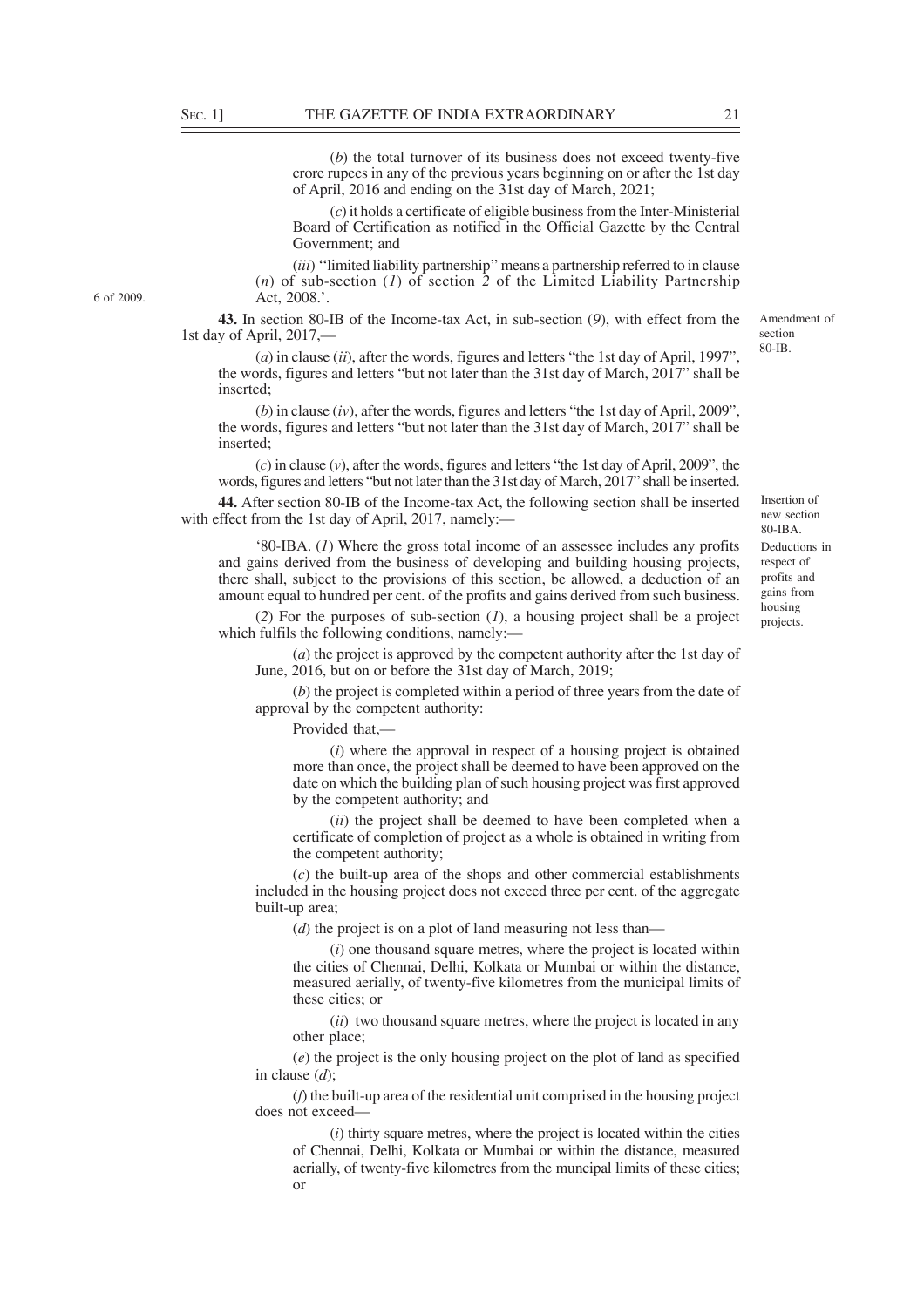(*b*) the total turnover of its business does not exceed twenty-five crore rupees in any of the previous years beginning on or after the 1st day of April, 2016 and ending on the 31st day of March, 2021;

(*c*) it holds a certificate of eligible business from the Inter-Ministerial Board of Certification as notified in the Official Gazette by the Central Government; and

(*iii*) "limited liability partnership" means a partnership referred to in clause (*n*) of sub-section (*1*) of section 2 of the Limited Liability Partnership Act, 2008.'.

6 of 2009.

Amendment of section 80-IB.

**43.** In section 80-IB of the Income-tax Act, in sub-section (*9*), with effect from the 1st day of April, 2017,—

(*a*) in clause (*ii*), after the words, figures and letters "the 1st day of April, 1997", the words, figures and letters "but not later than the 31st day of March, 2017" shall be inserted;

(*b*) in clause (*iv*), after the words, figures and letters "the 1st day of April, 2009", the words, figures and letters "but not later than the 31st day of March, 2017" shall be inserted;

(*c*) in clause (*v*), after the words, figures and letters "the 1st day of April, 2009", the words, figures and letters "but not later than the 31st day of March, 2017" shall be inserted.

Insertion of new section 80-IBA.

**44.** After section 80-IB of the Income-tax Act, the following section shall be inserted with effect from the 1st day of April, 2017, namely:—

Deductions in respect of profits and gains from housing projects.

'80-IBA. (*1*) Where the gross total income of an assessee includes any profits and gains derived from the business of developing and building housing projects, there shall, subject to the provisions of this section, be allowed, a deduction of an amount equal to hundred per cent. of the profits and gains derived from such business.

(*2*) For the purposes of sub-section (*1*), a housing project shall be a project which fulfils the following conditions, namely:—

(*a*) the project is approved by the competent authority after the 1st day of June, 2016, but on or before the 31st day of March, 2019;

(*b*) the project is completed within a period of three years from the date of approval by the competent authority:

Provided that,—

(*i*) where the approval in respect of a housing project is obtained more than once, the project shall be deemed to have been approved on the date on which the building plan of such housing project was first approved by the competent authority; and

(*ii*) the project shall be deemed to have been completed when a certificate of completion of project as a whole is obtained in writing from the competent authority;

(*c*) the built-up area of the shops and other commercial establishments included in the housing project does not exceed three per cent. of the aggregate built-up area;

(*d*) the project is on a plot of land measuring not less than—

(*i*) one thousand square metres, where the project is located within the cities of Chennai, Delhi, Kolkata or Mumbai or within the distance, measured aerially, of twenty-five kilometres from the municipal limits of these cities; or

(*ii*) two thousand square metres, where the project is located in any other place;

(*e*) the project is the only housing project on the plot of land as specified in clause (*d*);

(*f*) the built-up area of the residential unit comprised in the housing project does not exceed—

(*i*) thirty square metres, where the project is located within the cities of Chennai, Delhi, Kolkata or Mumbai or within the distance, measured aerially, of twenty-five kilometres from the muncipal limits of these cities; or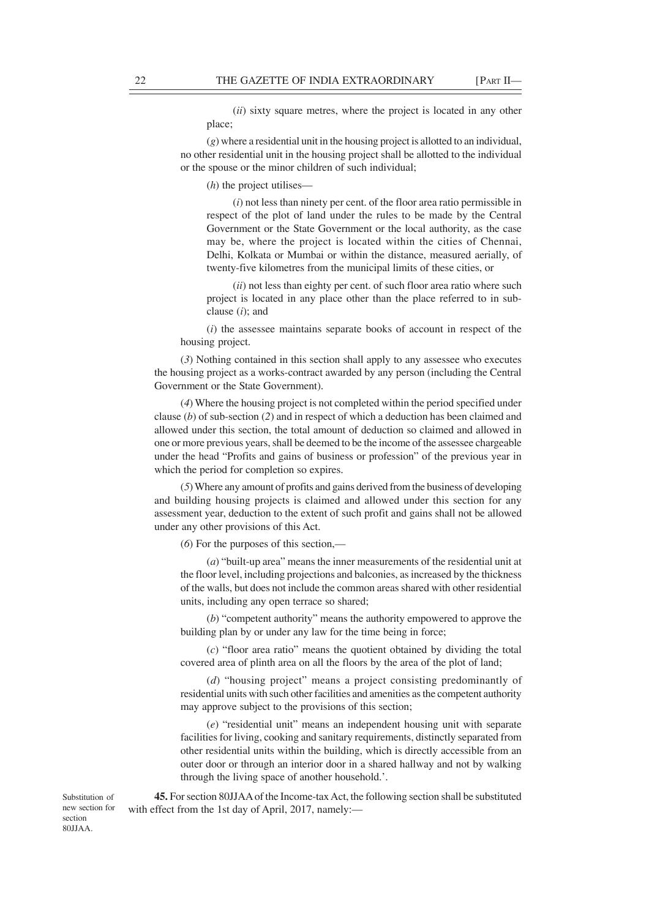(*ii*) sixty square metres, where the project is located in any other place;

(*g*) where a residential unit in the housing project is allotted to an individual, no other residential unit in the housing project shall be allotted to the individual or the spouse or the minor children of such individual;

(*h*) the project utilises—

(*i*) not less than ninety per cent. of the floor area ratio permissible in respect of the plot of land under the rules to be made by the Central Government or the State Government or the local authority, as the case may be, where the project is located within the cities of Chennai, Delhi, Kolkata or Mumbai or within the distance, measured aerially, of twenty-five kilometres from the municipal limits of these cities, or

(*ii*) not less than eighty per cent. of such floor area ratio where such project is located in any place other than the place referred to in sub-clause (*i*); and

(*i*) the assessee maintains separate books of account in respect of the housing project.

(*3*) Nothing contained in this section shall apply to any assessee who executes the housing project as a works-contract awarded by any person (including the Central Government or the State Government).

(*4*) Where the housing project is not completed within the period specified under clause (*b*) of sub-section (*2*) and in respect of which a deduction has been claimed and allowed under this section, the total amount of deduction so claimed and allowed in one or more previous years, shall be deemed to be the income of the assessee chargeable under the head "Profits and gains of business or profession" of the previous year in which the period for completion so expires.

(*5*) Where any amount of profits and gains derived from the business of developing and building housing projects is claimed and allowed under this section for any assessment year, deduction to the extent of such profit and gains shall not be allowed under any other provisions of this Act.

(*6*) For the purposes of this section,—

(*a*) "built-up area" means the inner measurements of the residential unit at the floor level, including projections and balconies, as increased by the thickness of the walls, but does not include the common areas shared with other residential units, including any open terrace so shared;

(*b*) "competent authority" means the authority empowered to approve the building plan by or under any law for the time being in force;

(*c*) "floor area ratio" means the quotient obtained by dividing the total covered area of plinth area on all the floors by the area of the plot of land;

(*d*) "housing project" means a project consisting predominantly of residential units with such other facilities and amenities as the competent authority may approve subject to the provisions of this section;

(*e*) "residential unit" means an independent housing unit with separate facilities for living, cooking and sanitary requirements, distinctly separated from other residential units within the building, which is directly accessible from an outer door or through an interior door in a shared hallway and not by walking through the living space of another household.'.

Substitution of new section for section 80JJAA.

**45.** For section 80JJAA of the Income-tax Act, the following section shall be substituted with effect from the 1st day of April, 2017, namely:—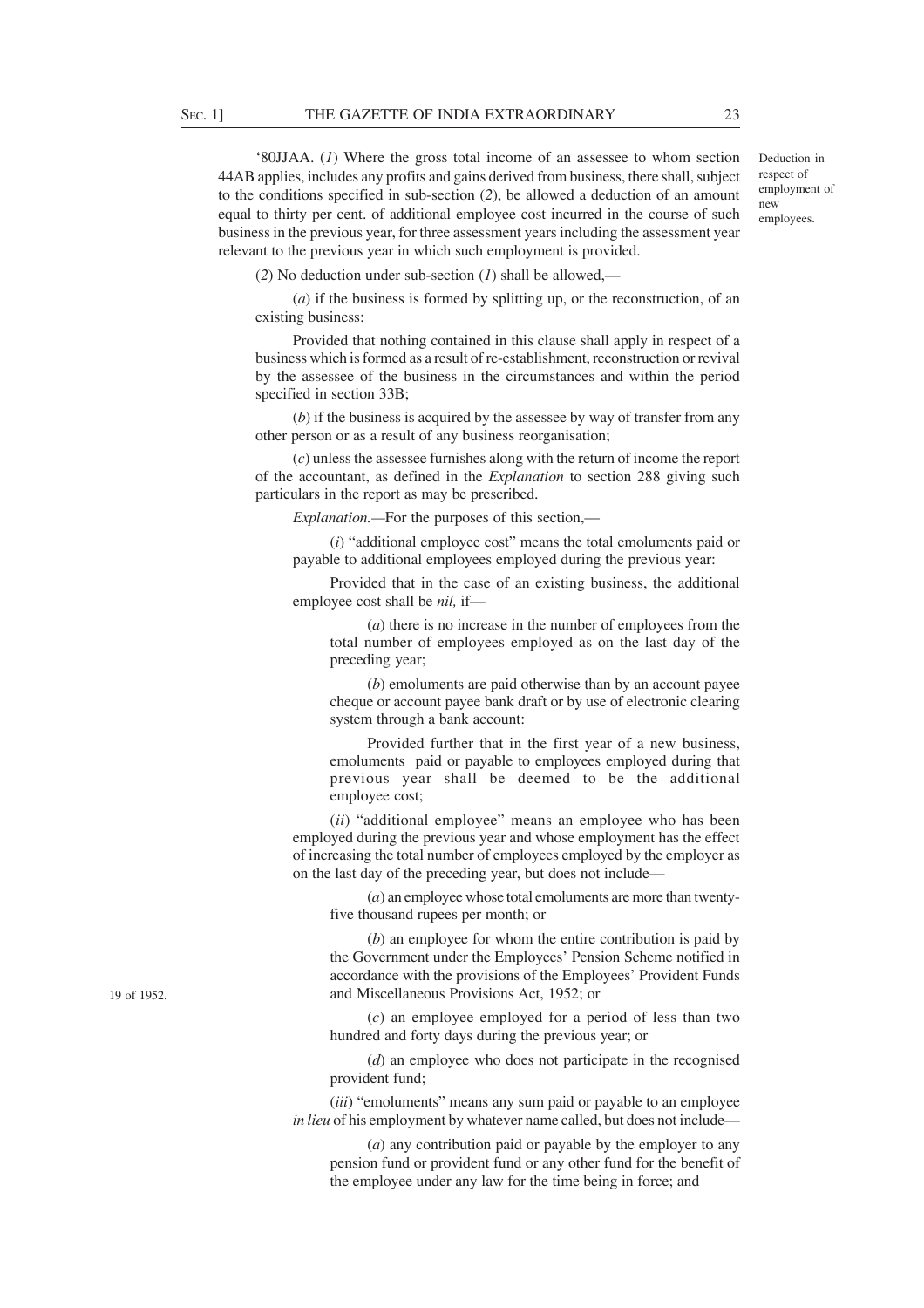'80JJAA. (*1*) Where the gross total income of an assessee to whom section 44AB applies, includes any profits and gains derived from business, there shall, subject to the conditions specified in sub-section (*2*), be allowed a deduction of an amount equal to thirty per cent. of additional employee cost incurred in the course of such business in the previous year, for three assessment years including the assessment year relevant to the previous year in which such employment is provided.

Deduction in respect of employment of new employees.

(*2*) No deduction under sub-section (*1*) shall be allowed,—

(*a*) if the business is formed by splitting up, or the reconstruction, of an existing business:

Provided that nothing contained in this clause shall apply in respect of a business which is formed as a result of re-establishment, reconstruction or revival by the assessee of the business in the circumstances and within the period specified in section 33B;

(*b*) if the business is acquired by the assessee by way of transfer from any other person or as a result of any business reorganisation;

(*c*) unless the assessee furnishes along with the return of income the report of the accountant, as defined in the *Explanation* to section 288 giving such particulars in the report as may be prescribed.

*Explanation.*—For the purposes of this section,—

(*i*) "additional employee cost" means the total emoluments paid or payable to additional employees employed during the previous year:

Provided that in the case of an existing business, the additional employee cost shall be *nil,* if—

(*a*) there is no increase in the number of employees from the total number of employees employed as on the last day of the preceding year;

(*b*) emoluments are paid otherwise than by an account payee cheque or account payee bank draft or by use of electronic clearing system through a bank account:

Provided further that in the first year of a new business, emoluments paid or payable to employees employed during that previous year shall be deemed to be the additional employee cost;

(*ii*) "additional employee" means an employee who has been employed during the previous year and whose employment has the effect of increasing the total number of employees employed by the employer as on the last day of the preceding year, but does not include—

(*a*) an employee whose total emoluments are more than twenty-five thousand rupees per month; or

(*b*) an employee for whom the entire contribution is paid by the Government under the Employees' Pension Scheme notified in accordance with the provisions of the Employees' Provident Funds and Miscellaneous Provisions Act, 1952; or

19 of 1952.

(*c*) an employee employed for a period of less than two hundred and forty days during the previous year; or

(*d*) an employee who does not participate in the recognised provident fund;

(*iii*) "emoluments" means any sum paid or payable to an employee *in lieu* of his employment by whatever name called, but does not include—

(*a*) any contribution paid or payable by the employer to any pension fund or provident fund or any other fund for the benefit of the employee under any law for the time being in force; and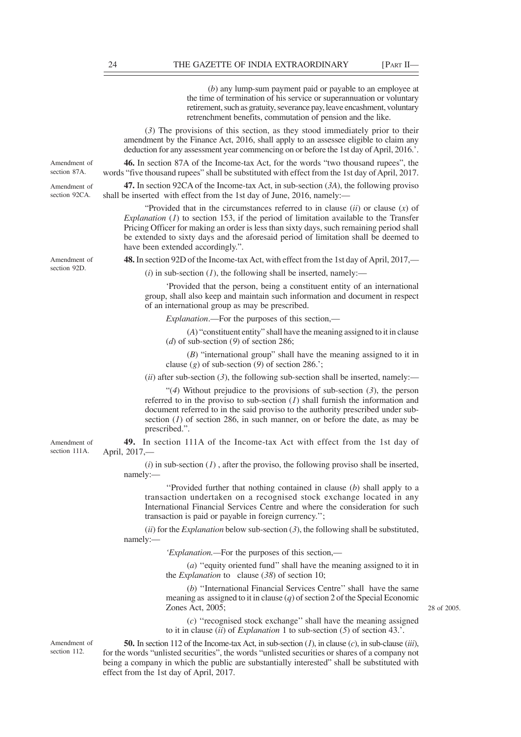(*b*) any lump-sum payment paid or payable to an employee at the time of termination of his service or superannuation or voluntary retirement, such as gratuity, severance pay, leave encashment, voluntary retrenchment benefits, commutation of pension and the like.

(*3*) The provisions of this section, as they stood immediately prior to their amendment by the Finance Act, 2016, shall apply to an assessee eligible to claim any deduction for any assessment year commencing on or before the 1st day of April, 2016.'.

Amendment of section 87A.

**46.** In section 87A of the Income-tax Act, for the words "two thousand rupees", the words "five thousand rupees" shall be substituted with effect from the 1st day of April, 2017.

Amendment of section 92CA.

**47.** In section 92CA of the Income-tax Act, in sub-section (*3A*), the following proviso shall be inserted with effect from the 1st day of June, 2016, namely:—

"Provided that in the circumstances referred to in clause (*ii*) or clause (*x*) of *Explanation* (*1*) to section 153, if the period of limitation available to the Transfer Pricing Officer for making an order is less than sixty days, such remaining period shall be extended to sixty days and the aforesaid period of limitation shall be deemed to have been extended accordingly.".

Amendment of section 92D.

**48.** In section 92D of the Income-tax Act, with effect from the 1st day of April, 2017,—

(*i*) in sub-section (*1*), the following shall be inserted, namely:—

'Provided that the person, being a constituent entity of an international group, shall also keep and maintain such information and document in respect of an international group as may be prescribed.

*Explanation*.—For the purposes of this section,—

(*A*) "constituent entity" shall have the meaning assigned to it in clause (*d*) of sub-section (*9*) of section 286;

(*B*) "international group" shall have the meaning assigned to it in clause (*g*) of sub-section (*9*) of section 286.';

(*ii*) after sub-section (*3*), the following sub-section shall be inserted, namely:—

"(*4*) Without prejudice to the provisions of sub-section (*3*), the person referred to in the proviso to sub-section (*1*) shall furnish the information and document referred to in the said proviso to the authority prescribed under sub-section (*1*) of section 286, in such manner, on or before the date, as may be prescribed.".

Amendment of section 111A.

**49.** In section 111A of the Income-tax Act with effect from the 1st day of April, 2017,—

(*i*) in sub-section (*1*) , after the proviso, the following proviso shall be inserted, namely:—

''Provided further that nothing contained in clause (*b*) shall apply to a transaction undertaken on a recognised stock exchange located in any International Financial Services Centre and where the consideration for such transaction is paid or payable in foreign currency.'';

(*ii*) for the *Explanation* below sub-section (*3*), the following shall be substituted, namely:—

'*Explanation.*—For the purposes of this section,—

(*a*) ''equity oriented fund'' shall have the meaning assigned to it in the *Explanation* to clause (*38*) of section 10;

(*b*) ''International Financial Services Centre'' shall have the same meaning as assigned to it in clause (*q*) of section 2 of the Special Economic Zones Act, 2005; 28 of 2005.

(*c*) ''recognised stock exchange'' shall have the meaning assigned to it in clause (*ii*) of *Explanation* 1 to sub-section (*5*) of section 43.'.

Amendment of section 112.

**50.** In section 112 of the Income-tax Act, in sub-section (*1*), in clause (*c*), in sub-clause (*iii*), for the words "unlisted securities", the words "unlisted securities or shares of a company not being a company in which the public are substantially interested" shall be substituted with effect from the 1st day of April, 2017.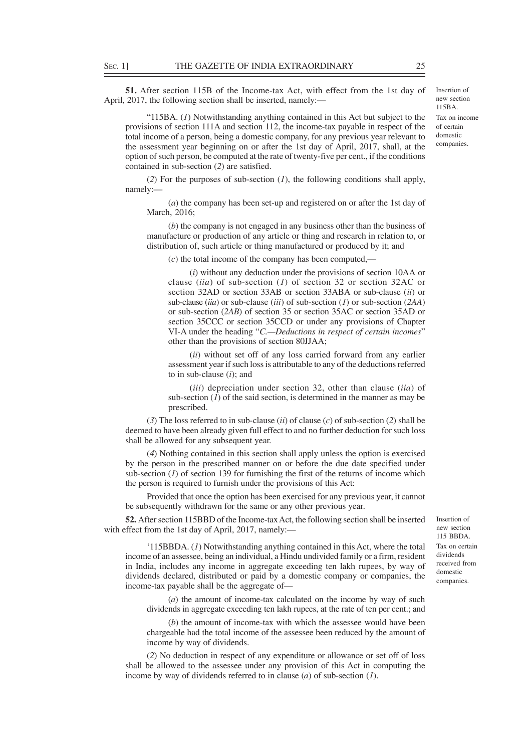**51.** After section 115B of the Income-tax Act, with effect from the 1st day of April, 2017, the following section shall be inserted, namely:—

Insertion of new section 115BA.

Tax on income of certain domestic companies.

"115BA. (*1*) Notwithstanding anything contained in this Act but subject to the provisions of section 111A and section 112, the income-tax payable in respect of the total income of a person, being a domestic company, for any previous year relevant to the assessment year beginning on or after the 1st day of April, 2017, shall, at the option of such person, be computed at the rate of twenty-five per cent., if the conditions contained in sub-section (*2*) are satisfied.

(*2*) For the purposes of sub-section (*1*), the following conditions shall apply, namely:—

(*a*) the company has been set-up and registered on or after the 1st day of March, 2016;

(*b*) the company is not engaged in any business other than the business of manufacture or production of any article or thing and research in relation to, or distribution of, such article or thing manufactured or produced by it; and

(*c*) the total income of the company has been computed,—

(*i*) without any deduction under the provisions of section 10AA or clause (*iia*) of sub-section (*1*) of section 32 or section 32AC or section 32AD or section 33AB or section 33ABA or sub-clause (*ii*) or sub-clause (*iia*) or sub-clause (*iii*) of sub-section (*1*) or sub-section (*2AA*) or sub-section (*2AB*) of section 35 or section 35AC or section 35AD or section 35CCC or section 35CCD or under any provisions of Chapter VI-A under the heading "*C.—Deductions in respect of certain incomes*" other than the provisions of section 80JJAA;

(*ii*) without set off of any loss carried forward from any earlier assessment year if such loss is attributable to any of the deductions referred to in sub-clause (*i*); and

(*iii*) depreciation under section 32, other than clause (*iia*) of sub-section (*1*) of the said section, is determined in the manner as may be prescribed.

(*3*) The loss referred to in sub-clause (*ii*) of clause (*c*) of sub-section (*2*) shall be deemed to have been already given full effect to and no further deduction for such loss shall be allowed for any subsequent year.

(*4*) Nothing contained in this section shall apply unless the option is exercised by the person in the prescribed manner on or before the due date specified under sub-section (*1*) of section 139 for furnishing the first of the returns of income which the person is required to furnish under the provisions of this Act:

Provided that once the option has been exercised for any previous year, it cannot be subsequently withdrawn for the same or any other previous year.

**52.** After section 115BBD of the Income-tax Act, the following section shall be inserted with effect from the 1st day of April, 2017, namely:—

Insertion of new section 115 BBDA.

Tax on certain dividends received from domestic companies.

'115BBDA. (*1*) Notwithstanding anything contained in this Act, where the total income of an assessee, being an individual, a Hindu undivided family or a firm, resident in India, includes any income in aggregate exceeding ten lakh rupees, by way of dividends declared, distributed or paid by a domestic company or companies, the income-tax payable shall be the aggregate of—

(*a*) the amount of income-tax calculated on the income by way of such dividends in aggregate exceeding ten lakh rupees, at the rate of ten per cent.; and

(*b*) the amount of income-tax with which the assessee would have been chargeable had the total income of the assessee been reduced by the amount of income by way of dividends.

(*2*) No deduction in respect of any expenditure or allowance or set off of loss shall be allowed to the assessee under any provision of this Act in computing the income by way of dividends referred to in clause (*a*) of sub-section (*1*).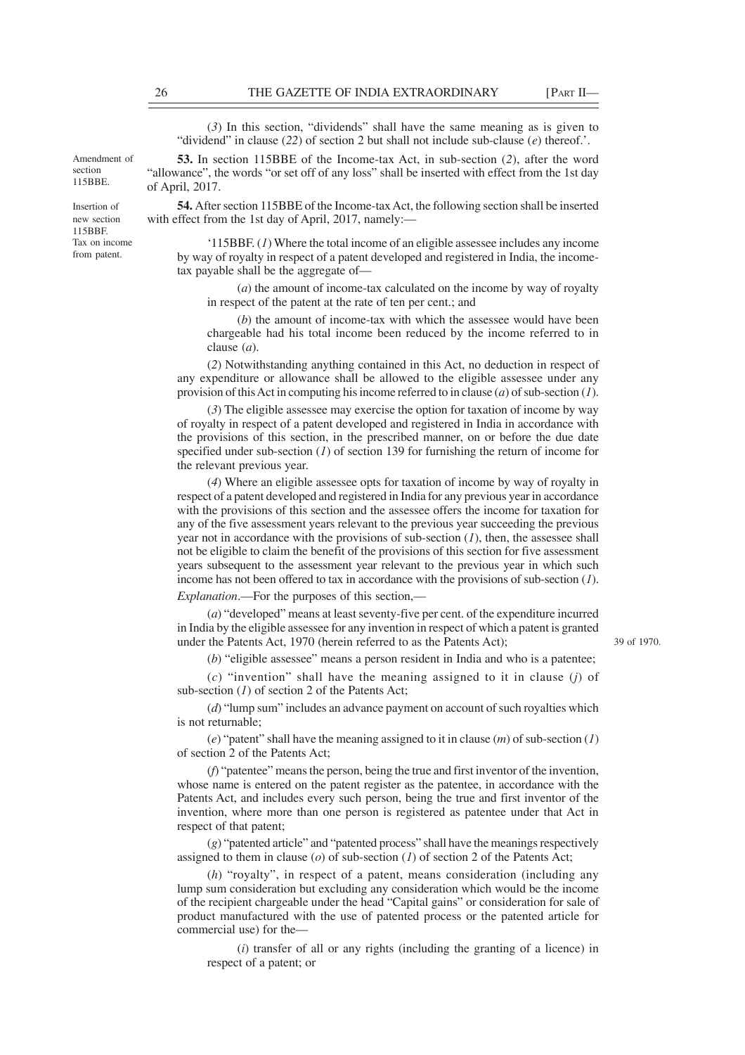(*3*) In this section, "dividends" shall have the same meaning as is given to "dividend" in clause (*22*) of section 2 but shall not include sub-clause (*e*) thereof.'.

Amendment of section 115BBE.

**53.** In section 115BBE of the Income-tax Act, in sub-section (*2*), after the word "allowance", the words "or set off of any loss" shall be inserted with effect from the 1st day of April, 2017.

Insertion of new section 115BBF.

**54.** After section 115BBE of the Income-tax Act, the following section shall be inserted with effect from the 1st day of April, 2017, namely:—

Tax on income from patent.

'115BBF. (*1*) Where the total income of an eligible assessee includes any income by way of royalty in respect of a patent developed and registered in India, the income-tax payable shall be the aggregate of—

(*a*) the amount of income-tax calculated on the income by way of royalty in respect of the patent at the rate of ten per cent.; and

(*b*) the amount of income-tax with which the assessee would have been chargeable had his total income been reduced by the income referred to in clause (*a*).

(*2*) Notwithstanding anything contained in this Act, no deduction in respect of any expenditure or allowance shall be allowed to the eligible assessee under any provision of this Act in computing his income referred to in clause (*a*) of sub-section (*1*).

(*3*) The eligible assessee may exercise the option for taxation of income by way of royalty in respect of a patent developed and registered in India in accordance with the provisions of this section, in the prescribed manner, on or before the due date specified under sub-section (*1*) of section 139 for furnishing the return of income for the relevant previous year.

(*4*) Where an eligible assessee opts for taxation of income by way of royalty in respect of a patent developed and registered in India for any previous year in accordance with the provisions of this section and the assessee offers the income for taxation for any of the five assessment years relevant to the previous year succeeding the previous year not in accordance with the provisions of sub-section (*1*), then, the assessee shall not be eligible to claim the benefit of the provisions of this section for five assessment years subsequent to the assessment year relevant to the previous year in which such income has not been offered to tax in accordance with the provisions of sub-section (*1*).

*Explanation*.—For the purposes of this section,—

(*a*) "developed" means at least seventy-five per cent. of the expenditure incurred in India by the eligible assessee for any invention in respect of which a patent is granted under the Patents Act, 1970 (herein referred to as the Patents Act);

39 of 1970.

(*b*) "eligible assessee" means a person resident in India and who is a patentee;

(*c*) "invention" shall have the meaning assigned to it in clause (*j*) of sub-section (*1*) of section 2 of the Patents Act;

(*d*) "lump sum" includes an advance payment on account of such royalties which is not returnable;

(*e*) "patent" shall have the meaning assigned to it in clause (*m*) of sub-section (*1*) of section 2 of the Patents Act;

(*f*) "patentee" means the person, being the true and first inventor of the invention, whose name is entered on the patent register as the patentee, in accordance with the Patents Act, and includes every such person, being the true and first inventor of the invention, where more than one person is registered as patentee under that Act in respect of that patent;

(*g*) "patented article" and "patented process" shall have the meanings respectively assigned to them in clause (*o*) of sub-section (*1*) of section 2 of the Patents Act;

(*h*) "royalty", in respect of a patent, means consideration (including any lump sum consideration but excluding any consideration which would be the income of the recipient chargeable under the head "Capital gains" or consideration for sale of product manufactured with the use of patented process or the patented article for commercial use) for the—

(*i*) transfer of all or any rights (including the granting of a licence) in respect of a patent; or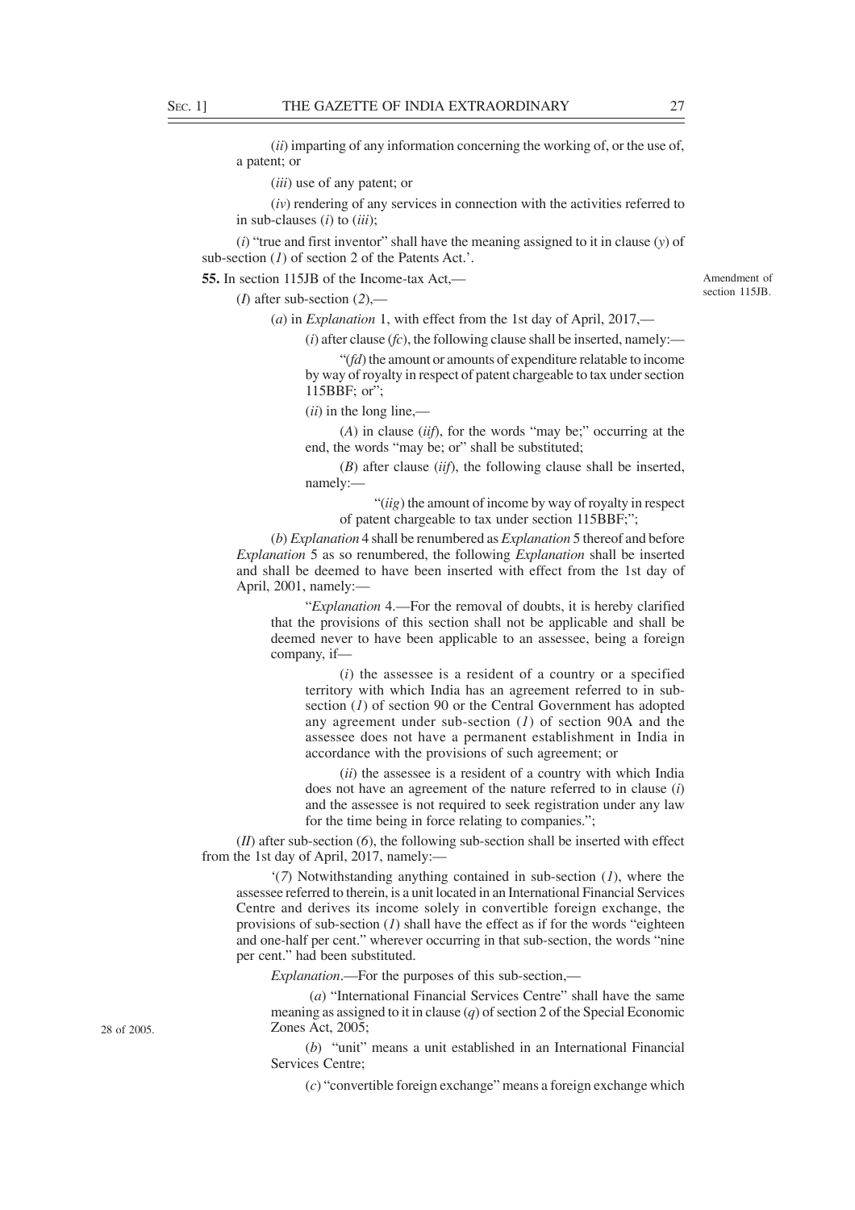(*ii*) imparting of any information concerning the working of, or the use of, a patent; or

(*iii*) use of any patent; or

(*iv*) rendering of any services in connection with the activities referred to in sub-clauses (*i*) to (*iii*);

(*i*) "true and first inventor" shall have the meaning assigned to it in clause (*y*) of sub-section (*1*) of section 2 of the Patents Act.'.

**55.** In section 115JB of the Income-tax Act,—

Amendment of section 115JB.

(*I*) after sub-section (*2*),—

(*a*) in *Explanation* 1, with effect from the 1st day of April, 2017,—

(*i*) after clause (*fc*), the following clause shall be inserted, namely:—

"(*fd*) the amount or amounts of expenditure relatable to income by way of royalty in respect of patent chargeable to tax under section 115BBF; or";

(*ii*) in the long line,—

(*A*) in clause (*iif*), for the words "may be;" occurring at the end, the words "may be; or" shall be substituted;

(*B*) after clause (*iif*), the following clause shall be inserted, namely:—

"(*iig*) the amount of income by way of royalty in respect of patent chargeable to tax under section 115BBF;";

(*b*) *Explanation* 4 shall be renumbered as *Explanation* 5 thereof and before *Explanation* 5 as so renumbered, the following *Explanation* shall be inserted and shall be deemed to have been inserted with effect from the 1st day of April, 2001, namely:—

"*Explanation* 4.—For the removal of doubts, it is hereby clarified that the provisions of this section shall not be applicable and shall be deemed never to have been applicable to an assessee, being a foreign company, if—

(*i*) the assessee is a resident of a country or a specified territory with which India has an agreement referred to in sub-section (*1*) of section 90 or the Central Government has adopted any agreement under sub-section (*1*) of section 90A and the assessee does not have a permanent establishment in India in accordance with the provisions of such agreement; or

(*ii*) the assessee is a resident of a country with which India does not have an agreement of the nature referred to in clause (*i*) and the assessee is not required to seek registration under any law for the time being in force relating to companies.";

(*II*) after sub-section (*6*), the following sub-section shall be inserted with effect from the 1st day of April, 2017, namely:—

'(*7*) Notwithstanding anything contained in sub-section (*1*), where the assessee referred to therein, is a unit located in an International Financial Services Centre and derives its income solely in convertible foreign exchange, the provisions of sub-section (*1*) shall have the effect as if for the words "eighteen and one-half per cent." wherever occurring in that sub-section, the words "nine per cent." had been substituted.

*Explanation*.—For the purposes of this sub-section,—

(*a*) "International Financial Services Centre" shall have the same meaning as assigned to it in clause (*q*) of section 2 of the Special Economic Zones Act, 2005;

28 of 2005.

(*b*) "unit" means a unit established in an International Financial Services Centre;

(*c*) "convertible foreign exchange" means a foreign exchange which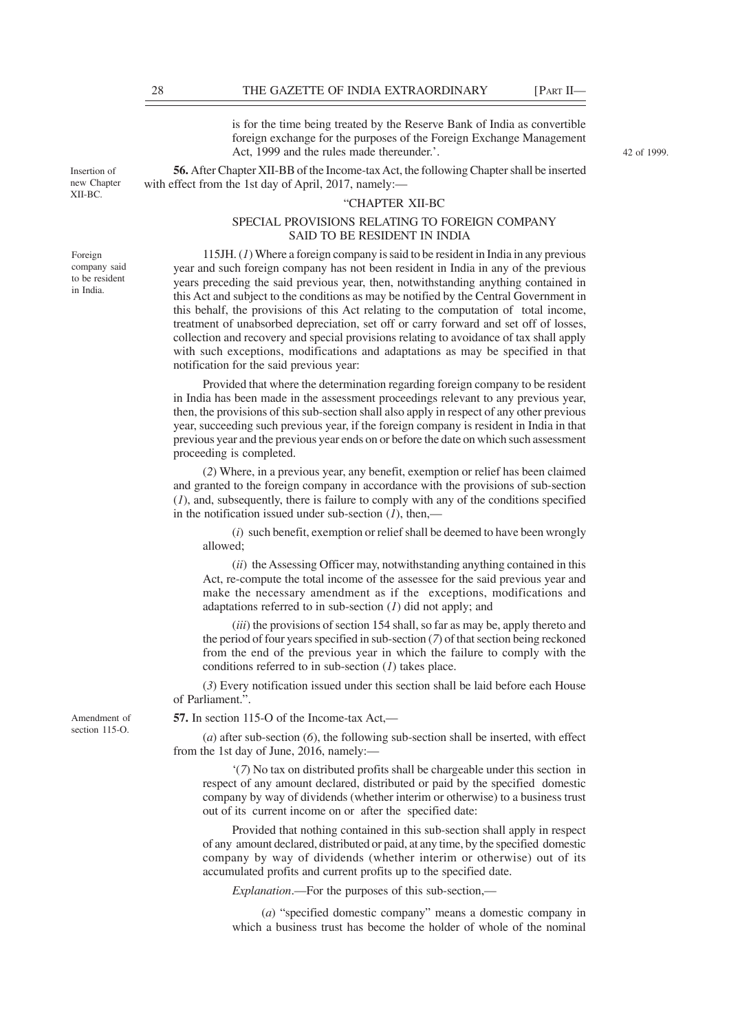is for the time being treated by the Reserve Bank of India as convertible foreign exchange for the purposes of the Foreign Exchange Management Act, 1999 and the rules made thereunder.'.

42 of 1999.

Insertion of new Chapter XII-BC.

**56.** After Chapter XII-BB of the Income-tax Act, the following Chapter shall be inserted with effect from the 1st day of April, 2017, namely:—

"CHAPTER XII-BC

SPECIAL PROVISIONS RELATING TO FOREIGN COMPANY SAID TO BE RESIDENT IN INDIA

Foreign company said to be resident in India.

115JH. (*1*) Where a foreign company is said to be resident in India in any previous year and such foreign company has not been resident in India in any of the previous years preceding the said previous year, then, notwithstanding anything contained in this Act and subject to the conditions as may be notified by the Central Government in this behalf, the provisions of this Act relating to the computation of total income, treatment of unabsorbed depreciation, set off or carry forward and set off of losses, collection and recovery and special provisions relating to avoidance of tax shall apply with such exceptions, modifications and adaptations as may be specified in that notification for the said previous year:

Provided that where the determination regarding foreign company to be resident in India has been made in the assessment proceedings relevant to any previous year, then, the provisions of this sub-section shall also apply in respect of any other previous year, succeeding such previous year, if the foreign company is resident in India in that previous year and the previous year ends on or before the date on which such assessment proceeding is completed.

(*2*) Where, in a previous year, any benefit, exemption or relief has been claimed and granted to the foreign company in accordance with the provisions of sub-section (*1*), and, subsequently, there is failure to comply with any of the conditions specified in the notification issued under sub-section (*1*), then,—

(*i*) such benefit, exemption or relief shall be deemed to have been wrongly allowed;

(*ii*) the Assessing Officer may, notwithstanding anything contained in this Act, re-compute the total income of the assessee for the said previous year and make the necessary amendment as if the exceptions, modifications and adaptations referred to in sub-section (*1*) did not apply; and

(*iii*) the provisions of section 154 shall, so far as may be, apply thereto and the period of four years specified in sub-section (*7*) of that section being reckoned from the end of the previous year in which the failure to comply with the conditions referred to in sub-section (*1*) takes place.

(*3*) Every notification issued under this section shall be laid before each House of Parliament.".

Amendment of section 115-O.

**57.** In section 115-O of the Income-tax Act,—

(*a*) after sub-section (*6*), the following sub-section shall be inserted, with effect from the 1st day of June, 2016, namely:—

'(*7*) No tax on distributed profits shall be chargeable under this section in respect of any amount declared, distributed or paid by the specified domestic company by way of dividends (whether interim or otherwise) to a business trust out of its current income on or after the specified date:

Provided that nothing contained in this sub-section shall apply in respect of any amount declared, distributed or paid, at any time, by the specified domestic company by way of dividends (whether interim or otherwise) out of its accumulated profits and current profits up to the specified date.

*Explanation*.—For the purposes of this sub-section,—

(*a*) "specified domestic company" means a domestic company in which a business trust has become the holder of whole of the nominal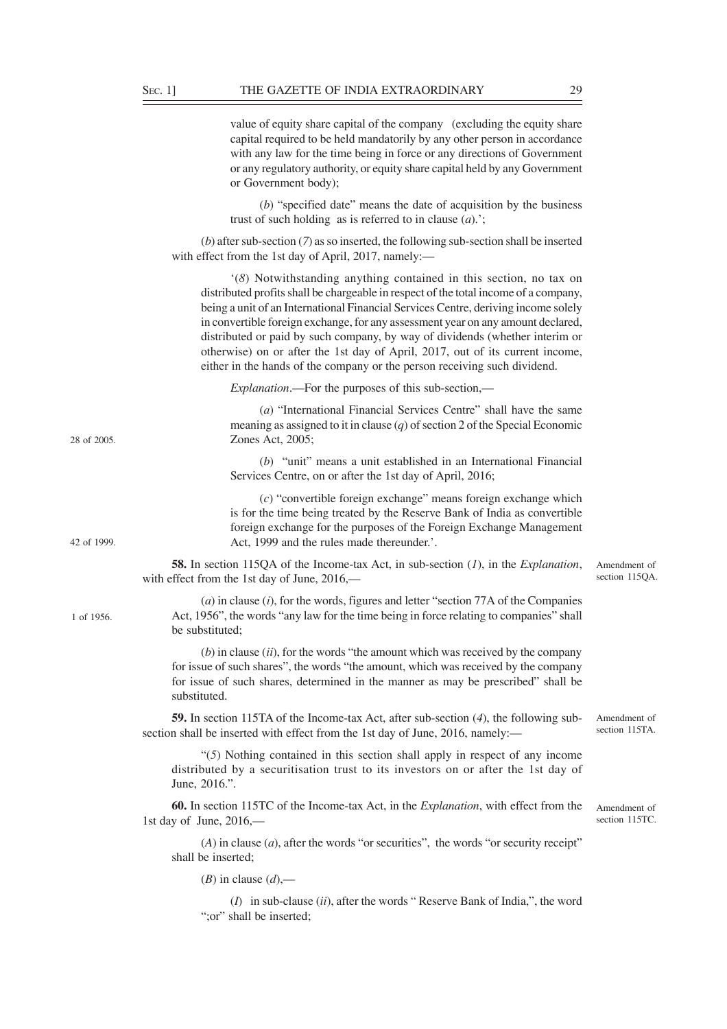value of equity share capital of the company (excluding the equity share capital required to be held mandatorily by any other person in accordance with any law for the time being in force or any directions of Government or any regulatory authority, or equity share capital held by any Government or Government body);

(*b*) "specified date" means the date of acquisition by the business trust of such holding as is referred to in clause (*a*).';

(*b*) after sub-section (*7*) as so inserted, the following sub-section shall be inserted with effect from the 1st day of April, 2017, namely:—

'(*8*) Notwithstanding anything contained in this section, no tax on distributed profits shall be chargeable in respect of the total income of a company, being a unit of an International Financial Services Centre, deriving income solely in convertible foreign exchange, for any assessment year on any amount declared, distributed or paid by such company, by way of dividends (whether interim or otherwise) on or after the 1st day of April, 2017, out of its current income, either in the hands of the company or the person receiving such dividend.

*Explanation*.—For the purposes of this sub-section,—

(*a*) "International Financial Services Centre" shall have the same meaning as assigned to it in clause (*q*) of section 2 of the Special Economic Zones Act, 2005; (28 of 2005.)

(*b*) "unit" means a unit established in an International Financial Services Centre, on or after the 1st day of April, 2016;

(*c*) "convertible foreign exchange" means foreign exchange which is for the time being treated by the Reserve Bank of India as convertible foreign exchange for the purposes of the Foreign Exchange Management Act, 1999 and the rules made thereunder.'. (42 of 1999.)

*Amendment of section 115QA.*

**58.** In section 115QA of the Income-tax Act, in sub-section (*1*), in the *Explanation*, with effect from the 1st day of June, 2016,—

(*a*) in clause (*i*), for the words, figures and letter "section 77A of the Companies Act, 1956", the words "any law for the time being in force relating to companies" shall be substituted; (1 of 1956.)

(*b*) in clause (*ii*), for the words "the amount which was received by the company for issue of such shares", the words "the amount, which was received by the company for issue of such shares, determined in the manner as may be prescribed" shall be substituted.

*Amendment of section 115TA.*

**59.** In section 115TA of the Income-tax Act, after sub-section (*4*), the following sub-section shall be inserted with effect from the 1st day of June, 2016, namely:—

"(*5*) Nothing contained in this section shall apply in respect of any income distributed by a securitisation trust to its investors on or after the 1st day of June, 2016.".

*Amendment of section 115TC.*

**60.** In section 115TC of the Income-tax Act, in the *Explanation*, with effect from the 1st day of June, 2016,—

(*A*) in clause (*a*), after the words "or securities", the words "or security receipt" shall be inserted;

(*B*) in clause (*d*),—

(*I*) in sub-clause (*ii*), after the words " Reserve Bank of India,", the word ";or" shall be inserted;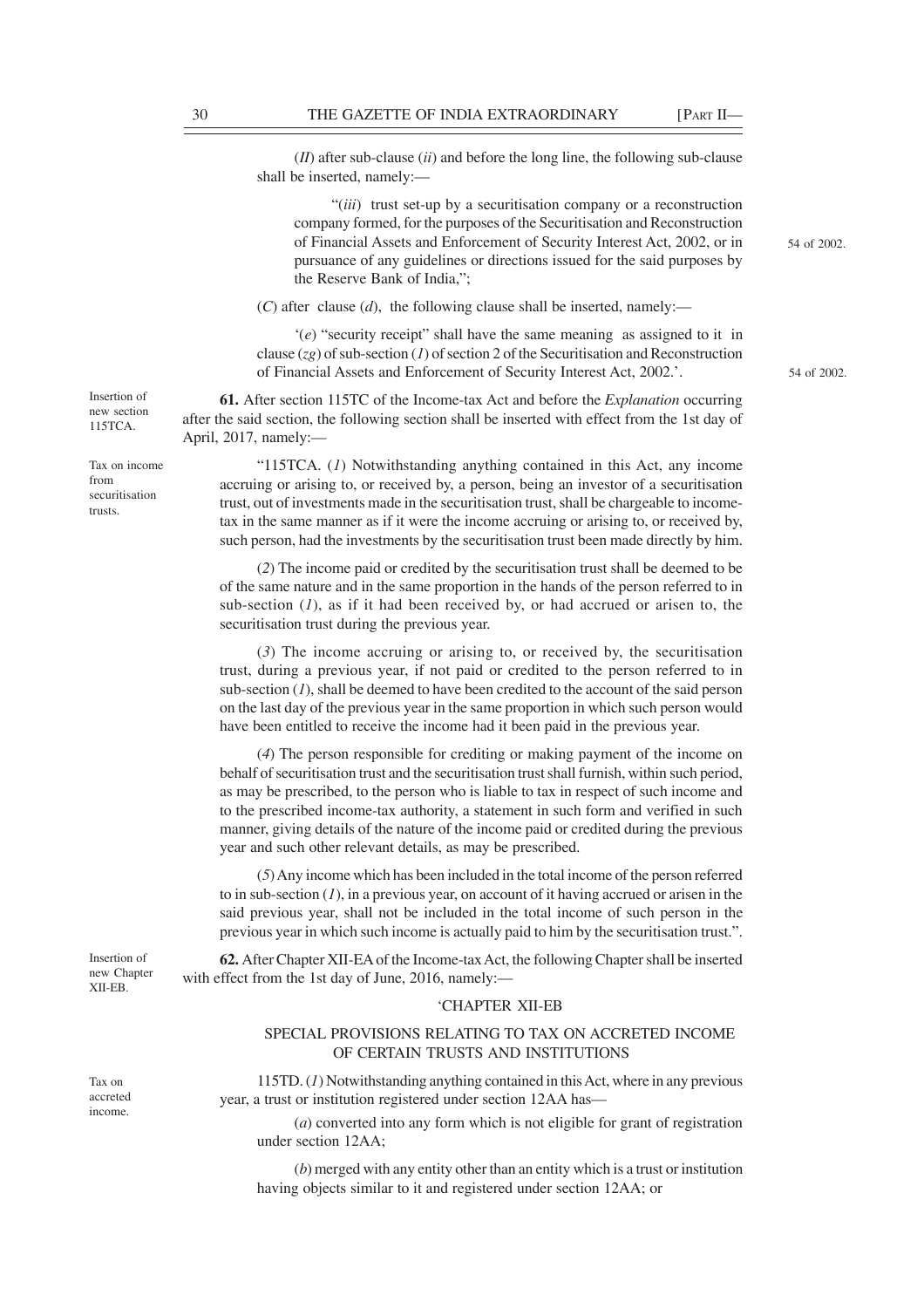(*II*) after sub-clause (*ii*) and before the long line, the following sub-clause shall be inserted, namely:—

"(*iii*) trust set-up by a securitisation company or a reconstruction company formed, for the purposes of the Securitisation and Reconstruction of Financial Assets and Enforcement of Security Interest Act, 2002, or in pursuance of any guidelines or directions issued for the said purposes by the Reserve Bank of India,";

54 of 2002.

(*C*) after clause (*d*), the following clause shall be inserted, namely:—

'(*e*) "security receipt" shall have the same meaning as assigned to it in clause (*zg*) of sub-section (*1*) of section 2 of the Securitisation and Reconstruction of Financial Assets and Enforcement of Security Interest Act, 2002.'.

54 of 2002.

Insertion of new section 115TCA.

**61.** After section 115TC of the Income-tax Act and before the *Explanation* occurring after the said section, the following section shall be inserted with effect from the 1st day of April, 2017, namely:—

Tax on income from securitisation trusts.

"115TCA. (*1*) Notwithstanding anything contained in this Act, any income accruing or arising to, or received by, a person, being an investor of a securitisation trust, out of investments made in the securitisation trust, shall be chargeable to income-tax in the same manner as if it were the income accruing or arising to, or received by, such person, had the investments by the securitisation trust been made directly by him.

(*2*) The income paid or credited by the securitisation trust shall be deemed to be of the same nature and in the same proportion in the hands of the person referred to in sub-section (*1*), as if it had been received by, or had accrued or arisen to, the securitisation trust during the previous year.

(*3*) The income accruing or arising to, or received by, the securitisation trust, during a previous year, if not paid or credited to the person referred to in sub-section (*1*), shall be deemed to have been credited to the account of the said person on the last day of the previous year in the same proportion in which such person would have been entitled to receive the income had it been paid in the previous year.

(*4*) The person responsible for crediting or making payment of the income on behalf of securitisation trust and the securitisation trust shall furnish, within such period, as may be prescribed, to the person who is liable to tax in respect of such income and to the prescribed income-tax authority, a statement in such form and verified in such manner, giving details of the nature of the income paid or credited during the previous year and such other relevant details, as may be prescribed.

(*5*) Any income which has been included in the total income of the person referred to in sub-section (*1*), in a previous year, on account of it having accrued or arisen in the said previous year, shall not be included in the total income of such person in the previous year in which such income is actually paid to him by the securitisation trust.".

Insertion of new Chapter XII-EB.

**62.** After Chapter XII-EA of the Income-tax Act, the following Chapter shall be inserted with effect from the 1st day of June, 2016, namely:—

'CHAPTER XII-EB

SPECIAL PROVISIONS RELATING TO TAX ON ACCRETED INCOME OF CERTAIN TRUSTS AND INSTITUTIONS

Tax on accreted income.

115TD. (*1*) Notwithstanding anything contained in this Act, where in any previous year, a trust or institution registered under section 12AA has—

(*a*) converted into any form which is not eligible for grant of registration under section 12AA;

(*b*) merged with any entity other than an entity which is a trust or institution having objects similar to it and registered under section 12AA; or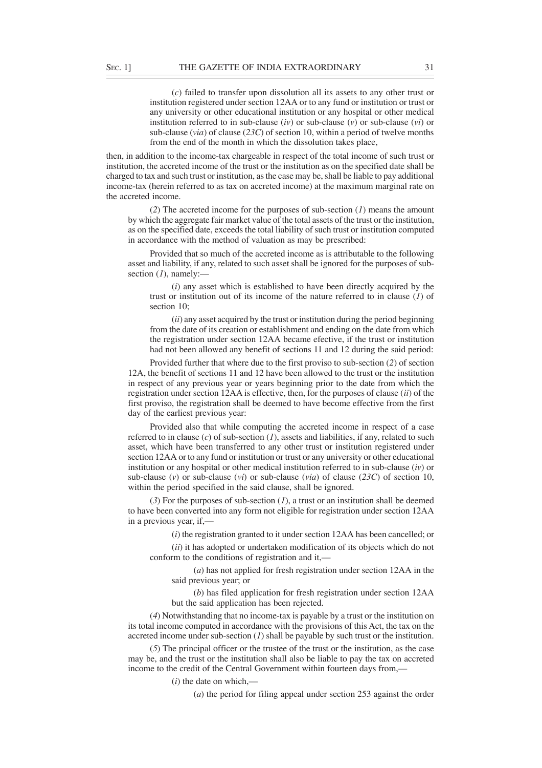(*c*) failed to transfer upon dissolution all its assets to any other trust or institution registered under section 12AA or to any fund or institution or trust or any university or other educational institution or any hospital or other medical institution referred to in sub-clause (*iv*) or sub-clause (*v*) or sub-clause (*vi*) or sub-clause (*via*) of clause (*23C*) of section 10, within a period of twelve months from the end of the month in which the dissolution takes place,

then, in addition to the income-tax chargeable in respect of the total income of such trust or institution, the accreted income of the trust or the institution as on the specified date shall be charged to tax and such trust or institution, as the case may be, shall be liable to pay additional income-tax (herein referred to as tax on accreted income) at the maximum marginal rate on the accreted income.

(*2*) The accreted income for the purposes of sub-section (*1*) means the amount by which the aggregate fair market value of the total assets of the trust or the institution, as on the specified date, exceeds the total liability of such trust or institution computed in accordance with the method of valuation as may be prescribed:

Provided that so much of the accreted income as is attributable to the following asset and liability, if any, related to such asset shall be ignored for the purposes of sub-section (*1*), namely:—

(*i*) any asset which is established to have been directly acquired by the trust or institution out of its income of the nature referred to in clause (*1*) of section 10;

(*ii*) any asset acquired by the trust or institution during the period beginning from the date of its creation or establishment and ending on the date from which the registration under section 12AA became efective, if the trust or institution had not been allowed any benefit of sections 11 and 12 during the said period:

Provided further that where due to the first proviso to sub-section (*2*) of section 12A, the benefit of sections 11 and 12 have been allowed to the trust or the institution in respect of any previous year or years beginning prior to the date from which the registration under section 12AA is effective, then, for the purposes of clause (*ii*) of the first proviso, the registration shall be deemed to have become effective from the first day of the earliest previous year:

Provided also that while computing the accreted income in respect of a case referred to in clause (*c*) of sub-section (*1*), assets and liabilities, if any, related to such asset, which have been transferred to any other trust or institution registered under section 12AA or to any fund or institution or trust or any university or other educational institution or any hospital or other medical institution referred to in sub-clause (*iv*) or sub-clause (*v*) or sub-clause (*vi*) or sub-clause (*via*) of clause (*23C*) of section 10, within the period specified in the said clause, shall be ignored.

(*3*) For the purposes of sub-section (*1*), a trust or an institution shall be deemed to have been converted into any form not eligible for registration under section 12AA in a previous year, if,—

(*i*) the registration granted to it under section 12AA has been cancelled; or

(*ii*) it has adopted or undertaken modification of its objects which do not conform to the conditions of registration and it,—

(*a*) has not applied for fresh registration under section 12AA in the said previous year; or

(*b*) has filed application for fresh registration under section 12AA but the said application has been rejected.

(*4*) Notwithstanding that no income-tax is payable by a trust or the institution on its total income computed in accordance with the provisions of this Act, the tax on the accreted income under sub-section (*1*) shall be payable by such trust or the institution.

(*5*) The principal officer or the trustee of the trust or the institution, as the case may be, and the trust or the institution shall also be liable to pay the tax on accreted income to the credit of the Central Government within fourteen days from,—

(*i*) the date on which,—

(*a*) the period for filing appeal under section 253 against the order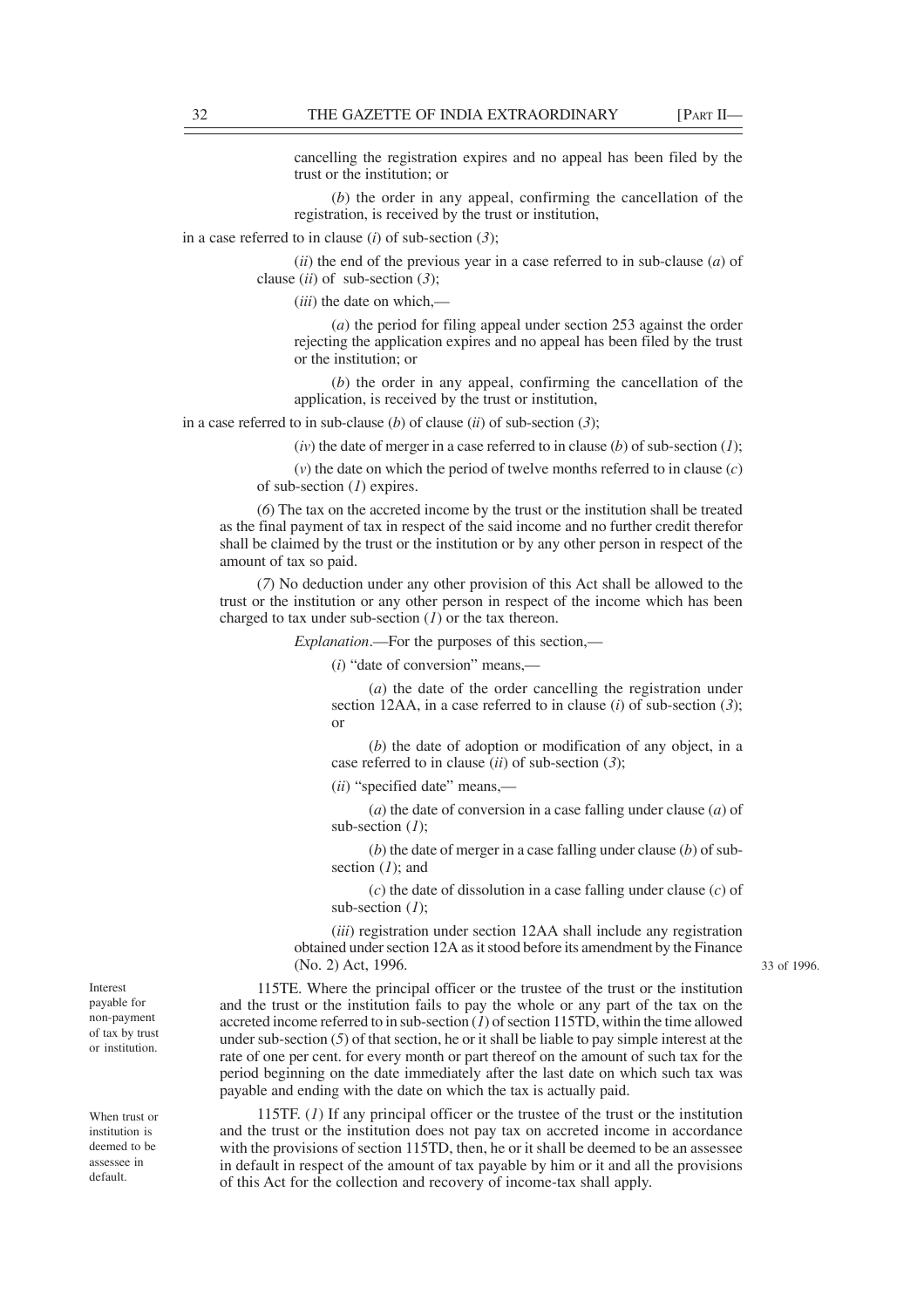cancelling the registration expires and no appeal has been filed by the trust or the institution; or

(*b*) the order in any appeal, confirming the cancellation of the registration, is received by the trust or institution,

in a case referred to in clause (*i*) of sub-section (*3*);

(*ii*) the end of the previous year in a case referred to in sub-clause (*a*) of clause (*ii*) of sub-section (*3*);

(*iii*) the date on which,—

(*a*) the period for filing appeal under section 253 against the order rejecting the application expires and no appeal has been filed by the trust or the institution; or

(*b*) the order in any appeal, confirming the cancellation of the application, is received by the trust or institution,

in a case referred to in sub-clause (*b*) of clause (*ii*) of sub-section (*3*);

(*iv*) the date of merger in a case referred to in clause (*b*) of sub-section (*1*);

(*v*) the date on which the period of twelve months referred to in clause (*c*) of sub-section (*1*) expires.

(*6*) The tax on the accreted income by the trust or the institution shall be treated as the final payment of tax in respect of the said income and no further credit therefor shall be claimed by the trust or the institution or by any other person in respect of the amount of tax so paid.

(*7*) No deduction under any other provision of this Act shall be allowed to the trust or the institution or any other person in respect of the income which has been charged to tax under sub-section (*1*) or the tax thereon.

*Explanation*.—For the purposes of this section,—

(*i*) "date of conversion" means,—

(*a*) the date of the order cancelling the registration under section 12AA, in a case referred to in clause (*i*) of sub-section (*3*); or

(*b*) the date of adoption or modification of any object, in a case referred to in clause (*ii*) of sub-section (*3*);

(*ii*) "specified date" means,—

(*a*) the date of conversion in a case falling under clause (*a*) of sub-section (*1*);

(*b*) the date of merger in a case falling under clause (*b*) of sub-section (*1*); and

(*c*) the date of dissolution in a case falling under clause (*c*) of sub-section (*1*);

(*iii*) registration under section 12AA shall include any registration obtained under section 12A as it stood before its amendment by the Finance (No. 2) Act, 1996.

33 of 1996.

Interest payable for non-payment of tax by trust or institution.

115TE. Where the principal officer or the trustee of the trust or the institution and the trust or the institution fails to pay the whole or any part of the tax on the accreted income referred to in sub-section (*1*) of section 115TD, within the time allowed under sub-section (*5*) of that section, he or it shall be liable to pay simple interest at the rate of one per cent. for every month or part thereof on the amount of such tax for the period beginning on the date immediately after the last date on which such tax was payable and ending with the date on which the tax is actually paid.

When trust or institution is deemed to be assessee in default.

115TF. (*1*) If any principal officer or the trustee of the trust or the institution and the trust or the institution does not pay tax on accreted income in accordance with the provisions of section 115TD, then, he or it shall be deemed to be an assessee in default in respect of the amount of tax payable by him or it and all the provisions of this Act for the collection and recovery of income-tax shall apply.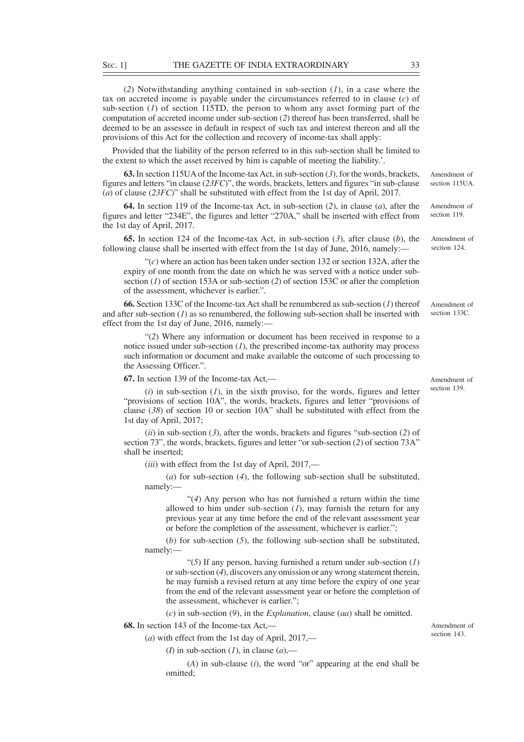(*2*) Notwithstanding anything contained in sub-section (*1*), in a case where the tax on accreted income is payable under the circumstances referred to in clause (*c*) of sub-section (*1*) of section 115TD, the person to whom any asset forming part of the computation of accreted income under sub-section (*2*) thereof has been transferred, shall be deemed to be an assessee in default in respect of such tax and interest thereon and all the provisions of this Act for the collection and recovery of income-tax shall apply:

Provided that the liability of the person referred to in this sub-section shall be limited to the extent to which the asset received by him is capable of meeting the liability.'.

Amendment of section 115UA.

**63.** In section 115UA of the Income-tax Act, in sub-section (*3*), for the words, brackets, figures and letters "in clause (*23FC*)", the words, brackets, letters and figures "in sub-clause (*a*) of clause (*23FC*)" shall be substituted with effect from the 1st day of April, 2017.

Amendment of section 119.

**64.** In section 119 of the Income-tax Act, in sub-section (*2*), in clause (*a*), after the figures and letter "234E", the figures and letter "270A," shall be inserted with effect from the 1st day of April, 2017.

Amendment of section 124.

**65.** In section 124 of the Income-tax Act, in sub-section (*3*), after clause (*b*), the following clause shall be inserted with effect from the 1st day of June, 2016, namely:—

"(*c*) where an action has been taken under section 132 or section 132A, after the expiry of one month from the date on which he was served with a notice under sub-section (*1*) of section 153A or sub-section (*2*) of section 153C or after the completion of the assessment, whichever is earlier.".

Amendment of section 133C.

**66.** Section 133C of the Income-tax Act shall be renumbered as sub-section (*1*) thereof and after sub-section (*1*) as so renumbered, the following sub-section shall be inserted with effect from the 1st day of June, 2016, namely:—

"(*2*) Where any information or document has been received in response to a notice issued under sub-section (*1*), the prescribed income-tax authority may process such information or document and make available the outcome of such processing to the Assessing Officer.".

Amendment of section 139.

**67.** In section 139 of the Income-tax Act,—

(*i*) in sub-section (*1*), in the sixth proviso, for the words, figures and letter "provisions of section 10A", the words, brackets, figures and letter "provisions of clause (*38*) of section 10 or section 10A" shall be substituted with effect from the 1st day of April, 2017;

(*ii*) in sub-section (*3*), after the words, brackets and figures "sub-section (*2*) of section 73", the words, brackets, figures and letter "or sub-section (*2*) of section 73A" shall be inserted;

(*iii*) with effect from the 1st day of April, 2017,—

(*a*) for sub-section (*4*), the following sub-section shall be substituted, namely:—

"(*4*) Any person who has not furnished a return within the time allowed to him under sub-section (*1*), may furnish the return for any previous year at any time before the end of the relevant assessment year or before the completion of the assessment, whichever is earlier.";

(*b*) for sub-section (*5*), the following sub-section shall be substituted, namely:—

"(*5*) If any person, having furnished a return under sub-section (*1*) or sub-section (*4*), discovers any omission or any wrong statement therein, he may furnish a revised return at any time before the expiry of one year from the end of the relevant assessment year or before the completion of the assessment, whichever is earlier.";

(*c*) in sub-section (*9*), in the *Explanation*, clause (*aa*) shall be omitted.

Amendment of section 143.

**68.** In section 143 of the Income-tax Act,—

(*a*) with effect from the 1st day of April, 2017,—

(*I*) in sub-section (*1*), in clause (*a*),—

(*A*) in sub-clause (*i*), the word "or" appearing at the end shall be omitted;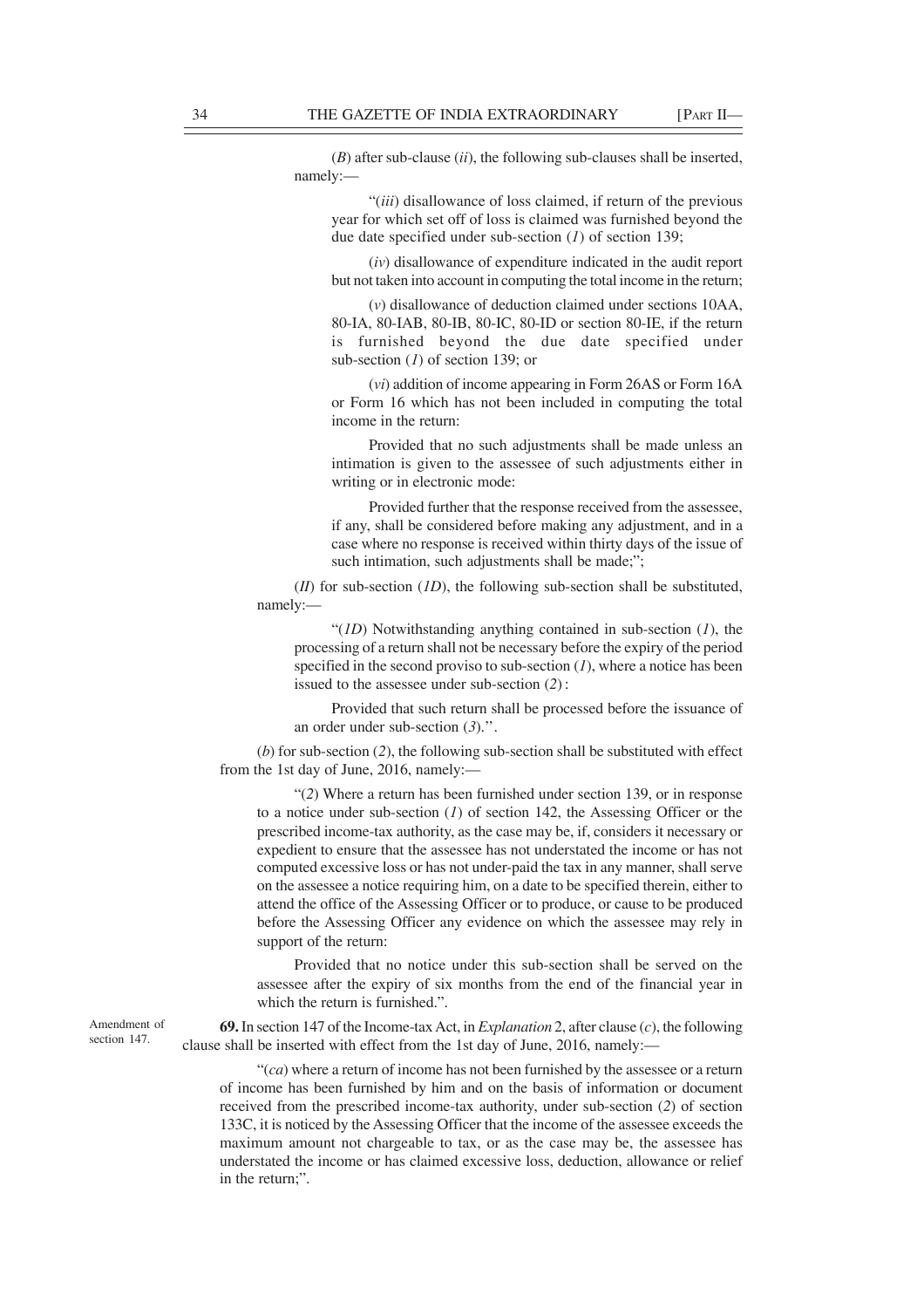(*B*) after sub-clause (*ii*), the following sub-clauses shall be inserted, namely:—

"(*iii*) disallowance of loss claimed, if return of the previous year for which set off of loss is claimed was furnished beyond the due date specified under sub-section (*1*) of section 139;

(*iv*) disallowance of expenditure indicated in the audit report but not taken into account in computing the total income in the return;

(*v*) disallowance of deduction claimed under sections 10AA, 80-IA, 80-IAB, 80-IB, 80-IC, 80-ID or section 80-IE, if the return is furnished beyond the due date specified under sub-section (*1*) of section 139; or

(*vi*) addition of income appearing in Form 26AS or Form 16A or Form 16 which has not been included in computing the total income in the return:

Provided that no such adjustments shall be made unless an intimation is given to the assessee of such adjustments either in writing or in electronic mode:

Provided further that the response received from the assessee, if any, shall be considered before making any adjustment, and in a case where no response is received within thirty days of the issue of such intimation, such adjustments shall be made;";

(*II*) for sub-section (*1D*), the following sub-section shall be substituted, namely:—

"(*1D*) Notwithstanding anything contained in sub-section (*1*), the processing of a return shall not be necessary before the expiry of the period specified in the second proviso to sub-section (*1*), where a notice has been issued to the assessee under sub-section (*2*) :

Provided that such return shall be processed before the issuance of an order under sub-section (*3*).''.

(*b*) for sub-section (*2*), the following sub-section shall be substituted with effect from the 1st day of June, 2016, namely:—

"(*2*) Where a return has been furnished under section 139, or in response to a notice under sub-section (*1*) of section 142, the Assessing Officer or the prescribed income-tax authority, as the case may be, if, considers it necessary or expedient to ensure that the assessee has not understated the income or has not computed excessive loss or has not under-paid the tax in any manner, shall serve on the assessee a notice requiring him, on a date to be specified therein, either to attend the office of the Assessing Officer or to produce, or cause to be produced before the Assessing Officer any evidence on which the assessee may rely in support of the return:

Provided that no notice under this sub-section shall be served on the assessee after the expiry of six months from the end of the financial year in which the return is furnished.".

Amendment of section 147.

**69.** In section 147 of the Income-tax Act, in *Explanation* 2, after clause (*c*), the following clause shall be inserted with effect from the 1st day of June, 2016, namely:—

"(*ca*) where a return of income has not been furnished by the assessee or a return of income has been furnished by him and on the basis of information or document received from the prescribed income-tax authority, under sub-section (*2*) of section 133C, it is noticed by the Assessing Officer that the income of the assessee exceeds the maximum amount not chargeable to tax, or as the case may be, the assessee has understated the income or has claimed excessive loss, deduction, allowance or relief in the return;".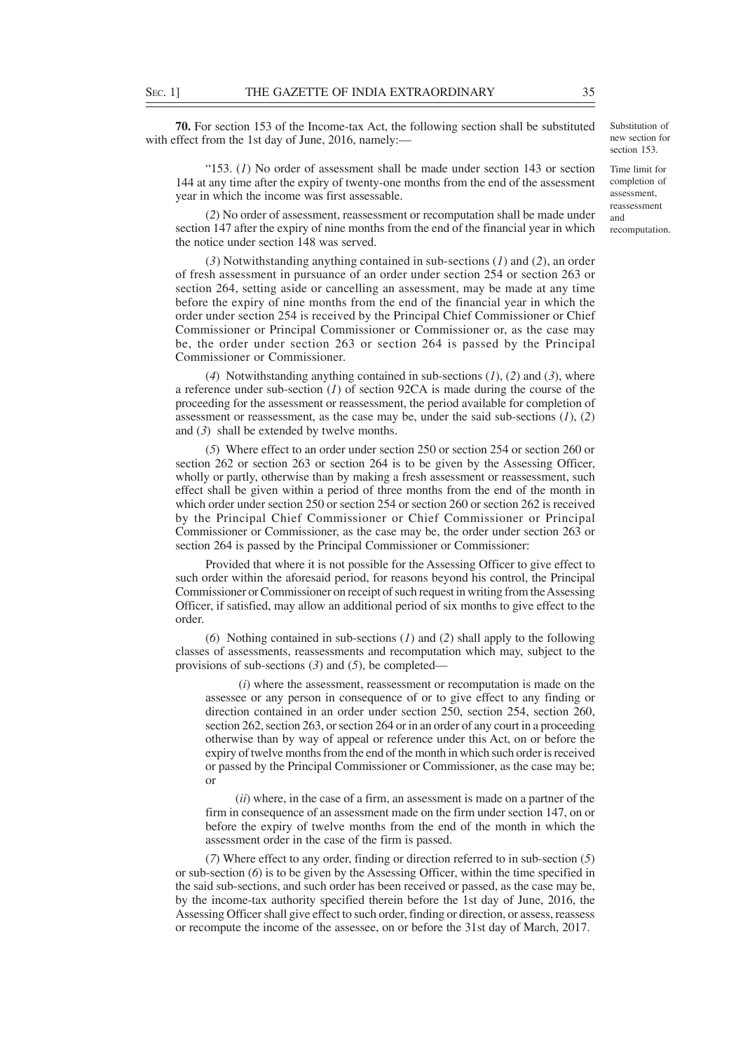**70.** For section 153 of the Income-tax Act, the following section shall be substituted with effect from the 1st day of June, 2016, namely:—

Substitution of new section for section 153.

Time limit for completion of assessment, reassessment and recomputation.

"153. (*1*) No order of assessment shall be made under section 143 or section 144 at any time after the expiry of twenty-one months from the end of the assessment year in which the income was first assessable.

(*2*) No order of assessment, reassessment or recomputation shall be made under section 147 after the expiry of nine months from the end of the financial year in which the notice under section 148 was served.

(*3*) Notwithstanding anything contained in sub-sections (*1*) and (*2*), an order of fresh assessment in pursuance of an order under section 254 or section 263 or section 264, setting aside or cancelling an assessment, may be made at any time before the expiry of nine months from the end of the financial year in which the order under section 254 is received by the Principal Chief Commissioner or Chief Commissioner or Principal Commissioner or Commissioner or, as the case may be, the order under section 263 or section 264 is passed by the Principal Commissioner or Commissioner.

(*4*) Notwithstanding anything contained in sub-sections (*1*), (*2*) and (*3*), where a reference under sub-section (*1*) of section 92CA is made during the course of the proceeding for the assessment or reassessment, the period available for completion of assessment or reassessment, as the case may be, under the said sub-sections (*1*), (*2*) and (*3*) shall be extended by twelve months.

(*5*) Where effect to an order under section 250 or section 254 or section 260 or section 262 or section 263 or section 264 is to be given by the Assessing Officer, wholly or partly, otherwise than by making a fresh assessment or reassessment, such effect shall be given within a period of three months from the end of the month in which order under section 250 or section 254 or section 260 or section 262 is received by the Principal Chief Commissioner or Chief Commissioner or Principal Commissioner or Commissioner, as the case may be, the order under section 263 or section 264 is passed by the Principal Commissioner or Commissioner:

Provided that where it is not possible for the Assessing Officer to give effect to such order within the aforesaid period, for reasons beyond his control, the Principal Commissioner or Commissioner on receipt of such request in writing from the Assessing Officer, if satisfied, may allow an additional period of six months to give effect to the order.

(*6*) Nothing contained in sub-sections (*1*) and (*2*) shall apply to the following classes of assessments, reassessments and recomputation which may, subject to the provisions of sub-sections (*3*) and (*5*), be completed—

(*i*) where the assessment, reassessment or recomputation is made on the assessee or any person in consequence of or to give effect to any finding or direction contained in an order under section 250, section 254, section 260, section 262, section 263, or section 264 or in an order of any court in a proceeding otherwise than by way of appeal or reference under this Act, on or before the expiry of twelve months from the end of the month in which such order is received or passed by the Principal Commissioner or Commissioner, as the case may be; or

(*ii*) where, in the case of a firm, an assessment is made on a partner of the firm in consequence of an assessment made on the firm under section 147, on or before the expiry of twelve months from the end of the month in which the assessment order in the case of the firm is passed.

(*7*) Where effect to any order, finding or direction referred to in sub-section (*5*) or sub-section (*6*) is to be given by the Assessing Officer, within the time specified in the said sub-sections, and such order has been received or passed, as the case may be, by the income-tax authority specified therein before the 1st day of June, 2016, the Assessing Officer shall give effect to such order, finding or direction, or assess, reassess or recompute the income of the assessee, on or before the 31st day of March, 2017.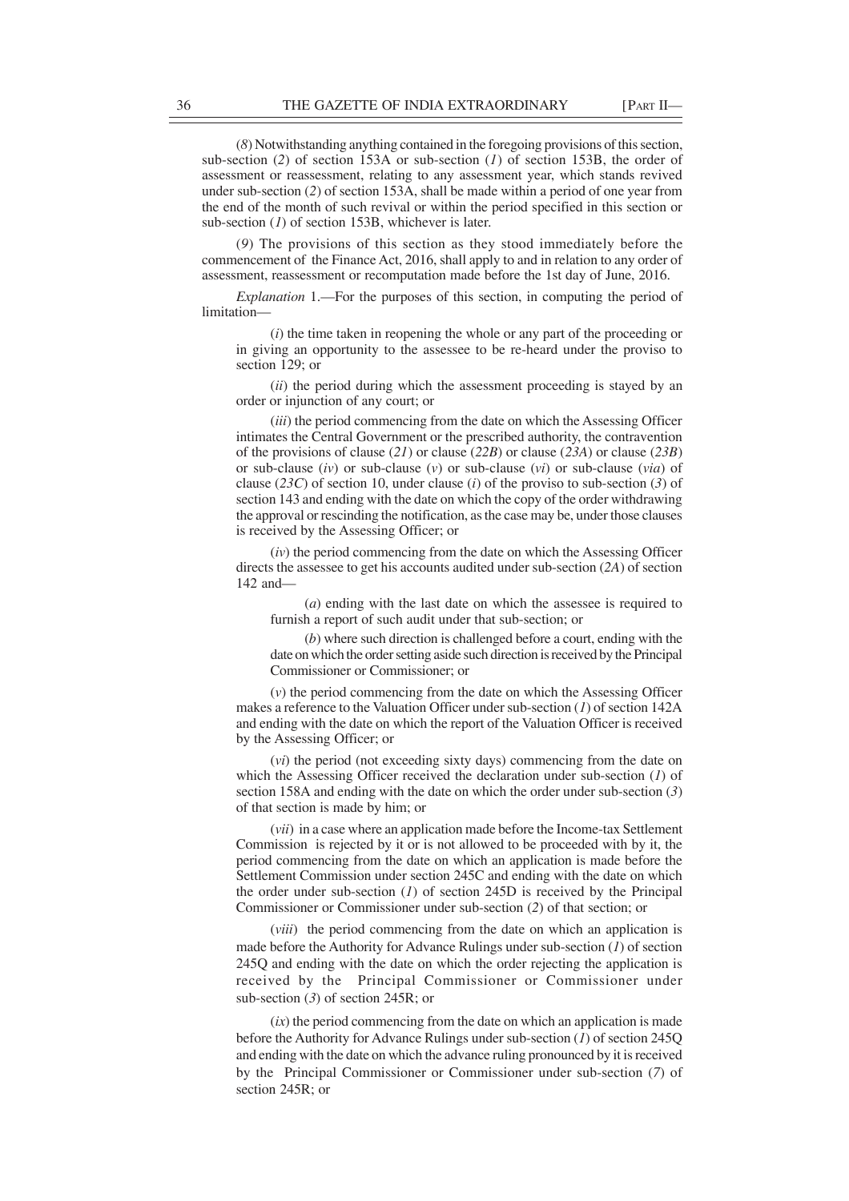(*8*) Notwithstanding anything contained in the foregoing provisions of this section, sub-section (*2*) of section 153A or sub-section (*1*) of section 153B, the order of assessment or reassessment, relating to any assessment year, which stands revived under sub-section (*2*) of section 153A, shall be made within a period of one year from the end of the month of such revival or within the period specified in this section or sub-section (*1*) of section 153B, whichever is later.

(*9*) The provisions of this section as they stood immediately before the commencement of the Finance Act, 2016, shall apply to and in relation to any order of assessment, reassessment or recomputation made before the 1st day of June, 2016.

*Explanation* 1.—For the purposes of this section, in computing the period of limitation—

(*i*) the time taken in reopening the whole or any part of the proceeding or in giving an opportunity to the assessee to be re-heard under the proviso to section 129; or

(*ii*) the period during which the assessment proceeding is stayed by an order or injunction of any court; or

(*iii*) the period commencing from the date on which the Assessing Officer intimates the Central Government or the prescribed authority, the contravention of the provisions of clause (*21*) or clause (*22B*) or clause (*23A*) or clause (*23B*) or sub-clause (*iv*) or sub-clause (*v*) or sub-clause (*vi*) or sub-clause (*via*) of clause (*23C*) of section 10, under clause (*i*) of the proviso to sub-section (*3*) of section 143 and ending with the date on which the copy of the order withdrawing the approval or rescinding the notification, as the case may be, under those clauses is received by the Assessing Officer; or

(*iv*) the period commencing from the date on which the Assessing Officer directs the assessee to get his accounts audited under sub-section (*2A*) of section 142 and—

(*a*) ending with the last date on which the assessee is required to furnish a report of such audit under that sub-section; or

(*b*) where such direction is challenged before a court, ending with the date on which the order setting aside such direction is received by the Principal Commissioner or Commissioner; or

(*v*) the period commencing from the date on which the Assessing Officer makes a reference to the Valuation Officer under sub-section (*1*) of section 142A and ending with the date on which the report of the Valuation Officer is received by the Assessing Officer; or

(*vi*) the period (not exceeding sixty days) commencing from the date on which the Assessing Officer received the declaration under sub-section (*1*) of section 158A and ending with the date on which the order under sub-section (*3*) of that section is made by him; or

(*vii*) in a case where an application made before the Income-tax Settlement Commission is rejected by it or is not allowed to be proceeded with by it, the period commencing from the date on which an application is made before the Settlement Commission under section 245C and ending with the date on which the order under sub-section (*1*) of section 245D is received by the Principal Commissioner or Commissioner under sub-section (*2*) of that section; or

(*viii*) the period commencing from the date on which an application is made before the Authority for Advance Rulings under sub-section (*1*) of section 245Q and ending with the date on which the order rejecting the application is received by the Principal Commissioner or Commissioner under sub-section (*3*) of section 245R; or

(*ix*) the period commencing from the date on which an application is made before the Authority for Advance Rulings under sub-section (*1*) of section 245Q and ending with the date on which the advance ruling pronounced by it is received by the Principal Commissioner or Commissioner under sub-section (*7*) of section 245R; or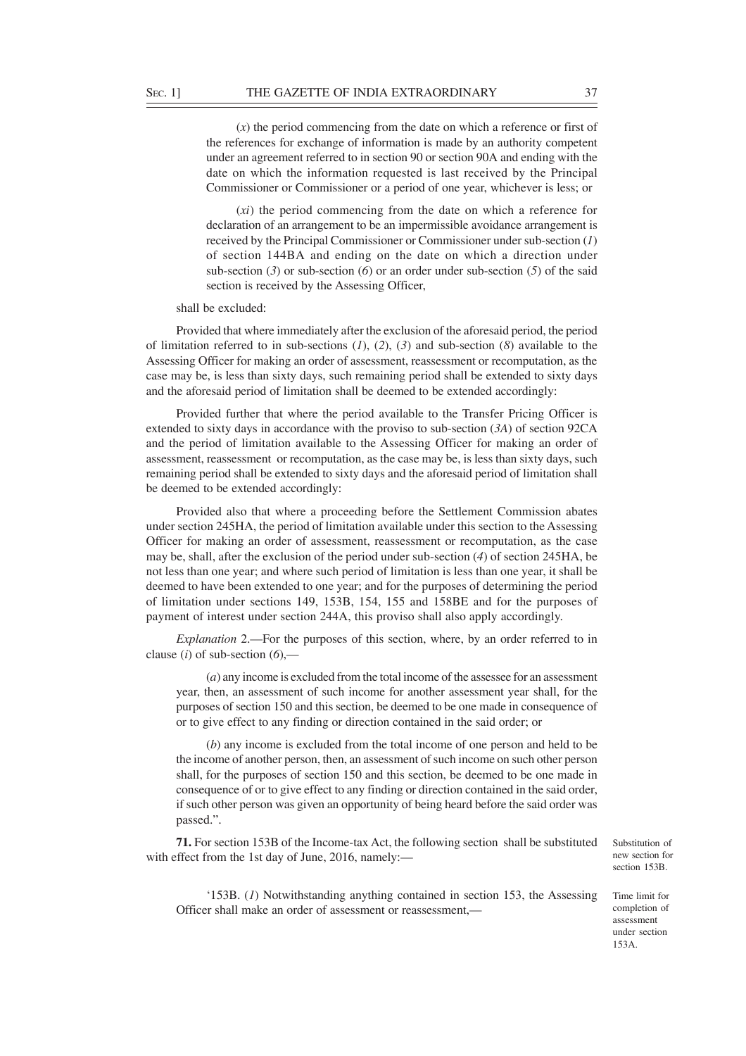(*x*) the period commencing from the date on which a reference or first of the references for exchange of information is made by an authority competent under an agreement referred to in section 90 or section 90A and ending with the date on which the information requested is last received by the Principal Commissioner or Commissioner or a period of one year, whichever is less; or

(*xi*) the period commencing from the date on which a reference for declaration of an arrangement to be an impermissible avoidance arrangement is received by the Principal Commissioner or Commissioner under sub-section (*1*) of section 144BA and ending on the date on which a direction under sub-section (*3*) or sub-section (*6*) or an order under sub-section (*5*) of the said section is received by the Assessing Officer,

shall be excluded:

Provided that where immediately after the exclusion of the aforesaid period, the period of limitation referred to in sub-sections (*1*), (*2*), (*3*) and sub-section (*8*) available to the Assessing Officer for making an order of assessment, reassessment or recomputation, as the case may be, is less than sixty days, such remaining period shall be extended to sixty days and the aforesaid period of limitation shall be deemed to be extended accordingly:

Provided further that where the period available to the Transfer Pricing Officer is extended to sixty days in accordance with the proviso to sub-section (*3A*) of section 92CA and the period of limitation available to the Assessing Officer for making an order of assessment, reassessment or recomputation, as the case may be, is less than sixty days, such remaining period shall be extended to sixty days and the aforesaid period of limitation shall be deemed to be extended accordingly:

Provided also that where a proceeding before the Settlement Commission abates under section 245HA, the period of limitation available under this section to the Assessing Officer for making an order of assessment, reassessment or recomputation, as the case may be, shall, after the exclusion of the period under sub-section (*4*) of section 245HA, be not less than one year; and where such period of limitation is less than one year, it shall be deemed to have been extended to one year; and for the purposes of determining the period of limitation under sections 149, 153B, 154, 155 and 158BE and for the purposes of payment of interest under section 244A, this proviso shall also apply accordingly.

*Explanation* 2.—For the purposes of this section, where, by an order referred to in clause (*i*) of sub-section (*6*),—

(*a*) any income is excluded from the total income of the assessee for an assessment year, then, an assessment of such income for another assessment year shall, for the purposes of section 150 and this section, be deemed to be one made in consequence of or to give effect to any finding or direction contained in the said order; or

(*b*) any income is excluded from the total income of one person and held to be the income of another person, then, an assessment of such income on such other person shall, for the purposes of section 150 and this section, be deemed to be one made in consequence of or to give effect to any finding or direction contained in the said order, if such other person was given an opportunity of being heard before the said order was passed.".

**71.** For section 153B of the Income-tax Act, the following section shall be substituted with effect from the 1st day of June, 2016, namely:—

Substitution of new section for section 153B.

'153B. (*1*) Notwithstanding anything contained in section 153, the Assessing Officer shall make an order of assessment or reassessment,—

Time limit for completion of assessment under section 153A.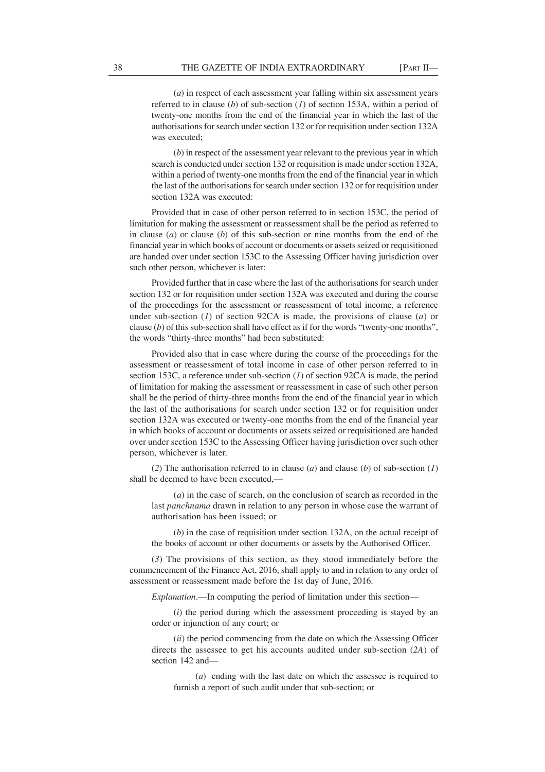(*a*) in respect of each assessment year falling within six assessment years referred to in clause (*b*) of sub-section (*1*) of section 153A, within a period of twenty-one months from the end of the financial year in which the last of the authorisations for search under section 132 or for requisition under section 132A was executed;

(*b*) in respect of the assessment year relevant to the previous year in which search is conducted under section 132 or requisition is made under section 132A, within a period of twenty-one months from the end of the financial year in which the last of the authorisations for search under section 132 or for requisition under section 132A was executed:

Provided that in case of other person referred to in section 153C, the period of limitation for making the assessment or reassessment shall be the period as referred to in clause (*a*) or clause (*b*) of this sub-section or nine months from the end of the financial year in which books of account or documents or assets seized or requisitioned are handed over under section 153C to the Assessing Officer having jurisdiction over such other person, whichever is later:

Provided further that in case where the last of the authorisations for search under section 132 or for requisition under section 132A was executed and during the course of the proceedings for the assessment or reassessment of total income, a reference under sub-section (*1*) of section 92CA is made, the provisions of clause (*a*) or clause (*b*) of this sub-section shall have effect as if for the words "twenty-one months", the words "thirty-three months" had been substituted:

Provided also that in case where during the course of the proceedings for the assessment or reassessment of total income in case of other person referred to in section 153C, a reference under sub-section (*1*) of section 92CA is made, the period of limitation for making the assessment or reassessment in case of such other person shall be the period of thirty-three months from the end of the financial year in which the last of the authorisations for search under section 132 or for requisition under section 132A was executed or twenty-one months from the end of the financial year in which books of account or documents or assets seized or requisitioned are handed over under section 153C to the Assessing Officer having jurisdiction over such other person, whichever is later.

(*2*) The authorisation referred to in clause (*a*) and clause (*b*) of sub-section (*1*) shall be deemed to have been executed,—

(*a*) in the case of search, on the conclusion of search as recorded in the last *panchnama* drawn in relation to any person in whose case the warrant of authorisation has been issued; or

(*b*) in the case of requisition under section 132A, on the actual receipt of the books of account or other documents or assets by the Authorised Officer.

(*3*) The provisions of this section, as they stood immediately before the commencement of the Finance Act, 2016, shall apply to and in relation to any order of assessment or reassessment made before the 1st day of June, 2016.

*Explanation*.—In computing the period of limitation under this section—

(*i*) the period during which the assessment proceeding is stayed by an order or injunction of any court; or

(*ii*) the period commencing from the date on which the Assessing Officer directs the assessee to get his accounts audited under sub-section (*2A*) of section 142 and—

(*a*) ending with the last date on which the assessee is required to furnish a report of such audit under that sub-section; or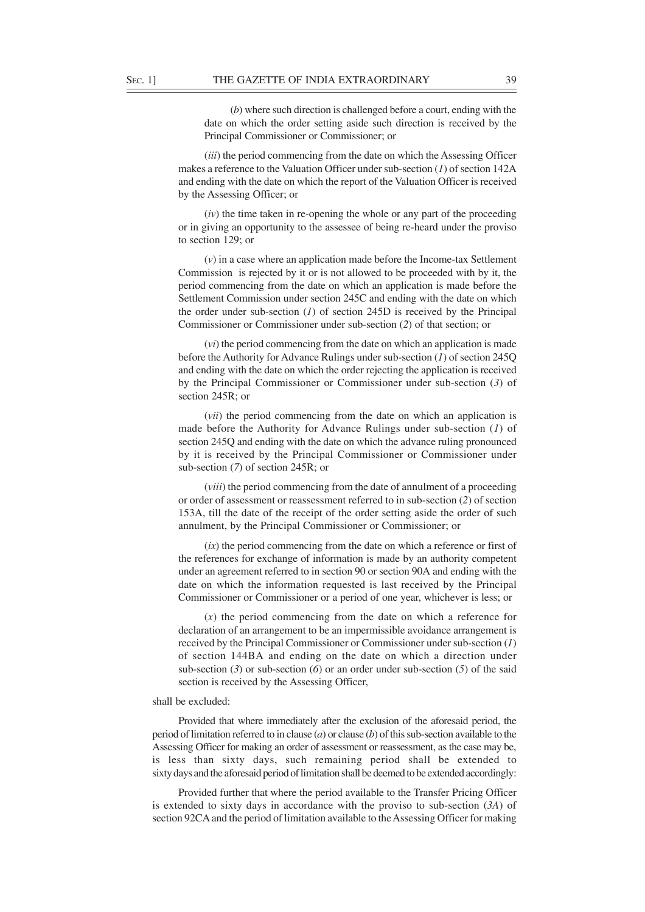(*b*) where such direction is challenged before a court, ending with the date on which the order setting aside such direction is received by the Principal Commissioner or Commissioner; or

(*iii*) the period commencing from the date on which the Assessing Officer makes a reference to the Valuation Officer under sub-section (*1*) of section 142A and ending with the date on which the report of the Valuation Officer is received by the Assessing Officer; or

(*iv*) the time taken in re-opening the whole or any part of the proceeding or in giving an opportunity to the assessee of being re-heard under the proviso to section 129; or

(*v*) in a case where an application made before the Income-tax Settlement Commission is rejected by it or is not allowed to be proceeded with by it, the period commencing from the date on which an application is made before the Settlement Commission under section 245C and ending with the date on which the order under sub-section (*1*) of section 245D is received by the Principal Commissioner or Commissioner under sub-section (*2*) of that section; or

(*vi*) the period commencing from the date on which an application is made before the Authority for Advance Rulings under sub-section (*1*) of section 245Q and ending with the date on which the order rejecting the application is received by the Principal Commissioner or Commissioner under sub-section (*3*) of section 245R; or

(*vii*) the period commencing from the date on which an application is made before the Authority for Advance Rulings under sub-section (*1*) of section 245Q and ending with the date on which the advance ruling pronounced by it is received by the Principal Commissioner or Commissioner under sub-section (*7*) of section 245R; or

(*viii*) the period commencing from the date of annulment of a proceeding or order of assessment or reassessment referred to in sub-section (*2*) of section 153A, till the date of the receipt of the order setting aside the order of such annulment, by the Principal Commissioner or Commissioner; or

(*ix*) the period commencing from the date on which a reference or first of the references for exchange of information is made by an authority competent under an agreement referred to in section 90 or section 90A and ending with the date on which the information requested is last received by the Principal Commissioner or Commissioner or a period of one year, whichever is less; or

(*x*) the period commencing from the date on which a reference for declaration of an arrangement to be an impermissible avoidance arrangement is received by the Principal Commissioner or Commissioner under sub-section (*1*) of section 144BA and ending on the date on which a direction under sub-section (*3*) or sub-section (*6*) or an order under sub-section (*5*) of the said section is received by the Assessing Officer,

shall be excluded:

Provided that where immediately after the exclusion of the aforesaid period, the period of limitation referred to in clause (*a*) or clause (*b*) of this sub-section available to the Assessing Officer for making an order of assessment or reassessment, as the case may be, is less than sixty days, such remaining period shall be extended to sixty days and the aforesaid period of limitation shall be deemed to be extended accordingly:

Provided further that where the period available to the Transfer Pricing Officer is extended to sixty days in accordance with the proviso to sub-section (*3A*) of section 92CA and the period of limitation available to the Assessing Officer for making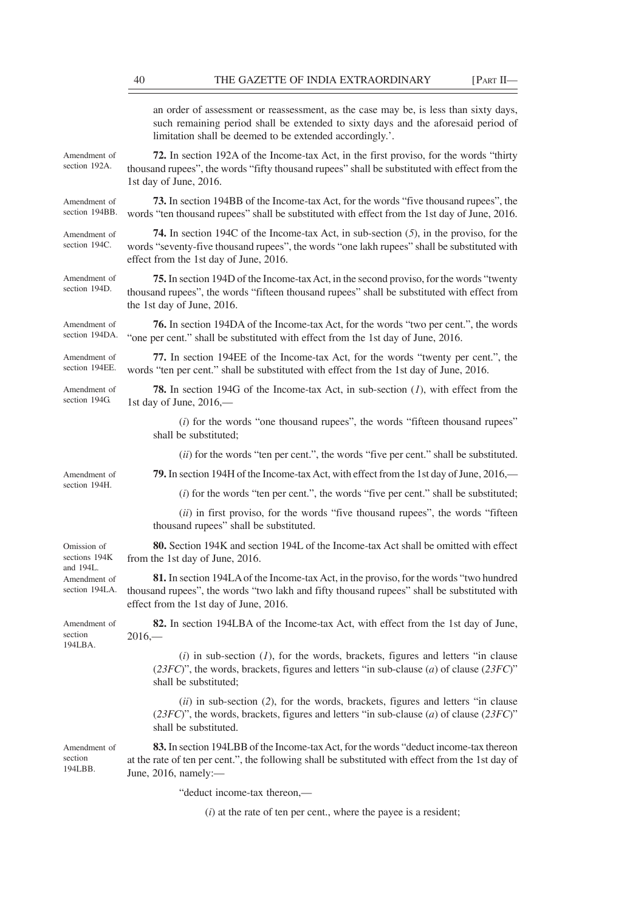an order of assessment or reassessment, as the case may be, is less than sixty days, such remaining period shall be extended to sixty days and the aforesaid period of limitation shall be deemed to be extended accordingly.'.

Amendment of section 192A.

**72.** In section 192A of the Income-tax Act, in the first proviso, for the words "thirty thousand rupees", the words "fifty thousand rupees" shall be substituted with effect from the 1st day of June, 2016.

Amendment of section 194BB.

**73.** In section 194BB of the Income-tax Act, for the words "five thousand rupees", the words "ten thousand rupees" shall be substituted with effect from the 1st day of June, 2016.

Amendment of section 194C.

**74.** In section 194C of the Income-tax Act, in sub-section (*5*), in the proviso, for the words "seventy-five thousand rupees", the words "one lakh rupees" shall be substituted with effect from the 1st day of June, 2016.

Amendment of section 194D.

**75.** In section 194D of the Income-tax Act, in the second proviso, for the words "twenty thousand rupees", the words "fifteen thousand rupees" shall be substituted with effect from the 1st day of June, 2016.

Amendment of section 194DA.

**76.** In section 194DA of the Income-tax Act, for the words "two per cent.", the words "one per cent." shall be substituted with effect from the 1st day of June, 2016.

Amendment of section 194EE.

**77.** In section 194EE of the Income-tax Act, for the words "twenty per cent.", the words "ten per cent." shall be substituted with effect from the 1st day of June, 2016.

Amendment of section 194G.

**78.** In section 194G of the Income-tax Act, in sub-section (*1*), with effect from the 1st day of June, 2016,—

(*i*) for the words "one thousand rupees", the words "fifteen thousand rupees" shall be substituted;

(*ii*) for the words "ten per cent.", the words "five per cent." shall be substituted.

Amendment of section 194H.

**79.** In section 194H of the Income-tax Act, with effect from the 1st day of June, 2016,—

(*i*) for the words "ten per cent.", the words "five per cent." shall be substituted;

(*ii*) in first proviso, for the words "five thousand rupees", the words "fifteen thousand rupees" shall be substituted.

Omission of sections 194K and 194L.

**80.** Section 194K and section 194L of the Income-tax Act shall be omitted with effect from the 1st day of June, 2016.

Amendment of section 194LA.

**81.** In section 194LA of the Income-tax Act, in the proviso, for the words "two hundred thousand rupees", the words "two lakh and fifty thousand rupees" shall be substituted with effect from the 1st day of June, 2016.

Amendment of section 194LBA.

**82.** In section 194LBA of the Income-tax Act, with effect from the 1st day of June, 2016,—

(*i*) in sub-section (*1*), for the words, brackets, figures and letters "in clause (*23FC*)", the words, brackets, figures and letters "in sub-clause (*a*) of clause (*23FC*)" shall be substituted;

(*ii*) in sub-section (*2*), for the words, brackets, figures and letters "in clause (*23FC*)", the words, brackets, figures and letters "in sub-clause (*a*) of clause (*23FC*)" shall be substituted.

Amendment of section 194LBB.

**83.** In section 194LBB of the Income-tax Act, for the words "deduct income-tax thereon at the rate of ten per cent.", the following shall be substituted with effect from the 1st day of June, 2016, namely:—

"deduct income-tax thereon,—

(*i*) at the rate of ten per cent., where the payee is a resident;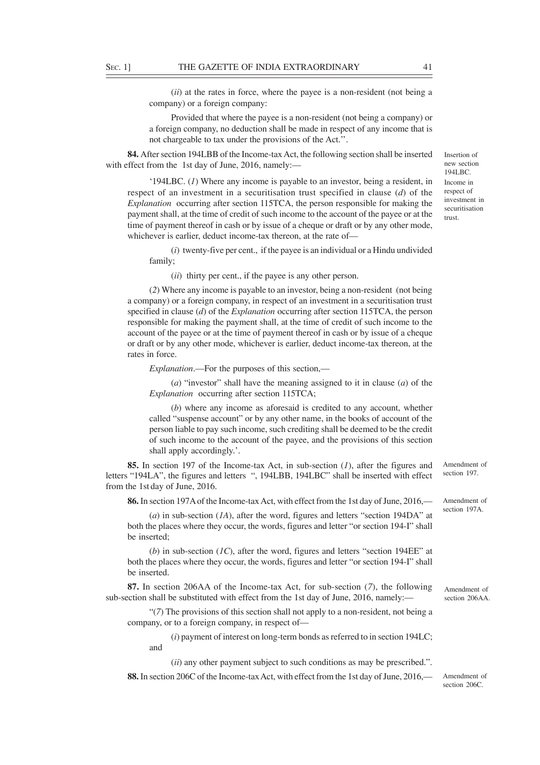(*ii*) at the rates in force, where the payee is a non-resident (not being a company) or a foreign company:

Provided that where the payee is a non-resident (not being a company) or a foreign company, no deduction shall be made in respect of any income that is not chargeable to tax under the provisions of the Act.''.

**84.** After section 194LBB of the Income-tax Act, the following section shall be inserted with effect from the 1st day of June, 2016, namely:—

Insertion of new section 194LBC.

Income in respect of investment in securitisation trust.

'194LBC. (*1*) Where any income is payable to an investor, being a resident, in respect of an investment in a securitisation trust specified in clause (*d*) of the *Explanation* occurring after section 115TCA, the person responsible for making the payment shall, at the time of credit of such income to the account of the payee or at the time of payment thereof in cash or by issue of a cheque or draft or by any other mode, whichever is earlier, deduct income-tax thereon, at the rate of—

(*i*) twenty-five per cent., if the payee is an individual or a Hindu undivided family;

(*ii*) thirty per cent., if the payee is any other person.

(*2*) Where any income is payable to an investor, being a non-resident (not being a company) or a foreign company, in respect of an investment in a securitisation trust specified in clause (*d*) of the *Explanation* occurring after section 115TCA, the person responsible for making the payment shall, at the time of credit of such income to the account of the payee or at the time of payment thereof in cash or by issue of a cheque or draft or by any other mode, whichever is earlier, deduct income-tax thereon, at the rates in force.

*Explanation*.—For the purposes of this section,—

(*a*) "investor" shall have the meaning assigned to it in clause (*a*) of the *Explanation* occurring after section 115TCA;

(*b*) where any income as aforesaid is credited to any account, whether called "suspense account" or by any other name, in the books of account of the person liable to pay such income, such crediting shall be deemed to be the credit of such income to the account of the payee, and the provisions of this section shall apply accordingly.'.

Amendment of section 197.

**85.** In section 197 of the Income-tax Act, in sub-section (*1*), after the figures and letters "194LA", the figures and letters ", 194LBB, 194LBC" shall be inserted with effect from the 1st day of June, 2016.

Amendment of section 197A.

**86.** In section 197A of the Income-tax Act, with effect from the 1st day of June, 2016,—

(*a*) in sub-section (*1A*), after the word, figures and letters "section 194DA" at both the places where they occur, the words, figures and letter "or section 194-I" shall be inserted;

(*b*) in sub-section (*1C*), after the word, figures and letters "section 194EE" at both the places where they occur, the words, figures and letter "or section 194-I" shall be inserted.

Amendment of section 206AA.

**87.** In section 206AA of the Income-tax Act, for sub-section (*7*), the following sub-section shall be substituted with effect from the 1st day of June, 2016, namely:—

"(*7*) The provisions of this section shall not apply to a non-resident, not being a company, or to a foreign company, in respect of—

(*i*) payment of interest on long-term bonds as referred to in section 194LC; and

(*ii*) any other payment subject to such conditions as may be prescribed.".

Amendment of section 206C.

**88.** In section 206C of the Income-tax Act, with effect from the 1st day of June, 2016,—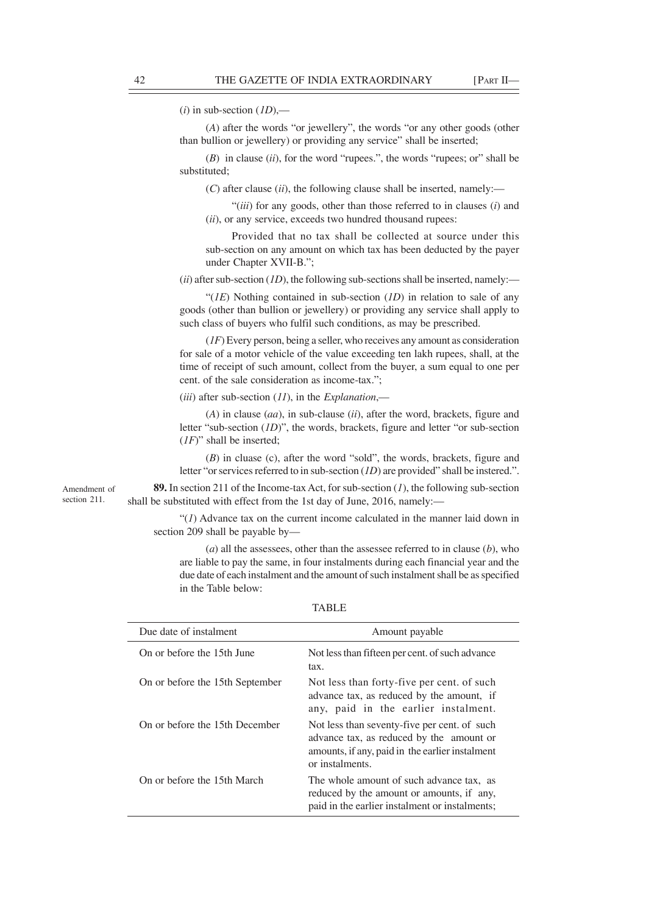(*i*) in sub-section (*1D*),—

(*A*) after the words "or jewellery", the words "or any other goods (other than bullion or jewellery) or providing any service" shall be inserted;

(*B*) in clause (*ii*), for the word "rupees.", the words "rupees; or" shall be substituted;

(*C*) after clause (*ii*), the following clause shall be inserted, namely:—

"(*iii*) for any goods, other than those referred to in clauses (*i*) and (*ii*), or any service, exceeds two hundred thousand rupees:

Provided that no tax shall be collected at source under this sub-section on any amount on which tax has been deducted by the payer under Chapter XVII-B.";

(*ii*) after sub-section (*1D*), the following sub-sections shall be inserted, namely:—

"(*1E*) Nothing contained in sub-section (*1D*) in relation to sale of any goods (other than bullion or jewellery) or providing any service shall apply to such class of buyers who fulfil such conditions, as may be prescribed.

(*1F*) Every person, being a seller, who receives any amount as consideration for sale of a motor vehicle of the value exceeding ten lakh rupees, shall, at the time of receipt of such amount, collect from the buyer, a sum equal to one per cent. of the sale consideration as income-tax.";

(*iii*) after sub-section (*11*), in the *Explanation*,—

(*A*) in clause (*aa*), in sub-clause (*ii*), after the word, brackets, figure and letter "sub-section (*1D*)", the words, brackets, figure and letter "or sub-section (*1F*)" shall be inserted;

(*B*) in cluase (c), after the word "sold", the words, brackets, figure and letter "or services referred to in sub-section (*1D*) are provided" shall be instered.".

Amendment of section 211.

**89.** In section 211 of the Income-tax Act, for sub-section (*1*), the following sub-section shall be substituted with effect from the 1st day of June, 2016, namely:—

"(*1*) Advance tax on the current income calculated in the manner laid down in section 209 shall be payable by—

(*a*) all the assessees, other than the assessee referred to in clause (*b*), who are liable to pay the same, in four instalments during each financial year and the due date of each instalment and the amount of such instalment shall be as specified in the Table below:

TABLE

| Due date of instalment | Amount payable |
|---|---|
| On or before the 15th June | Not less than fifteen per cent. of such advance tax. |
| On or before the 15th September | Not less than forty-five per cent. of such advance tax, as reduced by the amount, if any, paid in the earlier instalment. |
| On or before the 15th December | Not less than seventy-five per cent. of such advance tax, as reduced by the amount or amounts, if any, paid in the earlier instalment or instalments. |
| On or before the 15th March | The whole amount of such advance tax, as reduced by the amount or amounts, if any, paid in the earlier instalment or instalments; |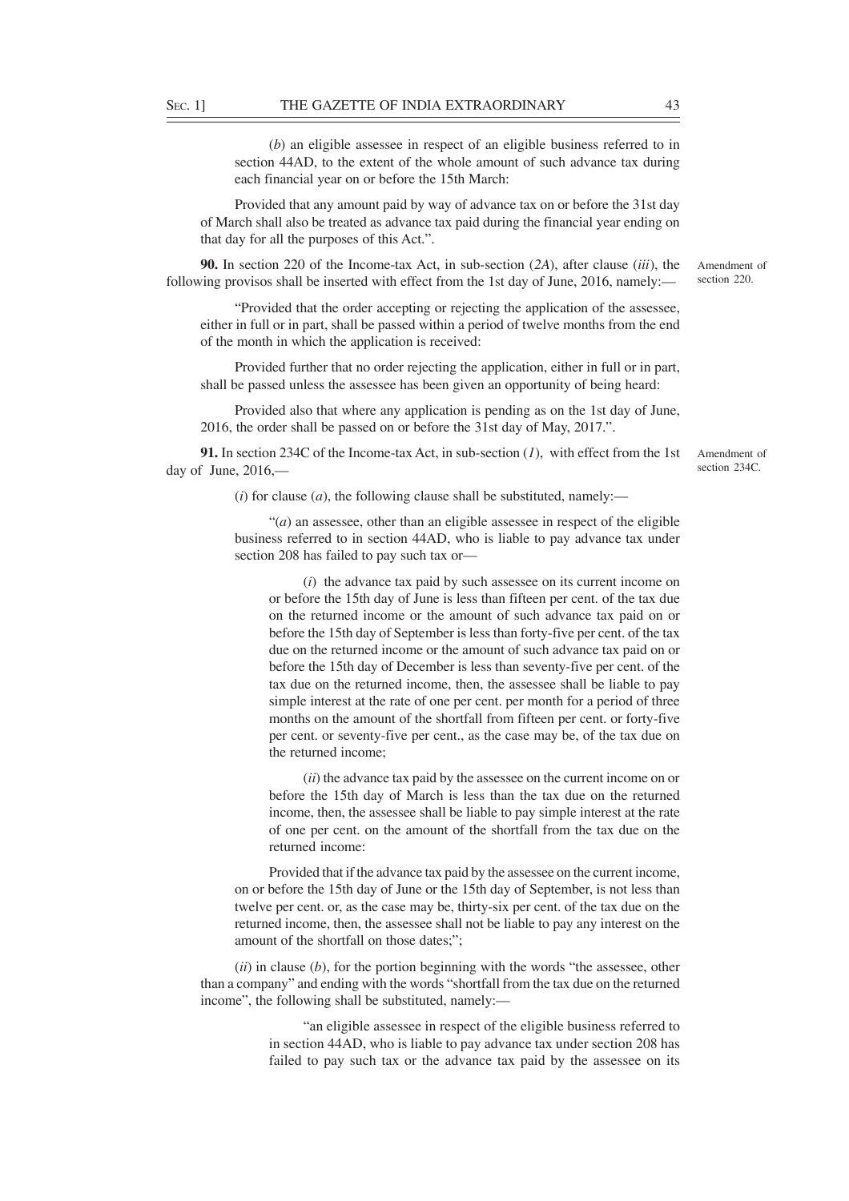(*b*) an eligible assessee in respect of an eligible business referred to in section 44AD, to the extent of the whole amount of such advance tax during each financial year on or before the 15th March:

Provided that any amount paid by way of advance tax on or before the 31st day of March shall also be treated as advance tax paid during the financial year ending on that day for all the purposes of this Act.".

Amendment of section 220.

**90.** In section 220 of the Income-tax Act, in sub-section (*2A*), after clause (*iii*), the following provisos shall be inserted with effect from the 1st day of June, 2016, namely:—

"Provided that the order accepting or rejecting the application of the assessee, either in full or in part, shall be passed within a period of twelve months from the end of the month in which the application is received:

Provided further that no order rejecting the application, either in full or in part, shall be passed unless the assessee has been given an opportunity of being heard:

Provided also that where any application is pending as on the 1st day of June, 2016, the order shall be passed on or before the 31st day of May, 2017.".

Amendment of section 234C.

**91.** In section 234C of the Income-tax Act, in sub-section (*1*), with effect from the 1st day of June, 2016,—

(*i*) for clause (*a*), the following clause shall be substituted, namely:—

"(*a*) an assessee, other than an eligible assessee in respect of the eligible business referred to in section 44AD, who is liable to pay advance tax under section 208 has failed to pay such tax or—

(*i*) the advance tax paid by such assessee on its current income on or before the 15th day of June is less than fifteen per cent. of the tax due on the returned income or the amount of such advance tax paid on or before the 15th day of September is less than forty-five per cent. of the tax due on the returned income or the amount of such advance tax paid on or before the 15th day of December is less than seventy-five per cent. of the tax due on the returned income, then, the assessee shall be liable to pay simple interest at the rate of one per cent. per month for a period of three months on the amount of the shortfall from fifteen per cent. or forty-five per cent. or seventy-five per cent., as the case may be, of the tax due on the returned income;

(*ii*) the advance tax paid by the assessee on the current income on or before the 15th day of March is less than the tax due on the returned income, then, the assessee shall be liable to pay simple interest at the rate of one per cent. on the amount of the shortfall from the tax due on the returned income:

Provided that if the advance tax paid by the assessee on the current income, on or before the 15th day of June or the 15th day of September, is not less than twelve per cent. or, as the case may be, thirty-six per cent. of the tax due on the returned income, then, the assessee shall not be liable to pay any interest on the amount of the shortfall on those dates;";

(*ii*) in clause (*b*), for the portion beginning with the words "the assessee, other than a company" and ending with the words "shortfall from the tax due on the returned income", the following shall be substituted, namely:—

"an eligible assessee in respect of the eligible business referred to in section 44AD, who is liable to pay advance tax under section 208 has failed to pay such tax or the advance tax paid by the assessee on its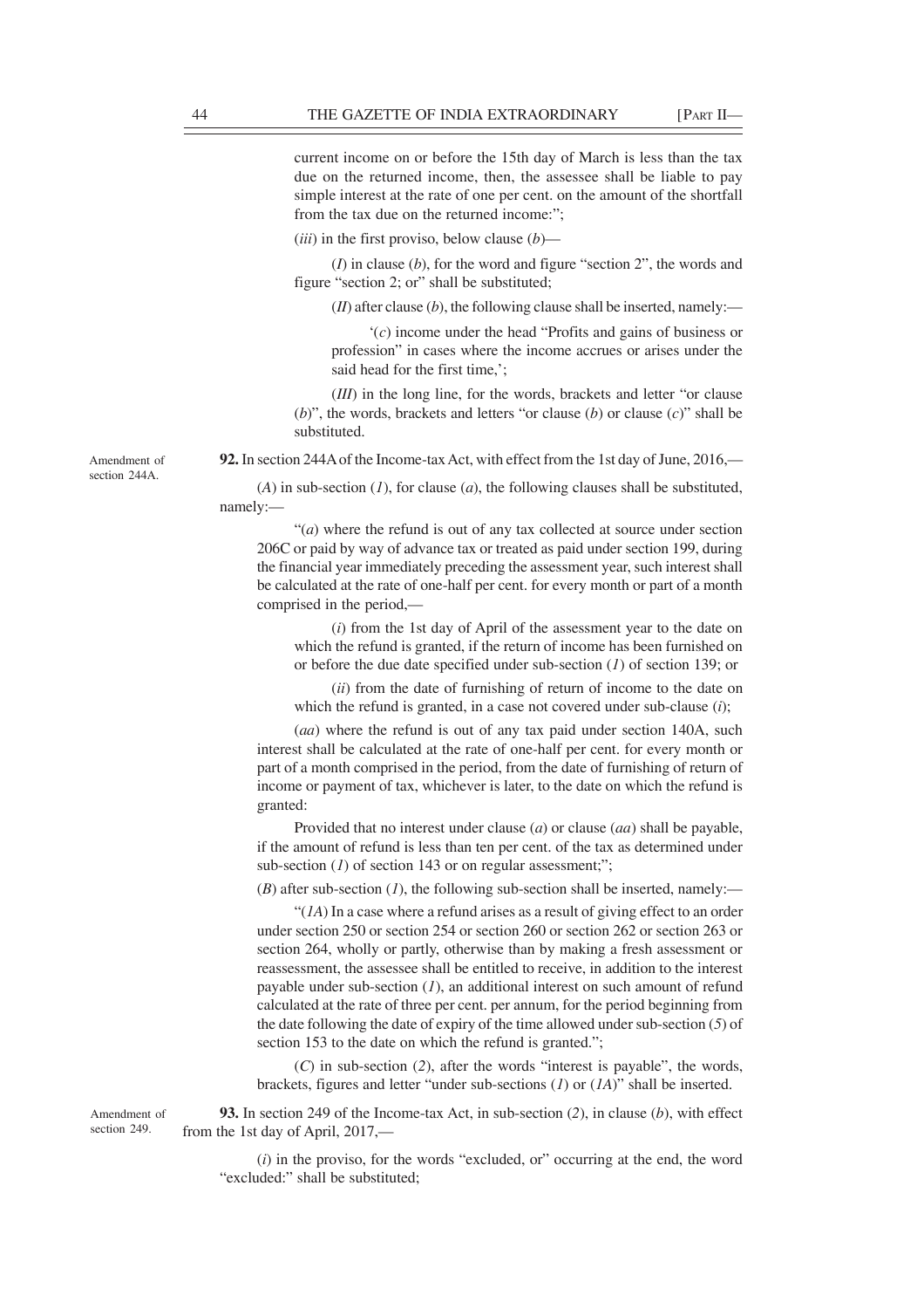current income on or before the 15th day of March is less than the tax due on the returned income, then, the assessee shall be liable to pay simple interest at the rate of one per cent. on the amount of the shortfall from the tax due on the returned income:";

(*iii*) in the first proviso, below clause (*b*)—

(*I*) in clause (*b*), for the word and figure "section 2", the words and figure "section 2; or" shall be substituted;

(*II*) after clause (*b*), the following clause shall be inserted, namely:—

'(*c*) income under the head "Profits and gains of business or profession" in cases where the income accrues or arises under the said head for the first time,';

(*III*) in the long line, for the words, brackets and letter "or clause (*b*)", the words, brackets and letters "or clause (*b*) or clause (*c*)" shall be substituted.

Amendment of section 244A.

**92.** In section 244A of the Income-tax Act, with effect from the 1st day of June, 2016,—

(*A*) in sub-section (*1*), for clause (*a*), the following clauses shall be substituted, namely:—

"(*a*) where the refund is out of any tax collected at source under section 206C or paid by way of advance tax or treated as paid under section 199, during the financial year immediately preceding the assessment year, such interest shall be calculated at the rate of one-half per cent. for every month or part of a month comprised in the period,—

(*i*) from the 1st day of April of the assessment year to the date on which the refund is granted, if the return of income has been furnished on or before the due date specified under sub-section (*1*) of section 139; or

(*ii*) from the date of furnishing of return of income to the date on which the refund is granted, in a case not covered under sub-clause (*i*);

(*aa*) where the refund is out of any tax paid under section 140A, such interest shall be calculated at the rate of one-half per cent. for every month or part of a month comprised in the period, from the date of furnishing of return of income or payment of tax, whichever is later, to the date on which the refund is granted:

Provided that no interest under clause (*a*) or clause (*aa*) shall be payable, if the amount of refund is less than ten per cent. of the tax as determined under sub-section (*1*) of section 143 or on regular assessment;";

(*B*) after sub-section (*1*), the following sub-section shall be inserted, namely:—

"(*1A*) In a case where a refund arises as a result of giving effect to an order under section 250 or section 254 or section 260 or section 262 or section 263 or section 264, wholly or partly, otherwise than by making a fresh assessment or reassessment, the assessee shall be entitled to receive, in addition to the interest payable under sub-section (*1*), an additional interest on such amount of refund calculated at the rate of three per cent. per annum, for the period beginning from the date following the date of expiry of the time allowed under sub-section (*5*) of section 153 to the date on which the refund is granted.";

(*C*) in sub-section (*2*), after the words "interest is payable", the words, brackets, figures and letter "under sub-sections (*1*) or (*1A*)" shall be inserted.

Amendment of section 249.

**93.** In section 249 of the Income-tax Act, in sub-section (*2*), in clause (*b*), with effect from the 1st day of April, 2017,—

(*i*) in the proviso, for the words "excluded, or" occurring at the end, the word "excluded:" shall be substituted;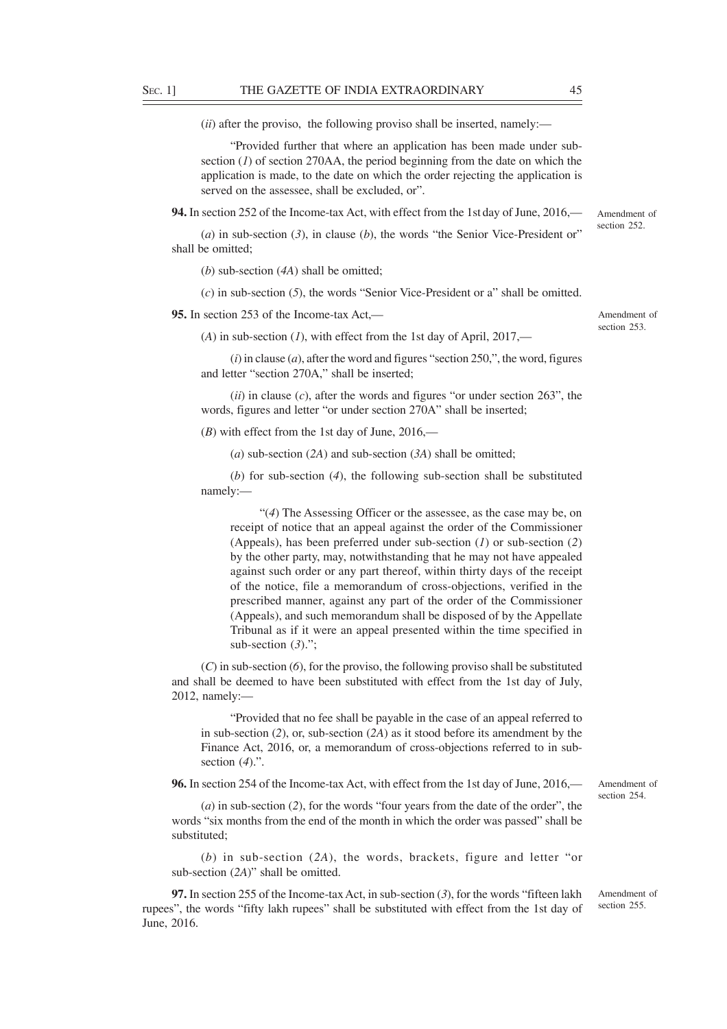(*ii*) after the proviso, the following proviso shall be inserted, namely:—

"Provided further that where an application has been made under sub-section (*1*) of section 270AA, the period beginning from the date on which the application is made, to the date on which the order rejecting the application is served on the assessee, shall be excluded, or".

**94.** In section 252 of the Income-tax Act, with effect from the 1st day of June, 2016,—

Amendment of section 252.

(*a*) in sub-section (*3*), in clause (*b*), the words "the Senior Vice-President or" shall be omitted;

(*b*) sub-section (*4A*) shall be omitted;

(*c*) in sub-section (*5*), the words "Senior Vice-President or a" shall be omitted.

**95.** In section 253 of the Income-tax Act,—

Amendment of section 253.

(*A*) in sub-section (*1*), with effect from the 1st day of April, 2017,—

(*i*) in clause (*a*), after the word and figures "section 250,", the word, figures and letter "section 270A," shall be inserted;

(*ii*) in clause (*c*), after the words and figures "or under section 263", the words, figures and letter "or under section 270A" shall be inserted;

(*B*) with effect from the 1st day of June, 2016,—

(*a*) sub-section (*2A*) and sub-section (*3A*) shall be omitted;

(*b*) for sub-section (*4*), the following sub-section shall be substituted namely:—

"(*4*) The Assessing Officer or the assessee, as the case may be, on receipt of notice that an appeal against the order of the Commissioner (Appeals), has been preferred under sub-section (*1*) or sub-section (*2*) by the other party, may, notwithstanding that he may not have appealed against such order or any part thereof, within thirty days of the receipt of the notice, file a memorandum of cross-objections, verified in the prescribed manner, against any part of the order of the Commissioner (Appeals), and such memorandum shall be disposed of by the Appellate Tribunal as if it were an appeal presented within the time specified in sub-section (*3*).";

(*C*) in sub-section (*6*), for the proviso, the following proviso shall be substituted and shall be deemed to have been substituted with effect from the 1st day of July, 2012, namely:—

"Provided that no fee shall be payable in the case of an appeal referred to in sub-section (*2*), or, sub-section (*2A*) as it stood before its amendment by the Finance Act, 2016, or, a memorandum of cross-objections referred to in sub-section (*4*).".

**96.** In section 254 of the Income-tax Act, with effect from the 1st day of June, 2016,—

Amendment of section 254.

(*a*) in sub-section (*2*), for the words "four years from the date of the order", the words "six months from the end of the month in which the order was passed" shall be substituted;

(*b*) in sub-section (*2A*), the words, brackets, figure and letter "or sub-section (*2A*)" shall be omitted.

**97.** In section 255 of the Income-tax Act, in sub-section (*3*), for the words "fifteen lakh rupees", the words "fifty lakh rupees" shall be substituted with effect from the 1st day of June, 2016.

Amendment of section 255.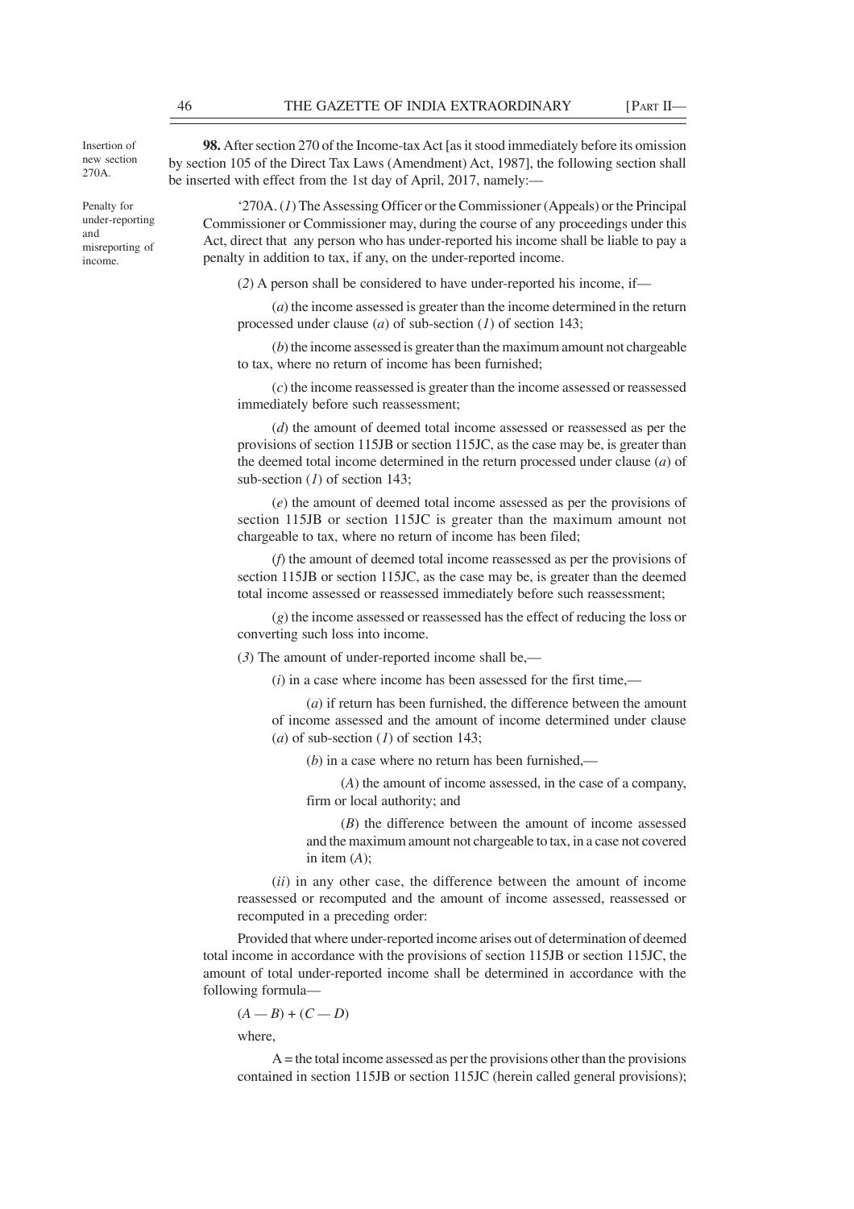*Insertion of new section 270A.*

**98.** After section 270 of the Income-tax Act [as it stood immediately before its omission by section 105 of the Direct Tax Laws (Amendment) Act, 1987], the following section shall be inserted with effect from the 1st day of April, 2017, namely:—

*Penalty for under-reporting and misreporting of income.*

'270A. (*1*) The Assessing Officer or the Commissioner (Appeals) or the Principal Commissioner or Commissioner may, during the course of any proceedings under this Act, direct that any person who has under-reported his income shall be liable to pay a penalty in addition to tax, if any, on the under-reported income.

(*2*) A person shall be considered to have under-reported his income, if—

(*a*) the income assessed is greater than the income determined in the return processed under clause (*a*) of sub-section (*1*) of section 143;

(*b*) the income assessed is greater than the maximum amount not chargeable to tax, where no return of income has been furnished;

(*c*) the income reassessed is greater than the income assessed or reassessed immediately before such reassessment;

(*d*) the amount of deemed total income assessed or reassessed as per the provisions of section 115JB or section 115JC, as the case may be, is greater than the deemed total income determined in the return processed under clause (*a*) of sub-section (*1*) of section 143;

(*e*) the amount of deemed total income assessed as per the provisions of section 115JB or section 115JC is greater than the maximum amount not chargeable to tax, where no return of income has been filed;

(*f*) the amount of deemed total income reassessed as per the provisions of section 115JB or section 115JC, as the case may be, is greater than the deemed total income assessed or reassessed immediately before such reassessment;

(*g*) the income assessed or reassessed has the effect of reducing the loss or converting such loss into income.

(*3*) The amount of under-reported income shall be,—

(*i*) in a case where income has been assessed for the first time,—

(*a*) if return has been furnished, the difference between the amount of income assessed and the amount of income determined under clause (*a*) of sub-section (*1*) of section 143;

(*b*) in a case where no return has been furnished,—

(*A*) the amount of income assessed, in the case of a company, firm or local authority; and

(*B*) the difference between the amount of income assessed and the maximum amount not chargeable to tax, in a case not covered in item (*A*);

(*ii*) in any other case, the difference between the amount of income reassessed or recomputed and the amount of income assessed, reassessed or recomputed in a preceding order:

Provided that where under-reported income arises out of determination of deemed total income in accordance with the provisions of section 115JB or section 115JC, the amount of total under-reported income shall be determined in accordance with the following formula—

$(A — B) + (C — D)$

where,

A = the total income assessed as per the provisions other than the provisions contained in section 115JB or section 115JC (herein called general provisions);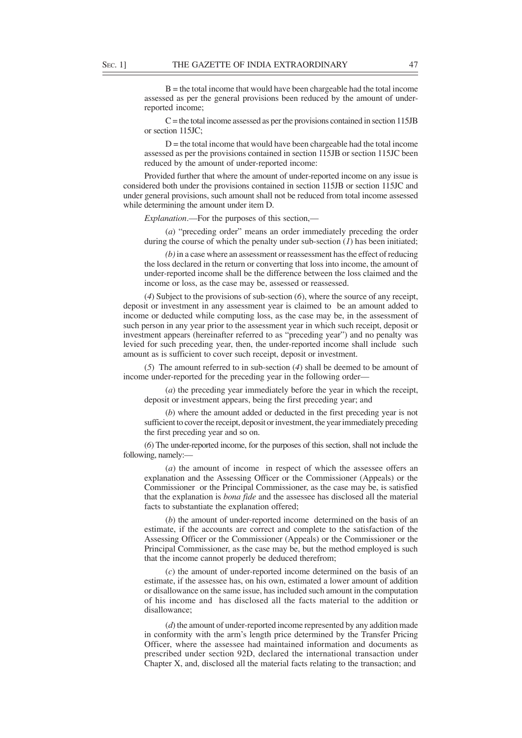B = the total income that would have been chargeable had the total income assessed as per the general provisions been reduced by the amount of under-reported income;

C = the total income assessed as per the provisions contained in section 115JB or section 115JC;

D = the total income that would have been chargeable had the total income assessed as per the provisions contained in section 115JB or section 115JC been reduced by the amount of under-reported income:

Provided further that where the amount of under-reported income on any issue is considered both under the provisions contained in section 115JB or section 115JC and under general provisions, such amount shall not be reduced from total income assessed while determining the amount under item D.

*Explanation*.—For the purposes of this section,—

(*a*) "preceding order" means an order immediately preceding the order during the course of which the penalty under sub-section (*1*) has been initiated;

*(b)* in a case where an assessment or reassessment has the effect of reducing the loss declared in the return or converting that loss into income, the amount of under-reported income shall be the difference between the loss claimed and the income or loss, as the case may be, assessed or reassessed.

(*4*) Subject to the provisions of sub-section (*6*), where the source of any receipt, deposit or investment in any assessment year is claimed to be an amount added to income or deducted while computing loss, as the case may be, in the assessment of such person in any year prior to the assessment year in which such receipt, deposit or investment appears (hereinafter referred to as "preceding year") and no penalty was levied for such preceding year, then, the under-reported income shall include such amount as is sufficient to cover such receipt, deposit or investment.

(*5*) The amount referred to in sub-section (*4*) shall be deemed to be amount of income under-reported for the preceding year in the following order—

(*a*) the preceding year immediately before the year in which the receipt, deposit or investment appears, being the first preceding year; and

(*b*) where the amount added or deducted in the first preceding year is not sufficient to cover the receipt, deposit or investment, the year immediately preceding the first preceding year and so on.

(*6*) The under-reported income, for the purposes of this section, shall not include the following, namely:—

(*a*) the amount of income in respect of which the assessee offers an explanation and the Assessing Officer or the Commissioner (Appeals) or the Commissioner or the Principal Commissioner, as the case may be, is satisfied that the explanation is *bona fide* and the assessee has disclosed all the material facts to substantiate the explanation offered;

(*b*) the amount of under-reported income determined on the basis of an estimate, if the accounts are correct and complete to the satisfaction of the Assessing Officer or the Commissioner (Appeals) or the Commissioner or the Principal Commissioner, as the case may be, but the method employed is such that the income cannot properly be deduced therefrom;

(*c*) the amount of under-reported income determined on the basis of an estimate, if the assessee has, on his own, estimated a lower amount of addition or disallowance on the same issue, has included such amount in the computation of his income and has disclosed all the facts material to the addition or disallowance;

(*d*) the amount of under-reported income represented by any addition made in conformity with the arm's length price determined by the Transfer Pricing Officer, where the assessee had maintained information and documents as prescribed under section 92D, declared the international transaction under Chapter X, and, disclosed all the material facts relating to the transaction; and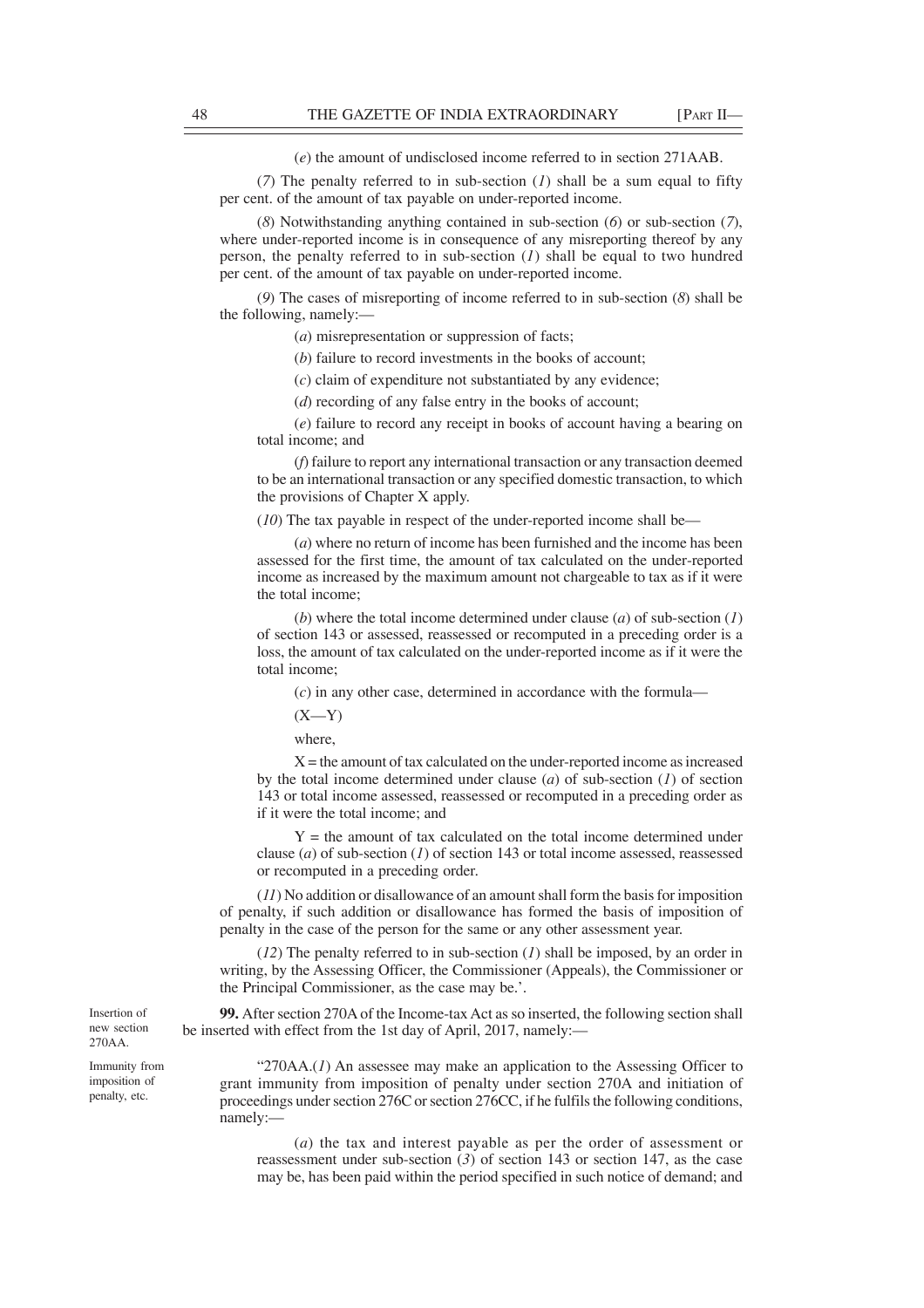(*e*) the amount of undisclosed income referred to in section 271AAB.

(*7*) The penalty referred to in sub-section (*1*) shall be a sum equal to fifty per cent. of the amount of tax payable on under-reported income.

(*8*) Notwithstanding anything contained in sub-section (*6*) or sub-section (*7*), where under-reported income is in consequence of any misreporting thereof by any person, the penalty referred to in sub-section (*1*) shall be equal to two hundred per cent. of the amount of tax payable on under-reported income.

(*9*) The cases of misreporting of income referred to in sub-section (*8*) shall be the following, namely:—

(*a*) misrepresentation or suppression of facts;

(*b*) failure to record investments in the books of account;

(*c*) claim of expenditure not substantiated by any evidence;

(*d*) recording of any false entry in the books of account;

(*e*) failure to record any receipt in books of account having a bearing on total income; and

(*f*) failure to report any international transaction or any transaction deemed to be an international transaction or any specified domestic transaction, to which the provisions of Chapter X apply.

(*10*) The tax payable in respect of the under-reported income shall be—

(*a*) where no return of income has been furnished and the income has been assessed for the first time, the amount of tax calculated on the under-reported income as increased by the maximum amount not chargeable to tax as if it were the total income;

(*b*) where the total income determined under clause (*a*) of sub-section (*1*) of section 143 or assessed, reassessed or recomputed in a preceding order is a loss, the amount of tax calculated on the under-reported income as if it were the total income;

(*c*) in any other case, determined in accordance with the formula—

(X—Y)

where,

X = the amount of tax calculated on the under-reported income as increased by the total income determined under clause (*a*) of sub-section (*1*) of section 143 or total income assessed, reassessed or recomputed in a preceding order as if it were the total income; and

Y = the amount of tax calculated on the total income determined under clause (*a*) of sub-section (*1*) of section 143 or total income assessed, reassessed or recomputed in a preceding order.

(*11*) No addition or disallowance of an amount shall form the basis for imposition of penalty, if such addition or disallowance has formed the basis of imposition of penalty in the case of the person for the same or any other assessment year.

(*12*) The penalty referred to in sub-section (*1*) shall be imposed, by an order in writing, by the Assessing Officer, the Commissioner (Appeals), the Commissioner or the Principal Commissioner, as the case may be.'.

Insertion of new section 270AA.

**99.** After section 270A of the Income-tax Act as so inserted, the following section shall be inserted with effect from the 1st day of April, 2017, namely:—

Immunity from imposition of penalty, etc.

"270AA.(*1*) An assessee may make an application to the Assessing Officer to grant immunity from imposition of penalty under section 270A and initiation of proceedings under section 276C or section 276CC, if he fulfils the following conditions, namely:—

(*a*) the tax and interest payable as per the order of assessment or reassessment under sub-section (*3*) of section 143 or section 147, as the case may be, has been paid within the period specified in such notice of demand; and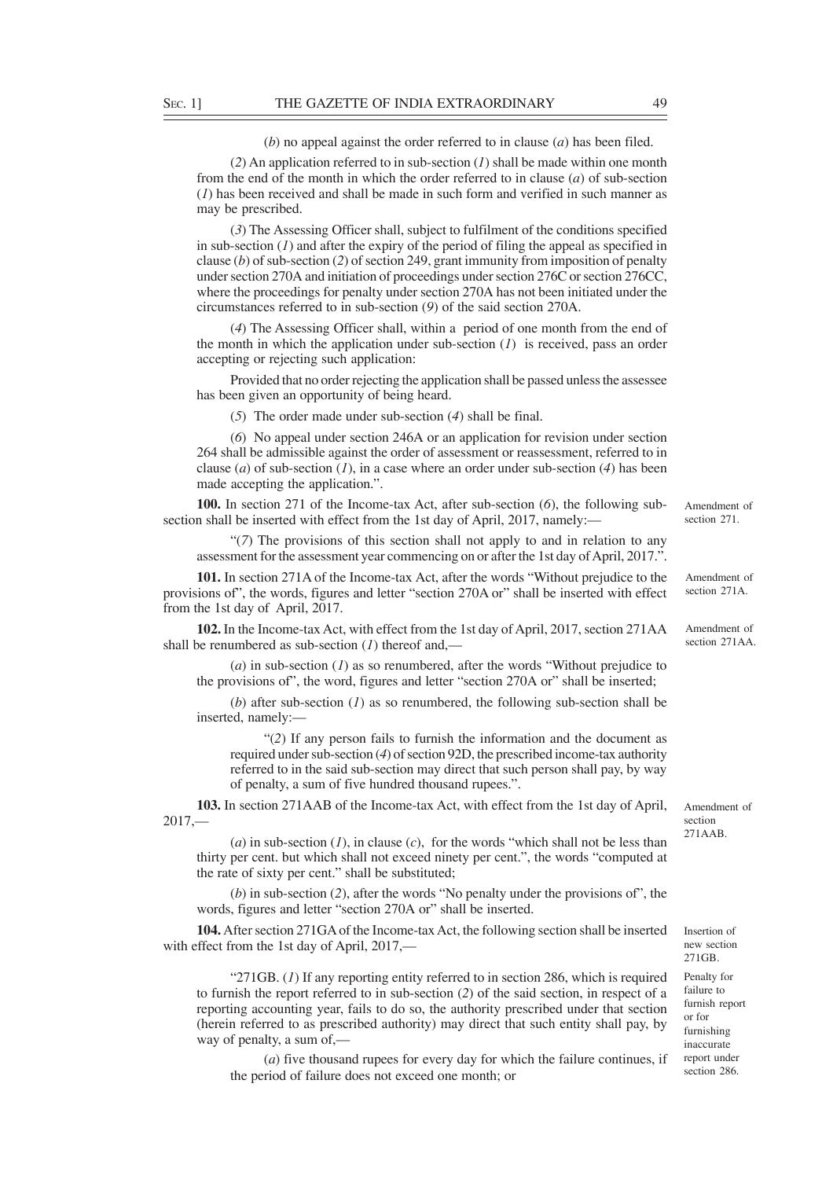(*b*) no appeal against the order referred to in clause (*a*) has been filed.

(*2*) An application referred to in sub-section (*1*) shall be made within one month from the end of the month in which the order referred to in clause (*a*) of sub-section (*1*) has been received and shall be made in such form and verified in such manner as may be prescribed.

(*3*) The Assessing Officer shall, subject to fulfilment of the conditions specified in sub-section (*1*) and after the expiry of the period of filing the appeal as specified in clause (*b*) of sub-section (*2*) of section 249, grant immunity from imposition of penalty under section 270A and initiation of proceedings under section 276C or section 276CC, where the proceedings for penalty under section 270A has not been initiated under the circumstances referred to in sub-section (*9*) of the said section 270A.

(*4*) The Assessing Officer shall, within a period of one month from the end of the month in which the application under sub-section (*1*) is received, pass an order accepting or rejecting such application:

Provided that no order rejecting the application shall be passed unless the assessee has been given an opportunity of being heard.

(*5*) The order made under sub-section (*4*) shall be final.

(*6*) No appeal under section 246A or an application for revision under section 264 shall be admissible against the order of assessment or reassessment, referred to in clause (*a*) of sub-section (*1*), in a case where an order under sub-section (*4*) has been made accepting the application.".

Amendment of section 271.

**100.** In section 271 of the Income-tax Act, after sub-section (*6*), the following sub-section shall be inserted with effect from the 1st day of April, 2017, namely:—

"(*7*) The provisions of this section shall not apply to and in relation to any assessment for the assessment year commencing on or after the 1st day of April, 2017.".

Amendment of section 271A.

**101.** In section 271A of the Income-tax Act, after the words "Without prejudice to the provisions of", the words, figures and letter "section 270A or" shall be inserted with effect from the 1st day of April, 2017.

Amendment of section 271AA.

**102.** In the Income-tax Act, with effect from the 1st day of April, 2017, section 271AA shall be renumbered as sub-section (*1*) thereof and,—

(*a*) in sub-section (*1*) as so renumbered, after the words "Without prejudice to the provisions of", the word, figures and letter "section 270A or" shall be inserted;

(*b*) after sub-section (*1*) as so renumbered, the following sub-section shall be inserted, namely:—

"(*2*) If any person fails to furnish the information and the document as required under sub-section (*4*) of section 92D, the prescribed income-tax authority referred to in the said sub-section may direct that such person shall pay, by way of penalty, a sum of five hundred thousand rupees.".

Amendment of section 271AAB.

**103.** In section 271AAB of the Income-tax Act, with effect from the 1st day of April, 2017,—

(*a*) in sub-section (*1*), in clause (*c*), for the words "which shall not be less than thirty per cent. but which shall not exceed ninety per cent.", the words "computed at the rate of sixty per cent." shall be substituted;

(*b*) in sub-section (*2*), after the words "No penalty under the provisions of", the words, figures and letter "section 270A or" shall be inserted.

Insertion of new section 271GB.

**104.** After section 271GA of the Income-tax Act, the following section shall be inserted with effect from the 1st day of April, 2017,—

Penalty for failure to furnish report or for furnishing inaccurate report under section 286.

"271GB. (*1*) If any reporting entity referred to in section 286, which is required to furnish the report referred to in sub-section (*2*) of the said section, in respect of a reporting accounting year, fails to do so, the authority prescribed under that section (herein referred to as prescribed authority) may direct that such entity shall pay, by way of penalty, a sum of,—

(*a*) five thousand rupees for every day for which the failure continues, if the period of failure does not exceed one month; or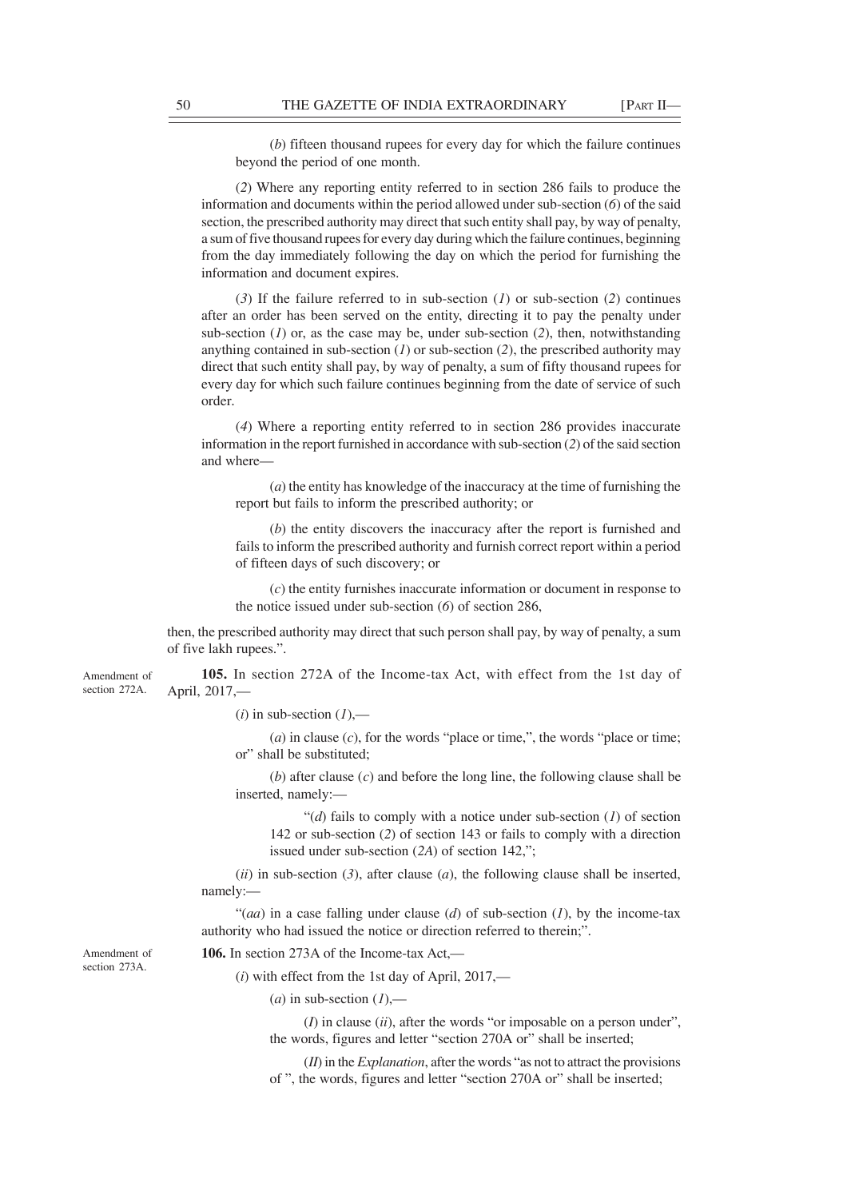(*b*) fifteen thousand rupees for every day for which the failure continues beyond the period of one month.

(*2*) Where any reporting entity referred to in section 286 fails to produce the information and documents within the period allowed under sub-section (*6*) of the said section, the prescribed authority may direct that such entity shall pay, by way of penalty, a sum of five thousand rupees for every day during which the failure continues, beginning from the day immediately following the day on which the period for furnishing the information and document expires.

(*3*) If the failure referred to in sub-section (*1*) or sub-section (*2*) continues after an order has been served on the entity, directing it to pay the penalty under sub-section (*1*) or, as the case may be, under sub-section (*2*), then, notwithstanding anything contained in sub-section (*1*) or sub-section (*2*), the prescribed authority may direct that such entity shall pay, by way of penalty, a sum of fifty thousand rupees for every day for which such failure continues beginning from the date of service of such order.

(*4*) Where a reporting entity referred to in section 286 provides inaccurate information in the report furnished in accordance with sub-section (*2*) of the said section and where—

(*a*) the entity has knowledge of the inaccuracy at the time of furnishing the report but fails to inform the prescribed authority; or

(*b*) the entity discovers the inaccuracy after the report is furnished and fails to inform the prescribed authority and furnish correct report within a period of fifteen days of such discovery; or

(*c*) the entity furnishes inaccurate information or document in response to the notice issued under sub-section (*6*) of section 286,

then, the prescribed authority may direct that such person shall pay, by way of penalty, a sum of five lakh rupees.".

Amendment of section 272A.

**105.** In section 272A of the Income-tax Act, with effect from the 1st day of April, 2017,—

(*i*) in sub-section (*1*),—

(*a*) in clause (*c*), for the words "place or time,", the words "place or time; or" shall be substituted;

(*b*) after clause (*c*) and before the long line, the following clause shall be inserted, namely:—

"(*d*) fails to comply with a notice under sub-section (*1*) of section 142 or sub-section (*2*) of section 143 or fails to comply with a direction issued under sub-section (*2A*) of section 142,";

(*ii*) in sub-section (*3*), after clause (*a*), the following clause shall be inserted, namely:—

"(*aa*) in a case falling under clause (*d*) of sub-section (*1*), by the income-tax authority who had issued the notice or direction referred to therein;".

Amendment of section 273A.

**106.** In section 273A of the Income-tax Act,—

(*i*) with effect from the 1st day of April, 2017,—

(*a*) in sub-section (*1*),—

(*I*) in clause (*ii*), after the words "or imposable on a person under", the words, figures and letter "section 270A or" shall be inserted;

(*II*) in the *Explanation*, after the words "as not to attract the provisions of ", the words, figures and letter "section 270A or" shall be inserted;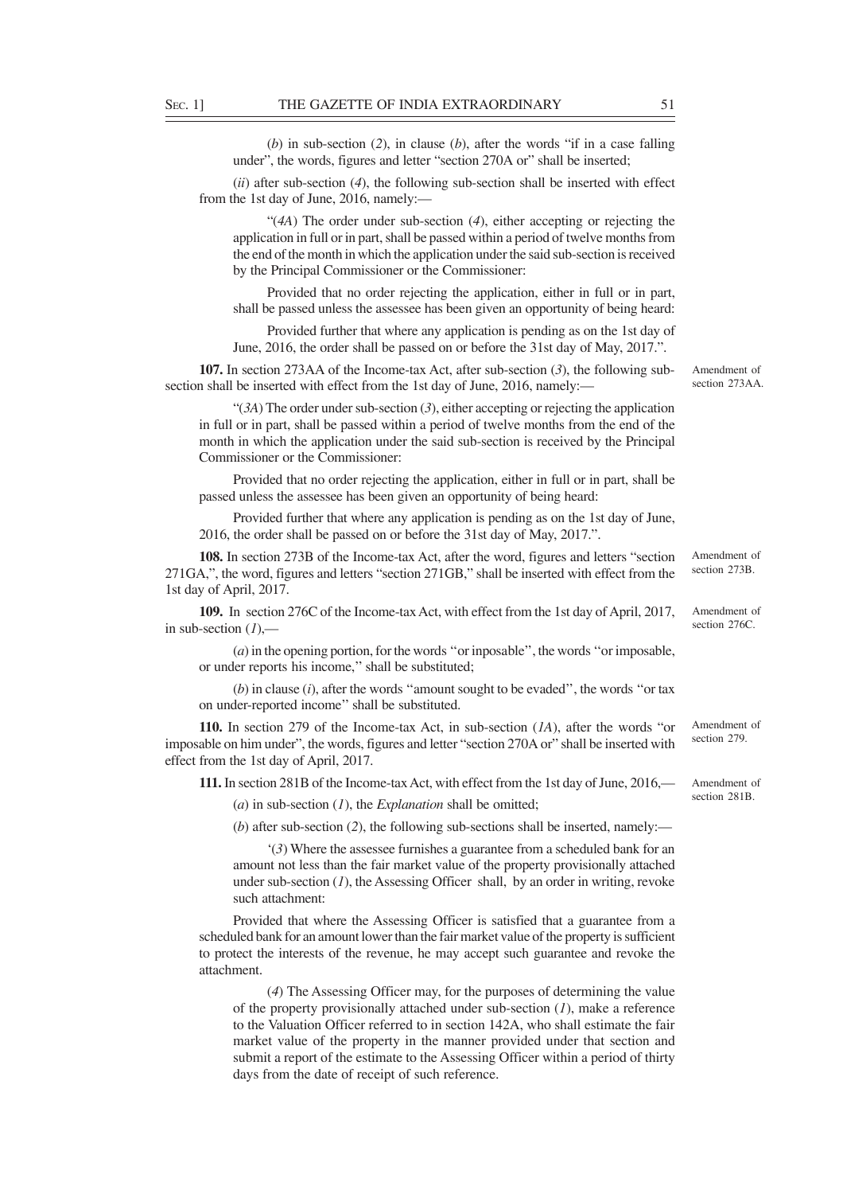(*b*) in sub-section (*2*), in clause (*b*), after the words "if in a case falling under", the words, figures and letter "section 270A or" shall be inserted;

(*ii*) after sub-section (*4*), the following sub-section shall be inserted with effect from the 1st day of June, 2016, namely:—

"(*4A*) The order under sub-section (*4*), either accepting or rejecting the application in full or in part, shall be passed within a period of twelve months from the end of the month in which the application under the said sub-section is received by the Principal Commissioner or the Commissioner:

Provided that no order rejecting the application, either in full or in part, shall be passed unless the assessee has been given an opportunity of being heard:

Provided further that where any application is pending as on the 1st day of June, 2016, the order shall be passed on or before the 31st day of May, 2017.".

Amendment of section 273AA.

**107.** In section 273AA of the Income-tax Act, after sub-section (*3*), the following sub-section shall be inserted with effect from the 1st day of June, 2016, namely:—

"(*3A*) The order under sub-section (*3*), either accepting or rejecting the application in full or in part, shall be passed within a period of twelve months from the end of the month in which the application under the said sub-section is received by the Principal Commissioner or the Commissioner:

Provided that no order rejecting the application, either in full or in part, shall be passed unless the assessee has been given an opportunity of being heard:

Provided further that where any application is pending as on the 1st day of June, 2016, the order shall be passed on or before the 31st day of May, 2017.".

Amendment of section 273B.

**108.** In section 273B of the Income-tax Act, after the word, figures and letters "section 271GA,", the word, figures and letters "section 271GB," shall be inserted with effect from the 1st day of April, 2017.

Amendment of section 276C.

**109.** In section 276C of the Income-tax Act, with effect from the 1st day of April, 2017, in sub-section (*1*),—

(*a*) in the opening portion, for the words "or inposable", the words "or imposable, or under reports his income," shall be substituted;

(*b*) in clause (*i*), after the words "amount sought to be evaded", the words "or tax on under-reported income" shall be substituted.

Amendment of section 279.

**110.** In section 279 of the Income-tax Act, in sub-section (*1A*), after the words "or imposable on him under", the words, figures and letter "section 270A or" shall be inserted with effect from the 1st day of April, 2017.

Amendment of section 281B.

**111.** In section 281B of the Income-tax Act, with effect from the 1st day of June, 2016,—

(*a*) in sub-section (*1*), the *Explanation* shall be omitted;

(*b*) after sub-section (*2*), the following sub-sections shall be inserted, namely:—

'(*3*) Where the assessee furnishes a guarantee from a scheduled bank for an amount not less than the fair market value of the property provisionally attached under sub-section (*1*), the Assessing Officer shall, by an order in writing, revoke such attachment:

Provided that where the Assessing Officer is satisfied that a guarantee from a scheduled bank for an amount lower than the fair market value of the property is sufficient to protect the interests of the revenue, he may accept such guarantee and revoke the attachment.

(*4*) The Assessing Officer may, for the purposes of determining the value of the property provisionally attached under sub-section (*1*), make a reference to the Valuation Officer referred to in section 142A, who shall estimate the fair market value of the property in the manner provided under that section and submit a report of the estimate to the Assessing Officer within a period of thirty days from the date of receipt of such reference.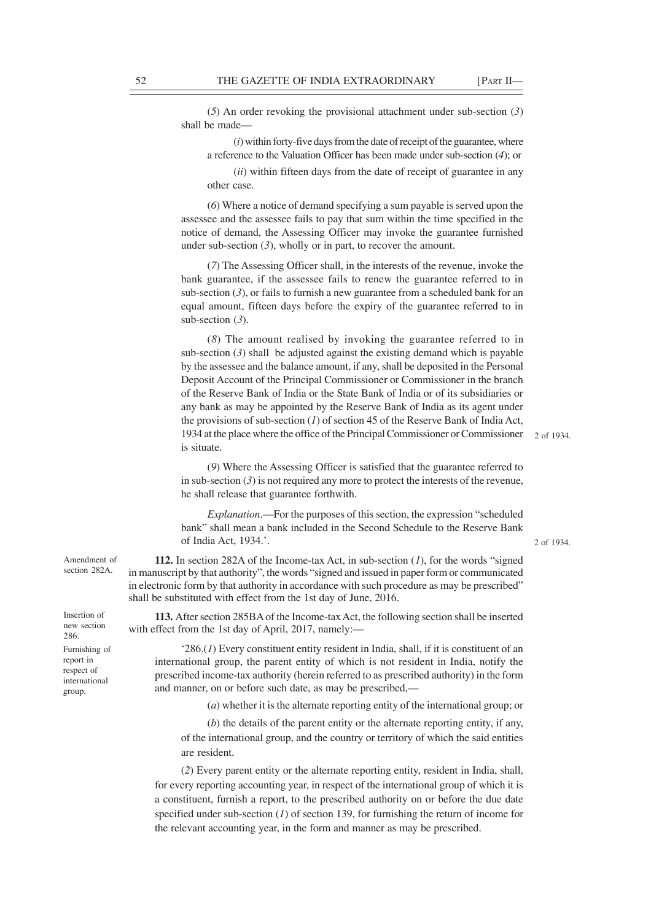(*5*) An order revoking the provisional attachment under sub-section (*3*) shall be made—

(*i*) within forty-five days from the date of receipt of the guarantee, where a reference to the Valuation Officer has been made under sub-section (*4*); or

(*ii*) within fifteen days from the date of receipt of guarantee in any other case.

(*6*) Where a notice of demand specifying a sum payable is served upon the assessee and the assessee fails to pay that sum within the time specified in the notice of demand, the Assessing Officer may invoke the guarantee furnished under sub-section (*3*), wholly or in part, to recover the amount.

(*7*) The Assessing Officer shall, in the interests of the revenue, invoke the bank guarantee, if the assessee fails to renew the guarantee referred to in sub-section (*3*), or fails to furnish a new guarantee from a scheduled bank for an equal amount, fifteen days before the expiry of the guarantee referred to in sub-section (*3*).

(*8*) The amount realised by invoking the guarantee referred to in sub-section (*3*) shall be adjusted against the existing demand which is payable by the assessee and the balance amount, if any, shall be deposited in the Personal Deposit Account of the Principal Commissioner or Commissioner in the branch of the Reserve Bank of India or the State Bank of India or of its subsidiaries or any bank as may be appointed by the Reserve Bank of India as its agent under the provisions of sub-section (*1*) of section 45 of the Reserve Bank of India Act, 1934 at the place where the office of the Principal Commissioner or Commissioner is situate. 2 of 1934.

(*9*) Where the Assessing Officer is satisfied that the guarantee referred to in sub-section (*3*) is not required any more to protect the interests of the revenue, he shall release that guarantee forthwith.

*Explanation*.—For the purposes of this section, the expression "scheduled bank" shall mean a bank included in the Second Schedule to the Reserve Bank of India Act, 1934.'. 2 of 1934.

Amendment of section 282A.

**112.** In section 282A of the Income-tax Act, in sub-section (*1*), for the words "signed in manuscript by that authority", the words "signed and issued in paper form or communicated in electronic form by that authority in accordance with such procedure as may be prescribed" shall be substituted with effect from the 1st day of June, 2016.

Insertion of new section 286.

Furnishing of report in respect of international group.

**113.** After section 285BA of the Income-tax Act, the following section shall be inserted with effect from the 1st day of April, 2017, namely:—

'286.(*1*) Every constituent entity resident in India, shall, if it is constituent of an international group, the parent entity of which is not resident in India, notify the prescribed income-tax authority (herein referred to as prescribed authority) in the form and manner, on or before such date, as may be prescribed,—

(*a*) whether it is the alternate reporting entity of the international group; or

(*b*) the details of the parent entity or the alternate reporting entity, if any, of the international group, and the country or territory of which the said entities are resident.

(*2*) Every parent entity or the alternate reporting entity, resident in India, shall, for every reporting accounting year, in respect of the international group of which it is a constituent, furnish a report, to the prescribed authority on or before the due date specified under sub-section (*1*) of section 139, for furnishing the return of income for the relevant accounting year, in the form and manner as may be prescribed.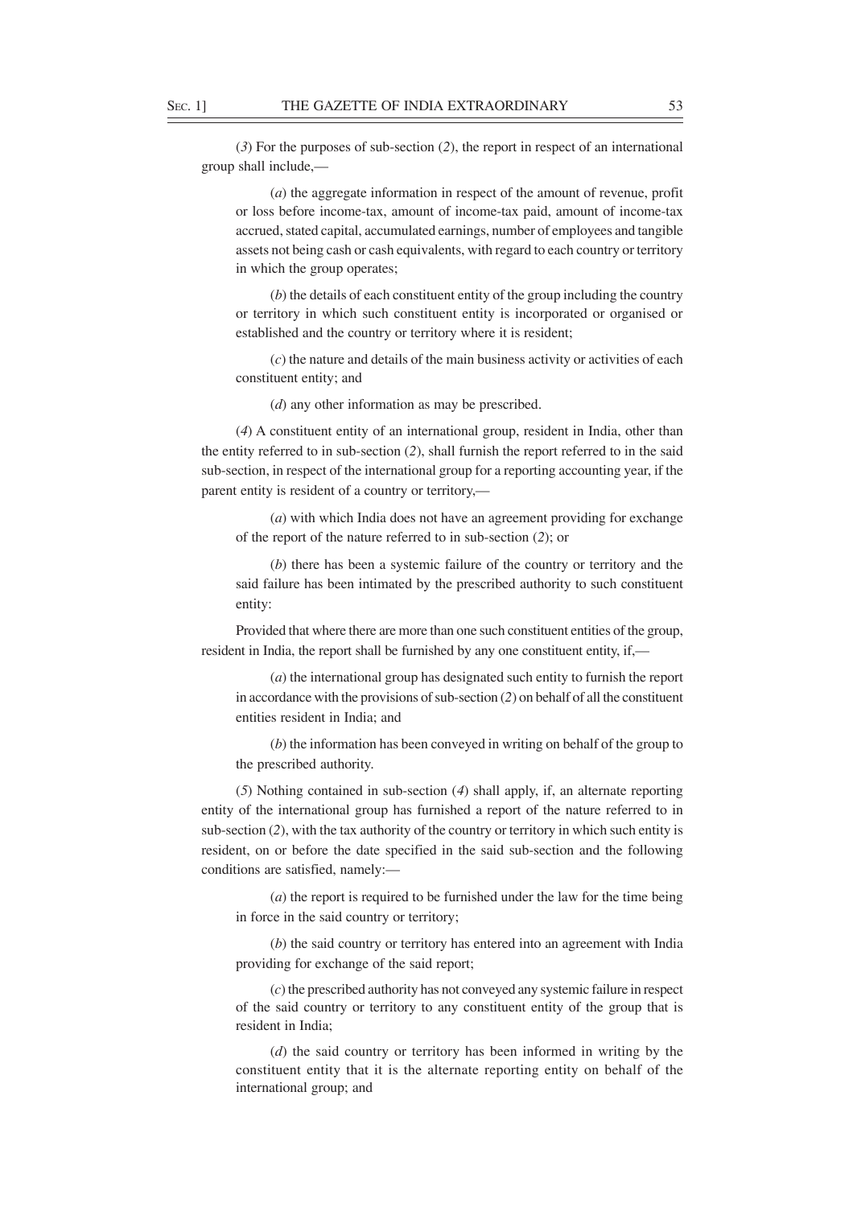(*3*) For the purposes of sub-section (*2*), the report in respect of an international group shall include,—

(*a*) the aggregate information in respect of the amount of revenue, profit or loss before income-tax, amount of income-tax paid, amount of income-tax accrued, stated capital, accumulated earnings, number of employees and tangible assets not being cash or cash equivalents, with regard to each country or territory in which the group operates;

(*b*) the details of each constituent entity of the group including the country or territory in which such constituent entity is incorporated or organised or established and the country or territory where it is resident;

(*c*) the nature and details of the main business activity or activities of each constituent entity; and

(*d*) any other information as may be prescribed.

(*4*) A constituent entity of an international group, resident in India, other than the entity referred to in sub-section (*2*), shall furnish the report referred to in the said sub-section, in respect of the international group for a reporting accounting year, if the parent entity is resident of a country or territory,—

(*a*) with which India does not have an agreement providing for exchange of the report of the nature referred to in sub-section (*2*); or

(*b*) there has been a systemic failure of the country or territory and the said failure has been intimated by the prescribed authority to such constituent entity:

Provided that where there are more than one such constituent entities of the group, resident in India, the report shall be furnished by any one constituent entity, if,—

(*a*) the international group has designated such entity to furnish the report in accordance with the provisions of sub-section (*2*) on behalf of all the constituent entities resident in India; and

(*b*) the information has been conveyed in writing on behalf of the group to the prescribed authority.

(*5*) Nothing contained in sub-section (*4*) shall apply, if, an alternate reporting entity of the international group has furnished a report of the nature referred to in sub-section (*2*), with the tax authority of the country or territory in which such entity is resident, on or before the date specified in the said sub-section and the following conditions are satisfied, namely:—

(*a*) the report is required to be furnished under the law for the time being in force in the said country or territory;

(*b*) the said country or territory has entered into an agreement with India providing for exchange of the said report;

(*c*) the prescribed authority has not conveyed any systemic failure in respect of the said country or territory to any constituent entity of the group that is resident in India;

(*d*) the said country or territory has been informed in writing by the constituent entity that it is the alternate reporting entity on behalf of the international group; and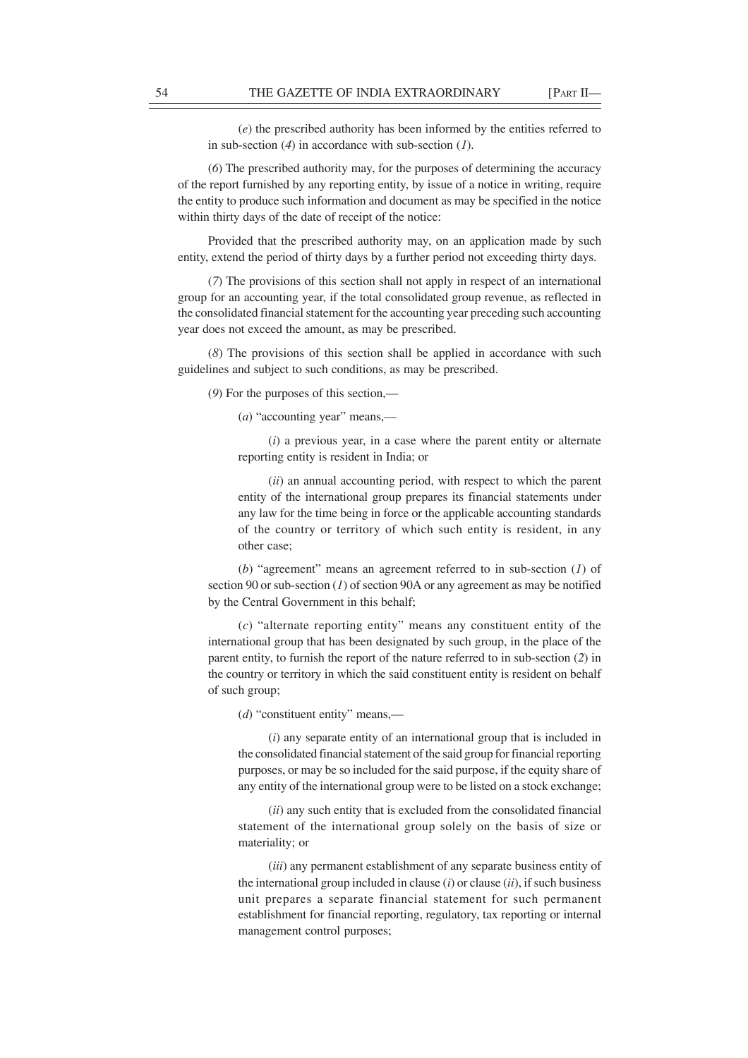(*e*) the prescribed authority has been informed by the entities referred to in sub-section (*4*) in accordance with sub-section (*1*).

(*6*) The prescribed authority may, for the purposes of determining the accuracy of the report furnished by any reporting entity, by issue of a notice in writing, require the entity to produce such information and document as may be specified in the notice within thirty days of the date of receipt of the notice:

Provided that the prescribed authority may, on an application made by such entity, extend the period of thirty days by a further period not exceeding thirty days.

(*7*) The provisions of this section shall not apply in respect of an international group for an accounting year, if the total consolidated group revenue, as reflected in the consolidated financial statement for the accounting year preceding such accounting year does not exceed the amount, as may be prescribed.

(*8*) The provisions of this section shall be applied in accordance with such guidelines and subject to such conditions, as may be prescribed.

(*9*) For the purposes of this section,—

(*a*) "accounting year" means,—

(*i*) a previous year, in a case where the parent entity or alternate reporting entity is resident in India; or

(*ii*) an annual accounting period, with respect to which the parent entity of the international group prepares its financial statements under any law for the time being in force or the applicable accounting standards of the country or territory of which such entity is resident, in any other case;

(*b*) "agreement" means an agreement referred to in sub-section (*1*) of section 90 or sub-section (*1*) of section 90A or any agreement as may be notified by the Central Government in this behalf;

(*c*) "alternate reporting entity" means any constituent entity of the international group that has been designated by such group, in the place of the parent entity, to furnish the report of the nature referred to in sub-section (*2*) in the country or territory in which the said constituent entity is resident on behalf of such group;

(*d*) "constituent entity" means,—

(*i*) any separate entity of an international group that is included in the consolidated financial statement of the said group for financial reporting purposes, or may be so included for the said purpose, if the equity share of any entity of the international group were to be listed on a stock exchange;

(*ii*) any such entity that is excluded from the consolidated financial statement of the international group solely on the basis of size or materiality; or

(*iii*) any permanent establishment of any separate business entity of the international group included in clause (*i*) or clause (*ii*), if such business unit prepares a separate financial statement for such permanent establishment for financial reporting, regulatory, tax reporting or internal management control purposes;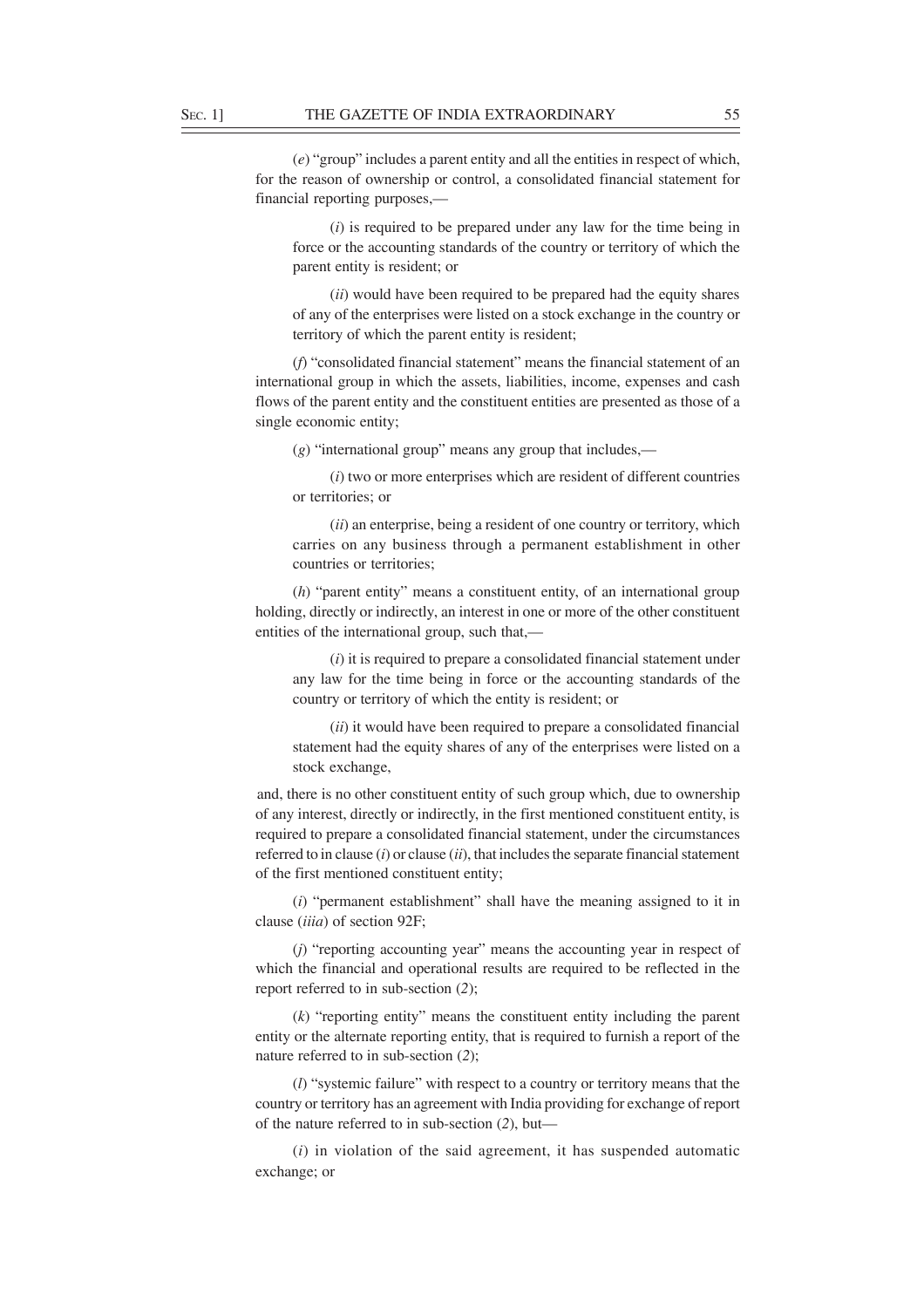(*e*) "group" includes a parent entity and all the entities in respect of which, for the reason of ownership or control, a consolidated financial statement for financial reporting purposes,—

(*i*) is required to be prepared under any law for the time being in force or the accounting standards of the country or territory of which the parent entity is resident; or

(*ii*) would have been required to be prepared had the equity shares of any of the enterprises were listed on a stock exchange in the country or territory of which the parent entity is resident;

(*f*) "consolidated financial statement" means the financial statement of an international group in which the assets, liabilities, income, expenses and cash flows of the parent entity and the constituent entities are presented as those of a single economic entity;

(*g*) "international group" means any group that includes,—

(*i*) two or more enterprises which are resident of different countries or territories; or

(*ii*) an enterprise, being a resident of one country or territory, which carries on any business through a permanent establishment in other countries or territories;

(*h*) "parent entity" means a constituent entity, of an international group holding, directly or indirectly, an interest in one or more of the other constituent entities of the international group, such that,—

(*i*) it is required to prepare a consolidated financial statement under any law for the time being in force or the accounting standards of the country or territory of which the entity is resident; or

(*ii*) it would have been required to prepare a consolidated financial statement had the equity shares of any of the enterprises were listed on a stock exchange,

and, there is no other constituent entity of such group which, due to ownership of any interest, directly or indirectly, in the first mentioned constituent entity, is required to prepare a consolidated financial statement, under the circumstances referred to in clause (*i*) or clause (*ii*), that includes the separate financial statement of the first mentioned constituent entity;

(*i*) "permanent establishment" shall have the meaning assigned to it in clause (*iiia*) of section 92F;

(*j*) "reporting accounting year" means the accounting year in respect of which the financial and operational results are required to be reflected in the report referred to in sub-section (*2*);

(*k*) "reporting entity" means the constituent entity including the parent entity or the alternate reporting entity, that is required to furnish a report of the nature referred to in sub-section (*2*);

(*l*) "systemic failure" with respect to a country or territory means that the country or territory has an agreement with India providing for exchange of report of the nature referred to in sub-section (*2*), but—

(*i*) in violation of the said agreement, it has suspended automatic exchange; or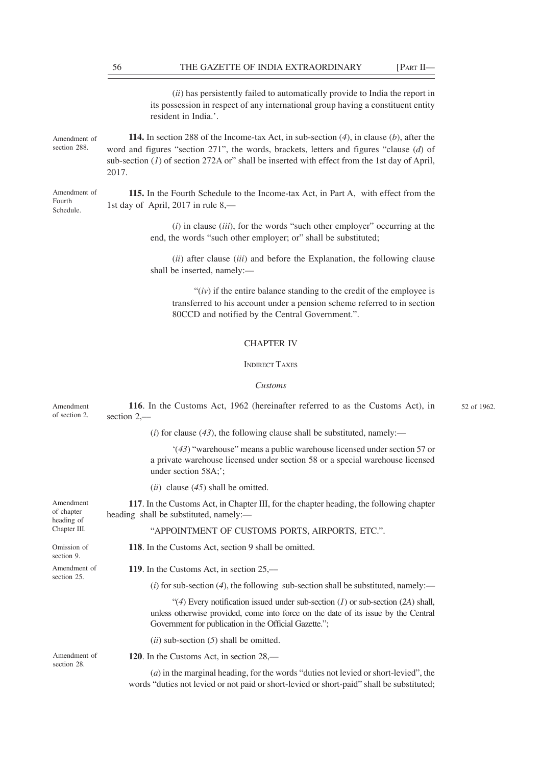(*ii*) has persistently failed to automatically provide to India the report in its possession in respect of any international group having a constituent entity resident in India.'.

Amendment of section 288.

**114.** In section 288 of the Income-tax Act, in sub-section (*4*), in clause (*b*), after the word and figures "section 271", the words, brackets, letters and figures "clause (*d*) of sub-section (*1*) of section 272A or" shall be inserted with effect from the 1st day of April, 2017.

Amendment of Fourth Schedule.

**115.** In the Fourth Schedule to the Income-tax Act, in Part A, with effect from the 1st day of April, 2017 in rule 8,—

(*i*) in clause (*iii*), for the words "such other employer" occurring at the end, the words "such other employer; or" shall be substituted;

(*ii*) after clause (*iii*) and before the Explanation, the following clause shall be inserted, namely:—

"(*iv*) if the entire balance standing to the credit of the employee is transferred to his account under a pension scheme referred to in section 80CCD and notified by the Central Government.".

## CHAPTER IV

### INDIRECT TAXES

*Customs*

Amendment of section 2.

**116**. In the Customs Act, 1962 (hereinafter referred to as the Customs Act), in section 2,—

52 of 1962.

(*i*) for clause (*43*), the following clause shall be substituted, namely:—

'(*43*) "warehouse" means a public warehouse licensed under section 57 or a private warehouse licensed under section 58 or a special warehouse licensed under section 58A;';

(*ii*) clause (*45*) shall be omitted.

Amendment of chapter heading of Chapter III.

**117**. In the Customs Act, in Chapter III, for the chapter heading, the following chapter heading shall be substituted, namely:—

"APPOINTMENT OF CUSTOMS PORTS, AIRPORTS, ETC.".

Omission of section 9.

**118**. In the Customs Act, section 9 shall be omitted.

Amendment of section 25.

**119**. In the Customs Act, in section 25,—

(*i*) for sub-section (*4*), the following sub-section shall be substituted, namely:—

"(*4*) Every notification issued under sub-section (*1*) or sub-section (*2A*) shall, unless otherwise provided, come into force on the date of its issue by the Central Government for publication in the Official Gazette.";

(*ii*) sub-section (*5*) shall be omitted.

Amendment of section 28.

**120**. In the Customs Act, in section 28,—

(*a*) in the marginal heading, for the words "duties not levied or short-levied", the words "duties not levied or not paid or short-levied or short-paid" shall be substituted;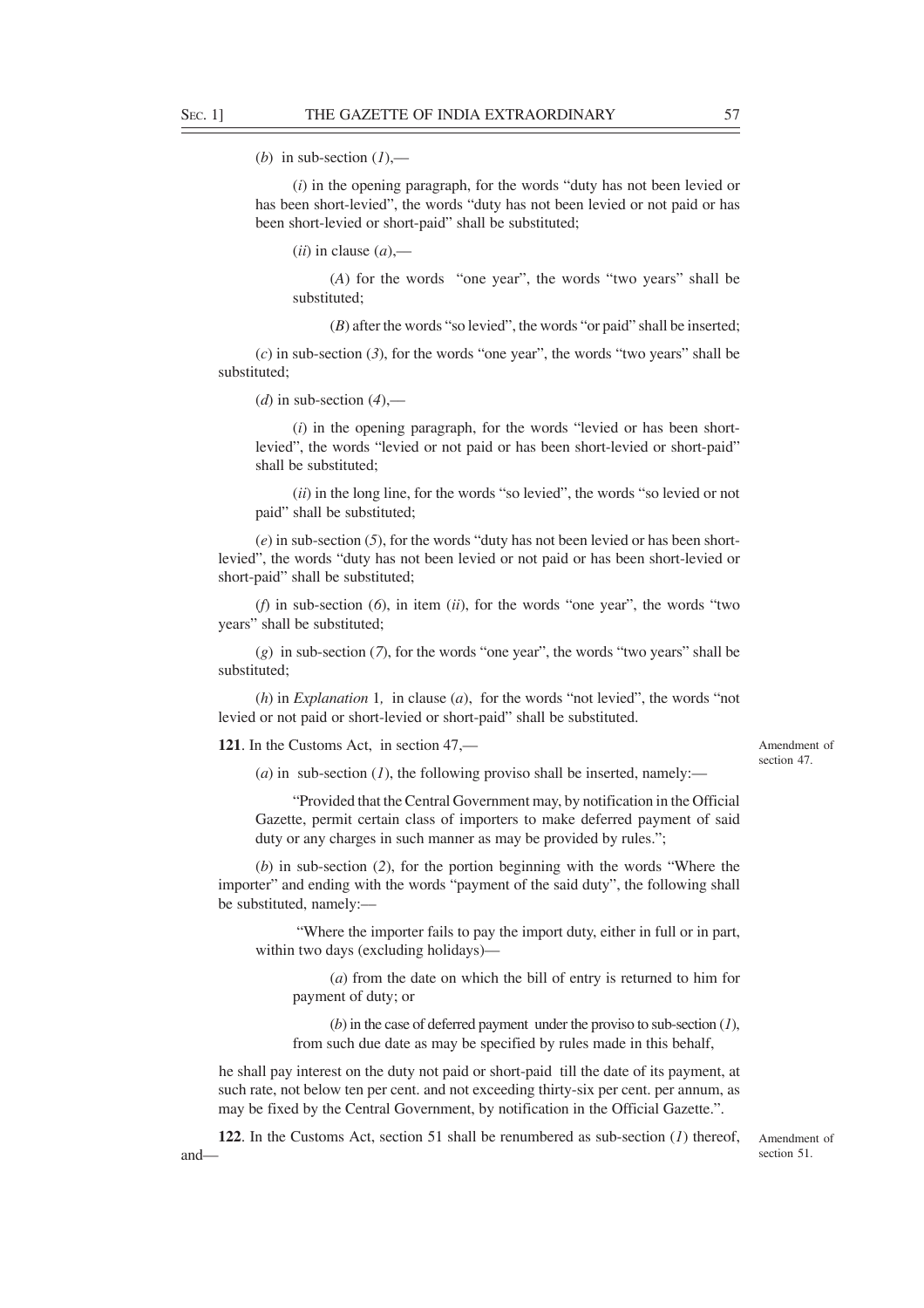(*b*) in sub-section (*1*),—

(*i*) in the opening paragraph, for the words "duty has not been levied or has been short-levied", the words "duty has not been levied or not paid or has been short-levied or short-paid" shall be substituted;

(*ii*) in clause (*a*),—

(*A*) for the words "one year", the words "two years" shall be substituted;

(*B*) after the words "so levied", the words "or paid" shall be inserted;

(*c*) in sub-section (*3*), for the words "one year", the words "two years" shall be substituted;

(*d*) in sub-section (*4*),—

(*i*) in the opening paragraph, for the words "levied or has been short-levied", the words "levied or not paid or has been short-levied or short-paid" shall be substituted;

(*ii*) in the long line, for the words "so levied", the words "so levied or not paid" shall be substituted;

(*e*) in sub-section (*5*), for the words "duty has not been levied or has been short-levied", the words "duty has not been levied or not paid or has been short-levied or short-paid" shall be substituted;

(*f*) in sub-section (*6*), in item (*ii*), for the words "one year", the words "two years" shall be substituted;

(*g*) in sub-section (*7*), for the words "one year", the words "two years" shall be substituted;

(*h*) in *Explanation* 1, in clause (*a*), for the words "not levied", the words "not levied or not paid or short-levied or short-paid" shall be substituted.

Amendment of section 47.

**121**. In the Customs Act, in section 47,—

(*a*) in sub-section (*1*), the following proviso shall be inserted, namely:—

"Provided that the Central Government may, by notification in the Official Gazette, permit certain class of importers to make deferred payment of said duty or any charges in such manner as may be provided by rules.";

(*b*) in sub-section (*2*), for the portion beginning with the words "Where the importer" and ending with the words "payment of the said duty", the following shall be substituted, namely:—

"Where the importer fails to pay the import duty, either in full or in part, within two days (excluding holidays)—

(*a*) from the date on which the bill of entry is returned to him for payment of duty; or

(*b*) in the case of deferred payment under the proviso to sub-section (*1*), from such due date as may be specified by rules made in this behalf,

he shall pay interest on the duty not paid or short-paid till the date of its payment, at such rate, not below ten per cent. and not exceeding thirty-six per cent. per annum, as may be fixed by the Central Government, by notification in the Official Gazette.".

Amendment of section 51.

**122**. In the Customs Act, section 51 shall be renumbered as sub-section (*1*) thereof, and—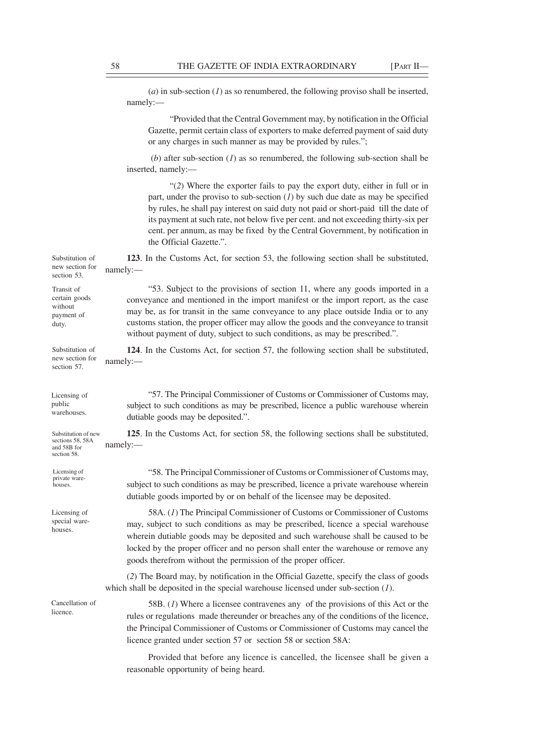(*a*) in sub-section (*1*) as so renumbered, the following proviso shall be inserted, namely:—

"Provided that the Central Government may, by notification in the Official Gazette, permit certain class of exporters to make deferred payment of said duty or any charges in such manner as may be provided by rules.";

(*b*) after sub-section (*1*) as so renumbered, the following sub-section shall be inserted, namely:—

"(*2*) Where the exporter fails to pay the export duty, either in full or in part, under the proviso to sub-section (*1*) by such due date as may be specified by rules, he shall pay interest on said duty not paid or short-paid till the date of its payment at such rate, not below five per cent. and not exceeding thirty-six per cent. per annum, as may be fixed by the Central Government, by notification in the Official Gazette.".

Substitution of new section for section 53.

**123**. In the Customs Act, for section 53, the following section shall be substituted, namely:—

Transit of certain goods without payment of duty.

"53. Subject to the provisions of section 11, where any goods imported in a conveyance and mentioned in the import manifest or the import report, as the case may be, as for transit in the same conveyance to any place outside India or to any customs station, the proper officer may allow the goods and the conveyance to transit without payment of duty, subject to such conditions, as may be prescribed.".

Substitution of new section for section 57.

**124**. In the Customs Act, for section 57, the following section shall be substituted, namely:—

Licensing of public warehouses.

"57. The Principal Commissioner of Customs or Commissioner of Customs may, subject to such conditions as may be prescribed, licence a public warehouse wherein dutiable goods may be deposited.".

Substitution of new sections 58, 58A and 58B for section 58.

**125**. In the Customs Act, for section 58, the following sections shall be substituted, namely:—

Licensing of private warehouses.

"58. The Principal Commissioner of Customs or Commissioner of Customs may, subject to such conditions as may be prescribed, licence a private warehouse wherein dutiable goods imported by or on behalf of the licensee may be deposited.

Licensing of special warehouses.

58A. (*1*) The Principal Commissioner of Customs or Commissioner of Customs may, subject to such conditions as may be prescribed, licence a special warehouse wherein dutiable goods may be deposited and such warehouse shall be caused to be locked by the proper officer and no person shall enter the warehouse or remove any goods therefrom without the permission of the proper officer.

(*2*) The Board may, by notification in the Official Gazette, specify the class of goods which shall be deposited in the special warehouse licensed under sub-section (*1*).

Cancellation of licence.

58B. (*1*) Where a licensee contravenes any of the provisions of this Act or the rules or regulations made thereunder or breaches any of the conditions of the licence, the Principal Commissioner of Customs or Commissioner of Customs may cancel the licence granted under section 57 or section 58 or section 58A:

Provided that before any licence is cancelled, the licensee shall be given a reasonable opportunity of being heard.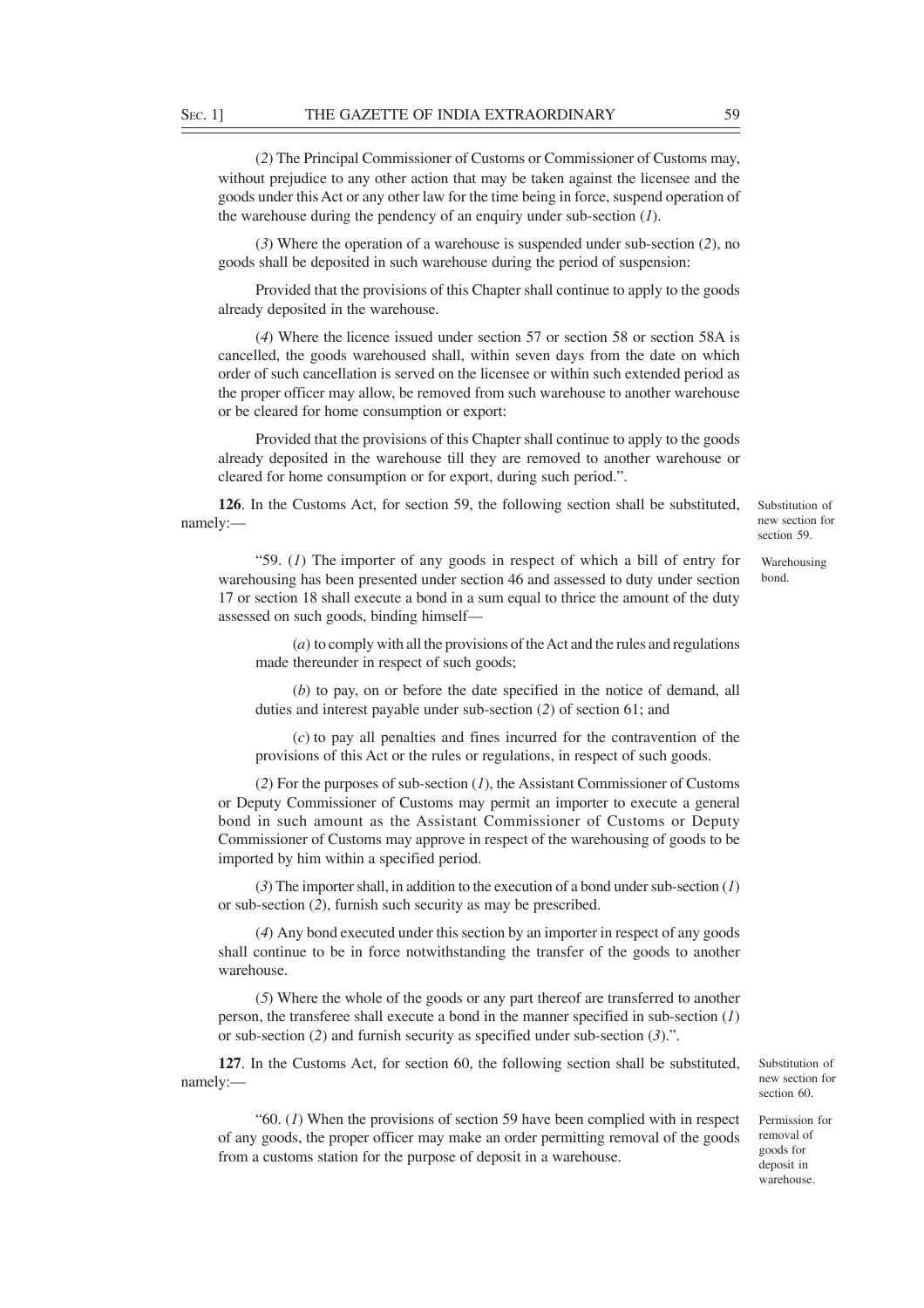(*2*) The Principal Commissioner of Customs or Commissioner of Customs may, without prejudice to any other action that may be taken against the licensee and the goods under this Act or any other law for the time being in force, suspend operation of the warehouse during the pendency of an enquiry under sub-section (*1*).

(*3*) Where the operation of a warehouse is suspended under sub-section (*2*), no goods shall be deposited in such warehouse during the period of suspension:

Provided that the provisions of this Chapter shall continue to apply to the goods already deposited in the warehouse.

(*4*) Where the licence issued under section 57 or section 58 or section 58A is cancelled, the goods warehoused shall, within seven days from the date on which order of such cancellation is served on the licensee or within such extended period as the proper officer may allow, be removed from such warehouse to another warehouse or be cleared for home consumption or export:

Provided that the provisions of this Chapter shall continue to apply to the goods already deposited in the warehouse till they are removed to another warehouse or cleared for home consumption or for export, during such period.".

Substitution of new section for section 59.

**126**. In the Customs Act, for section 59, the following section shall be substituted, namely:—

Warehousing bond.

"59. (*1*) The importer of any goods in respect of which a bill of entry for warehousing has been presented under section 46 and assessed to duty under section 17 or section 18 shall execute a bond in a sum equal to thrice the amount of the duty assessed on such goods, binding himself—

(*a*) to comply with all the provisions of the Act and the rules and regulations made thereunder in respect of such goods;

(*b*) to pay, on or before the date specified in the notice of demand, all duties and interest payable under sub-section (*2*) of section 61; and

(*c*) to pay all penalties and fines incurred for the contravention of the provisions of this Act or the rules or regulations, in respect of such goods.

(*2*) For the purposes of sub-section (*1*), the Assistant Commissioner of Customs or Deputy Commissioner of Customs may permit an importer to execute a general bond in such amount as the Assistant Commissioner of Customs or Deputy Commissioner of Customs may approve in respect of the warehousing of goods to be imported by him within a specified period.

(*3*) The importer shall, in addition to the execution of a bond under sub-section (*1*) or sub-section (*2*), furnish such security as may be prescribed.

(*4*) Any bond executed under this section by an importer in respect of any goods shall continue to be in force notwithstanding the transfer of the goods to another warehouse.

(*5*) Where the whole of the goods or any part thereof are transferred to another person, the transferee shall execute a bond in the manner specified in sub-section (*1*) or sub-section (*2*) and furnish security as specified under sub-section (*3*).".

Substitution of new section for section 60.

**127**. In the Customs Act, for section 60, the following section shall be substituted, namely:—

Permission for removal of goods for deposit in warehouse.

"60. (*1*) When the provisions of section 59 have been complied with in respect of any goods, the proper officer may make an order permitting removal of the goods from a customs station for the purpose of deposit in a warehouse.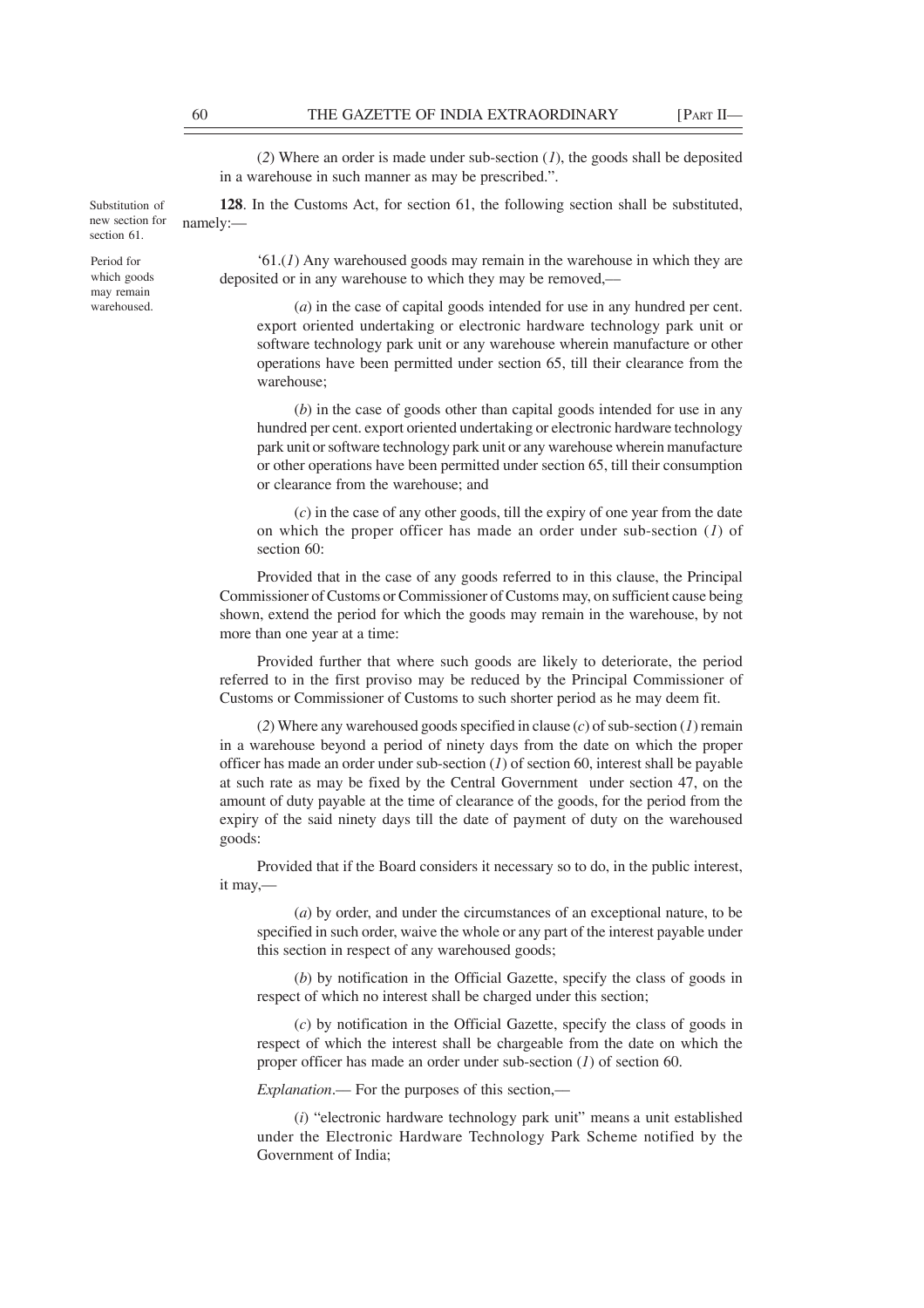(2) Where an order is made under sub-section (*1*), the goods shall be deposited in a warehouse in such manner as may be prescribed.".

Substitution of new section for section 61.

**128**. In the Customs Act, for section 61, the following section shall be substituted, namely:—

Period for which goods may remain warehoused.

'61.(*1*) Any warehoused goods may remain in the warehouse in which they are deposited or in any warehouse to which they may be removed,—

(*a*) in the case of capital goods intended for use in any hundred per cent. export oriented undertaking or electronic hardware technology park unit or software technology park unit or any warehouse wherein manufacture or other operations have been permitted under section 65, till their clearance from the warehouse;

(*b*) in the case of goods other than capital goods intended for use in any hundred per cent. export oriented undertaking or electronic hardware technology park unit or software technology park unit or any warehouse wherein manufacture or other operations have been permitted under section 65, till their consumption or clearance from the warehouse; and

(*c*) in the case of any other goods, till the expiry of one year from the date on which the proper officer has made an order under sub-section (*1*) of section 60:

Provided that in the case of any goods referred to in this clause, the Principal Commissioner of Customs or Commissioner of Customs may, on sufficient cause being shown, extend the period for which the goods may remain in the warehouse, by not more than one year at a time:

Provided further that where such goods are likely to deteriorate, the period referred to in the first proviso may be reduced by the Principal Commissioner of Customs or Commissioner of Customs to such shorter period as he may deem fit.

(*2*) Where any warehoused goods specified in clause (*c*) of sub-section (*1*) remain in a warehouse beyond a period of ninety days from the date on which the proper officer has made an order under sub-section (*1*) of section 60, interest shall be payable at such rate as may be fixed by the Central Government under section 47, on the amount of duty payable at the time of clearance of the goods, for the period from the expiry of the said ninety days till the date of payment of duty on the warehoused goods:

Provided that if the Board considers it necessary so to do, in the public interest, it may,—

(*a*) by order, and under the circumstances of an exceptional nature, to be specified in such order, waive the whole or any part of the interest payable under this section in respect of any warehoused goods;

(*b*) by notification in the Official Gazette, specify the class of goods in respect of which no interest shall be charged under this section;

(*c*) by notification in the Official Gazette, specify the class of goods in respect of which the interest shall be chargeable from the date on which the proper officer has made an order under sub-section (*1*) of section 60.

*Explanation*.— For the purposes of this section,—

(*i*) "electronic hardware technology park unit" means a unit established under the Electronic Hardware Technology Park Scheme notified by the Government of India;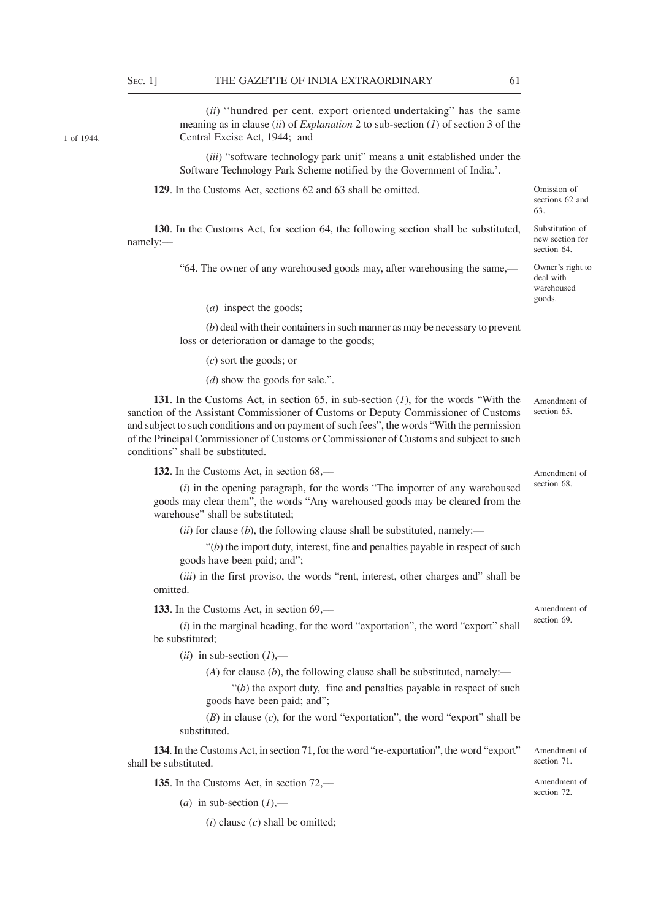(*ii*) ''hundred per cent. export oriented undertaking" has the same meaning as in clause (*ii*) of *Explanation* 2 to sub-section (*1*) of section 3 of the Central Excise Act, 1944; and

1 of 1944.

(*iii*) "software technology park unit" means a unit established under the Software Technology Park Scheme notified by the Government of India.'.

Omission of sections 62 and 63.

**129**. In the Customs Act, sections 62 and 63 shall be omitted.

Substitution of new section for section 64.

**130**. In the Customs Act, for section 64, the following section shall be substituted, namely:—

Owner's right to deal with warehoused goods.

"64. The owner of any warehoused goods may, after warehousing the same,—

(*a*) inspect the goods;

(*b*) deal with their containers in such manner as may be necessary to prevent loss or deterioration or damage to the goods;

(*c*) sort the goods; or

(*d*) show the goods for sale.".

Amendment of section 65.

**131**. In the Customs Act, in section 65, in sub-section (*1*), for the words "With the sanction of the Assistant Commissioner of Customs or Deputy Commissioner of Customs and subject to such conditions and on payment of such fees", the words "With the permission of the Principal Commissioner of Customs or Commissioner of Customs and subject to such conditions" shall be substituted.

Amendment of section 68.

**132**. In the Customs Act, in section 68,—

(*i*) in the opening paragraph, for the words "The importer of any warehoused goods may clear them", the words "Any warehoused goods may be cleared from the warehouse" shall be substituted;

(*ii*) for clause (*b*), the following clause shall be substituted, namely:—

"(*b*) the import duty, interest, fine and penalties payable in respect of such goods have been paid; and";

(*iii*) in the first proviso, the words "rent, interest, other charges and" shall be omitted.

Amendment of section 69.

**133**. In the Customs Act, in section 69,—

(*i*) in the marginal heading, for the word "exportation", the word "export" shall be substituted;

(*ii*) in sub-section (*1*),—

(*A*) for clause (*b*), the following clause shall be substituted, namely:—

"(*b*) the export duty, fine and penalties payable in respect of such goods have been paid; and";

(*B*) in clause (*c*), for the word "exportation", the word "export" shall be substituted.

Amendment of section 71.

**134**. In the Customs Act, in section 71, for the word "re-exportation", the word "export" shall be substituted.

Amendment of section 72.

**135**. In the Customs Act, in section 72,—

(*a*) in sub-section (*1*),—

(*i*) clause (*c*) shall be omitted;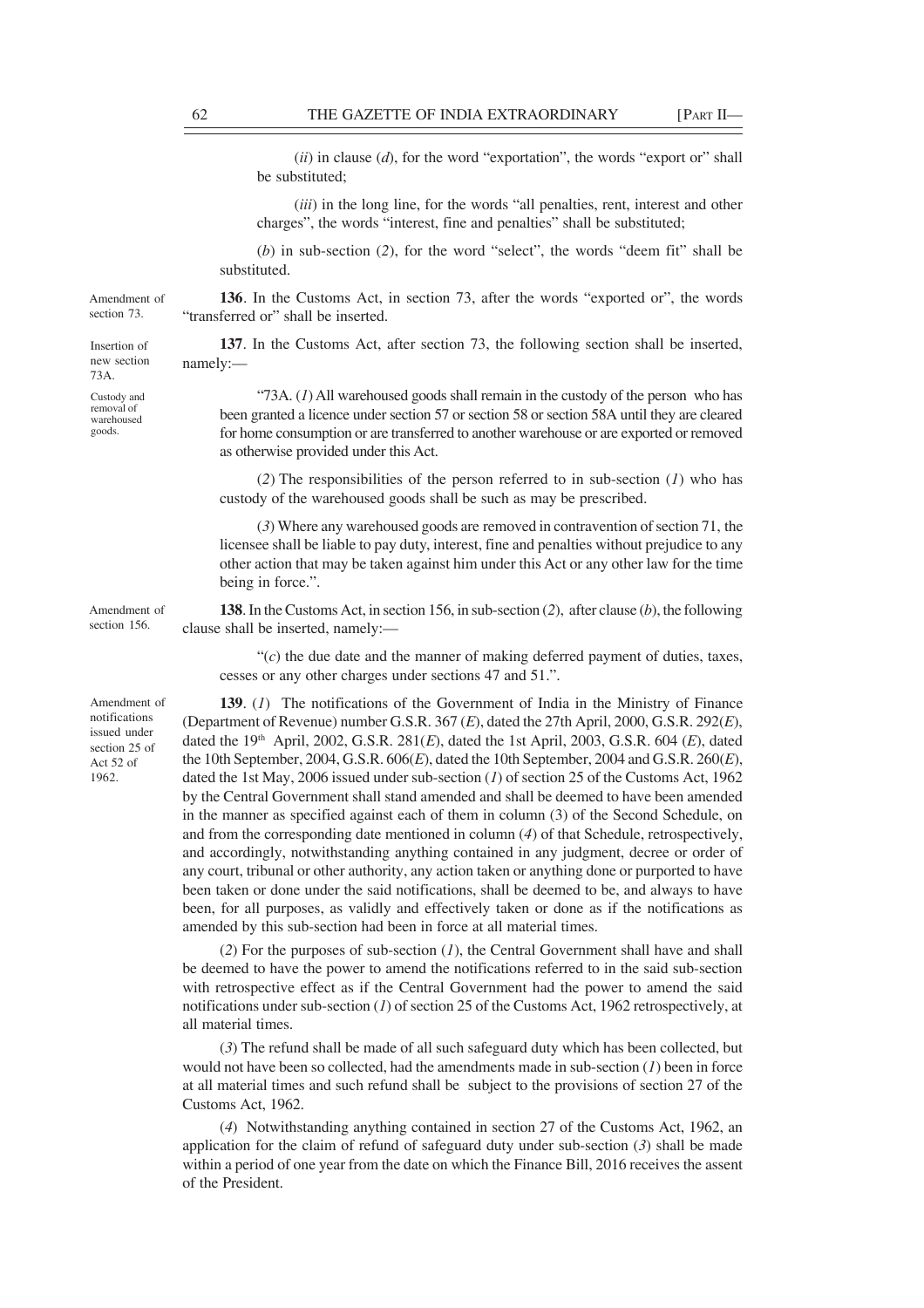(*ii*) in clause (*d*), for the word "exportation", the words "export or" shall be substituted;

(*iii*) in the long line, for the words "all penalties, rent, interest and other charges", the words "interest, fine and penalties" shall be substituted;

(*b*) in sub-section (*2*), for the word "select", the words "deem fit" shall be substituted.

Amendment of section 73.

**136**. In the Customs Act, in section 73, after the words "exported or", the words "transferred or" shall be inserted.

Insertion of new section 73A.

**137**. In the Customs Act, after section 73, the following section shall be inserted, namely:—

Custody and removal of warehoused goods.

"73A. (*1*) All warehoused goods shall remain in the custody of the person who has been granted a licence under section 57 or section 58 or section 58A until they are cleared for home consumption or are transferred to another warehouse or are exported or removed as otherwise provided under this Act.

(*2*) The responsibilities of the person referred to in sub-section (*1*) who has custody of the warehoused goods shall be such as may be prescribed.

(*3*) Where any warehoused goods are removed in contravention of section 71, the licensee shall be liable to pay duty, interest, fine and penalties without prejudice to any other action that may be taken against him under this Act or any other law for the time being in force.".

Amendment of section 156.

**138**. In the Customs Act, in section 156, in sub-section (*2*), after clause (*b*), the following clause shall be inserted, namely:—

"(*c*) the due date and the manner of making deferred payment of duties, taxes, cesses or any other charges under sections 47 and 51.".

Amendment of notifications issued under section 25 of Act 52 of 1962.

**139**. (*1*) The notifications of the Government of India in the Ministry of Finance (Department of Revenue) number G.S.R. 367 (*E*), dated the 27th April, 2000, G.S.R. 292(*E*), dated the 19th April, 2002, G.S.R. 281(*E*), dated the 1st April, 2003, G.S.R. 604 (*E*), dated the 10th September, 2004, G.S.R. 606(*E*), dated the 10th September, 2004 and G.S.R. 260(*E*), dated the 1st May, 2006 issued under sub-section (*1*) of section 25 of the Customs Act, 1962 by the Central Government shall stand amended and shall be deemed to have been amended in the manner as specified against each of them in column (3) of the Second Schedule, on and from the corresponding date mentioned in column (*4*) of that Schedule, retrospectively, and accordingly, notwithstanding anything contained in any judgment, decree or order of any court, tribunal or other authority, any action taken or anything done or purported to have been taken or done under the said notifications, shall be deemed to be, and always to have been, for all purposes, as validly and effectively taken or done as if the notifications as amended by this sub-section had been in force at all material times.

(*2*) For the purposes of sub-section (*1*), the Central Government shall have and shall be deemed to have the power to amend the notifications referred to in the said sub-section with retrospective effect as if the Central Government had the power to amend the said notifications under sub-section (*1*) of section 25 of the Customs Act, 1962 retrospectively, at all material times.

(*3*) The refund shall be made of all such safeguard duty which has been collected, but would not have been so collected, had the amendments made in sub-section (*1*) been in force at all material times and such refund shall be subject to the provisions of section 27 of the Customs Act, 1962.

(*4*) Notwithstanding anything contained in section 27 of the Customs Act, 1962, an application for the claim of refund of safeguard duty under sub-section (*3*) shall be made within a period of one year from the date on which the Finance Bill, 2016 receives the assent of the President.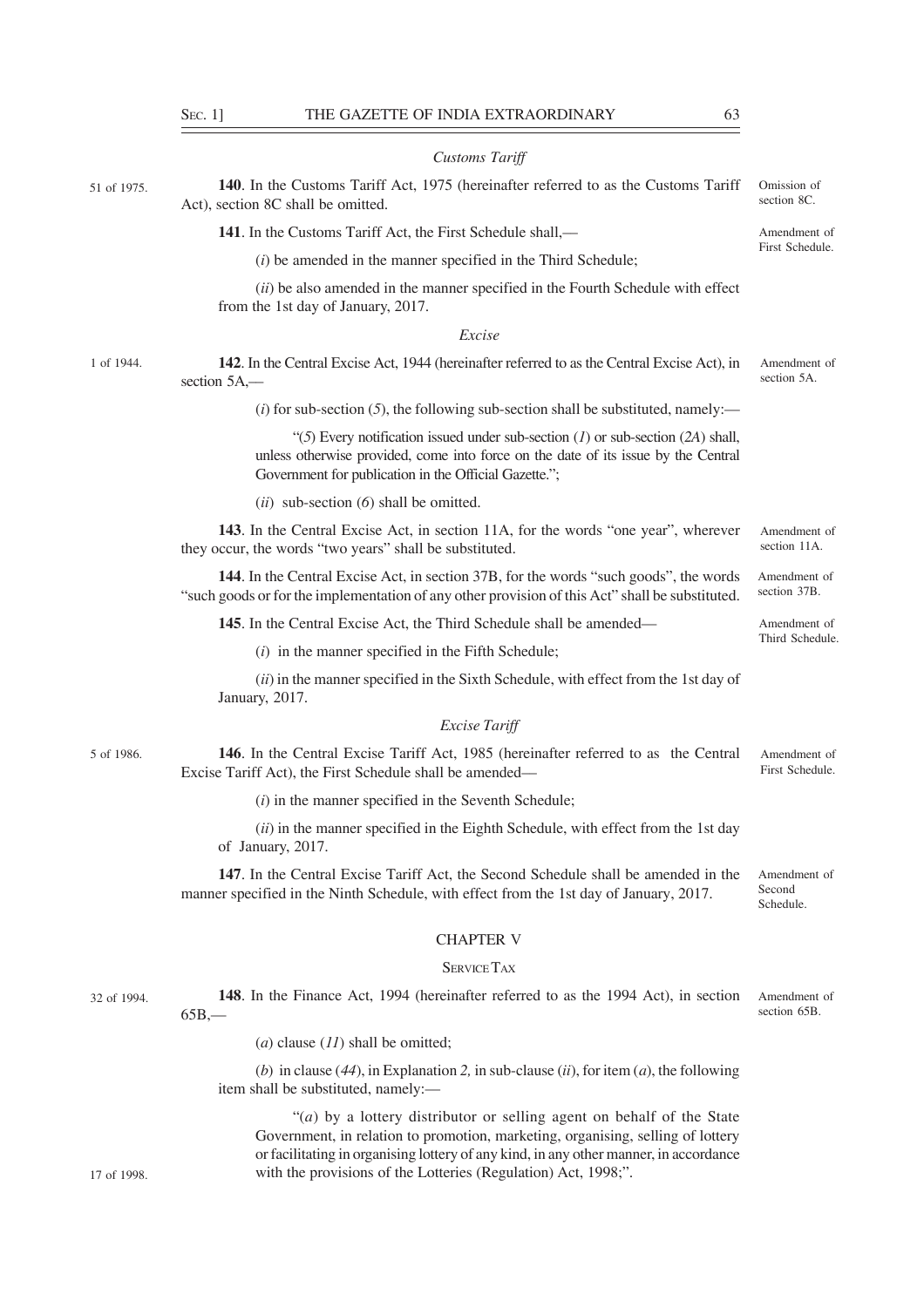*Customs Tariff*

51 of 1975.

**140**. In the Customs Tariff Act, 1975 (hereinafter referred to as the Customs Tariff Act), section 8C shall be omitted.

Omission of section 8C.

**141**. In the Customs Tariff Act, the First Schedule shall,—

Amendment of First Schedule.

(*i*) be amended in the manner specified in the Third Schedule;

(*ii*) be also amended in the manner specified in the Fourth Schedule with effect from the 1st day of January, 2017.

*Excise*

1 of 1944.

**142**. In the Central Excise Act, 1944 (hereinafter referred to as the Central Excise Act), in section 5A,—

Amendment of section 5A.

(*i*) for sub-section (*5*), the following sub-section shall be substituted, namely:—

"(*5*) Every notification issued under sub-section (*1*) or sub-section (*2A*) shall, unless otherwise provided, come into force on the date of its issue by the Central Government for publication in the Official Gazette.";

(*ii*) sub-section (*6*) shall be omitted.

**143**. In the Central Excise Act, in section 11A, for the words "one year", wherever they occur, the words "two years" shall be substituted.

Amendment of section 11A.

**144**. In the Central Excise Act, in section 37B, for the words "such goods", the words "such goods or for the implementation of any other provision of this Act" shall be substituted.

Amendment of section 37B.

**145**. In the Central Excise Act, the Third Schedule shall be amended—

Amendment of Third Schedule.

(*i*) in the manner specified in the Fifth Schedule;

(*ii*) in the manner specified in the Sixth Schedule, with effect from the 1st day of January, 2017.

*Excise Tariff*

5 of 1986.

**146**. In the Central Excise Tariff Act, 1985 (hereinafter referred to as the Central Excise Tariff Act), the First Schedule shall be amended—

Amendment of First Schedule.

(*i*) in the manner specified in the Seventh Schedule;

(*ii*) in the manner specified in the Eighth Schedule, with effect from the 1st day of January, 2017.

**147**. In the Central Excise Tariff Act, the Second Schedule shall be amended in the manner specified in the Ninth Schedule, with effect from the 1st day of January, 2017.

Amendment of Second Schedule.

## CHAPTER V

### SERVICE TAX

32 of 1994.

**148**. In the Finance Act, 1994 (hereinafter referred to as the 1994 Act), in section 65B,—

Amendment of section 65B.

(*a*) clause (*11*) shall be omitted;

(*b*) in clause (*44*), in Explanation *2,* in sub-clause (*ii*), for item (*a*), the following item shall be substituted, namely:—

"(*a*) by a lottery distributor or selling agent on behalf of the State Government, in relation to promotion, marketing, organising, selling of lottery or facilitating in organising lottery of any kind, in any other manner, in accordance with the provisions of the Lotteries (Regulation) Act, 1998;".

17 of 1998.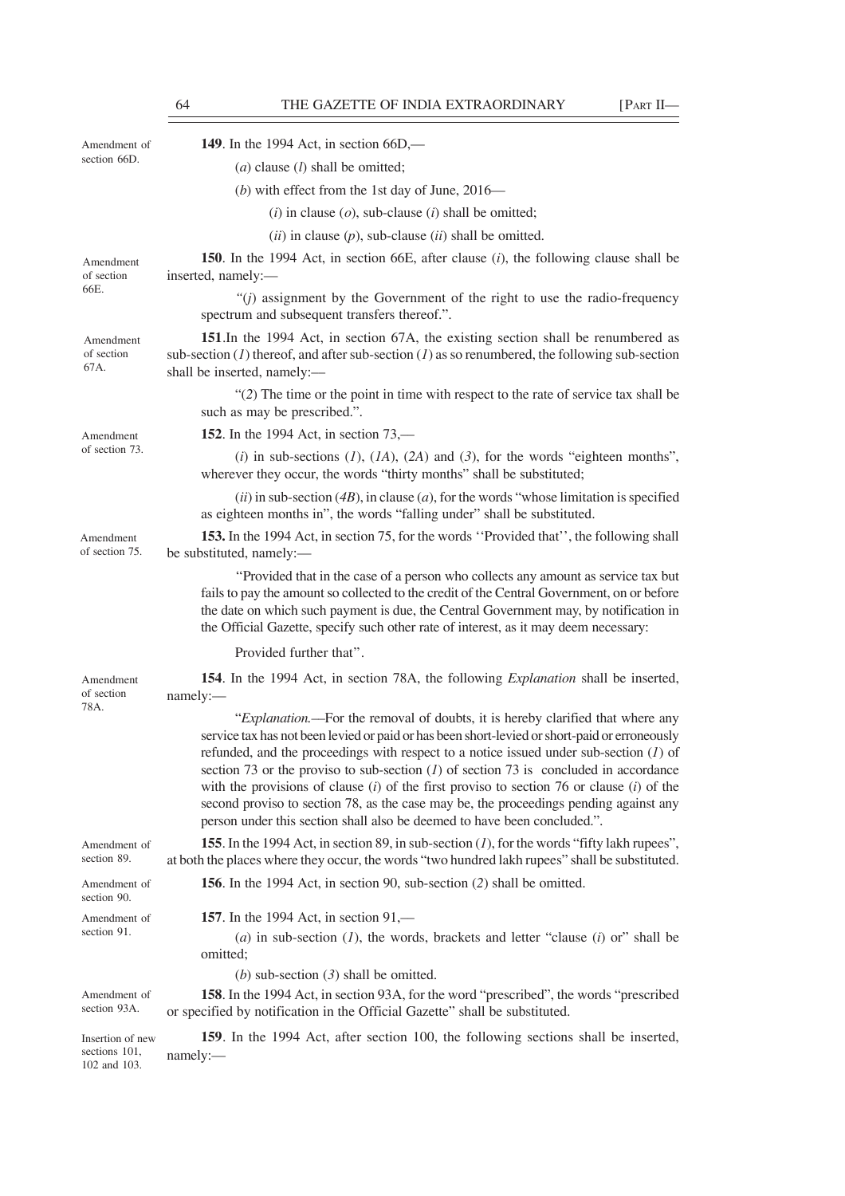Amendment of section 66D.

**149**. In the 1994 Act, in section 66D,—

(*a*) clause (*l*) shall be omitted;

(*b*) with effect from the 1st day of June, 2016—

(*i*) in clause (*o*), sub-clause (*i*) shall be omitted;

(*ii*) in clause (*p*), sub-clause (*ii*) shall be omitted.

Amendment of section 66E.

**150**. In the 1994 Act, in section 66E, after clause (*i*), the following clause shall be inserted, namely:—

"(*j*) assignment by the Government of the right to use the radio-frequency spectrum and subsequent transfers thereof.".

Amendment of section 67A.

**151**.In the 1994 Act, in section 67A, the existing section shall be renumbered as sub-section (*1*) thereof, and after sub-section (*1*) as so renumbered, the following sub-section shall be inserted, namely:—

"(*2*) The time or the point in time with respect to the rate of service tax shall be such as may be prescribed.".

Amendment of section 73.

**152**. In the 1994 Act, in section 73,—

(*i*) in sub-sections (*1*), (*1A*), (*2A*) and (*3*), for the words "eighteen months", wherever they occur, the words "thirty months" shall be substituted;

(*ii*) in sub-section (*4B*), in clause (*a*), for the words "whose limitation is specified as eighteen months in", the words "falling under" shall be substituted.

Amendment of section 75.

**153.** In the 1994 Act, in section 75, for the words ''Provided that'', the following shall be substituted, namely:—

"Provided that in the case of a person who collects any amount as service tax but fails to pay the amount so collected to the credit of the Central Government, on or before the date on which such payment is due, the Central Government may, by notification in the Official Gazette, specify such other rate of interest, as it may deem necessary:

Provided further that".

Amendment of section 78A.

**154**. In the 1994 Act, in section 78A, the following *Explanation* shall be inserted, namely:—

"*Explanation.*—For the removal of doubts, it is hereby clarified that where any service tax has not been levied or paid or has been short-levied or short-paid or erroneously refunded, and the proceedings with respect to a notice issued under sub-section (*1*) of section 73 or the proviso to sub-section (*1*) of section 73 is concluded in accordance with the provisions of clause (*i*) of the first proviso to section 76 or clause (*i*) of the second proviso to section 78, as the case may be, the proceedings pending against any person under this section shall also be deemed to have been concluded.".

Amendment of section 89.

**155**. In the 1994 Act, in section 89, in sub-section (*1*), for the words "fifty lakh rupees", at both the places where they occur, the words "two hundred lakh rupees" shall be substituted.

Amendment of section 90.

**156**. In the 1994 Act, in section 90, sub-section (*2*) shall be omitted.

Amendment of section 91.

**157**. In the 1994 Act, in section 91,—

(*a*) in sub-section (*1*), the words, brackets and letter "clause (*i*) or" shall be omitted;

(*b*) sub-section (*3*) shall be omitted.

Amendment of section 93A.

**158**. In the 1994 Act, in section 93A, for the word "prescribed", the words "prescribed or specified by notification in the Official Gazette" shall be substituted.

Insertion of new sections 101, 102 and 103.

**159**. In the 1994 Act, after section 100, the following sections shall be inserted, namely:—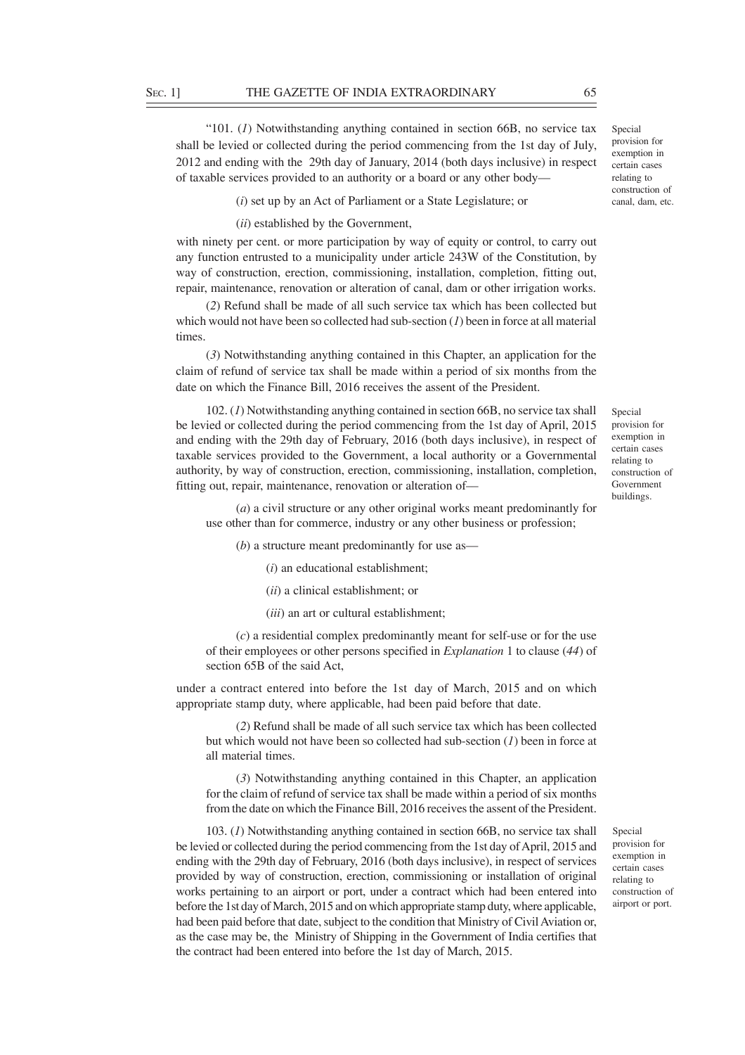"101. (*1*) Notwithstanding anything contained in section 66B, no service tax shall be levied or collected during the period commencing from the 1st day of July, 2012 and ending with the 29th day of January, 2014 (both days inclusive) in respect of taxable services provided to an authority or a board or any other body—

Special provision for exemption in certain cases relating to construction of canal, dam, etc.

(*i*) set up by an Act of Parliament or a State Legislature; or

(*ii*) established by the Government,

with ninety per cent. or more participation by way of equity or control, to carry out any function entrusted to a municipality under article 243W of the Constitution, by way of construction, erection, commissioning, installation, completion, fitting out, repair, maintenance, renovation or alteration of canal, dam or other irrigation works.

(*2*) Refund shall be made of all such service tax which has been collected but which would not have been so collected had sub-section (*1*) been in force at all material times.

(*3*) Notwithstanding anything contained in this Chapter, an application for the claim of refund of service tax shall be made within a period of six months from the date on which the Finance Bill, 2016 receives the assent of the President.

102. (*1*) Notwithstanding anything contained in section 66B, no service tax shall be levied or collected during the period commencing from the 1st day of April, 2015 and ending with the 29th day of February, 2016 (both days inclusive), in respect of taxable services provided to the Government, a local authority or a Governmental authority, by way of construction, erection, commissioning, installation, completion, fitting out, repair, maintenance, renovation or alteration of—

Special provision for exemption in certain cases relating to construction of Government buildings.

(*a*) a civil structure or any other original works meant predominantly for use other than for commerce, industry or any other business or profession;

(*b*) a structure meant predominantly for use as—

(*i*) an educational establishment;

(*ii*) a clinical establishment; or

(*iii*) an art or cultural establishment;

(*c*) a residential complex predominantly meant for self-use or for the use of their employees or other persons specified in *Explanation* 1 to clause (*44*) of section 65B of the said Act,

under a contract entered into before the 1st day of March, 2015 and on which appropriate stamp duty, where applicable, had been paid before that date.

(*2*) Refund shall be made of all such service tax which has been collected but which would not have been so collected had sub-section (*1*) been in force at all material times.

(*3*) Notwithstanding anything contained in this Chapter, an application for the claim of refund of service tax shall be made within a period of six months from the date on which the Finance Bill, 2016 receives the assent of the President.

103. (*1*) Notwithstanding anything contained in section 66B, no service tax shall be levied or collected during the period commencing from the 1st day of April, 2015 and ending with the 29th day of February, 2016 (both days inclusive), in respect of services provided by way of construction, erection, commissioning or installation of original works pertaining to an airport or port, under a contract which had been entered into before the 1st day of March, 2015 and on which appropriate stamp duty, where applicable, had been paid before that date, subject to the condition that Ministry of Civil Aviation or, as the case may be, the Ministry of Shipping in the Government of India certifies that the contract had been entered into before the 1st day of March, 2015.

Special provision for exemption in certain cases relating to construction of airport or port.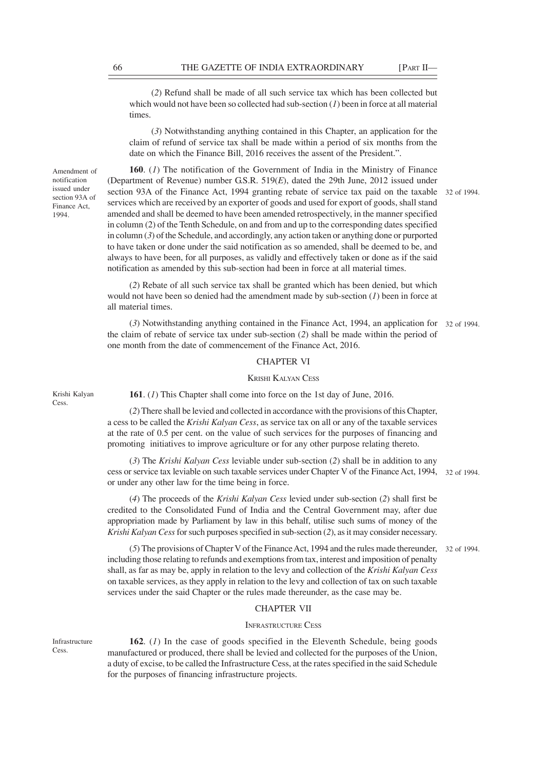(*2*) Refund shall be made of all such service tax which has been collected but which would not have been so collected had sub-section (*1*) been in force at all material times.

(*3*) Notwithstanding anything contained in this Chapter, an application for the claim of refund of service tax shall be made within a period of six months from the date on which the Finance Bill, 2016 receives the assent of the President.".

Amendment of notification issued under section 93A of Finance Act, 1994.

**160**. (*1*) The notification of the Government of India in the Ministry of Finance (Department of Revenue) number G.S.R. 519(*E*), dated the 29th June, 2012 issued under section 93A of the Finance Act, 1994 granting rebate of service tax paid on the taxable services which are received by an exporter of goods and used for export of goods, shall stand amended and shall be deemed to have been amended retrospectively, in the manner specified in column (2) of the Tenth Schedule, on and from and up to the corresponding dates specified in column (*3*) of the Schedule, and accordingly, any action taken or anything done or purported to have taken or done under the said notification as so amended, shall be deemed to be, and always to have been, for all purposes, as validly and effectively taken or done as if the said notification as amended by this sub-section had been in force at all material times.

32 of 1994.

(*2*) Rebate of all such service tax shall be granted which has been denied, but which would not have been so denied had the amendment made by sub-section (*1*) been in force at all material times.

(*3*) Notwithstanding anything contained in the Finance Act, 1994, an application for the claim of rebate of service tax under sub-section (*2*) shall be made within the period of one month from the date of commencement of the Finance Act, 2016.

32 of 1994.

## CHAPTER VI

### KRISHI KALYAN CESS

Krishi Kalyan Cess.

**161**. (*1*) This Chapter shall come into force on the 1st day of June, 2016.

(*2*) There shall be levied and collected in accordance with the provisions of this Chapter, a cess to be called the *Krishi Kalyan Cess*, as service tax on all or any of the taxable services at the rate of 0.5 per cent. on the value of such services for the purposes of financing and promoting initiatives to improve agriculture or for any other purpose relating thereto.

(*3*) The *Krishi Kalyan Cess* leviable under sub-section (*2*) shall be in addition to any cess or service tax leviable on such taxable services under Chapter V of the Finance Act, 1994, or under any other law for the time being in force.

32 of 1994.

(*4*) The proceeds of the *Krishi Kalyan Cess* levied under sub-section (*2*) shall first be credited to the Consolidated Fund of India and the Central Government may, after due appropriation made by Parliament by law in this behalf, utilise such sums of money of the *Krishi Kalyan Cess* for such purposes specified in sub-section (*2*), as it may consider necessary.

(*5*) The provisions of Chapter V of the Finance Act, 1994 and the rules made thereunder, including those relating to refunds and exemptions from tax, interest and imposition of penalty shall, as far as may be, apply in relation to the levy and collection of the *Krishi Kalyan Cess* on taxable services, as they apply in relation to the levy and collection of tax on such taxable services under the said Chapter or the rules made thereunder, as the case may be.

32 of 1994.

## CHAPTER VII

### INFRASTRUCTURE CESS

Infrastructure Cess.

**162**. (*1*) In the case of goods specified in the Eleventh Schedule, being goods manufactured or produced, there shall be levied and collected for the purposes of the Union, a duty of excise, to be called the Infrastructure Cess, at the rates specified in the said Schedule for the purposes of financing infrastructure projects.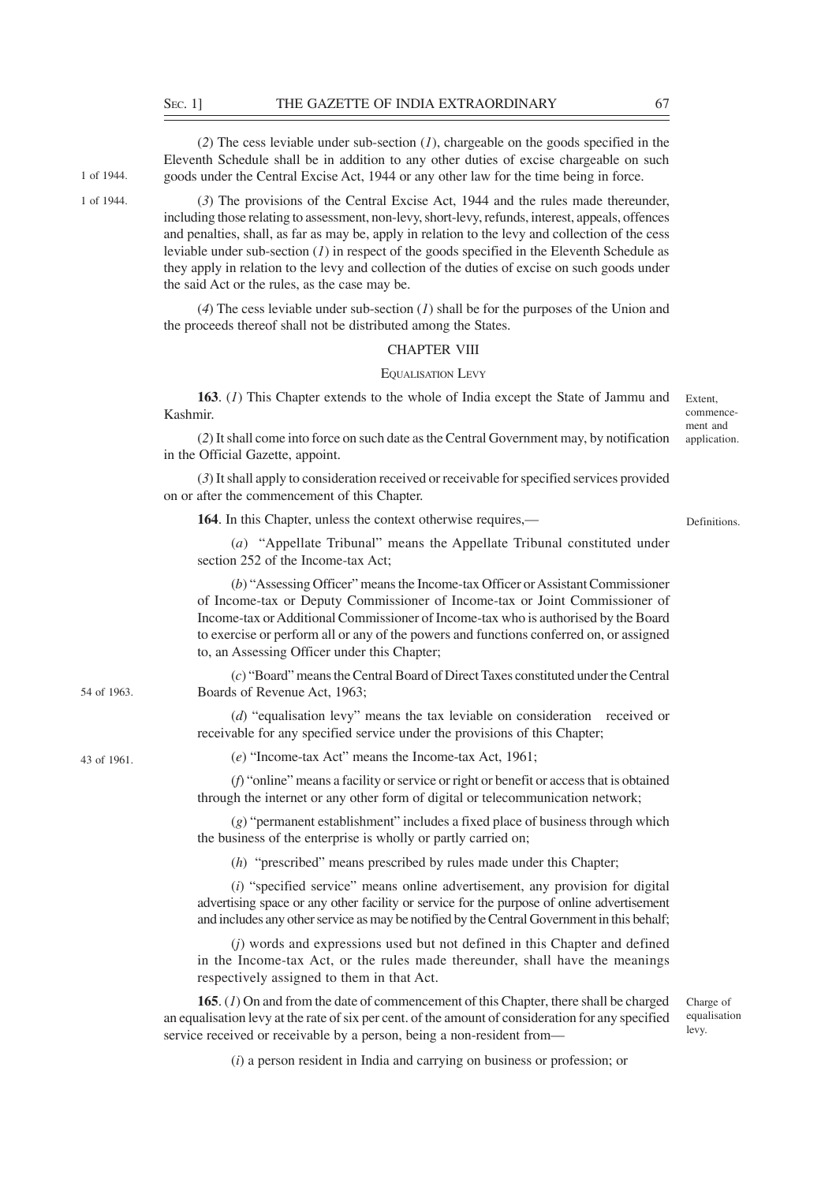(*2*) The cess leviable under sub-section (*1*), chargeable on the goods specified in the Eleventh Schedule shall be in addition to any other duties of excise chargeable on such goods under the Central Excise Act, 1944 or any other law for the time being in force.

1 of 1944.

(*3*) The provisions of the Central Excise Act, 1944 and the rules made thereunder, including those relating to assessment, non-levy, short-levy, refunds, interest, appeals, offences and penalties, shall, as far as may be, apply in relation to the levy and collection of the cess leviable under sub-section (*1*) in respect of the goods specified in the Eleventh Schedule as they apply in relation to the levy and collection of the duties of excise on such goods under the said Act or the rules, as the case may be.

1 of 1944.

(*4*) The cess leviable under sub-section (*1*) shall be for the purposes of the Union and the proceeds thereof shall not be distributed among the States.

## CHAPTER VIII

### EQUALISATION LEVY

Extent, commencement and application.

**163**. (*1*) This Chapter extends to the whole of India except the State of Jammu and Kashmir.

(*2*) It shall come into force on such date as the Central Government may, by notification in the Official Gazette, appoint.

(*3*) It shall apply to consideration received or receivable for specified services provided on or after the commencement of this Chapter.

Definitions.

**164**. In this Chapter, unless the context otherwise requires,—

(*a*) "Appellate Tribunal" means the Appellate Tribunal constituted under section 252 of the Income-tax Act;

(*b*) "Assessing Officer" means the Income-tax Officer or Assistant Commissioner of Income-tax or Deputy Commissioner of Income-tax or Joint Commissioner of Income-tax or Additional Commissioner of Income-tax who is authorised by the Board to exercise or perform all or any of the powers and functions conferred on, or assigned to, an Assessing Officer under this Chapter;

(*c*) "Board" means the Central Board of Direct Taxes constituted under the Central Boards of Revenue Act, 1963;

54 of 1963.

(*d*) "equalisation levy" means the tax leviable on consideration received or receivable for any specified service under the provisions of this Chapter;

(*e*) "Income-tax Act" means the Income-tax Act, 1961;

43 of 1961.

(*f*) "online" means a facility or service or right or benefit or access that is obtained through the internet or any other form of digital or telecommunication network;

(*g*) "permanent establishment" includes a fixed place of business through which the business of the enterprise is wholly or partly carried on;

(*h*) "prescribed" means prescribed by rules made under this Chapter;

(*i*) "specified service" means online advertisement, any provision for digital advertising space or any other facility or service for the purpose of online advertisement and includes any other service as may be notified by the Central Government in this behalf;

(*j*) words and expressions used but not defined in this Chapter and defined in the Income-tax Act, or the rules made thereunder, shall have the meanings respectively assigned to them in that Act.

Charge of equalisation levy.

**165**. (*1*) On and from the date of commencement of this Chapter, there shall be charged an equalisation levy at the rate of six per cent. of the amount of consideration for any specified service received or receivable by a person, being a non-resident from—

(*i*) a person resident in India and carrying on business or profession; or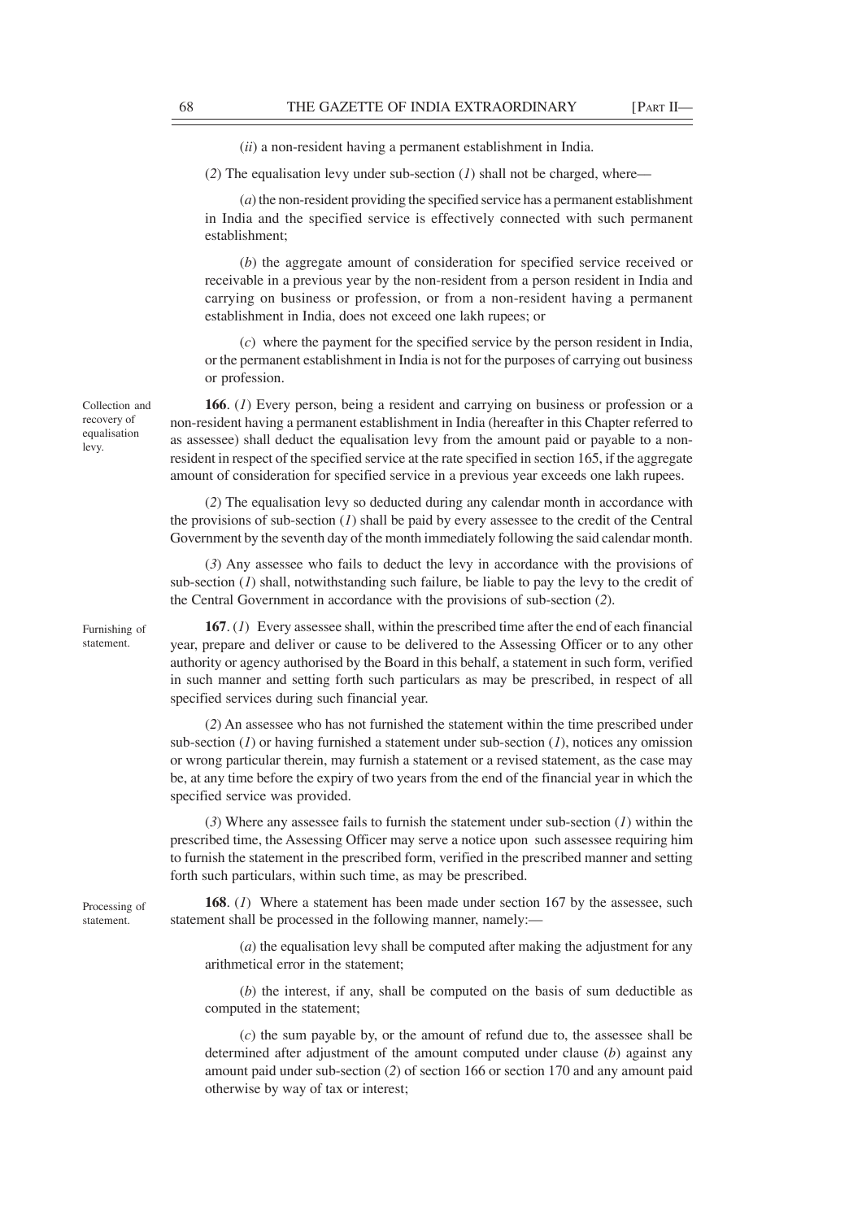(*ii*) a non-resident having a permanent establishment in India.

(*2*) The equalisation levy under sub-section (*1*) shall not be charged, where—

(*a*) the non-resident providing the specified service has a permanent establishment in India and the specified service is effectively connected with such permanent establishment;

(*b*) the aggregate amount of consideration for specified service received or receivable in a previous year by the non-resident from a person resident in India and carrying on business or profession, or from a non-resident having a permanent establishment in India, does not exceed one lakh rupees; or

(*c*) where the payment for the specified service by the person resident in India, or the permanent establishment in India is not for the purposes of carrying out business or profession.

Collection and recovery of equalisation levy.

**166**. (*1*) Every person, being a resident and carrying on business or profession or a non-resident having a permanent establishment in India (hereafter in this Chapter referred to as assessee) shall deduct the equalisation levy from the amount paid or payable to a non-resident in respect of the specified service at the rate specified in section 165, if the aggregate amount of consideration for specified service in a previous year exceeds one lakh rupees.

(*2*) The equalisation levy so deducted during any calendar month in accordance with the provisions of sub-section (*1*) shall be paid by every assessee to the credit of the Central Government by the seventh day of the month immediately following the said calendar month.

(*3*) Any assessee who fails to deduct the levy in accordance with the provisions of sub-section (*1*) shall, notwithstanding such failure, be liable to pay the levy to the credit of the Central Government in accordance with the provisions of sub-section (*2*).

Furnishing of statement.

**167**. (*1*) Every assessee shall, within the prescribed time after the end of each financial year, prepare and deliver or cause to be delivered to the Assessing Officer or to any other authority or agency authorised by the Board in this behalf, a statement in such form, verified in such manner and setting forth such particulars as may be prescribed, in respect of all specified services during such financial year.

(*2*) An assessee who has not furnished the statement within the time prescribed under sub-section (*1*) or having furnished a statement under sub-section (*1*), notices any omission or wrong particular therein, may furnish a statement or a revised statement, as the case may be, at any time before the expiry of two years from the end of the financial year in which the specified service was provided.

(*3*) Where any assessee fails to furnish the statement under sub-section (*1*) within the prescribed time, the Assessing Officer may serve a notice upon such assessee requiring him to furnish the statement in the prescribed form, verified in the prescribed manner and setting forth such particulars, within such time, as may be prescribed.

Processing of statement.

**168**. (*1*) Where a statement has been made under section 167 by the assessee, such statement shall be processed in the following manner, namely:—

(*a*) the equalisation levy shall be computed after making the adjustment for any arithmetical error in the statement;

(*b*) the interest, if any, shall be computed on the basis of sum deductible as computed in the statement;

(*c*) the sum payable by, or the amount of refund due to, the assessee shall be determined after adjustment of the amount computed under clause (*b*) against any amount paid under sub-section (*2*) of section 166 or section 170 and any amount paid otherwise by way of tax or interest;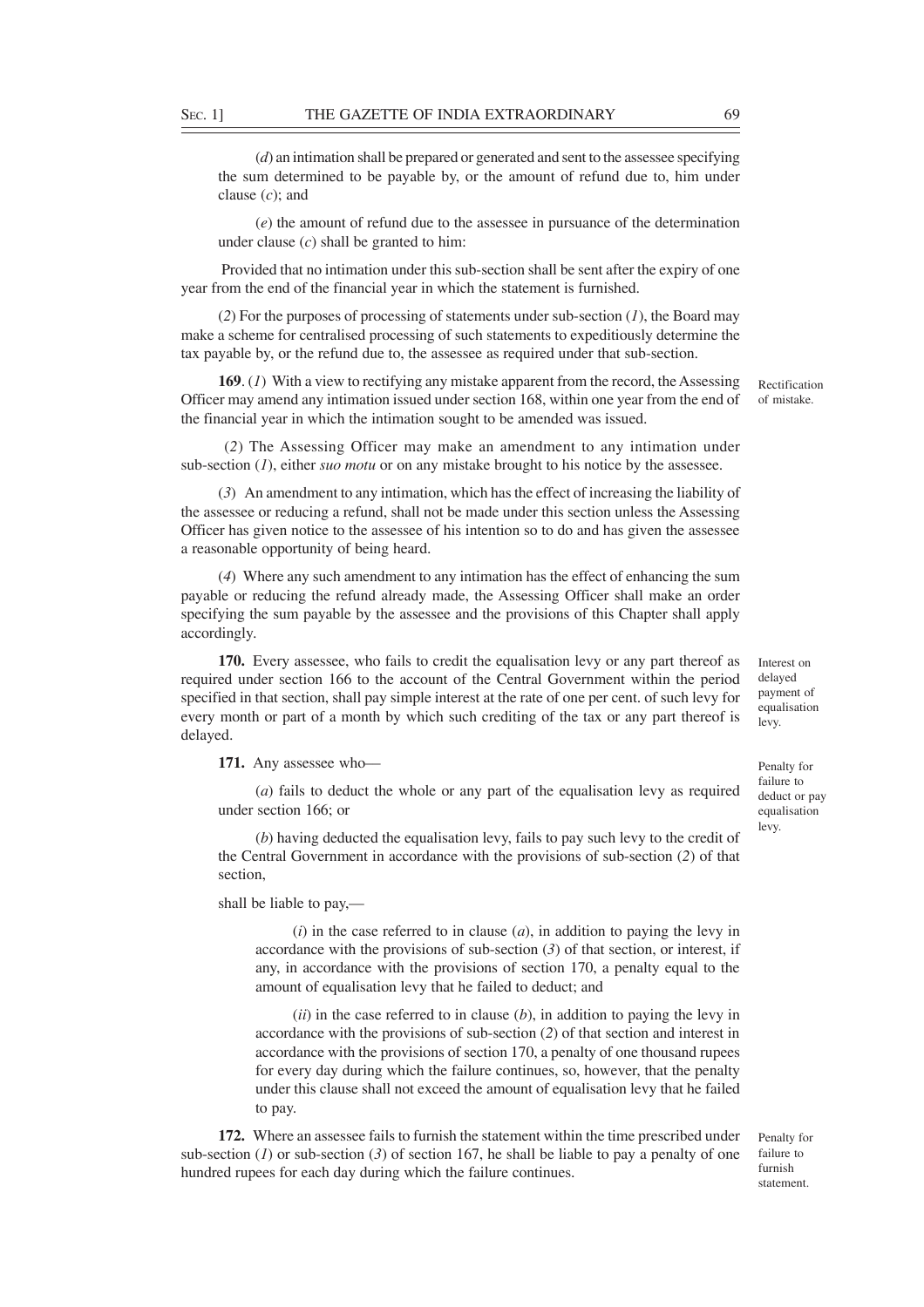(*d*) an intimation shall be prepared or generated and sent to the assessee specifying the sum determined to be payable by, or the amount of refund due to, him under clause (*c*); and

(*e*) the amount of refund due to the assessee in pursuance of the determination under clause (*c*) shall be granted to him:

Provided that no intimation under this sub-section shall be sent after the expiry of one year from the end of the financial year in which the statement is furnished.

(*2*) For the purposes of processing of statements under sub-section (*1*), the Board may make a scheme for centralised processing of such statements to expeditiously determine the tax payable by, or the refund due to, the assessee as required under that sub-section.

Rectification of mistake.

**169**. (*1*) With a view to rectifying any mistake apparent from the record, the Assessing Officer may amend any intimation issued under section 168, within one year from the end of the financial year in which the intimation sought to be amended was issued.

(*2*) The Assessing Officer may make an amendment to any intimation under sub-section (*1*), either *suo motu* or on any mistake brought to his notice by the assessee.

(*3*) An amendment to any intimation, which has the effect of increasing the liability of the assessee or reducing a refund, shall not be made under this section unless the Assessing Officer has given notice to the assessee of his intention so to do and has given the assessee a reasonable opportunity of being heard.

(*4*) Where any such amendment to any intimation has the effect of enhancing the sum payable or reducing the refund already made, the Assessing Officer shall make an order specifying the sum payable by the assessee and the provisions of this Chapter shall apply accordingly.

Interest on delayed payment of equalisation levy.

**170.** Every assessee, who fails to credit the equalisation levy or any part thereof as required under section 166 to the account of the Central Government within the period specified in that section, shall pay simple interest at the rate of one per cent. of such levy for every month or part of a month by which such crediting of the tax or any part thereof is delayed.

Penalty for failure to deduct or pay equalisation levy.

**171.** Any assessee who—

(*a*) fails to deduct the whole or any part of the equalisation levy as required under section 166; or

(*b*) having deducted the equalisation levy, fails to pay such levy to the credit of the Central Government in accordance with the provisions of sub-section (*2*) of that section,

shall be liable to pay,—

(*i*) in the case referred to in clause (*a*), in addition to paying the levy in accordance with the provisions of sub-section (*3*) of that section, or interest, if any, in accordance with the provisions of section 170, a penalty equal to the amount of equalisation levy that he failed to deduct; and

(*ii*) in the case referred to in clause (*b*), in addition to paying the levy in accordance with the provisions of sub-section (*2*) of that section and interest in accordance with the provisions of section 170, a penalty of one thousand rupees for every day during which the failure continues, so, however, that the penalty under this clause shall not exceed the amount of equalisation levy that he failed to pay.

Penalty for failure to furnish statement.

**172.** Where an assessee fails to furnish the statement within the time prescribed under sub-section (*1*) or sub-section (*3*) of section 167, he shall be liable to pay a penalty of one hundred rupees for each day during which the failure continues.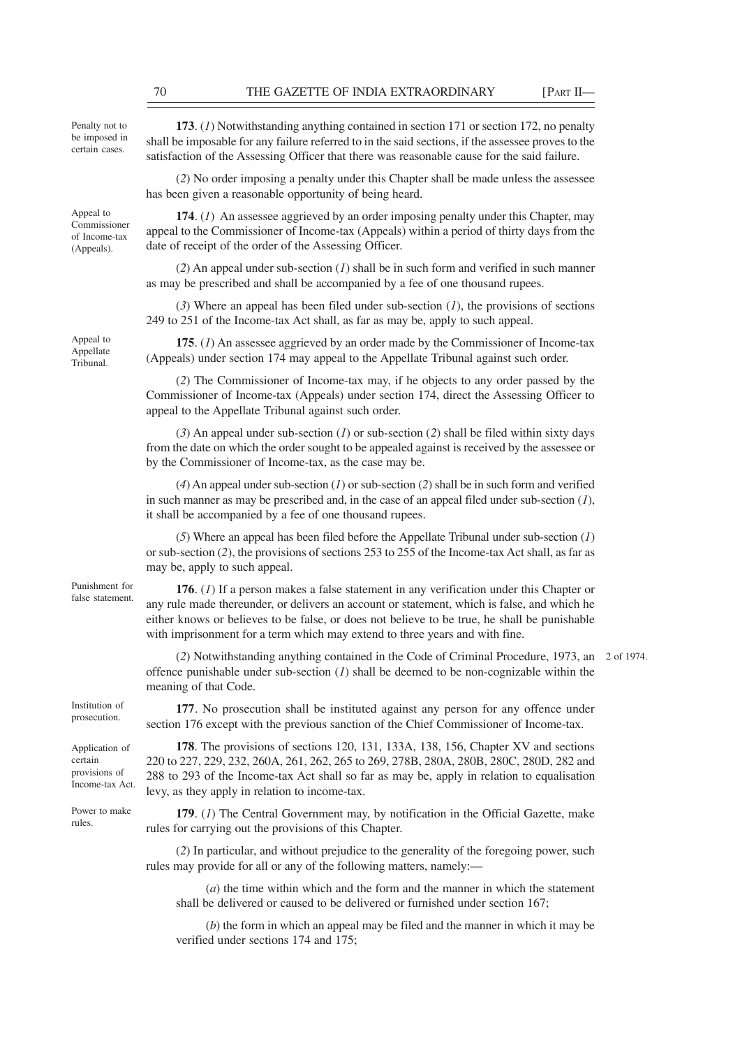**173.** (*1*) Notwithstanding anything contained in section 171 or section 172, no penalty shall be imposable for any failure referred to in the said sections, if the assessee proves to the satisfaction of the Assessing Officer that there was reasonable cause for the said failure.

Penalty not to be imposed in certain cases.

(*2*) No order imposing a penalty under this Chapter shall be made unless the assessee has been given a reasonable opportunity of being heard.

**174.** (*1*) An assessee aggrieved by an order imposing penalty under this Chapter, may appeal to the Commissioner of Income-tax (Appeals) within a period of thirty days from the date of receipt of the order of the Assessing Officer.

Appeal to Commissioner of Income-tax (Appeals).

(*2*) An appeal under sub-section (*1*) shall be in such form and verified in such manner as may be prescribed and shall be accompanied by a fee of one thousand rupees.

(*3*) Where an appeal has been filed under sub-section (*1*), the provisions of sections 249 to 251 of the Income-tax Act shall, as far as may be, apply to such appeal.

**175.** (*1*) An assessee aggrieved by an order made by the Commissioner of Income-tax (Appeals) under section 174 may appeal to the Appellate Tribunal against such order.

Appeal to Appellate Tribunal.

(*2*) The Commissioner of Income-tax may, if he objects to any order passed by the Commissioner of Income-tax (Appeals) under section 174, direct the Assessing Officer to appeal to the Appellate Tribunal against such order.

(*3*) An appeal under sub-section (*1*) or sub-section (*2*) shall be filed within sixty days from the date on which the order sought to be appealed against is received by the assessee or by the Commissioner of Income-tax, as the case may be.

(*4*) An appeal under sub-section (*1*) or sub-section (*2*) shall be in such form and verified in such manner as may be prescribed and, in the case of an appeal filed under sub-section (*1*), it shall be accompanied by a fee of one thousand rupees.

(*5*) Where an appeal has been filed before the Appellate Tribunal under sub-section (*1*) or sub-section (*2*), the provisions of sections 253 to 255 of the Income-tax Act shall, as far as may be, apply to such appeal.

**176.** (*1*) If a person makes a false statement in any verification under this Chapter or any rule made thereunder, or delivers an account or statement, which is false, and which he either knows or believes to be false, or does not believe to be true, he shall be punishable with imprisonment for a term which may extend to three years and with fine.

Punishment for false statement.

(*2*) Notwithstanding anything contained in the Code of Criminal Procedure, 1973, an offence punishable under sub-section (*1*) shall be deemed to be non-cognizable within the meaning of that Code.

2 of 1974.

**177.** No prosecution shall be instituted against any person for any offence under section 176 except with the previous sanction of the Chief Commissioner of Income-tax.

Institution of prosecution.

**178.** The provisions of sections 120, 131, 133A, 138, 156, Chapter XV and sections 220 to 227, 229, 232, 260A, 261, 262, 265 to 269, 278B, 280A, 280B, 280C, 280D, 282 and 288 to 293 of the Income-tax Act shall so far as may be, apply in relation to equalisation levy, as they apply in relation to income-tax.

Application of certain provisions of Income-tax Act.

**179.** (*1*) The Central Government may, by notification in the Official Gazette, make rules for carrying out the provisions of this Chapter.

Power to make rules.

(*2*) In particular, and without prejudice to the generality of the foregoing power, such rules may provide for all or any of the following matters, namely:—

(*a*) the time within which and the form and the manner in which the statement shall be delivered or caused to be delivered or furnished under section 167;

(*b*) the form in which an appeal may be filed and the manner in which it may be verified under sections 174 and 175;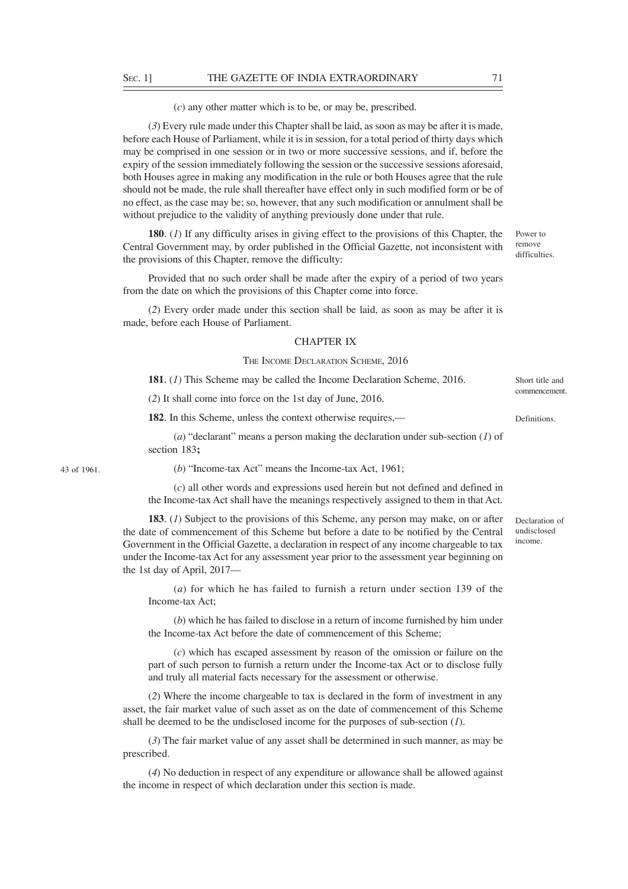(*c*) any other matter which is to be, or may be, prescribed.

(*3*) Every rule made under this Chapter shall be laid, as soon as may be after it is made, before each House of Parliament, while it is in session, for a total period of thirty days which may be comprised in one session or in two or more successive sessions, and if, before the expiry of the session immediately following the session or the successive sessions aforesaid, both Houses agree in making any modification in the rule or both Houses agree that the rule should not be made, the rule shall thereafter have effect only in such modified form or be of no effect, as the case may be; so, however, that any such modification or annulment shall be without prejudice to the validity of anything previously done under that rule.

Power to remove difficulties.

**180**. (*1*) If any difficulty arises in giving effect to the provisions of this Chapter, the Central Government may, by order published in the Official Gazette, not inconsistent with the provisions of this Chapter, remove the difficulty:

Provided that no such order shall be made after the expiry of a period of two years from the date on which the provisions of this Chapter come into force.

(*2*) Every order made under this section shall be laid, as soon as may be after it is made, before each House of Parliament.

## CHAPTER IX

### THE INCOME DECLARATION SCHEME, 2016

Short title and commencement.

**181**. (*1*) This Scheme may be called the Income Declaration Scheme, 2016.

(*2*) It shall come into force on the 1st day of June, 2016.

Definitions.

**182**. In this Scheme, unless the context otherwise requires,—

(*a*) "declarant" means a person making the declaration under sub-section (*1*) of section 183**;**

43 of 1961.

(*b*) "Income-tax Act" means the Income-tax Act, 1961;

(*c*) all other words and expressions used herein but not defined and defined in the Income-tax Act shall have the meanings respectively assigned to them in that Act.

Declaration of undisclosed income.

**183**. (*1*) Subject to the provisions of this Scheme, any person may make, on or after the date of commencement of this Scheme but before a date to be notified by the Central Government in the Official Gazette, a declaration in respect of any income chargeable to tax under the Income-tax Act for any assessment year prior to the assessment year beginning on the 1st day of April, 2017—

(*a*) for which he has failed to furnish a return under section 139 of the Income-tax Act;

(*b*) which he has failed to disclose in a return of income furnished by him under the Income-tax Act before the date of commencement of this Scheme;

(*c*) which has escaped assessment by reason of the omission or failure on the part of such person to furnish a return under the Income-tax Act or to disclose fully and truly all material facts necessary for the assessment or otherwise.

(*2*) Where the income chargeable to tax is declared in the form of investment in any asset, the fair market value of such asset as on the date of commencement of this Scheme shall be deemed to be the undisclosed income for the purposes of sub-section (*1*).

(*3*) The fair market value of any asset shall be determined in such manner, as may be prescribed.

(*4*) No deduction in respect of any expenditure or allowance shall be allowed against the income in respect of which declaration under this section is made.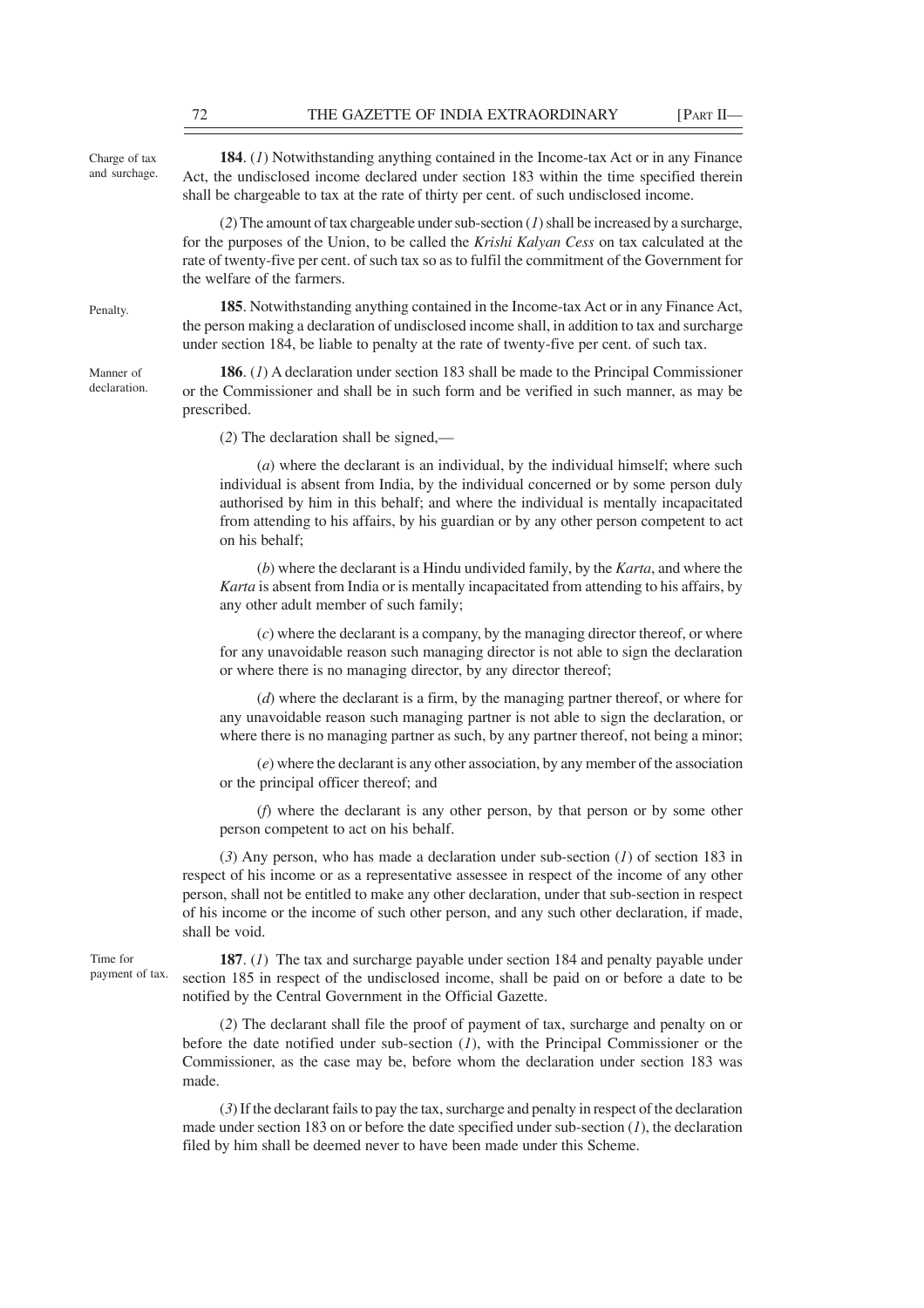Charge of tax and surchage.

**184**. (*1*) Notwithstanding anything contained in the Income-tax Act or in any Finance Act, the undisclosed income declared under section 183 within the time specified therein shall be chargeable to tax at the rate of thirty per cent. of such undisclosed income.

(*2*) The amount of tax chargeable under sub-section (*1*) shall be increased by a surcharge, for the purposes of the Union, to be called the *Krishi Kalyan Cess* on tax calculated at the rate of twenty-five per cent. of such tax so as to fulfil the commitment of the Government for the welfare of the farmers.

Penalty.

**185**. Notwithstanding anything contained in the Income-tax Act or in any Finance Act, the person making a declaration of undisclosed income shall, in addition to tax and surcharge under section 184, be liable to penalty at the rate of twenty-five per cent. of such tax.

Manner of declaration.

**186**. (*1*) A declaration under section 183 shall be made to the Principal Commissioner or the Commissioner and shall be in such form and be verified in such manner, as may be prescribed.

(*2*) The declaration shall be signed,—

(*a*) where the declarant is an individual, by the individual himself; where such individual is absent from India, by the individual concerned or by some person duly authorised by him in this behalf; and where the individual is mentally incapacitated from attending to his affairs, by his guardian or by any other person competent to act on his behalf;

(*b*) where the declarant is a Hindu undivided family, by the *Karta*, and where the *Karta* is absent from India or is mentally incapacitated from attending to his affairs, by any other adult member of such family;

(*c*) where the declarant is a company, by the managing director thereof, or where for any unavoidable reason such managing director is not able to sign the declaration or where there is no managing director, by any director thereof;

(*d*) where the declarant is a firm, by the managing partner thereof, or where for any unavoidable reason such managing partner is not able to sign the declaration, or where there is no managing partner as such, by any partner thereof, not being a minor;

(*e*) where the declarant is any other association, by any member of the association or the principal officer thereof; and

(*f*) where the declarant is any other person, by that person or by some other person competent to act on his behalf.

(*3*) Any person, who has made a declaration under sub-section (*1*) of section 183 in respect of his income or as a representative assessee in respect of the income of any other person, shall not be entitled to make any other declaration, under that sub-section in respect of his income or the income of such other person, and any such other declaration, if made, shall be void.

Time for payment of tax.

**187**. (*1*) The tax and surcharge payable under section 184 and penalty payable under section 185 in respect of the undisclosed income, shall be paid on or before a date to be notified by the Central Government in the Official Gazette.

(*2*) The declarant shall file the proof of payment of tax, surcharge and penalty on or before the date notified under sub-section (*1*), with the Principal Commissioner or the Commissioner, as the case may be, before whom the declaration under section 183 was made.

(*3*) If the declarant fails to pay the tax, surcharge and penalty in respect of the declaration made under section 183 on or before the date specified under sub-section (*1*), the declaration filed by him shall be deemed never to have been made under this Scheme.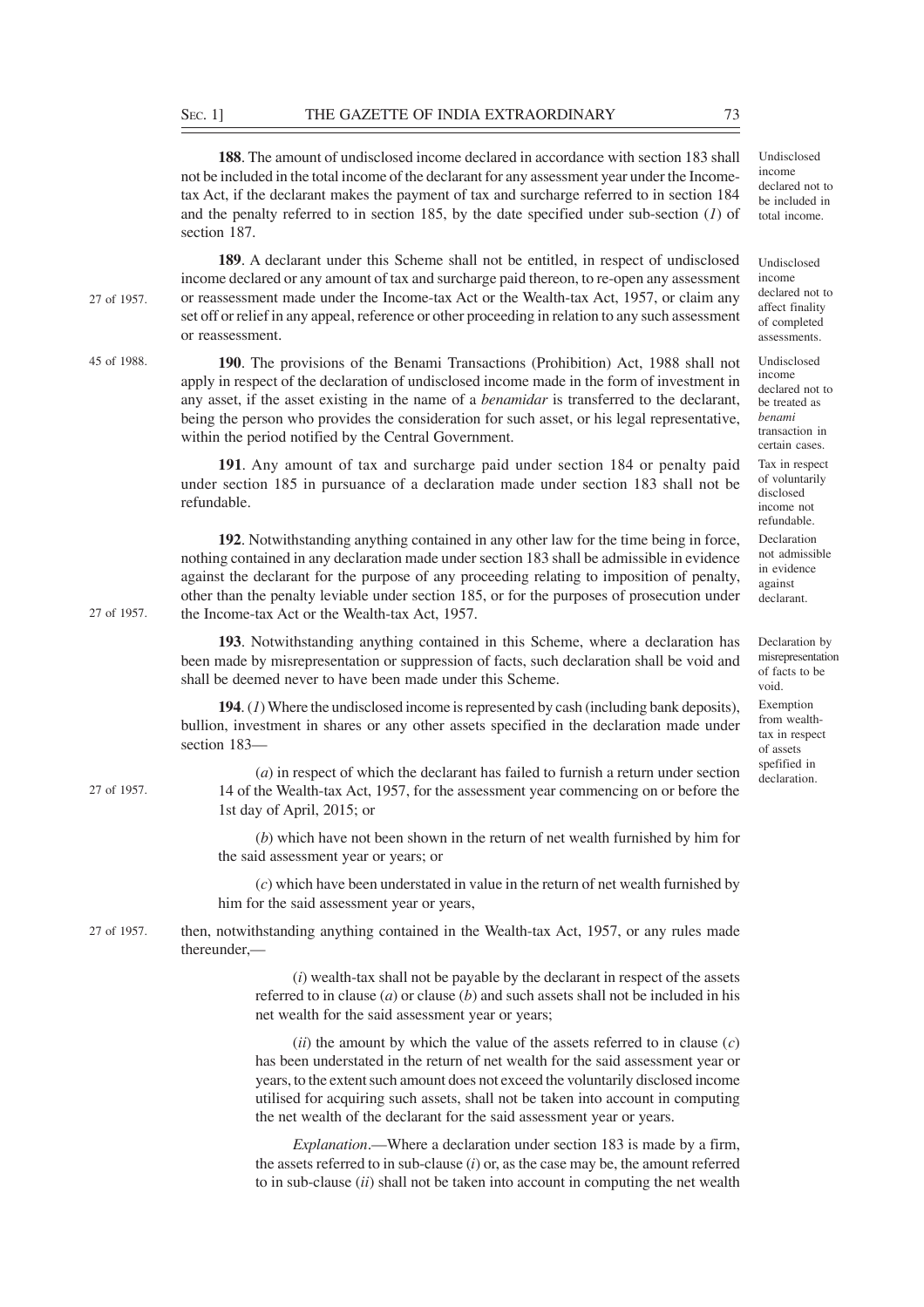**188**. The amount of undisclosed income declared in accordance with section 183 shall not be included in the total income of the declarant for any assessment year under the Income-tax Act, if the declarant makes the payment of tax and surcharge referred to in section 184 and the penalty referred to in section 185, by the date specified under sub-section (*1*) of section 187.

Undisclosed income declared not to be included in total income.

**189**. A declarant under this Scheme shall not be entitled, in respect of undisclosed income declared or any amount of tax and surcharge paid thereon, to re-open any assessment or reassessment made under the Income-tax Act or the Wealth-tax Act, 1957, or claim any set off or relief in any appeal, reference or other proceeding in relation to any such assessment or reassessment.

27 of 1957.

Undisclosed income declared not to affect finality of completed assessments.

**190**. The provisions of the Benami Transactions (Prohibition) Act, 1988 shall not apply in respect of the declaration of undisclosed income made in the form of investment in any asset, if the asset existing in the name of a *benamidar* is transferred to the declarant, being the person who provides the consideration for such asset, or his legal representative, within the period notified by the Central Government.

45 of 1988.

Undisclosed income declared not to be treated as *benami* transaction in certain cases.

**191**. Any amount of tax and surcharge paid under section 184 or penalty paid under section 185 in pursuance of a declaration made under section 183 shall not be refundable.

Tax in respect of voluntarily disclosed income not refundable.

**192**. Notwithstanding anything contained in any other law for the time being in force, nothing contained in any declaration made under section 183 shall be admissible in evidence against the declarant for the purpose of any proceeding relating to imposition of penalty, other than the penalty leviable under section 185, or for the purposes of prosecution under the Income-tax Act or the Wealth-tax Act, 1957.

27 of 1957.

Declaration not admissible in evidence against declarant.

**193**. Notwithstanding anything contained in this Scheme, where a declaration has been made by misrepresentation or suppression of facts, such declaration shall be void and shall be deemed never to have been made under this Scheme.

Declaration by misrepresentation of facts to be void.

**194**. (*1*) Where the undisclosed income is represented by cash (including bank deposits), bullion, investment in shares or any other assets specified in the declaration made under section 183—

Exemption from wealth-tax in respect of assets spefified in declaration.

(*a*) in respect of which the declarant has failed to furnish a return under section 14 of the Wealth-tax Act, 1957, for the assessment year commencing on or before the 1st day of April, 2015; or

27 of 1957.

(*b*) which have not been shown in the return of net wealth furnished by him for the said assessment year or years; or

(*c*) which have been understated in value in the return of net wealth furnished by him for the said assessment year or years,

then, notwithstanding anything contained in the Wealth-tax Act, 1957, or any rules made thereunder,—

27 of 1957.

(*i*) wealth-tax shall not be payable by the declarant in respect of the assets referred to in clause (*a*) or clause (*b*) and such assets shall not be included in his net wealth for the said assessment year or years;

(*ii*) the amount by which the value of the assets referred to in clause (*c*) has been understated in the return of net wealth for the said assessment year or years, to the extent such amount does not exceed the voluntarily disclosed income utilised for acquiring such assets, shall not be taken into account in computing the net wealth of the declarant for the said assessment year or years.

*Explanation*.—Where a declaration under section 183 is made by a firm, the assets referred to in sub-clause (*i*) or, as the case may be, the amount referred to in sub-clause (*ii*) shall not be taken into account in computing the net wealth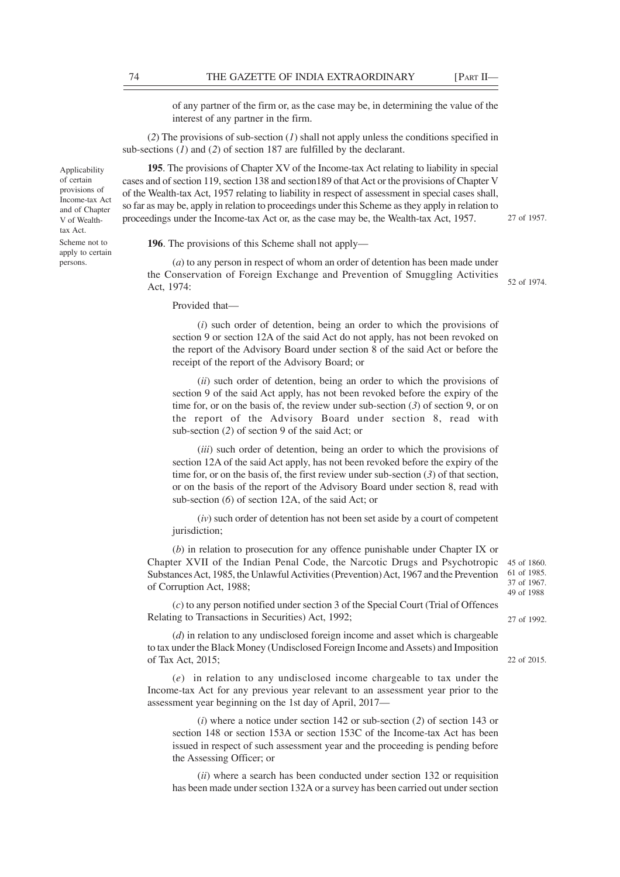of any partner of the firm or, as the case may be, in determining the value of the interest of any partner in the firm.

(*2*) The provisions of sub-section (*1*) shall not apply unless the conditions specified in sub-sections (*1*) and (*2*) of section 187 are fulfilled by the declarant.

Applicability of certain provisions of Income-tax Act and of Chapter V of Wealth-tax Act.

**195**. The provisions of Chapter XV of the Income-tax Act relating to liability in special cases and of section 119, section 138 and section189 of that Act or the provisions of Chapter V of the Wealth-tax Act, 1957 relating to liability in respect of assessment in special cases shall, so far as may be, apply in relation to proceedings under this Scheme as they apply in relation to proceedings under the Income-tax Act or, as the case may be, the Wealth-tax Act, 1957. 27 of 1957.

Scheme not to apply to certain persons.

**196**. The provisions of this Scheme shall not apply—

(*a*) to any person in respect of whom an order of detention has been made under the Conservation of Foreign Exchange and Prevention of Smuggling Activities Act, 1974: 52 of 1974.

Provided that—

(*i*) such order of detention, being an order to which the provisions of section 9 or section 12A of the said Act do not apply, has not been revoked on the report of the Advisory Board under section 8 of the said Act or before the receipt of the report of the Advisory Board; or

(*ii*) such order of detention, being an order to which the provisions of section 9 of the said Act apply, has not been revoked before the expiry of the time for, or on the basis of, the review under sub-section (*3*) of section 9, or on the report of the Advisory Board under section 8, read with sub-section (*2*) of section 9 of the said Act; or

(*iii*) such order of detention, being an order to which the provisions of section 12A of the said Act apply, has not been revoked before the expiry of the time for, or on the basis of, the first review under sub-section (*3*) of that section, or on the basis of the report of the Advisory Board under section 8, read with sub-section (*6*) of section 12A, of the said Act; or

(*iv*) such order of detention has not been set aside by a court of competent jurisdiction;

(*b*) in relation to prosecution for any offence punishable under Chapter IX or Chapter XVII of the Indian Penal Code, the Narcotic Drugs and Psychotropic Substances Act, 1985, the Unlawful Activities (Prevention) Act, 1967 and the Prevention of Corruption Act, 1988; 45 of 1860. 61 of 1985. 37 of 1967. 49 of 1988

(*c*) to any person notified under section 3 of the Special Court (Trial of Offences Relating to Transactions in Securities) Act, 1992; 27 of 1992.

(*d*) in relation to any undisclosed foreign income and asset which is chargeable to tax under the Black Money (Undisclosed Foreign Income and Assets) and Imposition of Tax Act, 2015; 22 of 2015.

(*e*) in relation to any undisclosed income chargeable to tax under the Income-tax Act for any previous year relevant to an assessment year prior to the assessment year beginning on the 1st day of April, 2017—

(*i*) where a notice under section 142 or sub-section (*2*) of section 143 or section 148 or section 153A or section 153C of the Income-tax Act has been issued in respect of such assessment year and the proceeding is pending before the Assessing Officer; or

(*ii*) where a search has been conducted under section 132 or requisition has been made under section 132A or a survey has been carried out under section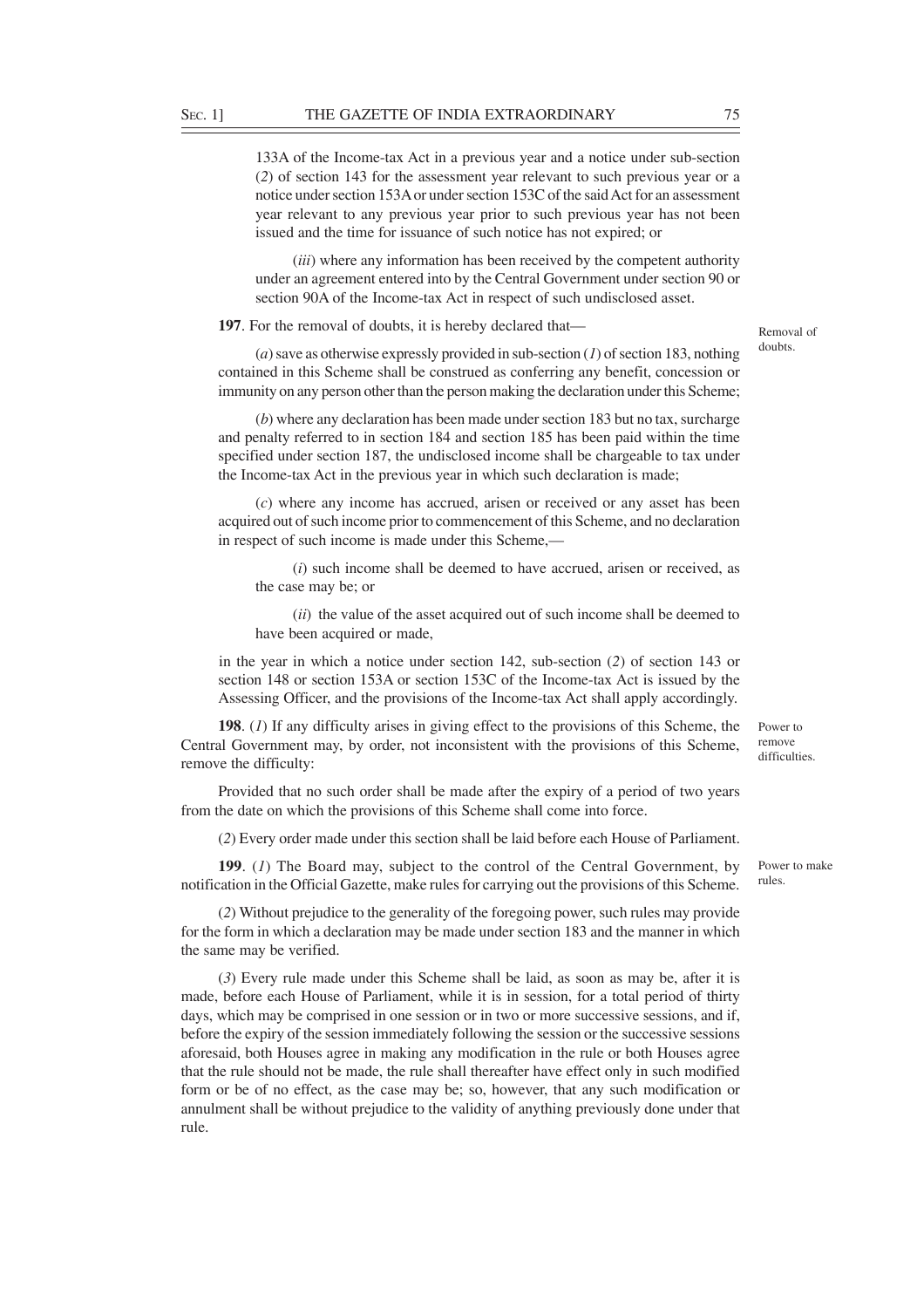133A of the Income-tax Act in a previous year and a notice under sub-section (*2*) of section 143 for the assessment year relevant to such previous year or a notice under section 153A or under section 153C of the said Act for an assessment year relevant to any previous year prior to such previous year has not been issued and the time for issuance of such notice has not expired; or

(*iii*) where any information has been received by the competent authority under an agreement entered into by the Central Government under section 90 or section 90A of the Income-tax Act in respect of such undisclosed asset.

Removal of doubts.

**197**. For the removal of doubts, it is hereby declared that—

(*a*) save as otherwise expressly provided in sub-section (*1*) of section 183, nothing contained in this Scheme shall be construed as conferring any benefit, concession or immunity on any person other than the person making the declaration under this Scheme;

(*b*) where any declaration has been made under section 183 but no tax, surcharge and penalty referred to in section 184 and section 185 has been paid within the time specified under section 187, the undisclosed income shall be chargeable to tax under the Income-tax Act in the previous year in which such declaration is made;

(*c*) where any income has accrued, arisen or received or any asset has been acquired out of such income prior to commencement of this Scheme, and no declaration in respect of such income is made under this Scheme,—

(*i*) such income shall be deemed to have accrued, arisen or received, as the case may be; or

(*ii*) the value of the asset acquired out of such income shall be deemed to have been acquired or made,

in the year in which a notice under section 142, sub-section (*2*) of section 143 or section 148 or section 153A or section 153C of the Income-tax Act is issued by the Assessing Officer, and the provisions of the Income-tax Act shall apply accordingly.

Power to remove difficulties.

**198**. (*1*) If any difficulty arises in giving effect to the provisions of this Scheme, the Central Government may, by order, not inconsistent with the provisions of this Scheme, remove the difficulty:

Provided that no such order shall be made after the expiry of a period of two years from the date on which the provisions of this Scheme shall come into force.

(*2*) Every order made under this section shall be laid before each House of Parliament.

Power to make rules.

**199**. (*1*) The Board may, subject to the control of the Central Government, by notification in the Official Gazette, make rules for carrying out the provisions of this Scheme.

(*2*) Without prejudice to the generality of the foregoing power, such rules may provide for the form in which a declaration may be made under section 183 and the manner in which the same may be verified.

(*3*) Every rule made under this Scheme shall be laid, as soon as may be, after it is made, before each House of Parliament, while it is in session, for a total period of thirty days, which may be comprised in one session or in two or more successive sessions, and if, before the expiry of the session immediately following the session or the successive sessions aforesaid, both Houses agree in making any modification in the rule or both Houses agree that the rule should not be made, the rule shall thereafter have effect only in such modified form or be of no effect, as the case may be; so, however, that any such modification or annulment shall be without prejudice to the validity of anything previously done under that rule.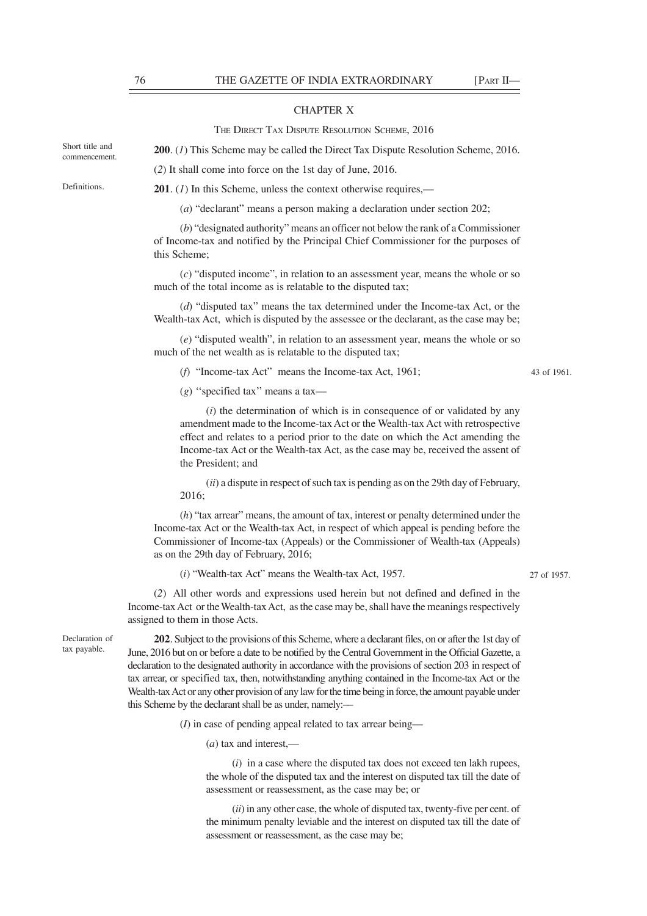## CHAPTER X

### THE DIRECT TAX DISPUTE RESOLUTION SCHEME, 2016

Short title and commencement.

**200**. (*1*) This Scheme may be called the Direct Tax Dispute Resolution Scheme, 2016.

(*2*) It shall come into force on the 1st day of June, 2016.

Definitions.

**201**. (*1*) In this Scheme, unless the context otherwise requires,—

(*a*) "declarant" means a person making a declaration under section 202;

(*b*) "designated authority" means an officer not below the rank of a Commissioner of Income-tax and notified by the Principal Chief Commissioner for the purposes of this Scheme;

(*c*) "disputed income", in relation to an assessment year, means the whole or so much of the total income as is relatable to the disputed tax;

(*d*) "disputed tax" means the tax determined under the Income-tax Act, or the Wealth-tax Act, which is disputed by the assessee or the declarant, as the case may be;

(*e*) "disputed wealth", in relation to an assessment year, means the whole or so much of the net wealth as is relatable to the disputed tax;

(*f*) "Income-tax Act" means the Income-tax Act, 1961; 43 of 1961.

(*g*) "specified tax" means a tax—

(*i*) the determination of which is in consequence of or validated by any amendment made to the Income-tax Act or the Wealth-tax Act with retrospective effect and relates to a period prior to the date on which the Act amending the Income-tax Act or the Wealth-tax Act, as the case may be, received the assent of the President; and

(*ii*) a dispute in respect of such tax is pending as on the 29th day of February, 2016;

(*h*) "tax arrear" means, the amount of tax, interest or penalty determined under the Income-tax Act or the Wealth-tax Act, in respect of which appeal is pending before the Commissioner of Income-tax (Appeals) or the Commissioner of Wealth-tax (Appeals) as on the 29th day of February, 2016;

(*i*) "Wealth-tax Act" means the Wealth-tax Act, 1957. 27 of 1957.

(*2*) All other words and expressions used herein but not defined and defined in the Income-tax Act or the Wealth-tax Act, as the case may be, shall have the meanings respectively assigned to them in those Acts.

Declaration of tax payable.

**202**. Subject to the provisions of this Scheme, where a declarant files, on or after the 1st day of June, 2016 but on or before a date to be notified by the Central Government in the Official Gazette, a declaration to the designated authority in accordance with the provisions of section 203 in respect of tax arrear, or specified tax, then, notwithstanding anything contained in the Income-tax Act or the Wealth-tax Act or any other provision of any law for the time being in force, the amount payable under this Scheme by the declarant shall be as under, namely:—

(*I*) in case of pending appeal related to tax arrear being—

(*a*) tax and interest,—

(*i*) in a case where the disputed tax does not exceed ten lakh rupees, the whole of the disputed tax and the interest on disputed tax till the date of assessment or reassessment, as the case may be; or

(*ii*) in any other case, the whole of disputed tax, twenty-five per cent. of the minimum penalty leviable and the interest on disputed tax till the date of assessment or reassessment, as the case may be;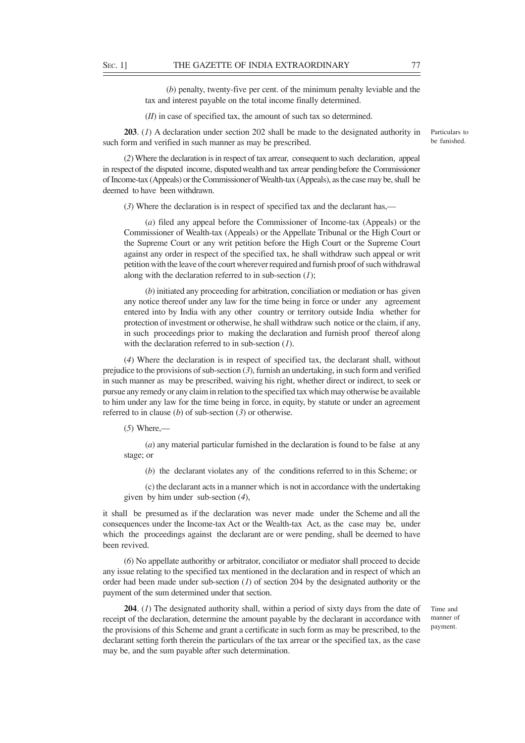(*b*) penalty, twenty-five per cent. of the minimum penalty leviable and the tax and interest payable on the total income finally determined.

(*II*) in case of specified tax, the amount of such tax so determined.

Particulars to be funished.

**203**. (*1*) A declaration under section 202 shall be made to the designated authority in such form and verified in such manner as may be prescribed.

(*2*) Where the declaration is in respect of tax arrear, consequent to such declaration, appeal in respect of the disputed income, disputed wealth and tax arrear pending before the Commissioner of Income-tax (Appeals) or the Commissioner of Wealth-tax (Appeals), as the case may be, shall be deemed to have been withdrawn.

(*3*) Where the declaration is in respect of specified tax and the declarant has,—

(*a*) filed any appeal before the Commissioner of Income-tax (Appeals) or the Commissioner of Wealth-tax (Appeals) or the Appellate Tribunal or the High Court or the Supreme Court or any writ petition before the High Court or the Supreme Court against any order in respect of the specified tax, he shall withdraw such appeal or writ petition with the leave of the court wherever required and furnish proof of such withdrawal along with the declaration referred to in sub-section (*1*);

(*b*) initiated any proceeding for arbitration, conciliation or mediation or has given any notice thereof under any law for the time being in force or under any agreement entered into by India with any other country or territory outside India whether for protection of investment or otherwise, he shall withdraw such notice or the claim, if any, in such proceedings prior to making the declaration and furnish proof thereof along with the declaration referred to in sub-section (*1*).

(*4*) Where the declaration is in respect of specified tax, the declarant shall, without prejudice to the provisions of sub-section (*3*), furnish an undertaking, in such form and verified in such manner as may be prescribed, waiving his right, whether direct or indirect, to seek or pursue any remedy or any claim in relation to the specified tax which may otherwise be available to him under any law for the time being in force, in equity, by statute or under an agreement referred to in clause (*b*) of sub-section (*3*) or otherwise.

(*5*) Where,—

(*a*) any material particular furnished in the declaration is found to be false at any stage; or

(*b*) the declarant violates any of the conditions referred to in this Scheme; or

(c) the declarant acts in a manner which is not in accordance with the undertaking given by him under sub-section (*4*),

it shall be presumed as if the declaration was never made under the Scheme and all the consequences under the Income-tax Act or the Wealth-tax Act, as the case may be, under which the proceedings against the declarant are or were pending, shall be deemed to have been revived.

(*6*) No appellate authorithy or arbitrator, conciliator or mediator shall proceed to decide any issue relating to the specified tax mentioned in the declaration and in respect of which an order had been made under sub-section (*1*) of section 204 by the designated authority or the payment of the sum determined under that section.

Time and manner of payment.

**204**. (*1*) The designated authority shall, within a period of sixty days from the date of receipt of the declaration, determine the amount payable by the declarant in accordance with the provisions of this Scheme and grant a certificate in such form as may be prescribed, to the declarant setting forth therein the particulars of the tax arrear or the specified tax, as the case may be, and the sum payable after such determination.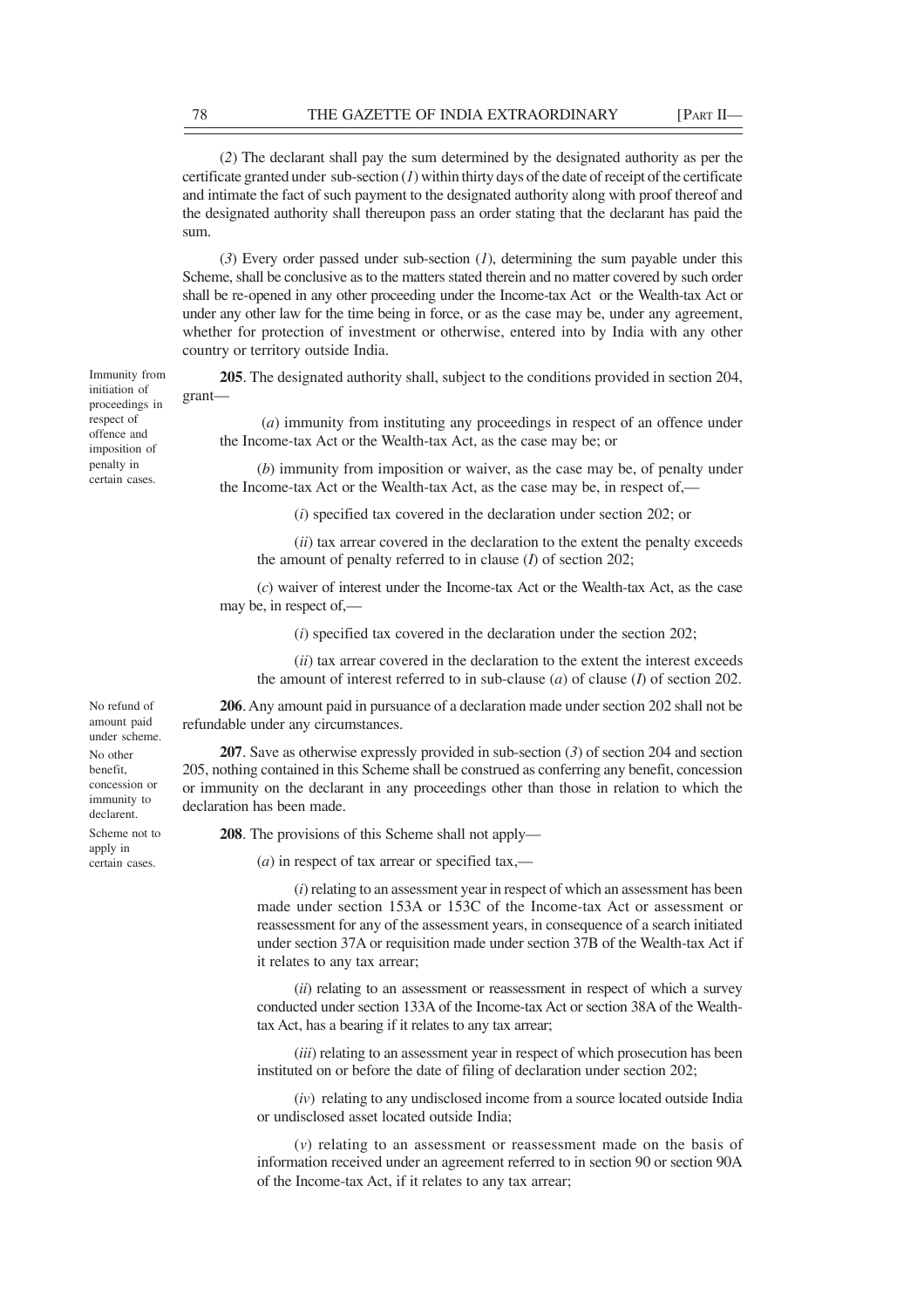(*2*) The declarant shall pay the sum determined by the designated authority as per the certificate granted under sub-section (*1*) within thirty days of the date of receipt of the certificate and intimate the fact of such payment to the designated authority along with proof thereof and the designated authority shall thereupon pass an order stating that the declarant has paid the sum.

(*3*) Every order passed under sub-section (*1*), determining the sum payable under this Scheme, shall be conclusive as to the matters stated therein and no matter covered by such order shall be re-opened in any other proceeding under the Income-tax Act or the Wealth-tax Act or under any other law for the time being in force, or as the case may be, under any agreement, whether for protection of investment or otherwise, entered into by India with any other country or territory outside India.

Immunity from initiation of proceedings in respect of offence and imposition of penalty in certain cases.

**205**. The designated authority shall, subject to the conditions provided in section 204, grant—

(*a*) immunity from instituting any proceedings in respect of an offence under the Income-tax Act or the Wealth-tax Act, as the case may be; or

(*b*) immunity from imposition or waiver, as the case may be, of penalty under the Income-tax Act or the Wealth-tax Act, as the case may be, in respect of,—

(*i*) specified tax covered in the declaration under section 202; or

(*ii*) tax arrear covered in the declaration to the extent the penalty exceeds the amount of penalty referred to in clause (*I*) of section 202;

(*c*) waiver of interest under the Income-tax Act or the Wealth-tax Act, as the case may be, in respect of,—

(*i*) specified tax covered in the declaration under the section 202;

(*ii*) tax arrear covered in the declaration to the extent the interest exceeds the amount of interest referred to in sub-clause (*a*) of clause (*I*) of section 202.

No refund of amount paid under scheme.

**206**. Any amount paid in pursuance of a declaration made under section 202 shall not be refundable under any circumstances.

No other benefit, concession or immunity to declarent.

**207**. Save as otherwise expressly provided in sub-section (*3*) of section 204 and section 205, nothing contained in this Scheme shall be construed as conferring any benefit, concession or immunity on the declarant in any proceedings other than those in relation to which the declaration has been made.

Scheme not to apply in certain cases.

**208**. The provisions of this Scheme shall not apply—

(*a*) in respect of tax arrear or specified tax,—

(*i*) relating to an assessment year in respect of which an assessment has been made under section 153A or 153C of the Income-tax Act or assessment or reassessment for any of the assessment years, in consequence of a search initiated under section 37A or requisition made under section 37B of the Wealth-tax Act if it relates to any tax arrear;

(*ii*) relating to an assessment or reassessment in respect of which a survey conducted under section 133A of the Income-tax Act or section 38A of the Wealth-tax Act, has a bearing if it relates to any tax arrear;

(*iii*) relating to an assessment year in respect of which prosecution has been instituted on or before the date of filing of declaration under section 202;

(*iv*) relating to any undisclosed income from a source located outside India or undisclosed asset located outside India;

(*v*) relating to an assessment or reassessment made on the basis of information received under an agreement referred to in section 90 or section 90A of the Income-tax Act, if it relates to any tax arrear;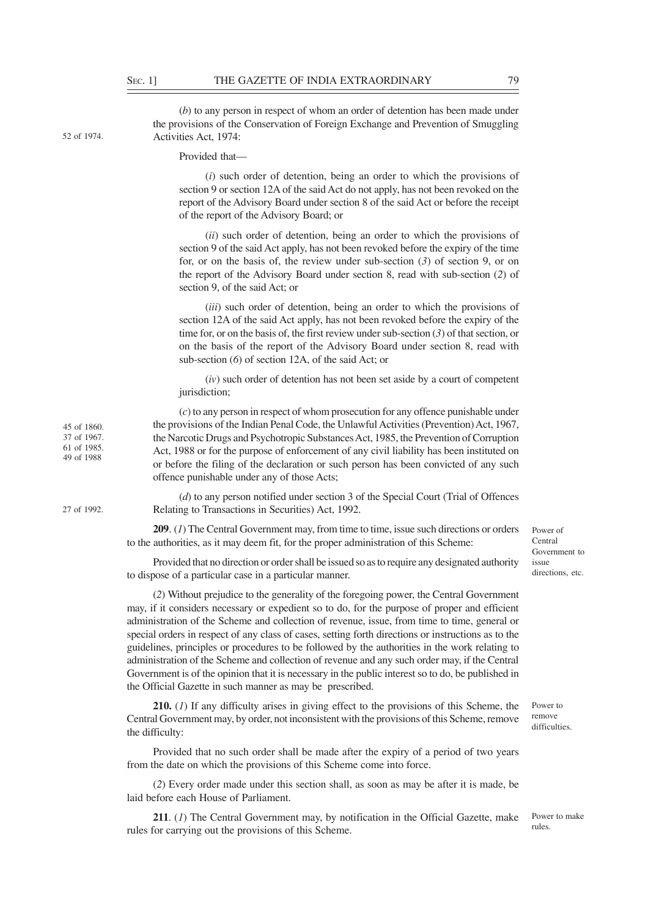(*b*) to any person in respect of whom an order of detention has been made under the provisions of the Conservation of Foreign Exchange and Prevention of Smuggling Activities Act, 1974:

52 of 1974.

Provided that—

(*i*) such order of detention, being an order to which the provisions of section 9 or section 12A of the said Act do not apply, has not been revoked on the report of the Advisory Board under section 8 of the said Act or before the receipt of the report of the Advisory Board; or

(*ii*) such order of detention, being an order to which the provisions of section 9 of the said Act apply, has not been revoked before the expiry of the time for, or on the basis of, the review under sub-section (*3*) of section 9, or on the report of the Advisory Board under section 8, read with sub-section (*2*) of section 9, of the said Act; or

(*iii*) such order of detention, being an order to which the provisions of section 12A of the said Act apply, has not been revoked before the expiry of the time for, or on the basis of, the first review under sub-section (*3*) of that section, or on the basis of the report of the Advisory Board under section 8, read with sub-section (*6*) of section 12A, of the said Act; or

(*iv*) such order of detention has not been set aside by a court of competent jurisdiction;

(*c*) to any person in respect of whom prosecution for any offence punishable under the provisions of the Indian Penal Code, the Unlawful Activities (Prevention) Act, 1967, the Narcotic Drugs and Psychotropic Substances Act, 1985, the Prevention of Corruption Act, 1988 or for the purpose of enforcement of any civil liability has been instituted on or before the filing of the declaration or such person has been convicted of any such offence punishable under any of those Acts;

45 of 1860.
37 of 1967.
61 of 1985.
49 of 1988

(*d*) to any person notified under section 3 of the Special Court (Trial of Offences Relating to Transactions in Securities) Act, 1992.

27 of 1992.

Power of Central Government to issue directions, etc.

**209**. (*1*) The Central Government may, from time to time, issue such directions or orders to the authorities, as it may deem fit, for the proper administration of this Scheme:

Provided that no direction or order shall be issued so as to require any designated authority to dispose of a particular case in a particular manner.

(*2*) Without prejudice to the generality of the foregoing power, the Central Government may, if it considers necessary or expedient so to do, for the purpose of proper and efficient administration of the Scheme and collection of revenue, issue, from time to time, general or special orders in respect of any class of cases, setting forth directions or instructions as to the guidelines, principles or procedures to be followed by the authorities in the work relating to administration of the Scheme and collection of revenue and any such order may, if the Central Government is of the opinion that it is necessary in the public interest so to do, be published in the Official Gazette in such manner as may be prescribed.

Power to remove difficulties.

**210.** (*1*) If any difficulty arises in giving effect to the provisions of this Scheme, the Central Government may, by order, not inconsistent with the provisions of this Scheme, remove the difficulty:

Provided that no such order shall be made after the expiry of a period of two years from the date on which the provisions of this Scheme come into force.

(*2*) Every order made under this section shall, as soon as may be after it is made, be laid before each House of Parliament.

Power to make rules.

**211**. (*1*) The Central Government may, by notification in the Official Gazette, make rules for carrying out the provisions of this Scheme.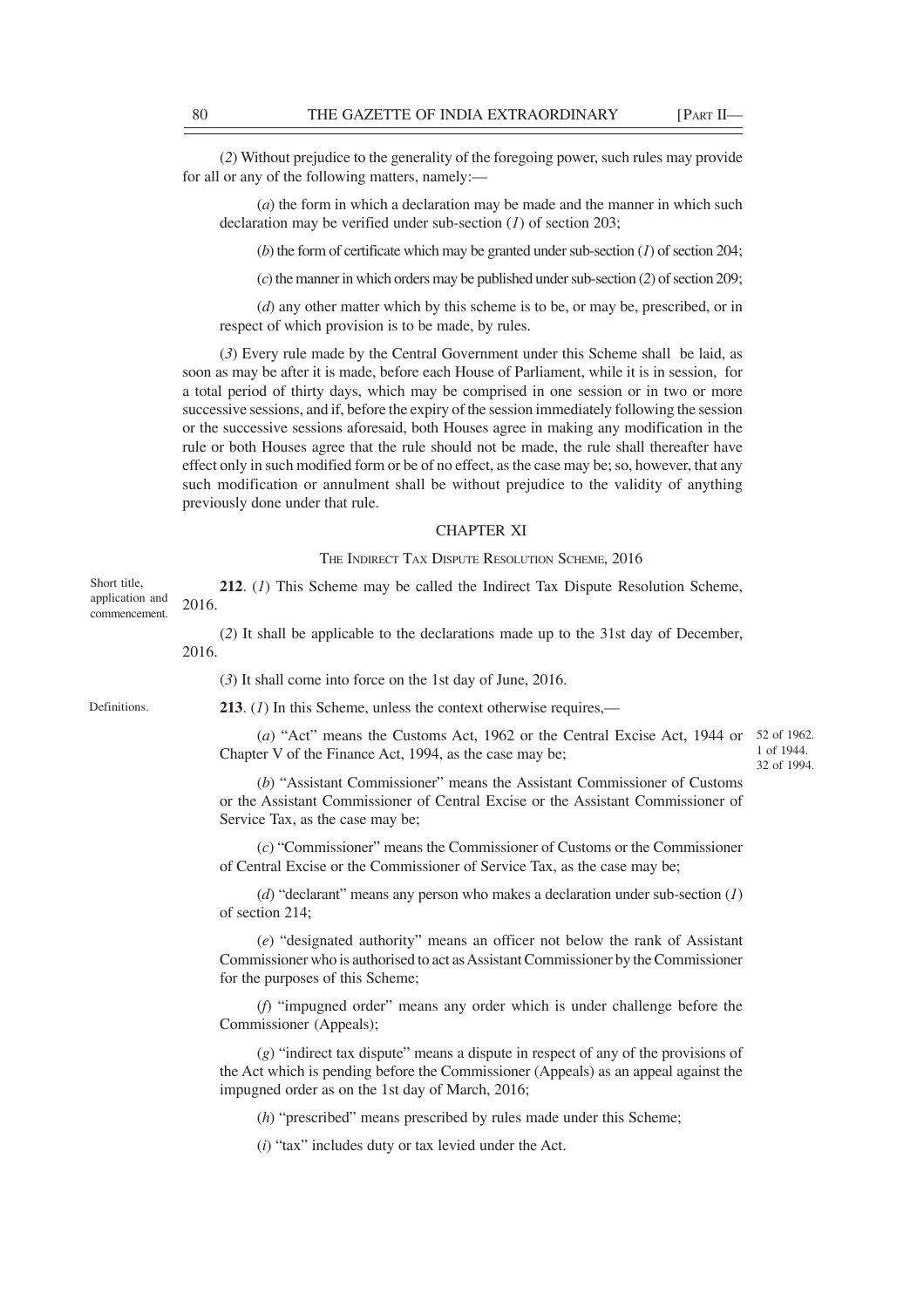(*2*) Without prejudice to the generality of the foregoing power, such rules may provide for all or any of the following matters, namely:—

(*a*) the form in which a declaration may be made and the manner in which such declaration may be verified under sub-section (*1*) of section 203;

(*b*) the form of certificate which may be granted under sub-section (*1*) of section 204;

(*c*) the manner in which orders may be published under sub-section (*2*) of section 209;

(*d*) any other matter which by this scheme is to be, or may be, prescribed, or in respect of which provision is to be made, by rules.

(*3*) Every rule made by the Central Government under this Scheme shall be laid, as soon as may be after it is made, before each House of Parliament, while it is in session, for a total period of thirty days, which may be comprised in one session or in two or more successive sessions, and if, before the expiry of the session immediately following the session or the successive sessions aforesaid, both Houses agree in making any modification in the rule or both Houses agree that the rule should not be made, the rule shall thereafter have effect only in such modified form or be of no effect, as the case may be; so, however, that any such modification or annulment shall be without prejudice to the validity of anything previously done under that rule.

## CHAPTER XI

### THE INDIRECT TAX DISPUTE RESOLUTION SCHEME, 2016

Short title, application and commencement.

**212**. (*1*) This Scheme may be called the Indirect Tax Dispute Resolution Scheme, 2016.

(*2*) It shall be applicable to the declarations made up to the 31st day of December, 2016.

(*3*) It shall come into force on the 1st day of June, 2016.

Definitions.

**213**. (*1*) In this Scheme, unless the context otherwise requires,—

(*a*) "Act" means the Customs Act, 1962 or the Central Excise Act, 1944 or Chapter V of the Finance Act, 1994, as the case may be;

52 of 1962.
1 of 1944.
32 of 1994.

(*b*) "Assistant Commissioner" means the Assistant Commissioner of Customs or the Assistant Commissioner of Central Excise or the Assistant Commissioner of Service Tax, as the case may be;

(*c*) "Commissioner" means the Commissioner of Customs or the Commissioner of Central Excise or the Commissioner of Service Tax, as the case may be;

(*d*) "declarant" means any person who makes a declaration under sub-section (*1*) of section 214;

(*e*) "designated authority" means an officer not below the rank of Assistant Commissioner who is authorised to act as Assistant Commissioner by the Commissioner for the purposes of this Scheme;

(*f*) "impugned order" means any order which is under challenge before the Commissioner (Appeals);

(*g*) "indirect tax dispute" means a dispute in respect of any of the provisions of the Act which is pending before the Commissioner (Appeals) as an appeal against the impugned order as on the 1st day of March, 2016;

(*h*) "prescribed" means prescribed by rules made under this Scheme;

(*i*) "tax" includes duty or tax levied under the Act.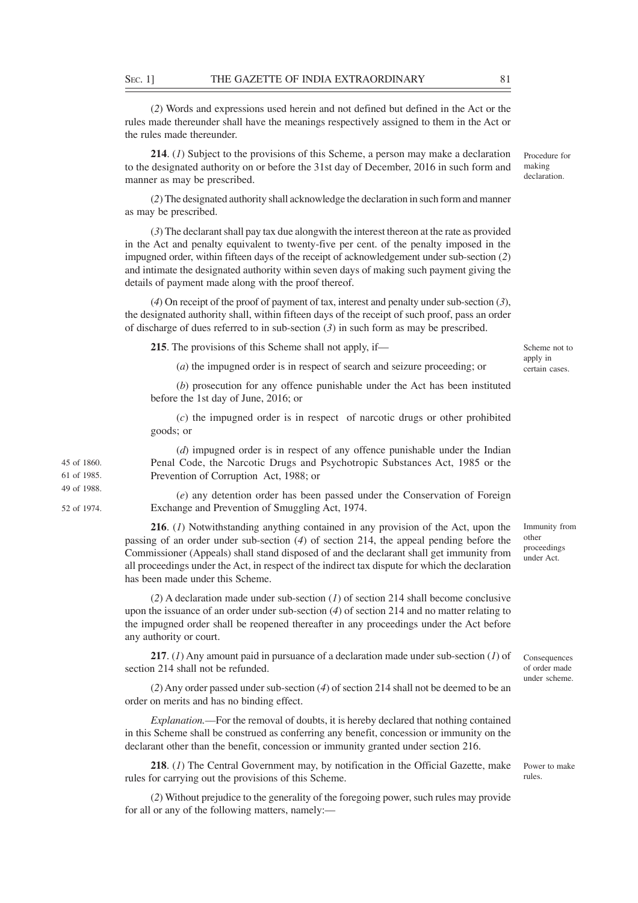(*2*) Words and expressions used herein and not defined but defined in the Act or the rules made thereunder shall have the meanings respectively assigned to them in the Act or the rules made thereunder.

Procedure for making declaration.

**214**. (*1*) Subject to the provisions of this Scheme, a person may make a declaration to the designated authority on or before the 31st day of December, 2016 in such form and manner as may be prescribed.

(*2*) The designated authority shall acknowledge the declaration in such form and manner as may be prescribed.

(*3*) The declarant shall pay tax due alongwith the interest thereon at the rate as provided in the Act and penalty equivalent to twenty-five per cent. of the penalty imposed in the impugned order, within fifteen days of the receipt of acknowledgement under sub-section (*2*) and intimate the designated authority within seven days of making such payment giving the details of payment made along with the proof thereof.

(*4*) On receipt of the proof of payment of tax, interest and penalty under sub-section (*3*), the designated authority shall, within fifteen days of the receipt of such proof, pass an order of discharge of dues referred to in sub-section (*3*) in such form as may be prescribed.

Scheme not to apply in certain cases.

**215**. The provisions of this Scheme shall not apply, if—

(*a*) the impugned order is in respect of search and seizure proceeding; or

(*b*) prosecution for any offence punishable under the Act has been instituted before the 1st day of June, 2016; or

(*c*) the impugned order is in respect of narcotic drugs or other prohibited goods; or

(*d*) impugned order is in respect of any offence punishable under the Indian Penal Code, the Narcotic Drugs and Psychotropic Substances Act, 1985 or the Prevention of Corruption Act, 1988; or

45 of 1860.
61 of 1985.
49 of 1988.

(*e*) any detention order has been passed under the Conservation of Foreign Exchange and Prevention of Smuggling Act, 1974.

52 of 1974.

Immunity from other proceedings under Act.

**216**. (*1*) Notwithstanding anything contained in any provision of the Act, upon the passing of an order under sub-section (*4*) of section 214, the appeal pending before the Commissioner (Appeals) shall stand disposed of and the declarant shall get immunity from all proceedings under the Act, in respect of the indirect tax dispute for which the declaration has been made under this Scheme.

(*2*) A declaration made under sub-section (*1*) of section 214 shall become conclusive upon the issuance of an order under sub-section (*4*) of section 214 and no matter relating to the impugned order shall be reopened thereafter in any proceedings under the Act before any authority or court.

Consequences of order made under scheme.

**217**. (*1*) Any amount paid in pursuance of a declaration made under sub-section (*1*) of section 214 shall not be refunded.

(*2*) Any order passed under sub-section (*4*) of section 214 shall not be deemed to be an order on merits and has no binding effect.

*Explanation.*—For the removal of doubts, it is hereby declared that nothing contained in this Scheme shall be construed as conferring any benefit, concession or immunity on the declarant other than the benefit, concession or immunity granted under section 216.

Power to make rules.

**218**. (*1*) The Central Government may, by notification in the Official Gazette, make rules for carrying out the provisions of this Scheme.

(*2*) Without prejudice to the generality of the foregoing power, such rules may provide for all or any of the following matters, namely:—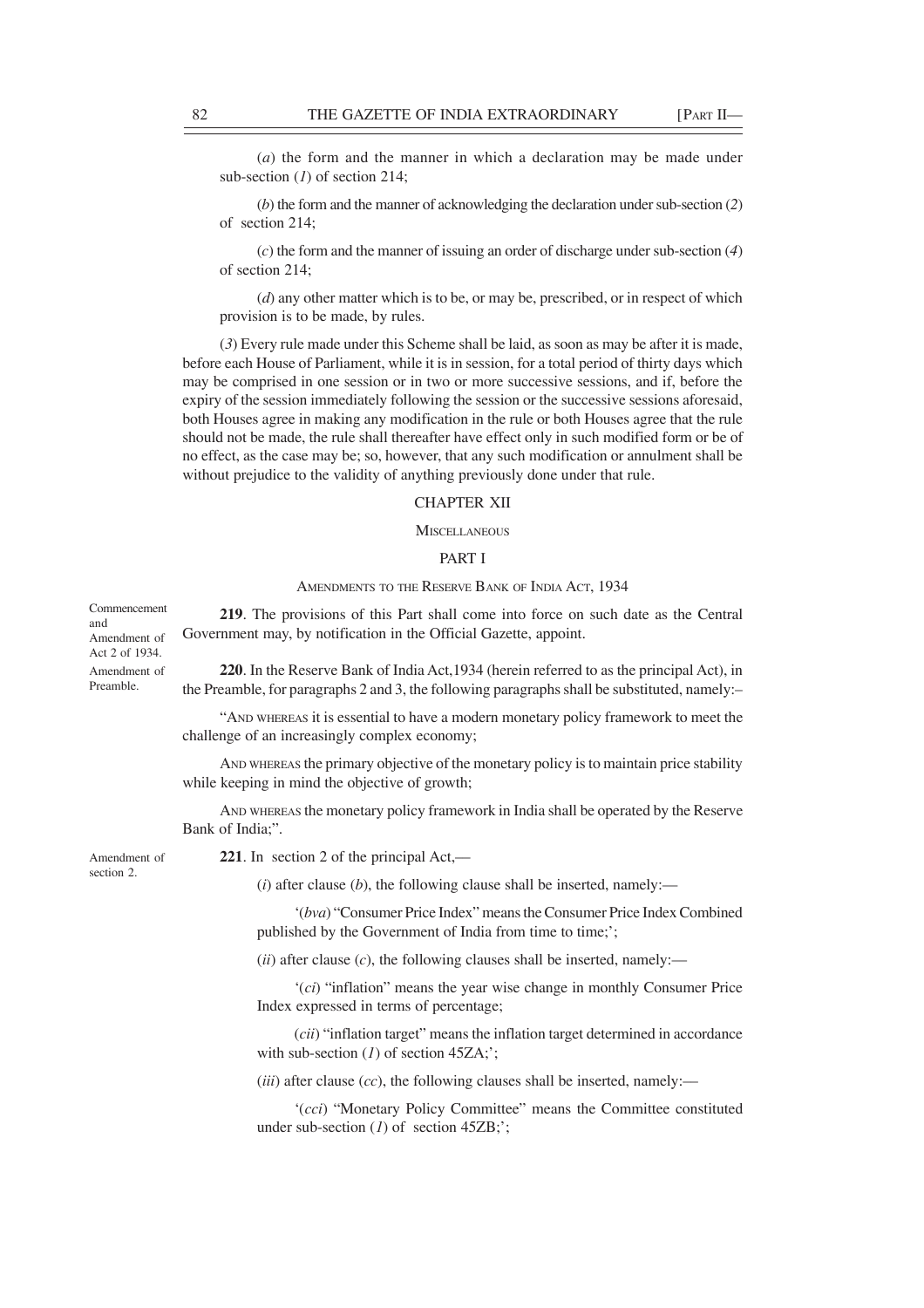(*a*) the form and the manner in which a declaration may be made under sub-section (*1*) of section 214;

(*b*) the form and the manner of acknowledging the declaration under sub-section (*2*) of section 214;

(*c*) the form and the manner of issuing an order of discharge under sub-section (*4*) of section 214;

(*d*) any other matter which is to be, or may be, prescribed, or in respect of which provision is to be made, by rules.

(*3*) Every rule made under this Scheme shall be laid, as soon as may be after it is made, before each House of Parliament, while it is in session, for a total period of thirty days which may be comprised in one session or in two or more successive sessions, and if, before the expiry of the session immediately following the session or the successive sessions aforesaid, both Houses agree in making any modification in the rule or both Houses agree that the rule should not be made, the rule shall thereafter have effect only in such modified form or be of no effect, as the case may be; so, however, that any such modification or annulment shall be without prejudice to the validity of anything previously done under that rule.

## CHAPTER XII

### MISCELLANEOUS

### PART I

### AMENDMENTS TO THE RESERVE BANK OF INDIA ACT, 1934

Commencement and Amendment of Act 2 of 1934.

**219**. The provisions of this Part shall come into force on such date as the Central Government may, by notification in the Official Gazette, appoint.

Amendment of Preamble.

**220**. In the Reserve Bank of India Act,1934 (herein referred to as the principal Act), in the Preamble, for paragraphs 2 and 3, the following paragraphs shall be substituted, namely:–

"AND WHEREAS it is essential to have a modern monetary policy framework to meet the challenge of an increasingly complex economy;

AND WHEREAS the primary objective of the monetary policy is to maintain price stability while keeping in mind the objective of growth;

AND WHEREAS the monetary policy framework in India shall be operated by the Reserve Bank of India;".

Amendment of section 2.

**221**. In section 2 of the principal Act,—

(*i*) after clause (*b*), the following clause shall be inserted, namely:—

'(*bva*) "Consumer Price Index" means the Consumer Price Index Combined published by the Government of India from time to time;';

(*ii*) after clause (*c*), the following clauses shall be inserted, namely:—

'(*ci*) "inflation" means the year wise change in monthly Consumer Price Index expressed in terms of percentage;

(*cii*) "inflation target" means the inflation target determined in accordance with sub-section (*1*) of section 45ZA;';

(*iii*) after clause (*cc*), the following clauses shall be inserted, namely:—

'(*cci*) "Monetary Policy Committee" means the Committee constituted under sub-section (*1*) of section 45ZB;';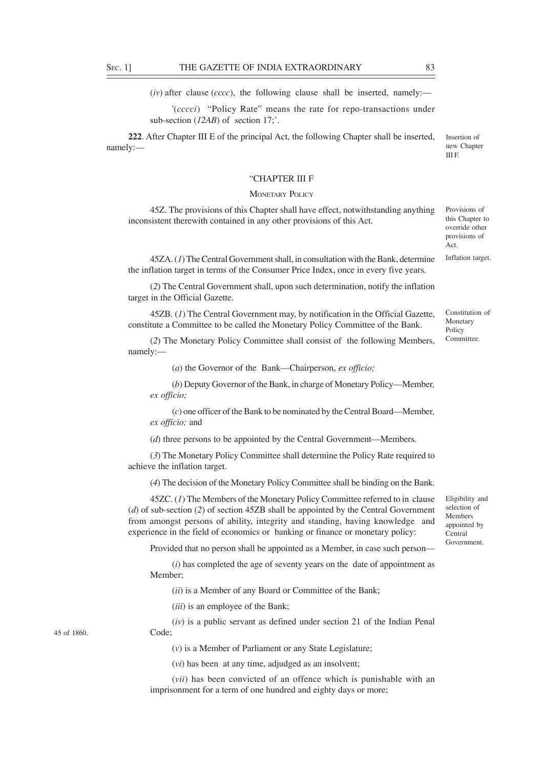(*iv*) after clause (*cccc*), the following clause shall be inserted, namely:—

'(*cccci*) "Policy Rate" means the rate for repo-transactions under sub-section (*12AB*) of section 17;'.

Insertion of new Chapter III F.

**222**. After Chapter III E of the principal Act, the following Chapter shall be inserted, namely:—

"CHAPTER III F

MONETARY POLICY

Provisions of this Chapter to override other provisions of Act.

45Z. The provisions of this Chapter shall have effect, notwithstanding anything inconsistent therewith contained in any other provisions of this Act.

Inflation target.

45ZA. (*1*) The Central Government shall, in consultation with the Bank, determine the inflation target in terms of the Consumer Price Index, once in every five years.

(*2*) The Central Government shall, upon such determination, notify the inflation target in the Official Gazette.

Constitution of Monetary Policy Committee.

45ZB. (*1*) The Central Government may, by notification in the Official Gazette, constitute a Committee to be called the Monetary Policy Committee of the Bank.

(*2*) The Monetary Policy Committee shall consist of the following Members, namely:—

(*a*) the Governor of the Bank—Chairperson, *ex officio;*

(*b*) Deputy Governor of the Bank, in charge of Monetary Policy—Member, *ex officio;*

(*c*) one officer of the Bank to be nominated by the Central Board—Member, *ex officio;* and

(*d*) three persons to be appointed by the Central Government—Members.

(*3*) The Monetary Policy Committee shall determine the Policy Rate required to achieve the inflation target.

(*4*) The decision of the Monetary Policy Committee shall be binding on the Bank.

Eligibility and selection of Members appointed by Central Government.

45ZC. (*1*) The Members of the Monetary Policy Committee referred to in clause (*d*) of sub-section (*2*) of section 45ZB shall be appointed by the Central Government from amongst persons of ability, integrity and standing, having knowledge and experience in the field of economics or banking or finance or monetary policy:

Provided that no person shall be appointed as a Member, in case such person—

(*i*) has completed the age of seventy years on the date of appointment as Member;

(*ii*) is a Member of any Board or Committee of the Bank;

(*iii*) is an employee of the Bank;

(*iv*) is a public servant as defined under section 21 of the Indian Penal Code; 45 of 1860.

(*v*) is a Member of Parliament or any State Legislature;

(*vi*) has been at any time, adjudged as an insolvent;

(*vii*) has been convicted of an offence which is punishable with an imprisonment for a term of one hundred and eighty days or more;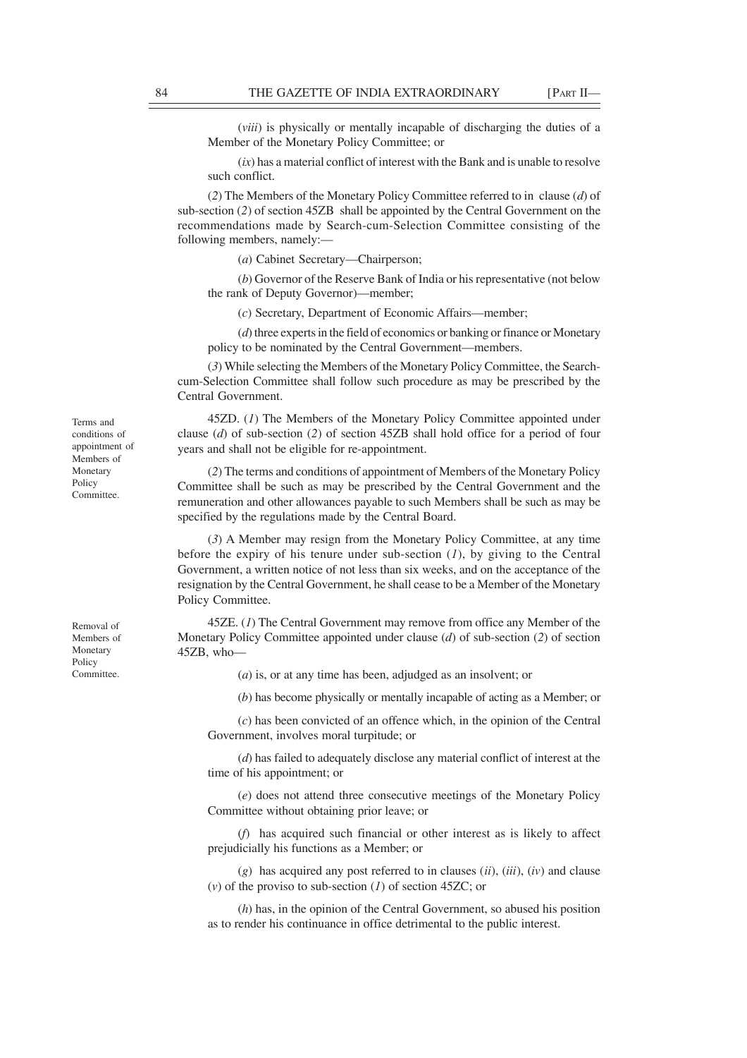(*viii*) is physically or mentally incapable of discharging the duties of a Member of the Monetary Policy Committee; or

(*ix*) has a material conflict of interest with the Bank and is unable to resolve such conflict.

(*2*) The Members of the Monetary Policy Committee referred to in clause (*d*) of sub-section (*2*) of section 45ZB shall be appointed by the Central Government on the recommendations made by Search-cum-Selection Committee consisting of the following members, namely:—

(*a*) Cabinet Secretary—Chairperson;

(*b*) Governor of the Reserve Bank of India or his representative (not below the rank of Deputy Governor)—member;

(*c*) Secretary, Department of Economic Affairs—member;

(*d*) three experts in the field of economics or banking or finance or Monetary policy to be nominated by the Central Government—members.

(*3*) While selecting the Members of the Monetary Policy Committee, the Search-cum-Selection Committee shall follow such procedure as may be prescribed by the Central Government.

*Terms and conditions of appointment of Members of Monetary Policy Committee.*

45ZD. (*1*) The Members of the Monetary Policy Committee appointed under clause (*d*) of sub-section (*2*) of section 45ZB shall hold office for a period of four years and shall not be eligible for re-appointment.

(*2*) The terms and conditions of appointment of Members of the Monetary Policy Committee shall be such as may be prescribed by the Central Government and the remuneration and other allowances payable to such Members shall be such as may be specified by the regulations made by the Central Board.

(*3*) A Member may resign from the Monetary Policy Committee, at any time before the expiry of his tenure under sub-section (*1*), by giving to the Central Government, a written notice of not less than six weeks, and on the acceptance of the resignation by the Central Government, he shall cease to be a Member of the Monetary Policy Committee.

*Removal of Members of Monetary Policy Committee.*

45ZE. (*1*) The Central Government may remove from office any Member of the Monetary Policy Committee appointed under clause (*d*) of sub-section (*2*) of section 45ZB, who—

(*a*) is, or at any time has been, adjudged as an insolvent; or

(*b*) has become physically or mentally incapable of acting as a Member; or

(*c*) has been convicted of an offence which, in the opinion of the Central Government, involves moral turpitude; or

(*d*) has failed to adequately disclose any material conflict of interest at the time of his appointment; or

(*e*) does not attend three consecutive meetings of the Monetary Policy Committee without obtaining prior leave; or

(*f*) has acquired such financial or other interest as is likely to affect prejudicially his functions as a Member; or

(*g*) has acquired any post referred to in clauses (*ii*), (*iii*), (*iv*) and clause (*v*) of the proviso to sub-section (*1*) of section 45ZC; or

(*h*) has, in the opinion of the Central Government, so abused his position as to render his continuance in office detrimental to the public interest.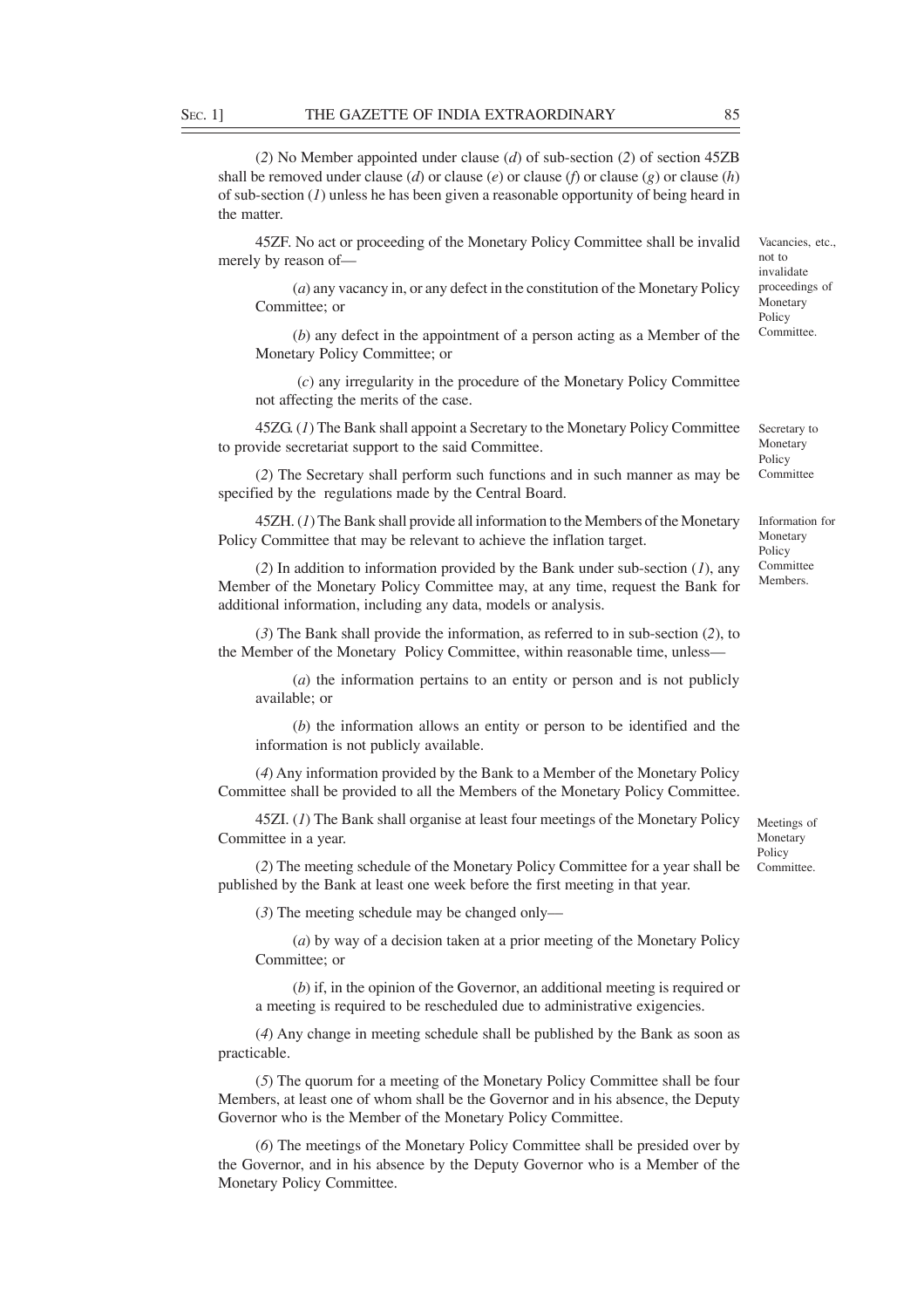(*2*) No Member appointed under clause (*d*) of sub-section (*2*) of section 45ZB shall be removed under clause (*d*) or clause (*e*) or clause (*f*) or clause (*g*) or clause (*h*) of sub-section (*1*) unless he has been given a reasonable opportunity of being heard in the matter.

*Vacancies, etc., not to invalidate proceedings of Monetary Policy Committee.*

45ZF. No act or proceeding of the Monetary Policy Committee shall be invalid merely by reason of—

(*a*) any vacancy in, or any defect in the constitution of the Monetary Policy Committee; or

(*b*) any defect in the appointment of a person acting as a Member of the Monetary Policy Committee; or

(*c*) any irregularity in the procedure of the Monetary Policy Committee not affecting the merits of the case.

*Secretary to Monetary Policy Committee*

45ZG. (*1*) The Bank shall appoint a Secretary to the Monetary Policy Committee to provide secretariat support to the said Committee.

(*2*) The Secretary shall perform such functions and in such manner as may be specified by the regulations made by the Central Board.

*Information for Monetary Policy Committee Members.*

45ZH. (*1*) The Bank shall provide all information to the Members of the Monetary Policy Committee that may be relevant to achieve the inflation target.

(*2*) In addition to information provided by the Bank under sub-section (*1*), any Member of the Monetary Policy Committee may, at any time, request the Bank for additional information, including any data, models or analysis.

(*3*) The Bank shall provide the information, as referred to in sub-section (*2*), to the Member of the Monetary Policy Committee, within reasonable time, unless—

(*a*) the information pertains to an entity or person and is not publicly available; or

(*b*) the information allows an entity or person to be identified and the information is not publicly available.

(*4*) Any information provided by the Bank to a Member of the Monetary Policy Committee shall be provided to all the Members of the Monetary Policy Committee.

*Meetings of Monetary Policy Committee.*

45ZI. (*1*) The Bank shall organise at least four meetings of the Monetary Policy Committee in a year.

(*2*) The meeting schedule of the Monetary Policy Committee for a year shall be published by the Bank at least one week before the first meeting in that year.

(*3*) The meeting schedule may be changed only—

(*a*) by way of a decision taken at a prior meeting of the Monetary Policy Committee; or

(*b*) if, in the opinion of the Governor, an additional meeting is required or a meeting is required to be rescheduled due to administrative exigencies.

(*4*) Any change in meeting schedule shall be published by the Bank as soon as practicable.

(*5*) The quorum for a meeting of the Monetary Policy Committee shall be four Members, at least one of whom shall be the Governor and in his absence, the Deputy Governor who is the Member of the Monetary Policy Committee.

(*6*) The meetings of the Monetary Policy Committee shall be presided over by the Governor, and in his absence by the Deputy Governor who is a Member of the Monetary Policy Committee.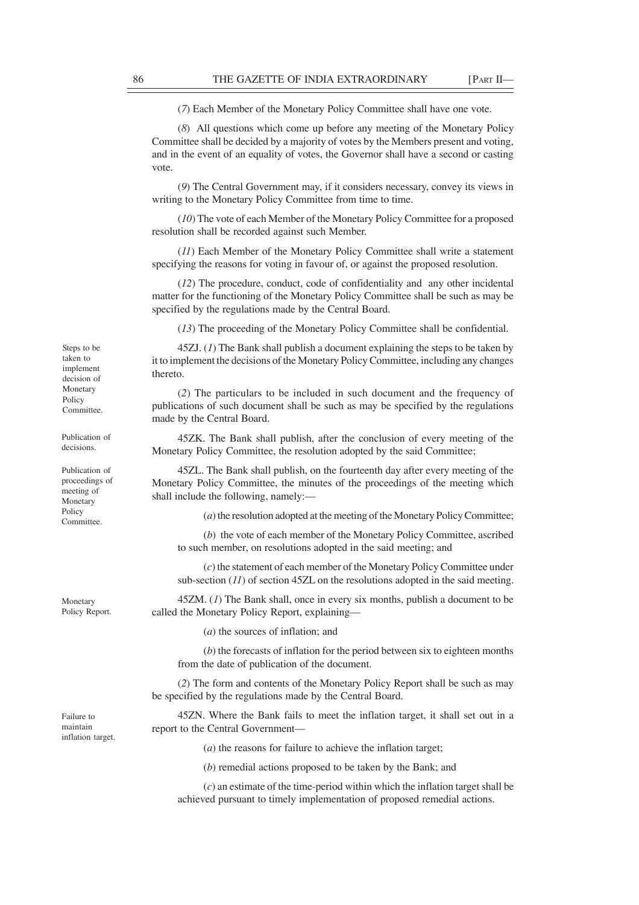(*7*) Each Member of the Monetary Policy Committee shall have one vote.

(*8*) All questions which come up before any meeting of the Monetary Policy Committee shall be decided by a majority of votes by the Members present and voting, and in the event of an equality of votes, the Governor shall have a second or casting vote.

(*9*) The Central Government may, if it considers necessary, convey its views in writing to the Monetary Policy Committee from time to time.

(*10*) The vote of each Member of the Monetary Policy Committee for a proposed resolution shall be recorded against such Member.

(*11*) Each Member of the Monetary Policy Committee shall write a statement specifying the reasons for voting in favour of, or against the proposed resolution.

(*12*) The procedure, conduct, code of confidentiality and any other incidental matter for the functioning of the Monetary Policy Committee shall be such as may be specified by the regulations made by the Central Board.

(*13*) The proceeding of the Monetary Policy Committee shall be confidential.

Steps to be taken to implement decision of Monetary Policy Committee.

45ZJ. (*1*) The Bank shall publish a document explaining the steps to be taken by it to implement the decisions of the Monetary Policy Committee, including any changes thereto.

(*2*) The particulars to be included in such document and the frequency of publications of such document shall be such as may be specified by the regulations made by the Central Board.

Publication of decisions.

45ZK. The Bank shall publish, after the conclusion of every meeting of the Monetary Policy Committee, the resolution adopted by the said Committee;

Publication of proceedings of meeting of Monetary Policy Committee.

45ZL. The Bank shall publish, on the fourteenth day after every meeting of the Monetary Policy Committee, the minutes of the proceedings of the meeting which shall include the following, namely:—

(*a*) the resolution adopted at the meeting of the Monetary Policy Committee;

(*b*) the vote of each member of the Monetary Policy Committee, ascribed to such member, on resolutions adopted in the said meeting; and

(*c*) the statement of each member of the Monetary Policy Committee under sub-section (*11*) of section 45ZL on the resolutions adopted in the said meeting.

Monetary Policy Report.

45ZM. (*1*) The Bank shall, once in every six months, publish a document to be called the Monetary Policy Report, explaining—

(*a*) the sources of inflation; and

(*b*) the forecasts of inflation for the period between six to eighteen months from the date of publication of the document.

(*2*) The form and contents of the Monetary Policy Report shall be such as may be specified by the regulations made by the Central Board.

Failure to maintain inflation target.

45ZN. Where the Bank fails to meet the inflation target, it shall set out in a report to the Central Government—

(*a*) the reasons for failure to achieve the inflation target;

(*b*) remedial actions proposed to be taken by the Bank; and

(*c*) an estimate of the time-period within which the inflation target shall be achieved pursuant to timely implementation of proposed remedial actions.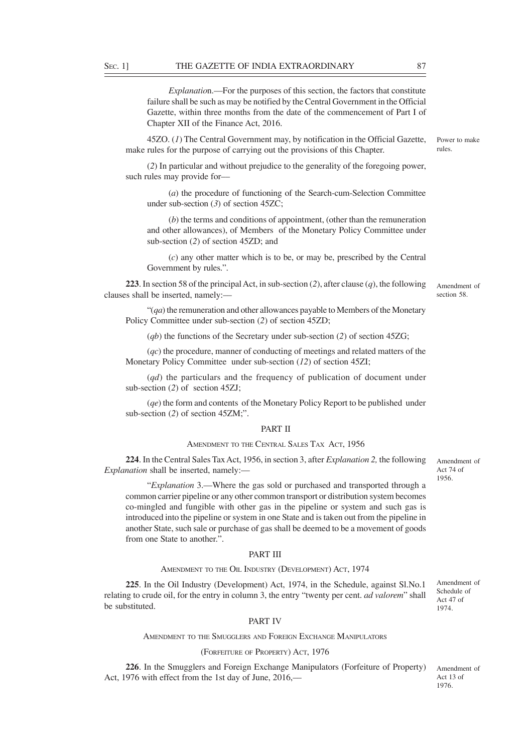*Explanation*.—For the purposes of this section, the factors that constitute failure shall be such as may be notified by the Central Government in the Official Gazette, within three months from the date of the commencement of Part I of Chapter XII of the Finance Act, 2016.

Power to make rules.

45ZO. (*1*) The Central Government may, by notification in the Official Gazette, make rules for the purpose of carrying out the provisions of this Chapter.

(*2*) In particular and without prejudice to the generality of the foregoing power, such rules may provide for—

(*a*) the procedure of functioning of the Search-cum-Selection Committee under sub-section (*3*) of section 45ZC;

(*b*) the terms and conditions of appointment, (other than the remuneration and other allowances), of Members of the Monetary Policy Committee under sub-section (*2*) of section 45ZD; and

(*c*) any other matter which is to be, or may be, prescribed by the Central Government by rules.".

Amendment of section 58.

**223**. In section 58 of the principal Act, in sub-section (*2*), after clause (*q*), the following clauses shall be inserted, namely:—

"(*qa*) the remuneration and other allowances payable to Members of the Monetary Policy Committee under sub-section (*2*) of section 45ZD;

(*qb*) the functions of the Secretary under sub-section (*2*) of section 45ZG;

(*qc*) the procedure, manner of conducting of meetings and related matters of the Monetary Policy Committee under sub-section (*12*) of section 45ZI;

(*qd*) the particulars and the frequency of publication of document under sub-section (*2*) of section 45ZJ;

(*qe*) the form and contents of the Monetary Policy Report to be published under sub-section (*2*) of section 45ZM;".

## PART II

### AMENDMENT TO THE CENTRAL SALES TAX ACT, 1956

Amendment of Act 74 of 1956.

**224**. In the Central Sales Tax Act, 1956, in section 3, after *Explanation 2,* the following *Explanation* shall be inserted, namely:—

"*Explanation* 3.—Where the gas sold or purchased and transported through a common carrier pipeline or any other common transport or distribution system becomes co-mingled and fungible with other gas in the pipeline or system and such gas is introduced into the pipeline or system in one State and is taken out from the pipeline in another State, such sale or purchase of gas shall be deemed to be a movement of goods from one State to another.".

## PART III

### AMENDMENT TO THE OIL INDUSTRY (DEVELOPMENT) ACT, 1974

Amendment of Schedule of Act 47 of 1974.

**225**. In the Oil Industry (Development) Act, 1974, in the Schedule, against Sl.No.1 relating to crude oil, for the entry in column 3, the entry "twenty per cent. *ad valorem*" shall be substituted.

## PART IV

### AMENDMENT TO THE SMUGGLERS AND FOREIGN EXCHANGE MANIPULATORS (FORFEITURE OF PROPERTY) ACT, 1976

Amendment of Act 13 of 1976.

**226**. In the Smugglers and Foreign Exchange Manipulators (Forfeiture of Property) Act, 1976 with effect from the 1st day of June, 2016,—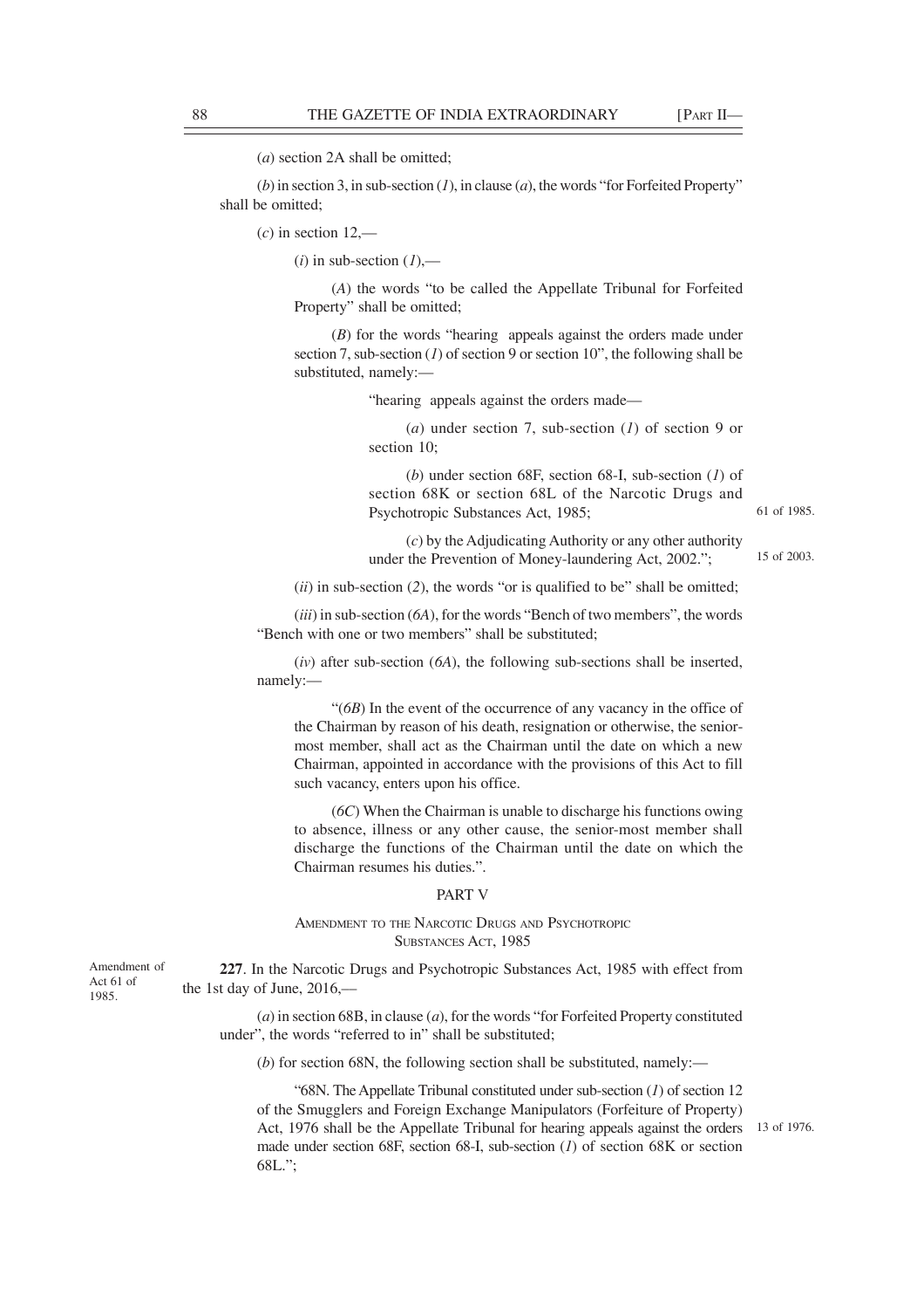(*a*) section 2A shall be omitted;

(*b*) in section 3, in sub-section (*1*), in clause (*a*), the words "for Forfeited Property" shall be omitted;

(*c*) in section 12,—

(*i*) in sub-section (*1*),—

(*A*) the words "to be called the Appellate Tribunal for Forfeited Property" shall be omitted;

(*B*) for the words "hearing appeals against the orders made under section 7, sub-section (*1*) of section 9 or section 10", the following shall be substituted, namely:—

"hearing appeals against the orders made—

(*a*) under section 7, sub-section (*1*) of section 9 or section 10;

(*b*) under section 68F, section 68-I, sub-section (*1*) of section 68K or section 68L of the Narcotic Drugs and Psychotropic Substances Act, 1985; 61 of 1985.

(*c*) by the Adjudicating Authority or any other authority under the Prevention of Money-laundering Act, 2002."; 15 of 2003.

(*ii*) in sub-section (*2*), the words "or is qualified to be" shall be omitted;

(*iii*) in sub-section (*6A*), for the words "Bench of two members", the words "Bench with one or two members" shall be substituted;

(*iv*) after sub-section (*6A*), the following sub-sections shall be inserted, namely:—

"(*6B*) In the event of the occurrence of any vacancy in the office of the Chairman by reason of his death, resignation or otherwise, the senior-most member, shall act as the Chairman until the date on which a new Chairman, appointed in accordance with the provisions of this Act to fill such vacancy, enters upon his office.

(*6C*) When the Chairman is unable to discharge his functions owing to absence, illness or any other cause, the senior-most member shall discharge the functions of the Chairman until the date on which the Chairman resumes his duties.".

## PART V

### AMENDMENT TO THE NARCOTIC DRUGS AND PSYCHOTROPIC SUBSTANCES ACT, 1985

Amendment of Act 61 of 1985.

**227**. In the Narcotic Drugs and Psychotropic Substances Act, 1985 with effect from the 1st day of June, 2016,—

(*a*) in section 68B, in clause (*a*), for the words "for Forfeited Property constituted under", the words "referred to in" shall be substituted;

(*b*) for section 68N, the following section shall be substituted, namely:—

"68N. The Appellate Tribunal constituted under sub-section (*1*) of section 12 of the Smugglers and Foreign Exchange Manipulators (Forfeiture of Property) Act, 1976 shall be the Appellate Tribunal for hearing appeals against the orders made under section 68F, section 68-I, sub-section (*1*) of section 68K or section 68L."; 13 of 1976.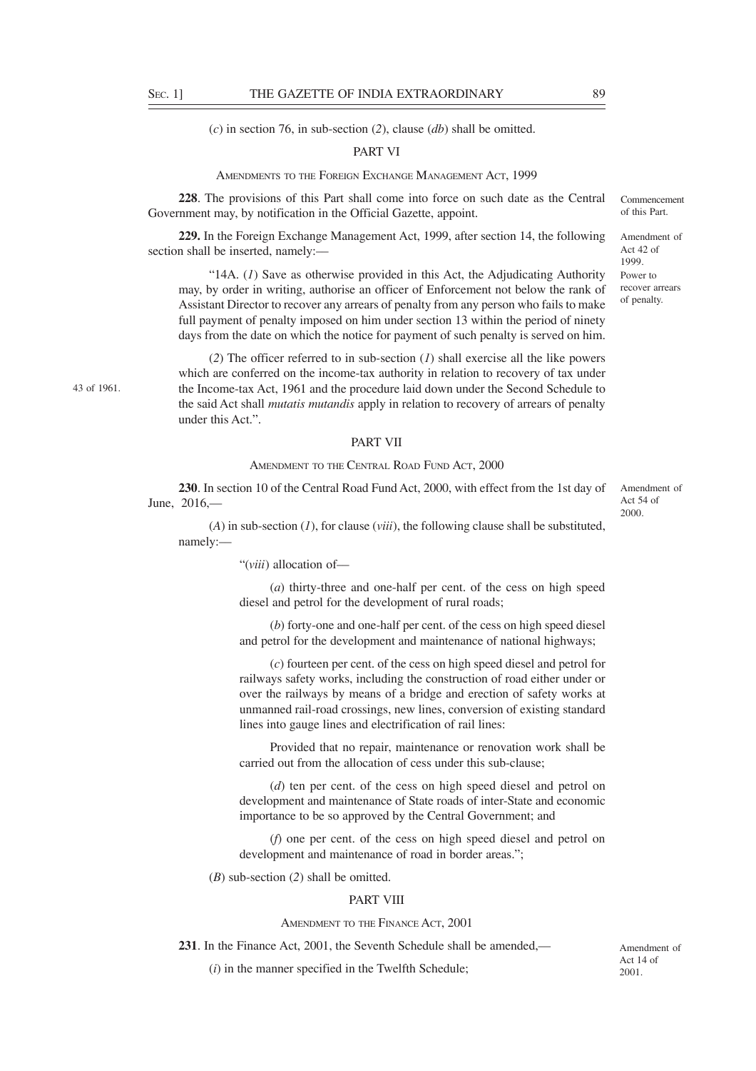(*c*) in section 76, in sub-section (*2*), clause (*db*) shall be omitted.

## PART VI

### AMENDMENTS TO THE FOREIGN EXCHANGE MANAGEMENT ACT, 1999

Commencement of this Part.

**228**. The provisions of this Part shall come into force on such date as the Central Government may, by notification in the Official Gazette, appoint.

Amendment of Act 42 of 1999.

**229.** In the Foreign Exchange Management Act, 1999, after section 14, the following section shall be inserted, namely:—

Power to recover arrears of penalty.

"14A. (*1*) Save as otherwise provided in this Act, the Adjudicating Authority may, by order in writing, authorise an officer of Enforcement not below the rank of Assistant Director to recover any arrears of penalty from any person who fails to make full payment of penalty imposed on him under section 13 within the period of ninety days from the date on which the notice for payment of such penalty is served on him.

(*2*) The officer referred to in sub-section (*1*) shall exercise all the like powers which are conferred on the income-tax authority in relation to recovery of tax under the Income-tax Act, 1961 and the procedure laid down under the Second Schedule to the said Act shall *mutatis mutandis* apply in relation to recovery of arrears of penalty under this Act.".

43 of 1961.

## PART VII

### AMENDMENT TO THE CENTRAL ROAD FUND ACT, 2000

Amendment of Act 54 of 2000.

**230**. In section 10 of the Central Road Fund Act, 2000, with effect from the 1st day of June, 2016,—

(*A*) in sub-section (*1*), for clause (*viii*), the following clause shall be substituted, namely:—

"(*viii*) allocation of—

(*a*) thirty-three and one-half per cent. of the cess on high speed diesel and petrol for the development of rural roads;

(*b*) forty-one and one-half per cent. of the cess on high speed diesel and petrol for the development and maintenance of national highways;

(*c*) fourteen per cent. of the cess on high speed diesel and petrol for railways safety works, including the construction of road either under or over the railways by means of a bridge and erection of safety works at unmanned rail-road crossings, new lines, conversion of existing standard lines into gauge lines and electrification of rail lines:

Provided that no repair, maintenance or renovation work shall be carried out from the allocation of cess under this sub-clause;

(*d*) ten per cent. of the cess on high speed diesel and petrol on development and maintenance of State roads of inter-State and economic importance to be so approved by the Central Government; and

(*f*) one per cent. of the cess on high speed diesel and petrol on development and maintenance of road in border areas.";

(*B*) sub-section (*2*) shall be omitted.

## PART VIII

### AMENDMENT TO THE FINANCE ACT, 2001

Amendment of Act 14 of 2001.

**231**. In the Finance Act, 2001, the Seventh Schedule shall be amended,—

(*i*) in the manner specified in the Twelfth Schedule;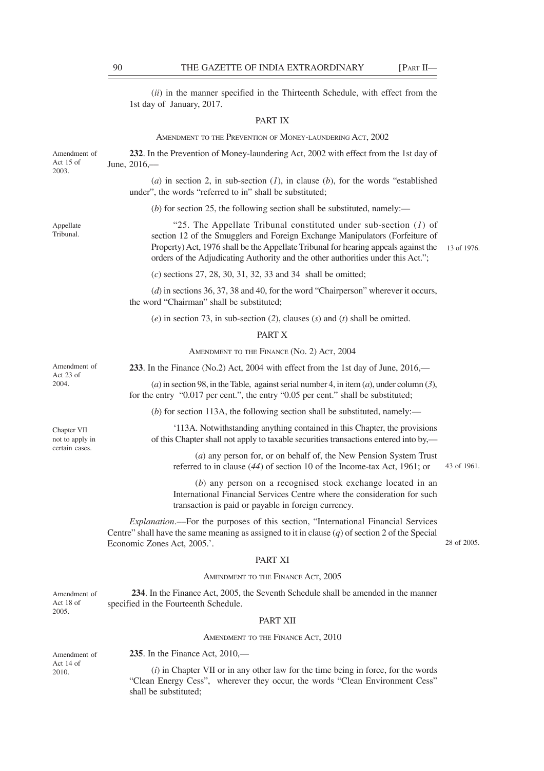(*ii*) in the manner specified in the Thirteenth Schedule, with effect from the 1st day of January, 2017.

## PART IX

### AMENDMENT TO THE PREVENTION OF MONEY-LAUNDERING ACT, 2002

Amendment of Act 15 of 2003.

**232**. In the Prevention of Money-laundering Act, 2002 with effect from the 1st day of June, 2016,—

(*a*) in section 2, in sub-section (*1*), in clause (*b*), for the words "established under", the words "referred to in" shall be substituted;

(*b*) for section 25, the following section shall be substituted, namely:—

Appellate Tribunal.

"25. The Appellate Tribunal constituted under sub-section (*1*) of section 12 of the Smugglers and Foreign Exchange Manipulators (Forfeiture of Property) Act, 1976 shall be the Appellate Tribunal for hearing appeals against the orders of the Adjudicating Authority and the other authorities under this Act."; 13 of 1976.

(*c*) sections 27, 28, 30, 31, 32, 33 and 34 shall be omitted;

(*d*) in sections 36, 37, 38 and 40, for the word "Chairperson" wherever it occurs, the word "Chairman" shall be substituted;

(*e*) in section 73, in sub-section (*2*), clauses (*s*) and (*t*) shall be omitted.

## PART X

### AMENDMENT TO THE FINANCE (NO. 2) ACT, 2004

Amendment of Act 23 of 2004.

**233**. In the Finance (No.2) Act, 2004 with effect from the 1st day of June, 2016,—

(*a*) in section 98, in the Table, against serial number 4, in item (*a*), under column (*3*), for the entry "0.017 per cent.", the entry "0.05 per cent." shall be substituted;

(*b*) for section 113A, the following section shall be substituted, namely:—

Chapter VII not to apply in certain cases.

'113A. Notwithstanding anything contained in this Chapter, the provisions of this Chapter shall not apply to taxable securities transactions entered into by,—

(*a*) any person for, or on behalf of, the New Pension System Trust referred to in clause (*44*) of section 10 of the Income-tax Act, 1961; or 43 of 1961.

(*b*) any person on a recognised stock exchange located in an International Financial Services Centre where the consideration for such transaction is paid or payable in foreign currency.

*Explanation*.—For the purposes of this section, "International Financial Services Centre" shall have the same meaning as assigned to it in clause (*q*) of section 2 of the Special Economic Zones Act, 2005.'. 28 of 2005.

## PART XI

### AMENDMENT TO THE FINANCE ACT, 2005

Amendment of Act 18 of 2005.

**234**. In the Finance Act, 2005, the Seventh Schedule shall be amended in the manner specified in the Fourteenth Schedule.

## PART XII

### AMENDMENT TO THE FINANCE ACT, 2010

Amendment of Act 14 of 2010.

**235**. In the Finance Act, 2010,—

(*i*) in Chapter VII or in any other law for the time being in force, for the words "Clean Energy Cess", wherever they occur, the words "Clean Environment Cess" shall be substituted;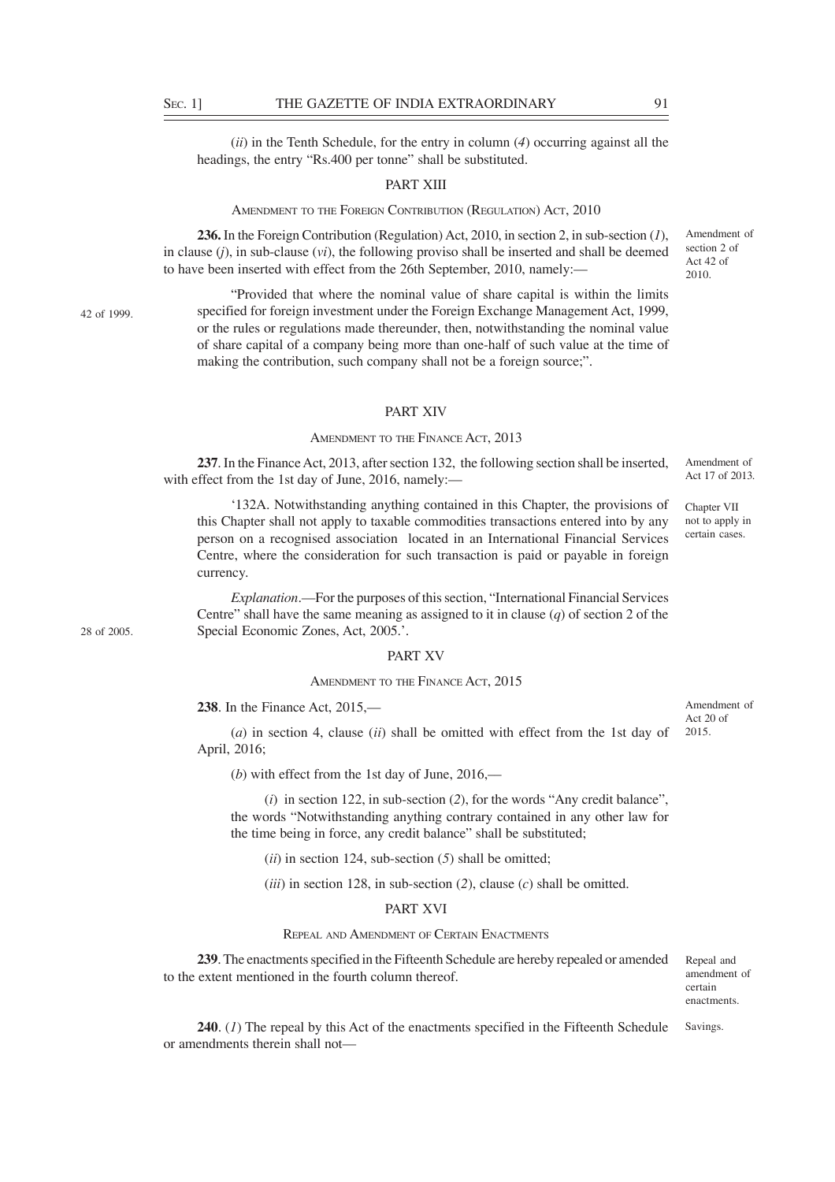(*ii*) in the Tenth Schedule, for the entry in column (*4*) occurring against all the headings, the entry "Rs.400 per tonne" shall be substituted.

## PART XIII

### AMENDMENT TO THE FOREIGN CONTRIBUTION (REGULATION) ACT, 2010

Amendment of section 2 of Act 42 of 2010.

**236.** In the Foreign Contribution (Regulation) Act, 2010, in section 2, in sub-section (*1*), in clause (*j*), in sub-clause (*vi*), the following proviso shall be inserted and shall be deemed to have been inserted with effect from the 26th September, 2010, namely:—

42 of 1999.

"Provided that where the nominal value of share capital is within the limits specified for foreign investment under the Foreign Exchange Management Act, 1999, or the rules or regulations made thereunder, then, notwithstanding the nominal value of share capital of a company being more than one-half of such value at the time of making the contribution, such company shall not be a foreign source;".

## PART XIV

### AMENDMENT TO THE FINANCE ACT, 2013

Amendment of Act 17 of 2013.

**237**. In the Finance Act, 2013, after section 132, the following section shall be inserted, with effect from the 1st day of June, 2016, namely:—

Chapter VII not to apply in certain cases.

'132A. Notwithstanding anything contained in this Chapter, the provisions of this Chapter shall not apply to taxable commodities transactions entered into by any person on a recognised association located in an International Financial Services Centre, where the consideration for such transaction is paid or payable in foreign currency.

28 of 2005.

*Explanation*.—For the purposes of this section, "International Financial Services Centre" shall have the same meaning as assigned to it in clause (*q*) of section 2 of the Special Economic Zones, Act, 2005.'.

## PART XV

### AMENDMENT TO THE FINANCE ACT, 2015

Amendment of Act 20 of 2015.

**238**. In the Finance Act, 2015,—

(*a*) in section 4, clause (*ii*) shall be omitted with effect from the 1st day of April, 2016;

(*b*) with effect from the 1st day of June, 2016,—

(*i*) in section 122, in sub-section (*2*), for the words "Any credit balance", the words "Notwithstanding anything contrary contained in any other law for the time being in force, any credit balance" shall be substituted;

(*ii*) in section 124, sub-section (*5*) shall be omitted;

(*iii*) in section 128, in sub-section (*2*), clause (*c*) shall be omitted.

## PART XVI

### REPEAL AND AMENDMENT OF CERTAIN ENACTMENTS

Repeal and amendment of certain enactments.

**239**. The enactments specified in the Fifteenth Schedule are hereby repealed or amended to the extent mentioned in the fourth column thereof.

Savings.

**240**. (*1*) The repeal by this Act of the enactments specified in the Fifteenth Schedule or amendments therein shall not—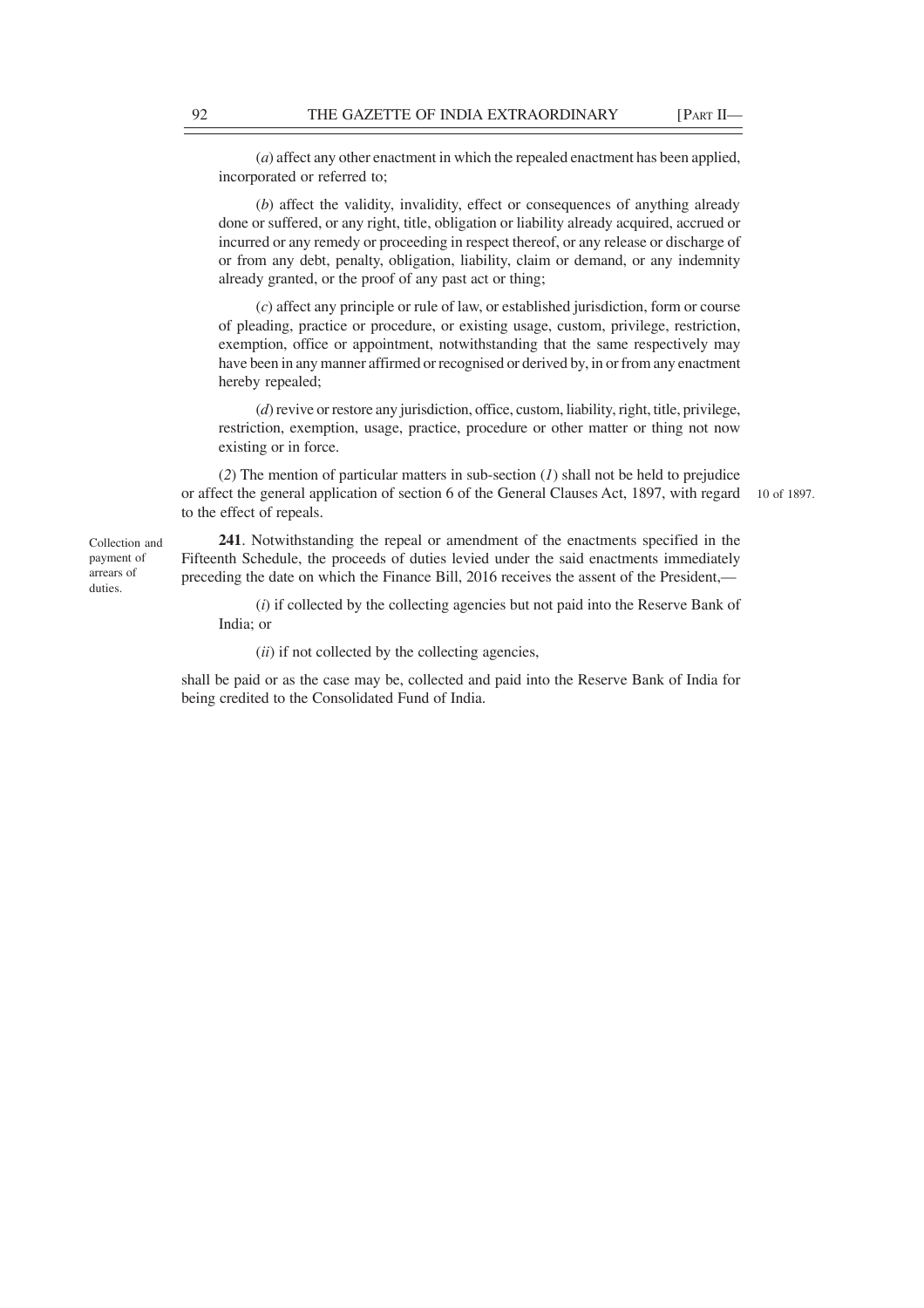(*a*) affect any other enactment in which the repealed enactment has been applied, incorporated or referred to;

(*b*) affect the validity, invalidity, effect or consequences of anything already done or suffered, or any right, title, obligation or liability already acquired, accrued or incurred or any remedy or proceeding in respect thereof, or any release or discharge of or from any debt, penalty, obligation, liability, claim or demand, or any indemnity already granted, or the proof of any past act or thing;

(*c*) affect any principle or rule of law, or established jurisdiction, form or course of pleading, practice or procedure, or existing usage, custom, privilege, restriction, exemption, office or appointment, notwithstanding that the same respectively may have been in any manner affirmed or recognised or derived by, in or from any enactment hereby repealed;

(*d*) revive or restore any jurisdiction, office, custom, liability, right, title, privilege, restriction, exemption, usage, practice, procedure or other matter or thing not now existing or in force.

(*2*) The mention of particular matters in sub-section (*1*) shall not be held to prejudice or affect the general application of section 6 of the General Clauses Act, 1897, with regard to the effect of repeals. 10 of 1897.

Collection and payment of arrears of duties.

**241**. Notwithstanding the repeal or amendment of the enactments specified in the Fifteenth Schedule, the proceeds of duties levied under the said enactments immediately preceding the date on which the Finance Bill, 2016 receives the assent of the President,—

(*i*) if collected by the collecting agencies but not paid into the Reserve Bank of India; or

(*ii*) if not collected by the collecting agencies,

shall be paid or as the case may be, collected and paid into the Reserve Bank of India for being credited to the Consolidated Fund of India.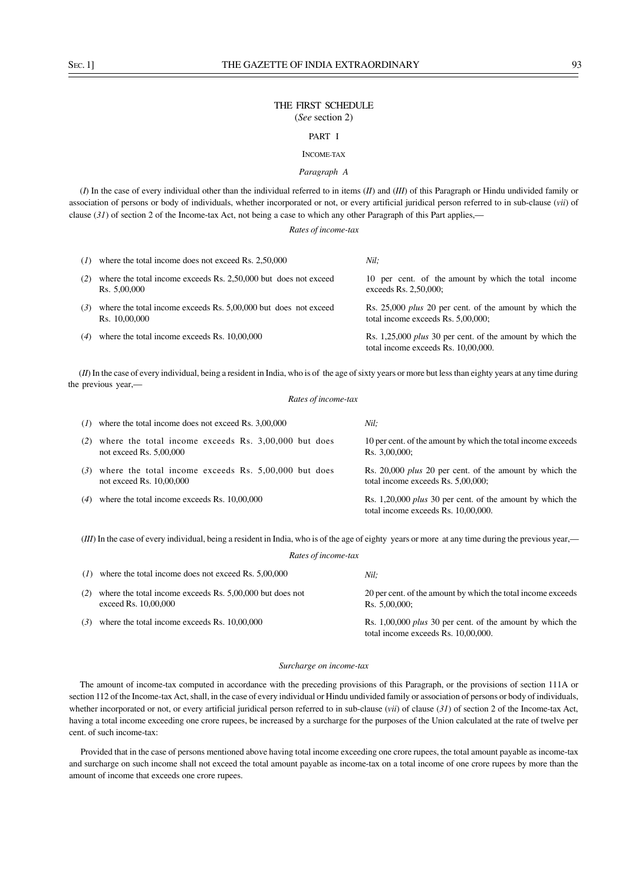# THE FIRST SCHEDULE

(*See* section 2)

## PART I

### INCOME-TAX

*Paragraph A*

(*I*) In the case of every individual other than the individual referred to in items (*II*) and (*III*) of this Paragraph or Hindu undivided family or association of persons or body of individuals, whether incorporated or not, or every artificial juridical person referred to in sub-clause (*vii*) of clause (*31*) of section 2 of the Income-tax Act, not being a case to which any other Paragraph of this Part applies,—

*Rates of income-tax*

| | |
|---|---|
| (*1*) where the total income does not exceed Rs. 2,50,000 | *Nil;* |
| (*2*) where the total income exceeds Rs. 2,50,000 but does not exceed Rs. 5,00,000 | 10 per cent. of the amount by which the total income exceeds Rs. 2,50,000; |
| (*3*) where the total income exceeds Rs. 5,00,000 but does not exceed Rs. 10,00,000 | Rs. 25,000 *plus* 20 per cent. of the amount by which the total income exceeds Rs. 5,00,000; |
| (*4*) where the total income exceeds Rs. 10,00,000 | Rs. 1,25,000 *plus* 30 per cent. of the amount by which the total income exceeds Rs. 10,00,000. |

(*II*) In the case of every individual, being a resident in India, who is of the age of sixty years or more but less than eighty years at any time during the previous year,—

*Rates of income-tax*

| | |
|---|---|
| (*1*) where the total income does not exceed Rs. 3,00,000 | *Nil;* |
| (*2*) where the total income exceeds Rs. 3,00,000 but does not exceed Rs. 5,00,000 | 10 per cent. of the amount by which the total income exceeds Rs. 3,00,000; |
| (*3*) where the total income exceeds Rs. 5,00,000 but does not exceed Rs. 10,00,000 | Rs. 20,000 *plus* 20 per cent. of the amount by which the total income exceeds Rs. 5,00,000; |
| (*4*) where the total income exceeds Rs. 10,00,000 | Rs. 1,20,000 *plus* 30 per cent. of the amount by which the total income exceeds Rs. 10,00,000. |

(*III*) In the case of every individual, being a resident in India, who is of the age of eighty years or more at any time during the previous year,—

*Rates of income-tax*

| | |
|---|---|
| (*1*) where the total income does not exceed Rs. 5,00,000 | *Nil;* |
| (*2*) where the total income exceeds Rs. 5,00,000 but does not exceed Rs. 10,00,000 | 20 per cent. of the amount by which the total income exceeds Rs. 5,00,000; |
| (*3*) where the total income exceeds Rs. 10,00,000 | Rs. 1,00,000 *plus* 30 per cent. of the amount by which the total income exceeds Rs. 10,00,000. |

*Surcharge on income-tax*

The amount of income-tax computed in accordance with the preceding provisions of this Paragraph, or the provisions of section 111A or section 112 of the Income-tax Act, shall, in the case of every individual or Hindu undivided family or association of persons or body of individuals, whether incorporated or not, or every artificial juridical person referred to in sub-clause (*vii*) of clause (*31*) of section 2 of the Income-tax Act, having a total income exceeding one crore rupees, be increased by a surcharge for the purposes of the Union calculated at the rate of twelve per cent. of such income-tax:

Provided that in the case of persons mentioned above having total income exceeding one crore rupees, the total amount payable as income-tax and surcharge on such income shall not exceed the total amount payable as income-tax on a total income of one crore rupees by more than the amount of income that exceeds one crore rupees.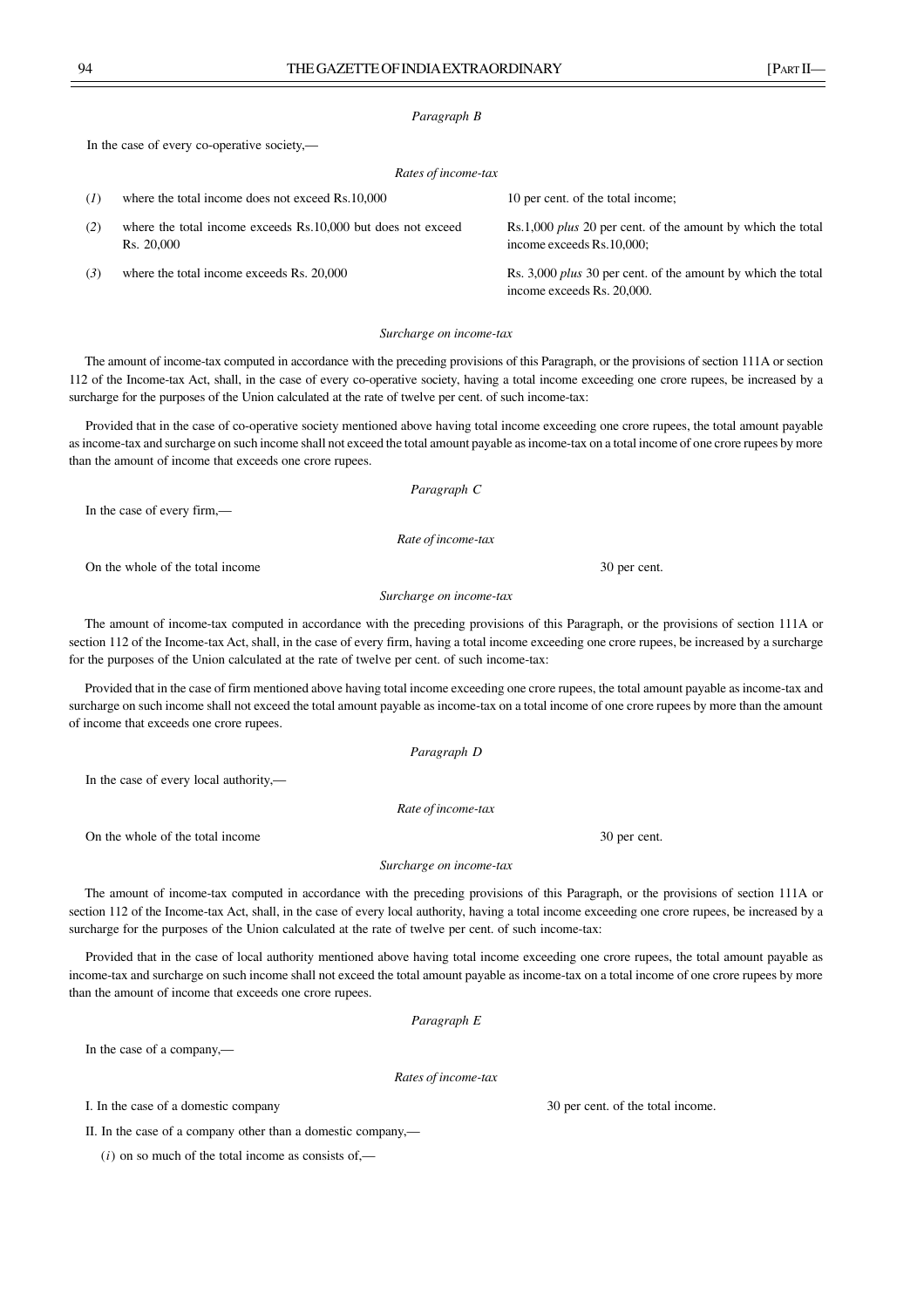*Paragraph B*

In the case of every co-operative society,—

*Rates of income-tax*

| | | |
|---|---|---|
| (*1*) | where the total income does not exceed Rs.10,000 | 10 per cent. of the total income; |
| (*2*) | where the total income exceeds Rs.10,000 but does not exceed Rs. 20,000 | Rs.1,000 *plus* 20 per cent. of the amount by which the total income exceeds Rs.10,000; |
| (*3*) | where the total income exceeds Rs. 20,000 | Rs. 3,000 *plus* 30 per cent. of the amount by which the total income exceeds Rs. 20,000. |

*Surcharge on income-tax*

The amount of income-tax computed in accordance with the preceding provisions of this Paragraph, or the provisions of section 111A or section 112 of the Income-tax Act, shall, in the case of every co-operative society, having a total income exceeding one crore rupees, be increased by a surcharge for the purposes of the Union calculated at the rate of twelve per cent. of such income-tax:

Provided that in the case of co-operative society mentioned above having total income exceeding one crore rupees, the total amount payable as income-tax and surcharge on such income shall not exceed the total amount payable as income-tax on a total income of one crore rupees by more than the amount of income that exceeds one crore rupees.

*Paragraph C*

In the case of every firm,—

*Rate of income-tax*

On the whole of the total income 30 per cent.

*Surcharge on income-tax*

The amount of income-tax computed in accordance with the preceding provisions of this Paragraph, or the provisions of section 111A or section 112 of the Income-tax Act, shall, in the case of every firm, having a total income exceeding one crore rupees, be increased by a surcharge for the purposes of the Union calculated at the rate of twelve per cent. of such income-tax:

Provided that in the case of firm mentioned above having total income exceeding one crore rupees, the total amount payable as income-tax and surcharge on such income shall not exceed the total amount payable as income-tax on a total income of one crore rupees by more than the amount of income that exceeds one crore rupees.

*Paragraph D*

In the case of every local authority,—

*Rate of income-tax*

On the whole of the total income 30 per cent.

*Surcharge on income-tax*

The amount of income-tax computed in accordance with the preceding provisions of this Paragraph, or the provisions of section 111A or section 112 of the Income-tax Act, shall, in the case of every local authority, having a total income exceeding one crore rupees, be increased by a surcharge for the purposes of the Union calculated at the rate of twelve per cent. of such income-tax:

Provided that in the case of local authority mentioned above having total income exceeding one crore rupees, the total amount payable as income-tax and surcharge on such income shall not exceed the total amount payable as income-tax on a total income of one crore rupees by more than the amount of income that exceeds one crore rupees.

*Paragraph E*

In the case of a company,—

*Rates of income-tax*

I. In the case of a domestic company 30 per cent. of the total income.

II. In the case of a company other than a domestic company,—

(*i*) on so much of the total income as consists of,—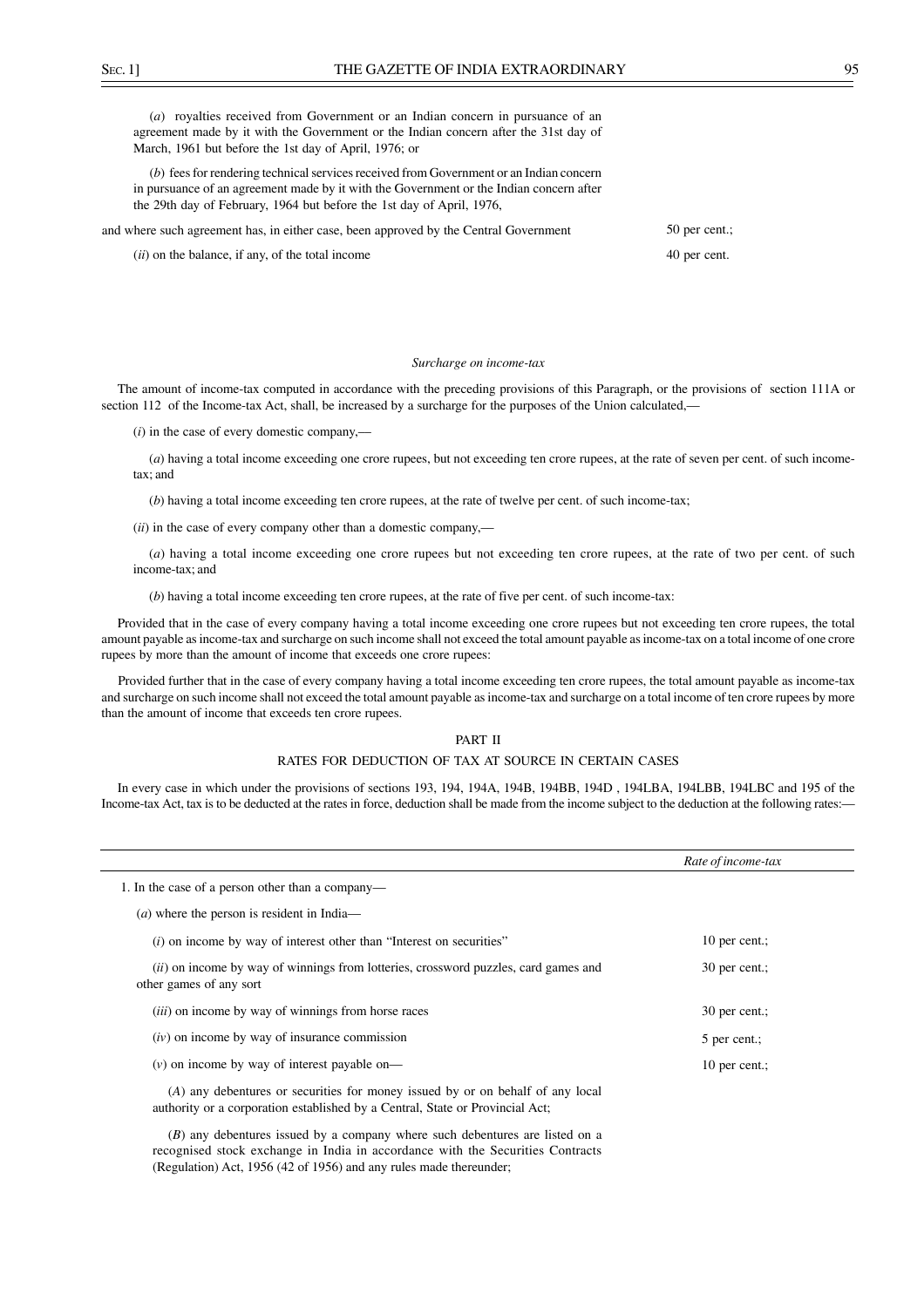(*a*) royalties received from Government or an Indian concern in pursuance of an agreement made by it with the Government or the Indian concern after the 31st day of March, 1961 but before the 1st day of April, 1976; or

(*b*) fees for rendering technical services received from Government or an Indian concern in pursuance of an agreement made by it with the Government or the Indian concern after the 29th day of February, 1964 but before the 1st day of April, 1976,

and where such agreement has, in either case, been approved by the Central Government — 50 per cent.;

(*ii*) on the balance, if any, of the total income — 40 per cent.

*Surcharge on income-tax*

The amount of income-tax computed in accordance with the preceding provisions of this Paragraph, or the provisions of section 111A or section 112 of the Income-tax Act, shall, be increased by a surcharge for the purposes of the Union calculated,—

(*i*) in the case of every domestic company,—

(*a*) having a total income exceeding one crore rupees, but not exceeding ten crore rupees, at the rate of seven per cent. of such income-tax; and

(*b*) having a total income exceeding ten crore rupees, at the rate of twelve per cent. of such income-tax;

(*ii*) in the case of every company other than a domestic company,—

(*a*) having a total income exceeding one crore rupees but not exceeding ten crore rupees, at the rate of two per cent. of such income-tax; and

(*b*) having a total income exceeding ten crore rupees, at the rate of five per cent. of such income-tax:

Provided that in the case of every company having a total income exceeding one crore rupees but not exceeding ten crore rupees, the total amount payable as income-tax and surcharge on such income shall not exceed the total amount payable as income-tax on a total income of one crore rupees by more than the amount of income that exceeds one crore rupees:

Provided further that in the case of every company having a total income exceeding ten crore rupees, the total amount payable as income-tax and surcharge on such income shall not exceed the total amount payable as income-tax and surcharge on a total income of ten crore rupees by more than the amount of income that exceeds ten crore rupees.

## PART II

## RATES FOR DEDUCTION OF TAX AT SOURCE IN CERTAIN CASES

In every case in which under the provisions of sections 193, 194, 194A, 194B, 194BB, 194D , 194LBA, 194LBB, 194LBC and 195 of the Income-tax Act, tax is to be deducted at the rates in force, deduction shall be made from the income subject to the deduction at the following rates:—

| | *Rate of income-tax* |
|---|---|
| 1. In the case of a person other than a company— | |
| (*a*) where the person is resident in India— | |
| (*i*) on income by way of interest other than "Interest on securities" | 10 per cent.; |
| (*ii*) on income by way of winnings from lotteries, crossword puzzles, card games and other games of any sort | 30 per cent.; |
| (*iii*) on income by way of winnings from horse races | 30 per cent.; |
| (*iv*) on income by way of insurance commission | 5 per cent.; |
| (*v*) on income by way of interest payable on— | 10 per cent.; |
| (*A*) any debentures or securities for money issued by or on behalf of any local authority or a corporation established by a Central, State or Provincial Act; | |
| (*B*) any debentures issued by a company where such debentures are listed on a recognised stock exchange in India in accordance with the Securities Contracts (Regulation) Act, 1956 (42 of 1956) and any rules made thereunder; | |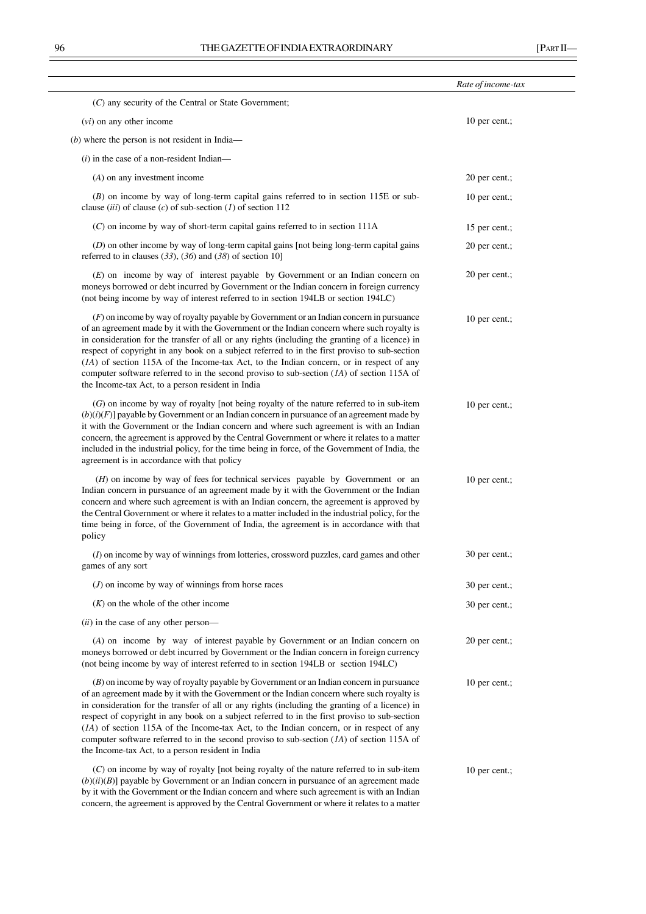| | Rate of income-tax |
|---|---|
| (*C*) any security of the Central or State Government; | |
| (*vi*) on any other income | 10 per cent.; |
| (*b*) where the person is not resident in India— | |
| (*i*) in the case of a non-resident Indian— | |
| (*A*) on any investment income | 20 per cent.; |
| (*B*) on income by way of long-term capital gains referred to in section 115E or sub-clause (*iii*) of clause (*c*) of sub-section (*1*) of section 112 | 10 per cent.; |
| (*C*) on income by way of short-term capital gains referred to in section 111A | 15 per cent.; |
| (*D*) on other income by way of long-term capital gains [not being long-term capital gains referred to in clauses (*33*), (*36*) and (*38*) of section 10] | 20 per cent.; |
| (*E*) on income by way of interest payable by Government or an Indian concern on moneys borrowed or debt incurred by Government or the Indian concern in foreign currency (not being income by way of interest referred to in section 194LB or section 194LC) | 20 per cent.; |
| (*F*) on income by way of royalty payable by Government or an Indian concern in pursuance of an agreement made by it with the Government or the Indian concern where such royalty is in consideration for the transfer of all or any rights (including the granting of a licence) in respect of copyright in any book on a subject referred to in the first proviso to sub-section (*1A*) of section 115A of the Income-tax Act, to the Indian concern, or in respect of any computer software referred to in the second proviso to sub-section (*1A*) of section 115A of the Income-tax Act, to a person resident in India | 10 per cent.; |
| (*G*) on income by way of royalty [not being royalty of the nature referred to in sub-item (*b*)(*i*)(*F*)] payable by Government or an Indian concern in pursuance of an agreement made by it with the Government or the Indian concern and where such agreement is with an Indian concern, the agreement is approved by the Central Government or where it relates to a matter included in the industrial policy, for the time being in force, of the Government of India, the agreement is in accordance with that policy | 10 per cent.; |
| (*H*) on income by way of fees for technical services payable by Government or an Indian concern in pursuance of an agreement made by it with the Government or the Indian concern and where such agreement is with an Indian concern, the agreement is approved by the Central Government or where it relates to a matter included in the industrial policy, for the time being in force, of the Government of India, the agreement is in accordance with that policy | 10 per cent.; |
| (*I*) on income by way of winnings from lotteries, crossword puzzles, card games and other games of any sort | 30 per cent.; |
| (*J*) on income by way of winnings from horse races | 30 per cent.; |
| (*K*) on the whole of the other income | 30 per cent.; |
| (*ii*) in the case of any other person— | |
| (*A*) on income by way of interest payable by Government or an Indian concern on moneys borrowed or debt incurred by Government or the Indian concern in foreign currency (not being income by way of interest referred to in section 194LB or section 194LC) | 20 per cent.; |
| (*B*) on income by way of royalty payable by Government or an Indian concern in pursuance of an agreement made by it with the Government or the Indian concern where such royalty is in consideration for the transfer of all or any rights (including the granting of a licence) in respect of copyright in any book on a subject referred to in the first proviso to sub-section (*1A*) of section 115A of the Income-tax Act, to the Indian concern, or in respect of any computer software referred to in the second proviso to sub-section (*1A*) of section 115A of the Income-tax Act, to a person resident in India | 10 per cent.; |
| (*C*) on income by way of royalty [not being royalty of the nature referred to in sub-item (*b*)(*ii*)(*B*)] payable by Government or an Indian concern in pursuance of an agreement made by it with the Government or the Indian concern and where such agreement is with an Indian concern, the agreement is approved by the Central Government or where it relates to a matter | 10 per cent.; |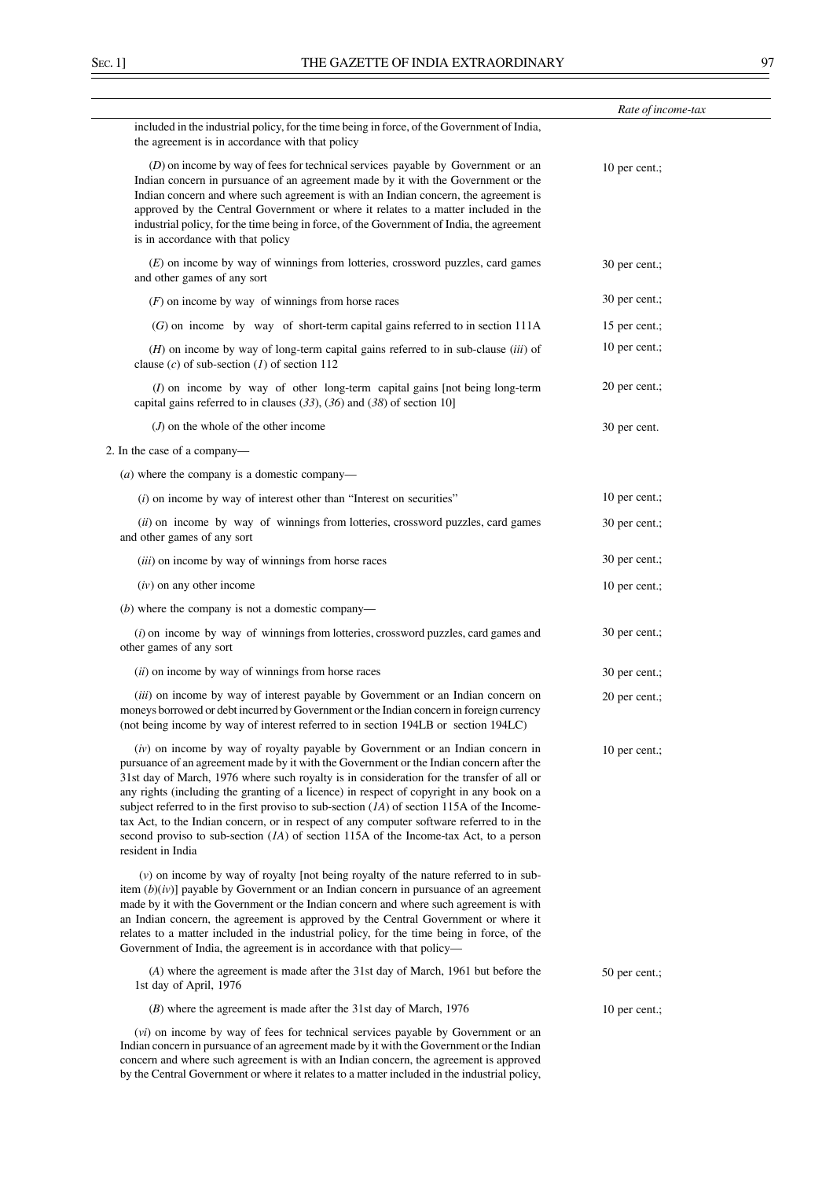| | *Rate of income-tax* |
|---|---|
| included in the industrial policy, for the time being in force, of the Government of India, the agreement is in accordance with that policy | |
| (*D*) on income by way of fees for technical services payable by Government or an Indian concern in pursuance of an agreement made by it with the Government or the Indian concern and where such agreement is with an Indian concern, the agreement is approved by the Central Government or where it relates to a matter included in the industrial policy, for the time being in force, of the Government of India, the agreement is in accordance with that policy | 10 per cent.; |
| (*E*) on income by way of winnings from lotteries, crossword puzzles, card games and other games of any sort | 30 per cent.; |
| (*F*) on income by way of winnings from horse races | 30 per cent.; |
| (*G*) on income by way of short-term capital gains referred to in section 111A | 15 per cent.; |
| (*H*) on income by way of long-term capital gains referred to in sub-clause (*iii*) of clause (*c*) of sub-section (*1*) of section 112 | 10 per cent.; |
| (*I*) on income by way of other long-term capital gains [not being long-term capital gains referred to in clauses (*33*), (*36*) and (*38*) of section 10] | 20 per cent.; |
| (*J*) on the whole of the other income | 30 per cent. |
| 2. In the case of a company— | |
| (*a*) where the company is a domestic company— | |
| (*i*) on income by way of interest other than "Interest on securities" | 10 per cent.; |
| (*ii*) on income by way of winnings from lotteries, crossword puzzles, card games and other games of any sort | 30 per cent.; |
| (*iii*) on income by way of winnings from horse races | 30 per cent.; |
| (*iv*) on any other income | 10 per cent.; |
| (*b*) where the company is not a domestic company— | |
| (*i*) on income by way of winnings from lotteries, crossword puzzles, card games and other games of any sort | 30 per cent.; |
| (*ii*) on income by way of winnings from horse races | 30 per cent.; |
| (*iii*) on income by way of interest payable by Government or an Indian concern on moneys borrowed or debt incurred by Government or the Indian concern in foreign currency (not being income by way of interest referred to in section 194LB or section 194LC) | 20 per cent.; |
| (*iv*) on income by way of royalty payable by Government or an Indian concern in pursuance of an agreement made by it with the Government or the Indian concern after the 31st day of March, 1976 where such royalty is in consideration for the transfer of all or any rights (including the granting of a licence) in respect of copyright in any book on a subject referred to in the first proviso to sub-section (*1A*) of section 115A of the Income-tax Act, to the Indian concern, or in respect of any computer software referred to in the second proviso to sub-section (*1A*) of section 115A of the Income-tax Act, to a person resident in India | 10 per cent.; |
| (*v*) on income by way of royalty [not being royalty of the nature referred to in sub-item (*b*)(*iv*)] payable by Government or an Indian concern in pursuance of an agreement made by it with the Government or the Indian concern and where such agreement is with an Indian concern, the agreement is approved by the Central Government or where it relates to a matter included in the industrial policy, for the time being in force, of the Government of India, the agreement is in accordance with that policy— | |
| (*A*) where the agreement is made after the 31st day of March, 1961 but before the 1st day of April, 1976 | 50 per cent.; |
| (*B*) where the agreement is made after the 31st day of March, 1976 | 10 per cent.; |
| (*vi*) on income by way of fees for technical services payable by Government or an Indian concern in pursuance of an agreement made by it with the Government or the Indian concern and where such agreement is with an Indian concern, the agreement is approved by the Central Government or where it relates to a matter included in the industrial policy, | |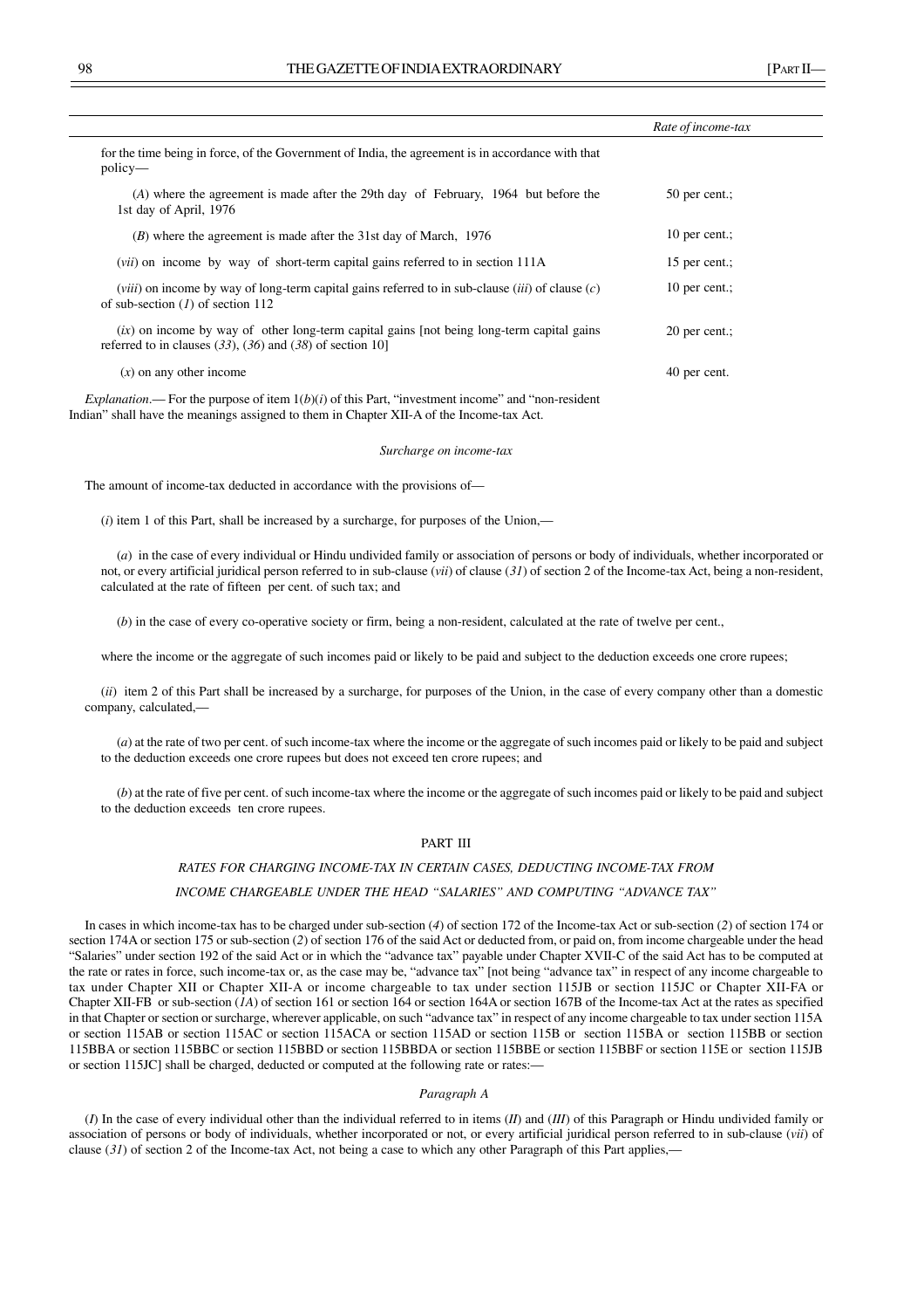| | Rate of income-tax |
|---|---|
| for the time being in force, of the Government of India, the agreement is in accordance with that policy— | |
| (*A*) where the agreement is made after the 29th day of February, 1964 but before the 1st day of April, 1976 | 50 per cent.; |
| (*B*) where the agreement is made after the 31st day of March, 1976 | 10 per cent.; |
| (*vii*) on income by way of short-term capital gains referred to in section 111A | 15 per cent.; |
| (*viii*) on income by way of long-term capital gains referred to in sub-clause (*iii*) of clause (*c*) of sub-section (*1*) of section 112 | 10 per cent.; |
| (*ix*) on income by way of other long-term capital gains [not being long-term capital gains referred to in clauses (*33*), (*36*) and (*38*) of section 10] | 20 per cent.; |
| (*x*) on any other income | 40 per cent. |

*Explanation*.— For the purpose of item 1(*b*)(*i*) of this Part, "investment income" and "non-resident Indian" shall have the meanings assigned to them in Chapter XII-A of the Income-tax Act.

*Surcharge on income-tax*

The amount of income-tax deducted in accordance with the provisions of—

(*i*) item 1 of this Part, shall be increased by a surcharge, for purposes of the Union,—

(*a*) in the case of every individual or Hindu undivided family or association of persons or body of individuals, whether incorporated or not, or every artificial juridical person referred to in sub-clause (*vii*) of clause (*31*) of section 2 of the Income-tax Act, being a non-resident, calculated at the rate of fifteen per cent. of such tax; and

(*b*) in the case of every co-operative society or firm, being a non-resident, calculated at the rate of twelve per cent.,

where the income or the aggregate of such incomes paid or likely to be paid and subject to the deduction exceeds one crore rupees;

(*ii*) item 2 of this Part shall be increased by a surcharge, for purposes of the Union, in the case of every company other than a domestic company, calculated,—

(*a*) at the rate of two per cent. of such income-tax where the income or the aggregate of such incomes paid or likely to be paid and subject to the deduction exceeds one crore rupees but does not exceed ten crore rupees; and

(*b*) at the rate of five per cent. of such income-tax where the income or the aggregate of such incomes paid or likely to be paid and subject to the deduction exceeds ten crore rupees.

## PART III

### *RATES FOR CHARGING INCOME-TAX IN CERTAIN CASES, DEDUCTING INCOME-TAX FROM INCOME CHARGEABLE UNDER THE HEAD "SALARIES" AND COMPUTING "ADVANCE TAX"*

In cases in which income-tax has to be charged under sub-section (*4*) of section 172 of the Income-tax Act or sub-section (*2*) of section 174 or section 174A or section 175 or sub-section (*2*) of section 176 of the said Act or deducted from, or paid on, from income chargeable under the head "Salaries" under section 192 of the said Act or in which the "advance tax" payable under Chapter XVII-C of the said Act has to be computed at the rate or rates in force, such income-tax or, as the case may be, "advance tax" [not being "advance tax" in respect of any income chargeable to tax under Chapter XII or Chapter XII-A or income chargeable to tax under section 115JB or section 115JC or Chapter XII-FA or Chapter XII-FB or sub-section (*1A*) of section 161 or section 164 or section 164A or section 167B of the Income-tax Act at the rates as specified in that Chapter or section or surcharge, wherever applicable, on "advance tax" in respect of any income chargeable to tax under section 115A or section 115AB or section 115AC or section 115ACA or section 115AD or section 115B or section 115BA or section 115BB or section 115BBA or section 115BBC or section 115BBD or section 115BBDA or section 115BBE or section 115BBF or section 115E or section 115JB or section 115JC] shall be charged, deducted or computed at the following rate or rates:—

*Paragraph A*

(*I*) In the case of every individual other than the individual referred to in items (*II*) and (*III*) of this Paragraph or Hindu undivided family or association of persons or body of individuals, whether incorporated or not, or every artificial juridical person referred to in sub-clause (*vii*) of clause (*31*) of section 2 of the Income-tax Act, not being a case to which any other Paragraph of this Part applies,—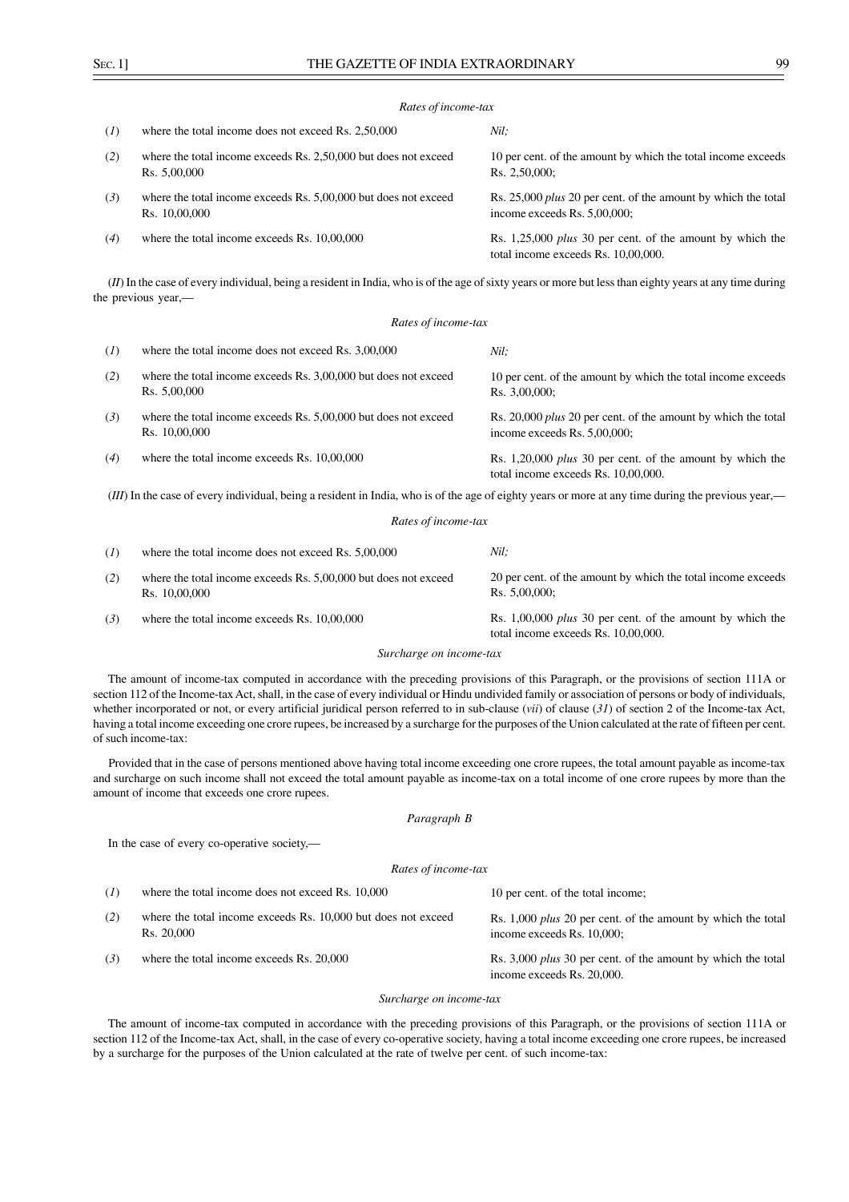*Rates of income-tax*

| | | |
|---|---|---|
| (*1*) | where the total income does not exceed Rs. 2,50,000 | *Nil;* |
| (*2*) | where the total income exceeds Rs. 2,50,000 but does not exceed Rs. 5,00,000 | 10 per cent. of the amount by which the total income exceeds Rs. 2,50,000; |
| (*3*) | where the total income exceeds Rs. 5,00,000 but does not exceed Rs. 10,00,000 | Rs. 25,000 *plus* 20 per cent. of the amount by which the total income exceeds Rs. 5,00,000; |
| (*4*) | where the total income exceeds Rs. 10,00,000 | Rs. 1,25,000 *plus* 30 per cent. of the amount by which the total income exceeds Rs. 10,00,000. |

(*II*) In the case of every individual, being a resident in India, who is of the age of sixty years or more but less than eighty years at any time during the previous year,—

*Rates of income-tax*

| | | |
|---|---|---|
| (*1*) | where the total income does not exceed Rs. 3,00,000 | *Nil;* |
| (*2*) | where the total income exceeds Rs. 3,00,000 but does not exceed Rs. 5,00,000 | 10 per cent. of the amount by which the total income exceeds Rs. 3,00,000; |
| (*3*) | where the total income exceeds Rs. 5,00,000 but does not exceed Rs. 10,00,000 | Rs. 20,000 *plus* 20 per cent. of the amount by which the total income exceeds Rs. 5,00,000; |
| (*4*) | where the total income exceeds Rs. 10,00,000 | Rs. 1,20,000 *plus* 30 per cent. of the amount by which the total income exceeds Rs. 10,00,000. |

(*III*) In the case of every individual, being a resident in India, who is of the age of eighty years or more at any time during the previous year,—

*Rates of income-tax*

| | | |
|---|---|---|
| (*1*) | where the total income does not exceed Rs. 5,00,000 | *Nil;* |
| (*2*) | where the total income exceeds Rs. 5,00,000 but does not exceed Rs. 10,00,000 | 20 per cent. of the amount by which the total income exceeds Rs. 5,00,000; |
| (*3*) | where the total income exceeds Rs. 10,00,000 | Rs. 1,00,000 *plus* 30 per cent. of the amount by which the total income exceeds Rs. 10,00,000. |

*Surcharge on income-tax*

The amount of income-tax computed in accordance with the preceding provisions of this Paragraph, or the provisions of section 111A or section 112 of the Income-tax Act, shall, in the case of every individual or Hindu undivided family or association of persons or body of individuals, whether incorporated or not, or every artificial juridical person referred to in sub-clause (*vii*) of clause (*31*) of section 2 of the Income-tax Act, having a total income exceeding one crore rupees, be increased by a surcharge for the purposes of the Union calculated at the rate of fifteen per cent. of such income-tax:

Provided that in the case of persons mentioned above having total income exceeding one crore rupees, the total amount payable as income-tax and surcharge on such income shall not exceed the total amount payable as income-tax on a total income of one crore rupees by more than the amount of income that exceeds one crore rupees.

*Paragraph B*

In the case of every co-operative society,—

*Rates of income-tax*

| | | |
|---|---|---|
| (*1*) | where the total income does not exceed Rs. 10,000 | 10 per cent. of the total income; |
| (*2*) | where the total income exceeds Rs. 10,000 but does not exceed Rs. 20,000 | Rs. 1,000 *plus* 20 per cent. of the amount by which the total income exceeds Rs. 10,000; |
| (*3*) | where the total income exceeds Rs. 20,000 | Rs. 3,000 *plus* 30 per cent. of the amount by which the total income exceeds Rs. 20,000. |

*Surcharge on income-tax*

The amount of income-tax computed in accordance with the preceding provisions of this Paragraph, or the provisions of section 111A or section 112 of the Income-tax Act, shall, in the case of every co-operative society, having a total income exceeding one crore rupees, be increased by a surcharge for the purposes of the Union calculated at the rate of twelve per cent. of such income-tax: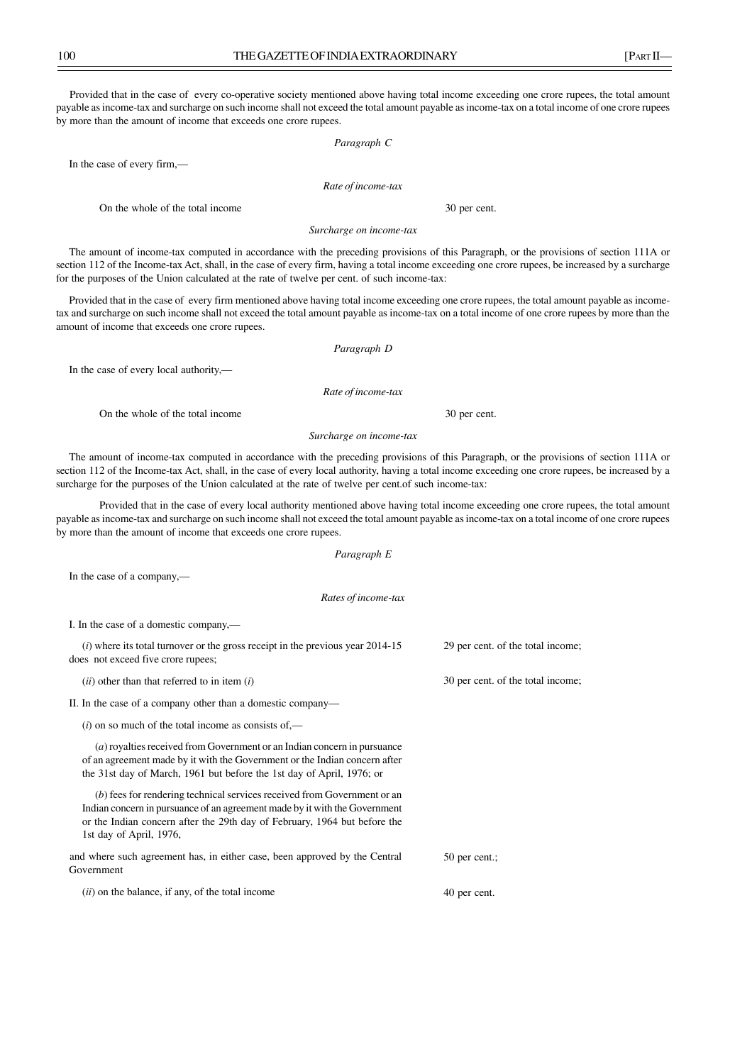Provided that in the case of every co-operative society mentioned above having total income exceeding one crore rupees, the total amount payable as income-tax and surcharge on such income shall not exceed the total amount payable as income-tax on a total income of one crore rupees by more than the amount of income that exceeds one crore rupees.

*Paragraph C*

In the case of every firm,—

*Rate of income-tax*

On the whole of the total income — 30 per cent.

*Surcharge on income-tax*

The amount of income-tax computed in accordance with the preceding provisions of this Paragraph, or the provisions of section 111A or section 112 of the Income-tax Act, shall, in the case of every firm, having a total income exceeding one crore rupees, be increased by a surcharge for the purposes of the Union calculated at the rate of twelve per cent. of such income-tax:

Provided that in the case of every firm mentioned above having total income exceeding one crore rupees, the total amount payable as income-tax and surcharge on such income shall not exceed the total amount payable as income-tax on a total income of one crore rupees by more than the amount of income that exceeds one crore rupees.

*Paragraph D*

In the case of every local authority,—

*Rate of income-tax*

On the whole of the total income — 30 per cent.

*Surcharge on income-tax*

The amount of income-tax computed in accordance with the preceding provisions of this Paragraph, or the provisions of section 111A or section 112 of the Income-tax Act, shall, in the case of every local authority, having a total income exceeding one crore rupees, be increased by a surcharge for the purposes of the Union calculated at the rate of twelve per cent.of such income-tax:

Provided that in the case of every local authority mentioned above having total income exceeding one crore rupees, the total amount payable as income-tax and surcharge on such income shall not exceed the total amount payable as income-tax on a total income of one crore rupees by more than the amount of income that exceeds one crore rupees.

*Paragraph E*

In the case of a company,—

*Rates of income-tax*

I. In the case of a domestic company,—

(*i*) where its total turnover or the gross receipt in the previous year 2014-15 does not exceed five crore rupees; — 29 per cent. of the total income;

(*ii*) other than that referred to in item (*i*) — 30 per cent. of the total income;

II. In the case of a company other than a domestic company—

(*i*) on so much of the total income as consists of,—

(*a*) royalties received from Government or an Indian concern in pursuance of an agreement made by it with the Government or the Indian concern after the 31st day of March, 1961 but before the 1st day of April, 1976; or

(*b*) fees for rendering technical services received from Government or an Indian concern in pursuance of an agreement made by it with the Government or the Indian concern after the 29th day of February, 1964 but before the 1st day of April, 1976,

and where such agreement has, in either case, been approved by the Central Government — 50 per cent.;

(*ii*) on the balance, if any, of the total income — 40 per cent.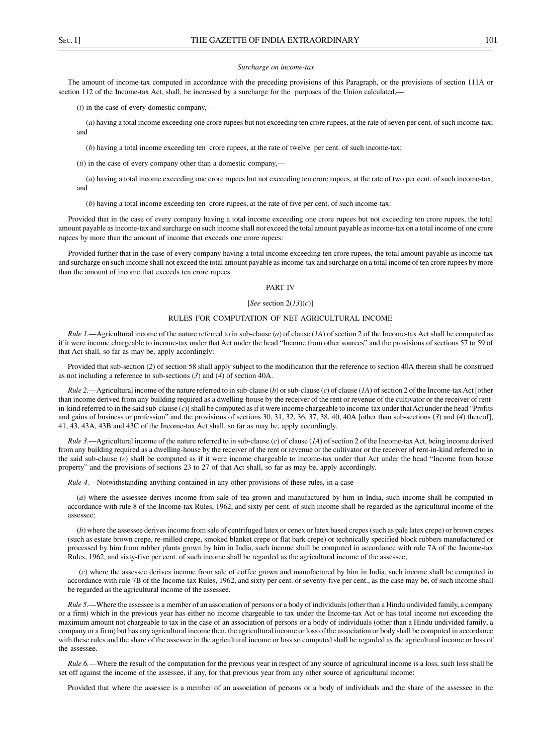*Surcharge on income-tax*

The amount of income-tax computed in accordance with the preceding provisions of this Paragraph, or the provisions of section 111A or section 112 of the Income-tax Act, shall, be increased by a surcharge for the purposes of the Union calculated,—

(*i*) in the case of every domestic company,—

(*a*) having a total income exceeding one crore rupees but not exceeding ten crore rupees, at the rate of seven per cent. of such income-tax; and

(*b*) having a total income exceeding ten crore rupees, at the rate of twelve per cent. of such income-tax;

(*ii*) in the case of every company other than a domestic company,—

(*a*) having a total income exceeding one crore rupees but not exceeding ten crore rupees, at the rate of two per cent. of such income-tax; and

(*b*) having a total income exceeding ten crore rupees, at the rate of five per cent. of such income-tax:

Provided that in the case of every company having a total income exceeding one crore rupees but not exceeding ten crore rupees, the total amount payable as income-tax and surcharge on such income shall not exceed the total amount payable as income-tax on a total income of one crore rupees by more than the amount of income that exceeds one crore rupees:

Provided further that in the case of every company having a total income exceeding ten crore rupees, the total amount payable as income-tax and surcharge on such income shall not exceed the total amount payable as income-tax and surcharge on a total income of ten crore rupees by more than the amount of income that exceeds ten crore rupees.

## PART IV

[*See* section 2(*13*)(*c*)]

## RULES FOR COMPUTATION OF NET AGRICULTURAL INCOME

*Rule 1.*—Agricultural income of the nature referred to in sub-clause (*a*) of clause (*1A*) of section 2 of the Income-tax Act shall be computed as if it were income chargeable to income-tax under that Act under the head "Income from other sources" and the provisions of sections 57 to 59 of that Act shall, so far as may be, apply accordingly:

Provided that sub-section (*2*) of section 58 shall apply subject to the modification that the reference to section 40A therein shall be construed as not including a reference to sub-sections (*3*) and (*4*) of section 40A.

*Rule 2.*—Agricultural income of the nature referred to in sub-clause (*b*) or sub-clause (*c*) of clause (*1A*) of section 2 of the Income-tax Act [other than income derived from any building required as a dwelling-house by the receiver of the rent or revenue of the cultivator or the receiver of rent-in-kind referred to in the said sub-clause (*c*)] shall be computed as if it were income chargeable to income-tax under that Act under the head "Profits and gains of business or profession" and the provisions of sections 30, 31, 32, 36, 37, 38, 40, 40A [other than sub-sections (*3*) and (*4*) thereof], 41, 43, 43A, 43B and 43C of the Income-tax Act shall, so far as may be, apply accordingly.

*Rule 3.*—Agricultural income of the nature referred to in sub-clause (*c*) of clause (*1A*) of section 2 of the Income-tax Act, being income derived from any building required as a dwelling-house by the receiver of the rent or revenue or the cultivator or the receiver of rent-in-kind referred to in the said sub-clause (*c*) shall be computed as if it were income chargeable to income-tax under that Act under the head "Income from house property" and the provisions of sections 23 to 27 of that Act shall, so far as may be, apply accordingly.

*Rule 4.*—Notwithstanding anything contained in any other provisions of these rules, in a case—

(*a*) where the assessee derives income from sale of tea grown and manufactured by him in India, such income shall be computed in accordance with rule 8 of the Income-tax Rules, 1962, and sixty per cent. of such income shall be regarded as the agricultural income of the assessee;

(*b*) where the assessee derives income from sale of centrifuged latex or cenex or latex based crepes (such as pale latex crepe) or brown crepes (such as estate brown crepe, re-milled crepe, smoked blanket crepe or flat bark crepe) or technically specified block rubbers manufactured or processed by him from rubber plants grown by him in India, such income shall be computed in accordance with rule 7A of the Income-tax Rules, 1962, and sixty-five per cent. of such income shall be regarded as the agricultural income of the assessee;

(*c*) where the assessee derives income from sale of coffee grown and manufactured by him in India, such income shall be computed in accordance with rule 7B of the Income-tax Rules, 1962, and sixty per cent. or seventy-five per cent., as the case may be, of such income shall be regarded as the agricultural income of the assessee.

*Rule 5.*—Where the assessee is a member of an association of persons or a body of individuals (other than a Hindu undivided family, a company or a firm) which in the previous year has either no income chargeable to tax under the Income-tax Act or has total income not exceeding the maximum amount not chargeable to tax in the case of an association of persons or a body of individuals (other than a Hindu undivided family, a company or a firm) but has any agricultural income then, the agricultural income or loss of the association or body shall be computed in accordance with these rules and the share of the assessee in the agricultural income or loss so computed shall be regarded as the agricultural income or loss of the assessee.

*Rule 6.*—Where the result of the computation for the previous year in respect of any source of agricultural income is a loss, such loss shall be set off against the income of the assessee, if any, for that previous year from any other source of agricultural income:

Provided that where the assessee is a member of an association of persons or a body of individuals and the share of the assessee in the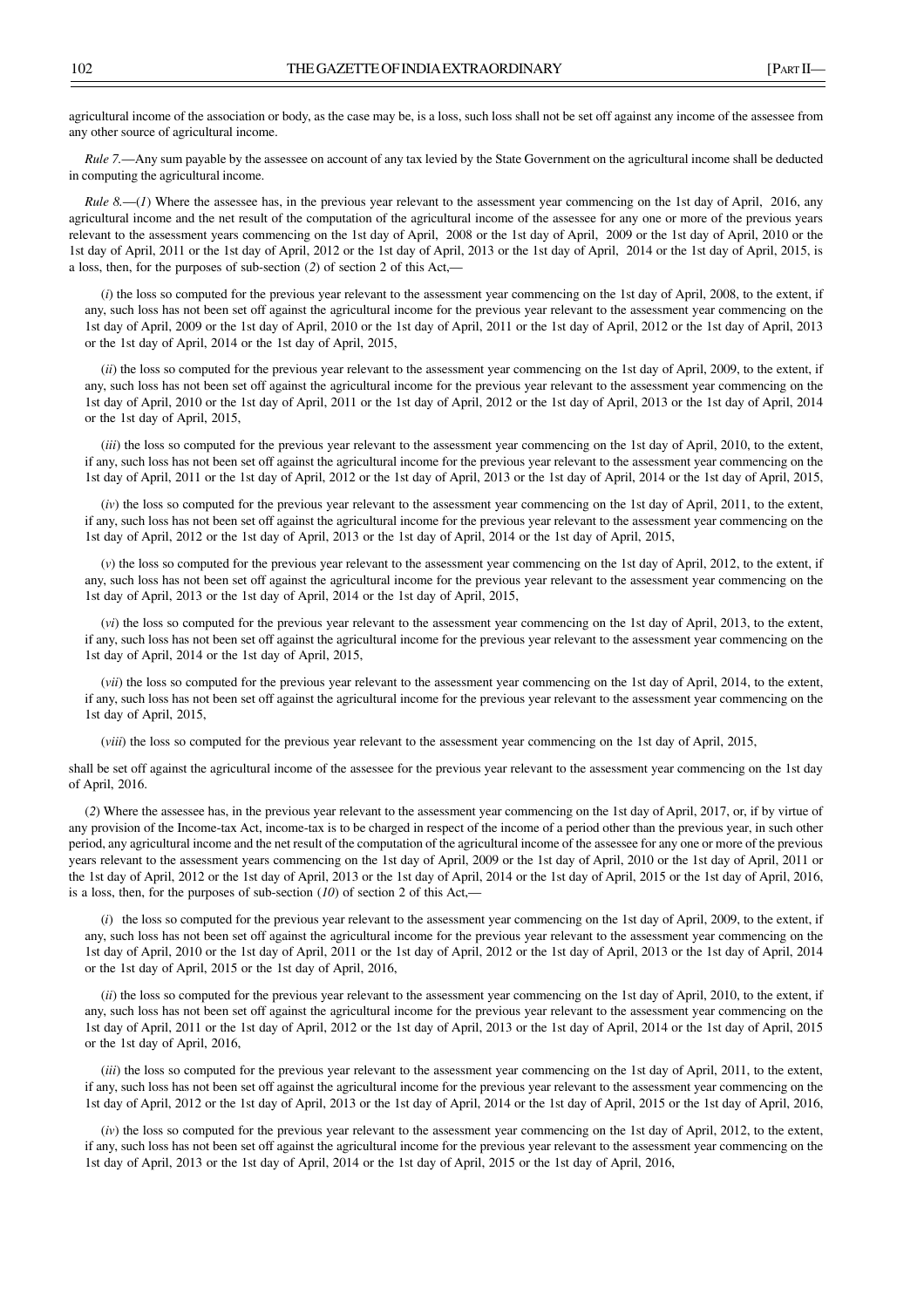agricultural income of the association or body, as the case may be, is a loss, such loss shall not be set off against any income of the assessee from any other source of agricultural income.

*Rule 7.*—Any sum payable by the assessee on account of any tax levied by the State Government on the agricultural income shall be deducted in computing the agricultural income.

*Rule 8.*—(*1*) Where the assessee has, in the previous year relevant to the assessment year commencing on the 1st day of April, 2016, any agricultural income and the net result of the computation of the agricultural income of the assessee for any one or more of the previous years relevant to the assessment years commencing on the 1st day of April, 2008 or the 1st day of April, 2009 or the 1st day of April, 2010 or the 1st day of April, 2011 or the 1st day of April, 2012 or the 1st day of April, 2013 or the 1st day of April, 2014 or the 1st day of April, 2015, is a loss, then, for the purposes of sub-section (*2*) of section 2 of this Act,—

(*i*) the loss so computed for the previous year relevant to the assessment year commencing on the 1st day of April, 2008, to the extent, if any, such loss has not been set off against the agricultural income for the previous year relevant to the assessment year commencing on the 1st day of April, 2009 or the 1st day of April, 2010 or the 1st day of April, 2011 or the 1st day of April, 2012 or the 1st day of April, 2013 or the 1st day of April, 2014 or the 1st day of April, 2015,

(*ii*) the loss so computed for the previous year relevant to the assessment year commencing on the 1st day of April, 2009, to the extent, if any, such loss has not been set off against the agricultural income for the previous year relevant to the assessment year commencing on the 1st day of April, 2010 or the 1st day of April, 2011 or the 1st day of April, 2012 or the 1st day of April, 2013 or the 1st day of April, 2014 or the 1st day of April, 2015,

(*iii*) the loss so computed for the previous year relevant to the assessment year commencing on the 1st day of April, 2010, to the extent, if any, such loss has not been set off against the agricultural income for the previous year relevant to the assessment year commencing on the 1st day of April, 2011 or the 1st day of April, 2012 or the 1st day of April, 2013 or the 1st day of April, 2014 or the 1st day of April, 2015,

(*iv*) the loss so computed for the previous year relevant to the assessment year commencing on the 1st day of April, 2011, to the extent, if any, such loss has not been set off against the agricultural income for the previous year relevant to the assessment year commencing on the 1st day of April, 2012 or the 1st day of April, 2013 or the 1st day of April, 2014 or the 1st day of April, 2015,

(*v*) the loss so computed for the previous year relevant to the assessment year commencing on the 1st day of April, 2012, to the extent, if any, such loss has not been set off against the agricultural income for the previous year relevant to the assessment year commencing on the 1st day of April, 2013 or the 1st day of April, 2014 or the 1st day of April, 2015,

(*vi*) the loss so computed for the previous year relevant to the assessment year commencing on the 1st day of April, 2013, to the extent, if any, such loss has not been set off against the agricultural income for the previous year relevant to the assessment year commencing on the 1st day of April, 2014 or the 1st day of April, 2015,

(*vii*) the loss so computed for the previous year relevant to the assessment year commencing on the 1st day of April, 2014, to the extent, if any, such loss has not been set off against the agricultural income for the previous year relevant to the assessment year commencing on the 1st day of April, 2015,

(*viii*) the loss so computed for the previous year relevant to the assessment year commencing on the 1st day of April, 2015,

shall be set off against the agricultural income of the assessee for the previous year relevant to the assessment year commencing on the 1st day of April, 2016.

(*2*) Where the assessee has, in the previous year relevant to the assessment year commencing on the 1st day of April, 2017, or, if by virtue of any provision of the Income-tax Act, income-tax is to be charged in respect of the income of a period other than the previous year, in such other period, any agricultural income and the net result of the computation of the agricultural income of the assessee for any one or more of the previous years relevant to the assessment years commencing on the 1st day of April, 2009 or the 1st day of April, 2010 or the 1st day of April, 2011 or the 1st day of April, 2012 or the 1st day of April, 2013 or the 1st day of April, 2014 or the 1st day of April, 2015 or the 1st day of April, 2016, is a loss, then, for the purposes of sub-section (*10*) of section 2 of this Act,—

(*i*) the loss so computed for the previous year relevant to the assessment year commencing on the 1st day of April, 2009, to the extent, if any, such loss has not been set off against the agricultural income for the previous year relevant to the assessment year commencing on the 1st day of April, 2010 or the 1st day of April, 2011 or the 1st day of April, 2012 or the 1st day of April, 2013 or the 1st day of April, 2014 or the 1st day of April, 2015 or the 1st day of April, 2016,

(*ii*) the loss so computed for the previous year relevant to the assessment year commencing on the 1st day of April, 2010, to the extent, if any, such loss has not been set off against the agricultural income for the previous year relevant to the assessment year commencing on the 1st day of April, 2011 or the 1st day of April, 2012 or the 1st day of April, 2013 or the 1st day of April, 2014 or the 1st day of April, 2015 or the 1st day of April, 2016,

(*iii*) the loss so computed for the previous year relevant to the assessment year commencing on the 1st day of April, 2011, to the extent, if any, such loss has not been set off against the agricultural income for the previous year relevant to the assessment year commencing on the 1st day of April, 2012 or the 1st day of April, 2013 or the 1st day of April, 2014 or the 1st day of April, 2015 or the 1st day of April, 2016,

(*iv*) the loss so computed for the previous year relevant to the assessment year commencing on the 1st day of April, 2012, to the extent, if any, such loss has not been set off against the agricultural income for the previous year relevant to the assessment year commencing on the 1st day of April, 2013 or the 1st day of April, 2014 or the 1st day of April, 2015 or the 1st day of April, 2016,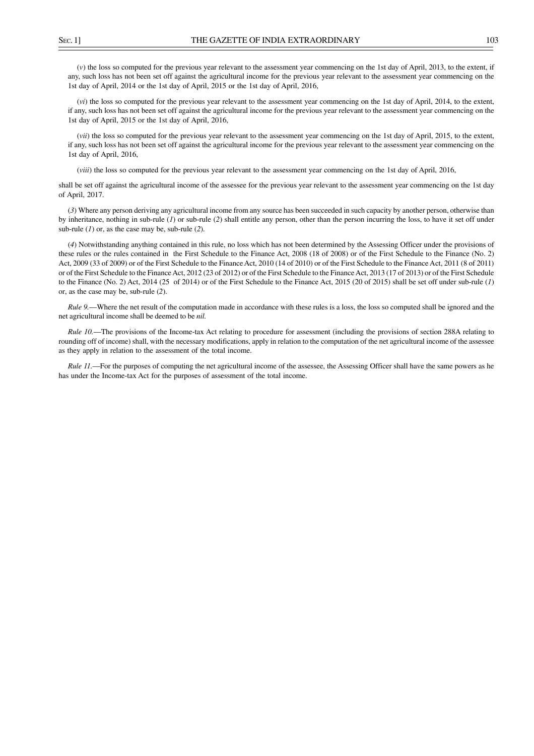(*v*) the loss so computed for the previous year relevant to the assessment year commencing on the 1st day of April, 2013, to the extent, if any, such loss has not been set off against the agricultural income for the previous year relevant to the assessment year commencing on the 1st day of April, 2014 or the 1st day of April, 2015 or the 1st day of April, 2016,

(*vi*) the loss so computed for the previous year relevant to the assessment year commencing on the 1st day of April, 2014, to the extent, if any, such loss has not been set off against the agricultural income for the previous year relevant to the assessment year commencing on the 1st day of April, 2015 or the 1st day of April, 2016,

(*vii*) the loss so computed for the previous year relevant to the assessment year commencing on the 1st day of April, 2015, to the extent, if any, such loss has not been set off against the agricultural income for the previous year relevant to the assessment year commencing on the 1st day of April, 2016,

(*viii*) the loss so computed for the previous year relevant to the assessment year commencing on the 1st day of April, 2016,

shall be set off against the agricultural income of the assessee for the previous year relevant to the assessment year commencing on the 1st day of April, 2017.

(*3*) Where any person deriving any agricultural income from any source has been succeeded in such capacity by another person, otherwise than by inheritance, nothing in sub-rule (*1*) or sub-rule (*2*) shall entitle any person, other than the person incurring the loss, to have it set off under sub-rule (*1*) or, as the case may be, sub-rule (*2*).

(*4*) Notwithstanding anything contained in this rule, no loss which has not been determined by the Assessing Officer under the provisions of these rules or the rules contained in the First Schedule to the Finance Act, 2008 (18 of 2008) or of the First Schedule to the Finance (No. 2) Act, 2009 (33 of 2009) or of the First Schedule to the Finance Act, 2010 (14 of 2010) or of the First Schedule to the Finance Act, 2011 (8 of 2011) or of the First Schedule to the Finance Act, 2012 (23 of 2012) or of the First Schedule to the Finance Act, 2013 (17 of 2013) or of the First Schedule to the Finance (No. 2) Act, 2014 (25 of 2014) or of the First Schedule to the Finance Act, 2015 (20 of 2015) shall be set off under sub-rule (*1*) or, as the case may be, sub-rule (*2*).

*Rule 9.*—Where the net result of the computation made in accordance with these rules is a loss, the loss so computed shall be ignored and the net agricultural income shall be deemed to be *nil.*

*Rule 10.*—The provisions of the Income-tax Act relating to procedure for assessment (including the provisions of section 288A relating to rounding off of income) shall, with the necessary modifications, apply in relation to the computation of the net agricultural income of the assessee as they apply in relation to the assessment of the total income.

*Rule 11.*—For the purposes of computing the net agricultural income of the assessee, the Assessing Officer shall have the same powers as he has under the Income-tax Act for the purposes of assessment of the total income.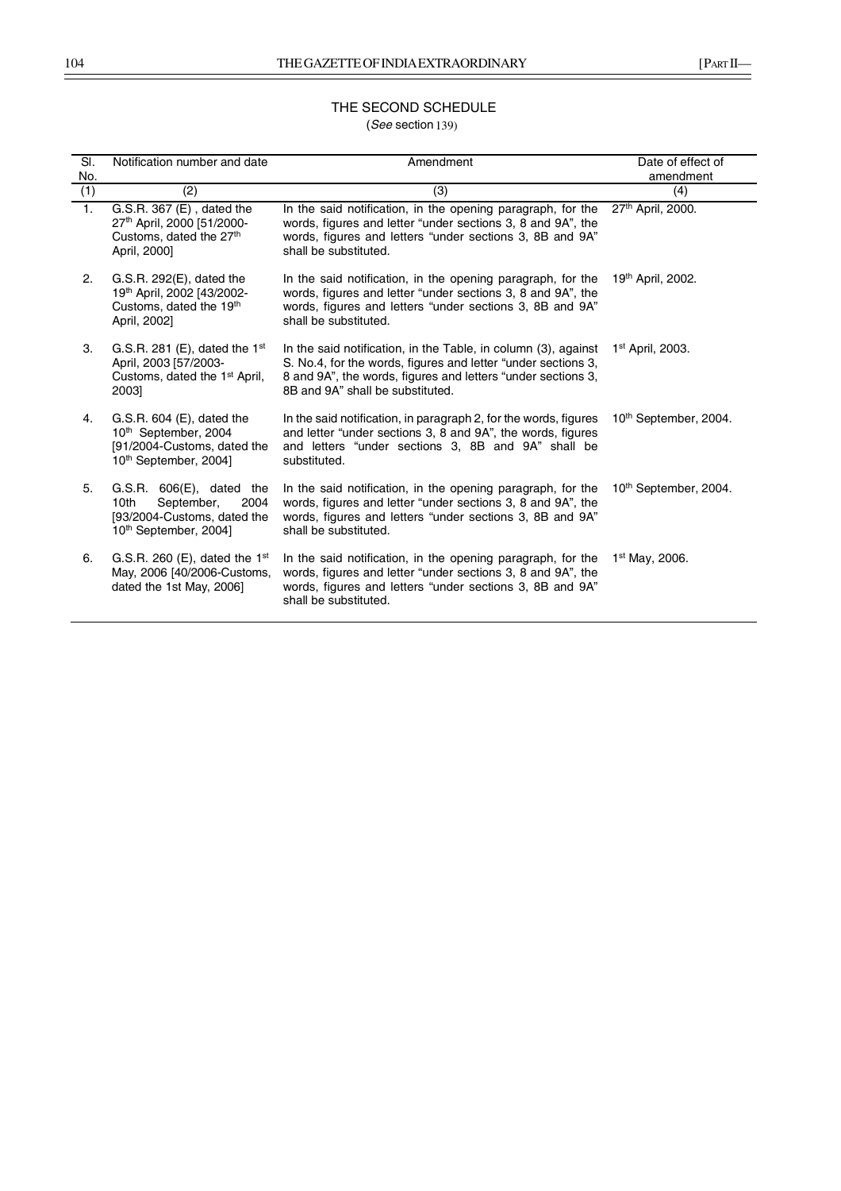## THE SECOND SCHEDULE

(*See* section 139)

| Sl. No. | Notification number and date | Amendment | Date of effect of amendment |
|---|---|---|---|
| (1) | (2) | (3) | (4) |
| 1. | G.S.R. 367 (E) , dated the 27th April, 2000 [51/2000-Customs, dated the 27th April, 2000] | In the said notification, in the opening paragraph, for the words, figures and letter "under sections 3, 8 and 9A", the words, figures and letters "under sections 3, 8B and 9A" shall be substituted. | 27th April, 2000. |
| 2. | G.S.R. 292(E), dated the 19th April, 2002 [43/2002-Customs, dated the 19th April, 2002] | In the said notification, in the opening paragraph, for the words, figures and letter "under sections 3, 8 and 9A", the words, figures and letters "under sections 3, 8B and 9A" shall be substituted. | 19th April, 2002. |
| 3. | G.S.R. 281 (E), dated the 1st April, 2003 [57/2003-Customs, dated the 1st April, 2003] | In the said notification, in the Table, in column (3), against S. No.4, for the words, figures and letter "under sections 3, 8 and 9A", the words, figures and letters "under sections 3, 8B and 9A" shall be substituted. | 1st April, 2003. |
| 4. | G.S.R. 604 (E), dated the 10th September, 2004 [91/2004-Customs, dated the 10th September, 2004] | In the said notification, in paragraph 2, for the words, figures and letter "under sections 3, 8 and 9A", the words, figures and letters "under sections 3, 8B and 9A" shall be substituted. | 10th September, 2004. |
| 5. | G.S.R. 606(E), dated the 10th September, 2004 [93/2004-Customs, dated the 10th September, 2004] | In the said notification, in the opening paragraph, for the words, figures and letter "under sections 3, 8 and 9A", the words, figures and letters "under sections 3, 8B and 9A" shall be substituted. | 10th September, 2004. |
| 6. | G.S.R. 260 (E), dated the 1st May, 2006 [40/2006-Customs, dated the 1st May, 2006] | In the said notification, in the opening paragraph, for the words, figures and letter "under sections 3, 8 and 9A", the words, figures and letters "under sections 3, 8B and 9A" shall be substituted. | 1st May, 2006. |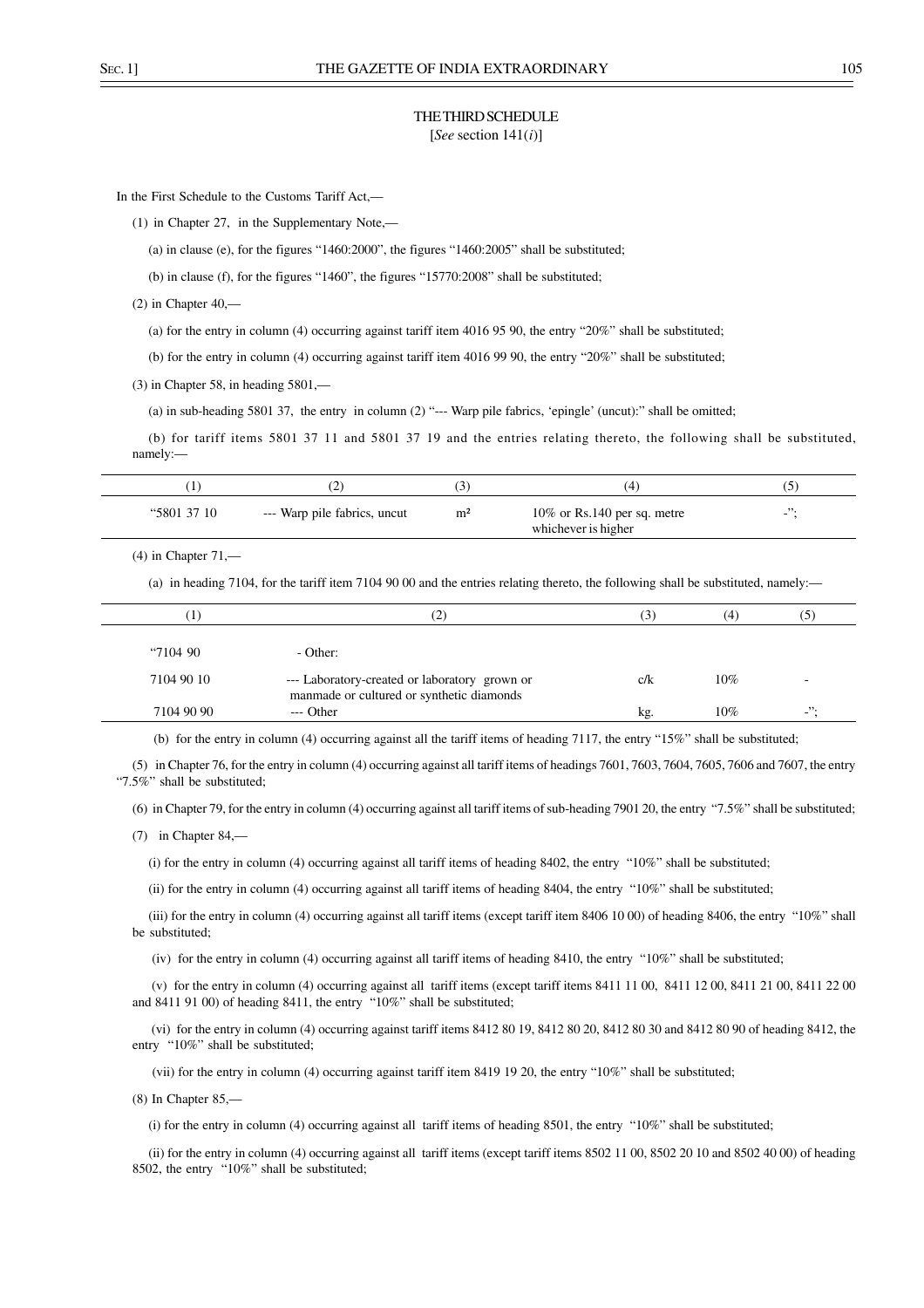# THE THIRD SCHEDULE

[*See* section 141(*i*)]

In the First Schedule to the Customs Tariff Act,—

(1) in Chapter 27, in the Supplementary Note,—

(a) in clause (e), for the figures "1460:2000", the figures "1460:2005" shall be substituted;

(b) in clause (f), for the figures "1460", the figures "15770:2008" shall be substituted;

(2) in Chapter 40,—

(a) for the entry in column (4) occurring against tariff item 4016 95 90, the entry "20%" shall be substituted;

(b) for the entry in column (4) occurring against tariff item 4016 99 90, the entry "20%" shall be substituted;

(3) in Chapter 58, in heading 5801,—

(a) in sub-heading 5801 37, the entry in column (2) "--- Warp pile fabrics, 'epingle' (uncut):" shall be omitted;

(b) for tariff items 5801 37 11 and 5801 37 19 and the entries relating thereto, the following shall be substituted, namely:—

| (1) | (2) | (3) | (4) | (5) |
|---|---|---|---|---|
| "5801 37 10 | --- Warp pile fabrics, uncut | m² | 10% or Rs.140 per sq. metre whichever is higher | -"; |

(4) in Chapter 71,—

(a) in heading 7104, for the tariff item 7104 90 00 and the entries relating thereto, the following shall be substituted, namely:—

| (1) | (2) | (3) | (4) | (5) |
|---|---|---|---|---|
| "7104 90 | - Other: | | | |
| 7104 90 10 | --- Laboratory-created or laboratory grown or manmade or cultured or synthetic diamonds | c/k | 10% | - |
| 7104 90 90 | --- Other | kg. | 10% | -"; |

(b) for the entry in column (4) occurring against all the tariff items of heading 7117, the entry "15%" shall be substituted;

(5) in Chapter 76, for the entry in column (4) occurring against all tariff items of headings 7601, 7603, 7604, 7605, 7606 and 7607, the entry "7.5%" shall be substituted;

(6) in Chapter 79, for the entry in column (4) occurring against all tariff items of sub-heading 7901 20, the entry "7.5%" shall be substituted;

(7) in Chapter 84,—

(i) for the entry in column (4) occurring against all tariff items of heading 8402, the entry "10%" shall be substituted;

(ii) for the entry in column (4) occurring against all tariff items of heading 8404, the entry "10%" shall be substituted;

(iii) for the entry in column (4) occurring against all tariff items (except tariff item 8406 10 00) of heading 8406, the entry "10%" shall be substituted;

(iv) for the entry in column (4) occurring against all tariff items of heading 8410, the entry "10%" shall be substituted;

(v) for the entry in column (4) occurring against all tariff items (except tariff items 8411 11 00, 8411 12 00, 8411 21 00, 8411 22 00 and 8411 91 00) of heading 8411, the entry "10%" shall be substituted;

(vi) for the entry in column (4) occurring against tariff items 8412 80 19, 8412 80 20, 8412 80 30 and 8412 80 90 of heading 8412, the entry "10%" shall be substituted;

(vii) for the entry in column (4) occurring against tariff item 8419 19 20, the entry "10%" shall be substituted;

(8) In Chapter 85,—

(i) for the entry in column (4) occurring against all tariff items of heading 8501, the entry "10%" shall be substituted;

(ii) for the entry in column (4) occurring against all tariff items (except tariff items 8502 11 00, 8502 20 10 and 8502 40 00) of heading 8502, the entry "10%" shall be substituted;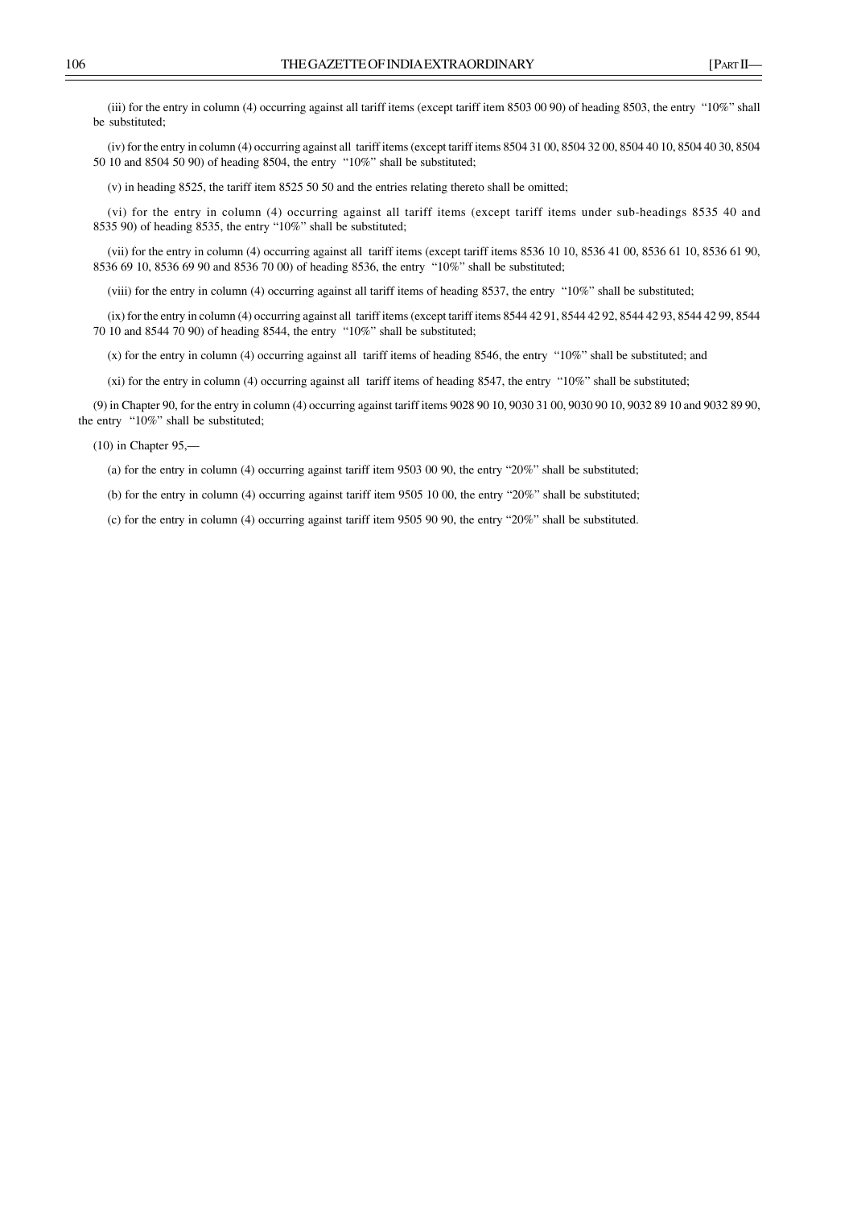(iii) for the entry in column (4) occurring against all tariff items (except tariff item 8503 00 90) of heading 8503, the entry "10%" shall be substituted;

(iv) for the entry in column (4) occurring against all tariff items (except tariff items 8504 31 00, 8504 32 00, 8504 40 10, 8504 40 30, 8504 50 10 and 8504 50 90) of heading 8504, the entry "10%" shall be substituted;

(v) in heading 8525, the tariff item 8525 50 50 and the entries relating thereto shall be omitted;

(vi) for the entry in column (4) occurring against all tariff items (except tariff items under sub-headings 8535 40 and 8535 90) of heading 8535, the entry "10%" shall be substituted;

(vii) for the entry in column (4) occurring against all tariff items (except tariff items 8536 10 10, 8536 41 00, 8536 61 10, 8536 61 90, 8536 69 10, 8536 69 90 and 8536 70 00) of heading 8536, the entry "10%" shall be substituted;

(viii) for the entry in column (4) occurring against all tariff items of heading 8537, the entry "10%" shall be substituted;

(ix) for the entry in column (4) occurring against all tariff items (except tariff items 8544 42 91, 8544 42 92, 8544 42 93, 8544 42 99, 8544 70 10 and 8544 70 90) of heading 8544, the entry "10%" shall be substituted;

(x) for the entry in column (4) occurring against all tariff items of heading 8546, the entry "10%" shall be substituted; and

(xi) for the entry in column (4) occurring against all tariff items of heading 8547, the entry "10%" shall be substituted;

(9) in Chapter 90, for the entry in column (4) occurring against tariff items 9028 90 10, 9030 31 00, 9030 90 10, 9032 89 10 and 9032 89 90, the entry "10%" shall be substituted;

(10) in Chapter 95,—

(a) for the entry in column (4) occurring against tariff item 9503 00 90, the entry "20%" shall be substituted;

(b) for the entry in column (4) occurring against tariff item 9505 10 00, the entry "20%" shall be substituted;

(c) for the entry in column (4) occurring against tariff item 9505 90 90, the entry "20%" shall be substituted.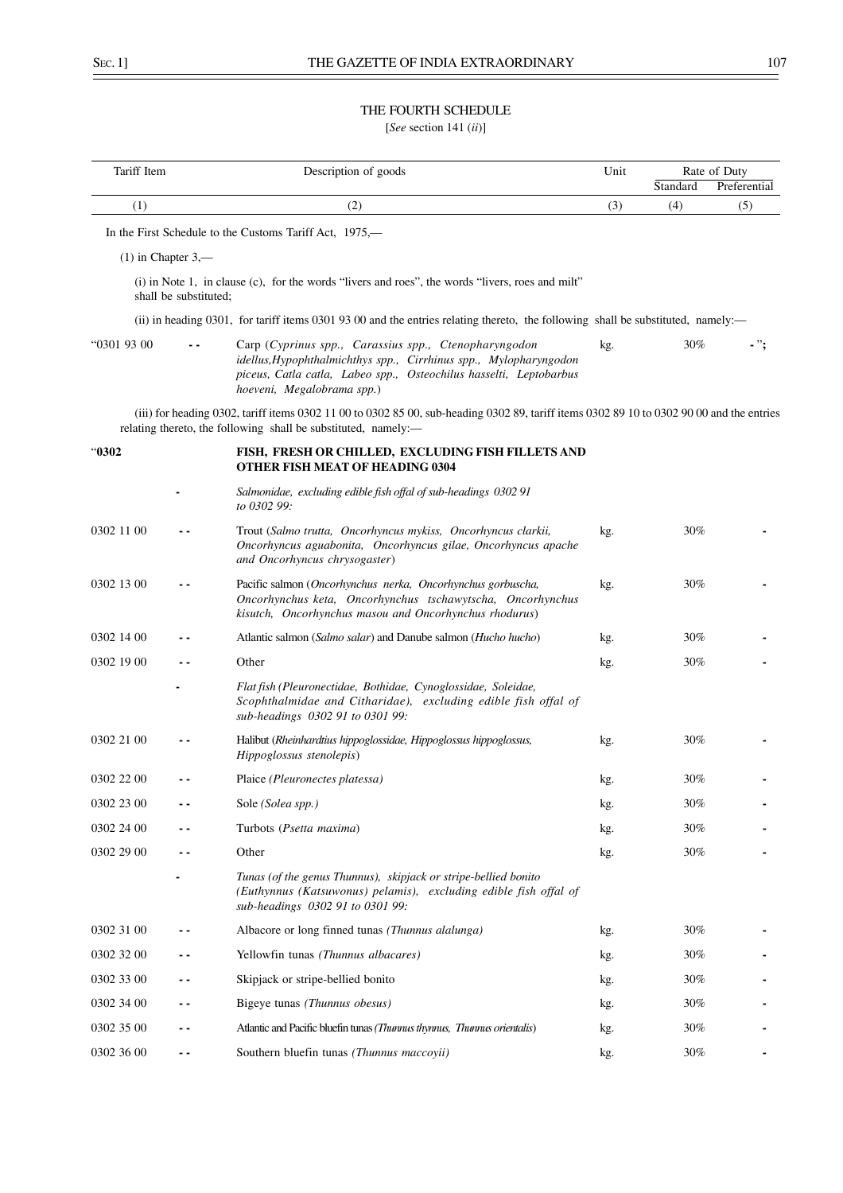THE FOURTH SCHEDULE

[*See* section 141 (*ii*)]

| Tariff Item | | Description of goods | Unit | Rate of Duty | |
|---|---|---|---|---|---|
| | | | | Standard | Preferential |
| (1) | | (2) | (3) | (4) | (5) |

In the First Schedule to the Customs Tariff Act, 1975,—

(1) in Chapter 3,—

(i) in Note 1, in clause (c), for the words "livers and roes", the words "livers, roes and milt" shall be substituted;

(ii) in heading 0301, for tariff items 0301 93 00 and the entries relating thereto, the following shall be substituted, namely:—

| | | | | | |
|---|---|---|---|---|---|
| "0301 93 00 | - - | Carp (*Cyprinus spp., Carassius spp., Ctenopharyngodon idellus,Hypophthalmichthys spp., Cirrhinus spp., Mylopharyngodon piceus, Catla catla, Labeo spp., Osteochilus hasselti, Leptobarbus hoeveni, Megalobrama spp.*) | kg. | 30% | - "; |

(iii) for heading 0302, tariff items 0302 11 00 to 0302 85 00, sub-heading 0302 89, tariff items 0302 89 10 to 0302 90 00 and the entries relating thereto, the following shall be substituted, namely:—

| | | | | | |
|---|---|---|---|---|---|
| "**0302** | | **FISH, FRESH OR CHILLED, EXCLUDING FISH FILLETS AND OTHER FISH MEAT OF HEADING 0304** | | | |
| | - | *Salmonidae, excluding edible fish offal of sub-headings 0302 91 to 0302 99:* | | | |
| 0302 11 00 | - - | Trout (*Salmo trutta, Oncorhyncus mykiss, Oncorhyncus clarkii, Oncorhyncus aguabonita, Oncorhyncus gilae, Oncorhyncus apache and Oncorhyncus chrysogaster*) | kg. | 30% | - |
| 0302 13 00 | - - | Pacific salmon (*Oncorhynchus nerka, Oncorhynchus gorbuscha, Oncorhynchus keta, Oncorhynchus tschawytscha, Oncorhynchus kisutch, Oncorhynchus masou and Oncorhynchus rhodurus*) | kg. | 30% | - |
| 0302 14 00 | - - | Atlantic salmon (*Salmo salar*) and Danube salmon (*Hucho hucho*) | kg. | 30% | - |
| 0302 19 00 | - - | Other | kg. | 30% | - |
| | - | *Flat fish (Pleuronectidae, Bothidae, Cynoglossidae, Soleidae, Scophthalmidae and Citharidae), excluding edible fish offal of sub-headings 0302 91 to 0301 99:* | | | |
| 0302 21 00 | - - | Halibut (*Rheinhardtius hippoglossidae, Hippoglossus hippoglossus, Hippoglossus stenolepis*) | kg. | 30% | - |
| 0302 22 00 | - - | Plaice *(Pleuronectes platessa)* | kg. | 30% | - |
| 0302 23 00 | - - | Sole *(Solea spp.)* | kg. | 30% | - |
| 0302 24 00 | - - | Turbots (*Psetta maxima*) | kg. | 30% | - |
| 0302 29 00 | - - | Other | kg. | 30% | - |
| | - | *Tunas (of the genus Thunnus), skipjack or stripe-bellied bonito (Euthynnus (Katsuwonus) pelamis), excluding edible fish offal of sub-headings 0302 91 to 0301 99:* | | | |
| 0302 31 00 | - - | Albacore or long finned tunas *(Thunnus alalunga)* | kg. | 30% | - |
| 0302 32 00 | - - | Yellowfin tunas *(Thunnus albacares)* | kg. | 30% | - |
| 0302 33 00 | - - | Skipjack or stripe-bellied bonito | kg. | 30% | - |
| 0302 34 00 | - - | Bigeye tunas *(Thunnus obesus)* | kg. | 30% | - |
| 0302 35 00 | - - | Atlantic and Pacific bluefin tunas *(Thunnus thynnus, Thunnus orientalis)* | kg. | 30% | - |
| 0302 36 00 | - - | Southern bluefin tunas *(Thunnus maccoyii)* | kg. | 30% | - |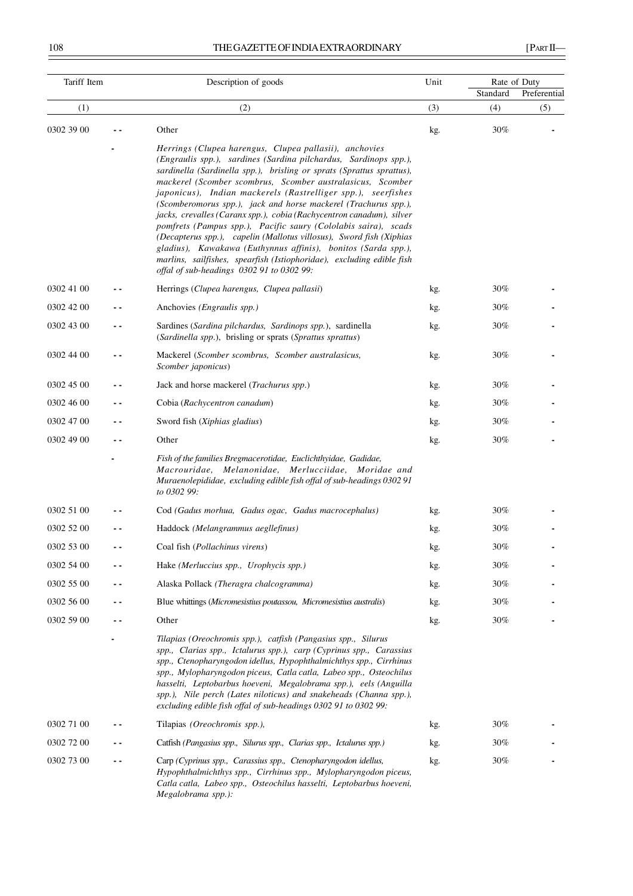| Tariff Item | | Description of goods | Unit | Rate of Duty | |
|---|---|---|---|---|---|
| | | | | Standard | Preferential |
| (1) | | (2) | (3) | (4) | (5) |
| 0302 39 00 | - - | Other | kg. | 30% | - |
| | - | *Herrings (Clupea harengus, Clupea pallasii), anchovies (Engraulis spp.), sardines (Sardina pilchardus, Sardinops spp.), sardinella (Sardinella spp.), brisling or sprats (Sprattus sprattus), mackerel (Scomber scombrus, Scomber australasicus, Scomber japonicus), Indian mackerels (Rastrelliger spp.), seerfishes (Scomberomorus spp.), jack and horse mackerel (Trachurus spp.), jacks, crevalles (Caranx spp.), cobia (Rachycentron canadum), silver pomfrets (Pampus spp.), Pacific saury (Cololabis saira), scads (Decapterus spp.), capelin (Mallotus villosus), Sword fish (Xiphias gladius), Kawakawa (Euthynnus affinis), bonitos (Sarda spp.), marlins, sailfishes, spearfish (Istiophoridae), excluding edible fish offal of sub-headings 0302 91 to 0302 99:* | | | |
| 0302 41 00 | - - | Herrings (*Clupea harengus, Clupea pallasii*) | kg. | 30% | - |
| 0302 42 00 | - - | Anchovies *(Engraulis spp.)* | kg. | 30% | - |
| 0302 43 00 | - - | Sardines (*Sardina pilchardus, Sardinops spp.*), sardinella (*Sardinella spp.*), brisling or sprats (*Sprattus sprattus*) | kg. | 30% | - |
| 0302 44 00 | - - | Mackerel (*Scomber scombrus, Scomber australasicus, Scomber japonicus*) | kg. | 30% | - |
| 0302 45 00 | - - | Jack and horse mackerel (*Trachurus spp.*) | kg. | 30% | - |
| 0302 46 00 | - - | Cobia (*Rachycentron canadum*) | kg. | 30% | - |
| 0302 47 00 | - - | Sword fish (*Xiphias gladius*) | kg. | 30% | - |
| 0302 49 00 | - - | Other | kg. | 30% | - |
| | - | *Fish of the families Bregmacerotidae, Euclichthyidae, Gadidae, Macrouridae, Melanonidae, Merlucciidae, Moridae and Muraenolepididae, excluding edible fish offal of sub-headings 0302 91 to 0302 99:* | | | |
| 0302 51 00 | - - | Cod *(Gadus morhua, Gadus ogac, Gadus macrocephalus)* | kg. | 30% | - |
| 0302 52 00 | - - | Haddock *(Melangrammus aegllefinus)* | kg. | 30% | - |
| 0302 53 00 | - - | Coal fish (*Pollachinus virens*) | kg. | 30% | - |
| 0302 54 00 | - - | Hake *(Merluccius spp., Urophycis spp.)* | kg. | 30% | - |
| 0302 55 00 | - - | Alaska Pollack *(Theragra chalcogramma)* | kg. | 30% | - |
| 0302 56 00 | - - | Blue whittings (*Micromesistius poutassou, Micromesistius australis*) | kg. | 30% | - |
| 0302 59 00 | - - | Other | kg. | 30% | - |
| | - | *Tilapias (Oreochromis spp.), catfish (Pangasius spp., Silurus spp., Clarias spp., Ictalurus spp.), carp (Cyprinus spp., Carassius spp., Ctenopharyngodon idellus, Hypophthalmichthys spp., Cirrhinus spp., Mylopharyngodon piceus, Catla catla, Labeo spp., Osteochilus hasselti, Leptobarbus hoeveni, Megalobrama spp.), eels (Anguilla spp.), Nile perch (Lates niloticus) and snakeheads (Channa spp.), excluding edible fish offal of sub-headings 0302 91 to 0302 99:* | | | |
| 0302 71 00 | - - | Tilapias *(Oreochromis spp.),* | kg. | 30% | - |
| 0302 72 00 | - - | Catfish *(Pangasius spp., Silurus spp., Clarias spp., Ictalurus spp.)* | kg. | 30% | - |
| 0302 73 00 | - - | Carp *(Cyprinus spp., Carassius spp., Ctenopharyngodon idellus, Hypophthalmichthys spp., Cirrhinus spp., Mylopharyngodon piceus, Catla catla, Labeo spp., Osteochilus hasselti, Leptobarbus hoeveni, Megalobrama spp.):* | kg. | 30% | - |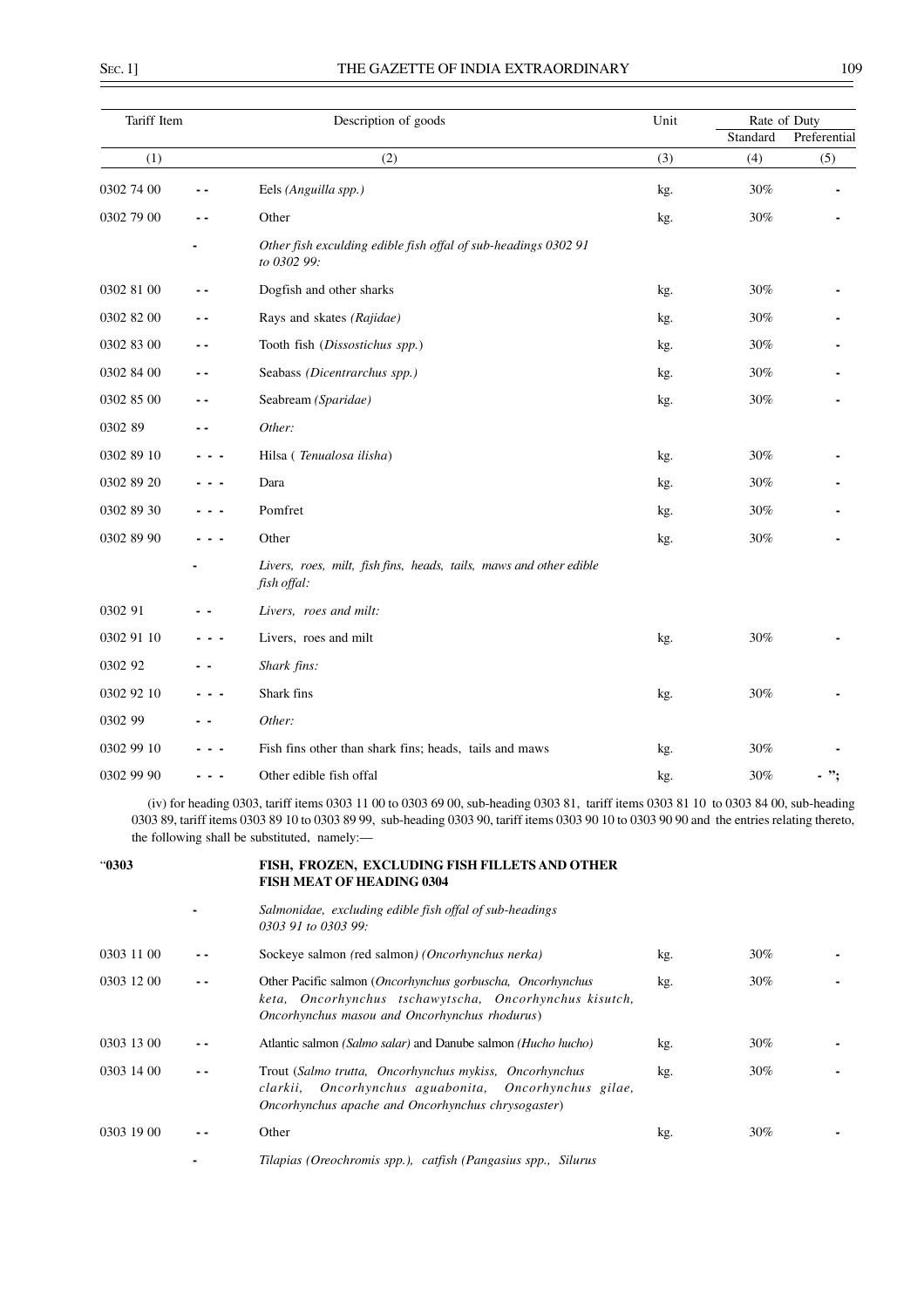| Tariff Item | | Description of goods | Unit | Rate of Duty | |
|---|---|---|---|---|---|
| | | | | Standard | Preferential |
| (1) | | (2) | (3) | (4) | (5) |
| 0302 74 00 | - - | Eels *(Anguilla spp.)* | kg. | 30% | - |
| 0302 79 00 | - - | Other | kg. | 30% | - |
| | - | *Other fish excluding edible fish offal of sub-headings 0302 91 to 0302 99:* | | | |
| 0302 81 00 | - - | Dogfish and other sharks | kg. | 30% | - |
| 0302 82 00 | - - | Rays and skates *(Rajidae)* | kg. | 30% | - |
| 0302 83 00 | - - | Tooth fish (*Dissostichus spp.*) | kg. | 30% | - |
| 0302 84 00 | - - | Seabass *(Dicentrarchus spp.)* | kg. | 30% | - |
| 0302 85 00 | - - | Seabream *(Sparidae)* | kg. | 30% | - |
| 0302 89 | - - | *Other:* | | | |
| 0302 89 10 | - - - | Hilsa ( *Tenualosa ilisha*) | kg. | 30% | - |
| 0302 89 20 | - - - | Dara | kg. | 30% | - |
| 0302 89 30 | - - - | Pomfret | kg. | 30% | - |
| 0302 89 90 | - - - | Other | kg. | 30% | - |
| | - | *Livers, roes, milt, fish fins, heads, tails, maws and other edible fish offal:* | | | |
| 0302 91 | - - | *Livers, roes and milt:* | | | |
| 0302 91 10 | - - - | Livers, roes and milt | kg. | 30% | - |
| 0302 92 | - - | *Shark fins:* | | | |
| 0302 92 10 | - - - | Shark fins | kg. | 30% | - |
| 0302 99 | - - | *Other:* | | | |
| 0302 99 10 | - - - | Fish fins other than shark fins; heads, tails and maws | kg. | 30% | - |
| 0302 99 90 | - - - | Other edible fish offal | kg. | 30% | - "; |

(iv) for heading 0303, tariff items 0303 11 00 to 0303 69 00, sub-heading 0303 81, tariff items 0303 81 10 to 0303 84 00, sub-heading 0303 89, tariff items 0303 89 10 to 0303 89 99, sub-heading 0303 90, tariff items 0303 90 10 to 0303 90 90 and the entries relating thereto, the following shall be substituted, namely:—

| | | | | | |
|---|---|---|---|---|---|
| "**0303** | | **FISH, FROZEN, EXCLUDING FISH FILLETS AND OTHER FISH MEAT OF HEADING 0304** | | | |
| | - | *Salmonidae, excluding edible fish offal of sub-headings 0303 91 to 0303 99:* | | | |
| 0303 11 00 | - - | Sockeye salmon (red salmon) *(Oncorhynchus nerka)* | kg. | 30% | - |
| 0303 12 00 | - - | Other Pacific salmon (*Oncorhynchus gorbuscha, Oncorhynchus keta, Oncorhynchus tschawytscha, Oncorhynchus kisutch, Oncorhynchus masou and Oncorhynchus rhodurus*) | kg. | 30% | - |
| 0303 13 00 | - - | Atlantic salmon *(Salmo salar)* and Danube salmon *(Hucho hucho)* | kg. | 30% | - |
| 0303 14 00 | - - | Trout (*Salmo trutta, Oncorhynchus mykiss, Oncorhynchus clarkii, Oncorhynchus aguabonita, Oncorhynchus gilae, Oncorhynchus apache and Oncorhynchus chrysogaster*) | kg. | 30% | - |
| 0303 19 00 | - - | Other | kg. | 30% | - |
| | - | *Tilapias (Oreochromis spp.), catfish (Pangasius spp., Silurus* | | | |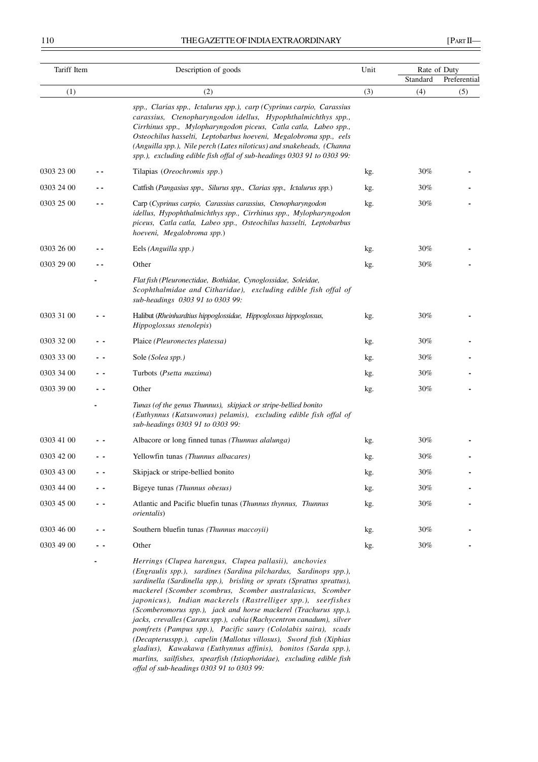| Tariff Item | | Description of goods | Unit | Rate of Duty | |
|---|---|---|---|---|---|
| | | | | Standard | Preferential |
| (1) | | (2) | (3) | (4) | (5) |
| | | *spp., Clarias spp., Ictalurus spp.), carp (Cyprinus carpio, Carassius carassius, Ctenopharyngodon idellus, Hypophthalmichthys spp., Cirrhinus spp., Mylopharyngodon piceus, Catla catla, Labeo spp., Osteochilus hasselti, Leptobarbus hoeveni, Megalobroma spp., eels (Anguilla spp.), Nile perch (Lates niloticus) and snakeheads, (Channa spp.), excluding edible fish offal of sub-headings 0303 91 to 0303 99:* | | | |
| 0303 23 00 | - - | Tilapias (*Oreochromis spp*.) | kg. | 30% | - |
| 0303 24 00 | - - | Catfish (*Pangasius spp., Silurus spp., Clarias spp., Ictalurus spp.*) | kg. | 30% | - |
| 0303 25 00 | - - | Carp (*Cyprinus carpio, Carassius carassius, Ctenopharyngodon idellus, Hypophthalmichthys spp., Cirrhinus spp., Mylopharyngodon piceus, Catla catla, Labeo spp., Osteochilus hasselti, Leptobarbus hoeveni, Megalobroma spp.*) | kg. | 30% | - |
| 0303 26 00 | - - | Eels *(Anguilla spp.)* | kg. | 30% | - |
| 0303 29 00 | - - | Other | kg. | 30% | - |
| | - | *Flat fish (Pleuronectidae, Bothidae, Cynoglossidae, Soleidae, Scophthalmidae and Citharidae), excluding edible fish offal of sub-headings 0303 91 to 0303 99:* | | | |
| 0303 31 00 | - - | Halibut (*Rheinhardtius hippoglossidae, Hippoglossus hippoglossus, Hippoglossus stenolepis*) | kg. | 30% | - |
| 0303 32 00 | - - | Plaice *(Pleuronectes platessa)* | kg. | 30% | - |
| 0303 33 00 | - - | Sole *(Solea spp.)* | kg. | 30% | - |
| 0303 34 00 | - - | Turbots (*Psetta maxima*) | kg. | 30% | - |
| 0303 39 00 | - - | Other | kg. | 30% | - |
| | - | *Tunas (of the genus Thunnus), skipjack or stripe-bellied bonito (Euthynnus (Katsuwonus) pelamis), excluding edible fish offal of sub-headings 0303 91 to 0303 99:* | | | |
| 0303 41 00 | - - | Albacore or long finned tunas *(Thunnus alalunga)* | kg. | 30% | - |
| 0303 42 00 | - - | Yellowfin tunas *(Thunnus albacares)* | kg. | 30% | - |
| 0303 43 00 | - - | Skipjack or stripe-bellied bonito | kg. | 30% | - |
| 0303 44 00 | - - | Bigeye tunas *(Thunnus obesus)* | kg. | 30% | - |
| 0303 45 00 | - - | Atlantic and Pacific bluefin tunas (*Thunnus thynnus, Thunnus orientalis*) | kg. | 30% | - |
| 0303 46 00 | - - | Southern bluefin tunas *(Thunnus maccoyii)* | kg. | 30% | - |
| 0303 49 00 | - - | Other | kg. | 30% | - |
| | - | *Herrings (Clupea harengus, Clupea pallasii), anchovies (Engraulis spp.), sardines (Sardina pilchardus, Sardinops spp.), sardinella (Sardinella spp.), brisling or sprats (Sprattus sprattus), mackerel (Scomber scombrus, Scomber australasicus, Scomber japonicus), Indian mackerels (Rastrelliger spp.), seerfishes (Scomberomorus spp.), jack and horse mackerel (Trachurus spp.), jacks, crevalles (Caranx spp.), cobia (Rachycentron canadum), silver pomfrets (Pampus spp.), Pacific saury (Cololabis saira), scads (Decapterusspp.), capelin (Mallotus villosus), Sword fish (Xiphias gladius), Kawakawa (Euthynnus affinis), bonitos (Sarda spp.), marlins, sailfishes, spearfish (Istiophoridae), excluding edible fish offal of sub-headings 0303 91 to 0303 99:* | | | |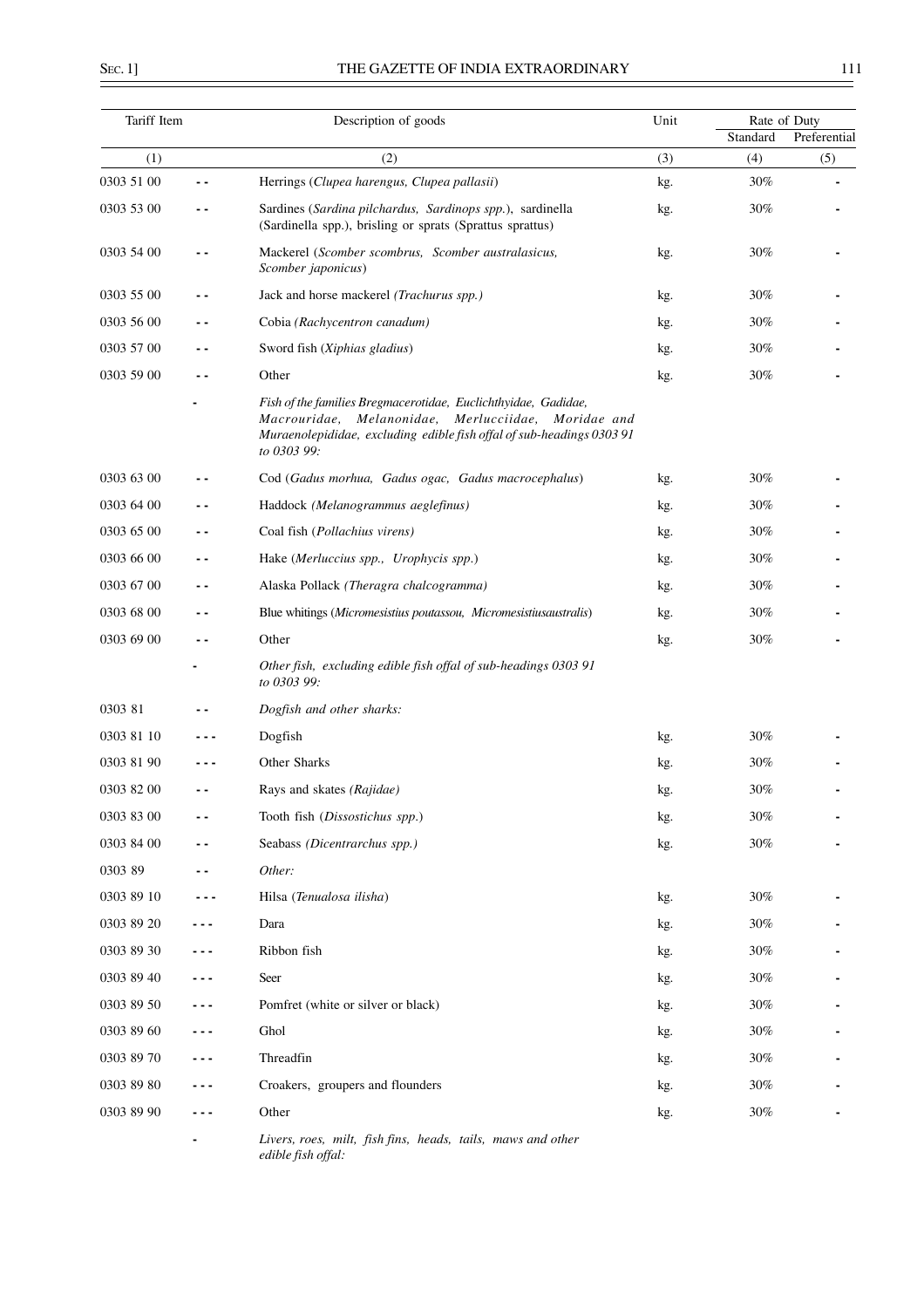| Tariff Item | | Description of goods | Unit | Rate of Duty | |
|---|---|---|---|---|---|
| | | | | Standard | Preferential |
| (1) | | (2) | (3) | (4) | (5) |
| 0303 51 00 | - - | Herrings (*Clupea harengus, Clupea pallasii*) | kg. | 30% | - |
| 0303 53 00 | - - | Sardines (*Sardina pilchardus, Sardinops spp.*), sardinella (Sardinella spp.), brisling or sprats (Sprattus sprattus) | kg. | 30% | - |
| 0303 54 00 | - - | Mackerel (*Scomber scombrus, Scomber australasicus, Scomber japonicus*) | kg. | 30% | - |
| 0303 55 00 | - - | Jack and horse mackerel *(Trachurus spp.)* | kg. | 30% | - |
| 0303 56 00 | - - | Cobia *(Rachycentron canadum)* | kg. | 30% | - |
| 0303 57 00 | - - | Sword fish (*Xiphias gladius*) | kg. | 30% | - |
| 0303 59 00 | - - | Other | kg. | 30% | - |
| | - | *Fish of the families Bregmacerotidae, Euclichthyidae, Gadidae, Macrouridae, Melanonidae, Merlucciidae, Moridae and Muraenolepididae, excluding edible fish offal of sub-headings 0303 91 to 0303 99:* | | | |
| 0303 63 00 | - - | Cod (*Gadus morhua, Gadus ogac, Gadus macrocephalus*) | kg. | 30% | - |
| 0303 64 00 | - - | Haddock *(Melanogrammus aeglefinus)* | kg. | 30% | - |
| 0303 65 00 | - - | Coal fish (*Pollachius virens)* | kg. | 30% | - |
| 0303 66 00 | - - | Hake (*Merluccius spp., Urophycis spp.*) | kg. | 30% | - |
| 0303 67 00 | - - | Alaska Pollack *(Theragra chalcogramma)* | kg. | 30% | - |
| 0303 68 00 | - - | Blue whitings (*Micromesistius poutassou, Micromesistiusaustralis*) | kg. | 30% | - |
| 0303 69 00 | - - | Other | kg. | 30% | - |
| | - | *Other fish, excluding edible fish offal of sub-headings 0303 91 to 0303 99:* | | | |
| 0303 81 | - - | *Dogfish and other sharks:* | | | |
| 0303 81 10 | - - - | Dogfish | kg. | 30% | - |
| 0303 81 90 | - - - | Other Sharks | kg. | 30% | - |
| 0303 82 00 | - - | Rays and skates *(Rajidae)* | kg. | 30% | - |
| 0303 83 00 | - - | Tooth fish (*Dissostichus spp.*) | kg. | 30% | - |
| 0303 84 00 | - - | Seabass *(Dicentrarchus spp.)* | kg. | 30% | - |
| 0303 89 | - - | *Other:* | | | |
| 0303 89 10 | - - - | Hilsa (*Tenualosa ilisha*) | kg. | 30% | - |
| 0303 89 20 | - - - | Dara | kg. | 30% | - |
| 0303 89 30 | - - - | Ribbon fish | kg. | 30% | - |
| 0303 89 40 | - - - | Seer | kg. | 30% | - |
| 0303 89 50 | - - - | Pomfret (white or silver or black) | kg. | 30% | - |
| 0303 89 60 | - - - | Ghol | kg. | 30% | - |
| 0303 89 70 | - - - | Threadfin | kg. | 30% | - |
| 0303 89 80 | - - - | Croakers, groupers and flounders | kg. | 30% | - |
| 0303 89 90 | - - - | Other | kg. | 30% | - |
| | - | *Livers, roes, milt, fish fins, heads, tails, maws and other edible fish offal:* | | | |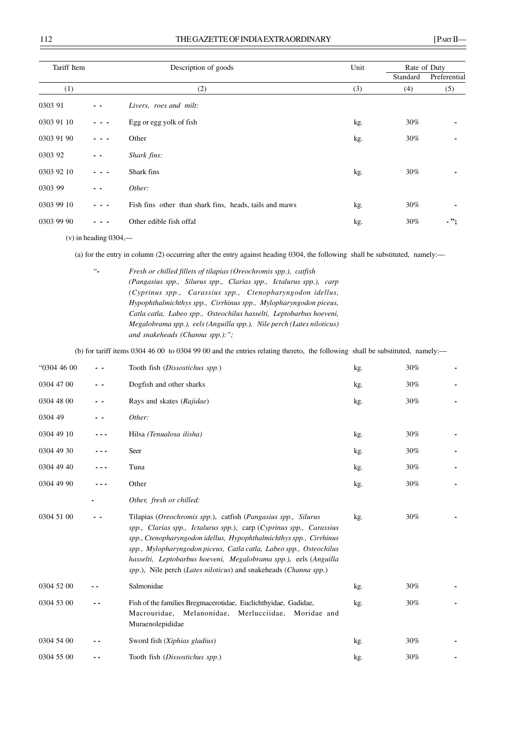| Tariff Item | | Description of goods | Unit | Rate of Duty | |
|---|---|---|---|---|---|
| | | | | Standard | Preferential |
| (1) | | (2) | (3) | (4) | (5) |
| 0303 91 | - - | *Livers, roes and milt:* | | | |
| 0303 91 10 | - - - | Egg or egg yolk of fish | kg. | 30% | - |
| 0303 91 90 | - - - | Other | kg. | 30% | - |
| 0303 92 | - - | *Shark fins:* | | | |
| 0303 92 10 | - - - | Shark fins | kg. | 30% | - |
| 0303 99 | - - | *Other:* | | | |
| 0303 99 10 | - - - | Fish fins other than shark fins, heads, tails and maws | kg. | 30% | - |
| 0303 99 90 | - - - | Other edible fish offal | kg. | 30% | -"; |

(v) in heading 0304,—

(a) for the entry in column (2) occurring after the entry against heading 0304, the following shall be substituted, namely:—

"- *Fresh or chilled fillets of tilapias (Oreochromis spp.), catfish (Pangasius spp., Silurus spp., Clarias spp., Ictalurus spp.), carp (Cyprinus spp., Carassius spp., Ctenopharyngodon idellus, Hypophthalmichthys spp., Cirrhinus spp., Mylopharyngodon piceus, Catla catla, Labeo spp., Osteochilus hasselti, Leptobarbus hoeveni, Megalobrama spp.), eels (Anguilla spp.), Nile perch (Lates niloticus) and snakeheads (Channa spp.):";*

(b) for tariff items 0304 46 00 to 0304 99 00 and the entries relating thereto, the following shall be substituted, namely:—

| Tariff Item | | Description of goods | Unit | Standard | Preferential |
|---|---|---|---|---|---|
| "0304 46 00 | - - | Tooth fish (*Dissostichus spp.*) | kg. | 30% | - |
| 0304 47 00 | - - | Dogfish and other sharks | kg. | 30% | - |
| 0304 48 00 | - - | Rays and skates (*Rajidae*) | kg. | 30% | - |
| 0304 49 | - - | *Other:* | | | |
| 0304 49 10 | - - - | Hilsa *(Tenualosa ilisha)* | kg. | 30% | - |
| 0304 49 30 | - - - | Seer | kg. | 30% | - |
| 0304 49 40 | - - - | Tuna | kg. | 30% | - |
| 0304 49 90 | - - - | Other | kg. | 30% | - |
| | - | *Other, fresh or chilled:* | | | |
| 0304 51 00 | - - | Tilapias (*Oreochromis spp.*), catfish (*Pangasius spp., Silurus spp., Clarias spp., Ictalurus spp.*), carp (*Cyprinus spp., Carassius spp., Ctenopharyngodon idellus, Hypophthalmichthys spp., Cirrhinus spp., Mylopharyngodon piceus, Catla catla, Labeo spp., Osteochilus hasselti, Leptobarbus hoeveni, Megalobrama spp.*), eels (*Anguilla spp.*), Nile perch (*Lates niloticus*) and snakeheads (*Channa spp.*) | kg. | 30% | - |
| 0304 52 00 | - - | Salmonidae | kg. | 30% | - |
| 0304 53 00 | - - | Fish of the families Bregmacerotidae, Euclichthyidae, Gadidae, Macrouridae, Melanonidae, Merlucciidae, Moridae and Muraenolepididae | kg. | 30% | - |
| 0304 54 00 | - - | Sword fish (*Xiphias gladius*) | kg. | 30% | - |
| 0304 55 00 | - - | Tooth fish (*Dissostichus spp.*) | kg. | 30% | - |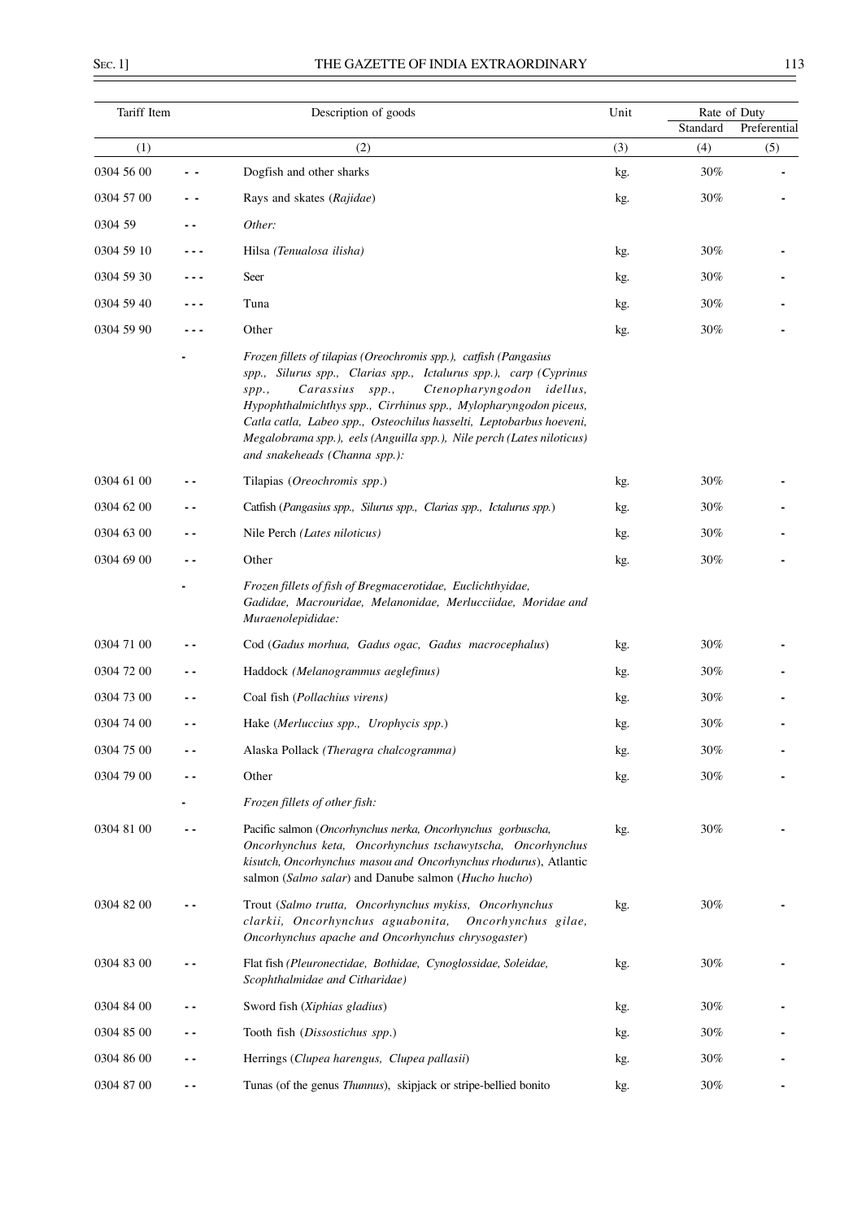| Tariff Item | | Description of goods | Unit | Rate of Duty | |
|---|---|---|---|---|---|
| | | | | Standard | Preferential |
| (1) | | (2) | (3) | (4) | (5) |
| 0304 56 00 | - - | Dogfish and other sharks | kg. | 30% | - |
| 0304 57 00 | - - | Rays and skates (*Rajidae*) | kg. | 30% | - |
| 0304 59 | - - | *Other:* | | | |
| 0304 59 10 | - - - | Hilsa *(Tenualosa ilisha)* | kg. | 30% | - |
| 0304 59 30 | - - - | Seer | kg. | 30% | - |
| 0304 59 40 | - - - | Tuna | kg. | 30% | - |
| 0304 59 90 | - - - | Other | kg. | 30% | - |
| | - | *Frozen fillets of tilapias (Oreochromis spp.), catfish (Pangasius spp., Silurus spp., Clarias spp., Ictalurus spp.), carp (Cyprinus spp., Carassius spp., Ctenopharyngodon idellus, Hypophthalmichthys spp., Cirrhinus spp., Mylopharyngodon piceus, Catla catla, Labeo spp., Osteochilus hasselti, Leptobarbus hoeveni, Megalobrama spp.), eels (Anguilla spp.), Nile perch (Lates niloticus) and snakeheads (Channa spp.):* | | | |
| 0304 61 00 | - - | Tilapias (*Oreochromis spp*.) | kg. | 30% | - |
| 0304 62 00 | - - | Catfish (*Pangasius spp., Silurus spp., Clarias spp., Ictalurus spp.*) | kg. | 30% | - |
| 0304 63 00 | - - | Nile Perch *(Lates niloticus)* | kg. | 30% | - |
| 0304 69 00 | - - | Other | kg. | 30% | - |
| | - | *Frozen fillets of fish of Bregmacerotidae, Euclichthyidae, Gadidae, Macrouridae, Melanonidae, Merlucciidae, Moridae and Muraenolepididae:* | | | |
| 0304 71 00 | - - | Cod (*Gadus morhua, Gadus ogac, Gadus macrocephalus*) | kg. | 30% | - |
| 0304 72 00 | - - | Haddock *(Melanogrammus aeglefinus)* | kg. | 30% | - |
| 0304 73 00 | - - | Coal fish (*Pollachius virens)* | kg. | 30% | - |
| 0304 74 00 | - - | Hake (*Merluccius spp., Urophycis spp.*) | kg. | 30% | - |
| 0304 75 00 | - - | Alaska Pollack *(Theragra chalcogramma)* | kg. | 30% | - |
| 0304 79 00 | - - | Other | kg. | 30% | - |
| | - | *Frozen fillets of other fish:* | | | |
| 0304 81 00 | - - | Pacific salmon (*Oncorhynchus nerka, Oncorhynchus gorbuscha, Oncorhynchus keta, Oncorhynchus tschawytscha, Oncorhynchus kisutch, Oncorhynchus masou and Oncorhynchus rhodurus*), Atlantic salmon (*Salmo salar*) and Danube salmon (*Hucho hucho*) | kg. | 30% | - |
| 0304 82 00 | - - | Trout (*Salmo trutta, Oncorhynchus mykiss, Oncorhynchus clarkii, Oncorhynchus aguabonita, Oncorhynchus gilae, Oncorhynchus apache and Oncorhynchus chrysogaster*) | kg. | 30% | - |
| 0304 83 00 | - - | Flat fish *(Pleuronectidae, Bothidae, Cynoglossidae, Soleidae, Scophthalmidae and Citharidae)* | kg. | 30% | - |
| 0304 84 00 | - - | Sword fish (*Xiphias gladius*) | kg. | 30% | - |
| 0304 85 00 | - - | Tooth fish (*Dissostichus spp.*) | kg. | 30% | - |
| 0304 86 00 | - - | Herrings (*Clupea harengus, Clupea pallasii*) | kg. | 30% | - |
| 0304 87 00 | - - | Tunas (of the genus *Thunnus*), skipjack or stripe-bellied bonito | kg. | 30% | - |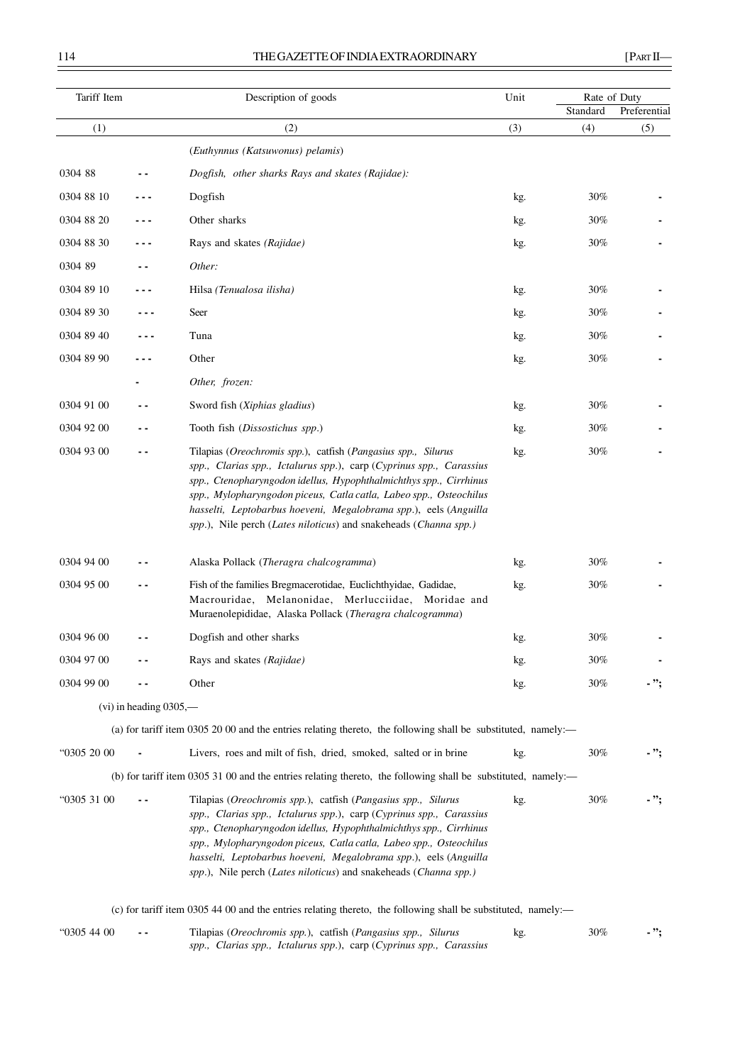| Tariff Item | | Description of goods | Unit | Rate of Duty | |
|---|---|---|---|---|---|
| | | | | Standard | Preferential |
| (1) | | (2) | (3) | (4) | (5) |
| | | (*Euthynnus (Katsuwonus) pelamis*) | | | |
| 0304 88 | - - | *Dogfish, other sharks Rays and skates (Rajidae):* | | | |
| 0304 88 10 | - - - | Dogfish | kg. | 30% | - |
| 0304 88 20 | - - - | Other sharks | kg. | 30% | - |
| 0304 88 30 | - - - | Rays and skates *(Rajidae)* | kg. | 30% | - |
| 0304 89 | - - | *Other:* | | | |
| 0304 89 10 | - - - | Hilsa *(Tenualosa ilisha)* | kg. | 30% | - |
| 0304 89 30 | - - - | Seer | kg. | 30% | - |
| 0304 89 40 | - - - | Tuna | kg. | 30% | - |
| 0304 89 90 | - - - | Other | kg. | 30% | - |
| | - | *Other, frozen:* | | | |
| 0304 91 00 | - - | Sword fish (*Xiphias gladius*) | kg. | 30% | - |
| 0304 92 00 | - - | Tooth fish (*Dissostichus spp*.) | kg. | 30% | - |
| 0304 93 00 | - - | Tilapias (*Oreochromis spp.*), catfish (*Pangasius spp., Silurus spp., Clarias spp., Ictalurus spp*.), carp (*Cyprinus spp., Carassius spp., Ctenopharyngodon idellus, Hypophthalmichthys spp., Cirrhinus spp., Mylopharyngodon piceus, Catla catla, Labeo spp., Osteochilus hasselti, Leptobarbus hoeveni, Megalobrama spp*.), eels (*Anguilla spp*.), Nile perch (*Lates niloticus*) and snakeheads (*Channa spp.)* | kg. | 30% | - |
| 0304 94 00 | - - | Alaska Pollack (*Theragra chalcogramma*) | kg. | 30% | - |
| 0304 95 00 | - - | Fish of the families Bregmacerotidae, Euclichthyidae, Gadidae, Macrouridae, Melanonidae, Merlucciidae, Moridae and Muraenolepididae, Alaska Pollack (*Theragra chalcogramma*) | kg. | 30% | - |
| 0304 96 00 | - - | Dogfish and other sharks | kg. | 30% | - |
| 0304 97 00 | - - | Rays and skates *(Rajidae)* | kg. | 30% | - |
| 0304 99 00 | - - | Other | kg. | 30% | - "; |

(vi) in heading 0305,—

(a) for tariff item 0305 20 00 and the entries relating thereto, the following shall be substituted, namely:—

| | | | | | |
|---|---|---|---|---|---|
| "0305 20 00 | - | Livers, roes and milt of fish, dried, smoked, salted or in brine | kg. | 30% | - "; |

(b) for tariff item 0305 31 00 and the entries relating thereto, the following shall be substituted, namely:—

| | | | | | |
|---|---|---|---|---|---|
| "0305 31 00 | - - | Tilapias (*Oreochromis spp.*), catfish (*Pangasius spp., Silurus spp., Clarias spp., Ictalurus spp*.), carp (*Cyprinus spp., Carassius spp., Ctenopharyngodon idellus, Hypophthalmichthys spp., Cirrhinus spp., Mylopharyngodon piceus, Catla catla, Labeo spp., Osteochilus hasselti, Leptobarbus hoeveni, Megalobrama spp*.), eels (*Anguilla spp*.), Nile perch (*Lates niloticus*) and snakeheads (*Channa spp.)* | kg. | 30% | - "; |

(c) for tariff item 0305 44 00 and the entries relating thereto, the following shall be substituted, namely:—

| | | | | | |
|---|---|---|---|---|---|
| "0305 44 00 | - - | Tilapias (*Oreochromis spp.*), catfish (*Pangasius spp., Silurus spp., Clarias spp., Ictalurus spp*.), carp (*Cyprinus spp., Carassius* | kg. | 30% | - "; |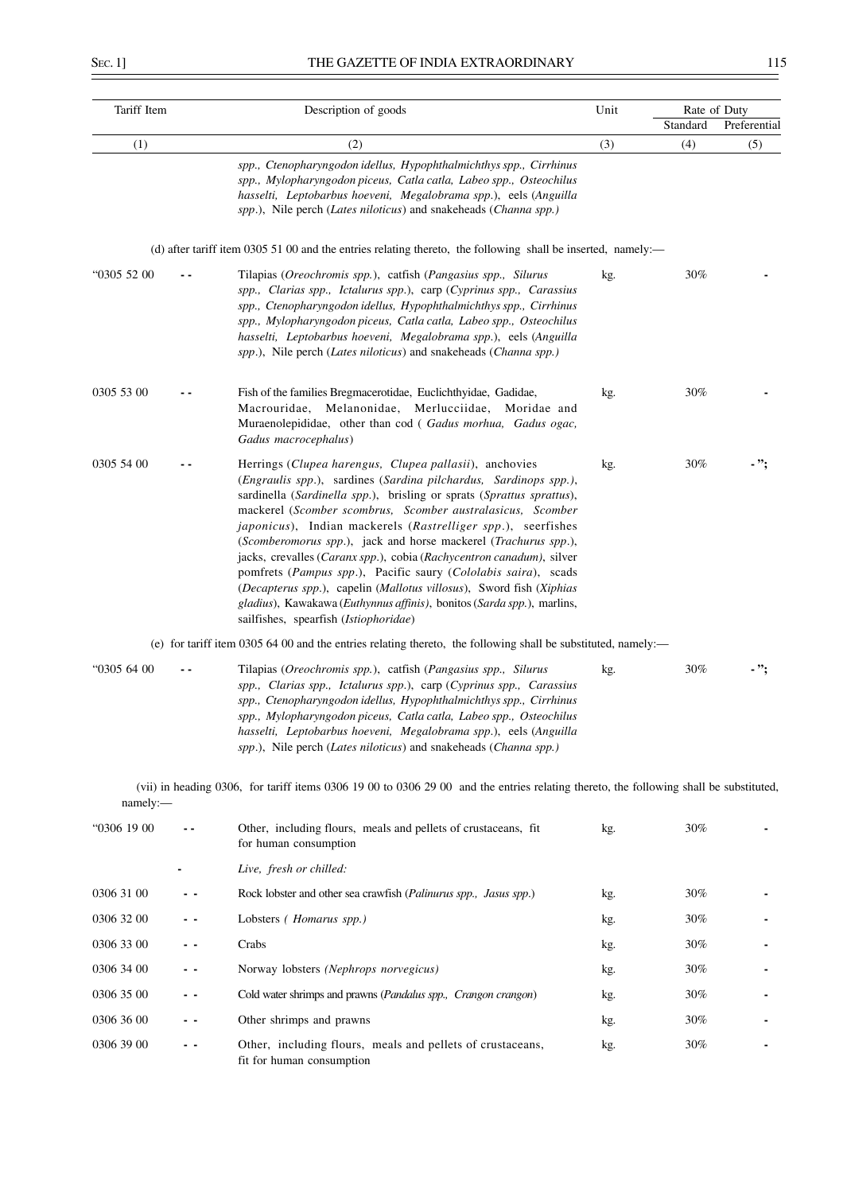| Tariff Item | | Description of goods | Unit | Rate of Duty | |
|---|---|---|---|---|---|
| | | | | Standard | Preferential |
| (1) | | (2) | (3) | (4) | (5) |
| | | *spp., Ctenopharyngodon idellus, Hypophthalmichthys spp., Cirrhinus spp., Mylopharyngodon piceus, Catla catla, Labeo spp., Osteochilus hasselti, Leptobarbus hoeveni, Megalobrama spp.*), eels (*Anguilla spp*.), Nile perch (*Lates niloticus*) and snakeheads (*Channa spp.)* | | | |

(d) after tariff item 0305 51 00 and the entries relating thereto, the following shall be inserted, namely:—

| Tariff Item | | Description of goods | Unit | Standard | Preferential |
|---|---|---|---|---|---|
| "0305 52 00 | - - | Tilapias (*Oreochromis spp.*), catfish (*Pangasius spp., Silurus spp., Clarias spp., Ictalurus spp.*), carp (*Cyprinus spp., Carassius spp., Ctenopharyngodon idellus, Hypophthalmichthys spp., Cirrhinus spp., Mylopharyngodon piceus, Catla catla, Labeo spp., Osteochilus hasselti, Leptobarbus hoeveni, Megalobrama spp.*), eels (*Anguilla spp*.), Nile perch (*Lates niloticus*) and snakeheads (*Channa spp.)* | kg. | 30% | - |
| 0305 53 00 | - - | Fish of the families Bregmacerotidae, Euclichthyidae, Gadidae, Macrouridae, Melanonidae, Merlucciidae, Moridae and Muraenolepididae, other than cod ( *Gadus morhua, Gadus ogac, Gadus macrocephalus*) | kg. | 30% | - |
| 0305 54 00 | - - | Herrings (*Clupea harengus, Clupea pallasii*), anchovies (*Engraulis spp*.), sardines (*Sardina pilchardus, Sardinops spp.)*, sardinella (*Sardinella spp*.), brisling or sprats (*Sprattus sprattus*), mackerel (*Scomber scombrus, Scomber australasicus, Scomber japonicus*), Indian mackerels (*Rastrelliger spp*.), seerfishes (*Scomberomorus spp*.), jack and horse mackerel (*Trachurus spp*.), jacks, crevalles (*Caranx spp*.), cobia (*Rachycentron canadum)*, silver pomfrets (*Pampus spp*.), Pacific saury (*Cololabis saira*), scads (*Decapterus spp*.), capelin (*Mallotus villosus*), Sword fish (*Xiphias gladius*), Kawakawa (*Euthynnus affinis)*, bonitos (*Sarda spp*.), marlins, sailfishes, spearfish (*Istiophoridae*) | kg. | 30% | - "; |

(e) for tariff item 0305 64 00 and the entries relating thereto, the following shall be substituted, namely:—

| Tariff Item | | Description of goods | Unit | Standard | Preferential |
|---|---|---|---|---|---|
| "0305 64 00 | - - | Tilapias (*Oreochromis spp.*), catfish (*Pangasius spp., Silurus spp., Clarias spp., Ictalurus spp.*), carp (*Cyprinus spp., Carassius spp., Ctenopharyngodon idellus, Hypophthalmichthys spp., Cirrhinus spp., Mylopharyngodon piceus, Catla catla, Labeo spp., Osteochilus hasselti, Leptobarbus hoeveni, Megalobrama spp.*), eels (*Anguilla spp*.), Nile perch (*Lates niloticus*) and snakeheads (*Channa spp.)* | kg. | 30% | - "; |

(vii) in heading 0306, for tariff items 0306 19 00 to 0306 29 00 and the entries relating thereto, the following shall be substituted, namely:—

| Tariff Item | | Description of goods | Unit | Standard | Preferential |
|---|---|---|---|---|---|
| "0306 19 00 | - - | Other, including flours, meals and pellets of crustaceans, fit for human consumption | kg. | 30% | - |
| | - | *Live, fresh or chilled:* | | | |
| 0306 31 00 | - - | Rock lobster and other sea crawfish (*Palinurus spp., Jasus spp.*) | kg. | 30% | - |
| 0306 32 00 | - - | Lobsters *( Homarus spp.)* | kg. | 30% | - |
| 0306 33 00 | - - | Crabs | kg. | 30% | - |
| 0306 34 00 | - - | Norway lobsters *(Nephrops norvegicus)* | kg. | 30% | - |
| 0306 35 00 | - - | Cold water shrimps and prawns (*Pandalus spp., Crangon crangon*) | kg. | 30% | - |
| 0306 36 00 | - - | Other shrimps and prawns | kg. | 30% | - |
| 0306 39 00 | - - | Other, including flours, meals and pellets of crustaceans, fit for human consumption | kg. | 30% | - |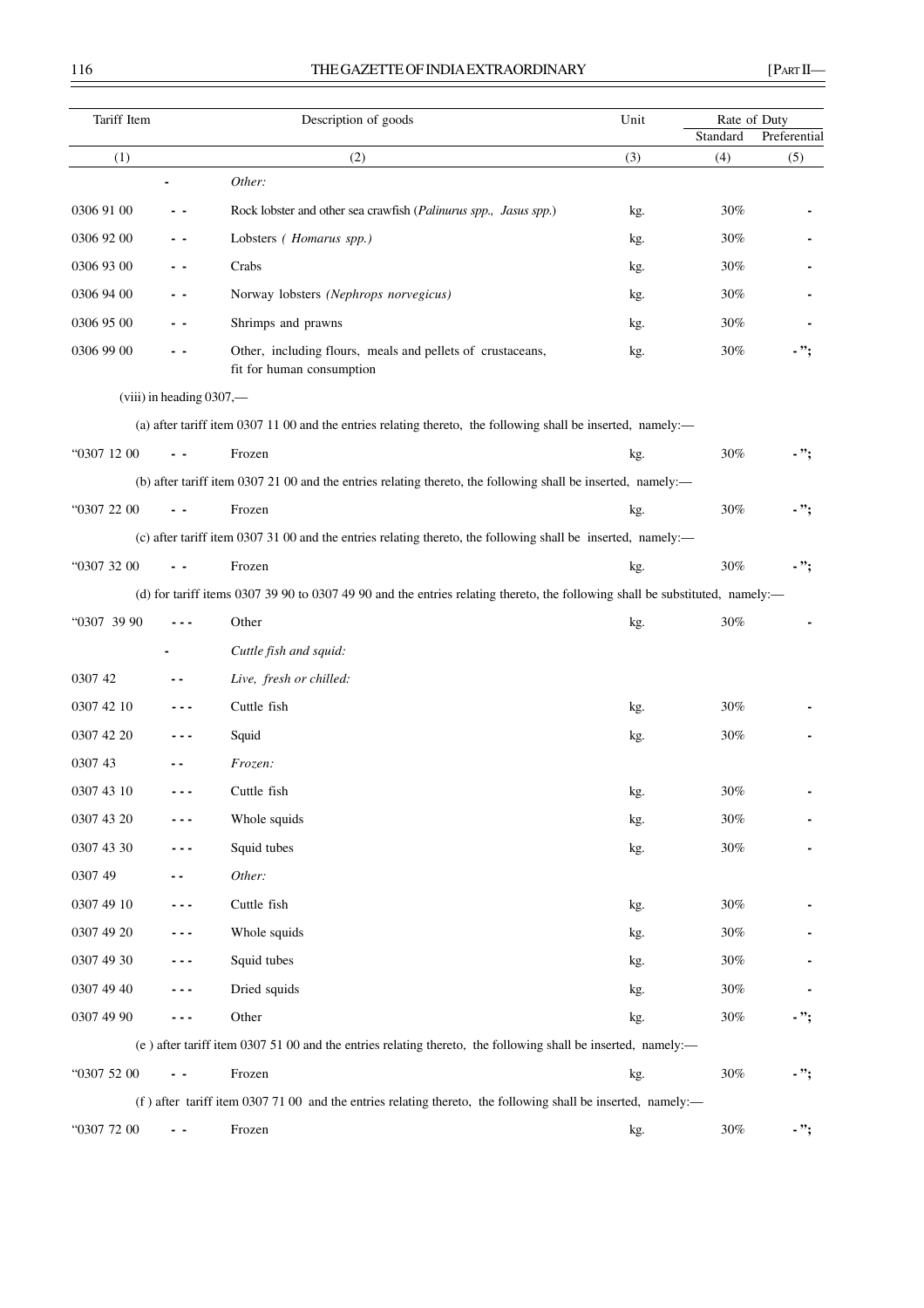| Tariff Item | | Description of goods | Unit | Rate of Duty | |
|---|---|---|---|---|---|
| | | | | Standard | Preferential |
| (1) | | (2) | (3) | (4) | (5) |
| | - | *Other:* | | | |
| 0306 91 00 | - - | Rock lobster and other sea crawfish (*Palinurus spp., Jasus spp.*) | kg. | 30% | - |
| 0306 92 00 | - - | Lobsters ( *Homarus spp.)* | kg. | 30% | - |
| 0306 93 00 | - - | Crabs | kg. | 30% | - |
| 0306 94 00 | - - | Norway lobsters *(Nephrops norvegicus)* | kg. | 30% | - |
| 0306 95 00 | - - | Shrimps and prawns | kg. | 30% | - |
| 0306 99 00 | - - | Other, including flours, meals and pellets of crustaceans, fit for human consumption | kg. | 30% | - "; |

(viii) in heading 0307,—

(a) after tariff item 0307 11 00 and the entries relating thereto, the following shall be inserted, namely:—

| | | | | | |
|---|---|---|---|---|---|
| "0307 12 00 | - - | Frozen | kg. | 30% | - "; |

(b) after tariff item 0307 21 00 and the entries relating thereto, the following shall be inserted, namely:—

| | | | | | |
|---|---|---|---|---|---|
| "0307 22 00 | - - | Frozen | kg. | 30% | - "; |

(c) after tariff item 0307 31 00 and the entries relating thereto, the following shall be inserted, namely:—

| | | | | | |
|---|---|---|---|---|---|
| "0307 32 00 | - - | Frozen | kg. | 30% | - "; |

(d) for tariff items 0307 39 90 to 0307 49 90 and the entries relating thereto, the following shall be substituted, namely:—

| | | | | | |
|---|---|---|---|---|---|
| "0307 39 90 | - - - | Other | kg. | 30% | - |
| | - | *Cuttle fish and squid:* | | | |
| 0307 42 | - - | *Live, fresh or chilled:* | | | |
| 0307 42 10 | - - - | Cuttle fish | kg. | 30% | - |
| 0307 42 20 | - - - | Squid | kg. | 30% | - |
| 0307 43 | - - | *Frozen:* | | | |
| 0307 43 10 | - - - | Cuttle fish | kg. | 30% | - |
| 0307 43 20 | - - - | Whole squids | kg. | 30% | - |
| 0307 43 30 | - - - | Squid tubes | kg. | 30% | - |
| 0307 49 | - - | *Other:* | | | |
| 0307 49 10 | - - - | Cuttle fish | kg. | 30% | - |
| 0307 49 20 | - - - | Whole squids | kg. | 30% | - |
| 0307 49 30 | - - - | Squid tubes | kg. | 30% | - |
| 0307 49 40 | - - - | Dried squids | kg. | 30% | - |
| 0307 49 90 | - - - | Other | kg. | 30% | - "; |

(e ) after tariff item 0307 51 00 and the entries relating thereto, the following shall be inserted, namely:—

| | | | | | |
|---|---|---|---|---|---|
| "0307 52 00 | - - | Frozen | kg. | 30% | - "; |

(f ) after tariff item 0307 71 00 and the entries relating thereto, the following shall be inserted, namely:—

| | | | | | |
|---|---|---|---|---|---|
| "0307 72 00 | - - | Frozen | kg. | 30% | - "; |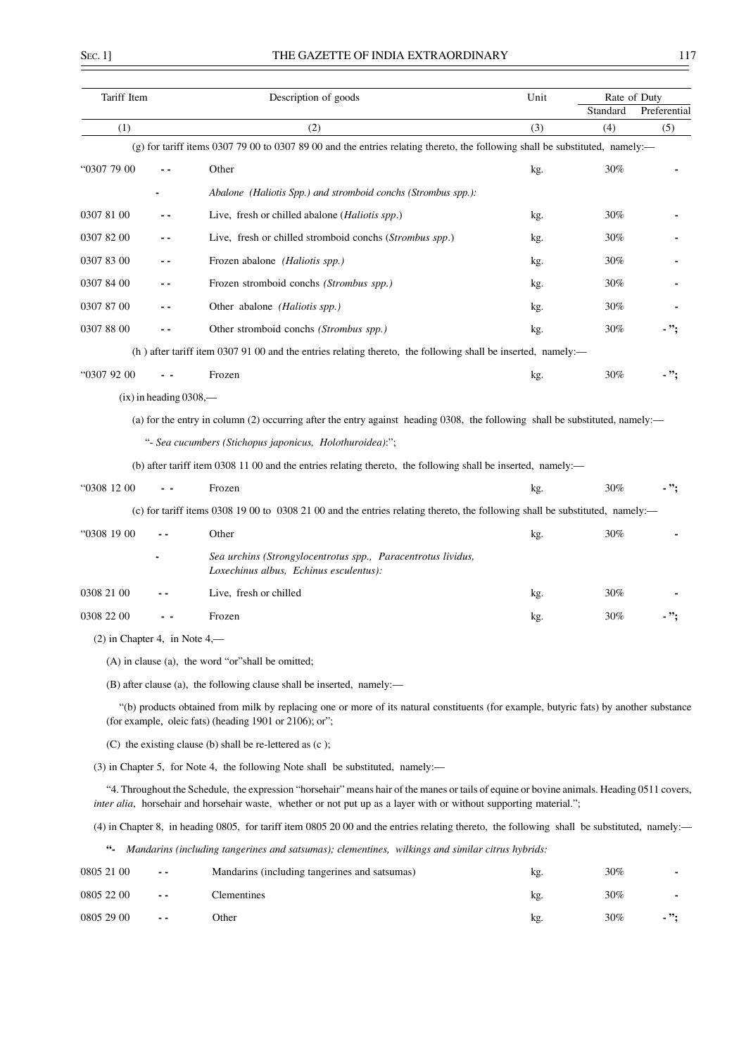| Tariff Item | | Description of goods | Unit | Rate of Duty | |
|---|---|---|---|---|---|
| | | | | Standard | Preferential |
| (1) | | (2) | (3) | (4) | (5) |

(g) for tariff items 0307 79 00 to 0307 89 00 and the entries relating thereto, the following shall be substituted, namely:—

| | | | | | |
|---|---|---|---|---|---|
| "0307 79 00 | - - | Other | kg. | 30% | - |
| | - | *Abalone (Haliotis Spp.) and stromboid conchs (Strombus spp.):* | | | |
| 0307 81 00 | - - | Live, fresh or chilled abalone (*Haliotis spp*.) | kg. | 30% | - |
| 0307 82 00 | - - | Live, fresh or chilled stromboid conchs (*Strombus spp*.) | kg. | 30% | - |
| 0307 83 00 | - - | Frozen abalone *(Haliotis spp.)* | kg. | 30% | - |
| 0307 84 00 | - - | Frozen stromboid conchs *(Strombus spp.)* | kg. | 30% | - |
| 0307 87 00 | - - | Other abalone *(Haliotis spp.)* | kg. | 30% | - |
| 0307 88 00 | - - | Other stromboid conchs *(Strombus spp.)* | kg. | 30% | - "; |

(h ) after tariff item 0307 91 00 and the entries relating thereto, the following shall be inserted, namely:—

| | | | | | |
|---|---|---|---|---|---|
| "0307 92 00 | - - | Frozen | kg. | 30% | - "; |

(ix) in heading 0308,—

(a) for the entry in column (2) occurring after the entry against heading 0308, the following shall be substituted, namely:—

"- *Sea cucumbers (Stichopus japonicus, Holothuroidea)*:";

(b) after tariff item 0308 11 00 and the entries relating thereto, the following shall be inserted, namely:—

| | | | | | |
|---|---|---|---|---|---|
| "0308 12 00 | - - | Frozen | kg. | 30% | - "; |

(c) for tariff items 0308 19 00 to 0308 21 00 and the entries relating thereto, the following shall be substituted, namely:—

| | | | | | |
|---|---|---|---|---|---|
| "0308 19 00 | - - | Other | kg. | 30% | - |
| | - | *Sea urchins (Strongylocentrotus spp., Paracentrotus lividus, Loxechinus albus, Echinus esculentus):* | | | |
| 0308 21 00 | - - | Live, fresh or chilled | kg. | 30% | - |
| 0308 22 00 | - - | Frozen | kg. | 30% | - "; |

(2) in Chapter 4, in Note 4,—

(A) in clause (a), the word "or"shall be omitted;

(B) after clause (a), the following clause shall be inserted, namely:—

"(b) products obtained from milk by replacing one or more of its natural constituents (for example, butyric fats) by another substance (for example, oleic fats) (heading 1901 or 2106); or";

(C) the existing clause (b) shall be re-lettered as (c );

(3) in Chapter 5, for Note 4, the following Note shall be substituted, namely:—

"4. Throughout the Schedule, the expression "horsehair" means hair of the manes or tails of equine or bovine animals. Heading 0511 covers, *inter alia*, horsehair and horsehair waste, whether or not put up as a layer with or without supporting material.";

(4) in Chapter 8, in heading 0805, for tariff item 0805 20 00 and the entries relating thereto, the following shall be substituted, namely:—

"- *Mandarins (including tangerines and satsumas); clementines, wilkings and similar citrus hybrids:*

| | | | | | |
|---|---|---|---|---|---|
| 0805 21 00 | - - | Mandarins (including tangerines and satsumas) | kg. | 30% | - |
| 0805 22 00 | - - | Clementines | kg. | 30% | - |
| 0805 29 00 | - - | Other | kg. | 30% | - "; |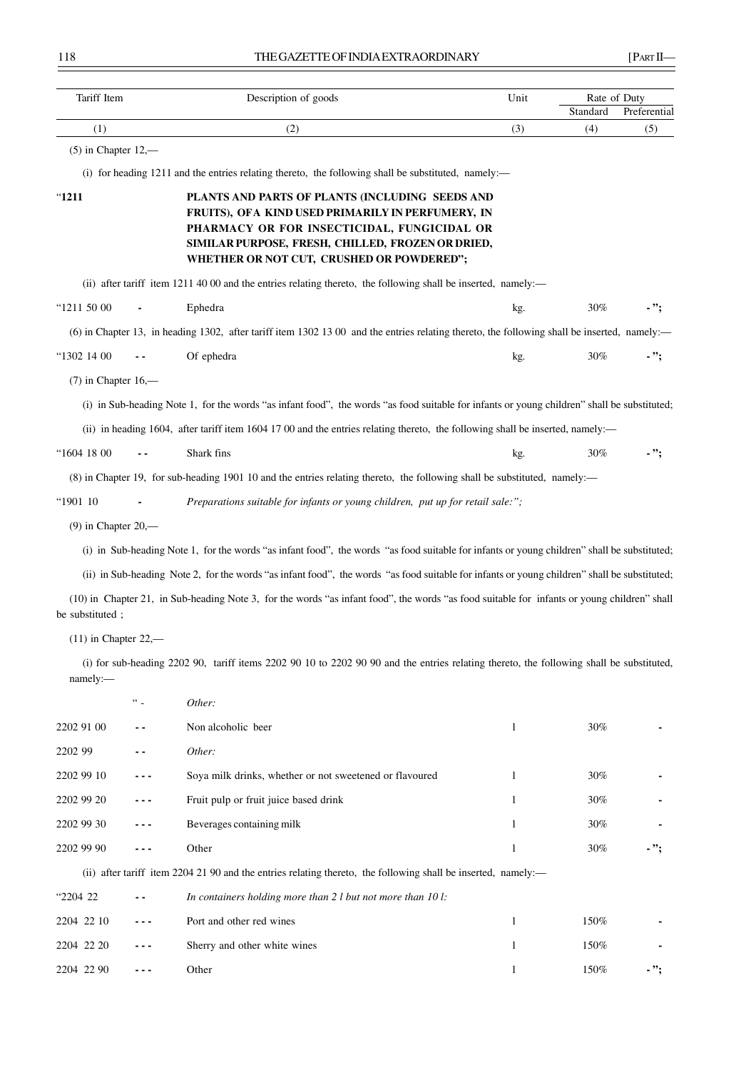| Tariff Item | | Description of goods | Unit | Rate of Duty | |
|---|---|---|---|---|---|
| | | | | Standard | Preferential |
| (1) | | (2) | (3) | (4) | (5) |

(5) in Chapter 12,—

(i) for heading 1211 and the entries relating thereto, the following shall be substituted, namely:—

| | | | | | |
|---|---|---|---|---|---|
| "**1211** | | **PLANTS AND PARTS OF PLANTS (INCLUDING SEEDS AND FRUITS), OF A KIND USED PRIMARILY IN PERFUMERY, IN PHARMACY OR FOR INSECTICIDAL, FUNGICIDAL OR SIMILAR PURPOSE, FRESH, CHILLED, FROZEN OR DRIED, WHETHER OR NOT CUT, CRUSHED OR POWDERED";** | | | |

(ii) after tariff item 1211 40 00 and the entries relating thereto, the following shall be inserted, namely:—

| | | | | | |
|---|---|---|---|---|---|
| "1211 50 00 | - | Ephedra | kg. | 30% | -"; |

(6) in Chapter 13, in heading 1302, after tariff item 1302 13 00 and the entries relating thereto, the following shall be inserted, namely:—

| | | | | | |
|---|---|---|---|---|---|
| "1302 14 00 | - - | Of ephedra | kg. | 30% | -"; |

(7) in Chapter 16,—

(i) in Sub-heading Note 1, for the words "as infant food", the words "as food suitable for infants or young children" shall be substituted;

(ii) in heading 1604, after tariff item 1604 17 00 and the entries relating thereto, the following shall be inserted, namely:—

| | | | | | |
|---|---|---|---|---|---|
| "1604 18 00 | - - | Shark fins | kg. | 30% | -"; |

(8) in Chapter 19, for sub-heading 1901 10 and the entries relating thereto, the following shall be substituted, namely:—

| | | | | | |
|---|---|---|---|---|---|
| "1901 10 | - | *Preparations suitable for infants or young children, put up for retail sale:";* | | | |

(9) in Chapter 20,—

(i) in Sub-heading Note 1, for the words "as infant food", the words "as food suitable for infants or young children" shall be substituted;

(ii) in Sub-heading Note 2, for the words "as infant food", the words "as food suitable for infants or young children" shall be substituted;

(10) in Chapter 21, in Sub-heading Note 3, for the words "as infant food", the words "as food suitable for infants or young children" shall be substituted ;

(11) in Chapter 22,—

(i) for sub-heading 2202 90, tariff items 2202 90 10 to 2202 90 90 and the entries relating thereto, the following shall be substituted, namely:—

| | | | | | |
|---|---|---|---|---|---|
| | " - | *Other:* | | | |
| 2202 91 00 | - - | Non alcoholic beer | l | 30% | - |
| 2202 99 | - - | *Other:* | | | |
| 2202 99 10 | - - - | Soya milk drinks, whether or not sweetened or flavoured | l | 30% | - |
| 2202 99 20 | - - - | Fruit pulp or fruit juice based drink | l | 30% | - |
| 2202 99 30 | - - - | Beverages containing milk | l | 30% | - |
| 2202 99 90 | - - - | Other | l | 30% | -"; |

(ii) after tariff item 2204 21 90 and the entries relating thereto, the following shall be inserted, namely:—

| | | | | | |
|---|---|---|---|---|---|
| "2204 22 | - - | *In containers holding more than 2 l but not more than 10 l:* | | | |
| 2204 22 10 | - - - | Port and other red wines | l | 150% | - |
| 2204 22 20 | - - - | Sherry and other white wines | l | 150% | - |
| 2204 22 90 | - - - | Other | l | 150% | -"; |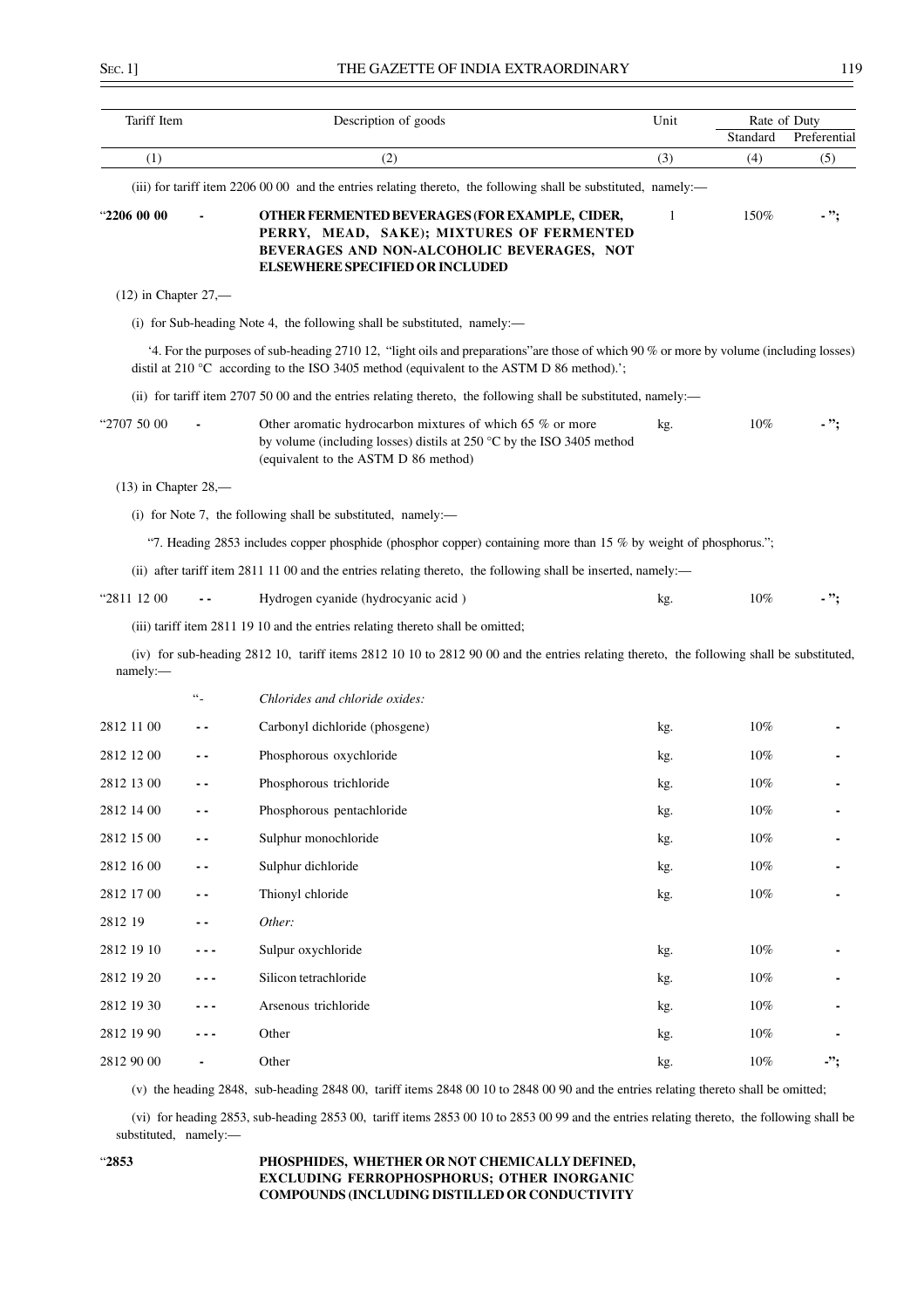| Tariff Item | | Description of goods | Unit | Rate of Duty | |
|---|---|---|---|---|---|
| | | | | Standard | Preferential |
| (1) | | (2) | (3) | (4) | (5) |

(iii) for tariff item 2206 00 00 and the entries relating thereto, the following shall be substituted, namely:—

| | | | | | |
|---|---|---|---|---|---|
| "**2206 00 00** | - | **OTHER FERMENTED BEVERAGES (FOR EXAMPLE, CIDER, PERRY, MEAD, SAKE); MIXTURES OF FERMENTED BEVERAGES AND NON-ALCOHOLIC BEVERAGES, NOT ELSEWHERE SPECIFIED OR INCLUDED** | l | 150% | - "; |

(12) in Chapter 27,—

(i) for Sub-heading Note 4, the following shall be substituted, namely:—

'4. For the purposes of sub-heading 2710 12, "light oils and preparations"are those of which 90 % or more by volume (including losses) distil at 210 °C according to the ISO 3405 method (equivalent to the ASTM D 86 method).';

(ii) for tariff item 2707 50 00 and the entries relating thereto, the following shall be substituted, namely:—

| | | | | | |
|---|---|---|---|---|---|
| "2707 50 00 | - | Other aromatic hydrocarbon mixtures of which 65 % or more by volume (including losses) distils at 250 °C by the ISO 3405 method (equivalent to the ASTM D 86 method) | kg. | 10% | - "; |

(13) in Chapter 28,—

(i) for Note 7, the following shall be substituted, namely:—

"7. Heading 2853 includes copper phosphide (phosphor copper) containing more than 15 % by weight of phosphorus.";

(ii) after tariff item 2811 11 00 and the entries relating thereto, the following shall be inserted, namely:—

| | | | | | |
|---|---|---|---|---|---|
| "2811 12 00 | - - | Hydrogen cyanide (hydrocyanic acid ) | kg. | 10% | - "; |

(iii) tariff item 2811 19 10 and the entries relating thereto shall be omitted;

(iv) for sub-heading 2812 10, tariff items 2812 10 10 to 2812 90 00 and the entries relating thereto, the following shall be substituted, namely:—

| | | | | | |
|---|---|---|---|---|---|
| | "- | *Chlorides and chloride oxides:* | | | |
| 2812 11 00 | - - | Carbonyl dichloride (phosgene) | kg. | 10% | - |
| 2812 12 00 | - - | Phosphorous oxychloride | kg. | 10% | - |
| 2812 13 00 | - - | Phosphorous trichloride | kg. | 10% | - |
| 2812 14 00 | - - | Phosphorous pentachloride | kg. | 10% | - |
| 2812 15 00 | - - | Sulphur monochloride | kg. | 10% | - |
| 2812 16 00 | - - | Sulphur dichloride | kg. | 10% | - |
| 2812 17 00 | - - | Thionyl chloride | kg. | 10% | - |
| 2812 19 | - - | *Other:* | | | |
| 2812 19 10 | - - - | Sulpur oxychloride | kg. | 10% | - |
| 2812 19 20 | - - - | Silicon tetrachloride | kg. | 10% | - |
| 2812 19 30 | - - - | Arsenous trichloride | kg. | 10% | - |
| 2812 19 90 | - - - | Other | kg. | 10% | - |
| 2812 90 00 | - | Other | kg. | 10% | -"; |

(v) the heading 2848, sub-heading 2848 00, tariff items 2848 00 10 to 2848 00 90 and the entries relating thereto shall be omitted;

(vi) for heading 2853, sub-heading 2853 00, tariff items 2853 00 10 to 2853 00 99 and the entries relating thereto, the following shall be substituted, namely:—

"**2853** **PHOSPHIDES, WHETHER OR NOT CHEMICALLY DEFINED, EXCLUDING FERROPHOSPHORUS; OTHER INORGANIC COMPOUNDS (INCLUDING DISTILLED OR CONDUCTIVITY**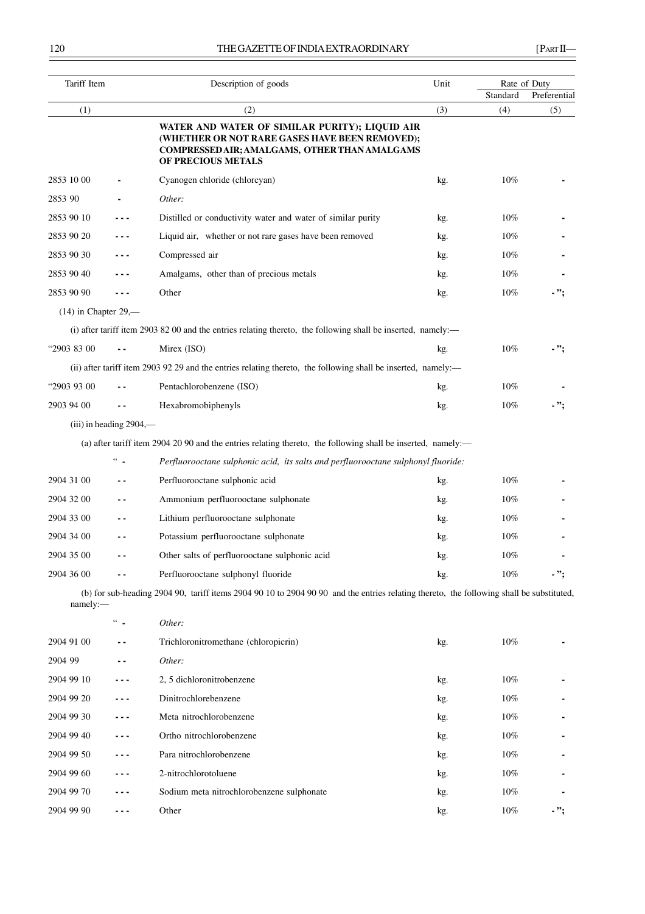| Tariff Item | | Description of goods | Unit | Rate of Duty | |
|---|---|---|---|---|---|
| | | | | Standard | Preferential |
| (1) | | (2) | (3) | (4) | (5) |
| | | **WATER AND WATER OF SIMILAR PURITY); LIQUID AIR (WHETHER OR NOT RARE GASES HAVE BEEN REMOVED); COMPRESSED AIR; AMALGAMS, OTHER THAN AMALGAMS OF PRECIOUS METALS** | | | |
| 2853 10 00 | - | Cyanogen chloride (chlorcyan) | kg. | 10% | - |
| 2853 90 | - | *Other:* | | | |
| 2853 90 10 | - - - | Distilled or conductivity water and water of similar purity | kg. | 10% | - |
| 2853 90 20 | - - - | Liquid air, whether or not rare gases have been removed | kg. | 10% | - |
| 2853 90 30 | - - - | Compressed air | kg. | 10% | - |
| 2853 90 40 | - - - | Amalgams, other than of precious metals | kg. | 10% | - |
| 2853 90 90 | - - - | Other | kg. | 10% | -"; |

(14) in Chapter 29,—

(i) after tariff item 2903 82 00 and the entries relating thereto, the following shall be inserted, namely:—

| | | | | | |
|---|---|---|---|---|---|
| "2903 83 00 | - - | Mirex (ISO) | kg. | 10% | -"; |

(ii) after tariff item 2903 92 29 and the entries relating thereto, the following shall be inserted, namely:—

| | | | | | |
|---|---|---|---|---|---|
| "2903 93 00 | - - | Pentachlorobenzene (ISO) | kg. | 10% | - |
| 2903 94 00 | - - | Hexabromobiphenyls | kg. | 10% | -"; |

(iii) in heading 2904,—

(a) after tariff item 2904 20 90 and the entries relating thereto, the following shall be inserted, namely:—

| | | | | | |
|---|---|---|---|---|---|
| | " - | *Perfluorooctane sulphonic acid, its salts and perfluorooctane sulphonyl fluoride:* | | | |
| 2904 31 00 | - - | Perfluorooctane sulphonic acid | kg. | 10% | - |
| 2904 32 00 | - - | Ammonium perfluorooctane sulphonate | kg. | 10% | - |
| 2904 33 00 | - - | Lithium perfluorooctane sulphonate | kg. | 10% | - |
| 2904 34 00 | - - | Potassium perfluorooctane sulphonate | kg. | 10% | - |
| 2904 35 00 | - - | Other salts of perfluorooctane sulphonic acid | kg. | 10% | - |
| 2904 36 00 | - - | Perfluorooctane sulphonyl fluoride | kg. | 10% | -"; |

(b) for sub-heading 2904 90, tariff items 2904 90 10 to 2904 90 90 and the entries relating thereto, the following shall be substituted, namely:—

| | | | | | |
|---|---|---|---|---|---|
| | " - | *Other:* | | | |
| 2904 91 00 | - - | Trichloronitromethane (chloropicrin) | kg. | 10% | - |
| 2904 99 | - - | *Other:* | | | |
| 2904 99 10 | - - - | 2, 5 dichloronitrobenzene | kg. | 10% | - |
| 2904 99 20 | - - - | Dinitrochlorebenzene | kg. | 10% | - |
| 2904 99 30 | - - - | Meta nitrochlorobenzene | kg. | 10% | - |
| 2904 99 40 | - - - | Ortho nitrochlorobenzene | kg. | 10% | - |
| 2904 99 50 | - - - | Para nitrochlorobenzene | kg. | 10% | - |
| 2904 99 60 | - - - | 2-nitrochlorotoluene | kg. | 10% | - |
| 2904 99 70 | - - - | Sodium meta nitrochlorobenzene sulphonate | kg. | 10% | - |
| 2904 99 90 | - - - | Other | kg. | 10% | -"; |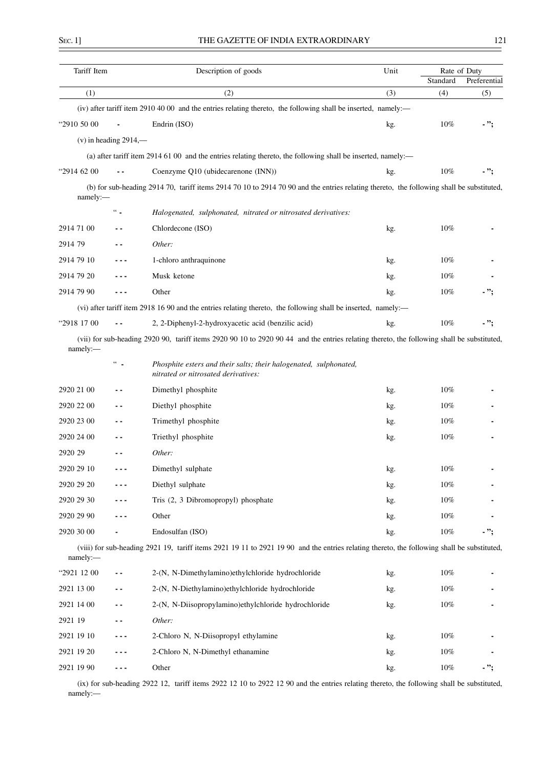| Tariff Item | | Description of goods | Unit | Rate of Duty | |
|---|---|---|---|---|---|
| | | | | Standard | Preferential |
| (1) | | (2) | (3) | (4) | (5) |

(iv) after tariff item 2910 40 00 and the entries relating thereto, the following shall be inserted, namely:—

| | | | | | |
|---|---|---|---|---|---|
| "2910 50 00 | - | Endrin (ISO) | kg. | 10% | - "; |

(v) in heading 2914,—

(a) after tariff item 2914 61 00 and the entries relating thereto, the following shall be inserted, namely:—

| | | | | | |
|---|---|---|---|---|---|
| "2914 62 00 | - - | Coenzyme Q10 (ubidecarenone (INN)) | kg. | 10% | - "; |

(b) for sub-heading 2914 70, tariff items 2914 70 10 to 2914 70 90 and the entries relating thereto, the following shall be substituted, namely:—

| | | | | | |
|---|---|---|---|---|---|
| | " - | *Halogenated, sulphonated, nitrated or nitrosated derivatives:* | | | |
| 2914 71 00 | - - | Chlordecone (ISO) | kg. | 10% | - |
| 2914 79 | - - | *Other:* | | | |
| 2914 79 10 | - - - | 1-chloro anthraquinone | kg. | 10% | - |
| 2914 79 20 | - - - | Musk ketone | kg. | 10% | - |
| 2914 79 90 | - - - | Other | kg. | 10% | - "; |

(vi) after tariff item 2918 16 90 and the entries relating thereto, the following shall be inserted, namely:—

| | | | | | |
|---|---|---|---|---|---|
| "2918 17 00 | - - | 2, 2-Diphenyl-2-hydroxyacetic acid (benzilic acid) | kg. | 10% | - "; |

(vii) for sub-heading 2920 90, tariff items 2920 90 10 to 2920 90 44 and the entries relating thereto, the following shall be substituted, namely:—

| | | | | | |
|---|---|---|---|---|---|
| | " - | *Phosphite esters and their salts; their halogenated, sulphonated, nitrated or nitrosated derivatives:* | | | |
| 2920 21 00 | - - | Dimethyl phosphite | kg. | 10% | - |
| 2920 22 00 | - - | Diethyl phosphite | kg. | 10% | - |
| 2920 23 00 | - - | Trimethyl phosphite | kg. | 10% | - |
| 2920 24 00 | - - | Triethyl phosphite | kg. | 10% | - |
| 2920 29 | - - | *Other:* | | | |
| 2920 29 10 | - - - | Dimethyl sulphate | kg. | 10% | - |
| 2920 29 20 | - - - | Diethyl sulphate | kg. | 10% | - |
| 2920 29 30 | - - - | Tris (2, 3 Dibromopropyl) phosphate | kg. | 10% | - |
| 2920 29 90 | - - - | Other | kg. | 10% | - |
| 2920 30 00 | - | Endosulfan (ISO) | kg. | 10% | - "; |

(viii) for sub-heading 2921 19, tariff items 2921 19 11 to 2921 19 90 and the entries relating thereto, the following shall be substituted, namely:—

| | | | | | |
|---|---|---|---|---|---|
| "2921 12 00 | - - | 2-(N, N-Dimethylamino)ethylchloride hydrochloride | kg. | 10% | - |
| 2921 13 00 | - - | 2-(N, N-Diethylamino)ethylchloride hydrochloride | kg. | 10% | - |
| 2921 14 00 | - - | 2-(N, N-Diisopropylamino)ethylchloride hydrochloride | kg. | 10% | - |
| 2921 19 | - - | *Other:* | | | |
| 2921 19 10 | - - - | 2-Chloro N, N-Diisopropyl ethylamine | kg. | 10% | - |
| 2921 19 20 | - - - | 2-Chloro N, N-Dimethyl ethanamine | kg. | 10% | - |
| 2921 19 90 | - - - | Other | kg. | 10% | - "; |

(ix) for sub-heading 2922 12, tariff items 2922 12 10 to 2922 12 90 and the entries relating thereto, the following shall be substituted, namely:—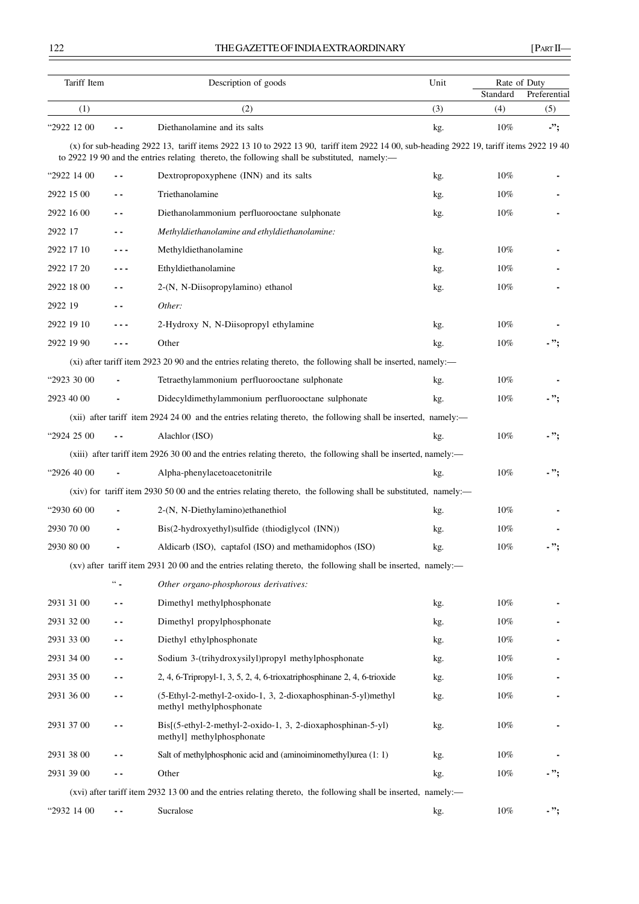| Tariff Item | | Description of goods | Unit | Rate of Duty | |
|---|---|---|---|---|---|
| | | | | Standard | Preferential |
| (1) | | (2) | (3) | (4) | (5) |
| "2922 12 00 | - - | Diethanolamine and its salts | kg. | 10% | -"; |

(x) for sub-heading 2922 13, tariff items 2922 13 10 to 2922 13 90, tariff item 2922 14 00, sub-heading 2922 19, tariff items 2922 19 40 to 2922 19 90 and the entries relating thereto, the following shall be substituted, namely:—

| | | | | | |
|---|---|---|---|---|---|
| "2922 14 00 | - - | Dextropropoxyphene (INN) and its salts | kg. | 10% | - |
| 2922 15 00 | - - | Triethanolamine | kg. | 10% | - |
| 2922 16 00 | - - | Diethanolammonium perfluorooctane sulphonate | kg. | 10% | - |
| 2922 17 | - - | *Methyldiethanolamine and ethyldiethanolamine:* | | | |
| 2922 17 10 | - - - | Methyldiethanolamine | kg. | 10% | - |
| 2922 17 20 | - - - | Ethyldiethanolamine | kg. | 10% | - |
| 2922 18 00 | - - | 2-(N, N-Diisopropylamino) ethanol | kg. | 10% | - |
| 2922 19 | - - | *Other:* | | | |
| 2922 19 10 | - - - | 2-Hydroxy N, N-Diisopropyl ethylamine | kg. | 10% | - |
| 2922 19 90 | - - - | Other | kg. | 10% | -"; |

(xi) after tariff item 2923 20 90 and the entries relating thereto, the following shall be inserted, namely:—

| | | | | | |
|---|---|---|---|---|---|
| "2923 30 00 | - | Tetraethylammonium perfluorooctane sulphonate | kg. | 10% | - |
| 2923 40 00 | - | Didecyldimethylammonium perfluorooctane sulphonate | kg. | 10% | -"; |

(xii) after tariff item 2924 24 00 and the entries relating thereto, the following shall be inserted, namely:—

| | | | | | |
|---|---|---|---|---|---|
| "2924 25 00 | - - | Alachlor (ISO) | kg. | 10% | -"; |

(xiii) after tariff item 2926 30 00 and the entries relating thereto, the following shall be inserted, namely:—

| | | | | | |
|---|---|---|---|---|---|
| "2926 40 00 | - | Alpha-phenylacetoacetonitrile | kg. | 10% | -"; |

(xiv) for tariff item 2930 50 00 and the entries relating thereto, the following shall be substituted, namely:—

| | | | | | |
|---|---|---|---|---|---|
| "2930 60 00 | - | 2-(N, N-Diethylamino)ethanethiol | kg. | 10% | - |
| 2930 70 00 | - | Bis(2-hydroxyethyl)sulfide (thiodiglycol (INN)) | kg. | 10% | - |
| 2930 80 00 | - | Aldicarb (ISO), captafol (ISO) and methamidophos (ISO) | kg. | 10% | -"; |

(xv) after tariff item 2931 20 00 and the entries relating thereto, the following shall be inserted, namely:—

| | | | | | |
|---|---|---|---|---|---|
| | " - | *Other organo-phosphorous derivatives:* | | | |
| 2931 31 00 | - - | Dimethyl methylphosphonate | kg. | 10% | - |
| 2931 32 00 | - - | Dimethyl propylphosphonate | kg. | 10% | - |
| 2931 33 00 | - - | Diethyl ethylphosphonate | kg. | 10% | - |
| 2931 34 00 | - - | Sodium 3-(trihydroxysilyl)propyl methylphosphonate | kg. | 10% | - |
| 2931 35 00 | - - | 2, 4, 6-Tripropyl-1, 3, 5, 2, 4, 6-trioxatriphosphinane 2, 4, 6-trioxide | kg. | 10% | - |
| 2931 36 00 | - - | (5-Ethyl-2-methyl-2-oxido-1, 3, 2-dioxaphosphinan-5-yl)methyl methyl methylphosphonate | kg. | 10% | - |
| 2931 37 00 | - - | Bis[(5-ethyl-2-methyl-2-oxido-1, 3, 2-dioxaphosphinan-5-yl) methyl] methylphosphonate | kg. | 10% | - |
| 2931 38 00 | - - | Salt of methylphosphonic acid and (aminoiminomethyl)urea (1: 1) | kg. | 10% | - |
| 2931 39 00 | - - | Other | kg. | 10% | -"; |

(xvi) after tariff item 2932 13 00 and the entries relating thereto, the following shall be inserted, namely:—

| | | | | | |
|---|---|---|---|---|---|
| "2932 14 00 | - - | Sucralose | kg. | 10% | -"; |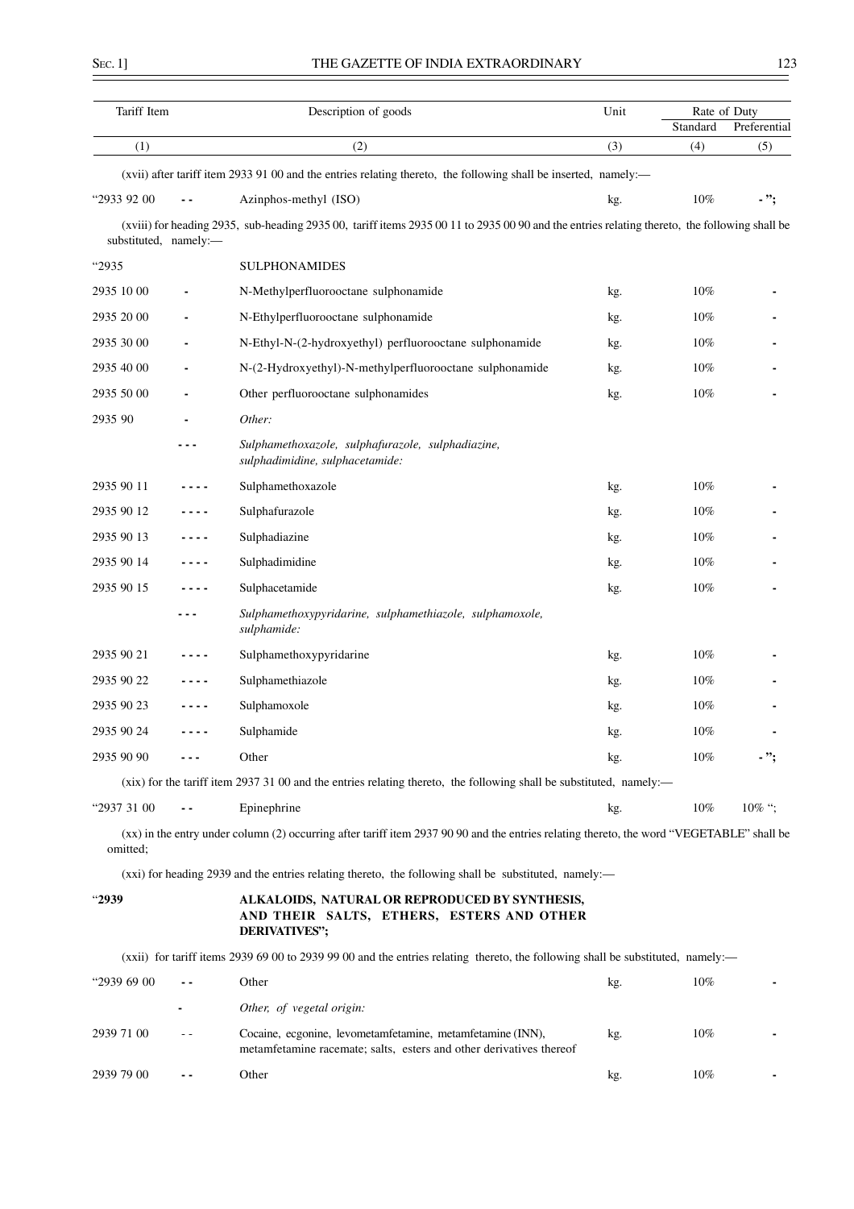| Tariff Item | | Description of goods | Unit | Rate of Duty | |
|---|---|---|---|---|---|
| | | | | Standard | Preferential |
| (1) | | (2) | (3) | (4) | (5) |

(xvii) after tariff item 2933 91 00 and the entries relating thereto, the following shall be inserted, namely:—

| | | | | | |
|---|---|---|---|---|---|
| "2933 92 00 | - - | Azinphos-methyl (ISO) | kg. | 10% | - "; |

(xviii) for heading 2935, sub-heading 2935 00, tariff items 2935 00 11 to 2935 00 90 and the entries relating thereto, the following shall be substituted, namely:—

| | | | | | |
|---|---|---|---|---|---|
| "2935 | | SULPHONAMIDES | | | |
| 2935 10 00 | - | N-Methylperfluorooctane sulphonamide | kg. | 10% | - |
| 2935 20 00 | - | N-Ethylperfluorooctane sulphonamide | kg. | 10% | - |
| 2935 30 00 | - | N-Ethyl-N-(2-hydroxyethyl) perfluorooctane sulphonamide | kg. | 10% | - |
| 2935 40 00 | - | N-(2-Hydroxyethyl)-N-methylperfluorooctane sulphonamide | kg. | 10% | - |
| 2935 50 00 | - | Other perfluorooctane sulphonamides | kg. | 10% | - |
| 2935 90 | - | *Other:* | | | |
| | - - - | *Sulphamethoxazole, sulphafurazole, sulphadiazine, sulphadimidine, sulphacetamide:* | | | |
| 2935 90 11 | - - - - | Sulphamethoxazole | kg. | 10% | - |
| 2935 90 12 | - - - - | Sulphafurazole | kg. | 10% | - |
| 2935 90 13 | - - - - | Sulphadiazine | kg. | 10% | - |
| 2935 90 14 | - - - - | Sulphadimidine | kg. | 10% | - |
| 2935 90 15 | - - - - | Sulphacetamide | kg. | 10% | - |
| | - - - | *Sulphamethoxypyridarine, sulphamethiazole, sulphamoxole, sulphamide:* | | | |
| 2935 90 21 | - - - - | Sulphamethoxypyridarine | kg. | 10% | - |
| 2935 90 22 | - - - - | Sulphamethiazole | kg. | 10% | - |
| 2935 90 23 | - - - - | Sulphamoxole | kg. | 10% | - |
| 2935 90 24 | - - - - | Sulphamide | kg. | 10% | - |
| 2935 90 90 | - - - | Other | kg. | 10% | - "; |

(xix) for the tariff item 2937 31 00 and the entries relating thereto, the following shall be substituted, namely:—

| | | | | | |
|---|---|---|---|---|---|
| "2937 31 00 | - - | Epinephrine | kg. | 10% | 10% "; |

(xx) in the entry under column (2) occurring after tariff item 2937 90 90 and the entries relating thereto, the word "VEGETABLE" shall be omitted;

(xxi) for heading 2939 and the entries relating thereto, the following shall be substituted, namely:—

"**2939** **ALKALOIDS, NATURAL OR REPRODUCED BY SYNTHESIS, AND THEIR SALTS, ETHERS, ESTERS AND OTHER DERIVATIVES";**

(xxii) for tariff items 2939 69 00 to 2939 99 00 and the entries relating thereto, the following shall be substituted, namely:—

| | | | | | |
|---|---|---|---|---|---|
| "2939 69 00 | - - | Other | kg. | 10% | - |
| | - | *Other, of vegetal origin:* | | | |
| 2939 71 00 | - - | Cocaine, ecgonine, levometamfetamine, metamfetamine (INN), metamfetamine racemate; salts, esters and other derivatives thereof | kg. | 10% | - |
| 2939 79 00 | - - | Other | kg. | 10% | - |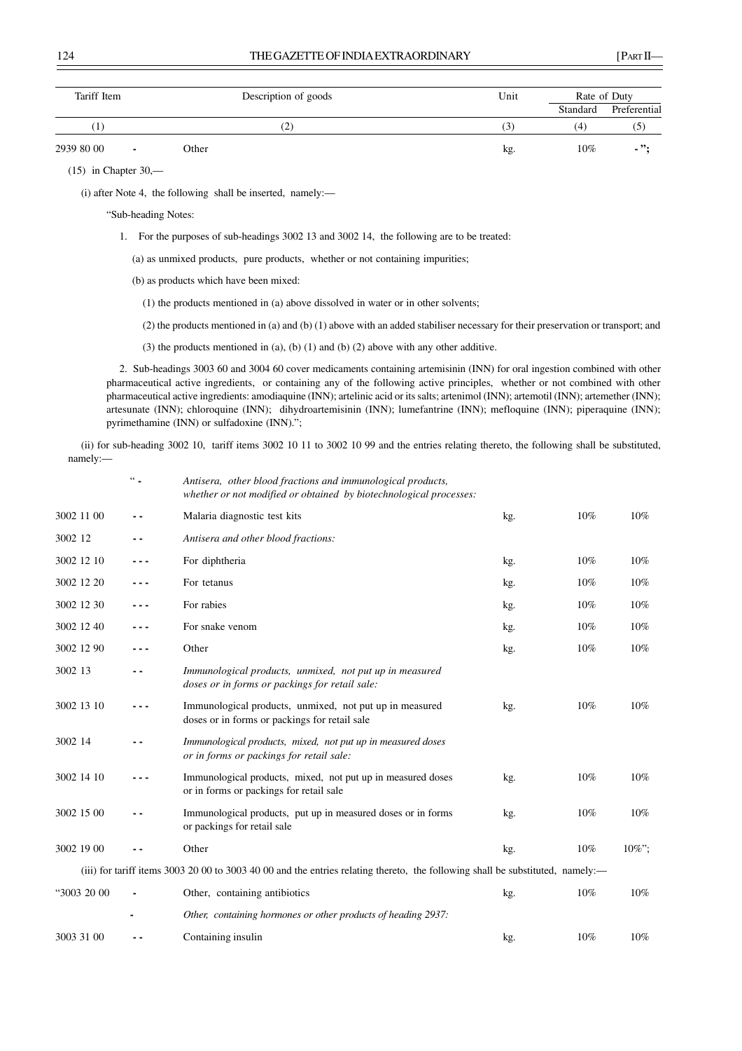| Tariff Item | | Description of goods | Unit | Rate of Duty | |
|---|---|---|---|---|---|
| | | | | Standard | Preferential |
| (1) | | (2) | (3) | (4) | (5) |
| 2939 80 00 | - | Other | kg. | 10% | - "; |

(15) in Chapter 30,—

(i) after Note 4, the following shall be inserted, namely:—

"Sub-heading Notes:

1. For the purposes of sub-headings 3002 13 and 3002 14, the following are to be treated:

(a) as unmixed products, pure products, whether or not containing impurities;

(b) as products which have been mixed:

(1) the products mentioned in (a) above dissolved in water or in other solvents;

(2) the products mentioned in (a) and (b) (1) above with an added stabiliser necessary for their preservation or transport; and

(3) the products mentioned in (a), (b) (1) and (b) (2) above with any other additive.

2. Sub-headings 3003 60 and 3004 60 cover medicaments containing artemisinin (INN) for oral ingestion combined with other pharmaceutical active ingredients, or containing any of the following active principles, whether or not combined with other pharmaceutical active ingredients: amodiaquine (INN); artelinic acid or its salts; artenimol (INN); artemotil (INN); artemether (INN); artesunate (INN); chloroquine (INN); dihydroartemisinin (INN); lumefantrine (INN); mefloquine (INN); piperaquine (INN); pyrimethamine (INN) or sulfadoxine (INN).";

(ii) for sub-heading 3002 10, tariff items 3002 10 11 to 3002 10 99 and the entries relating thereto, the following shall be substituted, namely:—

| | | | | | |
|---|---|---|---|---|---|
| | " - | *Antisera, other blood fractions and immunological products, whether or not modified or obtained by biotechnological processes:* | | | |
| 3002 11 00 | - - | Malaria diagnostic test kits | kg. | 10% | 10% |
| 3002 12 | - - | *Antisera and other blood fractions:* | | | |
| 3002 12 10 | - - - | For diphtheria | kg. | 10% | 10% |
| 3002 12 20 | - - - | For tetanus | kg. | 10% | 10% |
| 3002 12 30 | - - - | For rabies | kg. | 10% | 10% |
| 3002 12 40 | - - - | For snake venom | kg. | 10% | 10% |
| 3002 12 90 | - - - | Other | kg. | 10% | 10% |
| 3002 13 | - - | *Immunological products, unmixed, not put up in measured doses or in forms or packings for retail sale:* | | | |
| 3002 13 10 | - - - | Immunological products, unmixed, not put up in measured doses or in forms or packings for retail sale | kg. | 10% | 10% |
| 3002 14 | - - | *Immunological products, mixed, not put up in measured doses or in forms or packings for retail sale:* | | | |
| 3002 14 10 | - - - | Immunological products, mixed, not put up in measured doses or in forms or packings for retail sale | kg. | 10% | 10% |
| 3002 15 00 | - - | Immunological products, put up in measured doses or in forms or packings for retail sale | kg. | 10% | 10% |
| 3002 19 00 | - - | Other | kg. | 10% | 10%"; |

(iii) for tariff items 3003 20 00 to 3003 40 00 and the entries relating thereto, the following shall be substituted, namely:—

| | | | | | |
|---|---|---|---|---|---|
| "3003 20 00 | - | Other, containing antibiotics | kg. | 10% | 10% |
| | - | *Other, containing hormones or other products of heading 2937:* | | | |
| 3003 31 00 | - - | Containing insulin | kg. | 10% | 10% |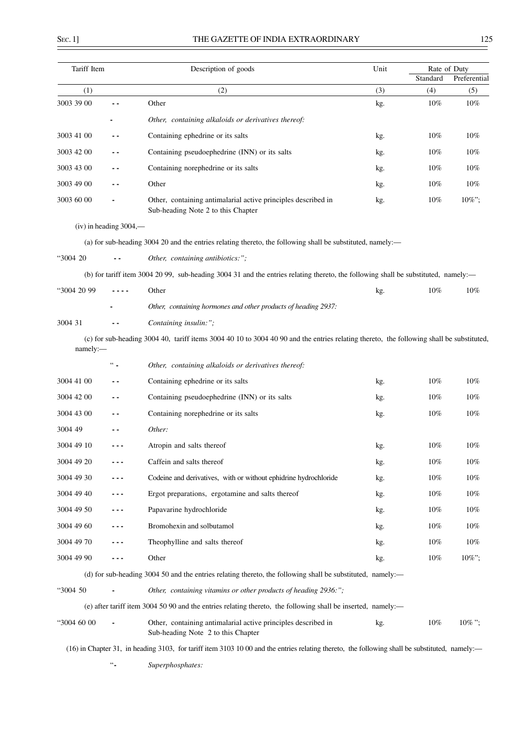| Tariff Item | | Description of goods | Unit | Rate of Duty | |
|---|---|---|---|---|---|
| | | | | Standard | Preferential |
| (1) | | (2) | (3) | (4) | (5) |
| 3003 39 00 | - - | Other | kg. | 10% | 10% |
| | - | *Other, containing alkaloids or derivatives thereof:* | | | |
| 3003 41 00 | - - | Containing ephedrine or its salts | kg. | 10% | 10% |
| 3003 42 00 | - - | Containing pseudoephedrine (INN) or its salts | kg. | 10% | 10% |
| 3003 43 00 | - - | Containing norephedrine or its salts | kg. | 10% | 10% |
| 3003 49 00 | - - | Other | kg. | 10% | 10% |
| 3003 60 00 | - | Other, containing antimalarial active principles described in Sub-heading Note 2 to this Chapter | kg. | 10% | 10%"; |

(iv) in heading 3004,—

(a) for sub-heading 3004 20 and the entries relating thereto, the following shall be substituted, namely:—

| | | | | | |
|---|---|---|---|---|---|
| "3004 20 | - - | *Other, containing antibiotics:";* | | | |

(b) for tariff item 3004 20 99, sub-heading 3004 31 and the entries relating thereto, the following shall be substituted, namely:—

| | | | | | |
|---|---|---|---|---|---|
| "3004 20 99 | - - - - | Other | kg. | 10% | 10% |
| | - | *Other, containing hormones and other products of heading 2937:* | | | |
| 3004 31 | - - | *Containing insulin:";* | | | |

(c) for sub-heading 3004 40, tariff items 3004 40 10 to 3004 40 90 and the entries relating thereto, the following shall be substituted, namely:—

| | | | | | |
|---|---|---|---|---|---|
| | " - | *Other, containing alkaloids or derivatives thereof:* | | | |
| 3004 41 00 | - - | Containing ephedrine or its salts | kg. | 10% | 10% |
| 3004 42 00 | - - | Containing pseudoephedrine (INN) or its salts | kg. | 10% | 10% |
| 3004 43 00 | - - | Containing norephedrine or its salts | kg. | 10% | 10% |
| 3004 49 | - - | *Other:* | | | |
| 3004 49 10 | - - - | Atropin and salts thereof | kg. | 10% | 10% |
| 3004 49 20 | - - - | Caffein and salts thereof | kg. | 10% | 10% |
| 3004 49 30 | - - - | Codeine and derivatives, with or without ephidrine hydrochloride | kg. | 10% | 10% |
| 3004 49 40 | - - - | Ergot preparations, ergotamine and salts thereof | kg. | 10% | 10% |
| 3004 49 50 | - - - | Papavarine hydrochloride | kg. | 10% | 10% |
| 3004 49 60 | - - - | Bromohexin and solbutamol | kg. | 10% | 10% |
| 3004 49 70 | - - - | Theophylline and salts thereof | kg. | 10% | 10% |
| 3004 49 90 | - - - | Other | kg. | 10% | 10%"; |

(d) for sub-heading 3004 50 and the entries relating thereto, the following shall be substituted, namely:—

| | | | | | |
|---|---|---|---|---|---|
| "3004 50 | - | *Other, containing vitamins or other products of heading 2936:";* | | | |

(e) after tariff item 3004 50 90 and the entries relating thereto, the following shall be inserted, namely:—

| | | | | | |
|---|---|---|---|---|---|
| "3004 60 00 | - | Other, containing antimalarial active principles described in Sub-heading Note 2 to this Chapter | kg. | 10% | 10% "; |

(16) in Chapter 31, in heading 3103, for tariff item 3103 10 00 and the entries relating thereto, the following shall be substituted, namely:—

"- *Superphosphates:*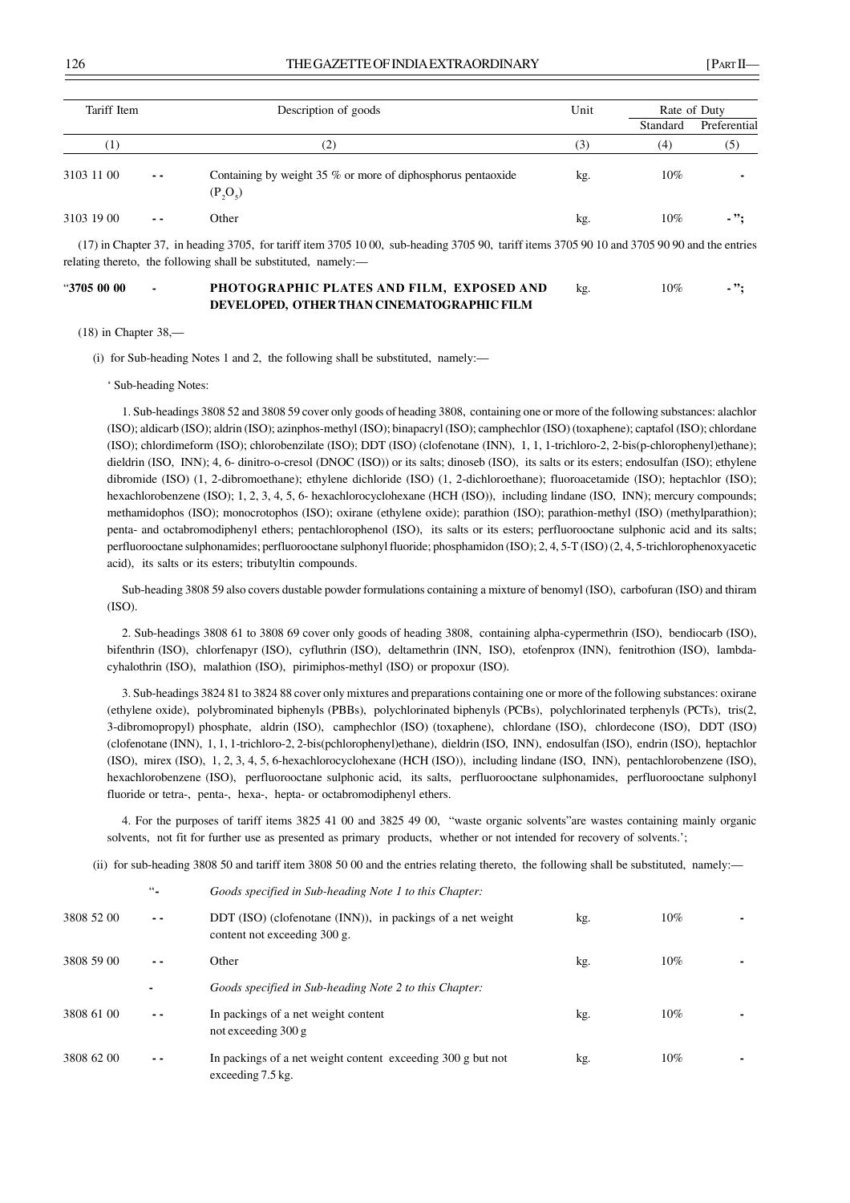| Tariff Item | | Description of goods | Unit | Rate of Duty | |
|---|---|---|---|---|---|
| | | | | Standard | Preferential |
| (1) | | (2) | (3) | (4) | (5) |
| 3103 11 00 | - - | Containing by weight 35 % or more of diphosphorus pentaoxide ($P_2O_5$) | kg. | 10% | - |
| 3103 19 00 | - - | Other | kg. | 10% | - "; |

(17) in Chapter 37, in heading 3705, for tariff item 3705 10 00, sub-heading 3705 90, tariff items 3705 90 10 and 3705 90 90 and the entries relating thereto, the following shall be substituted, namely:—

| | | | | | |
|---|---|---|---|---|---|
| "**3705 00 00** | - | **PHOTOGRAPHIC PLATES AND FILM, EXPOSED AND DEVELOPED, OTHER THAN CINEMATOGRAPHIC FILM** | kg. | 10% | - "; |

(18) in Chapter 38,—

(i) for Sub-heading Notes 1 and 2, the following shall be substituted, namely:—

' Sub-heading Notes:

1. Sub-headings 3808 52 and 3808 59 cover only goods of heading 3808, containing one or more of the following substances: alachlor (ISO); aldicarb (ISO); aldrin (ISO); azinphos-methyl (ISO); binapacryl (ISO); camphechlor (ISO) (toxaphene); captafol (ISO); chlordane (ISO); chlordimeform (ISO); chlorobenzilate (ISO); DDT (ISO) (clofenotane (INN), 1, 1, 1-trichloro-2, 2-bis(p-chlorophenyl)ethane); dieldrin (ISO, INN); 4, 6- dinitro-o-cresol (DNOC (ISO)) or its salts; dinoseb (ISO), its salts or its esters; endosulfan (ISO); ethylene dibromide (ISO) (1, 2-dibromoethane); ethylene dichloride (ISO) (1, 2-dichloroethane); fluoroacetamide (ISO); heptachlor (ISO); hexachlorobenzene (ISO); 1, 2, 3, 4, 5, 6- hexachlorocyclohexane (HCH (ISO)), including lindane (ISO, INN); mercury compounds; methamidophos (ISO); monocrotophos (ISO); oxirane (ethylene oxide); parathion (ISO); parathion-methyl (ISO) (methylparathion); penta- and octabromodiphenyl ethers; pentachlorophenol (ISO), its salts or its esters; perfluorooctane sulphonic acid and its salts; perfluorooctane sulphonamides; perfluorooctane sulphonyl fluoride; phosphamidon (ISO); 2, 4, 5-T (ISO) (2, 4, 5-trichlorophenoxyacetic acid), its salts or its esters; tributyltin compounds.

Sub-heading 3808 59 also covers dustable powder formulations containing a mixture of benomyl (ISO), carbofuran (ISO) and thiram (ISO).

2. Sub-headings 3808 61 to 3808 69 cover only goods of heading 3808, containing alpha-cypermethrin (ISO), bendiocarb (ISO), bifenthrin (ISO), chlorfenapyr (ISO), cyfluthrin (ISO), deltamethrin (INN, ISO), etofenprox (INN), fenitrothion (ISO), lambda-cyhalothrin (ISO), malathion (ISO), pirimiphos-methyl (ISO) or propoxur (ISO).

3. Sub-headings 3824 81 to 3824 88 cover only mixtures and preparations containing one or more of the following substances: oxirane (ethylene oxide), polybrominated biphenyls (PBBs), polychlorinated biphenyls (PCBs), polychlorinated terphenyls (PCTs), tris(2, 3-dibromopropyl) phosphate, aldrin (ISO), camphechlor (ISO) (toxaphene), chlordane (ISO), chlordecone (ISO), DDT (ISO) (clofenotane (INN), 1, 1, 1-trichloro-2, 2-bis(pchlorophenyl)ethane), dieldrin (ISO, INN), endosulfan (ISO), endrin (ISO), heptachlor (ISO), mirex (ISO), 1, 2, 3, 4, 5, 6-hexachlorocyclohexane (HCH (ISO)), including lindane (ISO, INN), pentachlorobenzene (ISO), hexachlorobenzene (ISO), perfluorooctane sulphonic acid, its salts, perfluorooctane sulphonamides, perfluorooctane sulphonyl fluoride or tetra-, penta-, hexa-, hepta- or octabromodiphenyl ethers.

4. For the purposes of tariff items 3825 41 00 and 3825 49 00, "waste organic solvents"are wastes containing mainly organic solvents, not fit for further use as presented as primary products, whether or not intended for recovery of solvents.';

(ii) for sub-heading 3808 50 and tariff item 3808 50 00 and the entries relating thereto, the following shall be substituted, namely:—

| | | | | | |
|---|---|---|---|---|---|
| | "- | *Goods specified in Sub-heading Note 1 to this Chapter:* | | | |
| 3808 52 00 | - - | DDT (ISO) (clofenotane (INN)), in packings of a net weight content not exceeding 300 g. | kg. | 10% | - |
| 3808 59 00 | - - | Other | kg. | 10% | - |
| | - | *Goods specified in Sub-heading Note 2 to this Chapter:* | | | |
| 3808 61 00 | - - | In packings of a net weight content not exceeding 300 g | kg. | 10% | - |
| 3808 62 00 | - - | In packings of a net weight content exceeding 300 g but not exceeding 7.5 kg. | kg. | 10% | - |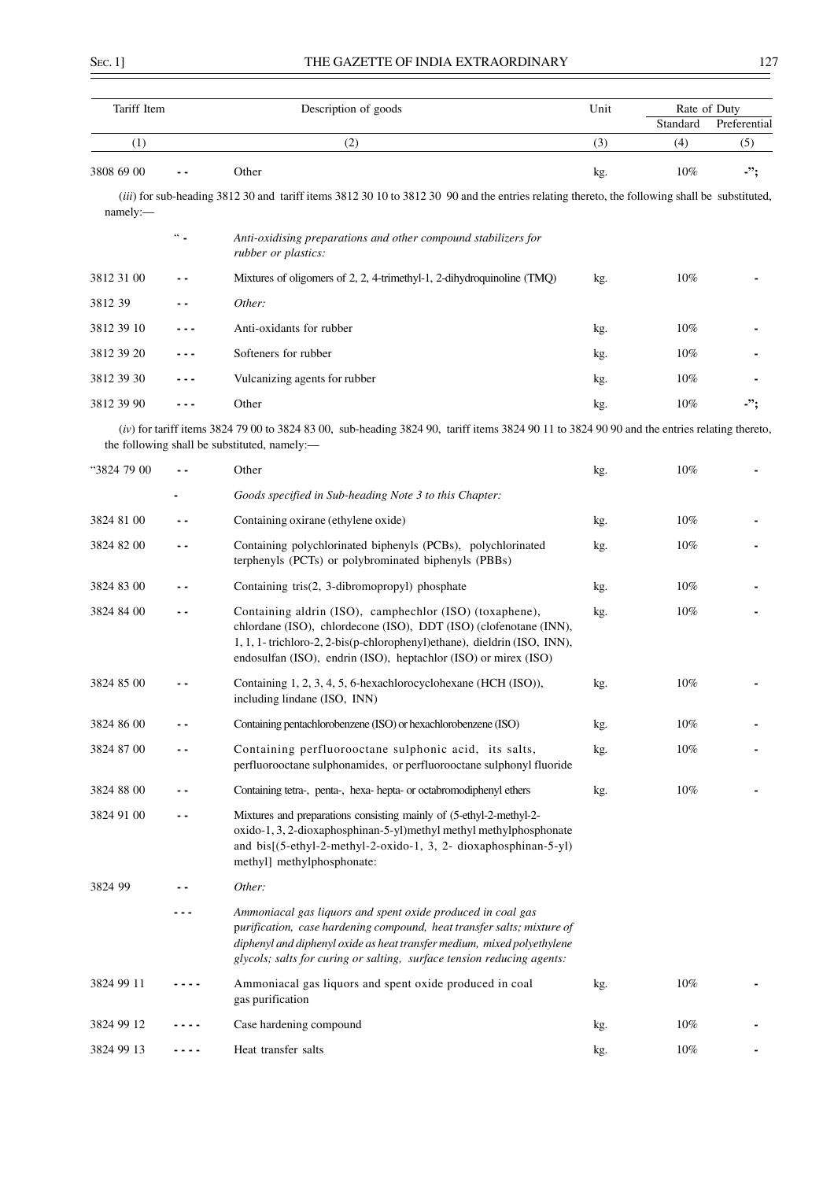| Tariff Item | | Description of goods | Unit | Rate of Duty | |
|---|---|---|---|---|---|
| | | | | Standard | Preferential |
| (1) | | (2) | (3) | (4) | (5) |
| 3808 69 00 | - - | Other | kg. | 10% | -"; |

(*iii*) for sub-heading 3812 30 and tariff items 3812 30 10 to 3812 30 90 and the entries relating thereto, the following shall be substituted, namely:—

| Tariff Item | | Description of goods | Unit | Standard | Preferential |
|---|---|---|---|---|---|
| | " - | *Anti-oxidising preparations and other compound stabilizers for rubber or plastics:* | | | |
| 3812 31 00 | - - | Mixtures of oligomers of 2, 2, 4-trimethyl-1, 2-dihydroquinoline (TMQ) | kg. | 10% | - |
| 3812 39 | - - | *Other:* | | | |
| 3812 39 10 | - - - | Anti-oxidants for rubber | kg. | 10% | - |
| 3812 39 20 | - - - | Softeners for rubber | kg. | 10% | - |
| 3812 39 30 | - - - | Vulcanizing agents for rubber | kg. | 10% | - |
| 3812 39 90 | - - - | Other | kg. | 10% | -"; |

(*iv*) for tariff items 3824 79 00 to 3824 83 00, sub-heading 3824 90, tariff items 3824 90 11 to 3824 90 90 and the entries relating thereto, the following shall be substituted, namely:—

| Tariff Item | | Description of goods | Unit | Standard | Preferential |
|---|---|---|---|---|---|
| "3824 79 00 | - - | Other | kg. | 10% | - |
| | - | *Goods specified in Sub-heading Note 3 to this Chapter:* | | | |
| 3824 81 00 | - - | Containing oxirane (ethylene oxide) | kg. | 10% | - |
| 3824 82 00 | - - | Containing polychlorinated biphenyls (PCBs), polychlorinated terphenyls (PCTs) or polybrominated biphenyls (PBBs) | kg. | 10% | - |
| 3824 83 00 | - - | Containing tris(2, 3-dibromopropyl) phosphate | kg. | 10% | - |
| 3824 84 00 | - - | Containing aldrin (ISO), camphechlor (ISO) (toxaphene), chlordane (ISO), chlordecone (ISO), DDT (ISO) (clofenotane (INN), 1, 1, 1- trichloro-2, 2-bis(p-chlorophenyl)ethane), dieldrin (ISO, INN), endosulfan (ISO), endrin (ISO), heptachlor (ISO) or mirex (ISO) | kg. | 10% | - |
| 3824 85 00 | - - | Containing 1, 2, 3, 4, 5, 6-hexachlorocyclohexane (HCH (ISO)), including lindane (ISO, INN) | kg. | 10% | - |
| 3824 86 00 | - - | Containing pentachlorobenzene (ISO) or hexachlorobenzene (ISO) | kg. | 10% | - |
| 3824 87 00 | - - | Containing perfluorooctane sulphonic acid, its salts, perfluorooctane sulphonamides, or perfluorooctane sulphonyl fluoride | kg. | 10% | - |
| 3824 88 00 | - - | Containing tetra-, penta-, hexa- hepta- or octabromodiphenyl ethers | kg. | 10% | - |
| 3824 91 00 | - - | Mixtures and preparations consisting mainly of (5-ethyl-2-methyl-2-oxido-1, 3, 2-dioxaphosphinan-5-yl)methyl methyl methylphosphonate and bis[(5-ethyl-2-methyl-2-oxido-1, 3, 2- dioxaphosphinan-5-yl) methyl] methylphosphonate: | | | |
| 3824 99 | - - | *Other:* | | | |
| | - - - | *Ammoniacal gas liquors and spent oxide produced in coal gas purification, case hardening compound, heat transfer salts; mixture of diphenyl and diphenyl oxide as heat transfer medium, mixed polyethylene glycols; salts for curing or salting, surface tension reducing agents:* | | | |
| 3824 99 11 | - - - - | Ammoniacal gas liquors and spent oxide produced in coal gas purification | kg. | 10% | - |
| 3824 99 12 | - - - - | Case hardening compound | kg. | 10% | - |
| 3824 99 13 | - - - - | Heat transfer salts | kg. | 10% | - |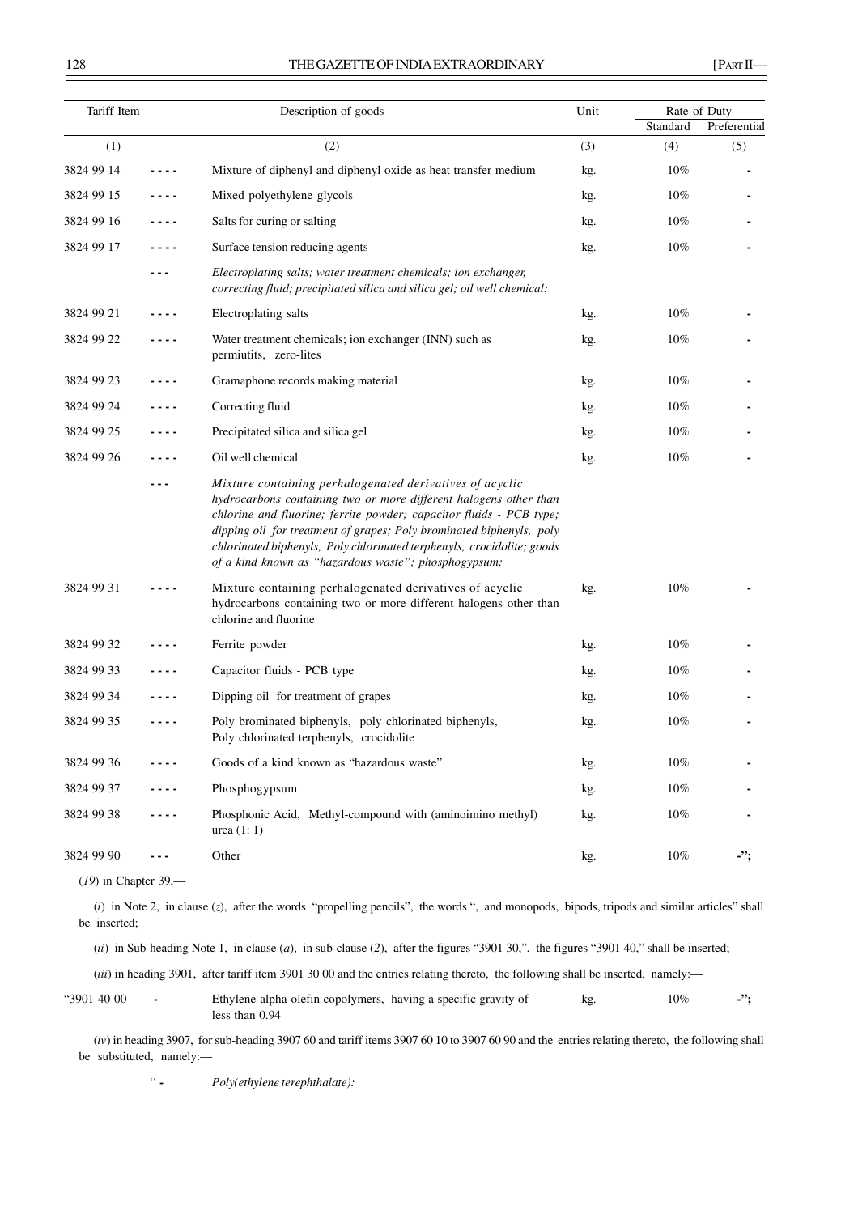| Tariff Item | | Description of goods | Unit | Rate of Duty | |
|---|---|---|---|---|---|
| | | | | Standard | Preferential |
| (1) | | (2) | (3) | (4) | (5) |
| 3824 99 14 | - - - - | Mixture of diphenyl and diphenyl oxide as heat transfer medium | kg. | 10% | - |
| 3824 99 15 | - - - - | Mixed polyethylene glycols | kg. | 10% | - |
| 3824 99 16 | - - - - | Salts for curing or salting | kg. | 10% | - |
| 3824 99 17 | - - - - | Surface tension reducing agents | kg. | 10% | - |
| | - - - | *Electroplating salts; water treatment chemicals; ion exchanger, correcting fluid; precipitated silica and silica gel; oil well chemical:* | | | |
| 3824 99 21 | - - - - | Electroplating salts | kg. | 10% | - |
| 3824 99 22 | - - - - | Water treatment chemicals; ion exchanger (INN) such as permiutits, zero-lites | kg. | 10% | - |
| 3824 99 23 | - - - - | Gramaphone records making material | kg. | 10% | - |
| 3824 99 24 | - - - - | Correcting fluid | kg. | 10% | - |
| 3824 99 25 | - - - - | Precipitated silica and silica gel | kg. | 10% | - |
| 3824 99 26 | - - - - | Oil well chemical | kg. | 10% | - |
| | - - - | *Mixture containing perhalogenated derivatives of acyclic hydrocarbons containing two or more different halogens other than chlorine and fluorine; ferrite powder; capacitor fluids - PCB type; dipping oil for treatment of grapes; Poly brominated biphenyls, poly chlorinated biphenyls, Poly chlorinated terphenyls, crocidolite; goods of a kind known as "hazardous waste"; phosphogypsum:* | | | |
| 3824 99 31 | - - - - | Mixture containing perhalogenated derivatives of acyclic hydrocarbons containing two or more different halogens other than chlorine and fluorine | kg. | 10% | - |
| 3824 99 32 | - - - - | Ferrite powder | kg. | 10% | - |
| 3824 99 33 | - - - - | Capacitor fluids - PCB type | kg. | 10% | - |
| 3824 99 34 | - - - - | Dipping oil for treatment of grapes | kg. | 10% | - |
| 3824 99 35 | - - - - | Poly brominated biphenyls, poly chlorinated biphenyls, Poly chlorinated terphenyls, crocidolite | kg. | 10% | - |
| 3824 99 36 | - - - - | Goods of a kind known as "hazardous waste" | kg. | 10% | - |
| 3824 99 37 | - - - - | Phosphogypsum | kg. | 10% | - |
| 3824 99 38 | - - - - | Phosphonic Acid, Methyl-compound with (aminoimino methyl) urea (1: 1) | kg. | 10% | - |
| 3824 99 90 | - - - | Other | kg. | 10% | -"; |

(*19*) in Chapter 39,—

(*i*) in Note 2, in clause (*z*), after the words "propelling pencils", the words ", and monopods, bipods, tripods and similar articles" shall be inserted;

(*ii*) in Sub-heading Note 1, in clause (*a*), in sub-clause (*2*), after the figures "3901 30,", the figures "3901 40," shall be inserted;

(*iii*) in heading 3901, after tariff item 3901 30 00 and the entries relating thereto, the following shall be inserted, namely:—

| | | | | | |
|---|---|---|---|---|---|
| "3901 40 00 | - | Ethylene-alpha-olefin copolymers, having a specific gravity of less than 0.94 | kg. | 10% | -"; |

(*iv*) in heading 3907, for sub-heading 3907 60 and tariff items 3907 60 10 to 3907 60 90 and the entries relating thereto, the following shall be substituted, namely:—

" - *Poly(ethylene terephthalate):*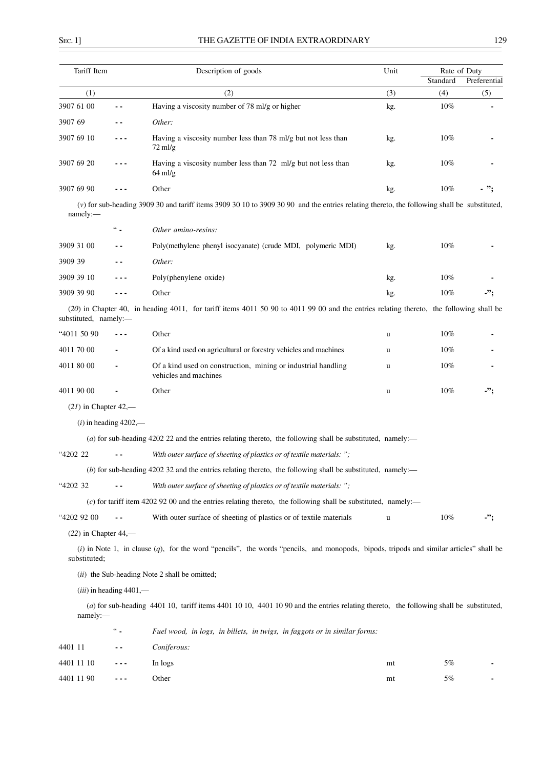| Tariff Item | | Description of goods | Unit | Rate of Duty | |
|---|---|---|---|---|---|
| | | | | Standard | Preferential |
| (1) | | (2) | (3) | (4) | (5) |
| 3907 61 00 | - - | Having a viscosity number of 78 ml/g or higher | kg. | 10% | - |
| 3907 69 | - - | *Other:* | | | |
| 3907 69 10 | - - - | Having a viscosity number less than 78 ml/g but not less than 72 ml/g | kg. | 10% | - |
| 3907 69 20 | - - - | Having a viscosity number less than 72 ml/g but not less than 64 ml/g | kg. | 10% | - |
| 3907 69 90 | - - - | Other | kg. | 10% | - "; |

(*v*) for sub-heading 3909 30 and tariff items 3909 30 10 to 3909 30 90 and the entries relating thereto, the following shall be substituted, namely:—

| | | | | | |
|---|---|---|---|---|---|
| | " - | *Other amino-resins:* | | | |
| 3909 31 00 | - - | Poly(methylene phenyl isocyanate) (crude MDI, polymeric MDI) | kg. | 10% | - |
| 3909 39 | - - | *Other:* | | | |
| 3909 39 10 | - - - | Poly(phenylene oxide) | kg. | 10% | - |
| 3909 39 90 | - - - | Other | kg. | 10% | -"; |

(*20*) in Chapter 40, in heading 4011, for tariff items 4011 50 90 to 4011 99 00 and the entries relating thereto, the following shall be substituted, namely:—

| | | | | | |
|---|---|---|---|---|---|
| "4011 50 90 | - - - | Other | u | 10% | - |
| 4011 70 00 | - | Of a kind used on agricultural or forestry vehicles and machines | u | 10% | - |
| 4011 80 00 | - | Of a kind used on construction, mining or industrial handling vehicles and machines | u | 10% | - |
| 4011 90 00 | - | Other | u | 10% | -"; |

(*21*) in Chapter 42,—

(*i*) in heading 4202,—

(*a*) for sub-heading 4202 22 and the entries relating thereto, the following shall be substituted, namely:—

"4202 22 - - *With outer surface of sheeting of plastics or of textile materials: ";*

(*b*) for sub-heading 4202 32 and the entries relating thereto, the following shall be substituted, namely:—

"4202 32 - - *With outer surface of sheeting of plastics or of textile materials: ";*

(*c*) for tariff item 4202 92 00 and the entries relating thereto, the following shall be substituted, namely:—

| | | | | | |
|---|---|---|---|---|---|
| "4202 92 00 | - - | With outer surface of sheeting of plastics or of textile materials | u | 10% | -"; |

(*22*) in Chapter 44,—

(*i*) in Note 1, in clause (*q*), for the word "pencils", the words "pencils, and monopods, bipods, tripods and similar articles" shall be substituted;

(*ii*) the Sub-heading Note 2 shall be omitted;

(*iii*) in heading 4401,—

(*a*) for sub-heading 4401 10, tariff items 4401 10 10, 4401 10 90 and the entries relating thereto, the following shall be substituted, namely:—

| | | | | | |
|---|---|---|---|---|---|
| | " - | *Fuel wood, in logs, in billets, in twigs, in faggots or in similar forms:* | | | |
| 4401 11 | - - | *Coniferous:* | | | |
| 4401 11 10 | - - - | In logs | mt | 5% | - |
| 4401 11 90 | - - - | Other | mt | 5% | - |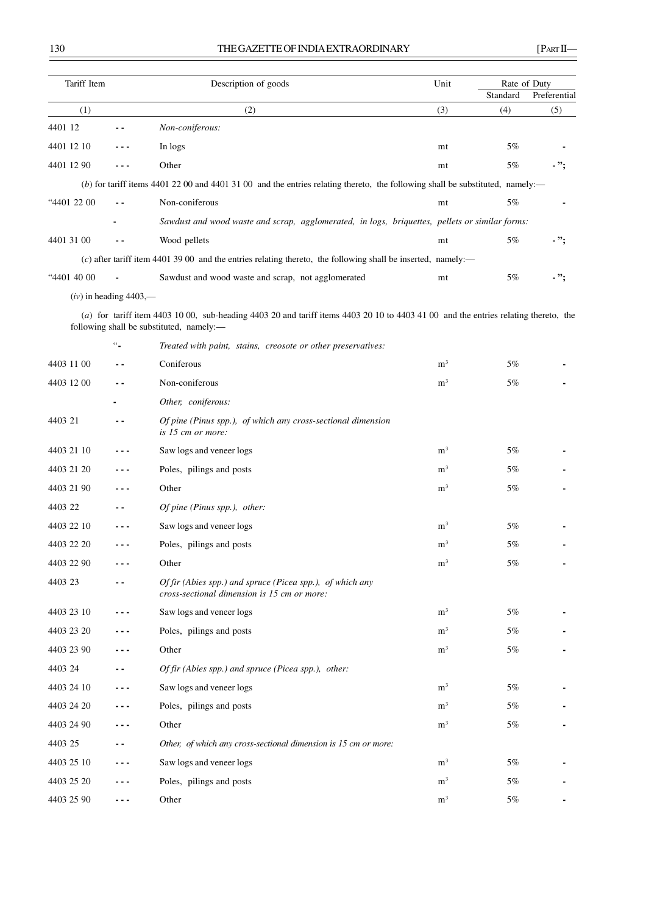| Tariff Item | | Description of goods | Unit | Rate of Duty | |
|---|---|---|---|---|---|
| | | | | Standard | Preferential |
| (1) | | (2) | (3) | (4) | (5) |
| 4401 12 | - - | *Non-coniferous:* | | | |
| 4401 12 10 | - - - | In logs | mt | 5% | - |
| 4401 12 90 | - - - | Other | mt | 5% | - "; |

(*b*) for tariff items 4401 22 00 and 4401 31 00 and the entries relating thereto, the following shall be substituted, namely:—

| Tariff Item | | Description of goods | Unit | Standard | Preferential |
|---|---|---|---|---|---|
| "4401 22 00 | - - | Non-coniferous | mt | 5% | - |
| | - | *Sawdust and wood waste and scrap, agglomerated, in logs, briquettes, pellets or similar forms:* | | | |
| 4401 31 00 | - - | Wood pellets | mt | 5% | - "; |

(*c*) after tariff item 4401 39 00 and the entries relating thereto, the following shall be inserted, namely:—

| Tariff Item | | Description of goods | Unit | Standard | Preferential |
|---|---|---|---|---|---|
| "4401 40 00 | - | Sawdust and wood waste and scrap, not agglomerated | mt | 5% | - "; |

(*iv*) in heading 4403,—

(*a*) for tariff item 4403 10 00, sub-heading 4403 20 and tariff items 4403 20 10 to 4403 41 00 and the entries relating thereto, the following shall be substituted, namely:—

| Tariff Item | | Description of goods | Unit | Standard | Preferential |
|---|---|---|---|---|---|
| | "- | *Treated with paint, stains, creosote or other preservatives:* | | | |
| 4403 11 00 | - - | Coniferous | m[3] | 5% | - |
| 4403 12 00 | - - | Non-coniferous | m[3] | 5% | - |
| | - | *Other, coniferous:* | | | |
| 4403 21 | - - | *Of pine (Pinus spp.), of which any cross-sectional dimension is 15 cm or more:* | | | |
| 4403 21 10 | - - - | Saw logs and veneer logs | m[3] | 5% | - |
| 4403 21 20 | - - - | Poles, pilings and posts | m[3] | 5% | - |
| 4403 21 90 | - - - | Other | m[3] | 5% | - |
| 4403 22 | - - | *Of pine (Pinus spp.), other:* | | | |
| 4403 22 10 | - - - | Saw logs and veneer logs | m[3] | 5% | - |
| 4403 22 20 | - - - | Poles, pilings and posts | m[3] | 5% | - |
| 4403 22 90 | - - - | Other | m[3] | 5% | - |
| 4403 23 | - - | *Of fir (Abies spp.) and spruce (Picea spp.), of which any cross-sectional dimension is 15 cm or more:* | | | |
| 4403 23 10 | - - - | Saw logs and veneer logs | m[3] | 5% | - |
| 4403 23 20 | - - - | Poles, pilings and posts | m[3] | 5% | - |
| 4403 23 90 | - - - | Other | m[3] | 5% | - |
| 4403 24 | - - | *Of fir (Abies spp.) and spruce (Picea spp.), other:* | | | |
| 4403 24 10 | - - - | Saw logs and veneer logs | m[3] | 5% | - |
| 4403 24 20 | - - - | Poles, pilings and posts | m[3] | 5% | - |
| 4403 24 90 | - - - | Other | m[3] | 5% | - |
| 4403 25 | - - | *Other, of which any cross-sectional dimension is 15 cm or more:* | | | |
| 4403 25 10 | - - - | Saw logs and veneer logs | m[3] | 5% | - |
| 4403 25 20 | - - - | Poles, pilings and posts | m[3] | 5% | - |
| 4403 25 90 | - - - | Other | m[3] | 5% | - |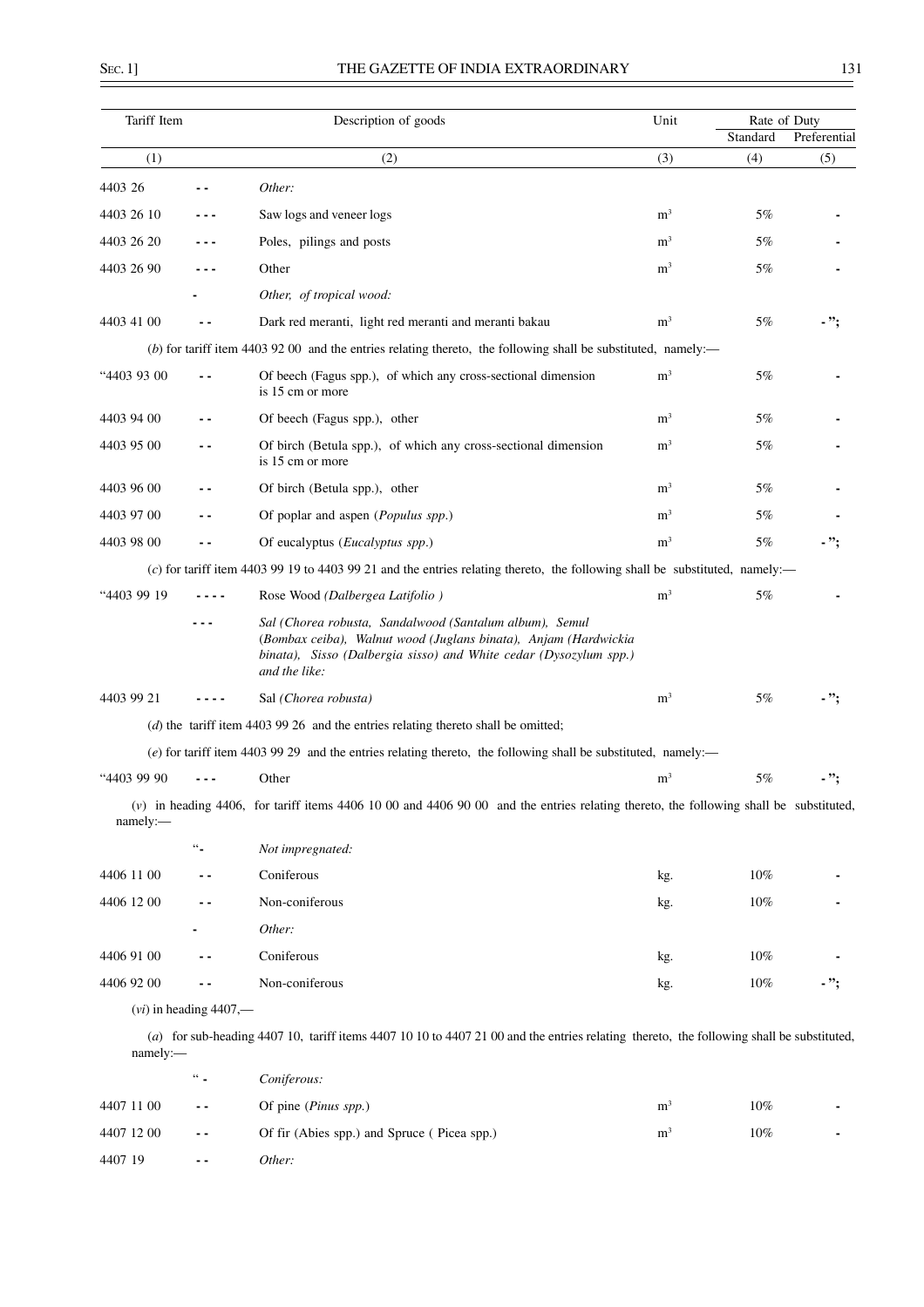| Tariff Item | | Description of goods | Unit | Rate of Duty | |
|---|---|---|---|---|---|
| | | | | Standard | Preferential |
| (1) | | (2) | (3) | (4) | (5) |
| 4403 26 | - - | *Other:* | | | |
| 4403 26 10 | - - - | Saw logs and veneer logs | m³ | 5% | - |
| 4403 26 20 | - - - | Poles, pilings and posts | m³ | 5% | - |
| 4403 26 90 | - - - | Other | m³ | 5% | - |
| | - | *Other, of tropical wood:* | | | |
| 4403 41 00 | - - | Dark red meranti, light red meranti and meranti bakau | m³ | 5% | - "; |

(*b*) for tariff item 4403 92 00 and the entries relating thereto, the following shall be substituted, namely:—

| | | | | | |
|---|---|---|---|---|---|
| "4403 93 00 | - - | Of beech (Fagus spp.), of which any cross-sectional dimension is 15 cm or more | m³ | 5% | - |
| 4403 94 00 | - - | Of beech (Fagus spp.), other | m³ | 5% | - |
| 4403 95 00 | - - | Of birch (Betula spp.), of which any cross-sectional dimension is 15 cm or more | m³ | 5% | - |
| 4403 96 00 | - - | Of birch (Betula spp.), other | m³ | 5% | - |
| 4403 97 00 | - - | Of poplar and aspen (*Populus spp.*) | m³ | 5% | - |
| 4403 98 00 | - - | Of eucalyptus (*Eucalyptus spp.*) | m³ | 5% | - "; |

(*c*) for tariff item 4403 99 19 to 4403 99 21 and the entries relating thereto, the following shall be substituted, namely:—

| | | | | | |
|---|---|---|---|---|---|
| "4403 99 19 | - - - - | Rose Wood *(Dalbergea Latifolio )* | m³ | 5% | - |
| | - - - | *Sal (Chorea robusta, Sandalwood (Santalum album), Semul (Bombax ceiba), Walnut wood (Juglans binata), Anjam (Hardwickia binata), Sisso (Dalbergia sisso) and White cedar (Dysozylum spp.) and the like:* | | | |
| 4403 99 21 | - - - - | Sal *(Chorea robusta)* | m³ | 5% | - "; |

(*d*) the tariff item 4403 99 26 and the entries relating thereto shall be omitted;

(*e*) for tariff item 4403 99 29 and the entries relating thereto, the following shall be substituted, namely:—

| | | | | | |
|---|---|---|---|---|---|
| "4403 99 90 | - - - | Other | m³ | 5% | - "; |

(*v*) in heading 4406, for tariff items 4406 10 00 and 4406 90 00 and the entries relating thereto, the following shall be substituted, namely:—

| | | | | | |
|---|---|---|---|---|---|
| | "- | *Not impregnated:* | | | |
| 4406 11 00 | - - | Coniferous | kg. | 10% | - |
| 4406 12 00 | - - | Non-coniferous | kg. | 10% | - |
| | - | *Other:* | | | |
| 4406 91 00 | - - | Coniferous | kg. | 10% | - |
| 4406 92 00 | - - | Non-coniferous | kg. | 10% | - "; |

(*vi*) in heading 4407,—

(*a*) for sub-heading 4407 10, tariff items 4407 10 10 to 4407 21 00 and the entries relating thereto, the following shall be substituted, namely:—

| | | | | | |
|---|---|---|---|---|---|
| | " - | *Coniferous:* | | | |
| 4407 11 00 | - - | Of pine (*Pinus spp.*) | m³ | 10% | - |
| 4407 12 00 | - - | Of fir (Abies spp.) and Spruce ( Picea spp.) | m³ | 10% | - |
| 4407 19 | - - | *Other:* | | | |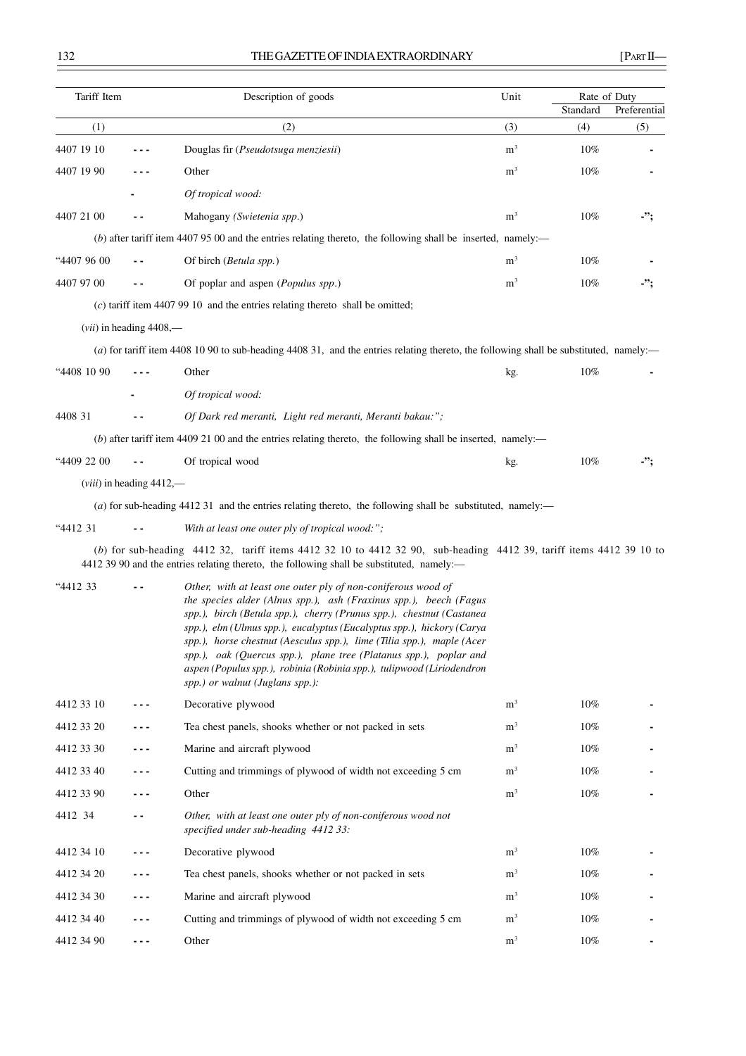| Tariff Item | | Description of goods | Unit | Rate of Duty | |
|---|---|---|---|---|---|
| | | | | Standard | Preferential |
| (1) | | (2) | (3) | (4) | (5) |
| 4407 19 10 | - - - | Douglas fir (*Pseudotsuga menziesii*) | $m^3$ | 10% | - |
| 4407 19 90 | - - - | Other | $m^3$ | 10% | - |
| | - | *Of tropical wood:* | | | |
| 4407 21 00 | - - | Mahogany *(Swietenia spp.)* | $m^3$ | 10% | -"; |

(*b*) after tariff item 4407 95 00 and the entries relating thereto, the following shall be inserted, namely:—

| | | | | | |
|---|---|---|---|---|---|
| "4407 96 00 | - - | Of birch (*Betula spp.*) | $m^3$ | 10% | - |
| 4407 97 00 | - - | Of poplar and aspen (*Populus spp*.) | $m^3$ | 10% | -"; |

(*c*) tariff item 4407 99 10 and the entries relating thereto shall be omitted;

(*vii*) in heading 4408,—

(*a*) for tariff item 4408 10 90 to sub-heading 4408 31, and the entries relating thereto, the following shall be substituted, namely:—

| | | | | | |
|---|---|---|---|---|---|
| "4408 10 90 | - - - | Other | kg. | 10% | - |
| | - | *Of tropical wood:* | | | |
| 4408 31 | - - | *Of Dark red meranti, Light red meranti, Meranti bakau:";* | | | |

(*b*) after tariff item 4409 21 00 and the entries relating thereto, the following shall be inserted, namely:—

| | | | | | |
|---|---|---|---|---|---|
| "4409 22 00 | - - | Of tropical wood | kg. | 10% | -"; |

(*viii*) in heading 4412,—

(*a*) for sub-heading 4412 31 and the entries relating thereto, the following shall be substituted, namely:—

| | | | | | |
|---|---|---|---|---|---|
| "4412 31 | - - | *With at least one outer ply of tropical wood:";* | | | |

(*b*) for sub-heading 4412 32, tariff items 4412 32 10 to 4412 32 90, sub-heading 4412 39, tariff items 4412 39 10 to 4412 39 90 and the entries relating thereto, the following shall be substituted, namely:—

| | | | | | |
|---|---|---|---|---|---|
| "4412 33 | - - | *Other, with at least one outer ply of non-coniferous wood of the species alder (Alnus spp.), ash (Fraxinus spp.), beech (Fagus spp.), birch (Betula spp.), cherry (Prunus spp.), chestnut (Castanea spp.), elm (Ulmus spp.), eucalyptus (Eucalyptus spp.), hickory (Carya spp.), horse chestnut (Aesculus spp.), lime (Tilia spp.), maple (Acer spp.), oak (Quercus spp.), plane tree (Platanus spp.), poplar and aspen (Populus spp.), robinia (Robinia spp.), tulipwood (Liriodendron spp.) or walnut (Juglans spp.):* | | | |
| 4412 33 10 | - - - | Decorative plywood | $m^3$ | 10% | - |
| 4412 33 20 | - - - | Tea chest panels, shooks whether or not packed in sets | $m^3$ | 10% | - |
| 4412 33 30 | - - - | Marine and aircraft plywood | $m^3$ | 10% | - |
| 4412 33 40 | - - - | Cutting and trimmings of plywood of width not exceeding 5 cm | $m^3$ | 10% | - |
| 4412 33 90 | - - - | Other | $m^3$ | 10% | - |
| 4412 34 | - - | *Other, with at least one outer ply of non-coniferous wood not specified under sub-heading 4412 33:* | | | |
| 4412 34 10 | - - - | Decorative plywood | $m^3$ | 10% | - |
| 4412 34 20 | - - - | Tea chest panels, shooks whether or not packed in sets | $m^3$ | 10% | - |
| 4412 34 30 | - - - | Marine and aircraft plywood | $m^3$ | 10% | - |
| 4412 34 40 | - - - | Cutting and trimmings of plywood of width not exceeding 5 cm | $m^3$ | 10% | - |
| 4412 34 90 | - - - | Other | $m^3$ | 10% | - |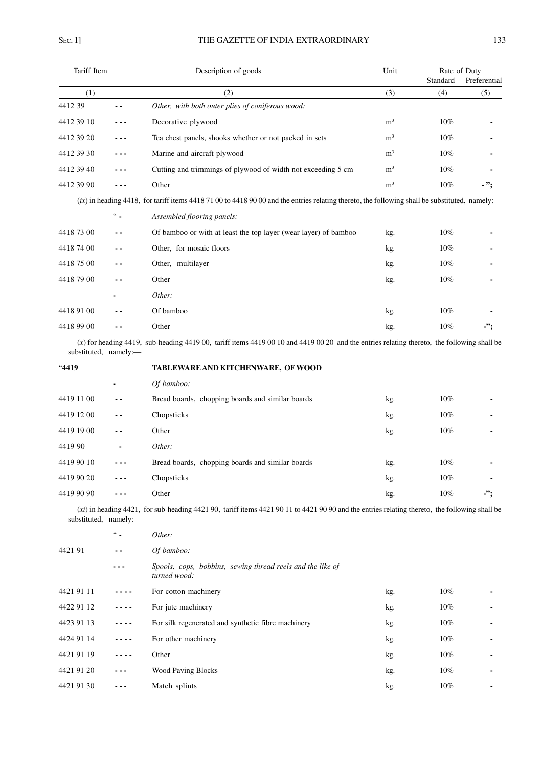| Tariff Item | | Description of goods | Unit | Rate of Duty | |
|---|---|---|---|---|---|
| | | | | Standard | Preferential |
| (1) | | (2) | (3) | (4) | (5) |
| 4412 39 | - - | *Other, with both outer plies of coniferous wood:* | | | |
| 4412 39 10 | - - - | Decorative plywood | $m^3$ | 10% | - |
| 4412 39 20 | - - - | Tea chest panels, shooks whether or not packed in sets | $m^3$ | 10% | - |
| 4412 39 30 | - - - | Marine and aircraft plywood | $m^3$ | 10% | - |
| 4412 39 40 | - - - | Cutting and trimmings of plywood of width not exceeding 5 cm | $m^3$ | 10% | - |
| 4412 39 90 | - - - | Other | $m^3$ | 10% | - "; |

(*ix*) in heading 4418, for tariff items 4418 71 00 to 4418 90 00 and the entries relating thereto, the following shall be substituted, namely:—

| | | | | | |
|---|---|---|---|---|---|
| | " - | *Assembled flooring panels:* | | | |
| 4418 73 00 | - - | Of bamboo or with at least the top layer (wear layer) of bamboo | kg. | 10% | - |
| 4418 74 00 | - - | Other, for mosaic floors | kg. | 10% | - |
| 4418 75 00 | - - | Other, multilayer | kg. | 10% | - |
| 4418 79 00 | - - | Other | kg. | 10% | - |
| | - | *Other:* | | | |
| 4418 91 00 | - - | Of bamboo | kg. | 10% | - |
| 4418 99 00 | - - | Other | kg. | 10% | -"; |

(*x*) for heading 4419, sub-heading 4419 00, tariff items 4419 00 10 and 4419 00 20 and the entries relating thereto, the following shall be substituted, namely:—

| | | | | | |
|---|---|---|---|---|---|
| "**4419** | | **TABLEWARE AND KITCHENWARE, OF WOOD** | | | |
| | - | *Of bamboo:* | | | |
| 4419 11 00 | - - | Bread boards, chopping boards and similar boards | kg. | 10% | - |
| 4419 12 00 | - - | Chopsticks | kg. | 10% | - |
| 4419 19 00 | - - | Other | kg. | 10% | - |
| 4419 90 | - | *Other:* | | | |
| 4419 90 10 | - - - | Bread boards, chopping boards and similar boards | kg. | 10% | - |
| 4419 90 20 | - - - | Chopsticks | kg. | 10% | - |
| 4419 90 90 | - - - | Other | kg. | 10% | -"; |

(*xi*) in heading 4421, for sub-heading 4421 90, tariff items 4421 90 11 to 4421 90 90 and the entries relating thereto, the following shall be substituted, namely:—

| | | | | | |
|---|---|---|---|---|---|
| | " - | *Other:* | | | |
| 4421 91 | - - | *Of bamboo:* | | | |
| | - - - | *Spools, cops, bobbins, sewing thread reels and the like of turned wood:* | | | |
| 4421 91 11 | - - - - | For cotton machinery | kg. | 10% | - |
| 4422 91 12 | - - - - | For jute machinery | kg. | 10% | - |
| 4423 91 13 | - - - - | For silk regenerated and synthetic fibre machinery | kg. | 10% | - |
| 4424 91 14 | - - - - | For other machinery | kg. | 10% | - |
| 4421 91 19 | - - - - | Other | kg. | 10% | - |
| 4421 91 20 | - - - | Wood Paving Blocks | kg. | 10% | - |
| 4421 91 30 | - - - | Match splints | kg. | 10% | - |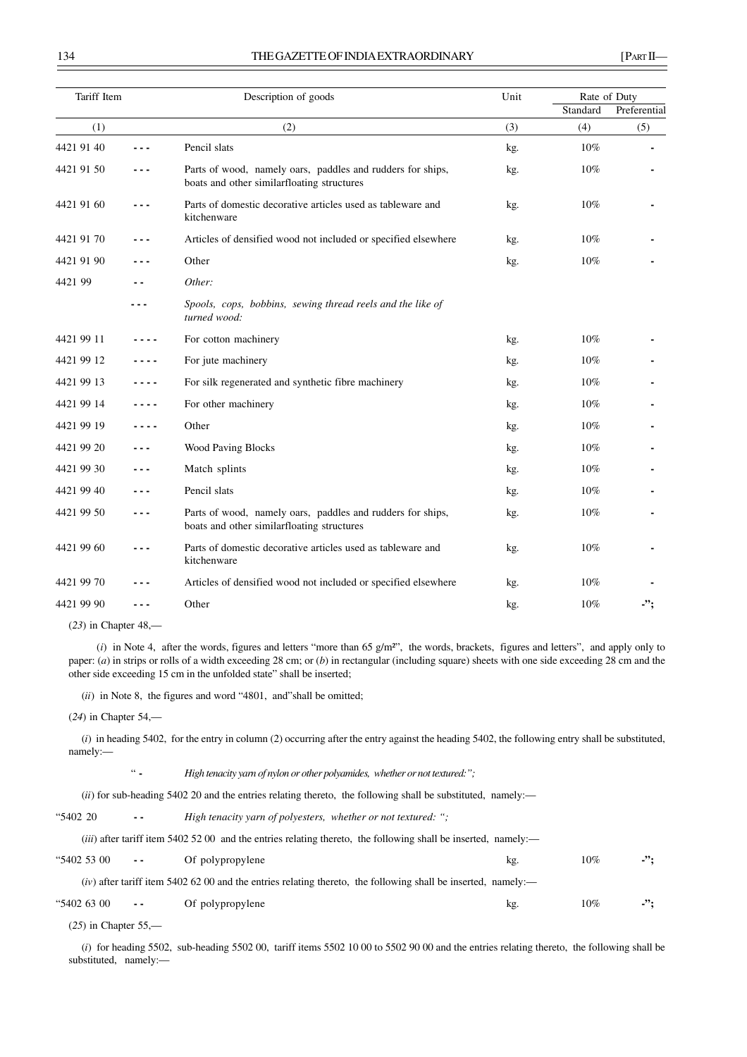| Tariff Item | | Description of goods | Unit | Rate of Duty | |
|---|---|---|---|---|---|
| | | | | Standard | Preferential |
| (1) | | (2) | (3) | (4) | (5) |
| 4421 91 40 | - - - | Pencil slats | kg. | 10% | - |
| 4421 91 50 | - - - | Parts of wood, namely oars, paddles and rudders for ships, boats and other similarfloating structures | kg. | 10% | - |
| 4421 91 60 | - - - | Parts of domestic decorative articles used as tableware and kitchenware | kg. | 10% | - |
| 4421 91 70 | - - - | Articles of densified wood not included or specified elsewhere | kg. | 10% | - |
| 4421 91 90 | - - - | Other | kg. | 10% | - |
| 4421 99 | - - | *Other:* | | | |
| | - - - | *Spools, cops, bobbins, sewing thread reels and the like of turned wood:* | | | |
| 4421 99 11 | - - - - | For cotton machinery | kg. | 10% | - |
| 4421 99 12 | - - - - | For jute machinery | kg. | 10% | - |
| 4421 99 13 | - - - - | For silk regenerated and synthetic fibre machinery | kg. | 10% | - |
| 4421 99 14 | - - - - | For other machinery | kg. | 10% | - |
| 4421 99 19 | - - - - | Other | kg. | 10% | - |
| 4421 99 20 | - - - | Wood Paving Blocks | kg. | 10% | - |
| 4421 99 30 | - - - | Match splints | kg. | 10% | - |
| 4421 99 40 | - - - | Pencil slats | kg. | 10% | - |
| 4421 99 50 | - - - | Parts of wood, namely oars, paddles and rudders for ships, boats and other similarfloating structures | kg. | 10% | - |
| 4421 99 60 | - - - | Parts of domestic decorative articles used as tableware and kitchenware | kg. | 10% | - |
| 4421 99 70 | - - - | Articles of densified wood not included or specified elsewhere | kg. | 10% | - |
| 4421 99 90 | - - - | Other | kg. | 10% | -"; |

(*23*) in Chapter 48,—

(*i*) in Note 4, after the words, figures and letters "more than 65 g/m²", the words, brackets, figures and letters", and apply only to paper: (*a*) in strips or rolls of a width exceeding 28 cm; or (*b*) in rectangular (including square) sheets with one side exceeding 28 cm and the other side exceeding 15 cm in the unfolded state" shall be inserted;

(*ii*) in Note 8, the figures and word "4801, and"shall be omitted;

(*24*) in Chapter 54,—

(*i*) in heading 5402, for the entry in column (2) occurring after the entry against the heading 5402, the following entry shall be substituted, namely:—

" - *High tenacity yarn of nylon or other polyamides, whether or not textured:";*

(*ii*) for sub-heading 5402 20 and the entries relating thereto, the following shall be substituted, namely:—

"5402 20 - - *High tenacity yarn of polyesters, whether or not textured: ";*

(*iii*) after tariff item 5402 52 00 and the entries relating thereto, the following shall be inserted, namely:—

| | | | | | |
|---|---|---|---|---|---|
| "5402 53 00 | - - | Of polypropylene | kg. | 10% | -"; |

(*iv*) after tariff item 5402 62 00 and the entries relating thereto, the following shall be inserted, namely:—

| | | | | | |
|---|---|---|---|---|---|
| "5402 63 00 | - - | Of polypropylene | kg. | 10% | -"; |

(*25*) in Chapter 55,—

(*i*) for heading 5502, sub-heading 5502 00, tariff items 5502 10 00 to 5502 90 00 and the entries relating thereto, the following shall be substituted, namely:—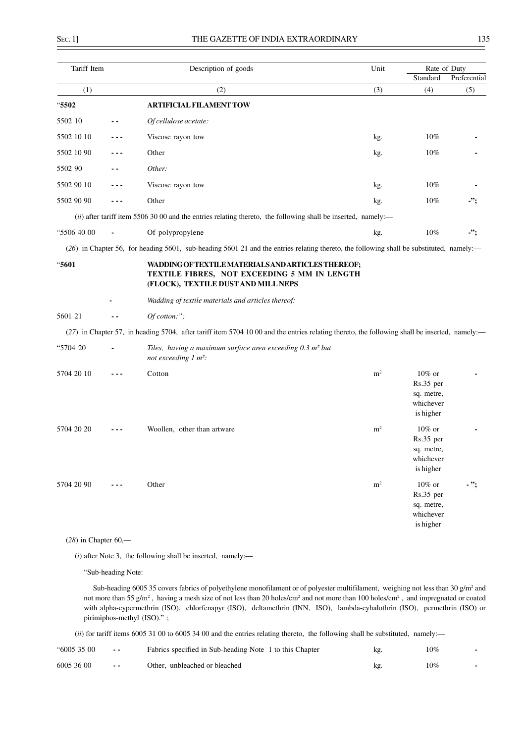| Tariff Item | | Description of goods | Unit | Rate of Duty | |
|---|---|---|---|---|---|
| | | | | Standard | Preferential |
| (1) | | (2) | (3) | (4) | (5) |
| "5502 | | **ARTIFICIAL FILAMENT TOW** | | | |
| 5502 10 | - - | *Of cellulose acetate:* | | | |
| 5502 10 10 | - - - | Viscose rayon tow | kg. | 10% | - |
| 5502 10 90 | - - - | Other | kg. | 10% | - |
| 5502 90 | - - | *Other:* | | | |
| 5502 90 10 | - - - | Viscose rayon tow | kg. | 10% | - |
| 5502 90 90 | - - - | Other | kg. | 10% | -"; |

(*ii*) after tariff item 5506 30 00 and the entries relating thereto, the following shall be inserted, namely:—

| | | | | | |
|---|---|---|---|---|---|
| "5506 40 00 | - | Of polypropylene | kg. | 10% | -"; |

(*26*) in Chapter 56, for heading 5601, sub-heading 5601 21 and the entries relating thereto, the following shall be substituted, namely:—

| | | | | | |
|---|---|---|---|---|---|
| "5601 | | **WADDING OF TEXTILE MATERIALS AND ARTICLES THEREOF; TEXTILE FIBRES, NOT EXCEEDING 5 MM IN LENGTH (FLOCK), TEXTILE DUST AND MILL NEPS** | | | |
| | - | *Wadding of textile materials and articles thereof:* | | | |
| 5601 21 | - - | *Of cotton:";* | | | |

(*27*) in Chapter 57, in heading 5704, after tariff item 5704 10 00 and the entries relating thereto, the following shall be inserted, namely:—

| | | | | | |
|---|---|---|---|---|---|
| "5704 20 | - | *Tiles, having a maximum surface area exceeding 0.3 m² but not exceeding 1 m²:* | | | |
| 5704 20 10 | - - - | Cotton | m² | 10% or Rs.35 per sq. metre, whichever is higher | - |
| 5704 20 20 | - - - | Woollen, other than artware | m² | 10% or Rs.35 per sq. metre, whichever is higher | - |
| 5704 20 90 | - - - | Other | m² | 10% or Rs.35 per sq. metre, whichever is higher | - "; |

(*28*) in Chapter 60,—

(*i*) after Note 3, the following shall be inserted, namely:—

"Sub-heading Note:

Sub-heading 6005 35 covers fabrics of polyethylene monofilament or of polyester multifilament, weighing not less than 30 g/m² and not more than 55 g/m², having a mesh size of not less than 20 holes/cm² and not more than 100 holes/cm², and impregnated or coated with alpha-cypermethrin (ISO), chlorfenapyr (ISO), deltamethrin (INN, ISO), lambda-cyhalothrin (ISO), permethrin (ISO) or pirimiphos-methyl (ISO)." ;

(*ii*) for tariff items 6005 31 00 to 6005 34 00 and the entries relating thereto, the following shall be substituted, namely:—

| | | | | | |
|---|---|---|---|---|---|
| "6005 35 00 | - - | Fabrics specified in Sub-heading Note 1 to this Chapter | kg. | 10% | - |
| 6005 36 00 | - - | Other, unbleached or bleached | kg. | 10% | - |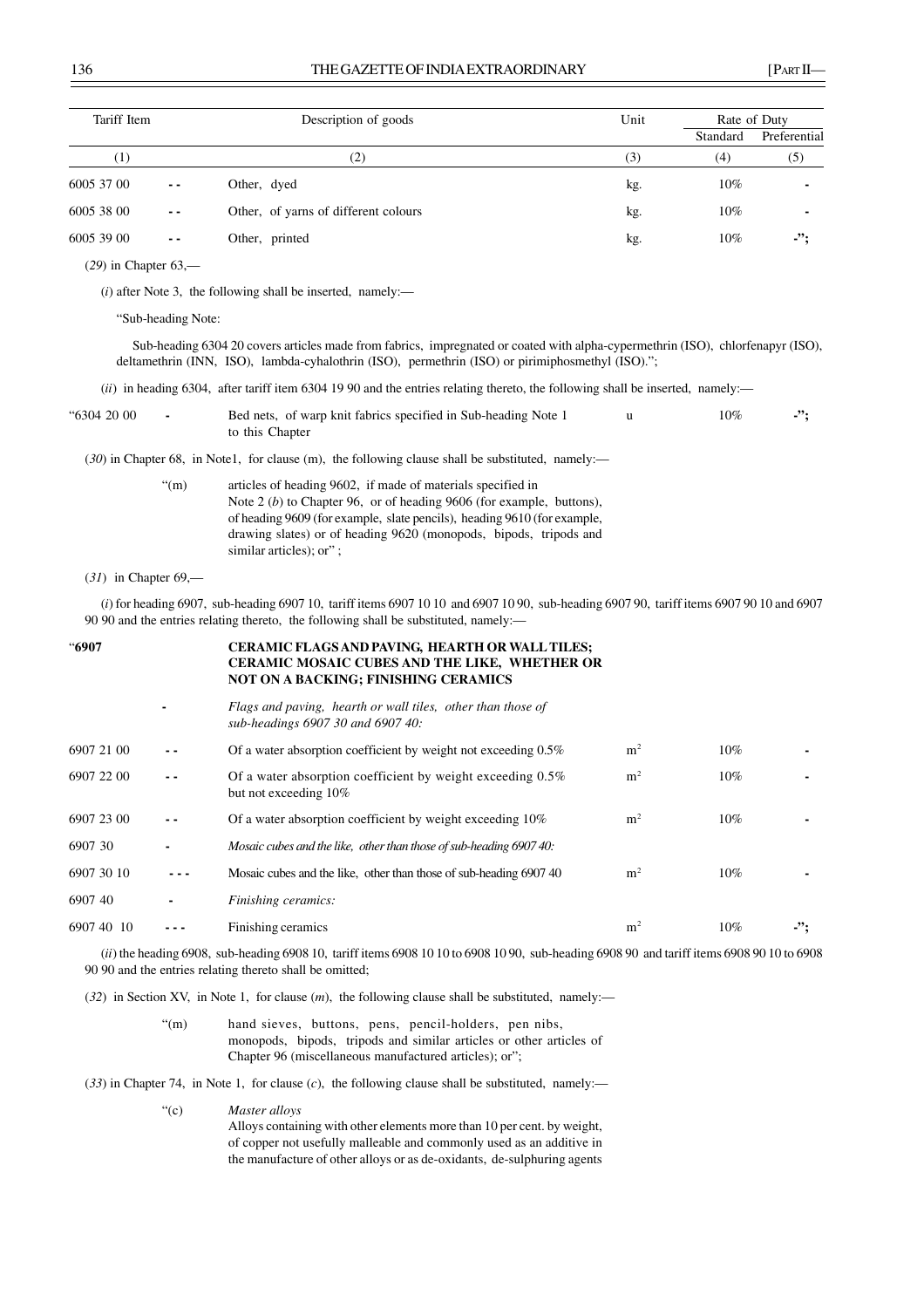| Tariff Item | | Description of goods | Unit | Rate of Duty | |
|---|---|---|---|---|---|
| | | | | Standard | Preferential |
| (1) | | (2) | (3) | (4) | (5) |
| 6005 37 00 | - - | Other, dyed | kg. | 10% | - |
| 6005 38 00 | - - | Other, of yarns of different colours | kg. | 10% | - |
| 6005 39 00 | - - | Other, printed | kg. | 10% | -"; |

(*29*) in Chapter 63,—

(*i*) after Note 3, the following shall be inserted, namely:—

"Sub-heading Note:

Sub-heading 6304 20 covers articles made from fabrics, impregnated or coated with alpha-cypermethrin (ISO), chlorfenapyr (ISO), deltamethrin (INN, ISO), lambda-cyhalothrin (ISO), permethrin (ISO) or pirimiphosmethyl (ISO).";

(*ii*) in heading 6304, after tariff item 6304 19 90 and the entries relating thereto, the following shall be inserted, namely:—

| | | | | | |
|---|---|---|---|---|---|
| "6304 20 00 | - | Bed nets, of warp knit fabrics specified in Sub-heading Note 1 to this Chapter | u | 10% | -"; |

(*30*) in Chapter 68, in Note1, for clause (m), the following clause shall be substituted, namely:—

"(m) articles of heading 9602, if made of materials specified in Note 2 (*b*) to Chapter 96, or of heading 9606 (for example, buttons), of heading 9609 (for example, slate pencils), heading 9610 (for example, drawing slates) or of heading 9620 (monopods, bipods, tripods and similar articles); or" ;

(*31*) in Chapter 69,—

(*i*) for heading 6907, sub-heading 6907 10, tariff items 6907 10 10 and 6907 10 90, sub-heading 6907 90, tariff items 6907 90 10 and 6907 90 90 and the entries relating thereto, the following shall be substituted, namely:—

| | | | | | |
|---|---|---|---|---|---|
| "**6907** | | **CERAMIC FLAGS AND PAVING, HEARTH OR WALL TILES; CERAMIC MOSAIC CUBES AND THE LIKE, WHETHER OR NOT ON A BACKING; FINISHING CERAMICS** | | | |
| | - | *Flags and paving, hearth or wall tiles, other than those of sub-headings 6907 30 and 6907 40:* | | | |
| 6907 21 00 | - - | Of a water absorption coefficient by weight not exceeding 0.5% | $m^2$ | 10% | - |
| 6907 22 00 | - - | Of a water absorption coefficient by weight exceeding 0.5% but not exceeding 10% | $m^2$ | 10% | - |
| 6907 23 00 | - - | Of a water absorption coefficient by weight exceeding 10% | $m^2$ | 10% | - |
| 6907 30 | - | *Mosaic cubes and the like, other than those of sub-heading 6907 40:* | | | |
| 6907 30 10 | - - - | Mosaic cubes and the like, other than those of sub-heading 6907 40 | $m^2$ | 10% | - |
| 6907 40 | - | *Finishing ceramics:* | | | |
| 6907 40 10 | - - - | Finishing ceramics | $m^2$ | 10% | -"; |

(*ii*) the heading 6908, sub-heading 6908 10, tariff items 6908 10 10 to 6908 10 90, sub-heading 6908 90 and tariff items 6908 90 10 to 6908 90 90 and the entries relating thereto shall be omitted;

(*32*) in Section XV, in Note 1, for clause (*m*), the following clause shall be substituted, namely:—

"(m) hand sieves, buttons, pens, pencil-holders, pen nibs, monopods, bipods, tripods and similar articles or other articles of Chapter 96 (miscellaneous manufactured articles); or";

(*33*) in Chapter 74, in Note 1, for clause (*c*), the following clause shall be substituted, namely:—

"(c) *Master alloys*
Alloys containing with other elements more than 10 per cent. by weight, of copper not usefully malleable and commonly used as an additive in the manufacture of other alloys or as de-oxidants, de-sulphuring agents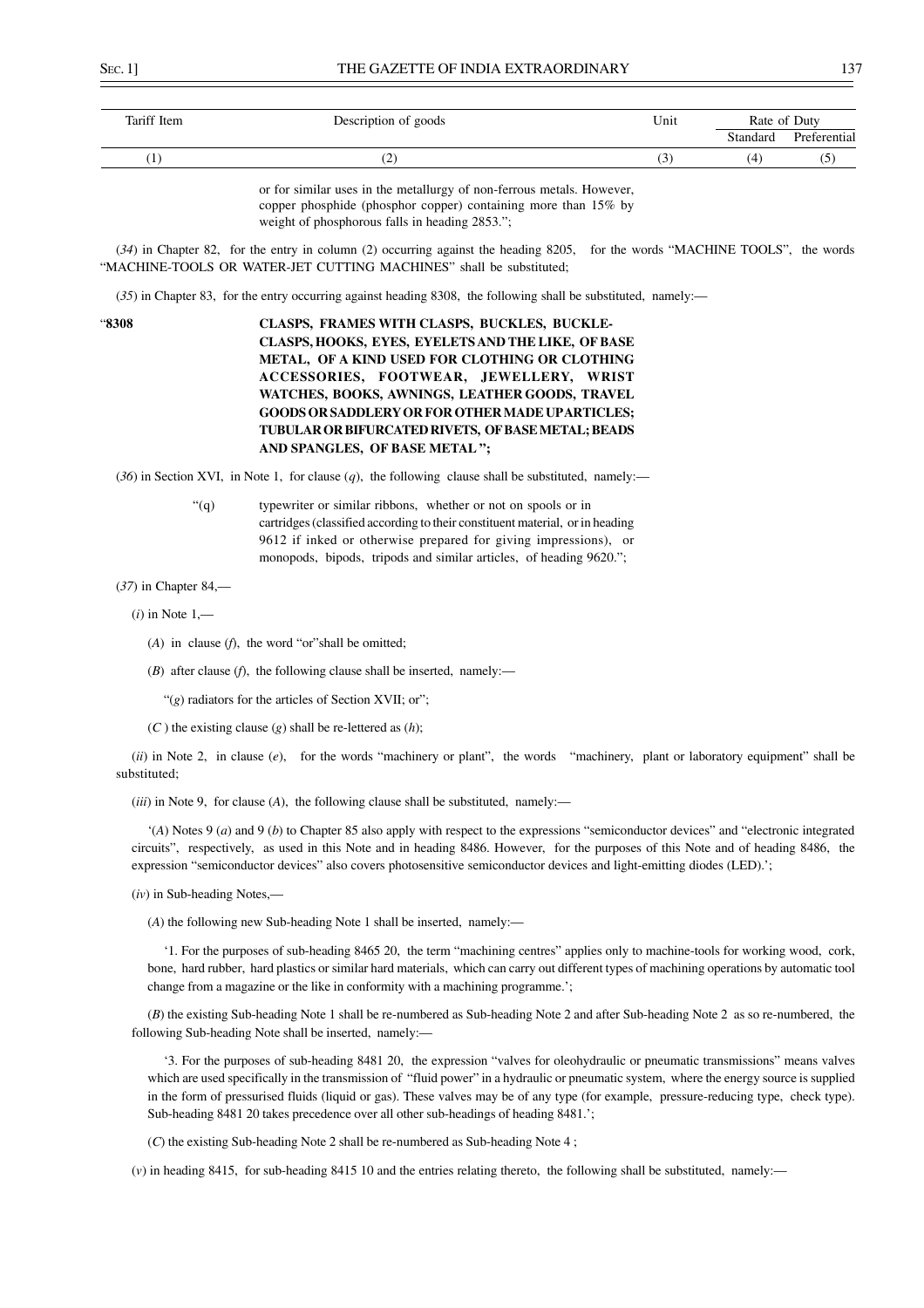| Tariff Item | Description of goods | Unit | Rate of Duty | |
|---|---|---|---|---|
| | | | Standard | Preferential |
| (1) | (2) | (3) | (4) | (5) |

or for similar uses in the metallurgy of non-ferrous metals. However, copper phosphide (phosphor copper) containing more than 15% by weight of phosphorous falls in heading 2853.";

(*34*) in Chapter 82, for the entry in column (2) occurring against the heading 8205, for the words "MACHINE TOOLS", the words "MACHINE-TOOLS OR WATER-JET CUTTING MACHINES" shall be substituted;

(*35*) in Chapter 83, for the entry occurring against heading 8308, the following shall be substituted, namely:—

"**8308** **CLASPS, FRAMES WITH CLASPS, BUCKLES, BUCKLE-CLASPS, HOOKS, EYES, EYELETS AND THE LIKE, OF BASE METAL, OF A KIND USED FOR CLOTHING OR CLOTHING ACCESSORIES, FOOTWEAR, JEWELLERY, WRIST WATCHES, BOOKS, AWNINGS, LEATHER GOODS, TRAVEL GOODS OR SADDLERY OR FOR OTHER MADE UP ARTICLES; TUBULAR OR BIFURCATED RIVETS, OF BASE METAL; BEADS AND SPANGLES, OF BASE METAL";**

(*36*) in Section XVI, in Note 1, for clause (*q*), the following clause shall be substituted, namely:—

"(q) typewriter or similar ribbons, whether or not on spools or in cartridges (classified according to their constituent material, or in heading 9612 if inked or otherwise prepared for giving impressions), or monopods, bipods, tripods and similar articles, of heading 9620.";

(*37*) in Chapter 84,—

(*i*) in Note 1,—

(*A*) in clause (*f*), the word "or"shall be omitted;

(*B*) after clause (*f*), the following clause shall be inserted, namely:—

"(*g*) radiators for the articles of Section XVII; or";

(*C* ) the existing clause (*g*) shall be re-lettered as (*h*);

(*ii*) in Note 2, in clause (*e*), for the words "machinery or plant", the words "machinery, plant or laboratory equipment" shall be substituted;

(*iii*) in Note 9, for clause (*A*), the following clause shall be substituted, namely:—

'(*A*) Notes 9 (*a*) and 9 (*b*) to Chapter 85 also apply with respect to the expressions "semiconductor devices" and "electronic integrated circuits", respectively, as used in this Note and in heading 8486. However, for the purposes of this Note and of heading 8486, the expression "semiconductor devices" also covers photosensitive semiconductor devices and light-emitting diodes (LED).';

(*iv*) in Sub-heading Notes,—

(*A*) the following new Sub-heading Note 1 shall be inserted, namely:—

'1. For the purposes of sub-heading 8465 20, the term "machining centres" applies only to machine-tools for working wood, cork, bone, hard rubber, hard plastics or similar hard materials, which can carry out different types of machining operations by automatic tool change from a magazine or the like in conformity with a machining programme.';

(*B*) the existing Sub-heading Note 1 shall be re-numbered as Sub-heading Note 2 and after Sub-heading Note 2 as so re-numbered, the following Sub-heading Note shall be inserted, namely:—

'3. For the purposes of sub-heading 8481 20, the expression "valves for oleohydraulic or pneumatic transmissions" means valves which are used specifically in the transmission of "fluid power" in a hydraulic or pneumatic system, where the energy source is supplied in the form of pressurised fluids (liquid or gas). These valves may be of any type (for example, pressure-reducing type, check type). Sub-heading 8481 20 takes precedence over all other sub-headings of heading 8481.';

(*C*) the existing Sub-heading Note 2 shall be re-numbered as Sub-heading Note 4 ;

(*v*) in heading 8415, for sub-heading 8415 10 and the entries relating thereto, the following shall be substituted, namely:—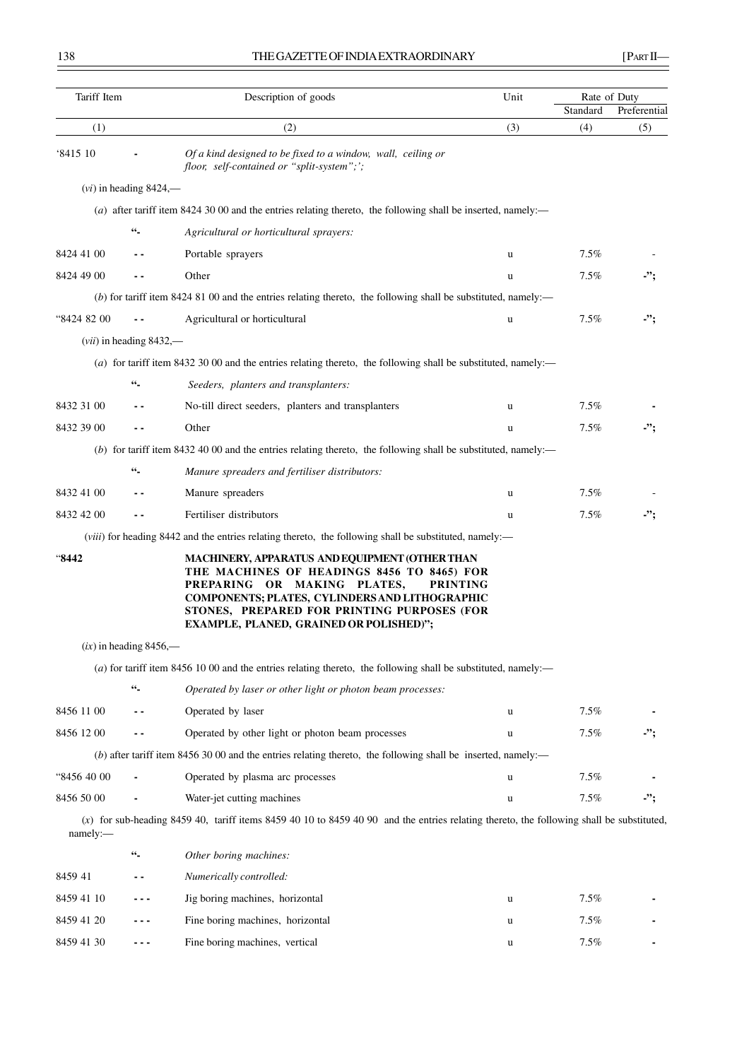| Tariff Item | | Description of goods | Unit | Rate of Duty | |
|---|---|---|---|---|---|
| | | | | Standard | Preferential |
| (1) | | (2) | (3) | (4) | (5) |
| '8415 10 | - | *Of a kind designed to be fixed to a window, wall, ceiling or floor, self-contained or "split-system";';* | | | |
| (*vi*) in heading 8424,— | | | | | |
| (*a*) after tariff item 8424 30 00 and the entries relating thereto, the following shall be inserted, namely:— | | | | | |
| | "- | *Agricultural or horticultural sprayers:* | | | |
| 8424 41 00 | - - | Portable sprayers | u | 7.5% | - |
| 8424 49 00 | - - | Other | u | 7.5% | -"; |
| (*b*) for tariff item 8424 81 00 and the entries relating thereto, the following shall be substituted, namely:— | | | | | |
| "8424 82 00 | - - | Agricultural or horticultural | u | 7.5% | -"; |
| (*vii*) in heading 8432,— | | | | | |
| (*a*) for tariff item 8432 30 00 and the entries relating thereto, the following shall be substituted, namely:— | | | | | |
| | "- | *Seeders, planters and transplanters:* | | | |
| 8432 31 00 | - - | No-till direct seeders, planters and transplanters | u | 7.5% | - |
| 8432 39 00 | - - | Other | u | 7.5% | -"; |
| (*b*) for tariff item 8432 40 00 and the entries relating thereto, the following shall be substituted, namely:— | | | | | |
| | "- | *Manure spreaders and fertiliser distributors:* | | | |
| 8432 41 00 | - - | Manure spreaders | u | 7.5% | - |
| 8432 42 00 | - - | Fertiliser distributors | u | 7.5% | -"; |
| (*viii*) for heading 8442 and the entries relating thereto, the following shall be substituted, namely:— | | | | | |
| "**8442** | | **MACHINERY, APPARATUS AND EQUIPMENT (OTHER THAN THE MACHINES OF HEADINGS 8456 TO 8465) FOR PREPARING OR MAKING PLATES, PRINTING COMPONENTS; PLATES, CYLINDERS AND LITHOGRAPHIC STONES, PREPARED FOR PRINTING PURPOSES (FOR EXAMPLE, PLANED, GRAINED OR POLISHED)";** | | | |
| (*ix*) in heading 8456,— | | | | | |
| (*a*) for tariff item 8456 10 00 and the entries relating thereto, the following shall be substituted, namely:— | | | | | |
| | "- | *Operated by laser or other light or photon beam processes:* | | | |
| 8456 11 00 | - - | Operated by laser | u | 7.5% | - |
| 8456 12 00 | - - | Operated by other light or photon beam processes | u | 7.5% | -"; |
| (*b*) after tariff item 8456 30 00 and the entries relating thereto, the following shall be inserted, namely:— | | | | | |
| "8456 40 00 | - | Operated by plasma arc processes | u | 7.5% | - |
| 8456 50 00 | - | Water-jet cutting machines | u | 7.5% | -"; |
| (*x*) for sub-heading 8459 40, tariff items 8459 40 10 to 8459 40 90 and the entries relating thereto, the following shall be substituted, namely:— | | | | | |
| | "- | *Other boring machines:* | | | |
| 8459 41 | - - | *Numerically controlled:* | | | |
| 8459 41 10 | - - - | Jig boring machines, horizontal | u | 7.5% | - |
| 8459 41 20 | - - - | Fine boring machines, horizontal | u | 7.5% | - |
| 8459 41 30 | - - - | Fine boring machines, vertical | u | 7.5% | - |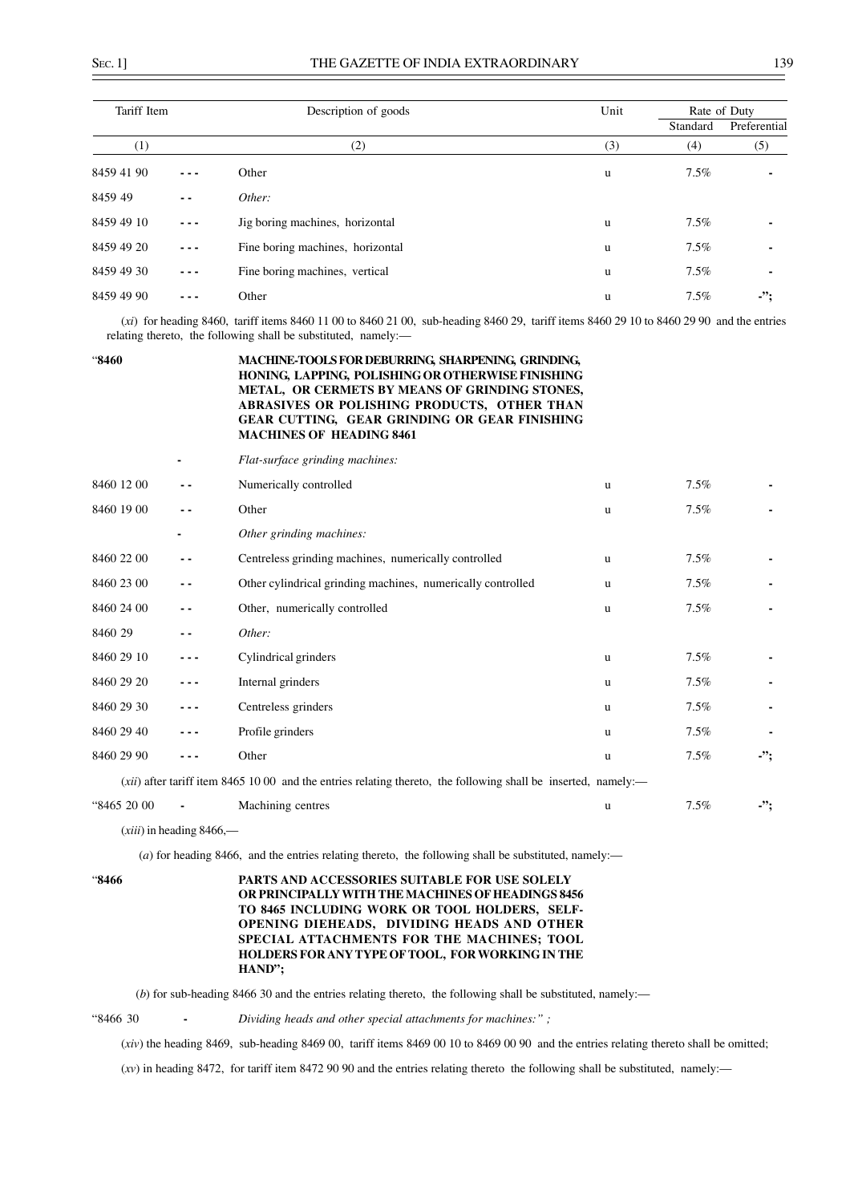| Tariff Item | | Description of goods | Unit | Rate of Duty | |
|---|---|---|---|---|---|
| | | | | Standard | Preferential |
| (1) | | (2) | (3) | (4) | (5) |
| 8459 41 90 | - - - | Other | u | 7.5% | - |
| 8459 49 | - - | *Other:* | | | |
| 8459 49 10 | - - - | Jig boring machines, horizontal | u | 7.5% | - |
| 8459 49 20 | - - - | Fine boring machines, horizontal | u | 7.5% | - |
| 8459 49 30 | - - - | Fine boring machines, vertical | u | 7.5% | - |
| 8459 49 90 | - - - | Other | u | 7.5% | -"; |

(*xi*) for heading 8460, tariff items 8460 11 00 to 8460 21 00, sub-heading 8460 29, tariff items 8460 29 10 to 8460 29 90 and the entries relating thereto, the following shall be substituted, namely:—

| | | | | | |
|---|---|---|---|---|---|
| "**8460** | | **MACHINE-TOOLS FOR DEBURRING, SHARPENING, GRINDING, HONING, LAPPING, POLISHING OR OTHERWISE FINISHING METAL, OR CERMETS BY MEANS OF GRINDING STONES, ABRASIVES OR POLISHING PRODUCTS, OTHER THAN GEAR CUTTING, GEAR GRINDING OR GEAR FINISHING MACHINES OF HEADING 8461** | | | |
| | - | *Flat-surface grinding machines:* | | | |
| 8460 12 00 | - - | Numerically controlled | u | 7.5% | - |
| 8460 19 00 | - - | Other | u | 7.5% | - |
| | - | *Other grinding machines:* | | | |
| 8460 22 00 | - - | Centreless grinding machines, numerically controlled | u | 7.5% | - |
| 8460 23 00 | - - | Other cylindrical grinding machines, numerically controlled | u | 7.5% | - |
| 8460 24 00 | - - | Other, numerically controlled | u | 7.5% | - |
| 8460 29 | - - | *Other:* | | | |
| 8460 29 10 | - - - | Cylindrical grinders | u | 7.5% | - |
| 8460 29 20 | - - - | Internal grinders | u | 7.5% | - |
| 8460 29 30 | - - - | Centreless grinders | u | 7.5% | - |
| 8460 29 40 | - - - | Profile grinders | u | 7.5% | - |
| 8460 29 90 | - - - | Other | u | 7.5% | -"; |

(*xii*) after tariff item 8465 10 00 and the entries relating thereto, the following shall be inserted, namely:—

| | | | | | |
|---|---|---|---|---|---|
| "8465 20 00 | - | Machining centres | u | 7.5% | -"; |

(*xiii*) in heading 8466,—

(*a*) for heading 8466, and the entries relating thereto, the following shall be substituted, namely:—

"**8466** **PARTS AND ACCESSORIES SUITABLE FOR USE SOLELY OR PRINCIPALLY WITH THE MACHINES OF HEADINGS 8456 TO 8465 INCLUDING WORK OR TOOL HOLDERS, SELF-OPENING DIEHEADS, DIVIDING HEADS AND OTHER SPECIAL ATTACHMENTS FOR THE MACHINES; TOOL HOLDERS FOR ANY TYPE OF TOOL, FOR WORKING IN THE HAND";**

(*b*) for sub-heading 8466 30 and the entries relating thereto, the following shall be substituted, namely:—

"8466 30 - *Dividing heads and other special attachments for machines:" ;*

(*xiv*) the heading 8469, sub-heading 8469 00, tariff items 8469 00 10 to 8469 00 90 and the entries relating thereto shall be omitted;

(*xv*) in heading 8472, for tariff item 8472 90 90 and the entries relating thereto the following shall be substituted, namely:—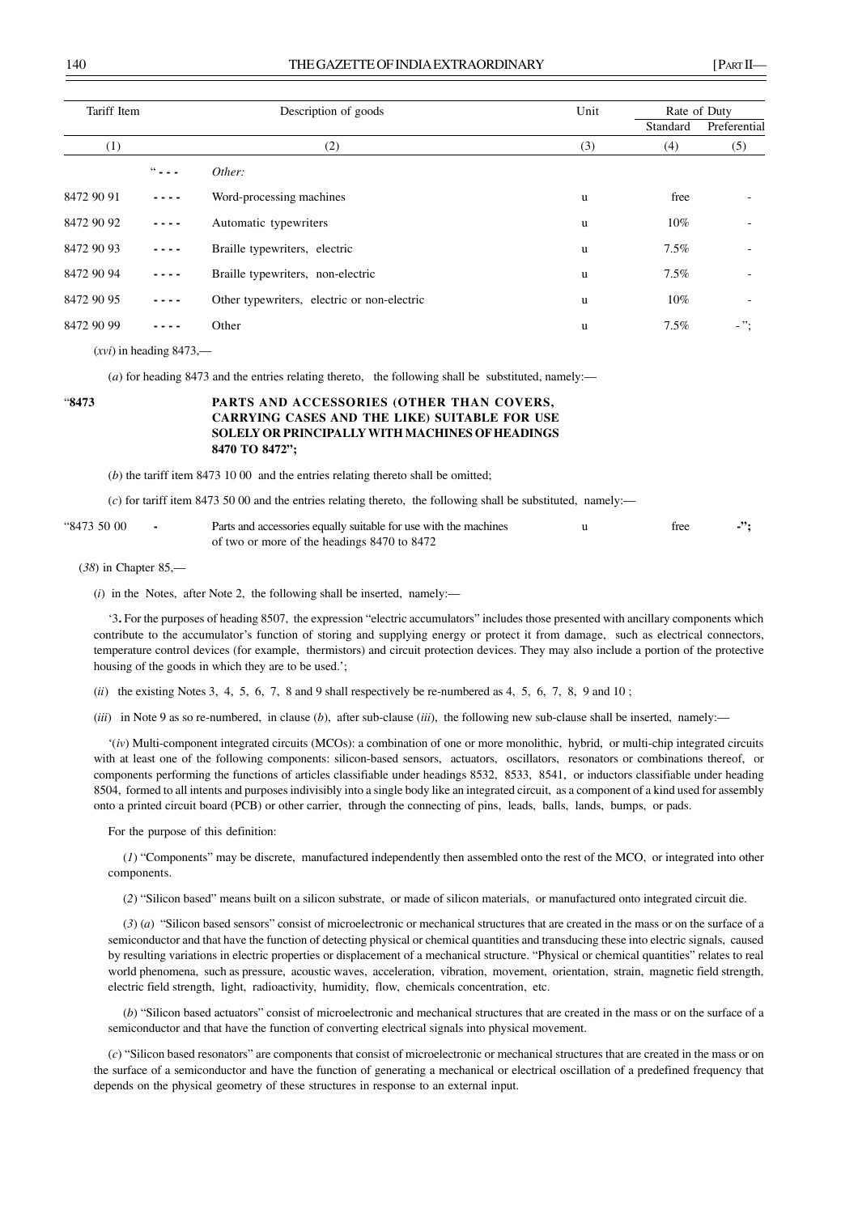| Tariff Item | | Description of goods | Unit | Rate of Duty | |
|---|---|---|---|---|---|
| | | | | Standard | Preferential |
| (1) | | (2) | (3) | (4) | (5) |
| | "- - - | *Other:* | | | |
| 8472 90 91 | - - - - | Word-processing machines | u | free | - |
| 8472 90 92 | - - - - | Automatic typewriters | u | 10% | - |
| 8472 90 93 | - - - - | Braille typewriters, electric | u | 7.5% | - |
| 8472 90 94 | - - - - | Braille typewriters, non-electric | u | 7.5% | - |
| 8472 90 95 | - - - - | Other typewriters, electric or non-electric | u | 10% | - |
| 8472 90 99 | - - - - | Other | u | 7.5% | - "; |

(*xvi*) in heading 8473,—

(*a*) for heading 8473 and the entries relating thereto, the following shall be substituted, namely:—

"**8473** **PARTS AND ACCESSORIES (OTHER THAN COVERS, CARRYING CASES AND THE LIKE) SUITABLE FOR USE SOLELY OR PRINCIPALLY WITH MACHINES OF HEADINGS 8470 TO 8472";**

(*b*) the tariff item 8473 10 00 and the entries relating thereto shall be omitted;

(*c*) for tariff item 8473 50 00 and the entries relating thereto, the following shall be substituted, namely:—

| | | | | | |
|---|---|---|---|---|---|
| "8473 50 00 | - | Parts and accessories equally suitable for use with the machines of two or more of the headings 8470 to 8472 | u | free | -"; |

(*38*) in Chapter 85,—

(*i*) in the Notes, after Note 2, the following shall be inserted, namely:—

'3**.** For the purposes of heading 8507, the expression "electric accumulators" includes those presented with ancillary components which contribute to the accumulator's function of storing and supplying energy or protect it from damage, such as electrical connectors, temperature control devices (for example, thermistors) and circuit protection devices. They may also include a portion of the protective housing of the goods in which they are to be used.';

(*ii*) the existing Notes 3, 4, 5, 6, 7, 8 and 9 shall respectively be re-numbered as 4, 5, 6, 7, 8, 9 and 10 ;

(*iii*) in Note 9 as so re-numbered, in clause (*b*), after sub-clause (*iii*), the following new sub-clause shall be inserted, namely:—

'(*iv*) Multi-component integrated circuits (MCOs): a combination of one or more monolithic, hybrid, or multi-chip integrated circuits with at least one of the following components: silicon-based sensors, actuators, oscillators, resonators or combinations thereof, or components performing the functions of articles classifiable under headings 8532, 8533, 8541, or inductors classifiable under heading 8504, formed to all intents and purposes indivisibly into a single body like an integrated circuit, as a component of a kind used for assembly onto a printed circuit board (PCB) or other carrier, through the connecting of pins, leads, balls, lands, bumps, or pads.

For the purpose of this definition:

(*1*) "Components" may be discrete, manufactured independently then assembled onto the rest of the MCO, or integrated into other components.

(*2*) "Silicon based" means built on a silicon substrate, or made of silicon materials, or manufactured onto integrated circuit die.

(*3*) (*a*) "Silicon based sensors" consist of microelectronic or mechanical structures that are created in the mass or on the surface of a semiconductor and that have the function of detecting physical or chemical quantities and transducing these into electric signals, caused by resulting variations in electric properties or displacement of a mechanical structure. "Physical or chemical quantities" relates to real world phenomena, such as pressure, acoustic waves, acceleration, vibration, movement, orientation, strain, magnetic field strength, electric field strength, light, radioactivity, humidity, flow, chemicals concentration, etc.

(*b*) "Silicon based actuators" consist of microelectronic and mechanical structures that are created in the mass or on the surface of a semiconductor and that have the function of converting electrical signals into physical movement.

(*c*) "Silicon based resonators" are components that consist of microelectronic or mechanical structures that are created in the mass or on the surface of a semiconductor and have the function of generating a mechanical or electrical oscillation of a predefined frequency that depends on the physical geometry of these structures in response to an external input.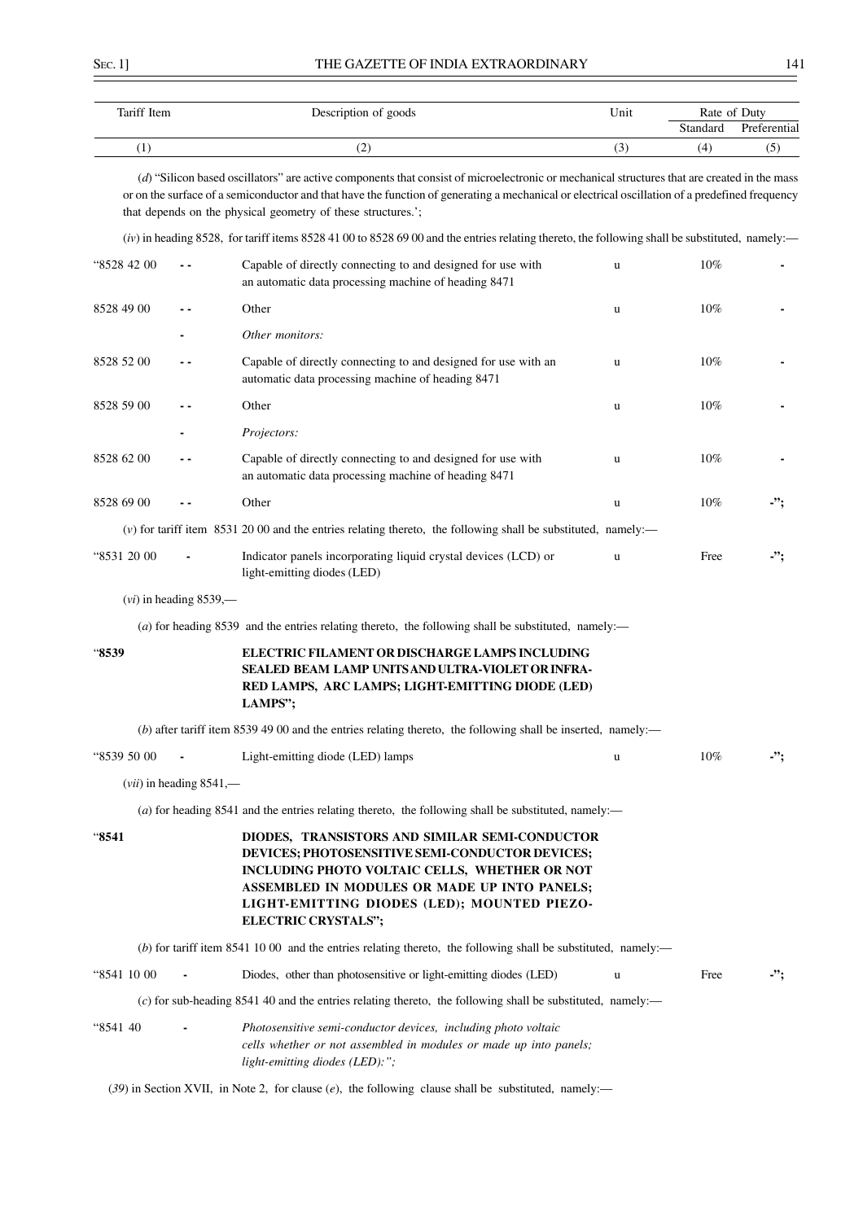| Tariff Item | | Description of goods | Unit | Rate of Duty | |
|---|---|---|---|---|---|
| | | | | Standard | Preferential |
| (1) | | (2) | (3) | (4) | (5) |

(*d*) "Silicon based oscillators" are active components that consist of microelectronic or mechanical structures that are created in the mass or on the surface of a semiconductor and that have the function of generating a mechanical or electrical oscillation of a predefined frequency that depends on the physical geometry of these structures.';

(*iv*) in heading 8528, for tariff items 8528 41 00 to 8528 69 00 and the entries relating thereto, the following shall be substituted, namely:—

| | | | | | |
|---|---|---|---|---|---|
| "8528 42 00 | - - | Capable of directly connecting to and designed for use with an automatic data processing machine of heading 8471 | u | 10% | - |
| 8528 49 00 | - - | Other | u | 10% | - |
| | - | *Other monitors:* | | | |
| 8528 52 00 | - - | Capable of directly connecting to and designed for use with an automatic data processing machine of heading 8471 | u | 10% | - |
| 8528 59 00 | - - | Other | u | 10% | - |
| | - | *Projectors:* | | | |
| 8528 62 00 | - - | Capable of directly connecting to and designed for use with an automatic data processing machine of heading 8471 | u | 10% | - |
| 8528 69 00 | - - | Other | u | 10% | -"; |

(*v*) for tariff item 8531 20 00 and the entries relating thereto, the following shall be substituted, namely:—

| | | | | | |
|---|---|---|---|---|---|
| "8531 20 00 | - | Indicator panels incorporating liquid crystal devices (LCD) or light-emitting diodes (LED) | u | Free | -"; |

(*vi*) in heading 8539,—

(*a*) for heading 8539 and the entries relating thereto, the following shall be substituted, namely:—

"**8539** **ELECTRIC FILAMENT OR DISCHARGE LAMPS INCLUDING SEALED BEAM LAMP UNITS AND ULTRA-VIOLET OR INFRA-RED LAMPS, ARC LAMPS; LIGHT-EMITTING DIODE (LED) LAMPS";**

(*b*) after tariff item 8539 49 00 and the entries relating thereto, the following shall be inserted, namely:—

| | | | | | |
|---|---|---|---|---|---|
| "8539 50 00 | - | Light-emitting diode (LED) lamps | u | 10% | -"; |

(*vii*) in heading 8541,—

(*a*) for heading 8541 and the entries relating thereto, the following shall be substituted, namely:—

"**8541** **DIODES, TRANSISTORS AND SIMILAR SEMI-CONDUCTOR DEVICES; PHOTOSENSITIVE SEMI-CONDUCTOR DEVICES; INCLUDING PHOTO VOLTAIC CELLS, WHETHER OR NOT ASSEMBLED IN MODULES OR MADE UP INTO PANELS; LIGHT-EMITTING DIODES (LED); MOUNTED PIEZO-ELECTRIC CRYSTALS";**

(*b*) for tariff item 8541 10 00 and the entries relating thereto, the following shall be substituted, namely:—

| | | | | | |
|---|---|---|---|---|---|
| "8541 10 00 | - | Diodes, other than photosensitive or light-emitting diodes (LED) | u | Free | -"; |

(*c*) for sub-heading 8541 40 and the entries relating thereto, the following shall be substituted, namely:—

| | | | | | |
|---|---|---|---|---|---|
| "8541 40 | - | *Photosensitive semi-conductor devices, including photo voltaic cells whether or not assembled in modules or made up into panels; light-emitting diodes (LED):";* | | | |

(*39*) in Section XVII, in Note 2, for clause (*e*), the following clause shall be substituted, namely:—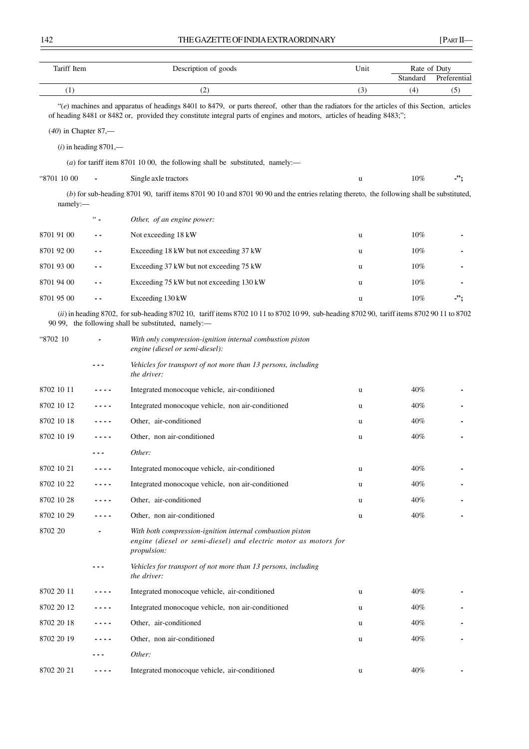| Tariff Item | | Description of goods | Unit | Rate of Duty | |
|---|---|---|---|---|---|
| | | | | Standard | Preferential |
| (1) | | (2) | (3) | (4) | (5) |

"(*e*) machines and apparatus of headings 8401 to 8479, or parts thereof, other than the radiators for the articles of this Section, articles of heading 8481 or 8482 or, provided they constitute integral parts of engines and motors, articles of heading 8483;";

(*40*) in Chapter 87,—

(*i*) in heading 8701,—

(*a*) for tariff item 8701 10 00, the following shall be substituted, namely:—

| | | | | | |
|---|---|---|---|---|---|
| "8701 10 00 | - | Single axle tractors | u | 10% | -"; |

(*b*) for sub-heading 8701 90, tariff items 8701 90 10 and 8701 90 90 and the entries relating thereto, the following shall be substituted, namely:—

| | | | | | |
|---|---|---|---|---|---|
| | " - | *Other, of an engine power:* | | | |
| 8701 91 00 | - - | Not exceeding 18 kW | u | 10% | - |
| 8701 92 00 | - - | Exceeding 18 kW but not exceeding 37 kW | u | 10% | - |
| 8701 93 00 | - - | Exceeding 37 kW but not exceeding 75 kW | u | 10% | - |
| 8701 94 00 | - - | Exceeding 75 kW but not exceeding 130 kW | u | 10% | - |
| 8701 95 00 | - - | Exceeding 130 kW | u | 10% | -"; |

(*ii*) in heading 8702, for sub-heading 8702 10, tariff items 8702 10 11 to 8702 10 99, sub-heading 8702 90, tariff items 8702 90 11 to 8702 90 99, the following shall be substituted, namely:—

| | | | | | |
|---|---|---|---|---|---|
| "8702 10 | - | *With only compression-ignition internal combustion piston engine (diesel or semi-diesel):* | | | |
| | - - - | *Vehicles for transport of not more than 13 persons, including the driver:* | | | |
| 8702 10 11 | - - - - | Integrated monocoque vehicle, air-conditioned | u | 40% | - |
| 8702 10 12 | - - - - | Integrated monocoque vehicle, non air-conditioned | u | 40% | - |
| 8702 10 18 | - - - - | Other, air-conditioned | u | 40% | - |
| 8702 10 19 | - - - - | Other, non air-conditioned | u | 40% | - |
| | - - - | *Other:* | | | |
| 8702 10 21 | - - - - | Integrated monocoque vehicle, air-conditioned | u | 40% | - |
| 8702 10 22 | - - - - | Integrated monocoque vehicle, non air-conditioned | u | 40% | - |
| 8702 10 28 | - - - - | Other, air-conditioned | u | 40% | - |
| 8702 10 29 | - - - - | Other, non air-conditioned | u | 40% | - |
| 8702 20 | - | *With both compression-ignition internal combustion piston engine (diesel or semi-diesel) and electric motor as motors for propulsion:* | | | |
| | - - - | *Vehicles for transport of not more than 13 persons, including the driver:* | | | |
| 8702 20 11 | - - - - | Integrated monocoque vehicle, air-conditioned | u | 40% | - |
| 8702 20 12 | - - - - | Integrated monocoque vehicle, non air-conditioned | u | 40% | - |
| 8702 20 18 | - - - - | Other, air-conditioned | u | 40% | - |
| 8702 20 19 | - - - - | Other, non air-conditioned | u | 40% | - |
| | - - - | *Other:* | | | |
| 8702 20 21 | - - - - | Integrated monocoque vehicle, air-conditioned | u | 40% | - |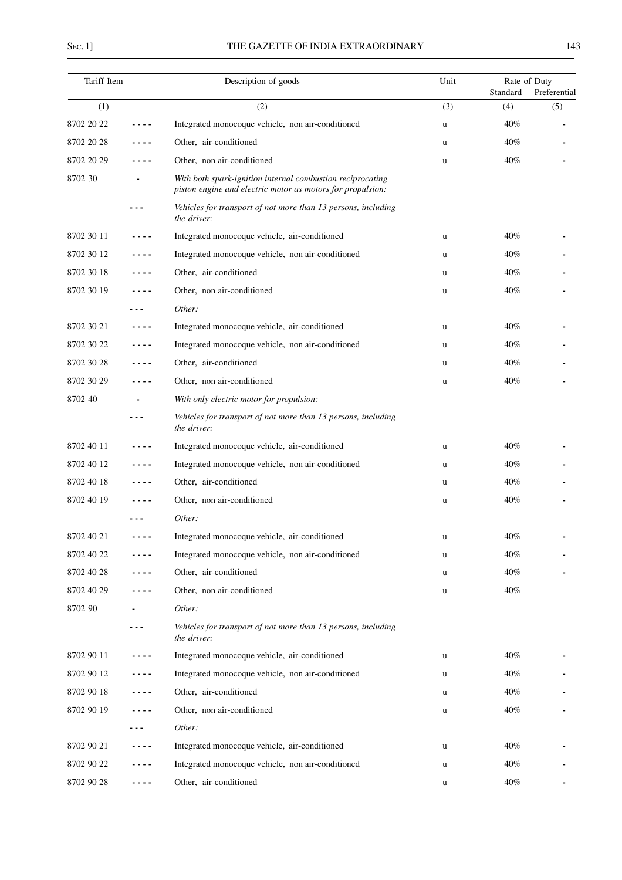| Tariff Item | | Description of goods | Unit | Rate of Duty | |
|---|---|---|---|---|---|
| | | | | Standard | Preferential |
| (1) | | (2) | (3) | (4) | (5) |
| 8702 20 22 | - - - - | Integrated monocoque vehicle, non air-conditioned | u | 40% | - |
| 8702 20 28 | - - - - | Other, air-conditioned | u | 40% | - |
| 8702 20 29 | - - - - | Other, non air-conditioned | u | 40% | - |
| 8702 30 | - | *With both spark-ignition internal combustion reciprocating piston engine and electric motor as motors for propulsion:* | | | |
| | - - - | *Vehicles for transport of not more than 13 persons, including the driver:* | | | |
| 8702 30 11 | - - - - | Integrated monocoque vehicle, air-conditioned | u | 40% | - |
| 8702 30 12 | - - - - | Integrated monocoque vehicle, non air-conditioned | u | 40% | - |
| 8702 30 18 | - - - - | Other, air-conditioned | u | 40% | - |
| 8702 30 19 | - - - - | Other, non air-conditioned | u | 40% | - |
| | - - - | *Other:* | | | |
| 8702 30 21 | - - - - | Integrated monocoque vehicle, air-conditioned | u | 40% | - |
| 8702 30 22 | - - - - | Integrated monocoque vehicle, non air-conditioned | u | 40% | - |
| 8702 30 28 | - - - - | Other, air-conditioned | u | 40% | - |
| 8702 30 29 | - - - - | Other, non air-conditioned | u | 40% | - |
| 8702 40 | - | *With only electric motor for propulsion:* | | | |
| | - - - | *Vehicles for transport of not more than 13 persons, including the driver:* | | | |
| 8702 40 11 | - - - - | Integrated monocoque vehicle, air-conditioned | u | 40% | - |
| 8702 40 12 | - - - - | Integrated monocoque vehicle, non air-conditioned | u | 40% | - |
| 8702 40 18 | - - - - | Other, air-conditioned | u | 40% | - |
| 8702 40 19 | - - - - | Other, non air-conditioned | u | 40% | - |
| | - - - | *Other:* | | | |
| 8702 40 21 | - - - - | Integrated monocoque vehicle, air-conditioned | u | 40% | - |
| 8702 40 22 | - - - - | Integrated monocoque vehicle, non air-conditioned | u | 40% | - |
| 8702 40 28 | - - - - | Other, air-conditioned | u | 40% | - |
| 8702 40 29 | - - - - | Other, non air-conditioned | u | 40% | |
| 8702 90 | - | *Other:* | | | |
| | - - - | *Vehicles for transport of not more than 13 persons, including the driver:* | | | |
| 8702 90 11 | - - - - | Integrated monocoque vehicle, air-conditioned | u | 40% | - |
| 8702 90 12 | - - - - | Integrated monocoque vehicle, non air-conditioned | u | 40% | - |
| 8702 90 18 | - - - - | Other, air-conditioned | u | 40% | - |
| 8702 90 19 | - - - - | Other, non air-conditioned | u | 40% | - |
| | - - - | *Other:* | | | |
| 8702 90 21 | - - - - | Integrated monocoque vehicle, air-conditioned | u | 40% | - |
| 8702 90 22 | - - - - | Integrated monocoque vehicle, non air-conditioned | u | 40% | - |
| 8702 90 28 | - - - - | Other, air-conditioned | u | 40% | - |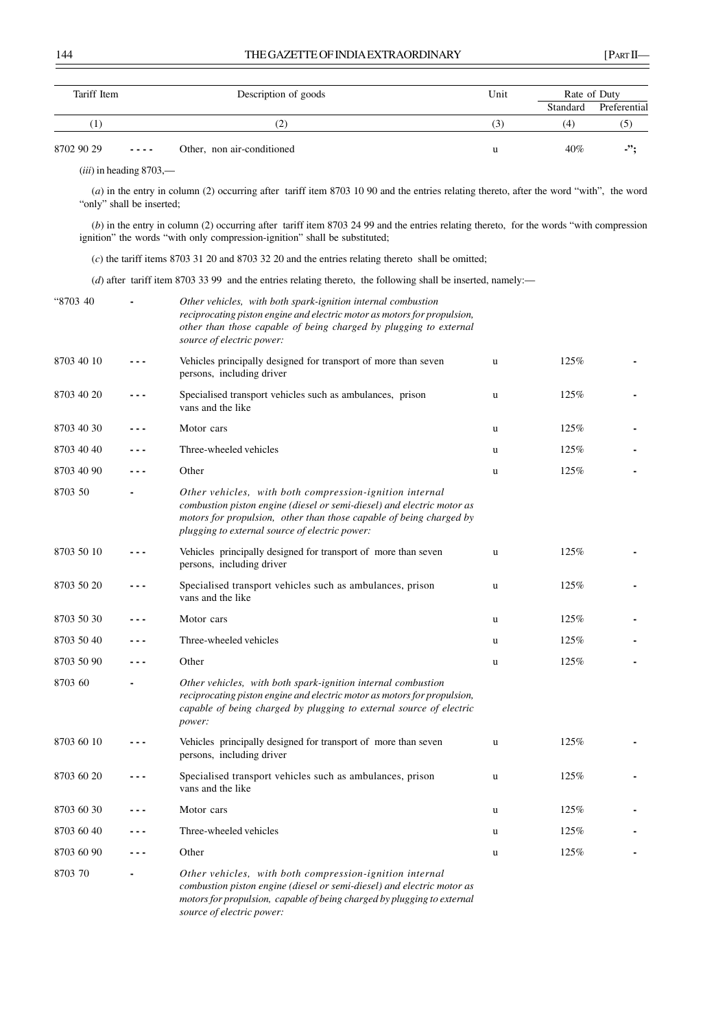| Tariff Item | | Description of goods | Unit | Rate of Duty | |
|---|---|---|---|---|---|
| | | | | Standard | Preferential |
| (1) | | (2) | (3) | (4) | (5) |
| 8702 90 29 | - - - - | Other, non air-conditioned | u | 40% | -"; |

(*iii*) in heading 8703,—

(*a*) in the entry in column (2) occurring after tariff item 8703 10 90 and the entries relating thereto, after the word "with", the word "only" shall be inserted;

(*b*) in the entry in column (2) occurring after tariff item 8703 24 99 and the entries relating thereto, for the words "with compression ignition" the words "with only compression-ignition" shall be substituted;

(*c*) the tariff items 8703 31 20 and 8703 32 20 and the entries relating thereto shall be omitted;

(*d*) after tariff item 8703 33 99 and the entries relating thereto, the following shall be inserted, namely:—

| | | | | | |
|---|---|---|---|---|---|
| "8703 40 | - | *Other vehicles, with both spark-ignition internal combustion reciprocating piston engine and electric motor as motors for propulsion, other than those capable of being charged by plugging to external source of electric power:* | | | |
| 8703 40 10 | - - - | Vehicles principally designed for transport of more than seven persons, including driver | u | 125% | - |
| 8703 40 20 | - - - | Specialised transport vehicles such as ambulances, prison vans and the like | u | 125% | - |
| 8703 40 30 | - - - | Motor cars | u | 125% | - |
| 8703 40 40 | - - - | Three-wheeled vehicles | u | 125% | - |
| 8703 40 90 | - - - | Other | u | 125% | - |
| 8703 50 | - | *Other vehicles, with both compression-ignition internal combustion piston engine (diesel or semi-diesel) and electric motor as motors for propulsion, other than those capable of being charged by plugging to external source of electric power:* | | | |
| 8703 50 10 | - - - | Vehicles principally designed for transport of more than seven persons, including driver | u | 125% | - |
| 8703 50 20 | - - - | Specialised transport vehicles such as ambulances, prison vans and the like | u | 125% | - |
| 8703 50 30 | - - - | Motor cars | u | 125% | - |
| 8703 50 40 | - - - | Three-wheeled vehicles | u | 125% | - |
| 8703 50 90 | - - - | Other | u | 125% | - |
| 8703 60 | - | *Other vehicles, with both spark-ignition internal combustion reciprocating piston engine and electric motor as motors for propulsion, capable of being charged by plugging to external source of electric power:* | | | |
| 8703 60 10 | - - - | Vehicles principally designed for transport of more than seven persons, including driver | u | 125% | - |
| 8703 60 20 | - - - | Specialised transport vehicles such as ambulances, prison vans and the like | u | 125% | - |
| 8703 60 30 | - - - | Motor cars | u | 125% | - |
| 8703 60 40 | - - - | Three-wheeled vehicles | u | 125% | - |
| 8703 60 90 | - - - | Other | u | 125% | - |
| 8703 70 | - | *Other vehicles, with both compression-ignition internal combustion piston engine (diesel or semi-diesel) and electric motor as motors for propulsion, capable of being charged by plugging to external source of electric power:* | | | |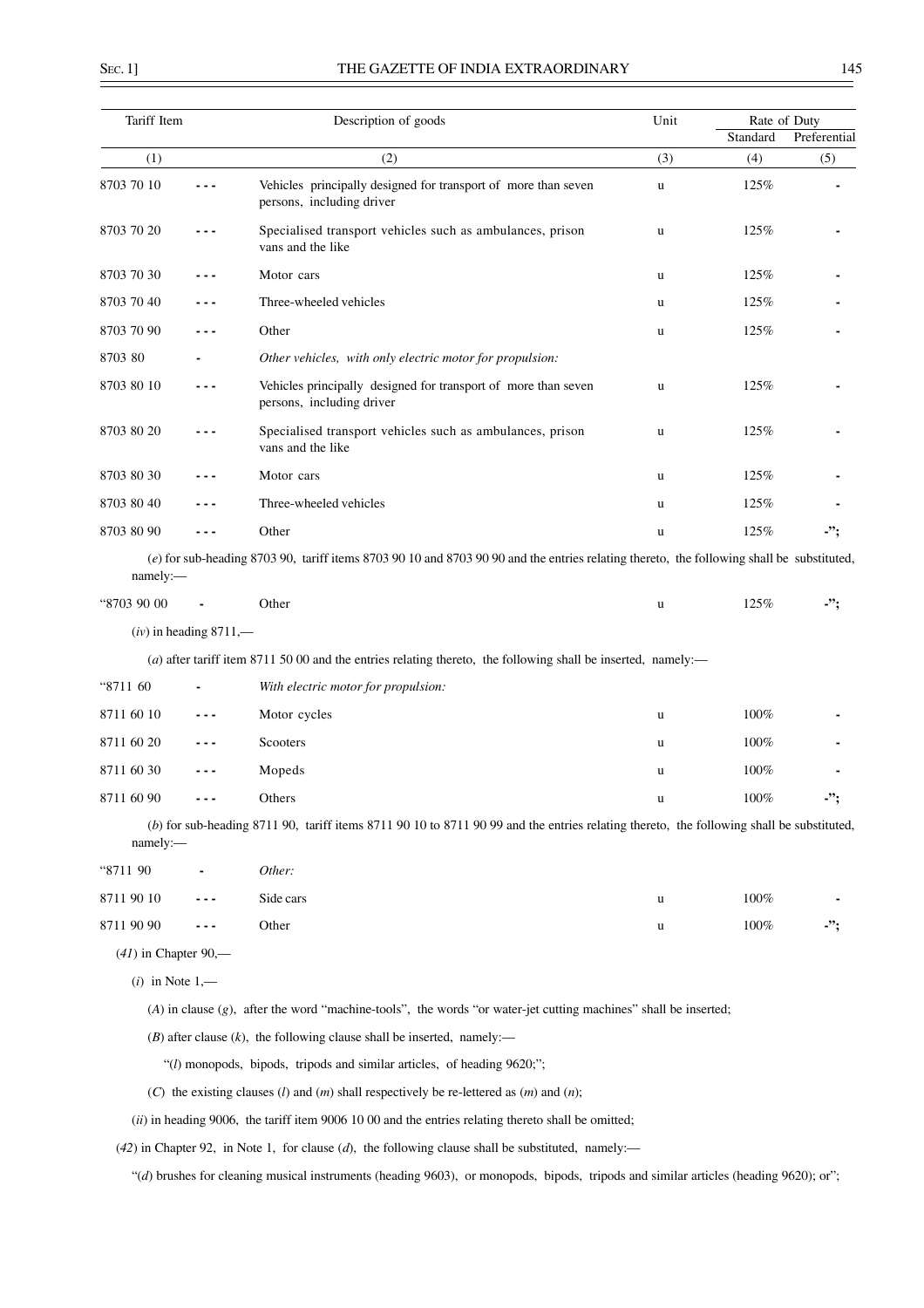| Tariff Item | | Description of goods | Unit | Rate of Duty | |
|---|---|---|---|---|---|
| | | | | Standard | Preferential |
| (1) | | (2) | (3) | (4) | (5) |
| 8703 70 10 | - - - | Vehicles principally designed for transport of more than seven persons, including driver | u | 125% | - |
| 8703 70 20 | - - - | Specialised transport vehicles such as ambulances, prison vans and the like | u | 125% | - |
| 8703 70 30 | - - - | Motor cars | u | 125% | - |
| 8703 70 40 | - - - | Three-wheeled vehicles | u | 125% | - |
| 8703 70 90 | - - - | Other | u | 125% | - |
| 8703 80 | - | *Other vehicles, with only electric motor for propulsion:* | | | |
| 8703 80 10 | - - - | Vehicles principally designed for transport of more than seven persons, including driver | u | 125% | - |
| 8703 80 20 | - - - | Specialised transport vehicles such as ambulances, prison vans and the like | u | 125% | - |
| 8703 80 30 | - - - | Motor cars | u | 125% | - |
| 8703 80 40 | - - - | Three-wheeled vehicles | u | 125% | - |
| 8703 80 90 | - - - | Other | u | 125% | -"; |

(*e*) for sub-heading 8703 90, tariff items 8703 90 10 and 8703 90 90 and the entries relating thereto, the following shall be substituted, namely:—

| | | | | | |
|---|---|---|---|---|---|
| "8703 90 00 | - | Other | u | 125% | -"; |

(*iv*) in heading 8711,—

(*a*) after tariff item 8711 50 00 and the entries relating thereto, the following shall be inserted, namely:—

| | | | | | |
|---|---|---|---|---|---|
| "8711 60 | - | *With electric motor for propulsion:* | | | |
| 8711 60 10 | - - - | Motor cycles | u | 100% | - |
| 8711 60 20 | - - - | Scooters | u | 100% | - |
| 8711 60 30 | - - - | Mopeds | u | 100% | - |
| 8711 60 90 | - - - | Others | u | 100% | -"; |

(*b*) for sub-heading 8711 90, tariff items 8711 90 10 to 8711 90 99 and the entries relating thereto, the following shall be substituted, namely:—

| | | | | | |
|---|---|---|---|---|---|
| "8711 90 | - | *Other:* | | | |
| 8711 90 10 | - - - | Side cars | u | 100% | - |
| 8711 90 90 | - - - | Other | u | 100% | -"; |

(*41*) in Chapter 90,—

(*i*) in Note 1,—

(*A*) in clause (*g*), after the word "machine-tools", the words "or water-jet cutting machines" shall be inserted;

(*B*) after clause (*k*), the following clause shall be inserted, namely:—

"(*l*) monopods, bipods, tripods and similar articles, of heading 9620;";

(*C*) the existing clauses (*l*) and (*m*) shall respectively be re-lettered as (*m*) and (*n*);

(*ii*) in heading 9006, the tariff item 9006 10 00 and the entries relating thereto shall be omitted;

(*42*) in Chapter 92, in Note 1, for clause (*d*), the following clause shall be substituted, namely:—

"(*d*) brushes for cleaning musical instruments (heading 9603), or monopods, bipods, tripods and similar articles (heading 9620); or";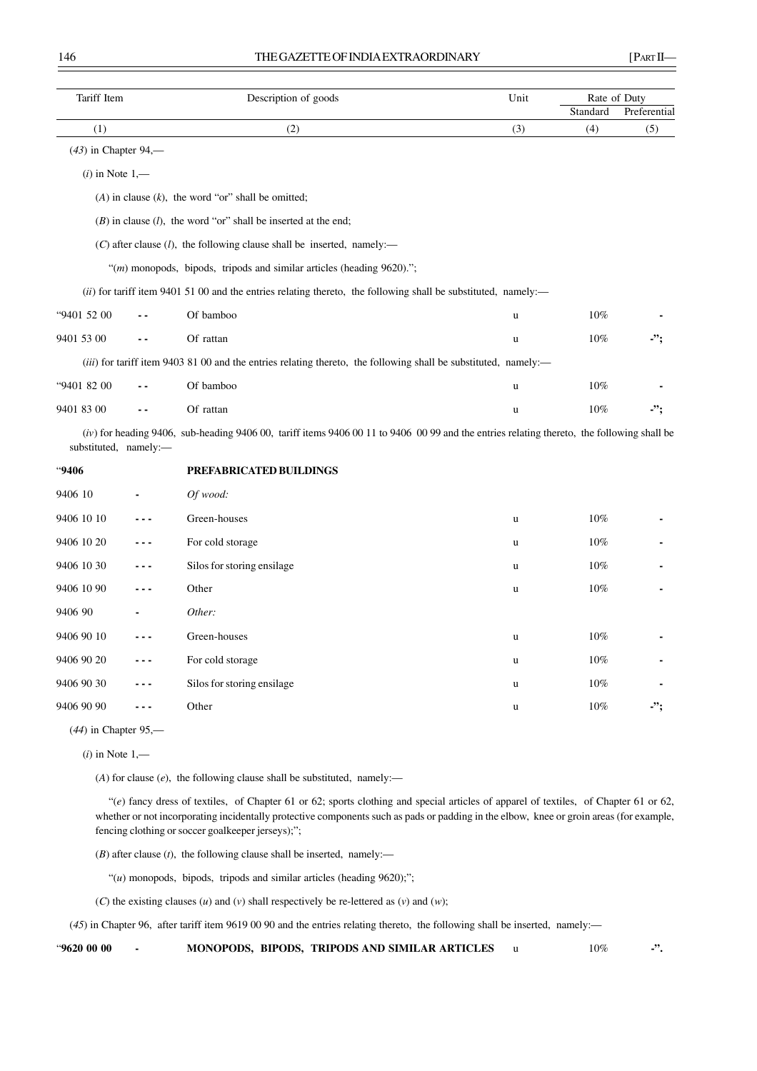| Tariff Item | | Description of goods | Unit | Rate of Duty | |
|---|---|---|---|---|---|
| | | | | Standard | Preferential |
| (1) | | (2) | (3) | (4) | (5) |

(*43*) in Chapter 94,—

(*i*) in Note 1,—

(*A*) in clause (*k*), the word "or" shall be omitted;

(*B*) in clause (*l*), the word "or" shall be inserted at the end;

(*C*) after clause (*l*), the following clause shall be inserted, namely:—

"(*m*) monopods, bipods, tripods and similar articles (heading 9620).";

(*ii*) for tariff item 9401 51 00 and the entries relating thereto, the following shall be substituted, namely:—

| | | | | | |
|---|---|---|---|---|---|
| "9401 52 00 | - - | Of bamboo | u | 10% | - |
| 9401 53 00 | - - | Of rattan | u | 10% | -"; |

(*iii*) for tariff item 9403 81 00 and the entries relating thereto, the following shall be substituted, namely:—

| | | | | | |
|---|---|---|---|---|---|
| "9401 82 00 | - - | Of bamboo | u | 10% | - |
| 9401 83 00 | - - | Of rattan | u | 10% | -"; |

(*iv*) for heading 9406, sub-heading 9406 00, tariff items 9406 00 11 to 9406 00 99 and the entries relating thereto, the following shall be substituted, namely:—

| | | | | | |
|---|---|---|---|---|---|
| "**9406** | | **PREFABRICATED BUILDINGS** | | | |
| 9406 10 | - | *Of wood:* | | | |
| 9406 10 10 | - - - | Green-houses | u | 10% | - |
| 9406 10 20 | - - - | For cold storage | u | 10% | - |
| 9406 10 30 | - - - | Silos for storing ensilage | u | 10% | - |
| 9406 10 90 | - - - | Other | u | 10% | - |
| 9406 90 | - | *Other:* | | | |
| 9406 90 10 | - - - | Green-houses | u | 10% | - |
| 9406 90 20 | - - - | For cold storage | u | 10% | - |
| 9406 90 30 | - - - | Silos for storing ensilage | u | 10% | - |
| 9406 90 90 | - - - | Other | u | 10% | -"; |

(*44*) in Chapter 95,—

(*i*) in Note 1,—

(*A*) for clause (*e*), the following clause shall be substituted, namely:—

"(*e*) fancy dress of textiles, of Chapter 61 or 62; sports clothing and special articles of apparel of textiles, of Chapter 61 or 62, whether or not incorporating incidentally protective components such as pads or padding in the elbow, knee or groin areas (for example, fencing clothing or soccer goalkeeper jerseys);";

(*B*) after clause (*t*), the following clause shall be inserted, namely:—

"(*u*) monopods, bipods, tripods and similar articles (heading 9620);";

(*C*) the existing clauses (*u*) and (*v*) shall respectively be re-lettered as (*v*) and (*w*);

(*45*) in Chapter 96, after tariff item 9619 00 90 and the entries relating thereto, the following shall be inserted, namely:—

| | | | | | |
|---|---|---|---|---|---|
| "**9620 00 00** | - | **MONOPODS, BIPODS, TRIPODS AND SIMILAR ARTICLES** | u | 10% | -". |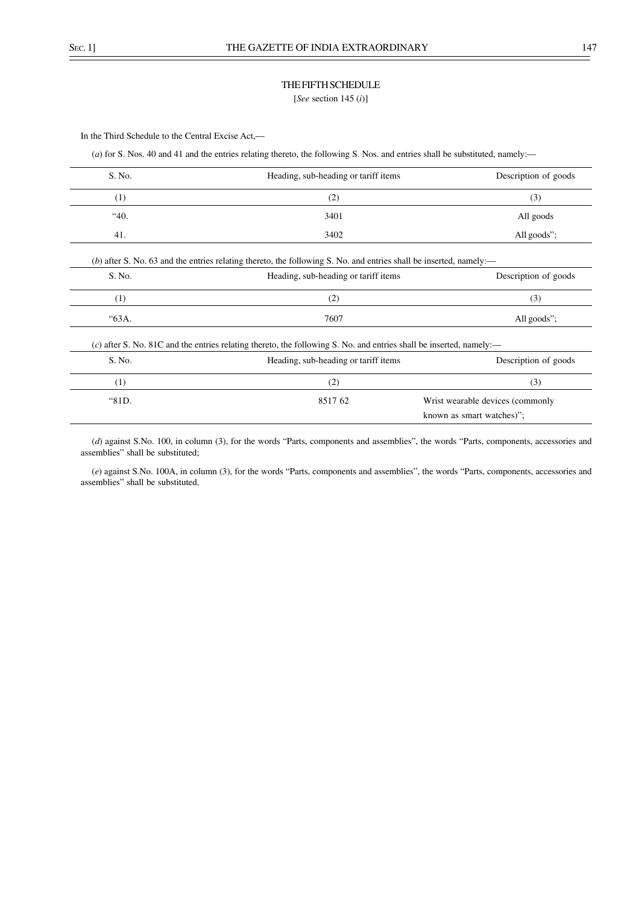## THE FIFTH SCHEDULE

[*See* section 145 (*i*)]

In the Third Schedule to the Central Excise Act,—

(*a*) for S. Nos. 40 and 41 and the entries relating thereto, the following S. Nos. and entries shall be substituted, namely:—

| S. No. | Heading, sub-heading or tariff items | Description of goods |
|---|---|---|
| (1) | (2) | (3) |
| "40. | 3401 | All goods |
| 41. | 3402 | All goods"; |

(*b*) after S. No. 63 and the entries relating thereto, the following S. No. and entries shall be inserted, namely:—

| S. No. | Heading, sub-heading or tariff items | Description of goods |
|---|---|---|
| (1) | (2) | (3) |
| "63A. | 7607 | All goods"; |

(*c*) after S. No. 81C and the entries relating thereto, the following S. No. and entries shall be inserted, namely:—

| S. No. | Heading, sub-heading or tariff items | Description of goods |
|---|---|---|
| (1) | (2) | (3) |
| "81D. | 8517 62 | Wrist wearable devices (commonly known as smart watches)"; |

(*d*) against S.No. 100, in column (3), for the words "Parts, components and assemblies", the words "Parts, components, accessories and assemblies" shall be substituted;

(*e*) against S.No. 100A, in column (3), for the words "Parts, components and assemblies", the words "Parts, components, accessories and assemblies" shall be substituted.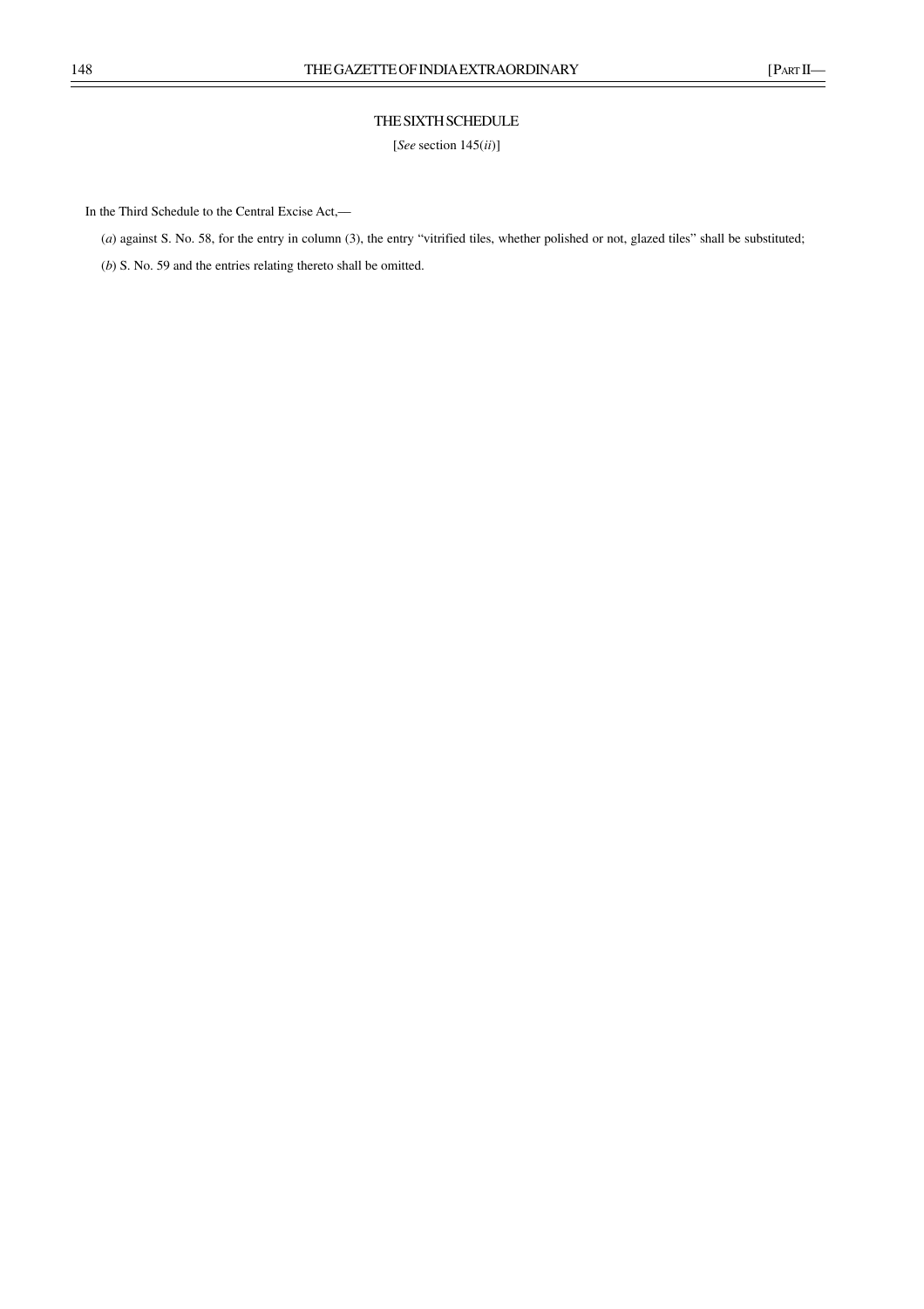## THE SIXTH SCHEDULE

[*See* section 145(*ii*)]

In the Third Schedule to the Central Excise Act,—

(*a*) against S. No. 58, for the entry in column (3), the entry "vitrified tiles, whether polished or not, glazed tiles" shall be substituted;

(*b*) S. No. 59 and the entries relating thereto shall be omitted.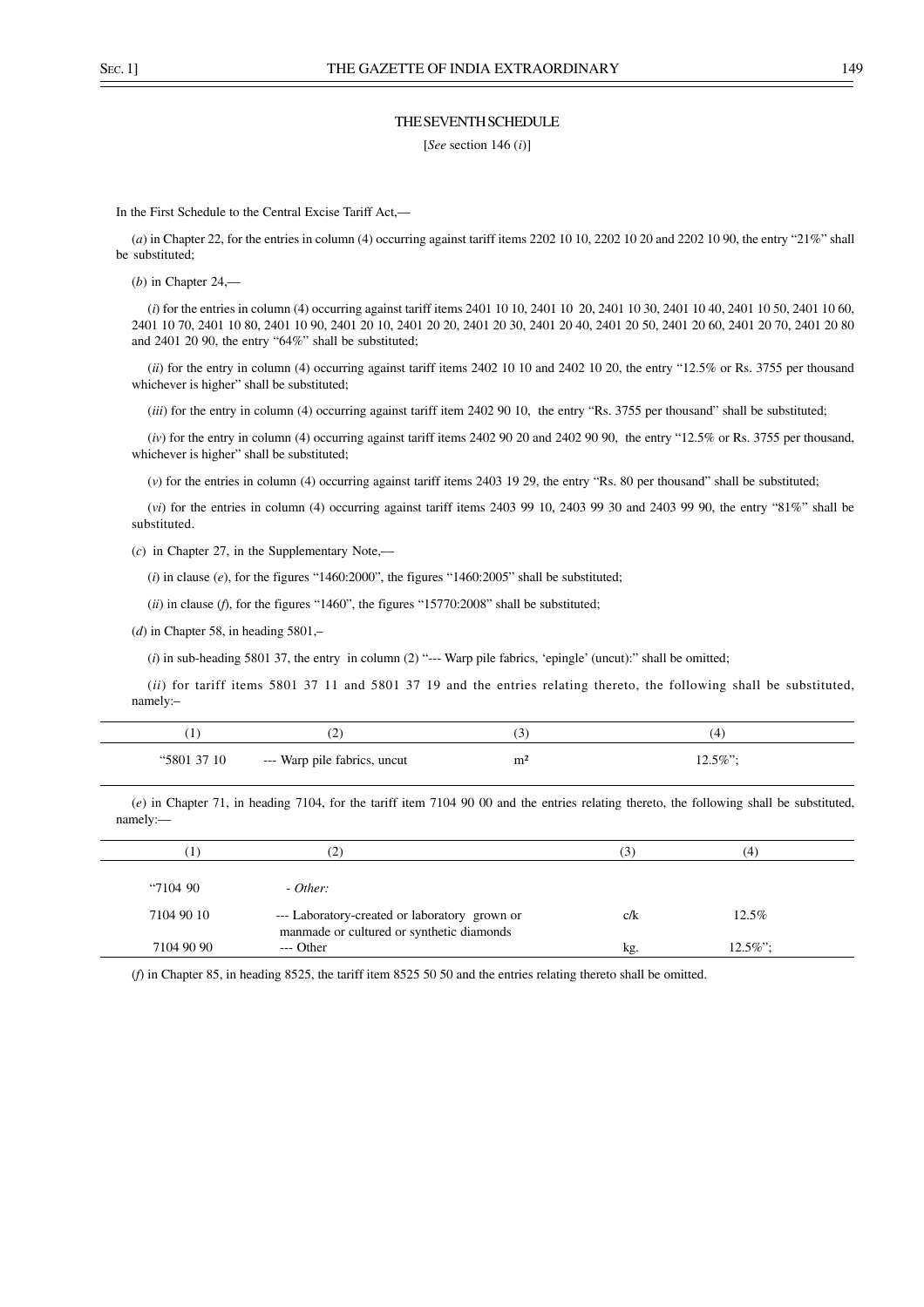# THE SEVENTH SCHEDULE

[*See* section 146 (*i*)]

In the First Schedule to the Central Excise Tariff Act,—

(*a*) in Chapter 22, for the entries in column (4) occurring against tariff items 2202 10 10, 2202 10 20 and 2202 10 90, the entry "21%" shall be substituted;

(*b*) in Chapter 24,—

(*i*) for the entries in column (4) occurring against tariff items 2401 10 10, 2401 10 20, 2401 10 30, 2401 10 40, 2401 10 50, 2401 10 60, 2401 10 70, 2401 10 80, 2401 10 90, 2401 20 10, 2401 20 20, 2401 20 30, 2401 20 40, 2401 20 50, 2401 20 60, 2401 20 70, 2401 20 80 and 2401 20 90, the entry "64%" shall be substituted;

(*ii*) for the entry in column (4) occurring against tariff items 2402 10 10 and 2402 10 20, the entry "12.5% or Rs. 3755 per thousand whichever is higher" shall be substituted;

(*iii*) for the entry in column (4) occurring against tariff item 2402 90 10, the entry "Rs. 3755 per thousand" shall be substituted;

(*iv*) for the entry in column (4) occurring against tariff items 2402 90 20 and 2402 90 90, the entry "12.5% or Rs. 3755 per thousand, whichever is higher" shall be substituted;

(*v*) for the entries in column (4) occurring against tariff items 2403 19 29, the entry "Rs. 80 per thousand" shall be substituted;

(*vi*) for the entries in column (4) occurring against tariff items 2403 99 10, 2403 99 30 and 2403 99 90, the entry "81%" shall be substituted.

(*c*) in Chapter 27, in the Supplementary Note,—

(*i*) in clause (*e*), for the figures "1460:2000", the figures "1460:2005" shall be substituted;

(*ii*) in clause (*f*), for the figures "1460", the figures "15770:2008" shall be substituted;

(*d*) in Chapter 58, in heading 5801,–

(*i*) in sub-heading 5801 37, the entry in column (2) "--- Warp pile fabrics, 'epingle' (uncut):" shall be omitted;

(*ii*) for tariff items 5801 37 11 and 5801 37 19 and the entries relating thereto, the following shall be substituted, namely:–

| (1) | (2) | (3) | (4) |
|---|---|---|---|
| "5801 37 10 | --- Warp pile fabrics, uncut | m² | 12.5%"; |

(*e*) in Chapter 71, in heading 7104, for the tariff item 7104 90 00 and the entries relating thereto, the following shall be substituted, namely:—

| (1) | (2) | (3) | (4) |
|---|---|---|---|
| "7104 90 | - *Other:* | | |
| 7104 90 10 | --- Laboratory-created or laboratory grown or manmade or cultured or synthetic diamonds | c/k | 12.5% |
| 7104 90 90 | --- Other | kg. | 12.5%"; |

(*f*) in Chapter 85, in heading 8525, the tariff item 8525 50 50 and the entries relating thereto shall be omitted.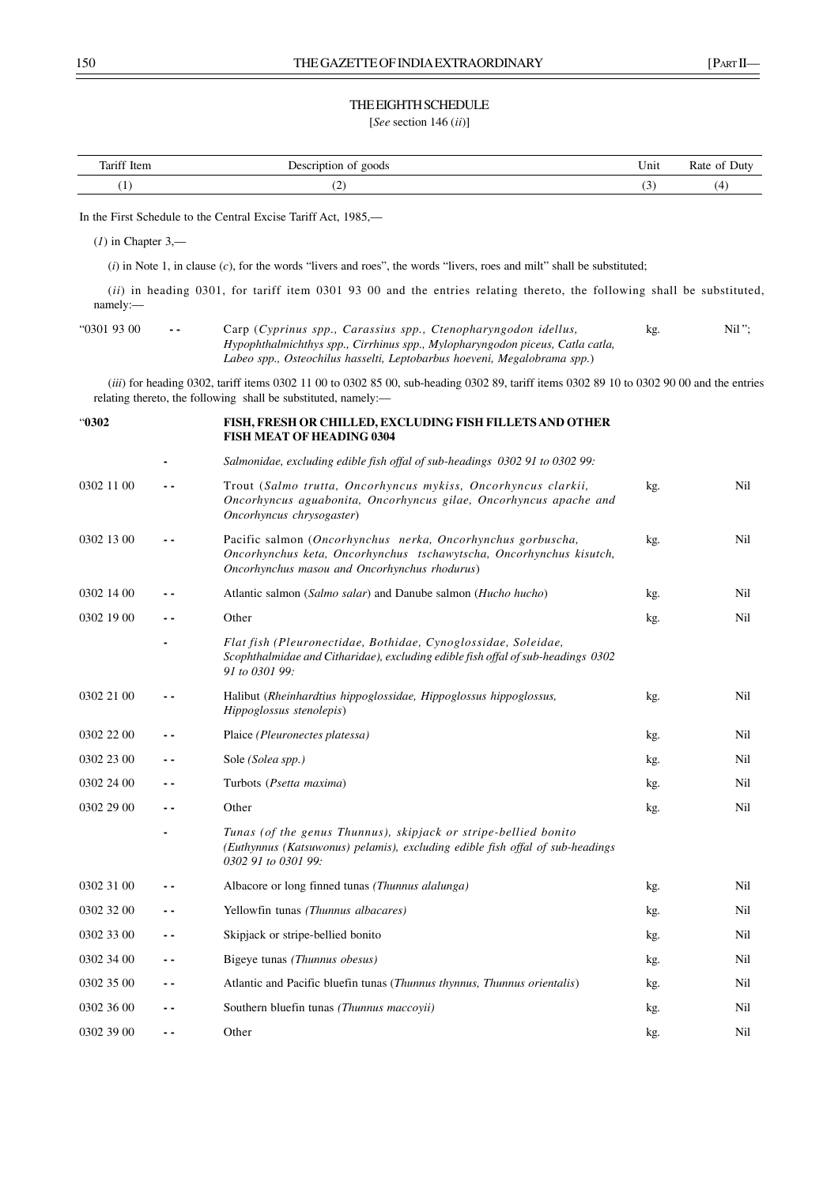## THE EIGHTH SCHEDULE

[*See* section 146 (*ii*)]

| Tariff Item | | Description of goods | Unit | Rate of Duty |
|---|---|---|---|---|
| (1) | | (2) | (3) | (4) |

In the First Schedule to the Central Excise Tariff Act, 1985,—

(*1*) in Chapter 3,—

(*i*) in Note 1, in clause (*c*), for the words "livers and roes", the words "livers, roes and milt" shall be substituted;

(*ii*) in heading 0301, for tariff item 0301 93 00 and the entries relating thereto, the following shall be substituted, namely:—

| | | | | |
|---|---|---|---|---|
| "0301 93 00 | - - | Carp (*Cyprinus spp., Carassius spp., Ctenopharyngodon idellus, Hypophthalmichthys spp., Cirrhinus spp., Mylopharyngodon piceus, Catla catla, Labeo spp., Osteochilus hasselti, Leptobarbus hoeveni, Megalobrama spp.*) | kg. | Nil"; |

(*iii*) for heading 0302, tariff items 0302 11 00 to 0302 85 00, sub-heading 0302 89, tariff items 0302 89 10 to 0302 90 00 and the entries relating thereto, the following shall be substituted, namely:—

| | | | | |
|---|---|---|---|---|
| "**0302** | | **FISH, FRESH OR CHILLED, EXCLUDING FISH FILLETS AND OTHER FISH MEAT OF HEADING 0304** | | |
| | - | *Salmonidae, excluding edible fish offal of sub-headings 0302 91 to 0302 99:* | | |
| 0302 11 00 | - - | Trout (*Salmo trutta, Oncorhyncus mykiss, Oncorhyncus clarkii, Oncorhyncus aguabonita, Oncorhyncus gilae, Oncorhyncus apache and Oncorhyncus chrysogaster*) | kg. | Nil |
| 0302 13 00 | - - | Pacific salmon (*Oncorhynchus nerka, Oncorhynchus gorbuscha, Oncorhynchus keta, Oncorhynchus tschawytscha, Oncorhynchus kisutch, Oncorhynchus masou and Oncorhynchus rhodurus*) | kg. | Nil |
| 0302 14 00 | - - | Atlantic salmon (*Salmo salar*) and Danube salmon (*Hucho hucho*) | kg. | Nil |
| 0302 19 00 | - - | Other | kg. | Nil |
| | - | *Flat fish (Pleuronectidae, Bothidae, Cynoglossidae, Soleidae, Scophthalmidae and Citharidae), excluding edible fish offal of sub-headings 0302 91 to 0301 99:* | | |
| 0302 21 00 | - - | Halibut (*Rheinhardtius hippoglossidae, Hippoglossus hippoglossus, Hippoglossus stenolepis*) | kg. | Nil |
| 0302 22 00 | - - | Plaice *(Pleuronectes platessa)* | kg. | Nil |
| 0302 23 00 | - - | Sole *(Solea spp.)* | kg. | Nil |
| 0302 24 00 | - - | Turbots (*Psetta maxima*) | kg. | Nil |
| 0302 29 00 | - - | Other | kg. | Nil |
| | - | *Tunas (of the genus Thunnus), skipjack or stripe-bellied bonito (Euthynnus (Katsuwonus) pelamis), excluding edible fish offal of sub-headings 0302 91 to 0301 99:* | | |
| 0302 31 00 | - - | Albacore or long finned tunas *(Thunnus alalunga)* | kg. | Nil |
| 0302 32 00 | - - | Yellowfin tunas *(Thunnus albacares)* | kg. | Nil |
| 0302 33 00 | - - | Skipjack or stripe-bellied bonito | kg. | Nil |
| 0302 34 00 | - - | Bigeye tunas *(Thunnus obesus)* | kg. | Nil |
| 0302 35 00 | - - | Atlantic and Pacific bluefin tunas (*Thunnus thynnus, Thunnus orientalis*) | kg. | Nil |
| 0302 36 00 | - - | Southern bluefin tunas *(Thunnus maccoyii)* | kg. | Nil |
| 0302 39 00 | - - | Other | kg. | Nil |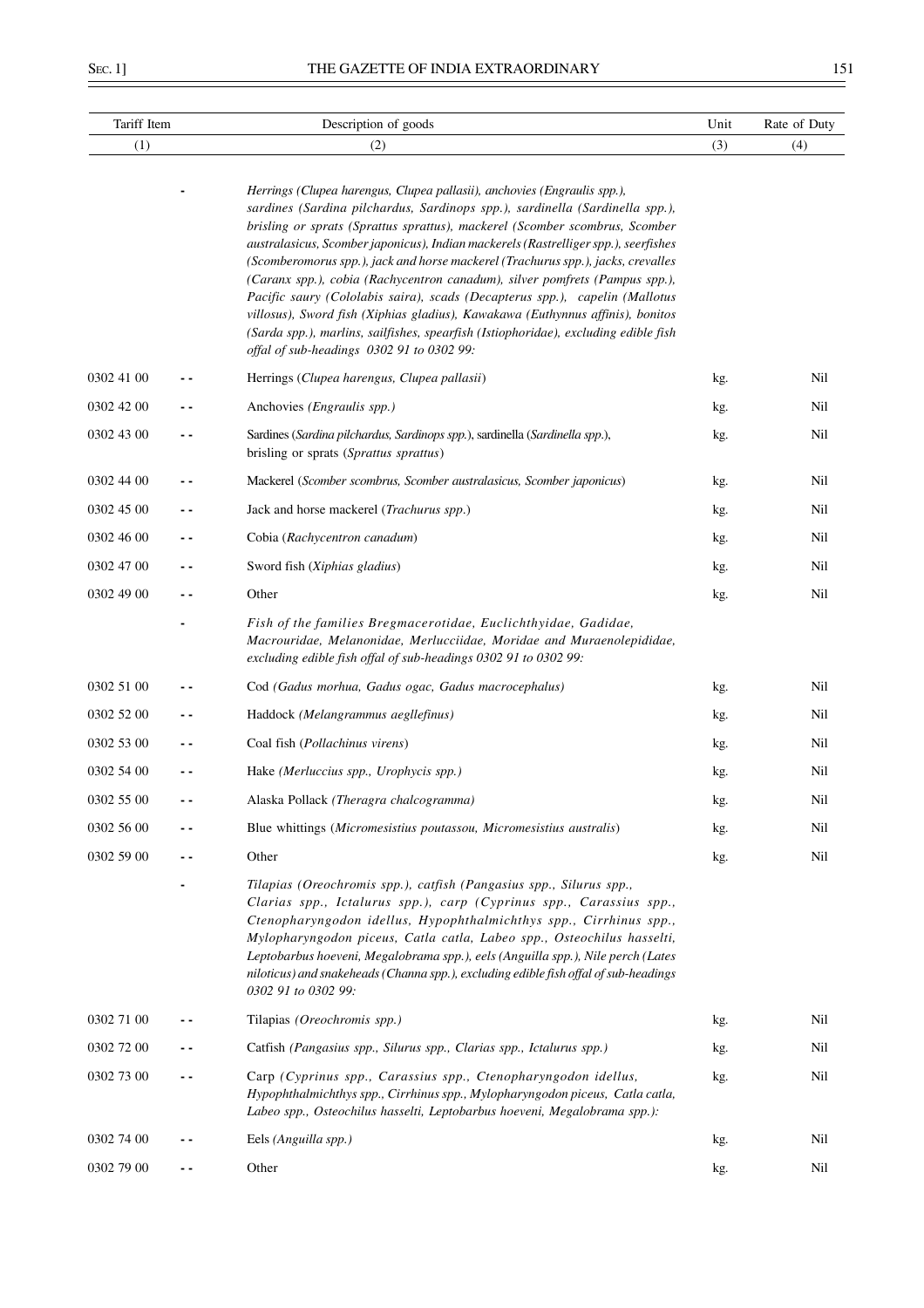| Tariff Item | | Description of goods | Unit | Rate of Duty |
|---|---|---|---|---|
| (1) | | (2) | (3) | (4) |
| | - | *Herrings (Clupea harengus, Clupea pallasii), anchovies (Engraulis spp.), sardines (Sardina pilchardus, Sardinops spp.), sardinella (Sardinella spp.), brisling or sprats (Sprattus sprattus), mackerel (Scomber scombrus, Scomber australasicus, Scomber japonicus), Indian mackerels (Rastrelliger spp.), seerfishes (Scomberomorus spp.), jack and horse mackerel (Trachurus spp.), jacks, crevalles (Caranx spp.), cobia (Rachycentron canadum), silver pomfrets (Pampus spp.), Pacific saury (Cololabis saira), scads (Decapterus spp.), capelin (Mallotus villosus), Sword fish (Xiphias gladius), Kawakawa (Euthynnus affinis), bonitos (Sarda spp.), marlins, sailfishes, spearfish (Istiophoridae), excluding edible fish offal of sub-headings 0302 91 to 0302 99:* | | |
| 0302 41 00 | - - | Herrings (*Clupea harengus, Clupea pallasii*) | kg. | Nil |
| 0302 42 00 | - - | Anchovies *(Engraulis spp.)* | kg. | Nil |
| 0302 43 00 | - - | Sardines (*Sardina pilchardus, Sardinops spp.*), sardinella (*Sardinella spp.*), brisling or sprats (*Sprattus sprattus*) | kg. | Nil |
| 0302 44 00 | - - | Mackerel (*Scomber scombrus, Scomber australasicus, Scomber japonicus*) | kg. | Nil |
| 0302 45 00 | - - | Jack and horse mackerel (*Trachurus spp.*) | kg. | Nil |
| 0302 46 00 | - - | Cobia (*Rachycentron canadum*) | kg. | Nil |
| 0302 47 00 | - - | Sword fish (*Xiphias gladius*) | kg. | Nil |
| 0302 49 00 | - - | Other | kg. | Nil |
| | - | *Fish of the families Bregmacerotidae, Euclichthyidae, Gadidae, Macrouridae, Melanonidae, Merlucciidae, Moridae and Muraenolepididae, excluding edible fish offal of sub-headings 0302 91 to 0302 99:* | | |
| 0302 51 00 | - - | Cod *(Gadus morhua, Gadus ogac, Gadus macrocephalus)* | kg. | Nil |
| 0302 52 00 | - - | Haddock *(Melangrammus aegllefinus)* | kg. | Nil |
| 0302 53 00 | - - | Coal fish (*Pollachinus virens*) | kg. | Nil |
| 0302 54 00 | - - | Hake *(Merluccius spp., Urophycis spp.)* | kg. | Nil |
| 0302 55 00 | - - | Alaska Pollack *(Theragra chalcogramma)* | kg. | Nil |
| 0302 56 00 | - - | Blue whittings (*Micromesistius poutassou, Micromesistius australis*) | kg. | Nil |
| 0302 59 00 | - - | Other | kg. | Nil |
| | - | *Tilapias (Oreochromis spp.), catfish (Pangasius spp., Silurus spp., Clarias spp., Ictalurus spp.), carp (Cyprinus spp., Carassius spp., Ctenopharyngodon idellus, Hypophthalmichthys spp., Cirrhinus spp., Mylopharyngodon piceus, Catla catla, Labeo spp., Osteochilus hasselti, Leptobarbus hoeveni, Megalobrama spp.), eels (Anguilla spp.), Nile perch (Lates niloticus) and snakeheads (Channa spp.), excluding edible fish offal of sub-headings 0302 91 to 0302 99:* | | |
| 0302 71 00 | - - | Tilapias *(Oreochromis spp.)* | kg. | Nil |
| 0302 72 00 | - - | Catfish *(Pangasius spp., Silurus spp., Clarias spp., Ictalurus spp.)* | kg. | Nil |
| 0302 73 00 | - - | Carp *(Cyprinus spp., Carassius spp., Ctenopharyngodon idellus, Hypophthalmichthys spp., Cirrhinus spp., Mylopharyngodon piceus, Catla catla, Labeo spp., Osteochilus hasselti, Leptobarbus hoeveni, Megalobrama spp.):* | kg. | Nil |
| 0302 74 00 | - - | Eels *(Anguilla spp.)* | kg. | Nil |
| 0302 79 00 | - - | Other | kg. | Nil |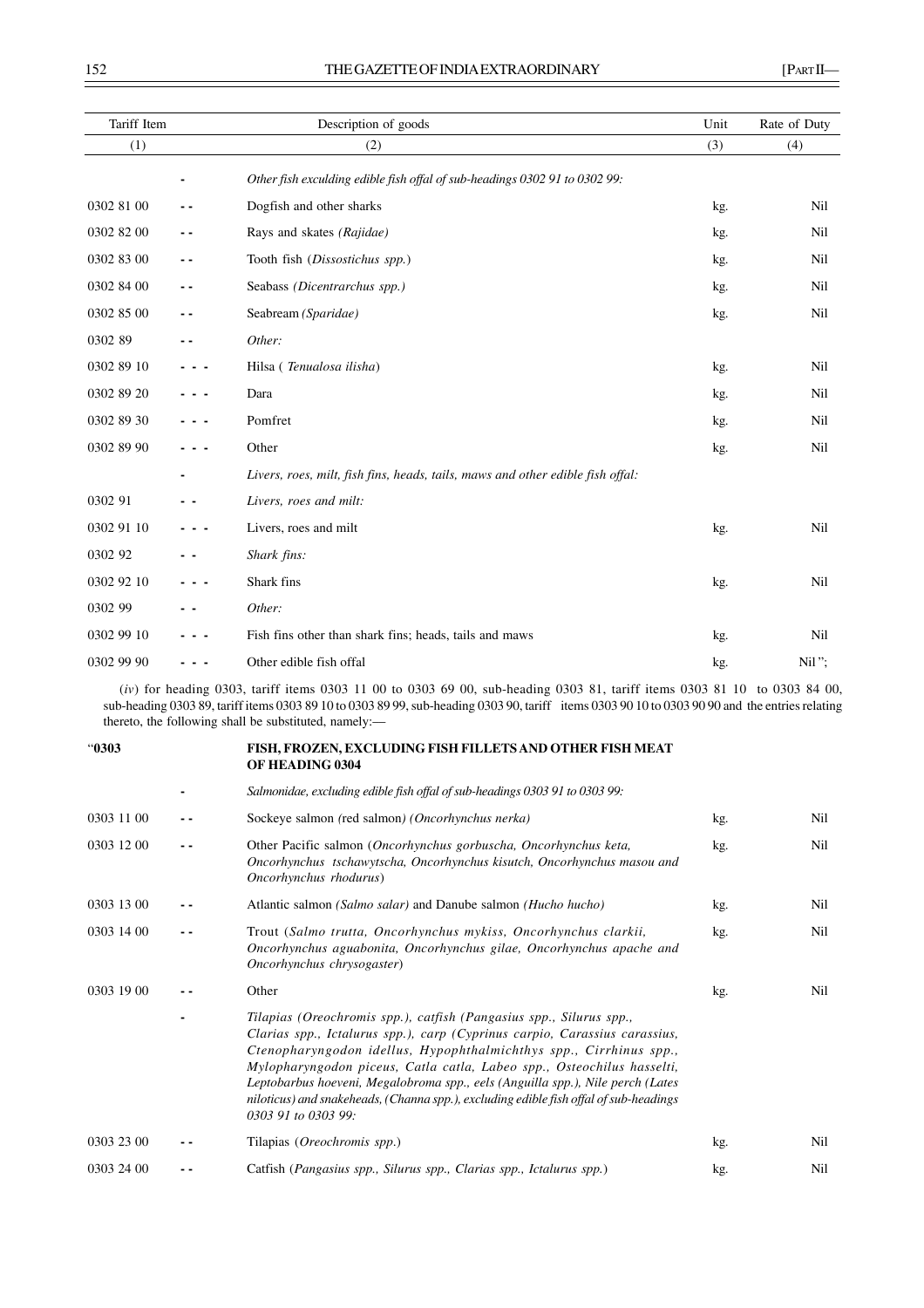| Tariff Item | | Description of goods | Unit | Rate of Duty |
|---|---|---|---|---|
| (1) | | (2) | (3) | (4) |
| | - | *Other fish exculding edible fish offal of sub-headings 0302 91 to 0302 99:* | | |
| 0302 81 00 | - - | Dogfish and other sharks | kg. | Nil |
| 0302 82 00 | - - | Rays and skates *(Rajidae)* | kg. | Nil |
| 0302 83 00 | - - | Tooth fish (*Dissostichus spp.*) | kg. | Nil |
| 0302 84 00 | - - | Seabass *(Dicentrarchus spp.)* | kg. | Nil |
| 0302 85 00 | - - | Seabream *(Sparidae)* | kg. | Nil |
| 0302 89 | - - | *Other:* | | |
| 0302 89 10 | - - - | Hilsa ( *Tenualosa ilisha*) | kg. | Nil |
| 0302 89 20 | - - - | Dara | kg. | Nil |
| 0302 89 30 | - - - | Pomfret | kg. | Nil |
| 0302 89 90 | - - - | Other | kg. | Nil |
| | - | *Livers, roes, milt, fish fins, heads, tails, maws and other edible fish offal:* | | |
| 0302 91 | - - | *Livers, roes and milt:* | | |
| 0302 91 10 | - - - | Livers, roes and milt | kg. | Nil |
| 0302 92 | - - | *Shark fins:* | | |
| 0302 92 10 | - - - | Shark fins | kg. | Nil |
| 0302 99 | - - | *Other:* | | |
| 0302 99 10 | - - - | Fish fins other than shark fins; heads, tails and maws | kg. | Nil |
| 0302 99 90 | - - - | Other edible fish offal | kg. | Nil "; |

(*iv*) for heading 0303, tariff items 0303 11 00 to 0303 69 00, sub-heading 0303 81, tariff items 0303 81 10 to 0303 84 00, sub-heading 0303 89, tariff items 0303 89 10 to 0303 89 99, sub-heading 0303 90, tariff items 0303 90 10 to 0303 90 90 and the entries relating thereto, the following shall be substituted, namely:—

| Tariff Item | | Description of goods | Unit | Rate of Duty |
|---|---|---|---|---|
| "**0303** | | **FISH, FROZEN, EXCLUDING FISH FILLETS AND OTHER FISH MEAT OF HEADING 0304** | | |
| | - | *Salmonidae, excluding edible fish offal of sub-headings 0303 91 to 0303 99:* | | |
| 0303 11 00 | - - | Sockeye salmon (red salmon) *(Oncorhynchus nerka)* | kg. | Nil |
| 0303 12 00 | - - | Other Pacific salmon (*Oncorhynchus gorbuscha, Oncorhynchus keta, Oncorhynchus tschawytscha, Oncorhynchus kisutch, Oncorhynchus masou and Oncorhynchus rhodurus*) | kg. | Nil |
| 0303 13 00 | - - | Atlantic salmon *(Salmo salar)* and Danube salmon *(Hucho hucho)* | kg. | Nil |
| 0303 14 00 | - - | Trout (*Salmo trutta, Oncorhynchus mykiss, Oncorhynchus clarkii, Oncorhynchus aguabonita, Oncorhynchus gilae, Oncorhynchus apache and Oncorhynchus chrysogaster*) | kg. | Nil |
| 0303 19 00 | - - | Other | kg. | Nil |
| | - | *Tilapias (Oreochromis spp.), catfish (Pangasius spp., Silurus spp., Clarias spp., Ictalurus spp.), carp (Cyprinus carpio, Carassius carassius, Ctenopharyngodon idellus, Hypophthalmichthys spp., Cirrhinus spp., Mylopharyngodon piceus, Catla catla, Labeo spp., Osteochilus hasselti, Leptobarbus hoeveni, Megalobroma spp., eels (Anguilla spp.), Nile perch (Lates niloticus) and snakeheads, (Channa spp.), excluding edible fish offal of sub-headings 0303 91 to 0303 99:* | | |
| 0303 23 00 | - - | Tilapias (*Oreochromis spp.*) | kg. | Nil |
| 0303 24 00 | - - | Catfish (*Pangasius spp., Silurus spp., Clarias spp., Ictalurus spp.*) | kg. | Nil |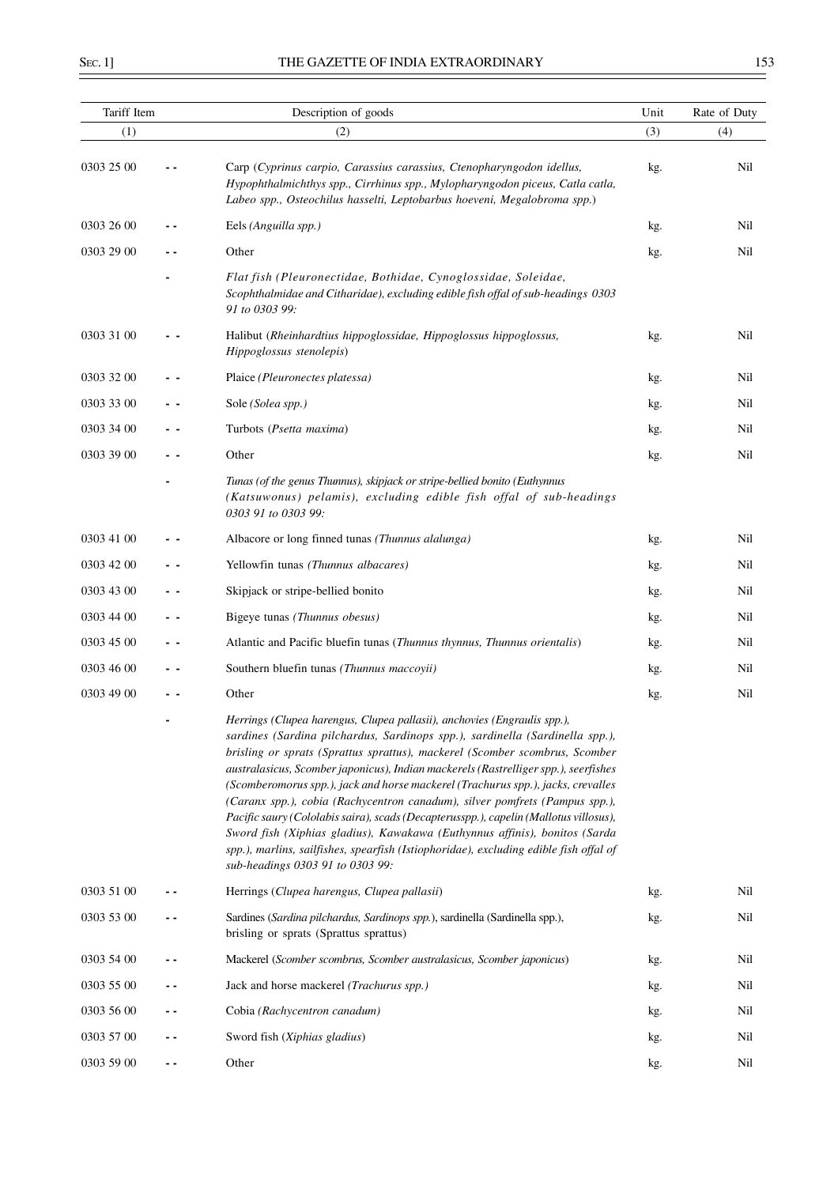| Tariff Item | | Description of goods | Unit | Rate of Duty |
|---|---|---|---|---|
| (1) | | (2) | (3) | (4) |
| 0303 25 00 | - - | Carp (*Cyprinus carpio, Carassius carassius, Ctenopharyngodon idellus, Hypophthalmichthys spp., Cirrhinus spp., Mylopharyngodon piceus, Catla catla, Labeo spp., Osteochilus hasselti, Leptobarbus hoeveni, Megalobroma spp.*) | kg. | Nil |
| 0303 26 00 | - - | Eels *(Anguilla spp.)* | kg. | Nil |
| 0303 29 00 | - - | Other | kg. | Nil |
| | - | *Flat fish (Pleuronectidae, Bothidae, Cynoglossidae, Soleidae, Scophthalmidae and Citharidae), excluding edible fish offal of sub-headings 0303 91 to 0303 99:* | | |
| 0303 31 00 | - - | Halibut (*Rheinhardtius hippoglossidae, Hippoglossus hippoglossus, Hippoglossus stenolepis*) | kg. | Nil |
| 0303 32 00 | - - | Plaice *(Pleuronectes platessa)* | kg. | Nil |
| 0303 33 00 | - - | Sole *(Solea spp.)* | kg. | Nil |
| 0303 34 00 | - - | Turbots (*Psetta maxima*) | kg. | Nil |
| 0303 39 00 | - - | Other | kg. | Nil |
| | - | *Tunas (of the genus Thunnus), skipjack or stripe-bellied bonito (Euthynnus (Katsuwonus) pelamis), excluding edible fish offal of sub-headings 0303 91 to 0303 99:* | | |
| 0303 41 00 | - - | Albacore or long finned tunas *(Thunnus alalunga)* | kg. | Nil |
| 0303 42 00 | - - | Yellowfin tunas *(Thunnus albacares)* | kg. | Nil |
| 0303 43 00 | - - | Skipjack or stripe-bellied bonito | kg. | Nil |
| 0303 44 00 | - - | Bigeye tunas *(Thunnus obesus)* | kg. | Nil |
| 0303 45 00 | - - | Atlantic and Pacific bluefin tunas (*Thunnus thynnus, Thunnus orientalis*) | kg. | Nil |
| 0303 46 00 | - - | Southern bluefin tunas *(Thunnus maccoyii)* | kg. | Nil |
| 0303 49 00 | - - | Other | kg. | Nil |
| | - | *Herrings (Clupea harengus, Clupea pallasii), anchovies (Engraulis spp.), sardines (Sardina pilchardus, Sardinops spp.), sardinella (Sardinella spp.), brisling or sprats (Sprattus sprattus), mackerel (Scomber scombrus, Scomber australasicus, Scomber japonicus), Indian mackerels (Rastrelliger spp.), seerfishes (Scomberomorus spp.), jack and horse mackerel (Trachurus spp.), jacks, crevalles (Caranx spp.), cobia (Rachycentron canadum), silver pomfrets (Pampus spp.), Pacific saury (Cololabis saira), scads (Decapterusspp.), capelin (Mallotus villosus), Sword fish (Xiphias gladius), Kawakawa (Euthynnus affinis), bonitos (Sarda spp.), marlins, sailfishes, spearfish (Istiophoridae), excluding edible fish offal of sub-headings 0303 91 to 0303 99:* | | |
| 0303 51 00 | - - | Herrings (*Clupea harengus, Clupea pallasii*) | kg. | Nil |
| 0303 53 00 | - - | Sardines (*Sardina pilchardus, Sardinops spp.*), sardinella (Sardinella spp.), brisling or sprats (Sprattus sprattus) | kg. | Nil |
| 0303 54 00 | - - | Mackerel (*Scomber scombrus, Scomber australasicus, Scomber japonicus*) | kg. | Nil |
| 0303 55 00 | - - | Jack and horse mackerel *(Trachurus spp.)* | kg. | Nil |
| 0303 56 00 | - - | Cobia *(Rachycentron canadum)* | kg. | Nil |
| 0303 57 00 | - - | Sword fish (*Xiphias gladius*) | kg. | Nil |
| 0303 59 00 | - - | Other | kg. | Nil |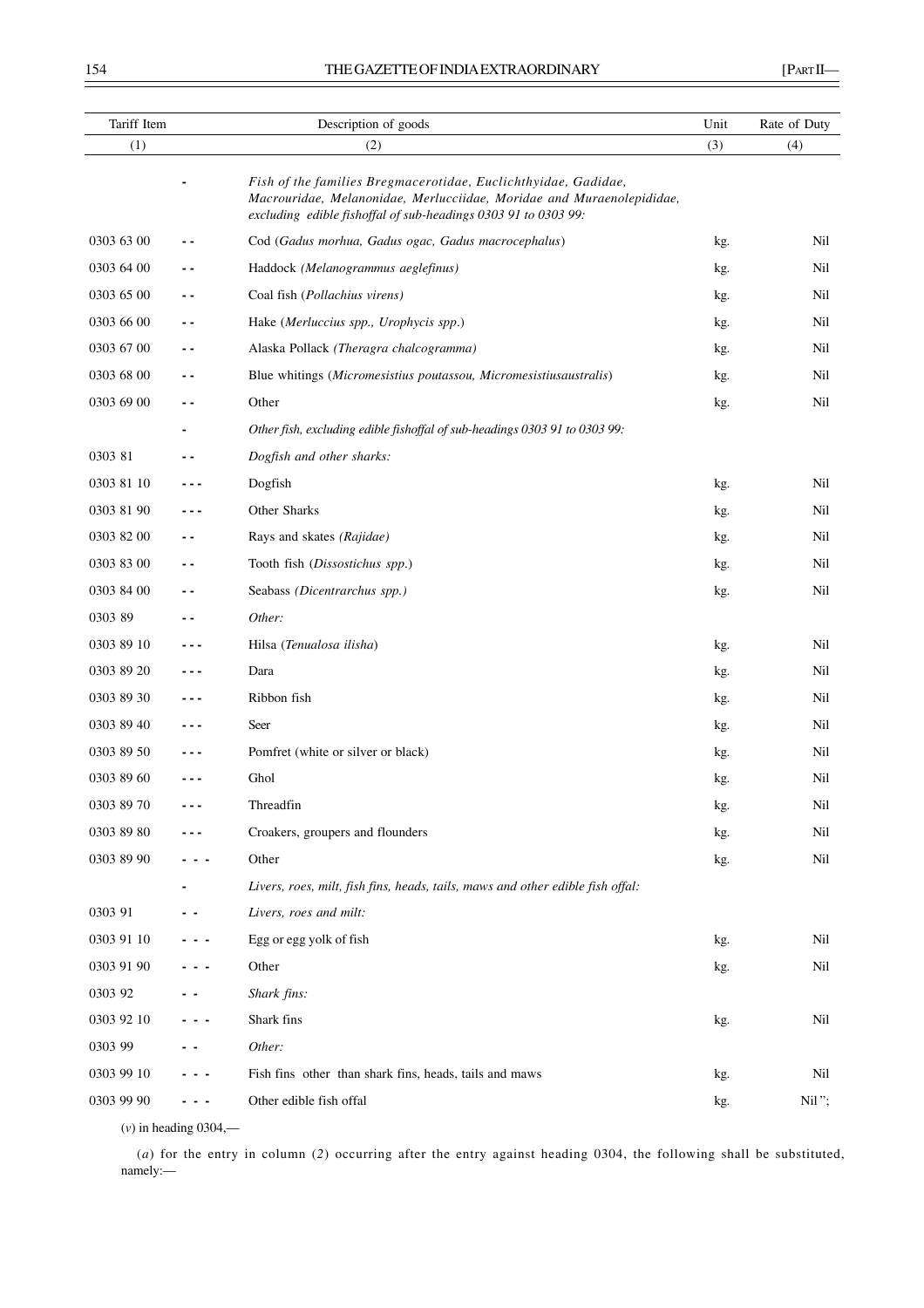| Tariff Item | | Description of goods | Unit | Rate of Duty |
|---|---|---|---|---|
| (1) | | (2) | (3) | (4) |
| | - | *Fish of the families Bregmacerotidae, Euclichthyidae, Gadidae, Macrouridae, Melanonidae, Merlucciidae, Moridae and Muraenolepididae, excluding edible fishoffal of sub-headings 0303 91 to 0303 99:* | | |
| 0303 63 00 | - - | Cod (*Gadus morhua, Gadus ogac, Gadus macrocephalus*) | kg. | Nil |
| 0303 64 00 | - - | Haddock *(Melanogrammus aeglefinus)* | kg. | Nil |
| 0303 65 00 | - - | Coal fish (*Pollachius virens)* | kg. | Nil |
| 0303 66 00 | - - | Hake (*Merluccius spp., Urophycis spp*.) | kg. | Nil |
| 0303 67 00 | - - | Alaska Pollack *(Theragra chalcogramma)* | kg. | Nil |
| 0303 68 00 | - - | Blue whitings (*Micromesistius poutassou, Micromesistiusaustralis*) | kg. | Nil |
| 0303 69 00 | - - | Other | kg. | Nil |
| | - | *Other fish, excluding edible fishoffal of sub-headings 0303 91 to 0303 99:* | | |
| 0303 81 | - - | *Dogfish and other sharks:* | | |
| 0303 81 10 | - - - | Dogfish | kg. | Nil |
| 0303 81 90 | - - - | Other Sharks | kg. | Nil |
| 0303 82 00 | - - | Rays and skates *(Rajidae)* | kg. | Nil |
| 0303 83 00 | - - | Tooth fish (*Dissostichus spp*.) | kg. | Nil |
| 0303 84 00 | - - | Seabass *(Dicentrarchus spp.)* | kg. | Nil |
| 0303 89 | - - | *Other:* | | |
| 0303 89 10 | - - - | Hilsa (*Tenualosa ilisha*) | kg. | Nil |
| 0303 89 20 | - - - | Dara | kg. | Nil |
| 0303 89 30 | - - - | Ribbon fish | kg. | Nil |
| 0303 89 40 | - - - | Seer | kg. | Nil |
| 0303 89 50 | - - - | Pomfret (white or silver or black) | kg. | Nil |
| 0303 89 60 | - - - | Ghol | kg. | Nil |
| 0303 89 70 | - - - | Threadfin | kg. | Nil |
| 0303 89 80 | - - - | Croakers, groupers and flounders | kg. | Nil |
| 0303 89 90 | - - - | Other | kg. | Nil |
| | - | *Livers, roes, milt, fish fins, heads, tails, maws and other edible fish offal:* | | |
| 0303 91 | - - | *Livers, roes and milt:* | | |
| 0303 91 10 | - - - | Egg or egg yolk of fish | kg. | Nil |
| 0303 91 90 | - - - | Other | kg. | Nil |
| 0303 92 | - - | *Shark fins:* | | |
| 0303 92 10 | - - - | Shark fins | kg. | Nil |
| 0303 99 | - - | *Other:* | | |
| 0303 99 10 | - - - | Fish fins other than shark fins, heads, tails and maws | kg. | Nil |
| 0303 99 90 | - - - | Other edible fish offal | kg. | Nil "; |

(*v*) in heading 0304,—

(*a*) for the entry in column (*2*) occurring after the entry against heading 0304, the following shall be substituted, namely:—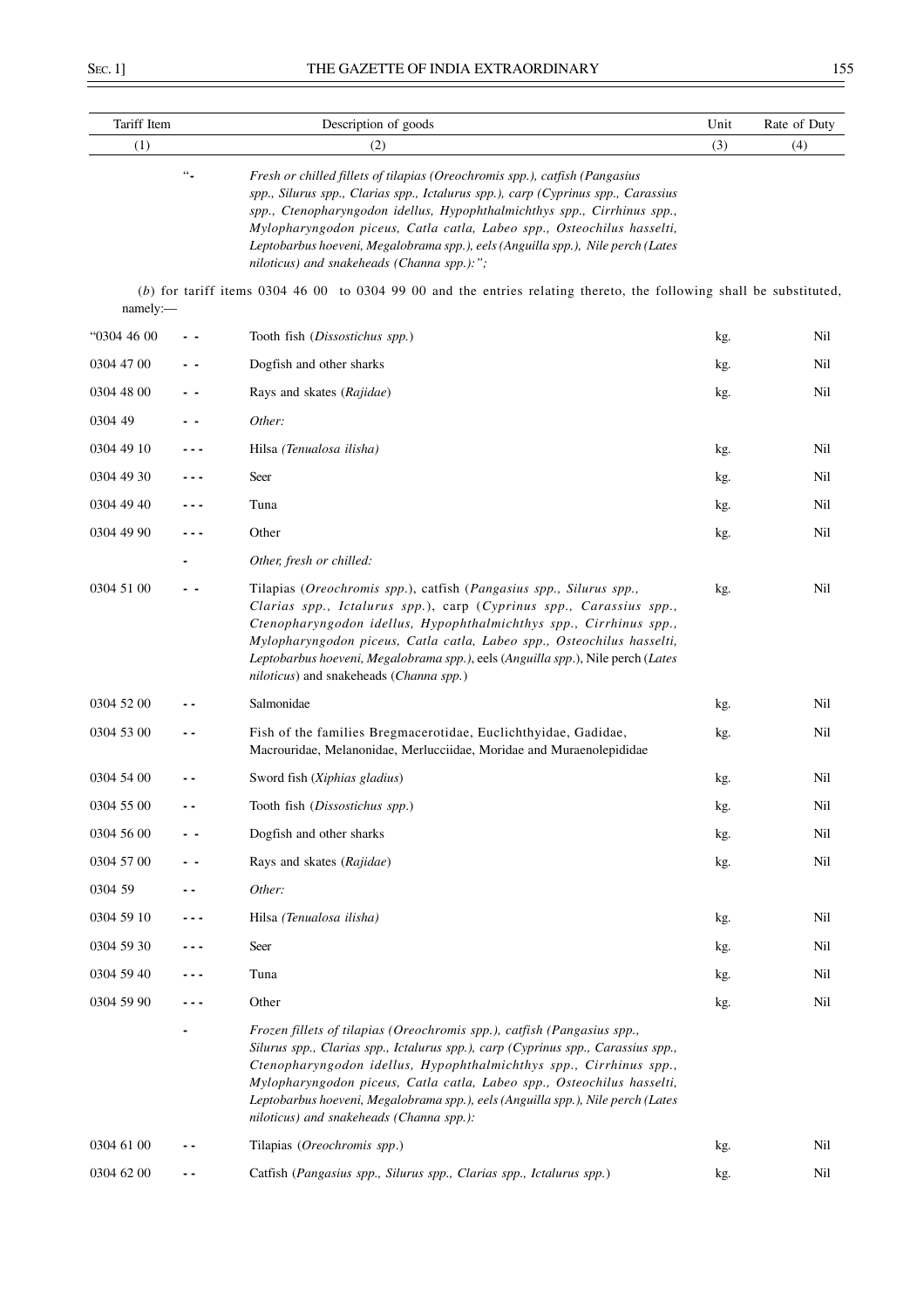| Tariff Item | | Description of goods | Unit | Rate of Duty |
|---|---|---|---|---|
| (1) | | (2) | (3) | (4) |
| | "- | *Fresh or chilled fillets of tilapias (Oreochromis spp.), catfish (Pangasius spp., Silurus spp., Clarias spp., Ictalurus spp.), carp (Cyprinus spp., Carassius spp., Ctenopharyngodon idellus, Hypophthalmichthys spp., Cirrhinus spp., Mylopharyngodon piceus, Catla catla, Labeo spp., Osteochilus hasselti, Leptobarbus hoeveni, Megalobrama spp.), eels (Anguilla spp.), Nile perch (Lates niloticus) and snakeheads (Channa spp.):";* | | |

(*b*) for tariff items 0304 46 00 to 0304 99 00 and the entries relating thereto, the following shall be substituted, namely:—

| Tariff Item | | Description of goods | Unit | Rate of Duty |
|---|---|---|---|---|
| "0304 46 00 | - - | Tooth fish (*Dissostichus spp.*) | kg. | Nil |
| 0304 47 00 | - - | Dogfish and other sharks | kg. | Nil |
| 0304 48 00 | - - | Rays and skates (*Rajidae*) | kg. | Nil |
| 0304 49 | - - | *Other:* | | |
| 0304 49 10 | - - - | Hilsa *(Tenualosa ilisha)* | kg. | Nil |
| 0304 49 30 | - - - | Seer | kg. | Nil |
| 0304 49 40 | - - - | Tuna | kg. | Nil |
| 0304 49 90 | - - - | Other | kg. | Nil |
| | - | *Other, fresh or chilled:* | | |
| 0304 51 00 | - - | Tilapias (*Oreochromis spp.*), catfish (*Pangasius spp., Silurus spp., Clarias spp., Ictalurus spp.*), carp (*Cyprinus spp., Carassius spp., Ctenopharyngodon idellus, Hypophthalmichthys spp., Cirrhinus spp., Mylopharyngodon piceus, Catla catla, Labeo spp., Osteochilus hasselti, Leptobarbus hoeveni, Megalobrama spp.*), eels (*Anguilla spp.*), Nile perch (*Lates niloticus*) and snakeheads (*Channa spp.*) | kg. | Nil |
| 0304 52 00 | - - | Salmonidae | kg. | Nil |
| 0304 53 00 | - - | Fish of the families Bregmacerotidae, Euclichthyidae, Gadidae, Macrouridae, Melanonidae, Merlucciidae, Moridae and Muraenolepididae | kg. | Nil |
| 0304 54 00 | - - | Sword fish (*Xiphias gladius*) | kg. | Nil |
| 0304 55 00 | - - | Tooth fish (*Dissostichus spp.*) | kg. | Nil |
| 0304 56 00 | - - | Dogfish and other sharks | kg. | Nil |
| 0304 57 00 | - - | Rays and skates (*Rajidae*) | kg. | Nil |
| 0304 59 | - - | *Other:* | | |
| 0304 59 10 | - - - | Hilsa *(Tenualosa ilisha)* | kg. | Nil |
| 0304 59 30 | - - - | Seer | kg. | Nil |
| 0304 59 40 | - - - | Tuna | kg. | Nil |
| 0304 59 90 | - - - | Other | kg. | Nil |
| | - | *Frozen fillets of tilapias (Oreochromis spp.), catfish (Pangasius spp., Silurus spp., Clarias spp., Ictalurus spp.), carp (Cyprinus spp., Carassius spp., Ctenopharyngodon idellus, Hypophthalmichthys spp., Cirrhinus spp., Mylopharyngodon piceus, Catla catla, Labeo spp., Osteochilus hasselti, Leptobarbus hoeveni, Megalobrama spp.), eels (Anguilla spp.), Nile perch (Lates niloticus) and snakeheads (Channa spp.):* | | |
| 0304 61 00 | - - | Tilapias (*Oreochromis spp.*) | kg. | Nil |
| 0304 62 00 | - - | Catfish (*Pangasius spp., Silurus spp., Clarias spp., Ictalurus spp.*) | kg. | Nil |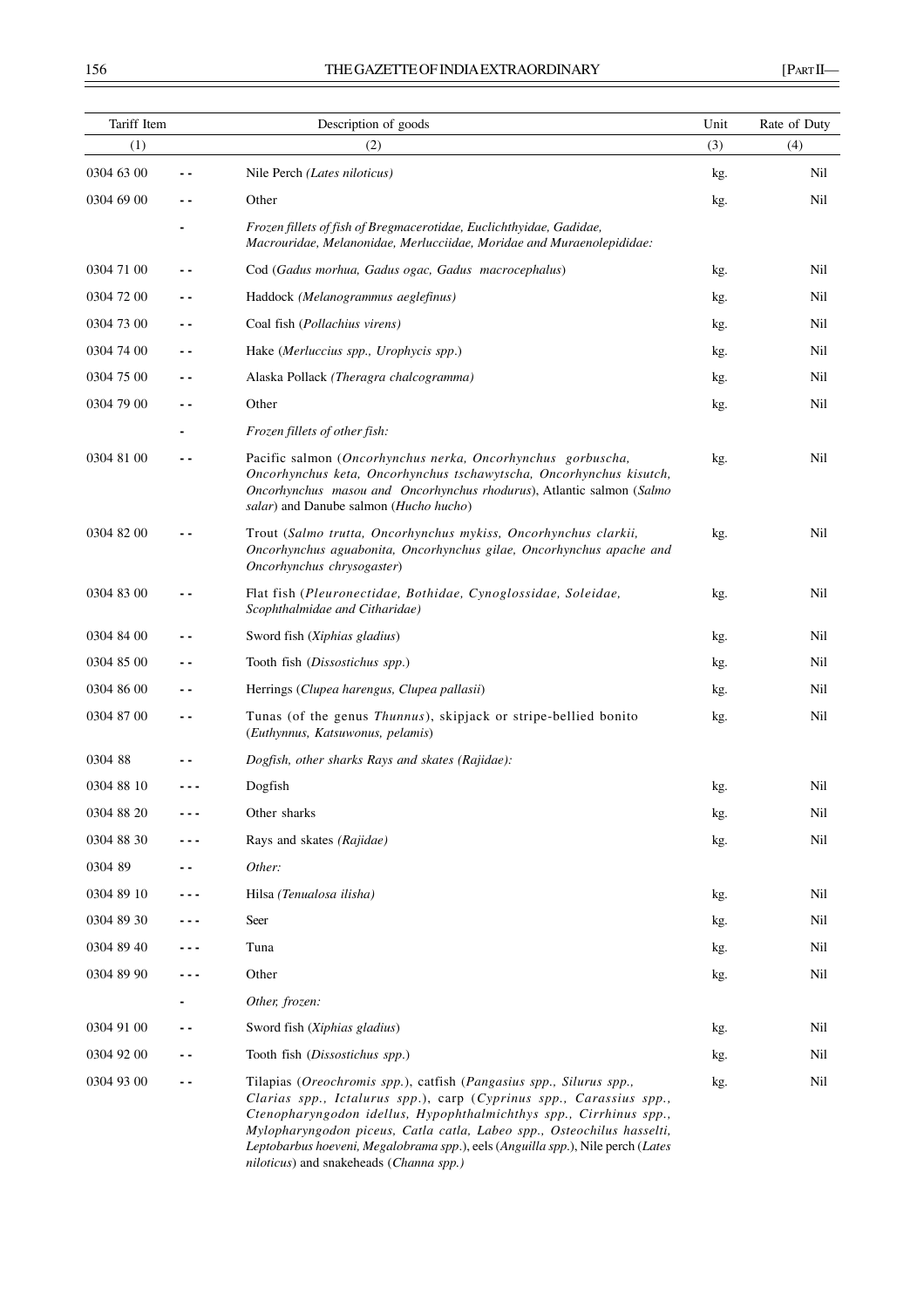| Tariff Item | | Description of goods | Unit | Rate of Duty |
|---|---|---|---|---|
| (1) | | (2) | (3) | (4) |
| 0304 63 00 | - - | Nile Perch *(Lates niloticus)* | kg. | Nil |
| 0304 69 00 | - - | Other | kg. | Nil |
| | - | *Frozen fillets of fish of Bregmacerotidae, Euclichthyidae, Gadidae, Macrouridae, Melanonidae, Merlucciidae, Moridae and Muraenolepididae:* | | |
| 0304 71 00 | - - | Cod (*Gadus morhua, Gadus ogac, Gadus macrocephalus*) | kg. | Nil |
| 0304 72 00 | - - | Haddock *(Melanogrammus aeglefinus)* | kg. | Nil |
| 0304 73 00 | - - | Coal fish (*Pollachius virens)* | kg. | Nil |
| 0304 74 00 | - - | Hake (*Merluccius spp., Urophycis spp.*) | kg. | Nil |
| 0304 75 00 | - - | Alaska Pollack *(Theragra chalcogramma)* | kg. | Nil |
| 0304 79 00 | - - | Other | kg. | Nil |
| | - | *Frozen fillets of other fish:* | | |
| 0304 81 00 | - - | Pacific salmon (*Oncorhynchus nerka, Oncorhynchus gorbuscha, Oncorhynchus keta, Oncorhynchus tschawytscha, Oncorhynchus kisutch, Oncorhynchus masou and Oncorhynchus rhodurus*), Atlantic salmon (*Salmo salar*) and Danube salmon (*Hucho hucho*) | kg. | Nil |
| 0304 82 00 | - - | Trout (*Salmo trutta, Oncorhynchus mykiss, Oncorhynchus clarkii, Oncorhynchus aguabonita, Oncorhynchus gilae, Oncorhynchus apache and Oncorhynchus chrysogaster*) | kg. | Nil |
| 0304 83 00 | - - | Flat fish (*Pleuronectidae, Bothidae, Cynoglossidae, Soleidae, Scophthalmidae and Citharidae)* | kg. | Nil |
| 0304 84 00 | - - | Sword fish (*Xiphias gladius*) | kg. | Nil |
| 0304 85 00 | - - | Tooth fish (*Dissostichus spp.*) | kg. | Nil |
| 0304 86 00 | - - | Herrings (*Clupea harengus, Clupea pallasii*) | kg. | Nil |
| 0304 87 00 | - - | Tunas (of the genus *Thunnus*), skipjack or stripe-bellied bonito (*Euthynnus, Katsuwonus, pelamis*) | kg. | Nil |
| 0304 88 | - - | *Dogfish, other sharks Rays and skates (Rajidae):* | | |
| 0304 88 10 | - - - | Dogfish | kg. | Nil |
| 0304 88 20 | - - - | Other sharks | kg. | Nil |
| 0304 88 30 | - - - | Rays and skates *(Rajidae)* | kg. | Nil |
| 0304 89 | - - | *Other:* | | |
| 0304 89 10 | - - - | Hilsa *(Tenualosa ilisha)* | kg. | Nil |
| 0304 89 30 | - - - | Seer | kg. | Nil |
| 0304 89 40 | - - - | Tuna | kg. | Nil |
| 0304 89 90 | - - - | Other | kg. | Nil |
| | - | *Other, frozen:* | | |
| 0304 91 00 | - - | Sword fish (*Xiphias gladius*) | kg. | Nil |
| 0304 92 00 | - - | Tooth fish (*Dissostichus spp.*) | kg. | Nil |
| 0304 93 00 | - - | Tilapias (*Oreochromis spp.*), catfish (*Pangasius spp., Silurus spp., Clarias spp., Ictalurus spp.*), carp (*Cyprinus spp., Carassius spp., Ctenopharyngodon idellus, Hypophthalmichthys spp., Cirrhinus spp., Mylopharyngodon piceus, Catla catla, Labeo spp., Osteochilus hasselti, Leptobarbus hoeveni, Megalobrama spp.*), eels (*Anguilla spp.*), Nile perch (*Lates niloticus*) and snakeheads (*Channa spp.)* | kg. | Nil |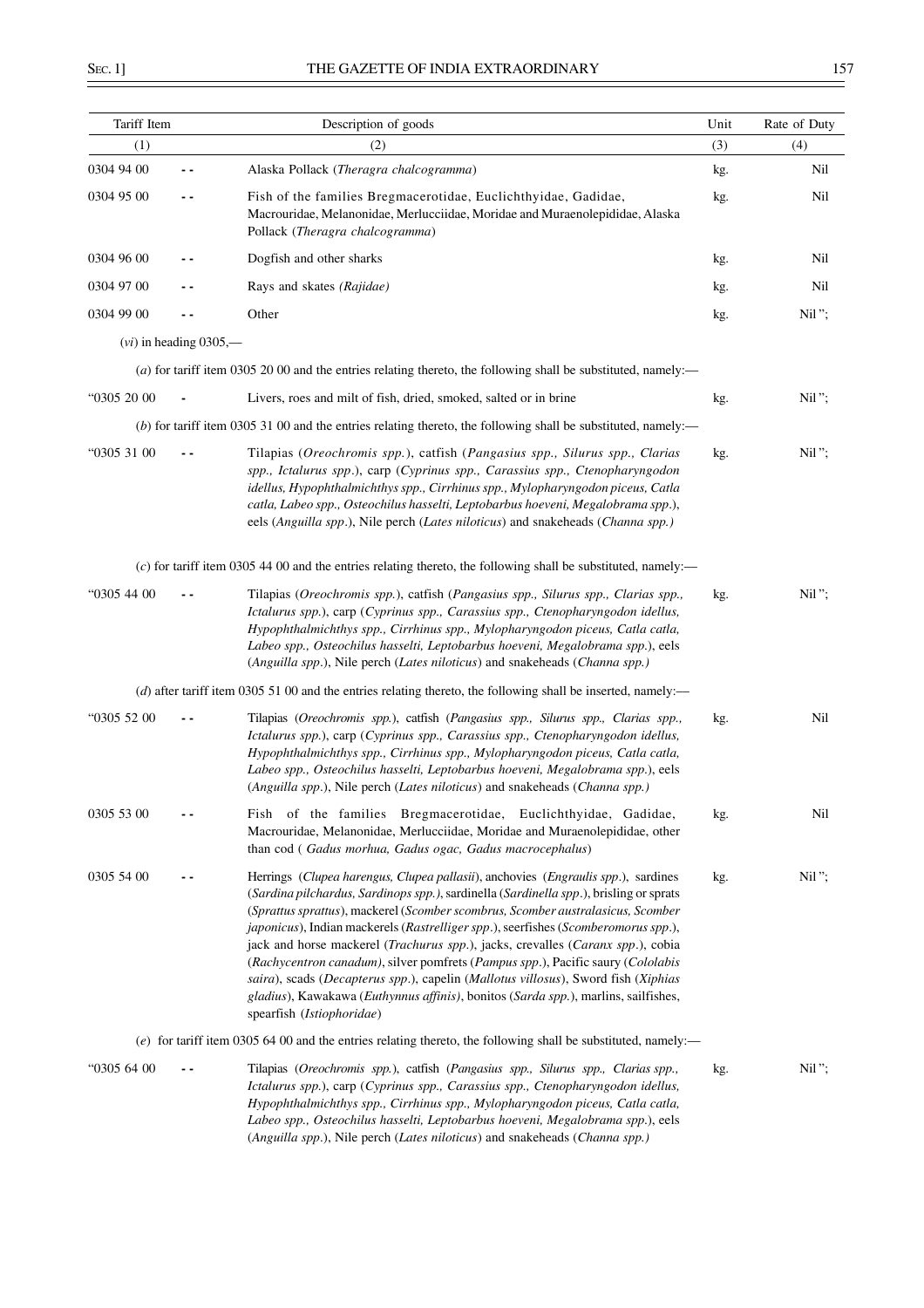| Tariff Item | | Description of goods | Unit | Rate of Duty |
|---|---|---|---|---|
| (1) | | (2) | (3) | (4) |
| 0304 94 00 | - - | Alaska Pollack (*Theragra chalcogramma*) | kg. | Nil |
| 0304 95 00 | - - | Fish of the families Bregmacerotidae, Euclichthyidae, Gadidae, Macrouridae, Melanonidae, Merlucciidae, Moridae and Muraenolepididae, Alaska Pollack (*Theragra chalcogramma*) | kg. | Nil |
| 0304 96 00 | - - | Dogfish and other sharks | kg. | Nil |
| 0304 97 00 | - - | Rays and skates *(Rajidae)* | kg. | Nil |
| 0304 99 00 | - - | Other | kg. | Nil "; |

(*vi*) in heading 0305,—

(*a*) for tariff item 0305 20 00 and the entries relating thereto, the following shall be substituted, namely:—

| | | | | |
|---|---|---|---|---|
| "0305 20 00 | - | Livers, roes and milt of fish, dried, smoked, salted or in brine | kg. | Nil "; |

(*b*) for tariff item 0305 31 00 and the entries relating thereto, the following shall be substituted, namely:—

| | | | | |
|---|---|---|---|---|
| "0305 31 00 | - - | Tilapias (*Oreochromis spp.*), catfish (*Pangasius spp., Silurus spp., Clarias spp., Ictalurus spp*.), carp (*Cyprinus spp., Carassius spp., Ctenopharyngodon idellus, Hypophthalmichthys spp., Cirrhinus spp., Mylopharyngodon piceus, Catla catla, Labeo spp., Osteochilus hasselti, Leptobarbus hoeveni, Megalobrama spp*.), eels (*Anguilla spp*.), Nile perch (*Lates niloticus*) and snakeheads (*Channa spp.)* | kg. | Nil "; |

(*c*) for tariff item 0305 44 00 and the entries relating thereto, the following shall be substituted, namely:—

| | | | | |
|---|---|---|---|---|
| "0305 44 00 | - - | Tilapias (*Oreochromis spp.*), catfish (*Pangasius spp., Silurus spp., Clarias spp., Ictalurus spp.*), carp (*Cyprinus spp., Carassius spp., Ctenopharyngodon idellus, Hypophthalmichthys spp., Cirrhinus spp., Mylopharyngodon piceus, Catla catla, Labeo spp., Osteochilus hasselti, Leptobarbus hoeveni, Megalobrama spp.*), eels (*Anguilla spp*.), Nile perch (*Lates niloticus*) and snakeheads (*Channa spp.)* | kg. | Nil "; |

(*d*) after tariff item 0305 51 00 and the entries relating thereto, the following shall be inserted, namely:—

| | | | | |
|---|---|---|---|---|
| "0305 52 00 | - - | Tilapias (*Oreochromis spp.*), catfish (*Pangasius spp., Silurus spp., Clarias spp., Ictalurus spp.*), carp (*Cyprinus spp., Carassius spp., Ctenopharyngodon idellus, Hypophthalmichthys spp., Cirrhinus spp., Mylopharyngodon piceus, Catla catla, Labeo spp., Osteochilus hasselti, Leptobarbus hoeveni, Megalobrama spp.*), eels (*Anguilla spp*.), Nile perch (*Lates niloticus*) and snakeheads (*Channa spp.)* | kg. | Nil |
| 0305 53 00 | - - | Fish of the families Bregmacerotidae, Euclichthyidae, Gadidae, Macrouridae, Melanonidae, Merlucciidae, Moridae and Muraenolepididae, other than cod ( *Gadus morhua, Gadus ogac, Gadus macrocephalus*) | kg. | Nil |
| 0305 54 00 | - - | Herrings (*Clupea harengus, Clupea pallasii*), anchovies (*Engraulis spp*.), sardines (*Sardina pilchardus, Sardinops spp.)*, sardinella (*Sardinella spp*.), brisling or sprats (*Sprattus sprattus*), mackerel (*Scomber scombrus, Scomber australasicus, Scomber japonicus*), Indian mackerels (*Rastrelliger spp*.), seerfishes (*Scomberomorus spp*.), jack and horse mackerel (*Trachurus spp*.), jacks, crevalles (*Caranx spp*.), cobia (*Rachycentron canadum)*, silver pomfrets (*Pampus spp*.), Pacific saury (*Cololabis saira*), scads (*Decapterus spp*.), capelin (*Mallotus villosus*), Sword fish (*Xiphias gladius*), Kawakawa (*Euthynnus affinis)*, bonitos (*Sarda spp.*), marlins, sailfishes, spearfish (*Istiophoridae*) | kg. | Nil "; |

(*e*) for tariff item 0305 64 00 and the entries relating thereto, the following shall be substituted, namely:—

| | | | | |
|---|---|---|---|---|
| "0305 64 00 | - - | Tilapias (*Oreochromis spp.*), catfish (*Pangasius spp., Silurus spp., Clarias spp., Ictalurus spp.*), carp (*Cyprinus spp., Carassius spp., Ctenopharyngodon idellus, Hypophthalmichthys spp., Cirrhinus spp., Mylopharyngodon piceus, Catla catla, Labeo spp., Osteochilus hasselti, Leptobarbus hoeveni, Megalobrama spp.*), eels (*Anguilla spp*.), Nile perch (*Lates niloticus*) and snakeheads (*Channa spp.)* | kg. | Nil "; |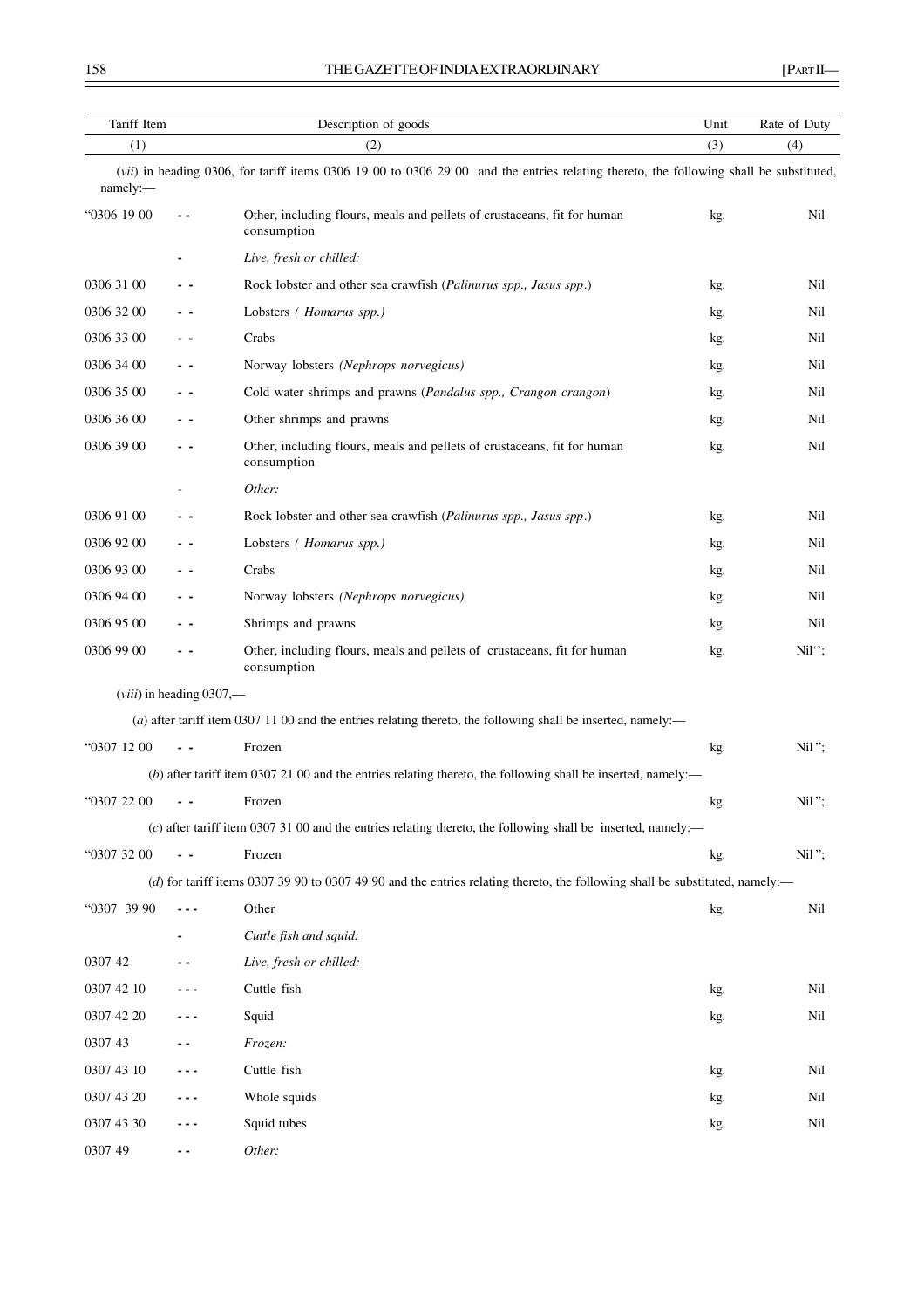| Tariff Item | | Description of goods | Unit | Rate of Duty |
|---|---|---|---|---|
| (1) | | (2) | (3) | (4) |

(*vii*) in heading 0306, for tariff items 0306 19 00 to 0306 29 00 and the entries relating thereto, the following shall be substituted, namely:—

| | | | | |
|---|---|---|---|---|
| "0306 19 00 | - - | Other, including flours, meals and pellets of crustaceans, fit for human consumption | kg. | Nil |
| | - | *Live, fresh or chilled:* | | |
| 0306 31 00 | - - | Rock lobster and other sea crawfish (*Palinurus spp., Jasus spp*.) | kg. | Nil |
| 0306 32 00 | - - | Lobsters ( *Homarus spp.)* | kg. | Nil |
| 0306 33 00 | - - | Crabs | kg. | Nil |
| 0306 34 00 | - - | Norway lobsters *(Nephrops norvegicus)* | kg. | Nil |
| 0306 35 00 | - - | Cold water shrimps and prawns (*Pandalus spp., Crangon crangon*) | kg. | Nil |
| 0306 36 00 | - - | Other shrimps and prawns | kg. | Nil |
| 0306 39 00 | - - | Other, including flours, meals and pellets of crustaceans, fit for human consumption | kg. | Nil |
| | - | *Other:* | | |
| 0306 91 00 | - - | Rock lobster and other sea crawfish (*Palinurus spp., Jasus spp*.) | kg. | Nil |
| 0306 92 00 | - - | Lobsters ( *Homarus spp.)* | kg. | Nil |
| 0306 93 00 | - - | Crabs | kg. | Nil |
| 0306 94 00 | - - | Norway lobsters *(Nephrops norvegicus)* | kg. | Nil |
| 0306 95 00 | - - | Shrimps and prawns | kg. | Nil |
| 0306 99 00 | - - | Other, including flours, meals and pellets of crustaceans, fit for human consumption | kg. | Nil''; |

(*viii*) in heading 0307,—

(*a*) after tariff item 0307 11 00 and the entries relating thereto, the following shall be inserted, namely:—

| | | | | |
|---|---|---|---|---|
| "0307 12 00 | - - | Frozen | kg. | Nil "; |

(*b*) after tariff item 0307 21 00 and the entries relating thereto, the following shall be inserted, namely:—

| | | | | |
|---|---|---|---|---|
| "0307 22 00 | - - | Frozen | kg. | Nil "; |

(*c*) after tariff item 0307 31 00 and the entries relating thereto, the following shall be inserted, namely:—

| | | | | |
|---|---|---|---|---|
| "0307 32 00 | - - | Frozen | kg. | Nil "; |

(*d*) for tariff items 0307 39 90 to 0307 49 90 and the entries relating thereto, the following shall be substituted, namely:—

| | | | | |
|---|---|---|---|---|
| "0307 39 90 | - - - | Other | kg. | Nil |
| | - | *Cuttle fish and squid:* | | |
| 0307 42 | - - | *Live, fresh or chilled:* | | |
| 0307 42 10 | - - - | Cuttle fish | kg. | Nil |
| 0307 42 20 | - - - | Squid | kg. | Nil |
| 0307 43 | - - | *Frozen:* | | |
| 0307 43 10 | - - - | Cuttle fish | kg. | Nil |
| 0307 43 20 | - - - | Whole squids | kg. | Nil |
| 0307 43 30 | - - - | Squid tubes | kg. | Nil |
| 0307 49 | - - | *Other:* | | |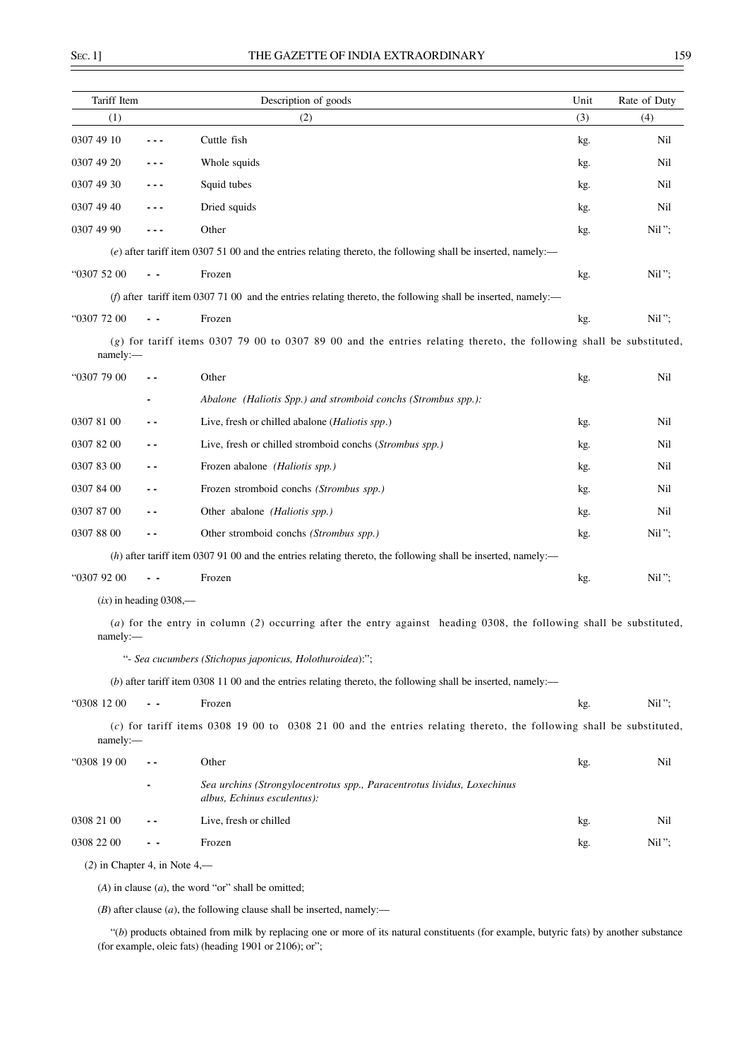| Tariff Item | | Description of goods | Unit | Rate of Duty |
|---|---|---|---|---|
| (1) | | (2) | (3) | (4) |
| 0307 49 10 | - - - | Cuttle fish | kg. | Nil |
| 0307 49 20 | - - - | Whole squids | kg. | Nil |
| 0307 49 30 | - - - | Squid tubes | kg. | Nil |
| 0307 49 40 | - - - | Dried squids | kg. | Nil |
| 0307 49 90 | - - - | Other | kg. | Nil "; |

(*e*) after tariff item 0307 51 00 and the entries relating thereto, the following shall be inserted, namely:—

| | | | | |
|---|---|---|---|---|
| "0307 52 00 | - - | Frozen | kg. | Nil "; |

(*f*) after tariff item 0307 71 00 and the entries relating thereto, the following shall be inserted, namely:—

| | | | | |
|---|---|---|---|---|
| "0307 72 00 | - - | Frozen | kg. | Nil "; |

(*g*) for tariff items 0307 79 00 to 0307 89 00 and the entries relating thereto, the following shall be substituted, namely:—

| | | | | |
|---|---|---|---|---|
| "0307 79 00 | - - | Other | kg. | Nil |
| | - | *Abalone (Haliotis Spp.) and stromboid conchs (Strombus spp.):* | | |
| 0307 81 00 | - - | Live, fresh or chilled abalone (*Haliotis spp*.) | kg. | Nil |
| 0307 82 00 | - - | Live, fresh or chilled stromboid conchs (*Strombus spp.)* | kg. | Nil |
| 0307 83 00 | - - | Frozen abalone *(Haliotis spp.)* | kg. | Nil |
| 0307 84 00 | - - | Frozen stromboid conchs *(Strombus spp.)* | kg. | Nil |
| 0307 87 00 | - - | Other abalone *(Haliotis spp.)* | kg. | Nil |
| 0307 88 00 | - - | Other stromboid conchs *(Strombus spp.)* | kg. | Nil "; |

(*h*) after tariff item 0307 91 00 and the entries relating thereto, the following shall be inserted, namely:—

| | | | | |
|---|---|---|---|---|
| "0307 92 00 | - - | Frozen | kg. | Nil "; |

(*ix*) in heading 0308,—

(*a*) for the entry in column (*2*) occurring after the entry against heading 0308, the following shall be substituted, namely:—

"- *Sea cucumbers (Stichopus japonicus, Holothuroidea)*:";

(*b*) after tariff item 0308 11 00 and the entries relating thereto, the following shall be inserted, namely:—

| | | | | |
|---|---|---|---|---|
| "0308 12 00 | - - | Frozen | kg. | Nil "; |

(*c*) for tariff items 0308 19 00 to 0308 21 00 and the entries relating thereto, the following shall be substituted, namely:—

| | | | | |
|---|---|---|---|---|
| "0308 19 00 | - - | Other | kg. | Nil |
| | - | *Sea urchins (Strongylocentrotus spp., Paracentrotus lividus, Loxechinus albus, Echinus esculentus):* | | |
| 0308 21 00 | - - | Live, fresh or chilled | kg. | Nil |
| 0308 22 00 | - - | Frozen | kg. | Nil "; |

(*2*) in Chapter 4, in Note 4,—

(*A*) in clause (*a*), the word "or" shall be omitted;

(*B*) after clause (*a*), the following clause shall be inserted, namely:—

"(*b*) products obtained from milk by replacing one or more of its natural constituents (for example, butyric fats) by another substance (for example, oleic fats) (heading 1901 or 2106); or";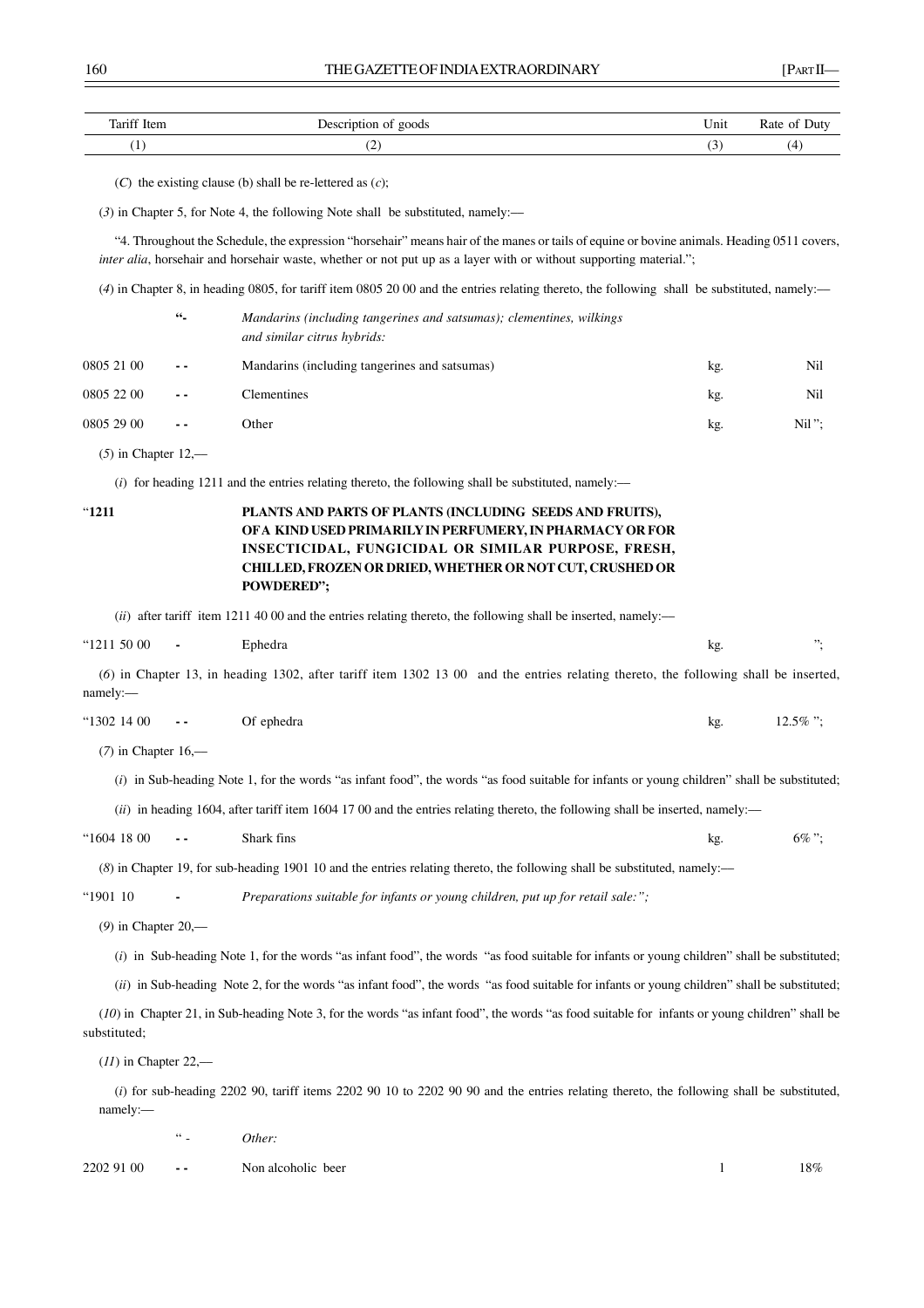| Tariff Item | Description of goods | Unit | Rate of Duty |
|---|---|---|---|
| (1) | (2) | (3) | (4) |

(*C*) the existing clause (b) shall be re-lettered as (*c*);

(*3*) in Chapter 5, for Note 4, the following Note shall be substituted, namely:—

"4. Throughout the Schedule, the expression "horsehair" means hair of the manes or tails of equine or bovine animals. Heading 0511 covers, *inter alia*, horsehair and horsehair waste, whether or not put up as a layer with or without supporting material.";

(*4*) in Chapter 8, in heading 0805, for tariff item 0805 20 00 and the entries relating thereto, the following shall be substituted, namely:—

| | | | | |
|---|---|---|---|---|
| | "- | *Mandarins (including tangerines and satsumas); clementines, wilkings and similar citrus hybrids:* | | |
| 0805 21 00 | - - | Mandarins (including tangerines and satsumas) | kg. | Nil |
| 0805 22 00 | - - | Clementines | kg. | Nil |
| 0805 29 00 | - - | Other | kg. | Nil "; |

(*5*) in Chapter 12,—

(*i*) for heading 1211 and the entries relating thereto, the following shall be substituted, namely:—

"**1211** **PLANTS AND PARTS OF PLANTS (INCLUDING SEEDS AND FRUITS), OF A KIND USED PRIMARILY IN PERFUMERY, IN PHARMACY OR FOR INSECTICIDAL, FUNGICIDAL OR SIMILAR PURPOSE, FRESH, CHILLED, FROZEN OR DRIED, WHETHER OR NOT CUT, CRUSHED OR POWDERED";**

(*ii*) after tariff item 1211 40 00 and the entries relating thereto, the following shall be inserted, namely:—

| | | | | |
|---|---|---|---|---|
| "1211 50 00 | - | Ephedra | kg. | "; |

(*6*) in Chapter 13, in heading 1302, after tariff item 1302 13 00 and the entries relating thereto, the following shall be inserted, namely:—

| | | | | |
|---|---|---|---|---|
| "1302 14 00 | - - | Of ephedra | kg. | 12.5% "; |

(*7*) in Chapter 16,—

(*i*) in Sub-heading Note 1, for the words "as infant food", the words "as food suitable for infants or young children" shall be substituted;

(*ii*) in heading 1604, after tariff item 1604 17 00 and the entries relating thereto, the following shall be inserted, namely:—

| | | | | |
|---|---|---|---|---|
| "1604 18 00 | - - | Shark fins | kg. | 6% "; |

(*8*) in Chapter 19, for sub-heading 1901 10 and the entries relating thereto, the following shall be substituted, namely:—

"1901 10 - *Preparations suitable for infants or young children, put up for retail sale:";*

(*9*) in Chapter 20,—

(*i*) in Sub-heading Note 1, for the words "as infant food", the words "as food suitable for infants or young children" shall be substituted;

(*ii*) in Sub-heading Note 2, for the words "as infant food", the words "as food suitable for infants or young children" shall be substituted;

(*10*) in Chapter 21, in Sub-heading Note 3, for the words "as infant food", the words "as food suitable for infants or young children" shall be substituted;

(*11*) in Chapter 22,—

(*i*) for sub-heading 2202 90, tariff items 2202 90 10 to 2202 90 90 and the entries relating thereto, the following shall be substituted, namely:—

| | | | | |
|---|---|---|---|---|
| | " - | *Other:* | | |
| 2202 91 00 | - - | Non alcoholic beer | l | 18% |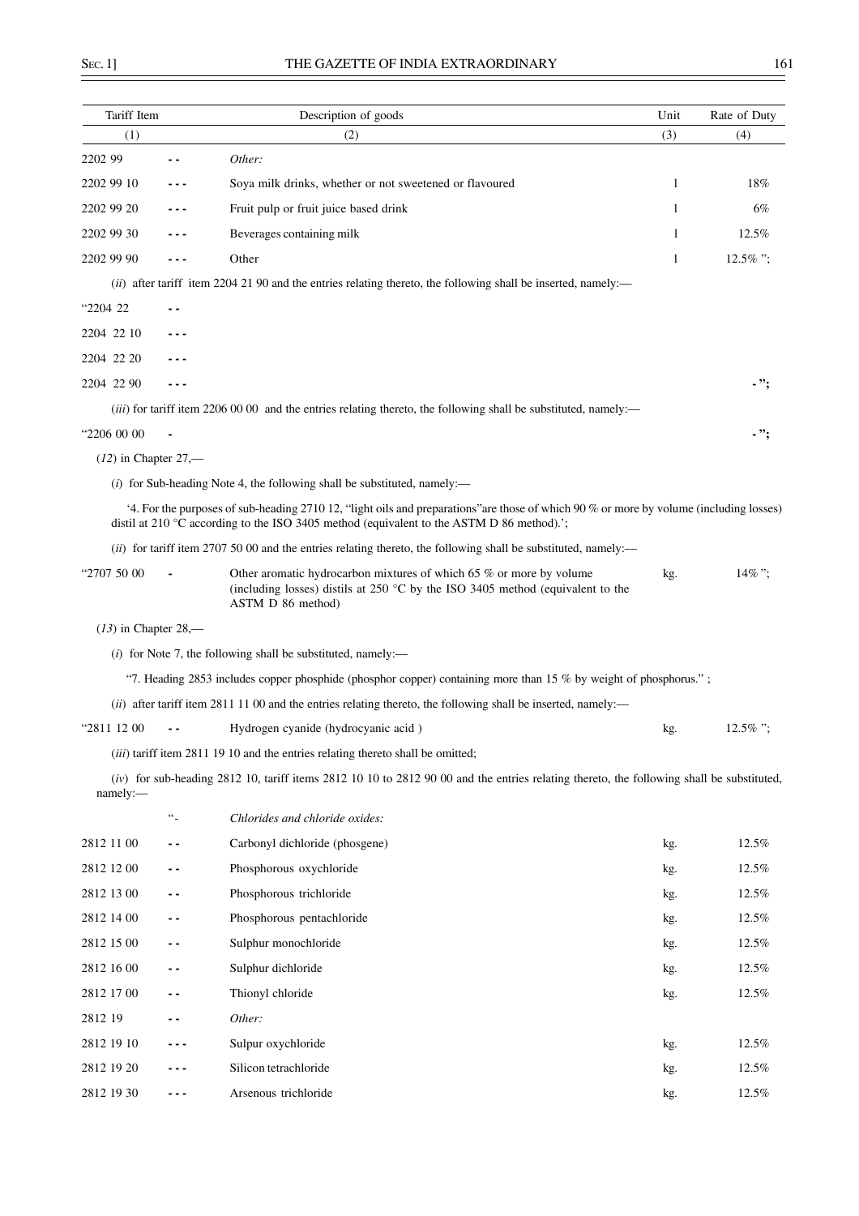| Tariff Item | | Description of goods | Unit | Rate of Duty |
|---|---|---|---|---|
| (1) | | (2) | (3) | (4) |
| 2202 99 | - - | *Other:* | | |
| 2202 99 10 | - - - | Soya milk drinks, whether or not sweetened or flavoured | l | 18% |
| 2202 99 20 | - - - | Fruit pulp or fruit juice based drink | l | 6% |
| 2202 99 30 | - - - | Beverages containing milk | l | 12.5% |
| 2202 99 90 | - - - | Other | l | 12.5% "; |

(*ii*) after tariff item 2204 21 90 and the entries relating thereto, the following shall be inserted, namely:—

| Tariff Item | | Description of goods | Unit | Rate of Duty |
|---|---|---|---|---|
| "2204 22 | - - | | | |
| 2204 22 10 | - - - | | | |
| 2204 22 20 | - - - | | | |
| 2204 22 90 | - - - | | | - "; |

(*iii*) for tariff item 2206 00 00 and the entries relating thereto, the following shall be substituted, namely:—

| Tariff Item | | Description of goods | Unit | Rate of Duty |
|---|---|---|---|---|
| "2206 00 00 | - | | | - "; |

(*12*) in Chapter 27,—

(*i*) for Sub-heading Note 4, the following shall be substituted, namely:—

'4. For the purposes of sub-heading 2710 12, "light oils and preparations"are those of which 90 % or more by volume (including losses) distil at 210 °C according to the ISO 3405 method (equivalent to the ASTM D 86 method).';

(*ii*) for tariff item 2707 50 00 and the entries relating thereto, the following shall be substituted, namely:—

| Tariff Item | | Description of goods | Unit | Rate of Duty |
|---|---|---|---|---|
| "2707 50 00 | - | Other aromatic hydrocarbon mixtures of which 65 % or more by volume (including losses) distils at 250 °C by the ISO 3405 method (equivalent to the ASTM D 86 method) | kg. | 14% "; |

(*13*) in Chapter 28,—

(*i*) for Note 7, the following shall be substituted, namely:—

"7. Heading 2853 includes copper phosphide (phosphor copper) containing more than 15 % by weight of phosphorus." ;

(*ii*) after tariff item 2811 11 00 and the entries relating thereto, the following shall be inserted, namely:—

| Tariff Item | | Description of goods | Unit | Rate of Duty |
|---|---|---|---|---|
| "2811 12 00 | - - | Hydrogen cyanide (hydrocyanic acid ) | kg. | 12.5% "; |

(*iii*) tariff item 2811 19 10 and the entries relating thereto shall be omitted;

(*iv*) for sub-heading 2812 10, tariff items 2812 10 10 to 2812 90 00 and the entries relating thereto, the following shall be substituted, namely:—

| Tariff Item | | Description of goods | Unit | Rate of Duty |
|---|---|---|---|---|
| | "- | *Chlorides and chloride oxides:* | | |
| 2812 11 00 | - - | Carbonyl dichloride (phosgene) | kg. | 12.5% |
| 2812 12 00 | - - | Phosphorous oxychloride | kg. | 12.5% |
| 2812 13 00 | - - | Phosphorous trichloride | kg. | 12.5% |
| 2812 14 00 | - - | Phosphorous pentachloride | kg. | 12.5% |
| 2812 15 00 | - - | Sulphur monochloride | kg. | 12.5% |
| 2812 16 00 | - - | Sulphur dichloride | kg. | 12.5% |
| 2812 17 00 | - - | Thionyl chloride | kg. | 12.5% |
| 2812 19 | - - | *Other:* | | |
| 2812 19 10 | - - - | Sulpur oxychloride | kg. | 12.5% |
| 2812 19 20 | - - - | Silicon tetrachloride | kg. | 12.5% |
| 2812 19 30 | - - - | Arsenous trichloride | kg. | 12.5% |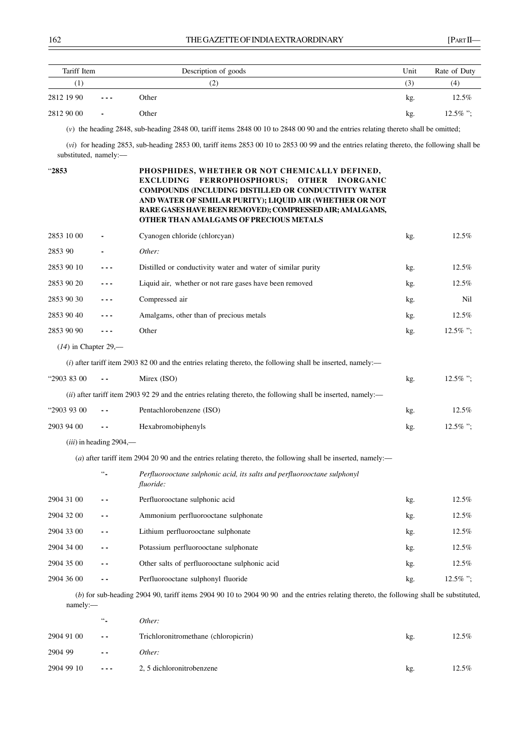| Tariff Item | | Description of goods | Unit | Rate of Duty |
|---|---|---|---|---|
| (1) | | (2) | (3) | (4) |
| 2812 19 90 | - - - | Other | kg. | 12.5% |
| 2812 90 00 | - | Other | kg. | 12.5% "; |

(*v*) the heading 2848, sub-heading 2848 00, tariff items 2848 00 10 to 2848 00 90 and the entries relating thereto shall be omitted;

(*vi*) for heading 2853, sub-heading 2853 00, tariff items 2853 00 10 to 2853 00 99 and the entries relating thereto, the following shall be substituted, namely:—

| | | | | |
|---|---|---|---|---|
| "**2853** | | **PHOSPHIDES, WHETHER OR NOT CHEMICALLY DEFINED, EXCLUDING FERROPHOSPHORUS; OTHER INORGANIC COMPOUNDS (INCLUDING DISTILLED OR CONDUCTIVITY WATER AND WATER OF SIMILAR PURITY); LIQUID AIR (WHETHER OR NOT RARE GASES HAVE BEEN REMOVED); COMPRESSED AIR; AMALGAMS, OTHER THAN AMALGAMS OF PRECIOUS METALS** | | |
| 2853 10 00 | - | Cyanogen chloride (chlorcyan) | kg. | 12.5% |
| 2853 90 | - | *Other:* | | |
| 2853 90 10 | - - - | Distilled or conductivity water and water of similar purity | kg. | 12.5% |
| 2853 90 20 | - - - | Liquid air, whether or not rare gases have been removed | kg. | 12.5% |
| 2853 90 30 | - - - | Compressed air | kg. | Nil |
| 2853 90 40 | - - - | Amalgams, other than of precious metals | kg. | 12.5% |
| 2853 90 90 | - - - | Other | kg. | 12.5% "; |

(*14*) in Chapter 29,—

(*i*) after tariff item 2903 82 00 and the entries relating thereto, the following shall be inserted, namely:—

| | | | | |
|---|---|---|---|---|
| "2903 83 00 | - - | Mirex (ISO) | kg. | 12.5% "; |

(*ii*) after tariff item 2903 92 29 and the entries relating thereto, the following shall be inserted, namely:—

| | | | | |
|---|---|---|---|---|
| "2903 93 00 | - - | Pentachlorobenzene (ISO) | kg. | 12.5% |
| 2903 94 00 | - - | Hexabromobiphenyls | kg. | 12.5% "; |

(*iii*) in heading 2904,—

(*a*) after tariff item 2904 20 90 and the entries relating thereto, the following shall be inserted, namely:—

| | | | | |
|---|---|---|---|---|
| | "- | *Perfluorooctane sulphonic acid, its salts and perfluorooctane sulphonyl fluoride:* | | |
| 2904 31 00 | - - | Perfluorooctane sulphonic acid | kg. | 12.5% |
| 2904 32 00 | - - | Ammonium perfluorooctane sulphonate | kg. | 12.5% |
| 2904 33 00 | - - | Lithium perfluorooctane sulphonate | kg. | 12.5% |
| 2904 34 00 | - - | Potassium perfluorooctane sulphonate | kg. | 12.5% |
| 2904 35 00 | - - | Other salts of perfluorooctane sulphonic acid | kg. | 12.5% |
| 2904 36 00 | - - | Perfluorooctane sulphonyl fluoride | kg. | 12.5% "; |

(*b*) for sub-heading 2904 90, tariff items 2904 90 10 to 2904 90 90 and the entries relating thereto, the following shall be substituted, namely:—

| | | | | |
|---|---|---|---|---|
| | "- | *Other:* | | |
| 2904 91 00 | - - | Trichloronitromethane (chloropicrin) | kg. | 12.5% |
| 2904 99 | - - | *Other:* | | |
| 2904 99 10 | - - - | 2, 5 dichloronitrobenzene | kg. | 12.5% |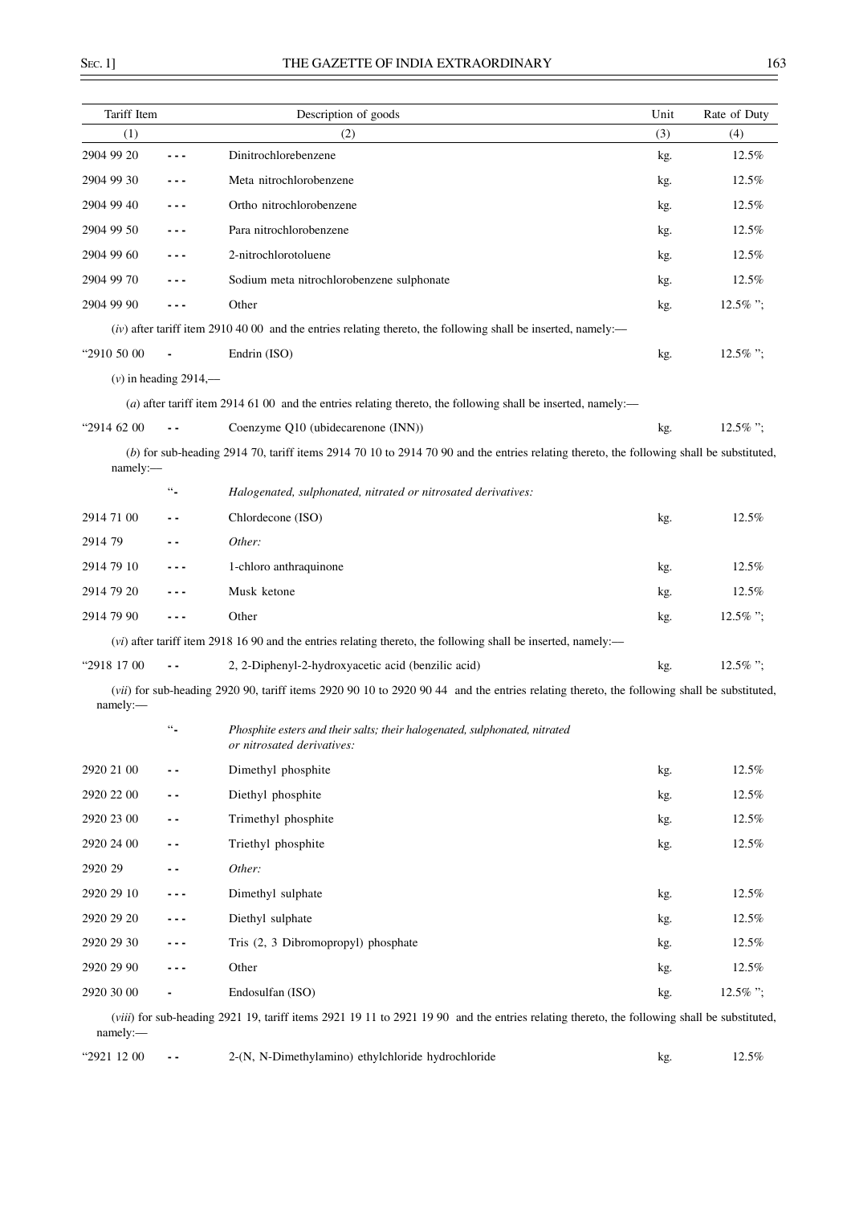| Tariff Item | | Description of goods | Unit | Rate of Duty |
|---|---|---|---|---|
| (1) | | (2) | (3) | (4) |
| 2904 99 20 | - - - | Dinitrochlorebenzene | kg. | 12.5% |
| 2904 99 30 | - - - | Meta nitrochlorobenzene | kg. | 12.5% |
| 2904 99 40 | - - - | Ortho nitrochlorobenzene | kg. | 12.5% |
| 2904 99 50 | - - - | Para nitrochlorobenzene | kg. | 12.5% |
| 2904 99 60 | - - - | 2-nitrochlorotoluene | kg. | 12.5% |
| 2904 99 70 | - - - | Sodium meta nitrochlorobenzene sulphonate | kg. | 12.5% |
| 2904 99 90 | - - - | Other | kg. | 12.5% "; |

(*iv*) after tariff item 2910 40 00 and the entries relating thereto, the following shall be inserted, namely:—

| | | | | |
|---|---|---|---|---|
| "2910 50 00 | - | Endrin (ISO) | kg. | 12.5% "; |

(*v*) in heading 2914,—

(*a*) after tariff item 2914 61 00 and the entries relating thereto, the following shall be inserted, namely:—

| | | | | |
|---|---|---|---|---|
| "2914 62 00 | - - | Coenzyme Q10 (ubidecarenone (INN)) | kg. | 12.5% "; |

(*b*) for sub-heading 2914 70, tariff items 2914 70 10 to 2914 70 90 and the entries relating thereto, the following shall be substituted, namely:—

| | | | | |
|---|---|---|---|---|
| | "- | *Halogenated, sulphonated, nitrated or nitrosated derivatives:* | | |
| 2914 71 00 | - - | Chlordecone (ISO) | kg. | 12.5% |
| 2914 79 | - - | *Other:* | | |
| 2914 79 10 | - - - | 1-chloro anthraquinone | kg. | 12.5% |
| 2914 79 20 | - - - | Musk ketone | kg. | 12.5% |
| 2914 79 90 | - - - | Other | kg. | 12.5% "; |

(*vi*) after tariff item 2918 16 90 and the entries relating thereto, the following shall be inserted, namely:—

| | | | | |
|---|---|---|---|---|
| "2918 17 00 | - - | 2, 2-Diphenyl-2-hydroxyacetic acid (benzilic acid) | kg. | 12.5% "; |

(*vii*) for sub-heading 2920 90, tariff items 2920 90 10 to 2920 90 44 and the entries relating thereto, the following shall be substituted, namely:—

| | | | | |
|---|---|---|---|---|
| | "- | *Phosphite esters and their salts; their halogenated, sulphonated, nitrated or nitrosated derivatives:* | | |
| 2920 21 00 | - - | Dimethyl phosphite | kg. | 12.5% |
| 2920 22 00 | - - | Diethyl phosphite | kg. | 12.5% |
| 2920 23 00 | - - | Trimethyl phosphite | kg. | 12.5% |
| 2920 24 00 | - - | Triethyl phosphite | kg. | 12.5% |
| 2920 29 | - - | *Other:* | | |
| 2920 29 10 | - - - | Dimethyl sulphate | kg. | 12.5% |
| 2920 29 20 | - - - | Diethyl sulphate | kg. | 12.5% |
| 2920 29 30 | - - - | Tris (2, 3 Dibromopropyl) phosphate | kg. | 12.5% |
| 2920 29 90 | - - - | Other | kg. | 12.5% |
| 2920 30 00 | - | Endosulfan (ISO) | kg. | 12.5% "; |

(*viii*) for sub-heading 2921 19, tariff items 2921 19 11 to 2921 19 90 and the entries relating thereto, the following shall be substituted, namely:—

| | | | | |
|---|---|---|---|---|
| "2921 12 00 | - - | 2-(N, N-Dimethylamino) ethylchloride hydrochloride | kg. | 12.5% |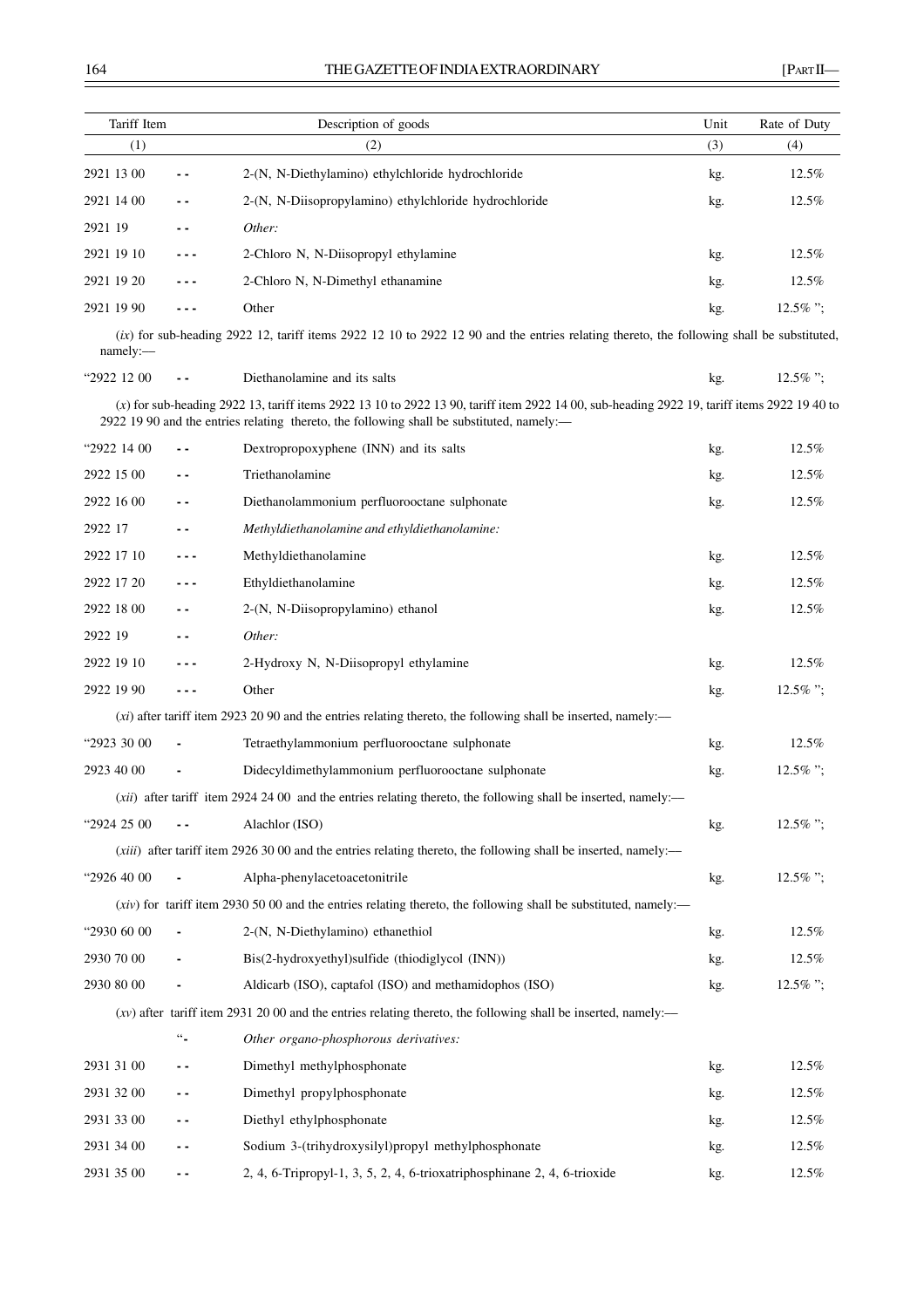| Tariff Item | | Description of goods | Unit | Rate of Duty |
|---|---|---|---|---|
| (1) | | (2) | (3) | (4) |
| 2921 13 00 | - - | 2-(N, N-Diethylamino) ethylchloride hydrochloride | kg. | 12.5% |
| 2921 14 00 | - - | 2-(N, N-Diisopropylamino) ethylchloride hydrochloride | kg. | 12.5% |
| 2921 19 | - - | *Other:* | | |
| 2921 19 10 | - - - | 2-Chloro N, N-Diisopropyl ethylamine | kg. | 12.5% |
| 2921 19 20 | - - - | 2-Chloro N, N-Dimethyl ethanamine | kg. | 12.5% |
| 2921 19 90 | - - - | Other | kg. | 12.5% "; |

(*ix*) for sub-heading 2922 12, tariff items 2922 12 10 to 2922 12 90 and the entries relating thereto, the following shall be substituted, namely:—

| | | | | |
|---|---|---|---|---|
| "2922 12 00 | - - | Diethanolamine and its salts | kg. | 12.5% "; |

(*x*) for sub-heading 2922 13, tariff items 2922 13 10 to 2922 13 90, tariff item 2922 14 00, sub-heading 2922 19, tariff items 2922 19 40 to 2922 19 90 and the entries relating thereto, the following shall be substituted, namely:—

| | | | | |
|---|---|---|---|---|
| "2922 14 00 | - - | Dextropropoxyphene (INN) and its salts | kg. | 12.5% |
| 2922 15 00 | - - | Triethanolamine | kg. | 12.5% |
| 2922 16 00 | - - | Diethanolammonium perfluorooctane sulphonate | kg. | 12.5% |
| 2922 17 | - - | *Methyldiethanolamine and ethyldiethanolamine:* | | |
| 2922 17 10 | - - - | Methyldiethanolamine | kg. | 12.5% |
| 2922 17 20 | - - - | Ethyldiethanolamine | kg. | 12.5% |
| 2922 18 00 | - - | 2-(N, N-Diisopropylamino) ethanol | kg. | 12.5% |
| 2922 19 | - - | *Other:* | | |
| 2922 19 10 | - - - | 2-Hydroxy N, N-Diisopropyl ethylamine | kg. | 12.5% |
| 2922 19 90 | - - - | Other | kg. | 12.5% "; |

(*xi*) after tariff item 2923 20 90 and the entries relating thereto, the following shall be inserted, namely:—

| | | | | |
|---|---|---|---|---|
| "2923 30 00 | - | Tetraethylammonium perfluorooctane sulphonate | kg. | 12.5% |
| 2923 40 00 | - | Didecyldimethylammonium perfluorooctane sulphonate | kg. | 12.5% "; |

(*xii*) after tariff item 2924 24 00 and the entries relating thereto, the following shall be inserted, namely:—

| | | | | |
|---|---|---|---|---|
| "2924 25 00 | - - | Alachlor (ISO) | kg. | 12.5% "; |

(*xiii*) after tariff item 2926 30 00 and the entries relating thereto, the following shall be inserted, namely:—

| | | | | |
|---|---|---|---|---|
| "2926 40 00 | - | Alpha-phenylacetoacetonitrile | kg. | 12.5% "; |

(*xiv*) for tariff item 2930 50 00 and the entries relating thereto, the following shall be substituted, namely:—

| | | | | |
|---|---|---|---|---|
| "2930 60 00 | - | 2-(N, N-Diethylamino) ethanethiol | kg. | 12.5% |
| 2930 70 00 | - | Bis(2-hydroxyethyl)sulfide (thiodiglycol (INN)) | kg. | 12.5% |
| 2930 80 00 | - | Aldicarb (ISO), captafol (ISO) and methamidophos (ISO) | kg. | 12.5% "; |

(*xv*) after tariff item 2931 20 00 and the entries relating thereto, the following shall be inserted, namely:—

| | | | | |
|---|---|---|---|---|
| | "- | *Other organo-phosphorous derivatives:* | | |
| 2931 31 00 | - - | Dimethyl methylphosphonate | kg. | 12.5% |
| 2931 32 00 | - - | Dimethyl propylphosphonate | kg. | 12.5% |
| 2931 33 00 | - - | Diethyl ethylphosphonate | kg. | 12.5% |
| 2931 34 00 | - - | Sodium 3-(trihydroxysilyl)propyl methylphosphonate | kg. | 12.5% |
| 2931 35 00 | - - | 2, 4, 6-Tripropyl-1, 3, 5, 2, 4, 6-trioxatriphosphinane 2, 4, 6-trioxide | kg. | 12.5% |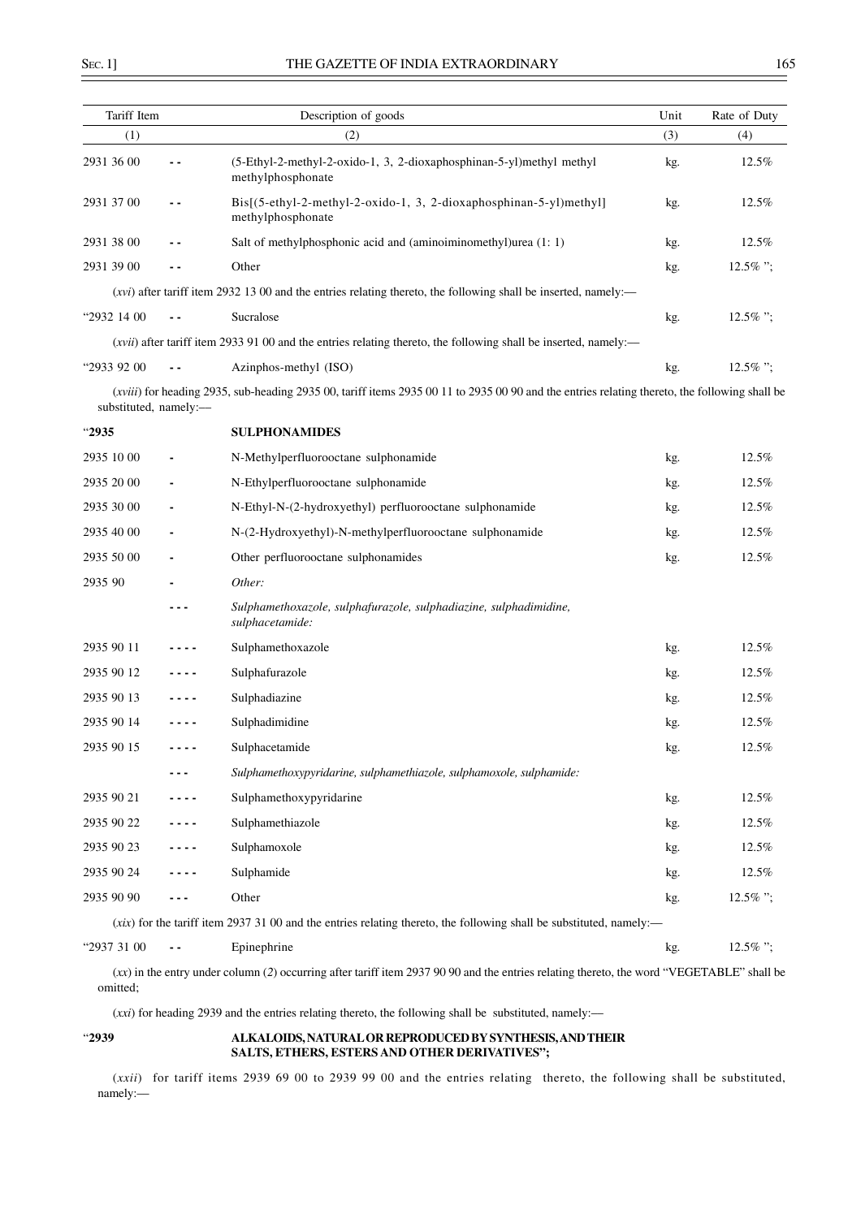| Tariff Item | | Description of goods | Unit | Rate of Duty |
|---|---|---|---|---|
| (1) | | (2) | (3) | (4) |
| 2931 36 00 | - - | (5-Ethyl-2-methyl-2-oxido-1, 3, 2-dioxaphosphinan-5-yl)methyl methyl methylphosphonate | kg. | 12.5% |
| 2931 37 00 | - - | Bis[(5-ethyl-2-methyl-2-oxido-1, 3, 2-dioxaphosphinan-5-yl)methyl] methylphosphonate | kg. | 12.5% |
| 2931 38 00 | - - | Salt of methylphosphonic acid and (aminoiminomethyl)urea (1: 1) | kg. | 12.5% |
| 2931 39 00 | - - | Other | kg. | 12.5% "; |

(*xvi*) after tariff item 2932 13 00 and the entries relating thereto, the following shall be inserted, namely:—

| | | | | |
|---|---|---|---|---|
| "2932 14 00 | - - | Sucralose | kg. | 12.5% "; |

(*xvii*) after tariff item 2933 91 00 and the entries relating thereto, the following shall be inserted, namely:—

| | | | | |
|---|---|---|---|---|
| "2933 92 00 | - - | Azinphos-methyl (ISO) | kg. | 12.5% "; |

(*xviii*) for heading 2935, sub-heading 2935 00, tariff items 2935 00 11 to 2935 00 90 and the entries relating thereto, the following shall be substituted, namely:—

| | | | | |
|---|---|---|---|---|
| "**2935** | | **SULPHONAMIDES** | | |
| 2935 10 00 | - | N-Methylperfluorooctane sulphonamide | kg. | 12.5% |
| 2935 20 00 | - | N-Ethylperfluorooctane sulphonamide | kg. | 12.5% |
| 2935 30 00 | - | N-Ethyl-N-(2-hydroxyethyl) perfluorooctane sulphonamide | kg. | 12.5% |
| 2935 40 00 | - | N-(2-Hydroxyethyl)-N-methylperfluorooctane sulphonamide | kg. | 12.5% |
| 2935 50 00 | - | Other perfluorooctane sulphonamides | kg. | 12.5% |
| 2935 90 | - | *Other:* | | |
| | - - - | *Sulphamethoxazole, sulphafurazole, sulphadiazine, sulphadimidine, sulphacetamide:* | | |
| 2935 90 11 | - - - - | Sulphamethoxazole | kg. | 12.5% |
| 2935 90 12 | - - - - | Sulphafurazole | kg. | 12.5% |
| 2935 90 13 | - - - - | Sulphadiazine | kg. | 12.5% |
| 2935 90 14 | - - - - | Sulphadimidine | kg. | 12.5% |
| 2935 90 15 | - - - - | Sulphacetamide | kg. | 12.5% |
| | - - - | *Sulphamethoxypyridarine, sulphamethiazole, sulphamoxole, sulphamide:* | | |
| 2935 90 21 | - - - - | Sulphamethoxypyridarine | kg. | 12.5% |
| 2935 90 22 | - - - - | Sulphamethiazole | kg. | 12.5% |
| 2935 90 23 | - - - - | Sulphamoxole | kg. | 12.5% |
| 2935 90 24 | - - - - | Sulphamide | kg. | 12.5% |
| 2935 90 90 | - - - | Other | kg. | 12.5% "; |

(*xix*) for the tariff item 2937 31 00 and the entries relating thereto, the following shall be substituted, namely:—

| | | | | |
|---|---|---|---|---|
| "2937 31 00 | - - | Epinephrine | kg. | 12.5% "; |

(*xx*) in the entry under column (2) occurring after tariff item 2937 90 90 and the entries relating thereto, the word "VEGETABLE" shall be omitted;

(*xxi*) for heading 2939 and the entries relating thereto, the following shall be substituted, namely:—

"**2939** **ALKALOIDS, NATURAL OR REPRODUCED BY SYNTHESIS, AND THEIR SALTS, ETHERS, ESTERS AND OTHER DERIVATIVES";**

(*xxii*) for tariff items 2939 69 00 to 2939 99 00 and the entries relating thereto, the following shall be substituted, namely:—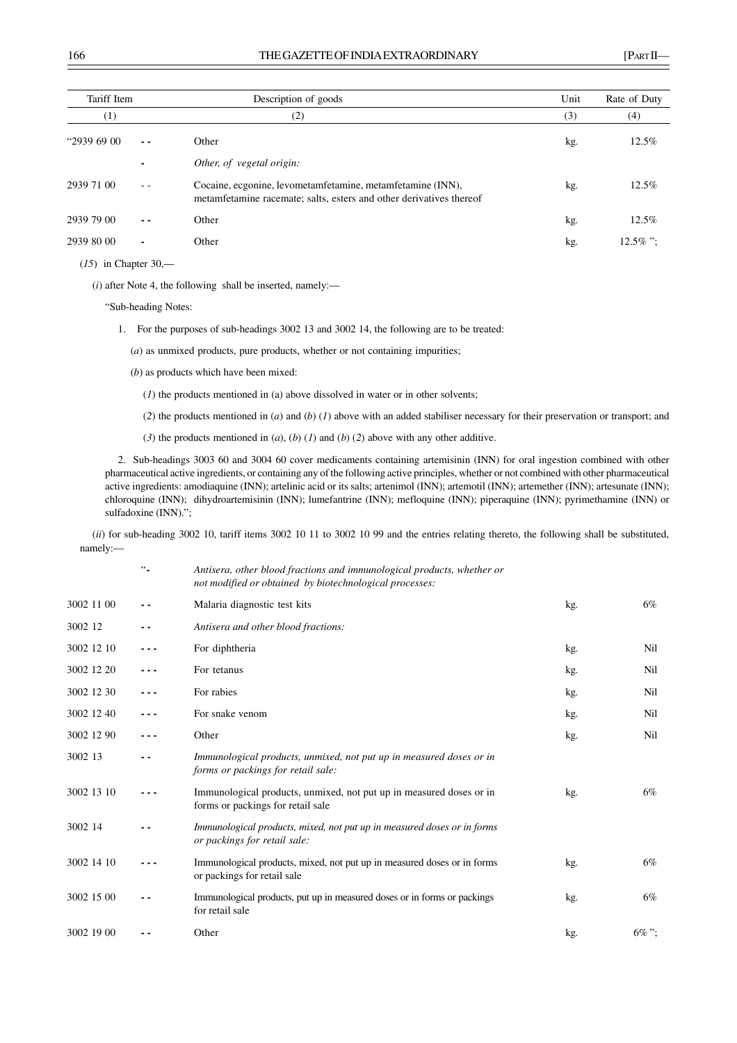| Tariff Item | | Description of goods | Unit | Rate of Duty |
|---|---|---|---|---|
| (1) | | (2) | (3) | (4) |
| "2939 69 00 | - - | Other | kg. | 12.5% |
| | - | *Other, of vegetal origin:* | | |
| 2939 71 00 | - - | Cocaine, ecgonine, levometamfetamine, metamfetamine (INN), metamfetamine racemate; salts, esters and other derivatives thereof | kg. | 12.5% |
| 2939 79 00 | - - | Other | kg. | 12.5% |
| 2939 80 00 | - | Other | kg. | 12.5% "; |

(*15*) in Chapter 30,—

(*i*) after Note 4, the following shall be inserted, namely:—

"Sub-heading Notes:

1. For the purposes of sub-headings 3002 13 and 3002 14, the following are to be treated:

(*a*) as unmixed products, pure products, whether or not containing impurities;

(*b*) as products which have been mixed:

(*1*) the products mentioned in (a) above dissolved in water or in other solvents;

(*2*) the products mentioned in (*a*) and (*b*) (*1*) above with an added stabiliser necessary for their preservation or transport; and

(*3*) the products mentioned in (*a*), (*b*) (*1*) and (*b*) (*2*) above with any other additive.

2. Sub-headings 3003 60 and 3004 60 cover medicaments containing artemisinin (INN) for oral ingestion combined with other pharmaceutical active ingredients, or containing any of the following active principles, whether or not combined with other pharmaceutical active ingredients: amodiaquine (INN); artelinic acid or its salts; artenimol (INN); artemotil (INN); artemether (INN); artesunate (INN); chloroquine (INN); dihydroartemisinin (INN); lumefantrine (INN); mefloquine (INN); piperaquine (INN); pyrimethamine (INN) or sulfadoxine (INN).";

(*ii*) for sub-heading 3002 10, tariff items 3002 10 11 to 3002 10 99 and the entries relating thereto, the following shall be substituted, namely:—

| | | | | |
|---|---|---|---|---|
| | "- | *Antisera, other blood fractions and immunological products, whether or not modified or obtained by biotechnological processes:* | | |
| 3002 11 00 | - - | Malaria diagnostic test kits | kg. | 6% |
| 3002 12 | - - | *Antisera and other blood fractions:* | | |
| 3002 12 10 | - - - | For diphtheria | kg. | Nil |
| 3002 12 20 | - - - | For tetanus | kg. | Nil |
| 3002 12 30 | - - - | For rabies | kg. | Nil |
| 3002 12 40 | - - - | For snake venom | kg. | Nil |
| 3002 12 90 | - - - | Other | kg. | Nil |
| 3002 13 | - - | *Immunological products, unmixed, not put up in measured doses or in forms or packings for retail sale:* | | |
| 3002 13 10 | - - - | Immunological products, unmixed, not put up in measured doses or in forms or packings for retail sale | kg. | 6% |
| 3002 14 | - - | *Immunological products, mixed, not put up in measured doses or in forms or packings for retail sale:* | | |
| 3002 14 10 | - - - | Immunological products, mixed, not put up in measured doses or in forms or packings for retail sale | kg. | 6% |
| 3002 15 00 | - - | Immunological products, put up in measured doses or in forms or packings for retail sale | kg. | 6% |
| 3002 19 00 | - - | Other | kg. | 6% "; |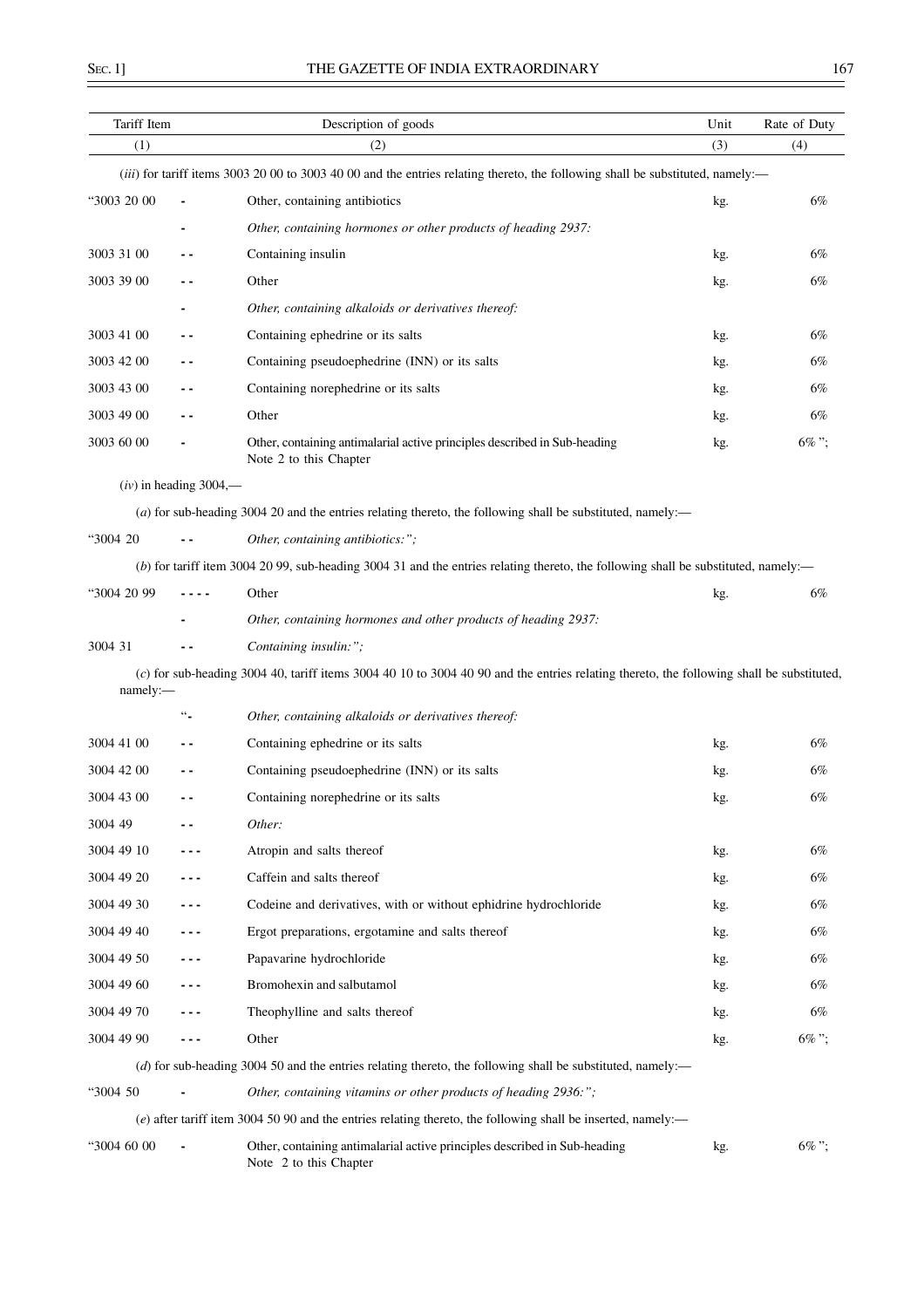| Tariff Item | | Description of goods | Unit | Rate of Duty |
|---|---|---|---|---|
| (1) | | (2) | (3) | (4) |

(*iii*) for tariff items 3003 20 00 to 3003 40 00 and the entries relating thereto, the following shall be substituted, namely:—

| | | | | |
|---|---|---|---|---|
| "3003 20 00 | - | Other, containing antibiotics | kg. | 6% |
| | - | *Other, containing hormones or other products of heading 2937:* | | |
| 3003 31 00 | - - | Containing insulin | kg. | 6% |
| 3003 39 00 | - - | Other | kg. | 6% |
| | - | *Other, containing alkaloids or derivatives thereof:* | | |
| 3003 41 00 | - - | Containing ephedrine or its salts | kg. | 6% |
| 3003 42 00 | - - | Containing pseudoephedrine (INN) or its salts | kg. | 6% |
| 3003 43 00 | - - | Containing norephedrine or its salts | kg. | 6% |
| 3003 49 00 | - - | Other | kg. | 6% |
| 3003 60 00 | - | Other, containing antimalarial active principles described in Sub-heading Note 2 to this Chapter | kg. | 6% "; |

(*iv*) in heading 3004,—

(*a*) for sub-heading 3004 20 and the entries relating thereto, the following shall be substituted, namely:—

| | | | | |
|---|---|---|---|---|
| "3004 20 | - - | *Other, containing antibiotics:";* | | |

(*b*) for tariff item 3004 20 99, sub-heading 3004 31 and the entries relating thereto, the following shall be substituted, namely:—

| | | | | |
|---|---|---|---|---|
| "3004 20 99 | - - - - | Other | kg. | 6% |
| | - | *Other, containing hormones and other products of heading 2937:* | | |
| 3004 31 | - - | *Containing insulin:";* | | |

(*c*) for sub-heading 3004 40, tariff items 3004 40 10 to 3004 40 90 and the entries relating thereto, the following shall be substituted, namely:—

| | | | | |
|---|---|---|---|---|
| | "- | *Other, containing alkaloids or derivatives thereof:* | | |
| 3004 41 00 | - - | Containing ephedrine or its salts | kg. | 6% |
| 3004 42 00 | - - | Containing pseudoephedrine (INN) or its salts | kg. | 6% |
| 3004 43 00 | - - | Containing norephedrine or its salts | kg. | 6% |
| 3004 49 | - - | *Other:* | | |
| 3004 49 10 | - - - | Atropin and salts thereof | kg. | 6% |
| 3004 49 20 | - - - | Caffein and salts thereof | kg. | 6% |
| 3004 49 30 | - - - | Codeine and derivatives, with or without ephidrine hydrochloride | kg. | 6% |
| 3004 49 40 | - - - | Ergot preparations, ergotamine and salts thereof | kg. | 6% |
| 3004 49 50 | - - - | Papavarine hydrochloride | kg. | 6% |
| 3004 49 60 | - - - | Bromohexin and salbutamol | kg. | 6% |
| 3004 49 70 | - - - | Theophylline and salts thereof | kg. | 6% |
| 3004 49 90 | - - - | Other | kg. | 6% "; |

(*d*) for sub-heading 3004 50 and the entries relating thereto, the following shall be substituted, namely:—

| | | | | |
|---|---|---|---|---|
| "3004 50 | - | *Other, containing vitamins or other products of heading 2936:";* | | |

(*e*) after tariff item 3004 50 90 and the entries relating thereto, the following shall be inserted, namely:—

| | | | | |
|---|---|---|---|---|
| "3004 60 00 | - | Other, containing antimalarial active principles described in Sub-heading Note 2 to this Chapter | kg. | 6% "; |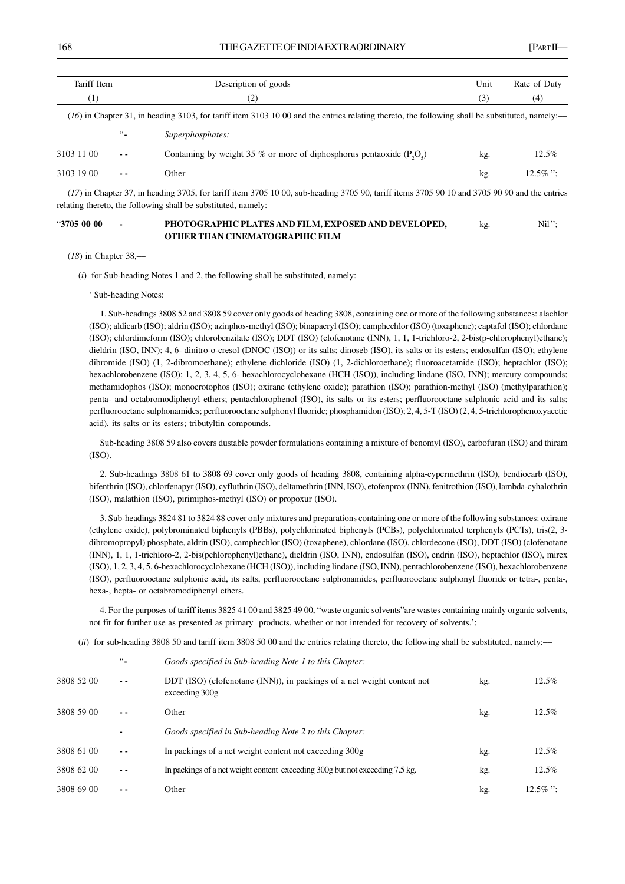| Tariff Item | | Description of goods | Unit | Rate of Duty |
|---|---|---|---|---|
| (1) | | (2) | (3) | (4) |

(*16*) in Chapter 31, in heading 3103, for tariff item 3103 10 00 and the entries relating thereto, the following shall be substituted, namely:—

| | | | | |
|---|---|---|---|---|
| | "- | *Superphosphates:* | | |
| 3103 11 00 | - - | Containing by weight 35 % or more of diphosphorus pentaoxide ($P_2O_5$) | kg. | 12.5% |
| 3103 19 00 | - - | Other | kg. | 12.5% "; |

(*17*) in Chapter 37, in heading 3705, for tariff item 3705 10 00, sub-heading 3705 90, tariff items 3705 90 10 and 3705 90 90 and the entries relating thereto, the following shall be substituted, namely:—

| | | | | |
|---|---|---|---|---|
| "**3705 00 00** | - | **PHOTOGRAPHIC PLATES AND FILM, EXPOSED AND DEVELOPED, OTHER THAN CINEMATOGRAPHIC FILM** | kg. | Nil "; |

(*18*) in Chapter 38,—

(*i*) for Sub-heading Notes 1 and 2, the following shall be substituted, namely:—

' Sub-heading Notes:

1. Sub-headings 3808 52 and 3808 59 cover only goods of heading 3808, containing one or more of the following substances: alachlor (ISO); aldicarb (ISO); aldrin (ISO); azinphos-methyl (ISO); binapacryl (ISO); camphechlor (ISO) (toxaphene); captafol (ISO); chlordane (ISO); chlordimeform (ISO); chlorobenzilate (ISO); DDT (ISO) (clofenotane (INN), 1, 1, 1-trichloro-2, 2-bis(p-chlorophenyl)ethane); dieldrin (ISO, INN); 4, 6- dinitro-o-cresol (DNOC (ISO)) or its salts; dinoseb (ISO), its salts or its esters; endosulfan (ISO); ethylene dibromide (ISO) (1, 2-dibromoethane); ethylene dichloride (ISO) (1, 2-dichloroethane); fluoroacetamide (ISO); heptachlor (ISO); hexachlorobenzene (ISO); 1, 2, 3, 4, 5, 6- hexachlorocyclohexane (HCH (ISO)), including lindane (ISO, INN); mercury compounds; methamidophos (ISO); monocrotophos (ISO); oxirane (ethylene oxide); parathion (ISO); parathion-methyl (ISO) (methylparathion); penta- and octabromodiphenyl ethers; pentachlorophenol (ISO), its salts or its esters; perfluorooctane sulphonic acid and its salts; perfluorooctane sulphonamides; perfluorooctane sulphonyl fluoride; phosphamidon (ISO); 2, 4, 5-T (ISO) (2, 4, 5-trichlorophenoxyacetic acid), its salts or its esters; tributyltin compounds.

Sub-heading 3808 59 also covers dustable powder formulations containing a mixture of benomyl (ISO), carbofuran (ISO) and thiram (ISO).

2. Sub-headings 3808 61 to 3808 69 cover only goods of heading 3808, containing alpha-cypermethrin (ISO), bendiocarb (ISO), bifenthrin (ISO), chlorfenapyr (ISO), cyfluthrin (ISO), deltamethrin (INN, ISO), etofenprox (INN), fenitrothion (ISO), lambda-cyhalothrin (ISO), malathion (ISO), pirimiphos-methyl (ISO) or propoxur (ISO).

3. Sub-headings 3824 81 to 3824 88 cover only mixtures and preparations containing one or more of the following substances: oxirane (ethylene oxide), polybrominated biphenyls (PBBs), polychlorinated biphenyls (PCBs), polychlorinated terphenyls (PCTs), tris(2, 3-dibromopropyl) phosphate, aldrin (ISO), camphechlor (ISO) (toxaphene), chlordane (ISO), chlordecone (ISO), DDT (ISO) (clofenotane (INN), 1, 1, 1-trichloro-2, 2-bis(pchlorophenyl)ethane), dieldrin (ISO, INN), endosulfan (ISO), endrin (ISO), heptachlor (ISO), mirex (ISO), 1, 2, 3, 4, 5, 6-hexachlorocyclohexane (HCH (ISO)), including lindane (ISO, INN), pentachlorobenzene (ISO), hexachlorobenzene (ISO), perfluorooctane sulphonic acid, its salts, perfluorooctane sulphonamides, perfluorooctane sulphonyl fluoride or tetra-, penta-, hexa-, hepta- or octabromodiphenyl ethers.

4. For the purposes of tariff items 3825 41 00 and 3825 49 00, "waste organic solvents"are wastes containing mainly organic solvents, not fit for further use as presented as primary products, whether or not intended for recovery of solvents.';

(*ii*) for sub-heading 3808 50 and tariff item 3808 50 00 and the entries relating thereto, the following shall be substituted, namely:—

| | | | | |
|---|---|---|---|---|
| | "- | *Goods specified in Sub-heading Note 1 to this Chapter:* | | |
| 3808 52 00 | - - | DDT (ISO) (clofenotane (INN)), in packings of a net weight content not exceeding 300g | kg. | 12.5% |
| 3808 59 00 | - - | Other | kg. | 12.5% |
| | - | *Goods specified in Sub-heading Note 2 to this Chapter:* | | |
| 3808 61 00 | - - | In packings of a net weight content not exceeding 300g | kg. | 12.5% |
| 3808 62 00 | - - | In packings of a net weight content exceeding 300g but not exceeding 7.5 kg. | kg. | 12.5% |
| 3808 69 00 | - - | Other | kg. | 12.5% "; |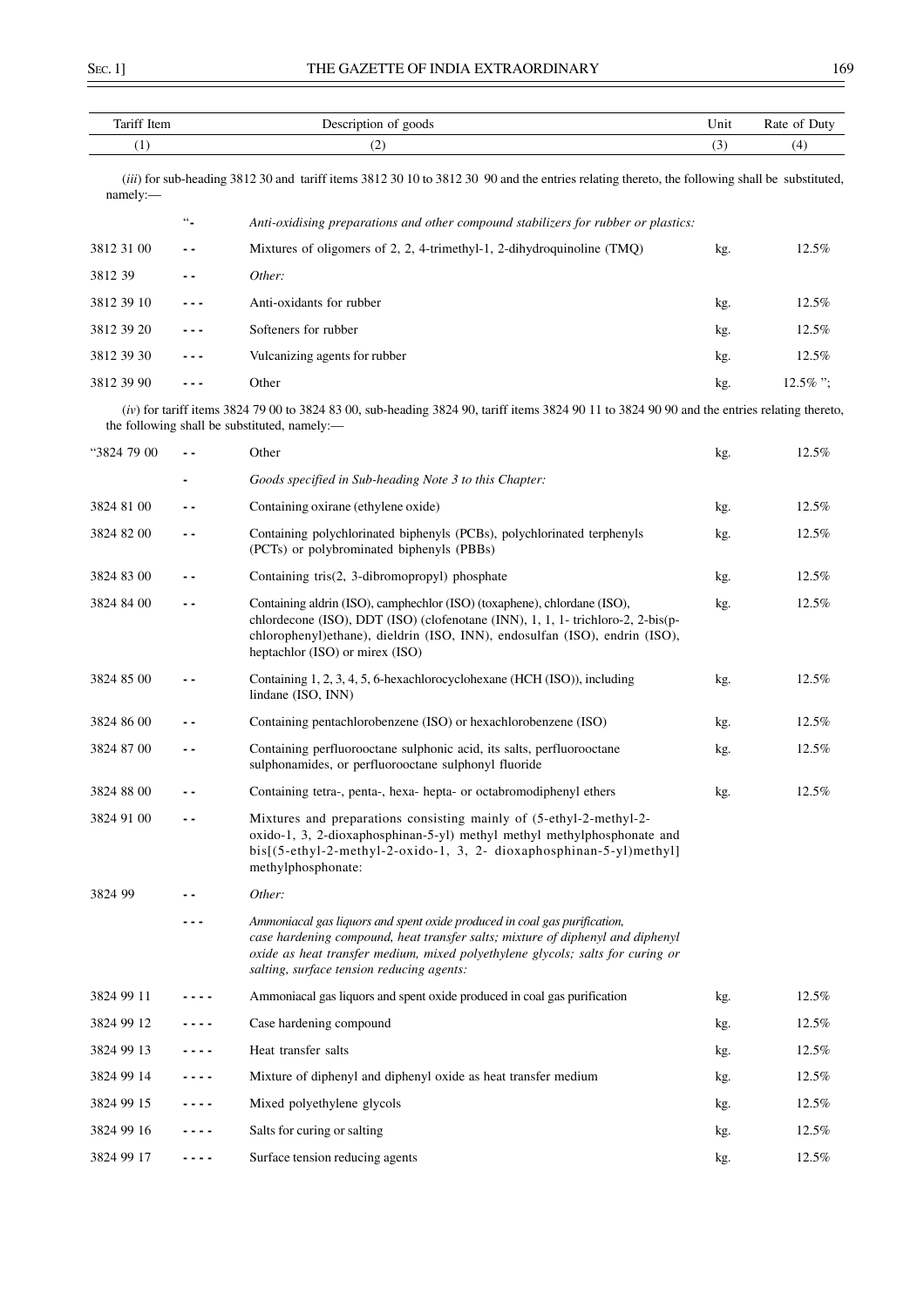| Tariff Item | | Description of goods | Unit | Rate of Duty |
|---|---|---|---|---|
| (1) | | (2) | (3) | (4) |

(*iii*) for sub-heading 3812 30 and tariff items 3812 30 10 to 3812 30 90 and the entries relating thereto, the following shall be substituted, namely:—

| Tariff Item | | Description of goods | Unit | Rate of Duty |
|---|---|---|---|---|
| | "- | *Anti-oxidising preparations and other compound stabilizers for rubber or plastics:* | | |
| 3812 31 00 | - - | Mixtures of oligomers of 2, 2, 4-trimethyl-1, 2-dihydroquinoline (TMQ) | kg. | 12.5% |
| 3812 39 | - - | *Other:* | | |
| 3812 39 10 | - - - | Anti-oxidants for rubber | kg. | 12.5% |
| 3812 39 20 | - - - | Softeners for rubber | kg. | 12.5% |
| 3812 39 30 | - - - | Vulcanizing agents for rubber | kg. | 12.5% |
| 3812 39 90 | - - - | Other | kg. | 12.5% "; |

(*iv*) for tariff items 3824 79 00 to 3824 83 00, sub-heading 3824 90, tariff items 3824 90 11 to 3824 90 90 and the entries relating thereto, the following shall be substituted, namely:—

| Tariff Item | | Description of goods | Unit | Rate of Duty |
|---|---|---|---|---|
| "3824 79 00 | - - | Other | kg. | 12.5% |
| | - | *Goods specified in Sub-heading Note 3 to this Chapter:* | | |
| 3824 81 00 | - - | Containing oxirane (ethylene oxide) | kg. | 12.5% |
| 3824 82 00 | - - | Containing polychlorinated biphenyls (PCBs), polychlorinated terphenyls (PCTs) or polybrominated biphenyls (PBBs) | kg. | 12.5% |
| 3824 83 00 | - - | Containing tris(2, 3-dibromopropyl) phosphate | kg. | 12.5% |
| 3824 84 00 | - - | Containing aldrin (ISO), camphechlor (ISO) (toxaphene), chlordane (ISO), chlordecone (ISO), DDT (ISO) (clofenotane (INN), 1, 1, 1- trichloro-2, 2-bis(p-chlorophenyl)ethane), dieldrin (ISO, INN), endosulfan (ISO), endrin (ISO), heptachlor (ISO) or mirex (ISO) | kg. | 12.5% |
| 3824 85 00 | - - | Containing 1, 2, 3, 4, 5, 6-hexachlorocyclohexane (HCH (ISO)), including lindane (ISO, INN) | kg. | 12.5% |
| 3824 86 00 | - - | Containing pentachlorobenzene (ISO) or hexachlorobenzene (ISO) | kg. | 12.5% |
| 3824 87 00 | - - | Containing perfluorooctane sulphonic acid, its salts, perfluorooctane sulphonamides, or perfluorooctane sulphonyl fluoride | kg. | 12.5% |
| 3824 88 00 | - - | Containing tetra-, penta-, hexa- hepta- or octabromodiphenyl ethers | kg. | 12.5% |
| 3824 91 00 | - - | Mixtures and preparations consisting mainly of (5-ethyl-2-methyl-2-oxido-1, 3, 2-dioxaphosphinan-5-yl) methyl methyl methylphosphonate and bis[(5-ethyl-2-methyl-2-oxido-1, 3, 2- dioxaphosphinan-5-yl)methyl] methylphosphonate: | | |
| 3824 99 | - - | *Other:* | | |
| | - - - | *Ammoniacal gas liquors and spent oxide produced in coal gas purification, case hardening compound, heat transfer salts; mixture of diphenyl and diphenyl oxide as heat transfer medium, mixed polyethylene glycols; salts for curing or salting, surface tension reducing agents:* | | |
| 3824 99 11 | - - - - | Ammoniacal gas liquors and spent oxide produced in coal gas purification | kg. | 12.5% |
| 3824 99 12 | - - - - | Case hardening compound | kg. | 12.5% |
| 3824 99 13 | - - - - | Heat transfer salts | kg. | 12.5% |
| 3824 99 14 | - - - - | Mixture of diphenyl and diphenyl oxide as heat transfer medium | kg. | 12.5% |
| 3824 99 15 | - - - - | Mixed polyethylene glycols | kg. | 12.5% |
| 3824 99 16 | - - - - | Salts for curing or salting | kg. | 12.5% |
| 3824 99 17 | - - - - | Surface tension reducing agents | kg. | 12.5% |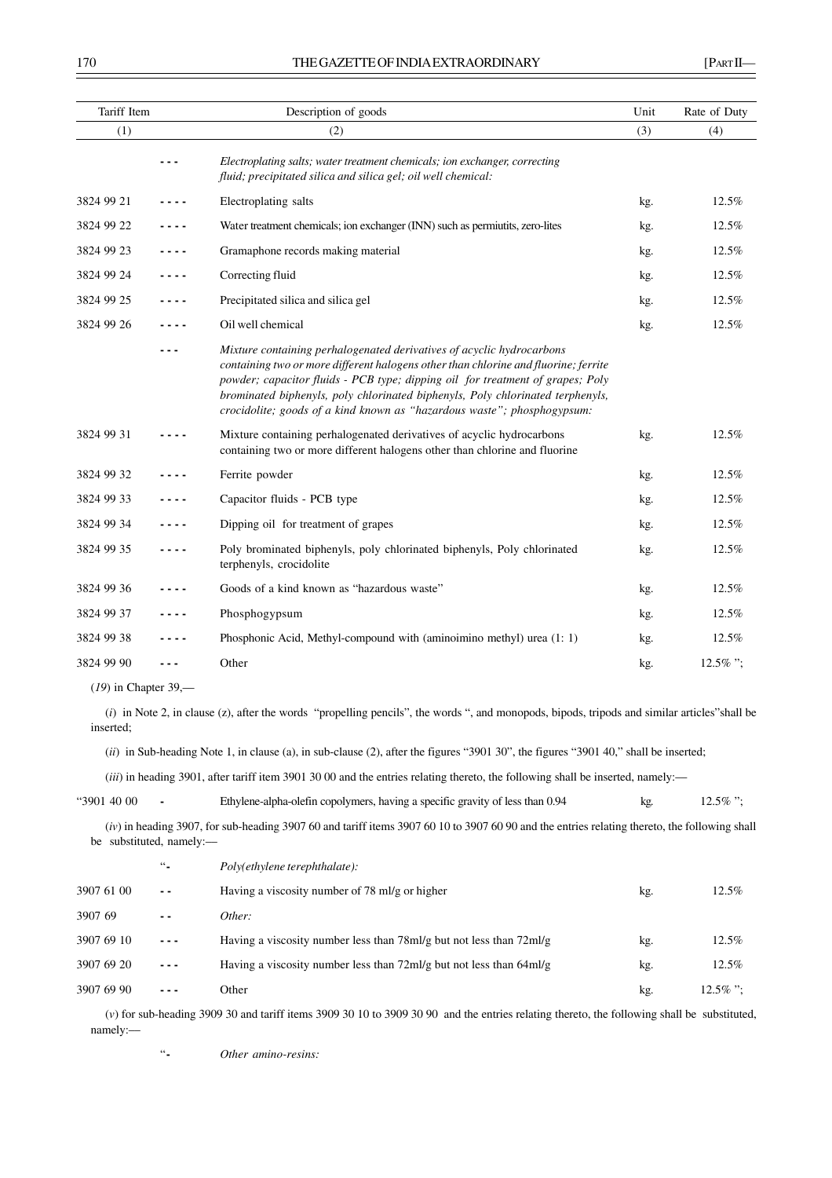| Tariff Item | | Description of goods | Unit | Rate of Duty |
|---|---|---|---|---|
| (1) | | (2) | (3) | (4) |
| | - - - | *Electroplating salts; water treatment chemicals; ion exchanger, correcting fluid; precipitated silica and silica gel; oil well chemical:* | | |
| 3824 99 21 | - - - - | Electroplating salts | kg. | 12.5% |
| 3824 99 22 | - - - - | Water treatment chemicals; ion exchanger (INN) such as permiutits, zero-lites | kg. | 12.5% |
| 3824 99 23 | - - - - | Gramaphone records making material | kg. | 12.5% |
| 3824 99 24 | - - - - | Correcting fluid | kg. | 12.5% |
| 3824 99 25 | - - - - | Precipitated silica and silica gel | kg. | 12.5% |
| 3824 99 26 | - - - - | Oil well chemical | kg. | 12.5% |
| | - - - | *Mixture containing perhalogenated derivatives of acyclic hydrocarbons containing two or more different halogens other than chlorine and fluorine; ferrite powder; capacitor fluids - PCB type; dipping oil for treatment of grapes; Poly brominated biphenyls, poly chlorinated biphenyls, Poly chlorinated terphenyls, crocidolite; goods of a kind known as "hazardous waste"; phosphogypsum:* | | |
| 3824 99 31 | - - - - | Mixture containing perhalogenated derivatives of acyclic hydrocarbons containing two or more different halogens other than chlorine and fluorine | kg. | 12.5% |
| 3824 99 32 | - - - - | Ferrite powder | kg. | 12.5% |
| 3824 99 33 | - - - - | Capacitor fluids - PCB type | kg. | 12.5% |
| 3824 99 34 | - - - - | Dipping oil for treatment of grapes | kg. | 12.5% |
| 3824 99 35 | - - - - | Poly brominated biphenyls, poly chlorinated biphenyls, Poly chlorinated terphenyls, crocidolite | kg. | 12.5% |
| 3824 99 36 | - - - - | Goods of a kind known as "hazardous waste" | kg. | 12.5% |
| 3824 99 37 | - - - - | Phosphogypsum | kg. | 12.5% |
| 3824 99 38 | - - - - | Phosphonic Acid, Methyl-compound with (aminoimino methyl) urea (1: 1) | kg. | 12.5% |
| 3824 99 90 | - - - | Other | kg. | 12.5% "; |

(*19*) in Chapter 39,—

(*i*) in Note 2, in clause (z), after the words "propelling pencils", the words ", and monopods, bipods, tripods and similar articles" shall be inserted;

(*ii*) in Sub-heading Note 1, in clause (a), in sub-clause (2), after the figures "3901 30", the figures "3901 40," shall be inserted;

(*iii*) in heading 3901, after tariff item 3901 30 00 and the entries relating thereto, the following shall be inserted, namely:—

| | | | | |
|---|---|---|---|---|
| "3901 40 00 | - | Ethylene-alpha-olefin copolymers, having a specific gravity of less than 0.94 | kg. | 12.5% "; |

(*iv*) in heading 3907, for sub-heading 3907 60 and tariff items 3907 60 10 to 3907 60 90 and the entries relating thereto, the following shall be substituted, namely:—

| | | | | |
|---|---|---|---|---|
| | "- | *Poly(ethylene terephthalate):* | | |
| 3907 61 00 | - - | Having a viscosity number of 78 ml/g or higher | kg. | 12.5% |
| 3907 69 | - - | *Other:* | | |
| 3907 69 10 | - - - | Having a viscosity number less than 78ml/g but not less than 72ml/g | kg. | 12.5% |
| 3907 69 20 | - - - | Having a viscosity number less than 72ml/g but not less than 64ml/g | kg. | 12.5% |
| 3907 69 90 | - - - | Other | kg. | 12.5% "; |

(*v*) for sub-heading 3909 30 and tariff items 3909 30 10 to 3909 30 90 and the entries relating thereto, the following shall be substituted, namely:—

| | | | | |
|---|---|---|---|---|
| | "- | *Other amino-resins:* | | |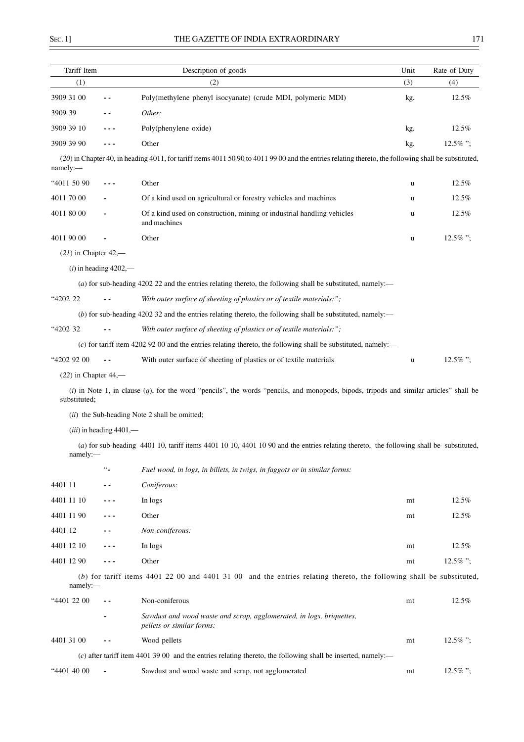| Tariff Item | | Description of goods | Unit | Rate of Duty |
|---|---|---|---|---|
| (1) | | (2) | (3) | (4) |
| 3909 31 00 | - - | Poly(methylene phenyl isocyanate) (crude MDI, polymeric MDI) | kg. | 12.5% |
| 3909 39 | - - | *Other:* | | |
| 3909 39 10 | - - - | Poly(phenylene oxide) | kg. | 12.5% |
| 3909 39 90 | - - - | Other | kg. | 12.5% "; |

(*20*) in Chapter 40, in heading 4011, for tariff items 4011 50 90 to 4011 99 00 and the entries relating thereto, the following shall be substituted, namely:—

| | | | | |
|---|---|---|---|---|
| "4011 50 90 | - - - | Other | u | 12.5% |
| 4011 70 00 | - | Of a kind used on agricultural or forestry vehicles and machines | u | 12.5% |
| 4011 80 00 | - | Of a kind used on construction, mining or industrial handling vehicles and machines | u | 12.5% |
| 4011 90 00 | - | Other | u | 12.5% "; |

(*21*) in Chapter 42,—

(*i*) in heading 4202,—

(*a*) for sub-heading 4202 22 and the entries relating thereto, the following shall be substituted, namely:—

"4202 22 - - *With outer surface of sheeting of plastics or of textile materials:";*

(*b*) for sub-heading 4202 32 and the entries relating thereto, the following shall be substituted, namely:—

"4202 32 - - *With outer surface of sheeting of plastics or of textile materials:";*

(*c*) for tariff item 4202 92 00 and the entries relating thereto, the following shall be substituted, namely:—

| | | | | |
|---|---|---|---|---|
| "4202 92 00 | - - | With outer surface of sheeting of plastics or of textile materials | u | 12.5% "; |

(*22*) in Chapter 44,—

(*i*) in Note 1, in clause (*q*), for the word "pencils", the words "pencils, and monopods, bipods, tripods and similar articles" shall be substituted;

(*ii*) the Sub-heading Note 2 shall be omitted;

(*iii*) in heading 4401,—

(*a*) for sub-heading 4401 10, tariff items 4401 10 10, 4401 10 90 and the entries relating thereto, the following shall be substituted, namely:—

| | | | | |
|---|---|---|---|---|
| | "- | *Fuel wood, in logs, in billets, in twigs, in faggots or in similar forms:* | | |
| 4401 11 | - - | *Coniferous:* | | |
| 4401 11 10 | - - - | In logs | mt | 12.5% |
| 4401 11 90 | - - - | Other | mt | 12.5% |
| 4401 12 | - - | *Non-coniferous:* | | |
| 4401 12 10 | - - - | In logs | mt | 12.5% |
| 4401 12 90 | - - - | Other | mt | 12.5% "; |

(*b*) for tariff items 4401 22 00 and 4401 31 00 and the entries relating thereto, the following shall be substituted, namely:—

| | | | | |
|---|---|---|---|---|
| "4401 22 00 | - - | Non-coniferous | mt | 12.5% |
| | - | *Sawdust and wood waste and scrap, agglomerated, in logs, briquettes, pellets or similar forms:* | | |
| 4401 31 00 | - - | Wood pellets | mt | 12.5% "; |

(*c*) after tariff item 4401 39 00 and the entries relating thereto, the following shall be inserted, namely:—

| | | | | |
|---|---|---|---|---|
| "4401 40 00 | - | Sawdust and wood waste and scrap, not agglomerated | mt | 12.5% "; |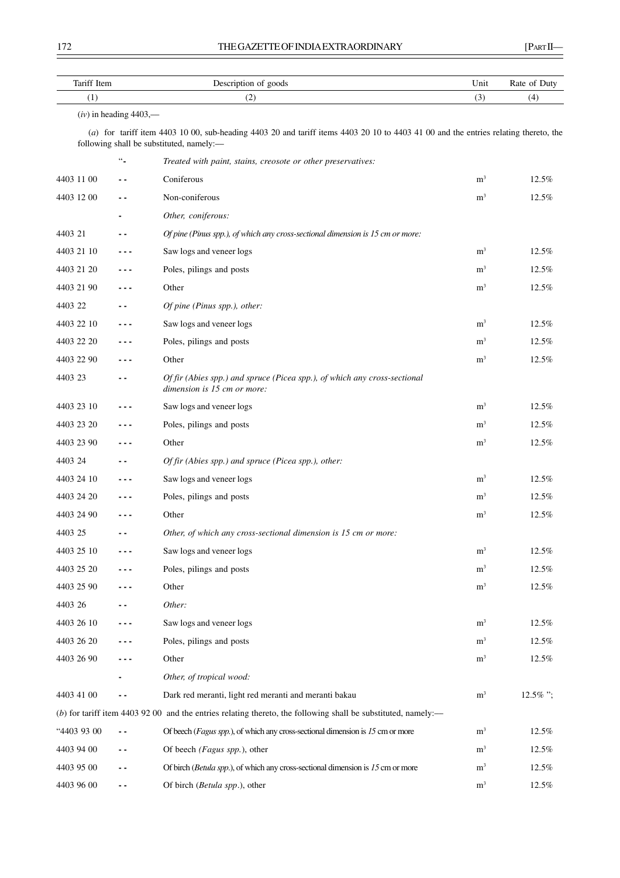| Tariff Item | | Description of goods | Unit | Rate of Duty |
|---|---|---|---|---|
| (1) | | (2) | (3) | (4) |

(*iv*) in heading 4403,—

(*a*) for tariff item 4403 10 00, sub-heading 4403 20 and tariff items 4403 20 10 to 4403 41 00 and the entries relating thereto, the following shall be substituted, namely:—

| Tariff Item | | Description of goods | Unit | Rate of Duty |
|---|---|---|---|---|
| | "- | *Treated with paint, stains, creosote or other preservatives:* | | |
| 4403 11 00 | - - | Coniferous | $m^3$ | 12.5% |
| 4403 12 00 | - - | Non-coniferous | $m^3$ | 12.5% |
| | - | *Other, coniferous:* | | |
| 4403 21 | - - | *Of pine (Pinus spp.), of which any cross-sectional dimension is 15 cm or more:* | | |
| 4403 21 10 | - - - | Saw logs and veneer logs | $m^3$ | 12.5% |
| 4403 21 20 | - - - | Poles, pilings and posts | $m^3$ | 12.5% |
| 4403 21 90 | - - - | Other | $m^3$ | 12.5% |
| 4403 22 | - - | *Of pine (Pinus spp.), other:* | | |
| 4403 22 10 | - - - | Saw logs and veneer logs | $m^3$ | 12.5% |
| 4403 22 20 | - - - | Poles, pilings and posts | $m^3$ | 12.5% |
| 4403 22 90 | - - - | Other | $m^3$ | 12.5% |
| 4403 23 | - - | *Of fir (Abies spp.) and spruce (Picea spp.), of which any cross-sectional dimension is 15 cm or more:* | | |
| 4403 23 10 | - - - | Saw logs and veneer logs | $m^3$ | 12.5% |
| 4403 23 20 | - - - | Poles, pilings and posts | $m^3$ | 12.5% |
| 4403 23 90 | - - - | Other | $m^3$ | 12.5% |
| 4403 24 | - - | *Of fir (Abies spp.) and spruce (Picea spp.), other:* | | |
| 4403 24 10 | - - - | Saw logs and veneer logs | $m^3$ | 12.5% |
| 4403 24 20 | - - - | Poles, pilings and posts | $m^3$ | 12.5% |
| 4403 24 90 | - - - | Other | $m^3$ | 12.5% |
| 4403 25 | - - | *Other, of which any cross-sectional dimension is 15 cm or more:* | | |
| 4403 25 10 | - - - | Saw logs and veneer logs | $m^3$ | 12.5% |
| 4403 25 20 | - - - | Poles, pilings and posts | $m^3$ | 12.5% |
| 4403 25 90 | - - - | Other | $m^3$ | 12.5% |
| 4403 26 | - - | *Other:* | | |
| 4403 26 10 | - - - | Saw logs and veneer logs | $m^3$ | 12.5% |
| 4403 26 20 | - - - | Poles, pilings and posts | $m^3$ | 12.5% |
| 4403 26 90 | - - - | Other | $m^3$ | 12.5% |
| | - | *Other, of tropical wood:* | | |
| 4403 41 00 | - - | Dark red meranti, light red meranti and meranti bakau | $m^3$ | 12.5% "; |

(*b*) for tariff item 4403 92 00 and the entries relating thereto, the following shall be substituted, namely:—

| Tariff Item | | Description of goods | Unit | Rate of Duty |
|---|---|---|---|---|
| "4403 93 00 | - - | Of beech (*Fagus spp.*), of which any cross-sectional dimension is *15* cm or more | $m^3$ | 12.5% |
| 4403 94 00 | - - | Of beech *(Fagus spp.*), other | $m^3$ | 12.5% |
| 4403 95 00 | - - | Of birch (*Betula spp.*), of which any cross-sectional dimension is *15* cm or more | $m^3$ | 12.5% |
| 4403 96 00 | - - | Of birch (*Betula spp*.), other | $m^3$ | 12.5% |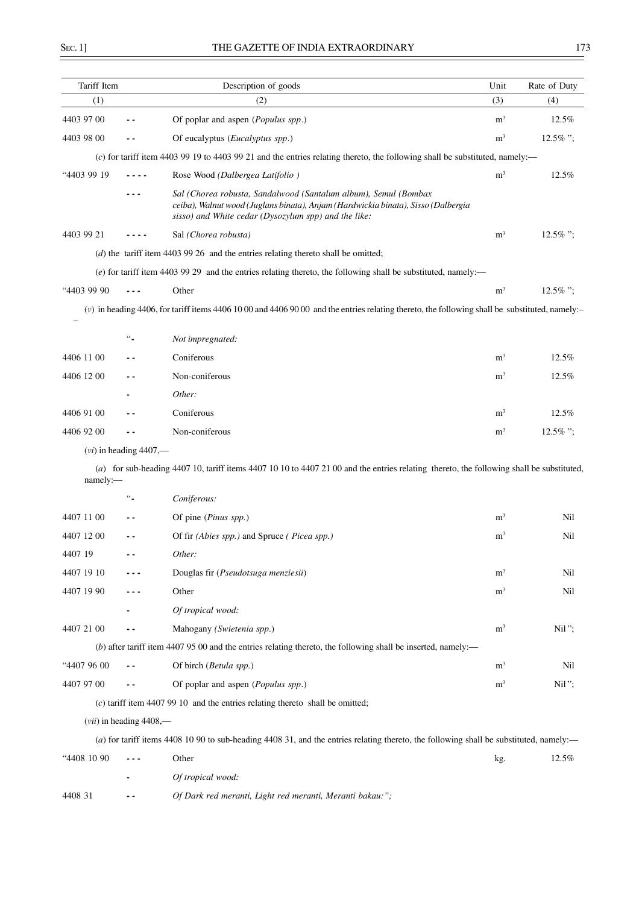| Tariff Item | | Description of goods | Unit | Rate of Duty |
|---|---|---|---|---|
| (1) | | (2) | (3) | (4) |
| 4403 97 00 | - - | Of poplar and aspen (*Populus spp*.) | $m^3$ | 12.5% |
| 4403 98 00 | - - | Of eucalyptus (*Eucalyptus spp*.) | $m^3$ | 12.5% "; |
| | | (*c*) for tariff item 4403 99 19 to 4403 99 21 and the entries relating thereto, the following shall be substituted, namely:— | | |
| "4403 99 19 | - - - - | Rose Wood *(Dalbergea Latifolio )* | $m^3$ | 12.5% |
| | - - - | *Sal (Chorea robusta, Sandalwood (Santalum album), Semul (Bombax ceiba), Walnut wood (Juglans binata), Anjam (Hardwickia binata), Sisso (Dalbergia sisso) and White cedar (Dysozylum spp) and the like:* | | |
| 4403 99 21 | - - - - | Sal *(Chorea robusta)* | $m^3$ | 12.5% "; |
| | | (*d*) the tariff item 4403 99 26 and the entries relating thereto shall be omitted; | | |
| | | (*e*) for tariff item 4403 99 29 and the entries relating thereto, the following shall be substituted, namely:— | | |
| "4403 99 90 | - - - | Other | $m^3$ | 12.5% "; |
| | | (*v*) in heading 4406, for tariff items 4406 10 00 and 4406 90 00 and the entries relating thereto, the following shall be substituted, namely:–– | | |
| | "- | *Not impregnated:* | | |
| 4406 11 00 | - - | Coniferous | $m^3$ | 12.5% |
| 4406 12 00 | - - | Non-coniferous | $m^3$ | 12.5% |
| | - | *Other:* | | |
| 4406 91 00 | - - | Coniferous | $m^3$ | 12.5% |
| 4406 92 00 | - - | Non-coniferous | $m^3$ | 12.5% "; |
| | | (*vi*) in heading 4407,— | | |
| | | (*a*) for sub-heading 4407 10, tariff items 4407 10 10 to 4407 21 00 and the entries relating thereto, the following shall be substituted, namely:— | | |
| | "- | *Coniferous:* | | |
| 4407 11 00 | - - | Of pine (*Pinus spp.*) | $m^3$ | Nil |
| 4407 12 00 | - - | Of fir *(Abies spp.)* and Spruce *( Picea spp.)* | $m^3$ | Nil |
| 4407 19 | - - | *Other:* | | |
| 4407 19 10 | - - - | Douglas fir (*Pseudotsuga menziesii*) | $m^3$ | Nil |
| 4407 19 90 | - - - | Other | $m^3$ | Nil |
| | - | *Of tropical wood:* | | |
| 4407 21 00 | - - | Mahogany *(Swietenia spp.)* | $m^3$ | Nil "; |
| | | (*b*) after tariff item 4407 95 00 and the entries relating thereto, the following shall be inserted, namely:— | | |
| "4407 96 00 | - - | Of birch (*Betula spp.*) | $m^3$ | Nil |
| 4407 97 00 | - - | Of poplar and aspen (*Populus spp.*) | $m^3$ | Nil "; |
| | | (*c*) tariff item 4407 99 10 and the entries relating thereto shall be omitted; | | |
| | | (*vii*) in heading 4408,— | | |
| | | (*a*) for tariff items 4408 10 90 to sub-heading 4408 31, and the entries relating thereto, the following shall be substituted, namely:— | | |
| "4408 10 90 | - - - | Other | kg. | 12.5% |
| | - | *Of tropical wood:* | | |
| 4408 31 | - - | *Of Dark red meranti, Light red meranti, Meranti bakau:";* | | |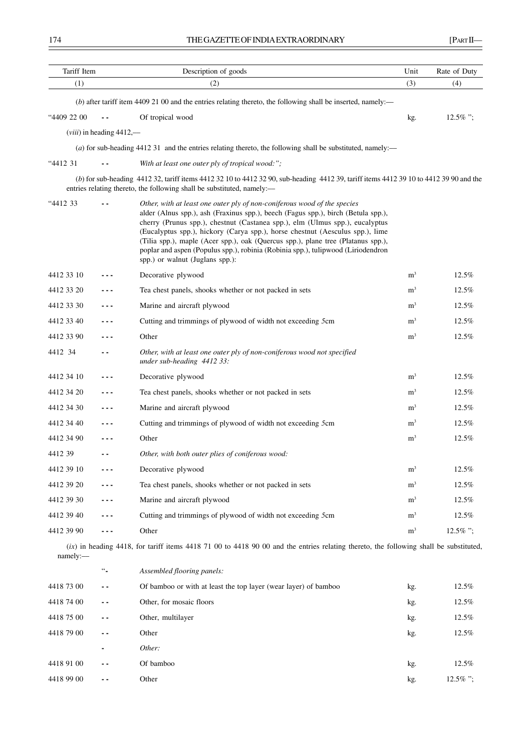| Tariff Item | | Description of goods | Unit | Rate of Duty |
|---|---|---|---|---|
| (1) | | (2) | (3) | (4) |
| | | (*b*) after tariff item 4409 21 00 and the entries relating thereto, the following shall be inserted, namely:— | | |
| "4409 22 00 | - - | Of tropical wood | kg. | 12.5% "; |
| | | (*viii*) in heading 4412,— | | |
| | | (*a*) for sub-heading 4412 31 and the entries relating thereto, the following shall be substituted, namely:— | | |
| "4412 31 | - - | *With at least one outer ply of tropical wood:";* | | |
| | | (*b*) for sub-heading 4412 32, tariff items 4412 32 10 to 4412 32 90, sub-heading 4412 39, tariff items 4412 39 10 to 4412 39 90 and the entries relating thereto, the following shall be substituted, namely:— | | |
| "4412 33 | - - | *Other, with at least one outer ply of non-coniferous wood of the species alder (Alnus spp.), ash (Fraxinus spp.), beech (Fagus spp.), birch (Betula spp.), cherry (Prunus spp.), chestnut (Castanea spp.), elm (Ulmus spp.), eucalyptus (Eucalyptus spp.), hickory (Carya spp.), horse chestnut (Aesculus spp.), lime (Tilia spp.), maple (Acer spp.), oak (Quercus spp.), plane tree (Platanus spp.), poplar and aspen (Populus spp.), robinia (Robinia spp.), tulipwood (Liriodendron spp.) or walnut (Juglans spp.):* | | |
| 4412 33 10 | - - - | Decorative plywood | $m^3$ | 12.5% |
| 4412 33 20 | - - - | Tea chest panels, shooks whether or not packed in sets | $m^3$ | 12.5% |
| 4412 33 30 | - - - | Marine and aircraft plywood | $m^3$ | 12.5% |
| 4412 33 40 | - - - | Cutting and trimmings of plywood of width not exceeding 5cm | $m^3$ | 12.5% |
| 4412 33 90 | - - - | Other | $m^3$ | 12.5% |
| 4412 34 | - - | *Other, with at least one outer ply of non-coniferous wood not specified under sub-heading 4412 33:* | | |
| 4412 34 10 | - - - | Decorative plywood | $m^3$ | 12.5% |
| 4412 34 20 | - - - | Tea chest panels, shooks whether or not packed in sets | $m^3$ | 12.5% |
| 4412 34 30 | - - - | Marine and aircraft plywood | $m^3$ | 12.5% |
| 4412 34 40 | - - - | Cutting and trimmings of plywood of width not exceeding 5cm | $m^3$ | 12.5% |
| 4412 34 90 | - - - | Other | $m^3$ | 12.5% |
| 4412 39 | - - | *Other, with both outer plies of coniferous wood:* | | |
| 4412 39 10 | - - - | Decorative plywood | $m^3$ | 12.5% |
| 4412 39 20 | - - - | Tea chest panels, shooks whether or not packed in sets | $m^3$ | 12.5% |
| 4412 39 30 | - - - | Marine and aircraft plywood | $m^3$ | 12.5% |
| 4412 39 40 | - - - | Cutting and trimmings of plywood of width not exceeding 5cm | $m^3$ | 12.5% |
| 4412 39 90 | - - - | Other | $m^3$ | 12.5% "; |
| | | (*ix*) in heading 4418, for tariff items 4418 71 00 to 4418 90 00 and the entries relating thereto, the following shall be substituted, namely:— | | |
| | "- | *Assembled flooring panels:* | | |
| 4418 73 00 | - - | Of bamboo or with at least the top layer (wear layer) of bamboo | kg. | 12.5% |
| 4418 74 00 | - - | Other, for mosaic floors | kg. | 12.5% |
| 4418 75 00 | - - | Other, multilayer | kg. | 12.5% |
| 4418 79 00 | - - | Other | kg. | 12.5% |
| | - | *Other:* | | |
| 4418 91 00 | - - | Of bamboo | kg. | 12.5% |
| 4418 99 00 | - - | Other | kg. | 12.5% "; |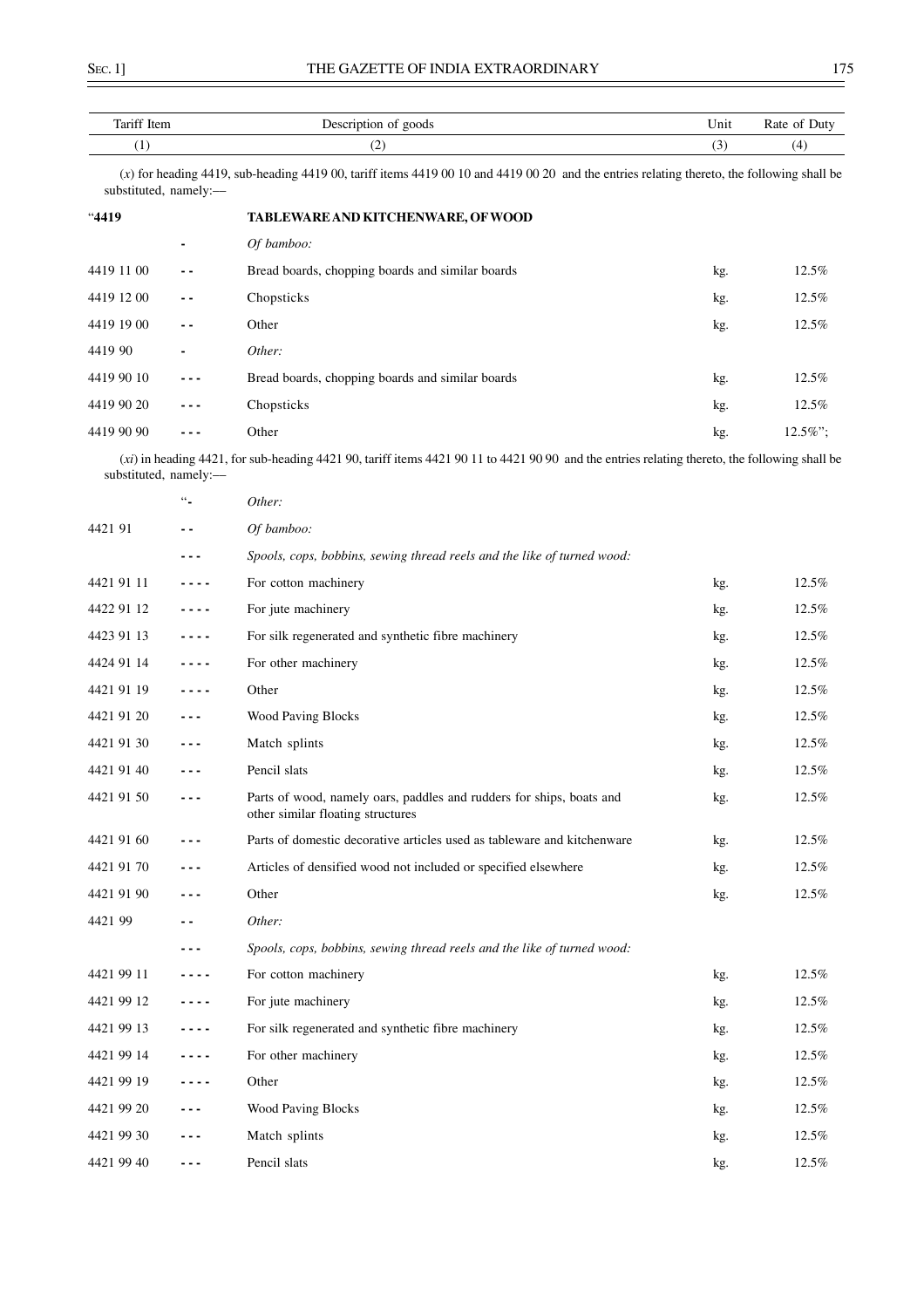| Tariff Item | | Description of goods | Unit | Rate of Duty |
|---|---|---|---|---|
| (1) | | (2) | (3) | (4) |

(*x*) for heading 4419, sub-heading 4419 00, tariff items 4419 00 10 and 4419 00 20 and the entries relating thereto, the following shall be substituted, namely:—

| | | | | |
|---|---|---|---|---|
| "**4419** | | **TABLEWARE AND KITCHENWARE, OF WOOD** | | |
| | - | *Of bamboo:* | | |
| 4419 11 00 | - - | Bread boards, chopping boards and similar boards | kg. | 12.5% |
| 4419 12 00 | - - | Chopsticks | kg. | 12.5% |
| 4419 19 00 | - - | Other | kg. | 12.5% |
| 4419 90 | - | *Other:* | | |
| 4419 90 10 | - - - | Bread boards, chopping boards and similar boards | kg. | 12.5% |
| 4419 90 20 | - - - | Chopsticks | kg. | 12.5% |
| 4419 90 90 | - - - | Other | kg. | 12.5%"; |

(*xi*) in heading 4421, for sub-heading 4421 90, tariff items 4421 90 11 to 4421 90 90 and the entries relating thereto, the following shall be substituted, namely:—

| | | | | |
|---|---|---|---|---|
| | "- | *Other:* | | |
| 4421 91 | - - | *Of bamboo:* | | |
| | - - - | *Spools, cops, bobbins, sewing thread reels and the like of turned wood:* | | |
| 4421 91 11 | - - - - | For cotton machinery | kg. | 12.5% |
| 4422 91 12 | - - - - | For jute machinery | kg. | 12.5% |
| 4423 91 13 | - - - - | For silk regenerated and synthetic fibre machinery | kg. | 12.5% |
| 4424 91 14 | - - - - | For other machinery | kg. | 12.5% |
| 4421 91 19 | - - - - | Other | kg. | 12.5% |
| 4421 91 20 | - - - | Wood Paving Blocks | kg. | 12.5% |
| 4421 91 30 | - - - | Match splints | kg. | 12.5% |
| 4421 91 40 | - - - | Pencil slats | kg. | 12.5% |
| 4421 91 50 | - - - | Parts of wood, namely oars, paddles and rudders for ships, boats and other similar floating structures | kg. | 12.5% |
| 4421 91 60 | - - - | Parts of domestic decorative articles used as tableware and kitchenware | kg. | 12.5% |
| 4421 91 70 | - - - | Articles of densified wood not included or specified elsewhere | kg. | 12.5% |
| 4421 91 90 | - - - | Other | kg. | 12.5% |
| 4421 99 | - - | *Other:* | | |
| | - - - | *Spools, cops, bobbins, sewing thread reels and the like of turned wood:* | | |
| 4421 99 11 | - - - - | For cotton machinery | kg. | 12.5% |
| 4421 99 12 | - - - - | For jute machinery | kg. | 12.5% |
| 4421 99 13 | - - - - | For silk regenerated and synthetic fibre machinery | kg. | 12.5% |
| 4421 99 14 | - - - - | For other machinery | kg. | 12.5% |
| 4421 99 19 | - - - - | Other | kg. | 12.5% |
| 4421 99 20 | - - - | Wood Paving Blocks | kg. | 12.5% |
| 4421 99 30 | - - - | Match splints | kg. | 12.5% |
| 4421 99 40 | - - - | Pencil slats | kg. | 12.5% |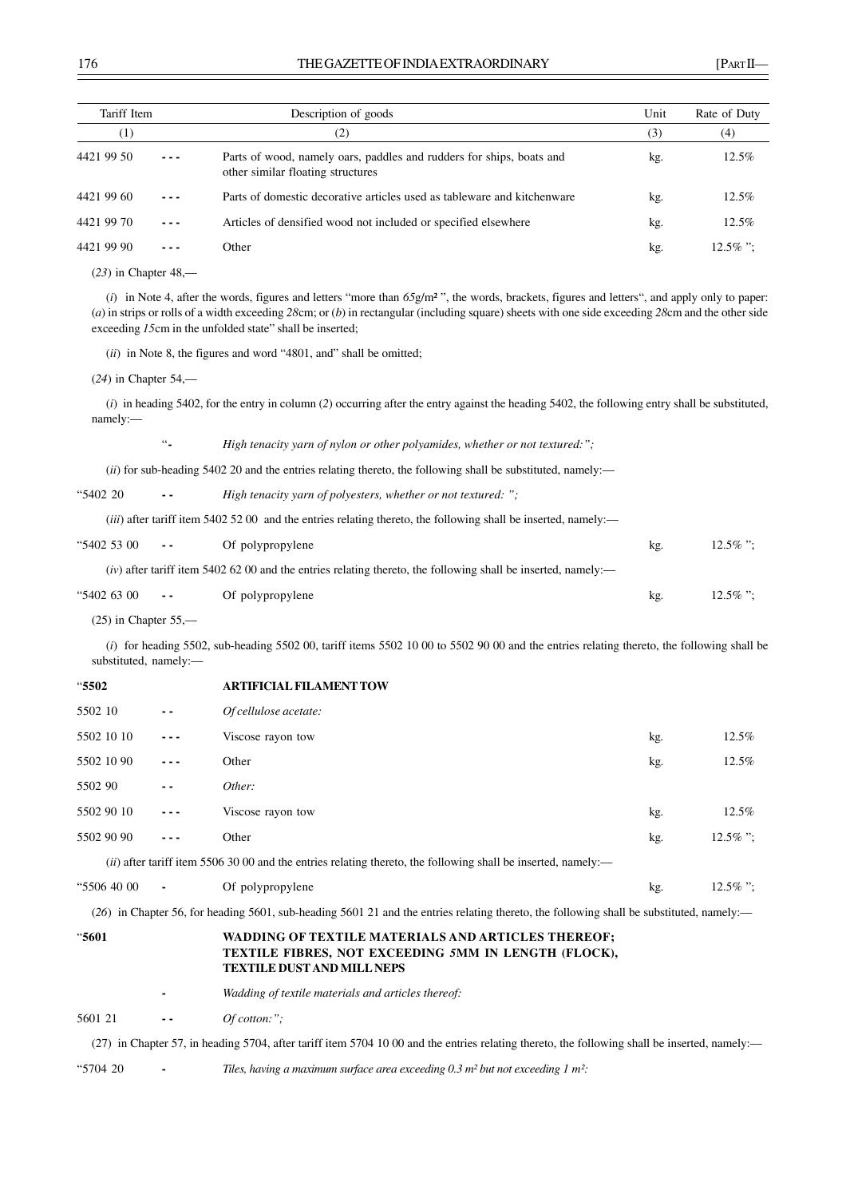| Tariff Item | | Description of goods | Unit | Rate of Duty |
|---|---|---|---|---|
| (1) | | (2) | (3) | (4) |
| 4421 99 50 | - - - | Parts of wood, namely oars, paddles and rudders for ships, boats and other similar floating structures | kg. | 12.5% |
| 4421 99 60 | - - - | Parts of domestic decorative articles used as tableware and kitchenware | kg. | 12.5% |
| 4421 99 70 | - - - | Articles of densified wood not included or specified elsewhere | kg. | 12.5% |
| 4421 99 90 | - - - | Other | kg. | 12.5% "; |

(*23*) in Chapter 48,—

(*i*) in Note 4, after the words, figures and letters "more than *65*g/m² ", the words, brackets, figures and letters", and apply only to paper: (*a*) in strips or rolls of a width exceeding *28*cm; or (*b*) in rectangular (including square) sheets with one side exceeding *28*cm and the other side exceeding *15*cm in the unfolded state" shall be inserted;

(*ii*) in Note 8, the figures and word "4801, and" shall be omitted;

(*24*) in Chapter 54,—

(*i*) in heading 5402, for the entry in column (*2*) occurring after the entry against the heading 5402, the following entry shall be substituted, namely:—

| | | | | |
|---|---|---|---|---|
| | "- | *High tenacity yarn of nylon or other polyamides, whether or not textured:";* | | |

(*ii*) for sub-heading 5402 20 and the entries relating thereto, the following shall be substituted, namely:—

| | | | | |
|---|---|---|---|---|
| "5402 20 | - - | *High tenacity yarn of polyesters, whether or not textured: ";* | | |

(*iii*) after tariff item 5402 52 00 and the entries relating thereto, the following shall be inserted, namely:—

| | | | | |
|---|---|---|---|---|
| "5402 53 00 | - - | Of polypropylene | kg. | 12.5% "; |

(*iv*) after tariff item 5402 62 00 and the entries relating thereto, the following shall be inserted, namely:—

| | | | | |
|---|---|---|---|---|
| "5402 63 00 | - - | Of polypropylene | kg. | 12.5% "; |

(25) in Chapter 55,—

(*i*) for heading 5502, sub-heading 5502 00, tariff items 5502 10 00 to 5502 90 00 and the entries relating thereto, the following shall be substituted, namely:—

| | | | | |
|---|---|---|---|---|
| "**5502** | | **ARTIFICIAL FILAMENT TOW** | | |
| 5502 10 | - - | *Of cellulose acetate:* | | |
| 5502 10 10 | - - - | Viscose rayon tow | kg. | 12.5% |
| 5502 10 90 | - - - | Other | kg. | 12.5% |
| 5502 90 | - - | *Other:* | | |
| 5502 90 10 | - - - | Viscose rayon tow | kg. | 12.5% |
| 5502 90 90 | - - - | Other | kg. | 12.5% "; |

(*ii*) after tariff item 5506 30 00 and the entries relating thereto, the following shall be inserted, namely:—

| | | | | |
|---|---|---|---|---|
| "5506 40 00 | - | Of polypropylene | kg. | 12.5% "; |

(*26*) in Chapter 56, for heading 5601, sub-heading 5601 21 and the entries relating thereto, the following shall be substituted, namely:—

| | | | | |
|---|---|---|---|---|
| "**5601** | | **WADDING OF TEXTILE MATERIALS AND ARTICLES THEREOF; TEXTILE FIBRES, NOT EXCEEDING *5*MM IN LENGTH (FLOCK), TEXTILE DUST AND MILL NEPS** | | |
| | - | *Wadding of textile materials and articles thereof:* | | |
| 5601 21 | - - | *Of cotton:";* | | |

(27) in Chapter 57, in heading 5704, after tariff item 5704 10 00 and the entries relating thereto, the following shall be inserted, namely:—

| | | | | |
|---|---|---|---|---|
| "5704 20 | - | *Tiles, having a maximum surface area exceeding 0.3 m² but not exceeding 1 m²:* | | |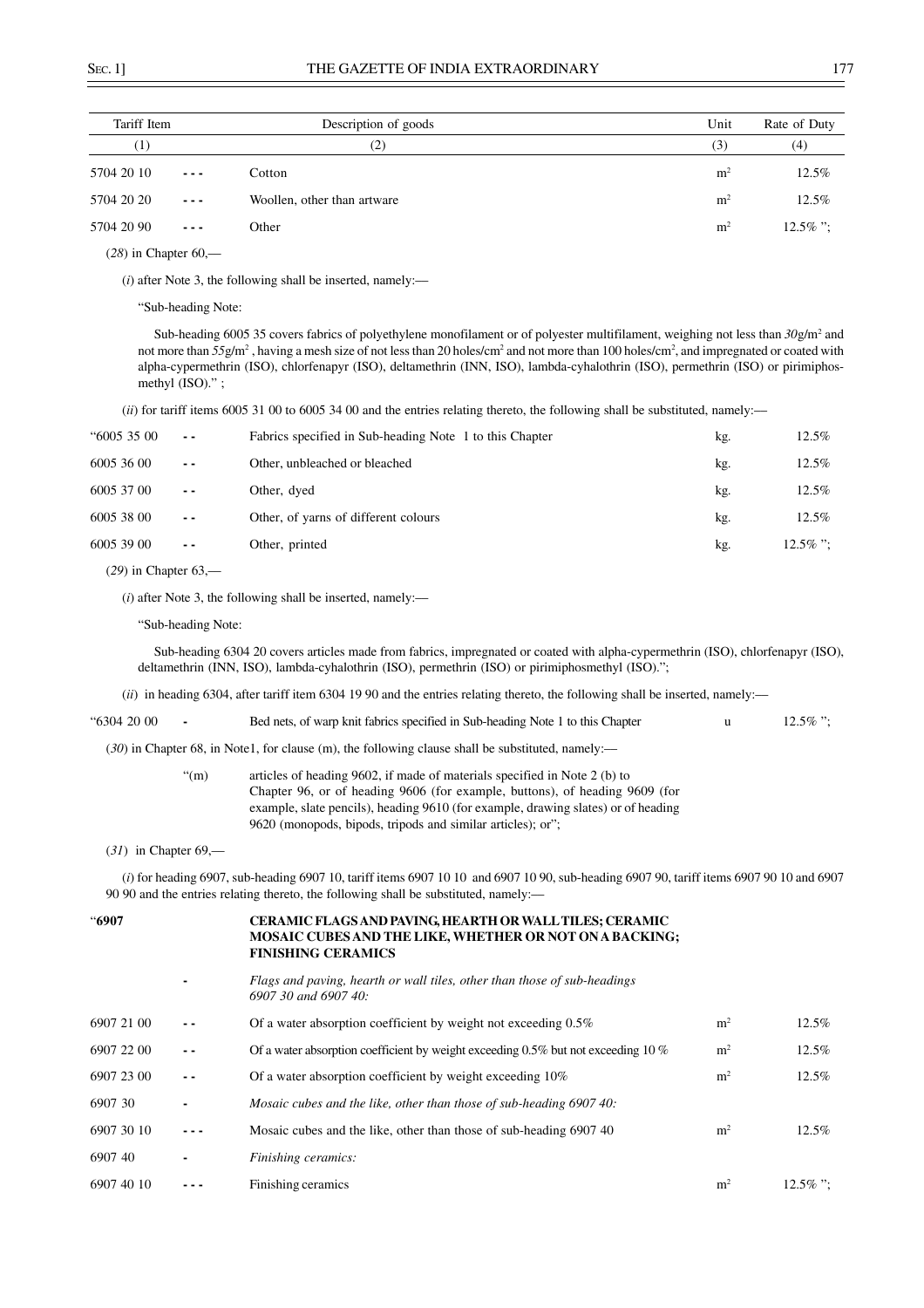| Tariff Item | | Description of goods | Unit | Rate of Duty |
|---|---|---|---|---|
| (1) | | (2) | (3) | (4) |
| 5704 20 10 | - - - | Cotton | $m^2$ | 12.5% |
| 5704 20 20 | - - - | Woollen, other than artware | $m^2$ | 12.5% |
| 5704 20 90 | - - - | Other | $m^2$ | 12.5% "; |

(*28*) in Chapter 60,—

(*i*) after Note 3, the following shall be inserted, namely:—

"Sub-heading Note:

Sub-heading 6005 35 covers fabrics of polyethylene monofilament or of polyester multifilament, weighing not less than *30*g/$m^2$ and not more than *55*g/$m^2$ , having a mesh size of not less than 20 holes/$cm^2$ and not more than 100 holes/$cm^2$, and impregnated or coated with alpha-cypermethrin (ISO), chlorfenapyr (ISO), deltamethrin (INN, ISO), lambda-cyhalothrin (ISO), permethrin (ISO) or pirimiphos-methyl (ISO)." ;

(*ii*) for tariff items 6005 31 00 to 6005 34 00 and the entries relating thereto, the following shall be substituted, namely:—

| | | | | |
|---|---|---|---|---|
| "6005 35 00 | - - | Fabrics specified in Sub-heading Note 1 to this Chapter | kg. | 12.5% |
| 6005 36 00 | - - | Other, unbleached or bleached | kg. | 12.5% |
| 6005 37 00 | - - | Other, dyed | kg. | 12.5% |
| 6005 38 00 | - - | Other, of yarns of different colours | kg. | 12.5% |
| 6005 39 00 | - - | Other, printed | kg. | 12.5% "; |

(*29*) in Chapter 63,—

(*i*) after Note 3, the following shall be inserted, namely:—

"Sub-heading Note:

Sub-heading 6304 20 covers articles made from fabrics, impregnated or coated with alpha-cypermethrin (ISO), chlorfenapyr (ISO), deltamethrin (INN, ISO), lambda-cyhalothrin (ISO), permethrin (ISO) or pirimiphosmethyl (ISO).";

(*ii*) in heading 6304, after tariff item 6304 19 90 and the entries relating thereto, the following shall be inserted, namely:—

| | | | | |
|---|---|---|---|---|
| "6304 20 00 | - | Bed nets, of warp knit fabrics specified in Sub-heading Note 1 to this Chapter | u | 12.5% "; |

(*30*) in Chapter 68, in Note1, for clause (m), the following clause shall be substituted, namely:—

"(m) articles of heading 9602, if made of materials specified in Note 2 (b) to Chapter 96, or of heading 9606 (for example, buttons), of heading 9609 (for example, slate pencils), heading 9610 (for example, drawing slates) or of heading 9620 (monopods, bipods, tripods and similar articles); or";

(*31*) in Chapter 69,—

(*i*) for heading 6907, sub-heading 6907 10, tariff items 6907 10 10 and 6907 10 90, sub-heading 6907 90, tariff items 6907 90 10 and 6907 90 90 and the entries relating thereto, the following shall be substituted, namely:—

| | | | | |
|---|---|---|---|---|
| "**6907** | | **CERAMIC FLAGS AND PAVING, HEARTH OR WALL TILES; CERAMIC MOSAIC CUBES AND THE LIKE, WHETHER OR NOT ON A BACKING; FINISHING CERAMICS** | | |
| | - | *Flags and paving, hearth or wall tiles, other than those of sub-headings 6907 30 and 6907 40:* | | |
| 6907 21 00 | - - | Of a water absorption coefficient by weight not exceeding 0.5% | $m^2$ | 12.5% |
| 6907 22 00 | - - | Of a water absorption coefficient by weight exceeding 0.5% but not exceeding 10 % | $m^2$ | 12.5% |
| 6907 23 00 | - - | Of a water absorption coefficient by weight exceeding 10% | $m^2$ | 12.5% |
| 6907 30 | - | *Mosaic cubes and the like, other than those of sub-heading 6907 40:* | | |
| 6907 30 10 | - - - | Mosaic cubes and the like, other than those of sub-heading 6907 40 | $m^2$ | 12.5% |
| 6907 40 | - | *Finishing ceramics:* | | |
| 6907 40 10 | - - - | Finishing ceramics | $m^2$ | 12.5% "; |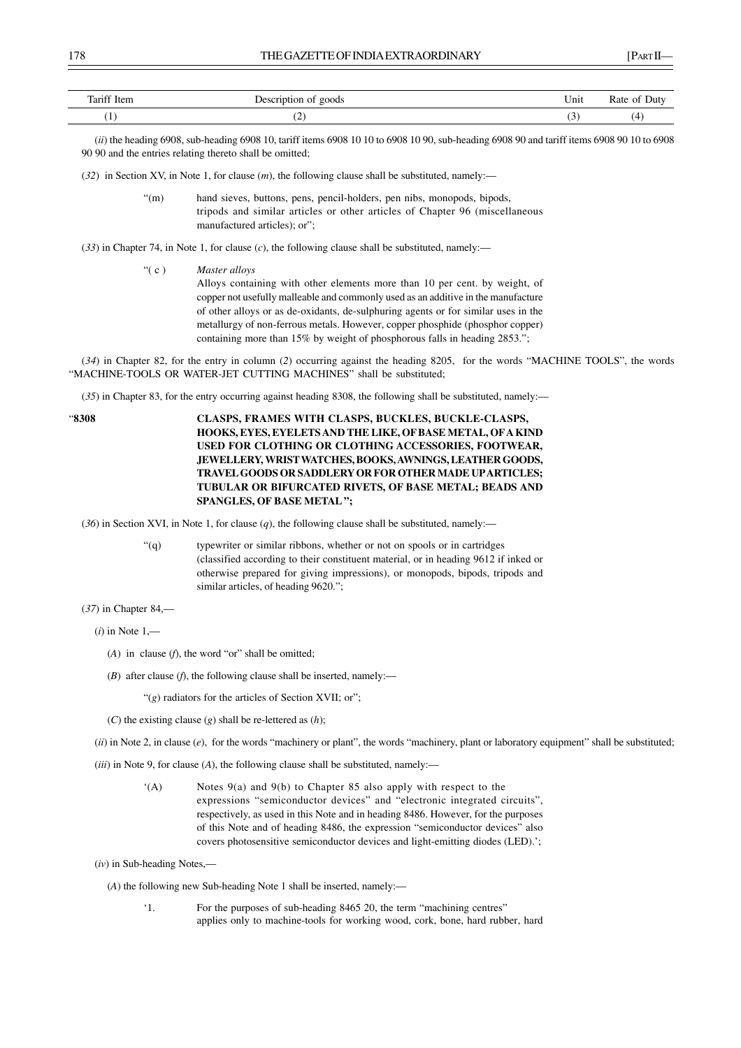| Tariff Item | Description of goods | Unit | Rate of Duty |
|---|---|---|---|
| (1) | (2) | (3) | (4) |

(*ii*) the heading 6908, sub-heading 6908 10, tariff items 6908 10 10 to 6908 10 90, sub-heading 6908 90 and tariff items 6908 90 10 to 6908 90 90 and the entries relating thereto shall be omitted;

(*32*) in Section XV, in Note 1, for clause (*m*), the following clause shall be substituted, namely:—

> "(m) hand sieves, buttons, pens, pencil-holders, pen nibs, monopods, bipods, tripods and similar articles or other articles of Chapter 96 (miscellaneous manufactured articles); or";

(*33*) in Chapter 74, in Note 1, for clause (*c*), the following clause shall be substituted, namely:—

> "( c ) *Master alloys*
> Alloys containing with other elements more than 10 per cent. by weight, of copper not usefully malleable and commonly used as an additive in the manufacture of other alloys or as de-oxidants, de-sulphuring agents or for similar uses in the metallurgy of non-ferrous metals. However, copper phosphide (phosphor copper) containing more than 15% by weight of phosphorous falls in heading 2853.";

(*34*) in Chapter 82, for the entry in column (*2*) occurring against the heading 8205, for the words "MACHINE TOOLS", the words "MACHINE-TOOLS OR WATER-JET CUTTING MACHINES" shall be substituted;

(*35*) in Chapter 83, for the entry occurring against heading 8308, the following shall be substituted, namely:—

"**8308** **CLASPS, FRAMES WITH CLASPS, BUCKLES, BUCKLE-CLASPS, HOOKS, EYES, EYELETS AND THE LIKE, OF BASE METAL, OF A KIND USED FOR CLOTHING OR CLOTHING ACCESSORIES, FOOTWEAR, JEWELLERY, WRIST WATCHES, BOOKS, AWNINGS, LEATHER GOODS, TRAVEL GOODS OR SADDLERY OR FOR OTHER MADE UP ARTICLES; TUBULAR OR BIFURCATED RIVETS, OF BASE METAL; BEADS AND SPANGLES, OF BASE METAL";**

(*36*) in Section XVI, in Note 1, for clause (*q*), the following clause shall be substituted, namely:—

> "(q) typewriter or similar ribbons, whether or not on spools or in cartridges (classified according to their constituent material, or in heading 9612 if inked or otherwise prepared for giving impressions), or monopods, bipods, tripods and similar articles, of heading 9620.";

(*37*) in Chapter 84,—

(*i*) in Note 1,—

(*A*) in clause (*f*), the word "or" shall be omitted;

(*B*) after clause (*f*), the following clause shall be inserted, namely:—

"(*g*) radiators for the articles of Section XVII; or";

(*C*) the existing clause (*g*) shall be re-lettered as (*h*);

(*ii*) in Note 2, in clause (*e*), for the words "machinery or plant", the words "machinery, plant or laboratory equipment" shall be substituted;

(*iii*) in Note 9, for clause (*A*), the following clause shall be substituted, namely:—

> '(A) Notes 9(a) and 9(b) to Chapter 85 also apply with respect to the expressions "semiconductor devices" and "electronic integrated circuits", respectively, as used in this Note and in heading 8486. However, for the purposes of this Note and of heading 8486, the expression "semiconductor devices" also covers photosensitive semiconductor devices and light-emitting diodes (LED).';

(*iv*) in Sub-heading Notes,—

(*A*) the following new Sub-heading Note 1 shall be inserted, namely:—

> '1. For the purposes of sub-heading 8465 20, the term "machining centres" applies only to machine-tools for working wood, cork, bone, hard rubber, hard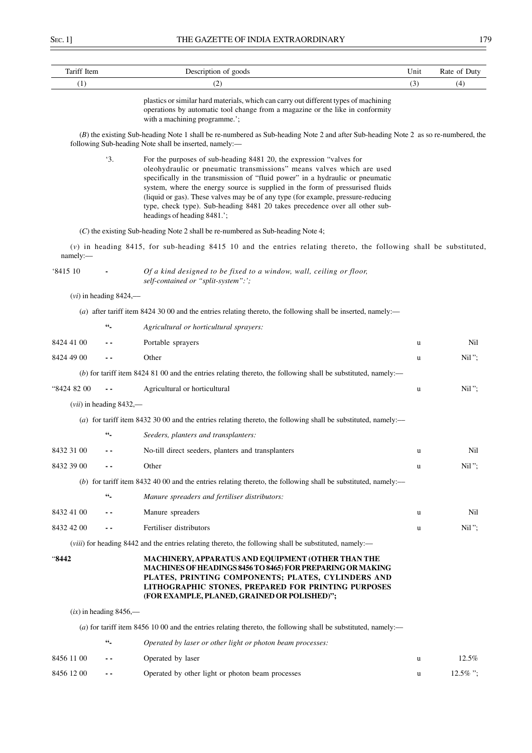| Tariff Item | | Description of goods | Unit | Rate of Duty |
|---|---|---|---|---|
| (1) | | (2) | (3) | (4) |

plastics or similar hard materials, which can carry out different types of machining operations by automatic tool change from a magazine or the like in conformity with a machining programme.';

(*B*) the existing Sub-heading Note 1 shall be re-numbered as Sub-heading Note 2 and after Sub-heading Note 2 as so re-numbered, the following Sub-heading Note shall be inserted, namely:—

'3. For the purposes of sub-heading 8481 20, the expression "valves for oleohydraulic or pneumatic transmissions" means valves which are used specifically in the transmission of "fluid power" in a hydraulic or pneumatic system, where the energy source is supplied in the form of pressurised fluids (liquid or gas). These valves may be of any type (for example, pressure-reducing type, check type). Sub-heading 8481 20 takes precedence over all other sub-headings of heading 8481.';

(*C*) the existing Sub-heading Note 2 shall be re-numbered as Sub-heading Note 4;

(*v*) in heading 8415, for sub-heading 8415 10 and the entries relating thereto, the following shall be substituted, namely:—

| | | | | |
|---|---|---|---|---|
| '8415 10 | - | *Of a kind designed to be fixed to a window, wall, ceiling or floor, self-contained or "split-system":';* | | |

(*vi*) in heading 8424,—

(*a*) after tariff item 8424 30 00 and the entries relating thereto, the following shall be inserted, namely:—

| | | | | |
|---|---|---|---|---|
| | "- | *Agricultural or horticultural sprayers:* | | |
| 8424 41 00 | - - | Portable sprayers | u | Nil |
| 8424 49 00 | - - | Other | u | Nil"; |

(*b*) for tariff item 8424 81 00 and the entries relating thereto, the following shall be substituted, namely:—

| | | | | |
|---|---|---|---|---|
| "8424 82 00 | - - | Agricultural or horticultural | u | Nil"; |

(*vii*) in heading 8432,—

(*a*) for tariff item 8432 30 00 and the entries relating thereto, the following shall be substituted, namely:—

| | | | | |
|---|---|---|---|---|
| | "- | *Seeders, planters and transplanters:* | | |
| 8432 31 00 | - - | No-till direct seeders, planters and transplanters | u | Nil |
| 8432 39 00 | - - | Other | u | Nil"; |

(*b*) for tariff item 8432 40 00 and the entries relating thereto, the following shall be substituted, namely:—

| | | | | |
|---|---|---|---|---|
| | "- | *Manure spreaders and fertiliser distributors:* | | |
| 8432 41 00 | - - | Manure spreaders | u | Nil |
| 8432 42 00 | - - | Fertiliser distributors | u | Nil"; |

(*viii*) for heading 8442 and the entries relating thereto, the following shall be substituted, namely:—

| | | | | |
|---|---|---|---|---|
| "**8442** | | **MACHINERY, APPARATUS AND EQUIPMENT (OTHER THAN THE MACHINES OF HEADINGS 8456 TO 8465) FOR PREPARING OR MAKING PLATES, PRINTING COMPONENTS; PLATES, CYLINDERS AND LITHOGRAPHIC STONES, PREPARED FOR PRINTING PURPOSES (FOR EXAMPLE, PLANED, GRAINED OR POLISHED)";** | | |

(*ix*) in heading 8456,—

(*a*) for tariff item 8456 10 00 and the entries relating thereto, the following shall be substituted, namely:—

| | | | | |
|---|---|---|---|---|
| | "- | *Operated by laser or other light or photon beam processes:* | | |
| 8456 11 00 | - - | Operated by laser | u | 12.5% |
| 8456 12 00 | - - | Operated by other light or photon beam processes | u | 12.5% "; |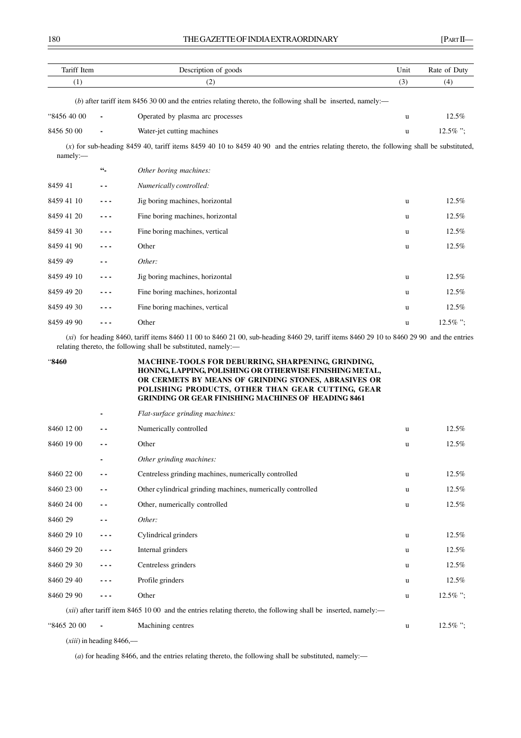| Tariff Item | | Description of goods | Unit | Rate of Duty |
|---|---|---|---|---|
| (1) | | (2) | (3) | (4) |

(*b*) after tariff item 8456 30 00 and the entries relating thereto, the following shall be inserted, namely:—

| | | | | |
|---|---|---|---|---|
| "8456 40 00 | - | Operated by plasma arc processes | u | 12.5% |
| 8456 50 00 | - | Water-jet cutting machines | u | 12.5% "; |

(*x*) for sub-heading 8459 40, tariff items 8459 40 10 to 8459 40 90 and the entries relating thereto, the following shall be substituted, namely:—

| | | | | |
|---|---|---|---|---|
| | "- | *Other boring machines:* | | |
| 8459 41 | - - | *Numerically controlled:* | | |
| 8459 41 10 | - - - | Jig boring machines, horizontal | u | 12.5% |
| 8459 41 20 | - - - | Fine boring machines, horizontal | u | 12.5% |
| 8459 41 30 | - - - | Fine boring machines, vertical | u | 12.5% |
| 8459 41 90 | - - - | Other | u | 12.5% |
| 8459 49 | - - | *Other:* | | |
| 8459 49 10 | - - - | Jig boring machines, horizontal | u | 12.5% |
| 8459 49 20 | - - - | Fine boring machines, horizontal | u | 12.5% |
| 8459 49 30 | - - - | Fine boring machines, vertical | u | 12.5% |
| 8459 49 90 | - - - | Other | u | 12.5% "; |

(*xi*) for heading 8460, tariff items 8460 11 00 to 8460 21 00, sub-heading 8460 29, tariff items 8460 29 10 to 8460 29 90 and the entries relating thereto, the following shall be substituted, namely:—

| | | | | |
|---|---|---|---|---|
| "**8460** | | **MACHINE-TOOLS FOR DEBURRING, SHARPENING, GRINDING, HONING, LAPPING, POLISHING OR OTHERWISE FINISHING METAL, OR CERMETS BY MEANS OF GRINDING STONES, ABRASIVES OR POLISHING PRODUCTS, OTHER THAN GEAR CUTTING, GEAR GRINDING OR GEAR FINISHING MACHINES OF HEADING 8461** | | |
| | - | *Flat-surface grinding machines:* | | |
| 8460 12 00 | - - | Numerically controlled | u | 12.5% |
| 8460 19 00 | - - | Other | u | 12.5% |
| | - | *Other grinding machines:* | | |
| 8460 22 00 | - - | Centreless grinding machines, numerically controlled | u | 12.5% |
| 8460 23 00 | - - | Other cylindrical grinding machines, numerically controlled | u | 12.5% |
| 8460 24 00 | - - | Other, numerically controlled | u | 12.5% |
| 8460 29 | - - | *Other:* | | |
| 8460 29 10 | - - - | Cylindrical grinders | u | 12.5% |
| 8460 29 20 | - - - | Internal grinders | u | 12.5% |
| 8460 29 30 | - - - | Centreless grinders | u | 12.5% |
| 8460 29 40 | - - - | Profile grinders | u | 12.5% |
| 8460 29 90 | - - - | Other | u | 12.5% "; |

(*xii*) after tariff item 8465 10 00 and the entries relating thereto, the following shall be inserted, namely:—

| | | | | |
|---|---|---|---|---|
| "8465 20 00 | - | Machining centres | u | 12.5% "; |

(*xiii*) in heading 8466,—

(*a*) for heading 8466, and the entries relating thereto, the following shall be substituted, namely:—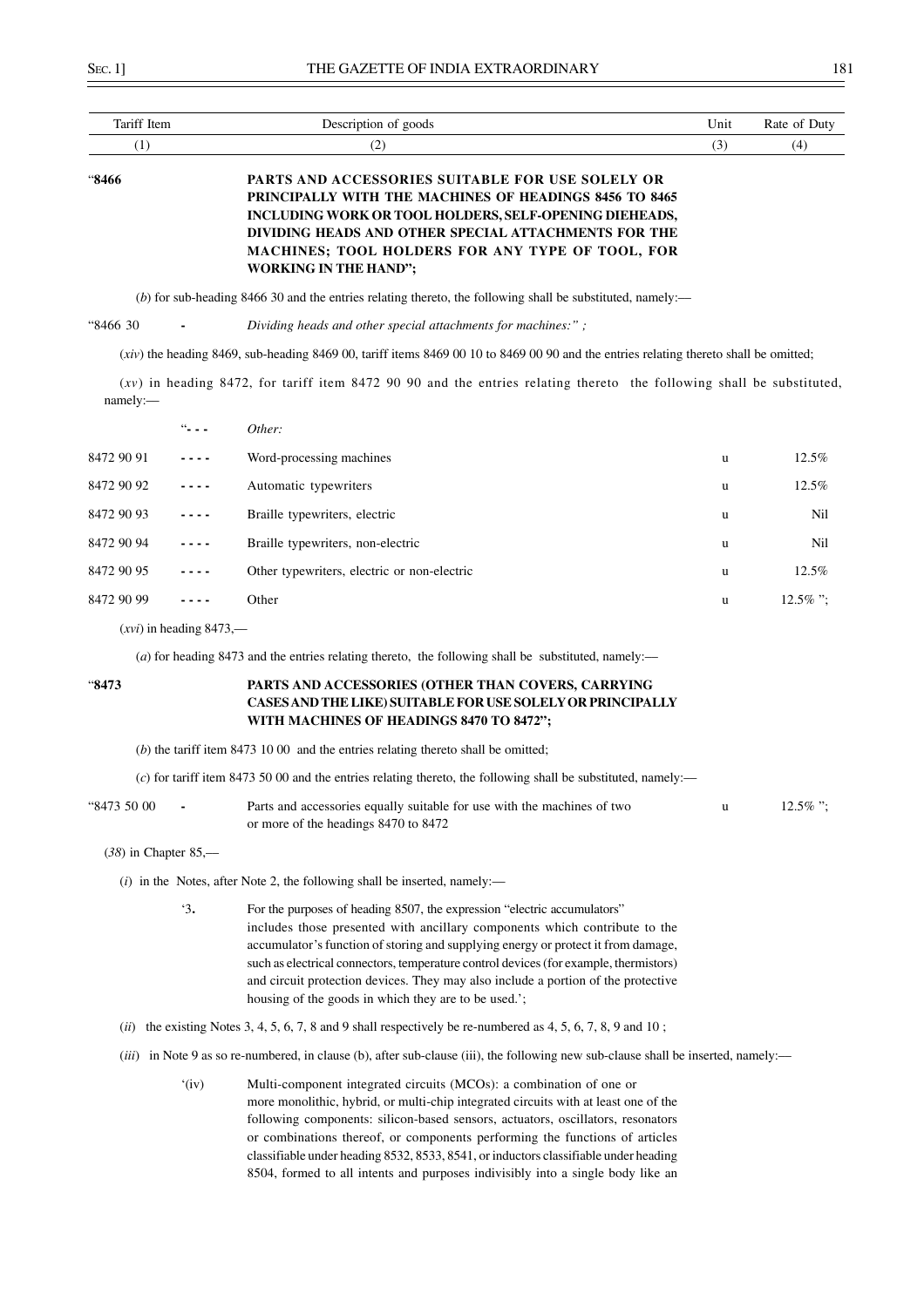| Tariff Item | | Description of goods | Unit | Rate of Duty |
|---|---|---|---|---|
| (1) | | (2) | (3) | (4) |
| "8466 | | **PARTS AND ACCESSORIES SUITABLE FOR USE SOLELY OR PRINCIPALLY WITH THE MACHINES OF HEADINGS 8456 TO 8465 INCLUDING WORK OR TOOL HOLDERS, SELF-OPENING DIEHEADS, DIVIDING HEADS AND OTHER SPECIAL ATTACHMENTS FOR THE MACHINES; TOOL HOLDERS FOR ANY TYPE OF TOOL, FOR WORKING IN THE HAND";** | | |

(*b*) for sub-heading 8466 30 and the entries relating thereto, the following shall be substituted, namely:—

| | | | | |
|---|---|---|---|---|
| "8466 30 | - | *Dividing heads and other special attachments for machines:" ;* | | |

(*xiv*) the heading 8469, sub-heading 8469 00, tariff items 8469 00 10 to 8469 00 90 and the entries relating thereto shall be omitted;

(*xv*) in heading 8472, for tariff item 8472 90 90 and the entries relating thereto the following shall be substituted, namely:—

| | | | | |
|---|---|---|---|---|
| | "- - - | *Other:* | | |
| 8472 90 91 | - - - - | Word-processing machines | u | 12.5% |
| 8472 90 92 | - - - - | Automatic typewriters | u | 12.5% |
| 8472 90 93 | - - - - | Braille typewriters, electric | u | Nil |
| 8472 90 94 | - - - - | Braille typewriters, non-electric | u | Nil |
| 8472 90 95 | - - - - | Other typewriters, electric or non-electric | u | 12.5% |
| 8472 90 99 | - - - - | Other | u | 12.5% "; |

(*xvi*) in heading 8473,—

(*a*) for heading 8473 and the entries relating thereto, the following shall be substituted, namely:—

| | | | | |
|---|---|---|---|---|
| "8473 | | **PARTS AND ACCESSORIES (OTHER THAN COVERS, CARRYING CASES AND THE LIKE) SUITABLE FOR USE SOLELY OR PRINCIPALLY WITH MACHINES OF HEADINGS 8470 TO 8472";** | | |

(*b*) the tariff item 8473 10 00 and the entries relating thereto shall be omitted;

(*c*) for tariff item 8473 50 00 and the entries relating thereto, the following shall be substituted, namely:—

| | | | | |
|---|---|---|---|---|
| "8473 50 00 | - | Parts and accessories equally suitable for use with the machines of two or more of the headings 8470 to 8472 | u | 12.5% "; |

(*38*) in Chapter 85,—

(*i*) in the Notes, after Note 2, the following shall be inserted, namely:—

'3. For the purposes of heading 8507, the expression "electric accumulators" includes those presented with ancillary components which contribute to the accumulator's function of storing and supplying energy or protect it from damage, such as electrical connectors, temperature control devices (for example, thermistors) and circuit protection devices. They may also include a portion of the protective housing of the goods in which they are to be used.';

(*ii*) the existing Notes 3, 4, 5, 6, 7, 8 and 9 shall respectively be re-numbered as 4, 5, 6, 7, 8, 9 and 10 ;

(*iii*) in Note 9 as so re-numbered, in clause (b), after sub-clause (iii), the following new sub-clause shall be inserted, namely:—

'(iv) Multi-component integrated circuits (MCOs): a combination of one or more monolithic, hybrid, or multi-chip integrated circuits with at least one of the following components: silicon-based sensors, actuators, oscillators, resonators or combinations thereof, or components performing the functions of articles classifiable under heading 8532, 8533, 8541, or inductors classifiable under heading 8504, formed to all intents and purposes indivisibly into a single body like an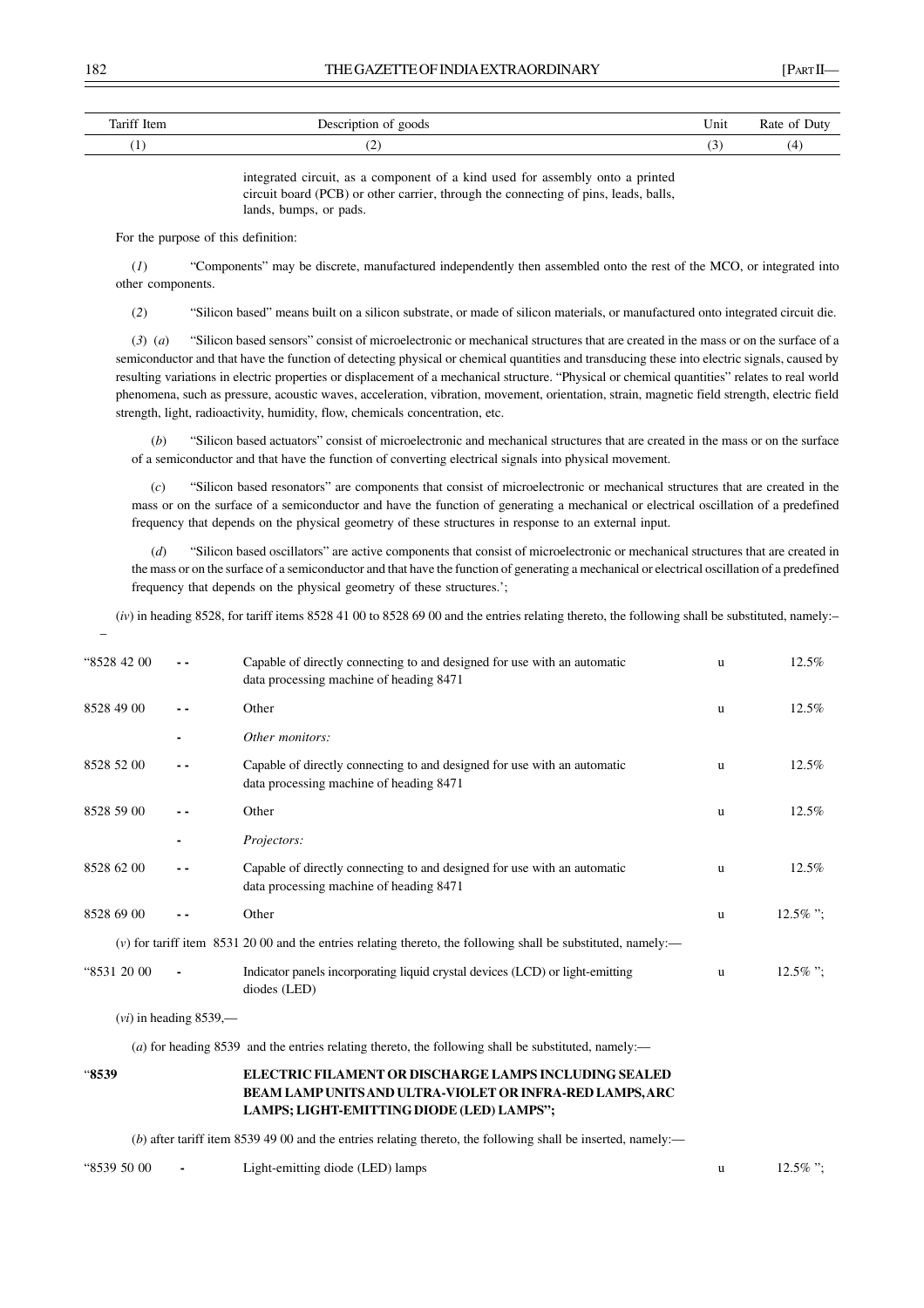| Tariff Item | | Description of goods | Unit | Rate of Duty |
|---|---|---|---|---|
| (1) | | (2) | (3) | (4) |

integrated circuit, as a component of a kind used for assembly onto a printed circuit board (PCB) or other carrier, through the connecting of pins, leads, balls, lands, bumps, or pads.

For the purpose of this definition:

(*1*) "Components" may be discrete, manufactured independently then assembled onto the rest of the MCO, or integrated into other components.

(*2*) "Silicon based" means built on a silicon substrate, or made of silicon materials, or manufactured onto integrated circuit die.

(*3*) (*a*) "Silicon based sensors" consist of microelectronic or mechanical structures that are created in the mass or on the surface of a semiconductor and that have the function of detecting physical or chemical quantities and transducing these into electric signals, caused by resulting variations in electric properties or displacement of a mechanical structure. "Physical or chemical quantities" relates to real world phenomena, such as pressure, acoustic waves, acceleration, vibration, movement, orientation, strain, magnetic field strength, electric field strength, light, radioactivity, humidity, flow, chemicals concentration, etc.

(*b*) "Silicon based actuators" consist of microelectronic and mechanical structures that are created in the mass or on the surface of a semiconductor and that have the function of converting electrical signals into physical movement.

(*c*) "Silicon based resonators" are components that consist of microelectronic or mechanical structures that are created in the mass or on the surface of a semiconductor and have the function of generating a mechanical or electrical oscillation of a predefined frequency that depends on the physical geometry of these structures in response to an external input.

(*d*) "Silicon based oscillators" are active components that consist of microelectronic or mechanical structures that are created in the mass or on the surface of a semiconductor and that have the function of generating a mechanical or electrical oscillation of a predefined frequency that depends on the physical geometry of these structures.';

(*iv*) in heading 8528, for tariff items 8528 41 00 to 8528 69 00 and the entries relating thereto, the following shall be substituted, namely:–

| | | | | |
|---|---|---|---|---|
| "8528 42 00 | - - | Capable of directly connecting to and designed for use with an automatic data processing machine of heading 8471 | u | 12.5% |
| 8528 49 00 | - - | Other | u | 12.5% |
| | - | *Other monitors:* | | |
| 8528 52 00 | - - | Capable of directly connecting to and designed for use with an automatic data processing machine of heading 8471 | u | 12.5% |
| 8528 59 00 | - - | Other | u | 12.5% |
| | - | *Projectors:* | | |
| 8528 62 00 | - - | Capable of directly connecting to and designed for use with an automatic data processing machine of heading 8471 | u | 12.5% |
| 8528 69 00 | - - | Other | u | 12.5% "; |

(*v*) for tariff item 8531 20 00 and the entries relating thereto, the following shall be substituted, namely:—

| | | | | |
|---|---|---|---|---|
| "8531 20 00 | - | Indicator panels incorporating liquid crystal devices (LCD) or light-emitting diodes (LED) | u | 12.5% "; |

(*vi*) in heading 8539,—

(*a*) for heading 8539 and the entries relating thereto, the following shall be substituted, namely:—

"**8539** **ELECTRIC FILAMENT OR DISCHARGE LAMPS INCLUDING SEALED BEAM LAMP UNITS AND ULTRA-VIOLET OR INFRA-RED LAMPS, ARC LAMPS; LIGHT-EMITTING DIODE (LED) LAMPS";**

(*b*) after tariff item 8539 49 00 and the entries relating thereto, the following shall be inserted, namely:—

| | | | | |
|---|---|---|---|---|
| "8539 50 00 | - | Light-emitting diode (LED) lamps | u | 12.5% "; |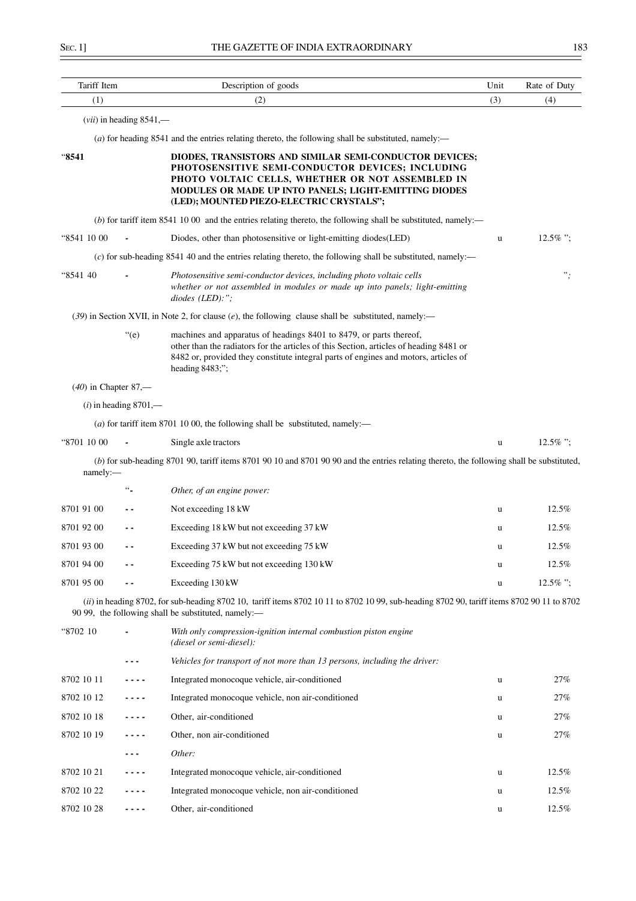| Tariff Item | | Description of goods | Unit | Rate of Duty |
|---|---|---|---|---|
| (1) | | (2) | (3) | (4) |

(*vii*) in heading 8541,—

(*a*) for heading 8541 and the entries relating thereto, the following shall be substituted, namely:—

| | | | | |
|---|---|---|---|---|
| "**8541** | | **DIODES, TRANSISTORS AND SIMILAR SEMI-CONDUCTOR DEVICES; PHOTOSENSITIVE SEMI-CONDUCTOR DEVICES; INCLUDING PHOTO VOLTAIC CELLS, WHETHER OR NOT ASSEMBLED IN MODULES OR MADE UP INTO PANELS; LIGHT-EMITTING DIODES (LED); MOUNTED PIEZO-ELECTRIC CRYSTALS";** | | |

(*b*) for tariff item 8541 10 00 and the entries relating thereto, the following shall be substituted, namely:—

| | | | | |
|---|---|---|---|---|
| "8541 10 00 | - | Diodes, other than photosensitive or light-emitting diodes(LED) | u | 12.5% "; |

(*c*) for sub-heading 8541 40 and the entries relating thereto, the following shall be substituted, namely:—

| | | | | |
|---|---|---|---|---|
| "8541 40 | - | *Photosensitive semi-conductor devices, including photo voltaic cells whether or not assembled in modules or made up into panels; light-emitting diodes (LED):";* | | "; |

(*39*) in Section XVII, in Note 2, for clause (*e*), the following clause shall be substituted, namely:—

"(e) machines and apparatus of headings 8401 to 8479, or parts thereof, other than the radiators for the articles of this Section, articles of heading 8481 or 8482 or, provided they constitute integral parts of engines and motors, articles of heading 8483;";

(*40*) in Chapter 87,—

(*i*) in heading 8701,—

(*a*) for tariff item 8701 10 00, the following shall be substituted, namely:—

| | | | | |
|---|---|---|---|---|
| "8701 10 00 | - | Single axle tractors | u | 12.5% "; |

(*b*) for sub-heading 8701 90, tariff items 8701 90 10 and 8701 90 90 and the entries relating thereto, the following shall be substituted, namely:—

| | | | | |
|---|---|---|---|---|
| | "- | *Other, of an engine power:* | | |
| 8701 91 00 | - - | Not exceeding 18 kW | u | 12.5% |
| 8701 92 00 | - - | Exceeding 18 kW but not exceeding 37 kW | u | 12.5% |
| 8701 93 00 | - - | Exceeding 37 kW but not exceeding 75 kW | u | 12.5% |
| 8701 94 00 | - - | Exceeding 75 kW but not exceeding 130 kW | u | 12.5% |
| 8701 95 00 | - - | Exceeding 130 kW | u | 12.5% "; |

(*ii*) in heading 8702, for sub-heading 8702 10, tariff items 8702 10 11 to 8702 10 99, sub-heading 8702 90, tariff items 8702 90 11 to 8702 90 99, the following shall be substituted, namely:—

| | | | | |
|---|---|---|---|---|
| "8702 10 | - | *With only compression-ignition internal combustion piston engine (diesel or semi-diesel):* | | |
| | - - - | *Vehicles for transport of not more than 13 persons, including the driver:* | | |
| 8702 10 11 | - - - - | Integrated monocoque vehicle, air-conditioned | u | 27% |
| 8702 10 12 | - - - - | Integrated monocoque vehicle, non air-conditioned | u | 27% |
| 8702 10 18 | - - - - | Other, air-conditioned | u | 27% |
| 8702 10 19 | - - - - | Other, non air-conditioned | u | 27% |
| | - - - | *Other:* | | |
| 8702 10 21 | - - - - | Integrated monocoque vehicle, air-conditioned | u | 12.5% |
| 8702 10 22 | - - - - | Integrated monocoque vehicle, non air-conditioned | u | 12.5% |
| 8702 10 28 | - - - - | Other, air-conditioned | u | 12.5% |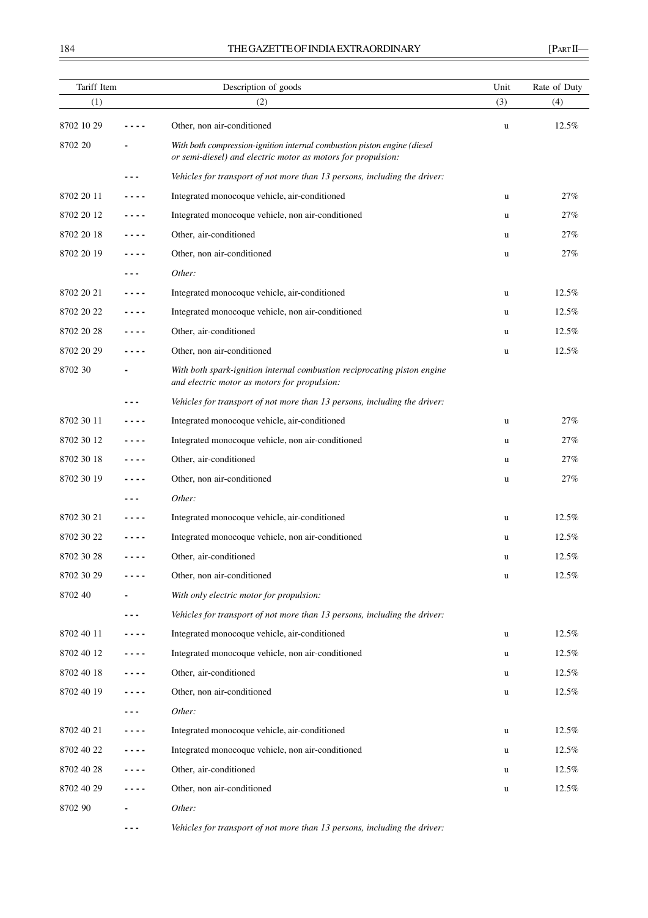| Tariff Item | | Description of goods | Unit | Rate of Duty |
|---|---|---|---|---|
| (1) | | (2) | (3) | (4) |
| 8702 10 29 | - - - - | Other, non air-conditioned | u | 12.5% |
| 8702 20 | - | *With both compression-ignition internal combustion piston engine (diesel or semi-diesel) and electric motor as motors for propulsion:* | | |
| | - - - | *Vehicles for transport of not more than 13 persons, including the driver:* | | |
| 8702 20 11 | - - - - | Integrated monocoque vehicle, air-conditioned | u | 27% |
| 8702 20 12 | - - - - | Integrated monocoque vehicle, non air-conditioned | u | 27% |
| 8702 20 18 | - - - - | Other, air-conditioned | u | 27% |
| 8702 20 19 | - - - - | Other, non air-conditioned | u | 27% |
| | - - - | *Other:* | | |
| 8702 20 21 | - - - - | Integrated monocoque vehicle, air-conditioned | u | 12.5% |
| 8702 20 22 | - - - - | Integrated monocoque vehicle, non air-conditioned | u | 12.5% |
| 8702 20 28 | - - - - | Other, air-conditioned | u | 12.5% |
| 8702 20 29 | - - - - | Other, non air-conditioned | u | 12.5% |
| 8702 30 | - | *With both spark-ignition internal combustion reciprocating piston engine and electric motor as motors for propulsion:* | | |
| | - - - | *Vehicles for transport of not more than 13 persons, including the driver:* | | |
| 8702 30 11 | - - - - | Integrated monocoque vehicle, air-conditioned | u | 27% |
| 8702 30 12 | - - - - | Integrated monocoque vehicle, non air-conditioned | u | 27% |
| 8702 30 18 | - - - - | Other, air-conditioned | u | 27% |
| 8702 30 19 | - - - - | Other, non air-conditioned | u | 27% |
| | - - - | *Other:* | | |
| 8702 30 21 | - - - - | Integrated monocoque vehicle, air-conditioned | u | 12.5% |
| 8702 30 22 | - - - - | Integrated monocoque vehicle, non air-conditioned | u | 12.5% |
| 8702 30 28 | - - - - | Other, air-conditioned | u | 12.5% |
| 8702 30 29 | - - - - | Other, non air-conditioned | u | 12.5% |
| 8702 40 | - | *With only electric motor for propulsion:* | | |
| | - - - | *Vehicles for transport of not more than 13 persons, including the driver:* | | |
| 8702 40 11 | - - - - | Integrated monocoque vehicle, air-conditioned | u | 12.5% |
| 8702 40 12 | - - - - | Integrated monocoque vehicle, non air-conditioned | u | 12.5% |
| 8702 40 18 | - - - - | Other, air-conditioned | u | 12.5% |
| 8702 40 19 | - - - - | Other, non air-conditioned | u | 12.5% |
| | - - - | *Other:* | | |
| 8702 40 21 | - - - - | Integrated monocoque vehicle, air-conditioned | u | 12.5% |
| 8702 40 22 | - - - - | Integrated monocoque vehicle, non air-conditioned | u | 12.5% |
| 8702 40 28 | - - - - | Other, air-conditioned | u | 12.5% |
| 8702 40 29 | - - - - | Other, non air-conditioned | u | 12.5% |
| 8702 90 | - | *Other:* | | |
| | - - - | *Vehicles for transport of not more than 13 persons, including the driver:* | | |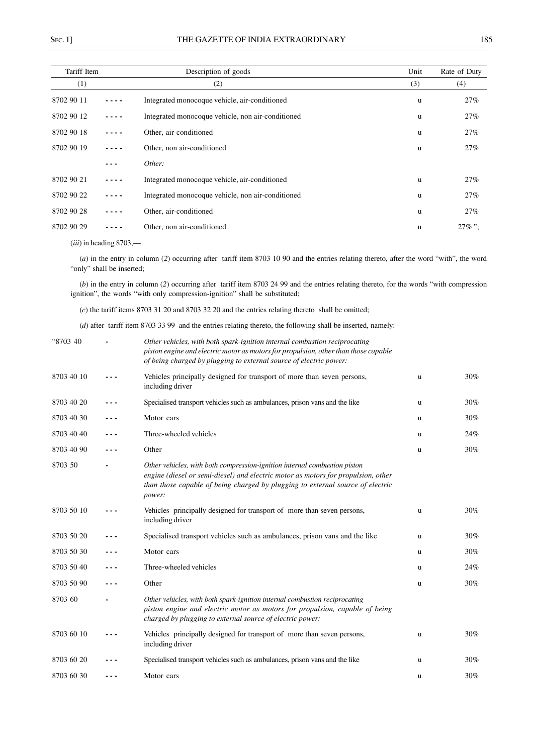| Tariff Item | | Description of goods | Unit | Rate of Duty |
|---|---|---|---|---|
| (1) | | (2) | (3) | (4) |
| 8702 90 11 | - - - - | Integrated monocoque vehicle, air-conditioned | u | 27% |
| 8702 90 12 | - - - - | Integrated monocoque vehicle, non air-conditioned | u | 27% |
| 8702 90 18 | - - - - | Other, air-conditioned | u | 27% |
| 8702 90 19 | - - - - | Other, non air-conditioned | u | 27% |
| | - - - | *Other:* | | |
| 8702 90 21 | - - - - | Integrated monocoque vehicle, air-conditioned | u | 27% |
| 8702 90 22 | - - - - | Integrated monocoque vehicle, non air-conditioned | u | 27% |
| 8702 90 28 | - - - - | Other, air-conditioned | u | 27% |
| 8702 90 29 | - - - - | Other, non air-conditioned | u | 27%"; |

(*iii*) in heading 8703,—

(*a*) in the entry in column (*2*) occurring after tariff item 8703 10 90 and the entries relating thereto, after the word "with", the word "only" shall be inserted;

(*b*) in the entry in column (*2*) occurring after tariff item 8703 24 99 and the entries relating thereto, for the words "with compression ignition", the words "with only compression-ignition" shall be substituted;

(*c*) the tariff items 8703 31 20 and 8703 32 20 and the entries relating thereto shall be omitted;

(*d*) after tariff item 8703 33 99 and the entries relating thereto, the following shall be inserted, namely:—

| | | | | |
|---|---|---|---|---|
| "8703 40 | - | *Other vehicles, with both spark-ignition internal combustion reciprocating piston engine and electric motor as motors for propulsion, other than those capable of being charged by plugging to external source of electric power:* | | |
| 8703 40 10 | - - - | Vehicles principally designed for transport of more than seven persons, including driver | u | 30% |
| 8703 40 20 | - - - | Specialised transport vehicles such as ambulances, prison vans and the like | u | 30% |
| 8703 40 30 | - - - | Motor cars | u | 30% |
| 8703 40 40 | - - - | Three-wheeled vehicles | u | 24% |
| 8703 40 90 | - - - | Other | u | 30% |
| 8703 50 | - | *Other vehicles, with both compression-ignition internal combustion piston engine (diesel or semi-diesel) and electric motor as motors for propulsion, other than those capable of being charged by plugging to external source of electric power:* | | |
| 8703 50 10 | - - - | Vehicles principally designed for transport of more than seven persons, including driver | u | 30% |
| 8703 50 20 | - - - | Specialised transport vehicles such as ambulances, prison vans and the like | u | 30% |
| 8703 50 30 | - - - | Motor cars | u | 30% |
| 8703 50 40 | - - - | Three-wheeled vehicles | u | 24% |
| 8703 50 90 | - - - | Other | u | 30% |
| 8703 60 | - | *Other vehicles, with both spark-ignition internal combustion reciprocating piston engine and electric motor as motors for propulsion, capable of being charged by plugging to external source of electric power:* | | |
| 8703 60 10 | - - - | Vehicles principally designed for transport of more than seven persons, including driver | u | 30% |
| 8703 60 20 | - - - | Specialised transport vehicles such as ambulances, prison vans and the like | u | 30% |
| 8703 60 30 | - - - | Motor cars | u | 30% |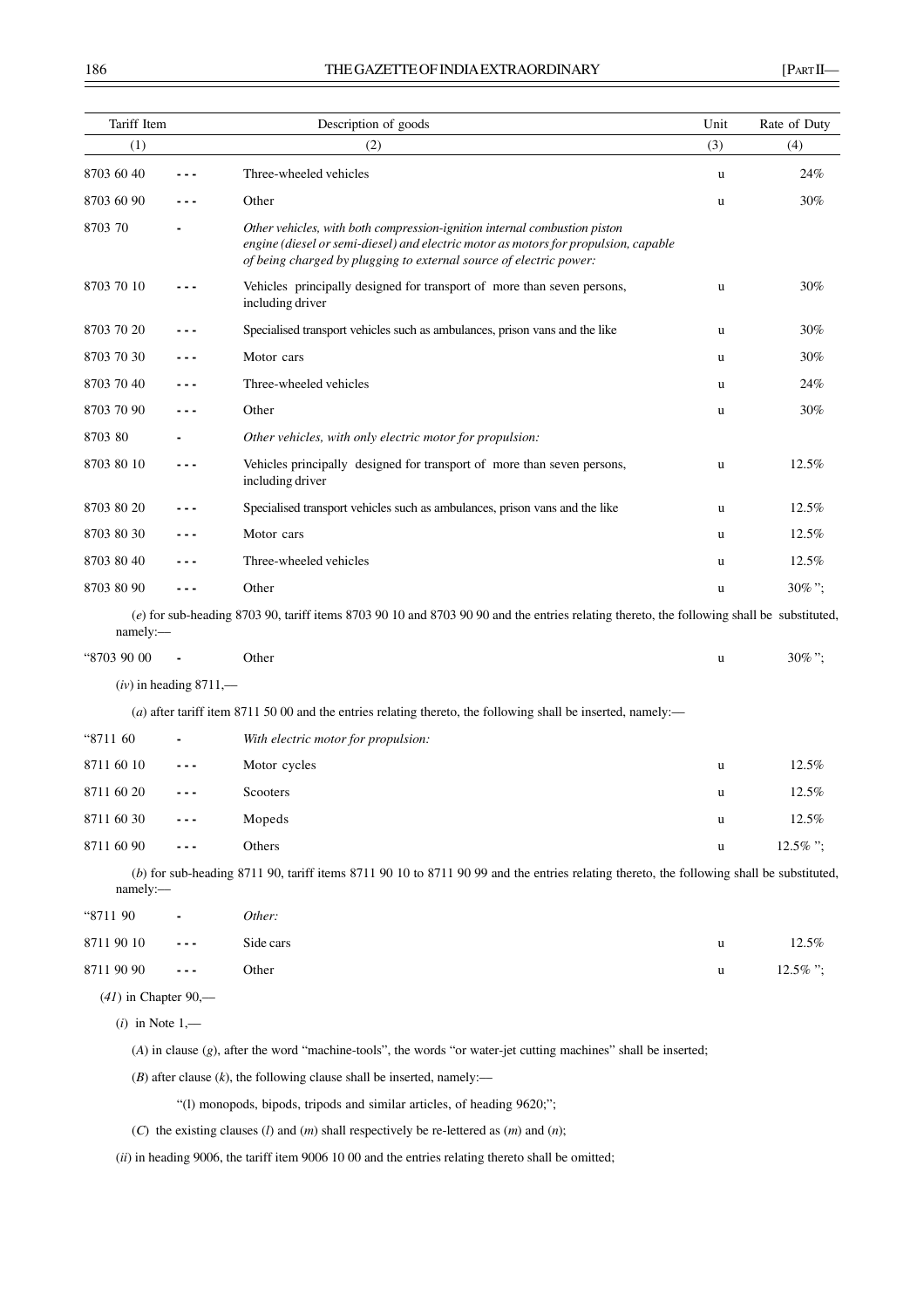| Tariff Item | | Description of goods | Unit | Rate of Duty |
|---|---|---|---|---|
| (1) | | (2) | (3) | (4) |
| 8703 60 40 | - - - | Three-wheeled vehicles | u | 24% |
| 8703 60 90 | - - - | Other | u | 30% |
| 8703 70 | - | *Other vehicles, with both compression-ignition internal combustion piston engine (diesel or semi-diesel) and electric motor as motors for propulsion, capable of being charged by plugging to external source of electric power:* | | |
| 8703 70 10 | - - - | Vehicles principally designed for transport of more than seven persons, including driver | u | 30% |
| 8703 70 20 | - - - | Specialised transport vehicles such as ambulances, prison vans and the like | u | 30% |
| 8703 70 30 | - - - | Motor cars | u | 30% |
| 8703 70 40 | - - - | Three-wheeled vehicles | u | 24% |
| 8703 70 90 | - - - | Other | u | 30% |
| 8703 80 | - | *Other vehicles, with only electric motor for propulsion:* | | |
| 8703 80 10 | - - - | Vehicles principally designed for transport of more than seven persons, including driver | u | 12.5% |
| 8703 80 20 | - - - | Specialised transport vehicles such as ambulances, prison vans and the like | u | 12.5% |
| 8703 80 30 | - - - | Motor cars | u | 12.5% |
| 8703 80 40 | - - - | Three-wheeled vehicles | u | 12.5% |
| 8703 80 90 | - - - | Other | u | 30% "; |

(*e*) for sub-heading 8703 90, tariff items 8703 90 10 and 8703 90 90 and the entries relating thereto, the following shall be substituted, namely:—

| | | | | |
|---|---|---|---|---|
| "8703 90 00 | - | Other | u | 30% "; |

(*iv*) in heading 8711,—

(*a*) after tariff item 8711 50 00 and the entries relating thereto, the following shall be inserted, namely:—

| | | | | |
|---|---|---|---|---|
| "8711 60 | - | *With electric motor for propulsion:* | | |
| 8711 60 10 | - - - | Motor cycles | u | 12.5% |
| 8711 60 20 | - - - | Scooters | u | 12.5% |
| 8711 60 30 | - - - | Mopeds | u | 12.5% |
| 8711 60 90 | - - - | Others | u | 12.5% "; |

(*b*) for sub-heading 8711 90, tariff items 8711 90 10 to 8711 90 99 and the entries relating thereto, the following shall be substituted, namely:—

| | | | | |
|---|---|---|---|---|
| "8711 90 | - | *Other:* | | |
| 8711 90 10 | - - - | Side cars | u | 12.5% |
| 8711 90 90 | - - - | Other | u | 12.5% "; |

(*41*) in Chapter 90,—

(*i*) in Note 1,—

(*A*) in clause (*g*), after the word "machine-tools", the words "or water-jet cutting machines" shall be inserted;

(*B*) after clause (*k*), the following clause shall be inserted, namely:—

"(l) monopods, bipods, tripods and similar articles, of heading 9620;";

(*C*) the existing clauses (*l*) and (*m*) shall respectively be re-lettered as (*m*) and (*n*);

(*ii*) in heading 9006, the tariff item 9006 10 00 and the entries relating thereto shall be omitted;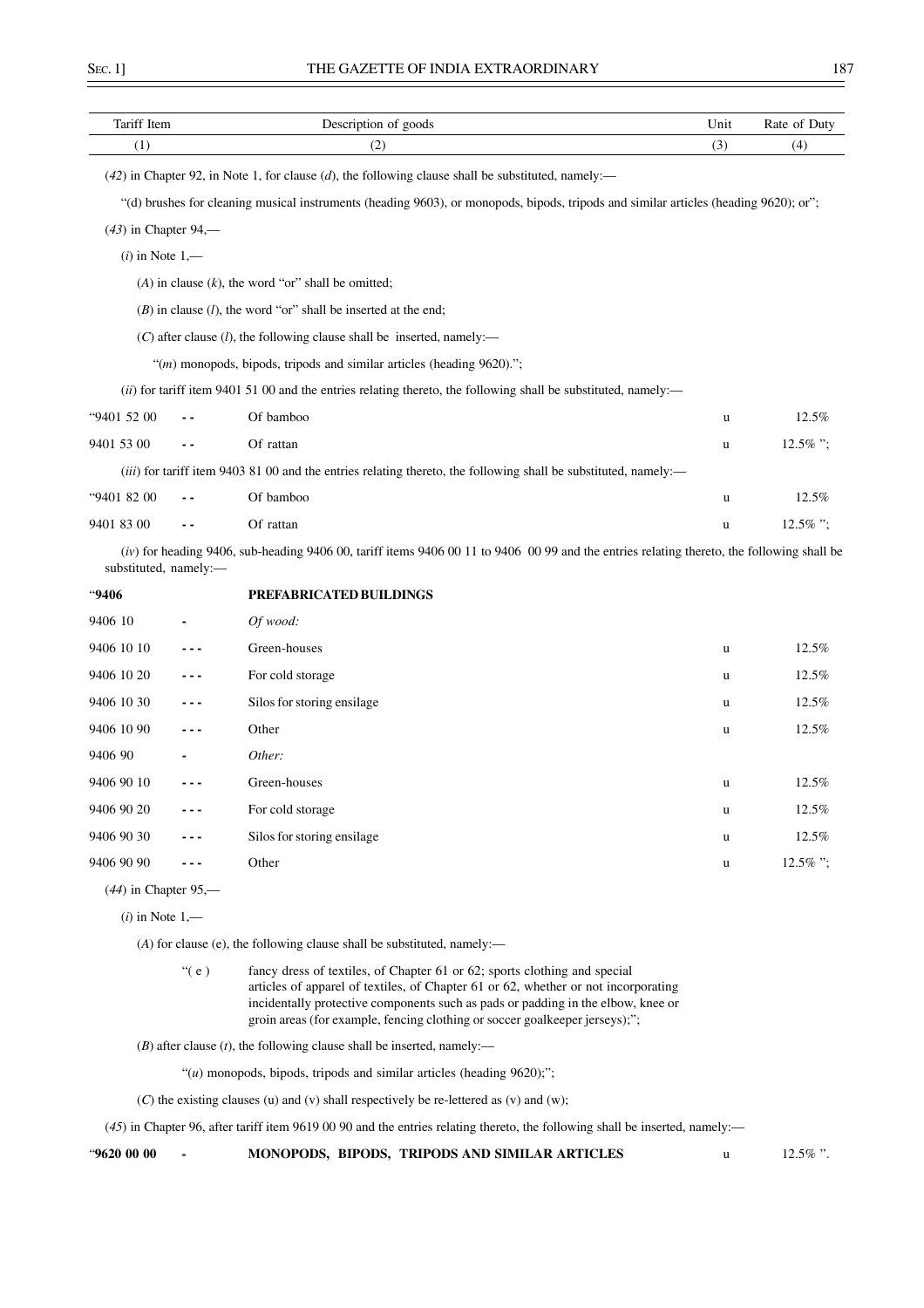| Tariff Item | | Description of goods | Unit | Rate of Duty |
|---|---|---|---|---|
| (1) | | (2) | (3) | (4) |

(*42*) in Chapter 92, in Note 1, for clause (*d*), the following clause shall be substituted, namely:—

"(d) brushes for cleaning musical instruments (heading 9603), or monopods, bipods, tripods and similar articles (heading 9620); or";

(*43*) in Chapter 94,—

(*i*) in Note 1,—

(*A*) in clause (*k*), the word "or" shall be omitted;

(*B*) in clause (*l*), the word "or" shall be inserted at the end;

(*C*) after clause (*l*), the following clause shall be inserted, namely:—

"(*m*) monopods, bipods, tripods and similar articles (heading 9620).";

(*ii*) for tariff item 9401 51 00 and the entries relating thereto, the following shall be substituted, namely:—

| | | | | |
|---|---|---|---|---|
| "9401 52 00 | - - | Of bamboo | u | 12.5% |
| 9401 53 00 | - - | Of rattan | u | 12.5% "; |

(*iii*) for tariff item 9403 81 00 and the entries relating thereto, the following shall be substituted, namely:—

| | | | | |
|---|---|---|---|---|
| "9401 82 00 | - - | Of bamboo | u | 12.5% |
| 9401 83 00 | - - | Of rattan | u | 12.5% "; |

(*iv*) for heading 9406, sub-heading 9406 00, tariff items 9406 00 11 to 9406 00 99 and the entries relating thereto, the following shall be substituted, namely:—

| | | | | |
|---|---|---|---|---|
| "**9406** | | **PREFABRICATED BUILDINGS** | | |
| 9406 10 | - | *Of wood:* | | |
| 9406 10 10 | - - - | Green-houses | u | 12.5% |
| 9406 10 20 | - - - | For cold storage | u | 12.5% |
| 9406 10 30 | - - - | Silos for storing ensilage | u | 12.5% |
| 9406 10 90 | - - - | Other | u | 12.5% |
| 9406 90 | - | *Other:* | | |
| 9406 90 10 | - - - | Green-houses | u | 12.5% |
| 9406 90 20 | - - - | For cold storage | u | 12.5% |
| 9406 90 30 | - - - | Silos for storing ensilage | u | 12.5% |
| 9406 90 90 | - - - | Other | u | 12.5% "; |

(*44*) in Chapter 95,—

(*i*) in Note 1,—

(*A*) for clause (e), the following clause shall be substituted, namely:—

"( e ) fancy dress of textiles, of Chapter 61 or 62; sports clothing and special articles of apparel of textiles, of Chapter 61 or 62, whether or not incorporating incidentally protective components such as pads or padding in the elbow, knee or groin areas (for example, fencing clothing or soccer goalkeeper jerseys);";

(*B*) after clause (*t*), the following clause shall be inserted, namely:—

"(*u*) monopods, bipods, tripods and similar articles (heading 9620);";

(*C*) the existing clauses (u) and (v) shall respectively be re-lettered as (v) and (w);

(*45*) in Chapter 96, after tariff item 9619 00 90 and the entries relating thereto, the following shall be inserted, namely:—

| | | | | |
|---|---|---|---|---|
| "**9620 00 00** | - | **MONOPODS, BIPODS, TRIPODS AND SIMILAR ARTICLES** | u | 12.5% ". |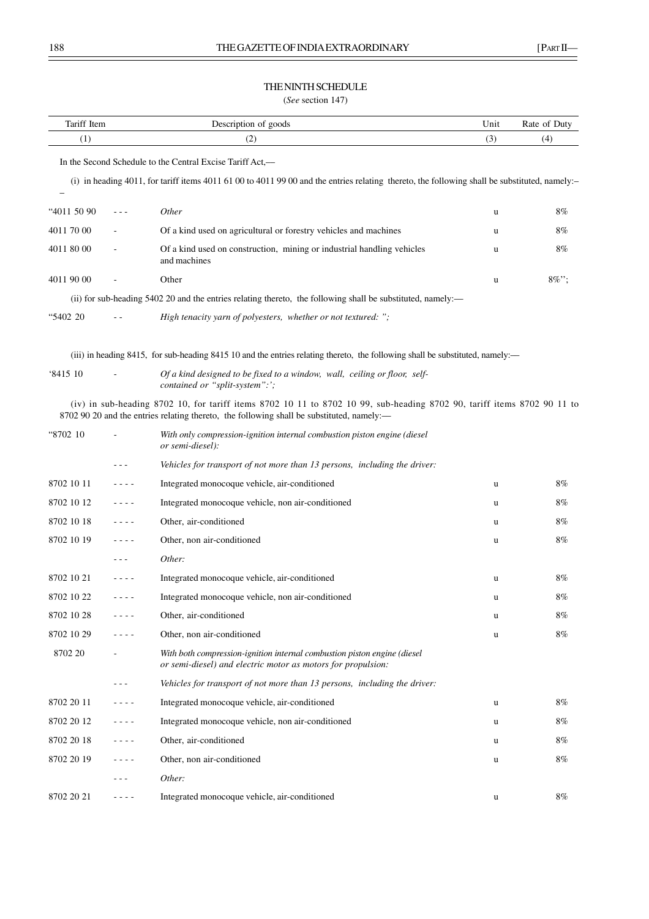## THE NINTH SCHEDULE

(*See* section 147)

| Tariff Item | | Description of goods | Unit | Rate of Duty |
|---|---|---|---|---|
| (1) | | (2) | (3) | (4) |

In the Second Schedule to the Central Excise Tariff Act,—

(i) in heading 4011, for tariff items 4011 61 00 to 4011 99 00 and the entries relating thereto, the following shall be substituted, namely:–

| | | | | |
|---|---|---|---|---|
| "4011 50 90 | - - - | *Other* | u | 8% |
| 4011 70 00 | - | Of a kind used on agricultural or forestry vehicles and machines | u | 8% |
| 4011 80 00 | - | Of a kind used on construction, mining or industrial handling vehicles and machines | u | 8% |
| 4011 90 00 | - | Other | u | 8%"; |

(ii) for sub-heading 5402 20 and the entries relating thereto, the following shall be substituted, namely:—

| | | | | |
|---|---|---|---|---|
| "5402 20 | - - | *High tenacity yarn of polyesters, whether or not textured: ";* | | |

(iii) in heading 8415, for sub-heading 8415 10 and the entries relating thereto, the following shall be substituted, namely:—

| | | | | |
|---|---|---|---|---|
| '8415 10 | - | *Of a kind designed to be fixed to a window, wall, ceiling or floor, self-contained or "split-system":';* | | |

(iv) in sub-heading 8702 10, for tariff items 8702 10 11 to 8702 10 99, sub-heading 8702 90, tariff items 8702 90 11 to 8702 90 20 and the entries relating thereto, the following shall be substituted, namely:—

| | | | | |
|---|---|---|---|---|
| "8702 10 | - | *With only compression-ignition internal combustion piston engine (diesel or semi-diesel):* | | |
| | - - - | *Vehicles for transport of not more than 13 persons, including the driver:* | | |
| 8702 10 11 | - - - - | Integrated monocoque vehicle, air-conditioned | u | 8% |
| 8702 10 12 | - - - - | Integrated monocoque vehicle, non air-conditioned | u | 8% |
| 8702 10 18 | - - - - | Other, air-conditioned | u | 8% |
| 8702 10 19 | - - - - | Other, non air-conditioned | u | 8% |
| | - - - | *Other:* | | |
| 8702 10 21 | - - - - | Integrated monocoque vehicle, air-conditioned | u | 8% |
| 8702 10 22 | - - - - | Integrated monocoque vehicle, non air-conditioned | u | 8% |
| 8702 10 28 | - - - - | Other, air-conditioned | u | 8% |
| 8702 10 29 | - - - - | Other, non air-conditioned | u | 8% |
| 8702 20 | - | *With both compression-ignition internal combustion piston engine (diesel or semi-diesel) and electric motor as motors for propulsion:* | | |
| | - - - | *Vehicles for transport of not more than 13 persons, including the driver:* | | |
| 8702 20 11 | - - - - | Integrated monocoque vehicle, air-conditioned | u | 8% |
| 8702 20 12 | - - - - | Integrated monocoque vehicle, non air-conditioned | u | 8% |
| 8702 20 18 | - - - - | Other, air-conditioned | u | 8% |
| 8702 20 19 | - - - - | Other, non air-conditioned | u | 8% |
| | - - - | *Other:* | | |
| 8702 20 21 | - - - - | Integrated monocoque vehicle, air-conditioned | u | 8% |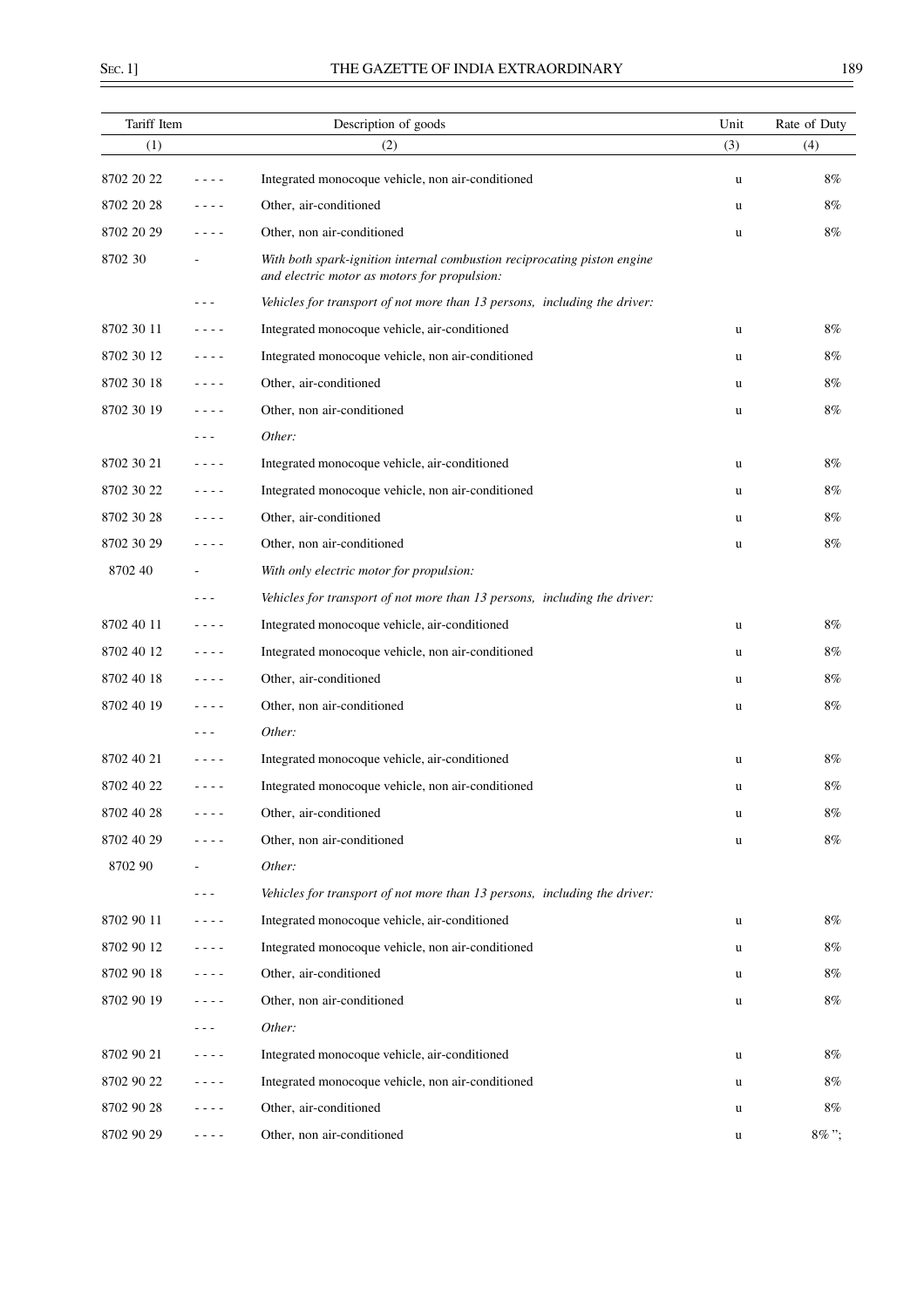| Tariff Item | | Description of goods | Unit | Rate of Duty |
|---|---|---|---|---|
| (1) | | (2) | (3) | (4) |
| 8702 20 22 | - - - - | Integrated monocoque vehicle, non air-conditioned | u | 8% |
| 8702 20 28 | - - - - | Other, air-conditioned | u | 8% |
| 8702 20 29 | - - - - | Other, non air-conditioned | u | 8% |
| 8702 30 | - | *With both spark-ignition internal combustion reciprocating piston engine and electric motor as motors for propulsion:* | | |
| | - - - | *Vehicles for transport of not more than 13 persons, including the driver:* | | |
| 8702 30 11 | - - - - | Integrated monocoque vehicle, air-conditioned | u | 8% |
| 8702 30 12 | - - - - | Integrated monocoque vehicle, non air-conditioned | u | 8% |
| 8702 30 18 | - - - - | Other, air-conditioned | u | 8% |
| 8702 30 19 | - - - - | Other, non air-conditioned | u | 8% |
| | - - - | *Other:* | | |
| 8702 30 21 | - - - - | Integrated monocoque vehicle, air-conditioned | u | 8% |
| 8702 30 22 | - - - - | Integrated monocoque vehicle, non air-conditioned | u | 8% |
| 8702 30 28 | - - - - | Other, air-conditioned | u | 8% |
| 8702 30 29 | - - - - | Other, non air-conditioned | u | 8% |
| 8702 40 | - | *With only electric motor for propulsion:* | | |
| | - - - | *Vehicles for transport of not more than 13 persons, including the driver:* | | |
| 8702 40 11 | - - - - | Integrated monocoque vehicle, air-conditioned | u | 8% |
| 8702 40 12 | - - - - | Integrated monocoque vehicle, non air-conditioned | u | 8% |
| 8702 40 18 | - - - - | Other, air-conditioned | u | 8% |
| 8702 40 19 | - - - - | Other, non air-conditioned | u | 8% |
| | - - - | *Other:* | | |
| 8702 40 21 | - - - - | Integrated monocoque vehicle, air-conditioned | u | 8% |
| 8702 40 22 | - - - - | Integrated monocoque vehicle, non air-conditioned | u | 8% |
| 8702 40 28 | - - - - | Other, air-conditioned | u | 8% |
| 8702 40 29 | - - - - | Other, non air-conditioned | u | 8% |
| 8702 90 | - | *Other:* | | |
| | - - - | *Vehicles for transport of not more than 13 persons, including the driver:* | | |
| 8702 90 11 | - - - - | Integrated monocoque vehicle, air-conditioned | u | 8% |
| 8702 90 12 | - - - - | Integrated monocoque vehicle, non air-conditioned | u | 8% |
| 8702 90 18 | - - - - | Other, air-conditioned | u | 8% |
| 8702 90 19 | - - - - | Other, non air-conditioned | u | 8% |
| | - - - | *Other:* | | |
| 8702 90 21 | - - - - | Integrated monocoque vehicle, air-conditioned | u | 8% |
| 8702 90 22 | - - - - | Integrated monocoque vehicle, non air-conditioned | u | 8% |
| 8702 90 28 | - - - - | Other, air-conditioned | u | 8% |
| 8702 90 29 | - - - - | Other, non air-conditioned | u | 8% "; |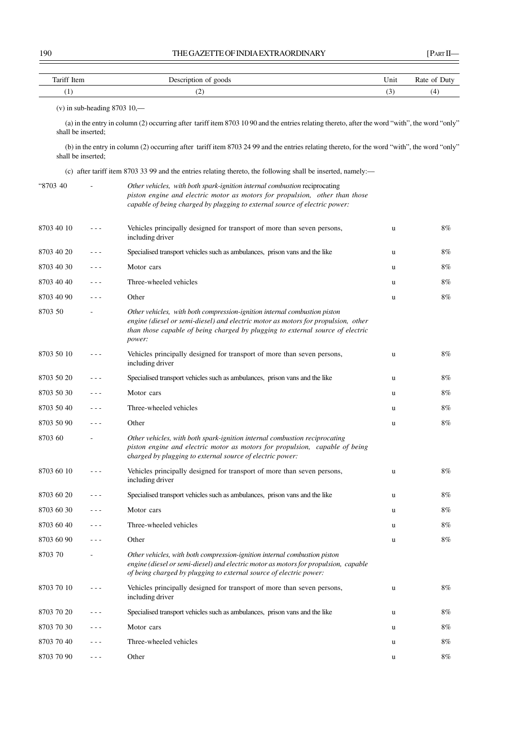| Tariff Item | | Description of goods | Unit | Rate of Duty |
|---|---|---|---|---|
| (1) | | (2) | (3) | (4) |

(v) in sub-heading 8703 10,—

(a) in the entry in column (2) occurring after tariff item 8703 10 90 and the entries relating thereto, after the word "with", the word "only" shall be inserted;

(b) in the entry in column (2) occurring after tariff item 8703 24 99 and the entries relating thereto, for the word "with", the word "only" shall be inserted;

(c) after tariff item 8703 33 99 and the entries relating thereto, the following shall be inserted, namely:—

| Tariff Item | | Description of goods | Unit | Rate of Duty |
|---|---|---|---|---|
| "8703 40 | - | *Other vehicles, with both spark-ignition internal combustion* reciprocating *piston engine and electric motor as motors for propulsion, other than those capable of being charged by plugging to external source of electric power:* | | |
| 8703 40 10 | - - - | Vehicles principally designed for transport of more than seven persons, including driver | u | 8% |
| 8703 40 20 | - - - | Specialised transport vehicles such as ambulances, prison vans and the like | u | 8% |
| 8703 40 30 | - - - | Motor cars | u | 8% |
| 8703 40 40 | - - - | Three-wheeled vehicles | u | 8% |
| 8703 40 90 | - - - | Other | u | 8% |
| 8703 50 | - | *Other vehicles, with both compression-ignition internal combustion piston engine (diesel or semi-diesel) and electric motor as motors for propulsion, other than those capable of being charged by plugging to external source of electric power:* | | |
| 8703 50 10 | - - - | Vehicles principally designed for transport of more than seven persons, including driver | u | 8% |
| 8703 50 20 | - - - | Specialised transport vehicles such as ambulances, prison vans and the like | u | 8% |
| 8703 50 30 | - - - | Motor cars | u | 8% |
| 8703 50 40 | - - - | Three-wheeled vehicles | u | 8% |
| 8703 50 90 | - - - | Other | u | 8% |
| 8703 60 | - | *Other vehicles, with both spark-ignition internal combustion reciprocating piston engine and electric motor as motors for propulsion, capable of being charged by plugging to external source of electric power:* | | |
| 8703 60 10 | - - - | Vehicles principally designed for transport of more than seven persons, including driver | u | 8% |
| 8703 60 20 | - - - | Specialised transport vehicles such as ambulances, prison vans and the like | u | 8% |
| 8703 60 30 | - - - | Motor cars | u | 8% |
| 8703 60 40 | - - - | Three-wheeled vehicles | u | 8% |
| 8703 60 90 | - - - | Other | u | 8% |
| 8703 70 | - | *Other vehicles, with both compression-ignition internal combustion piston engine (diesel or semi-diesel) and electric motor as motors for propulsion, capable of being charged by plugging to external source of electric power:* | | |
| 8703 70 10 | - - - | Vehicles principally designed for transport of more than seven persons, including driver | u | 8% |
| 8703 70 20 | - - - | Specialised transport vehicles such as ambulances, prison vans and the like | u | 8% |
| 8703 70 30 | - - - | Motor cars | u | 8% |
| 8703 70 40 | - - - | Three-wheeled vehicles | u | 8% |
| 8703 70 90 | - - - | Other | u | 8% |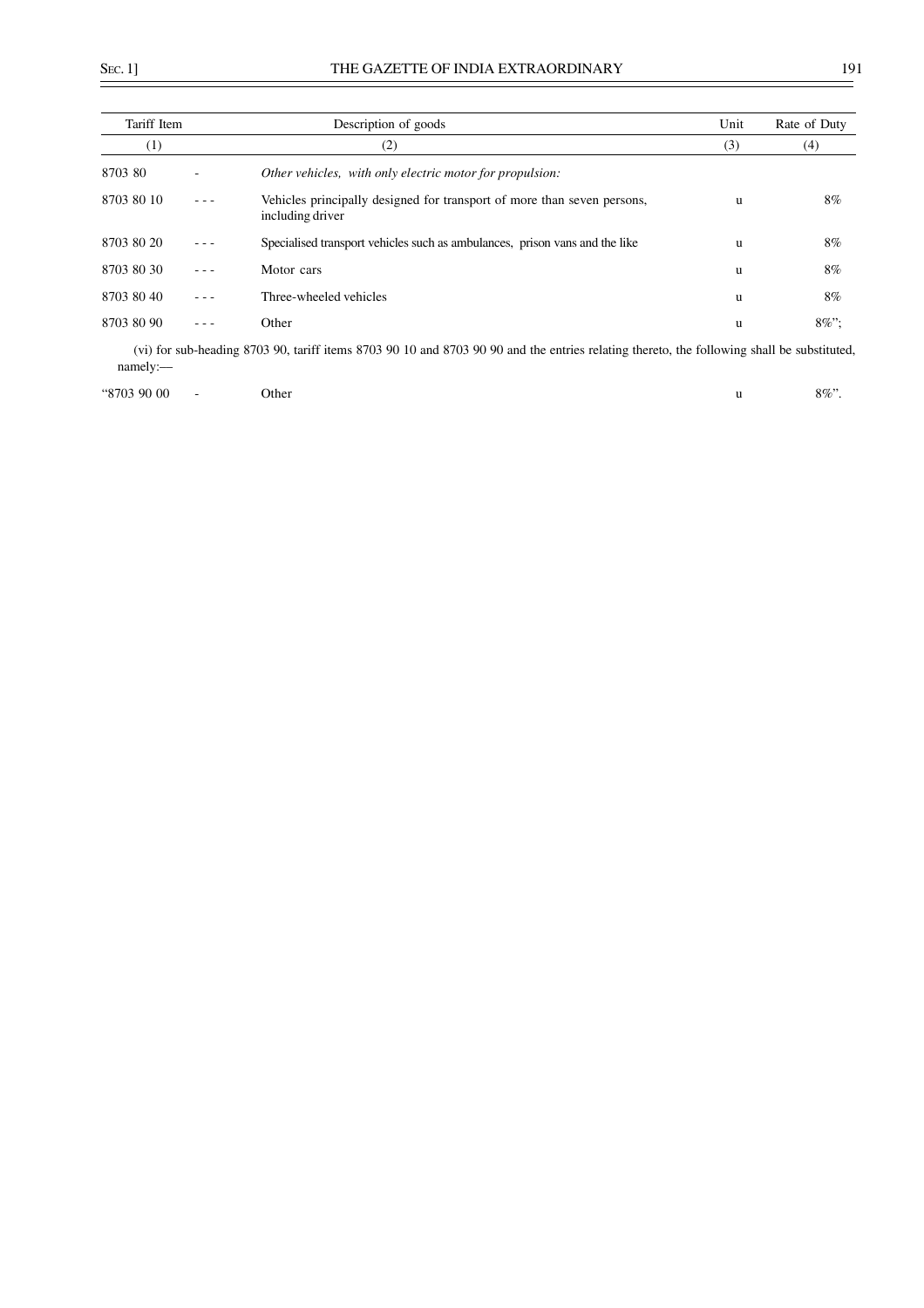| Tariff Item | | Description of goods | Unit | Rate of Duty |
|---|---|---|---|---|
| (1) | | (2) | (3) | (4) |
| 8703 80 | - | *Other vehicles, with only electric motor for propulsion:* | | |
| 8703 80 10 | - - - | Vehicles principally designed for transport of more than seven persons, including driver | u | 8% |
| 8703 80 20 | - - - | Specialised transport vehicles such as ambulances, prison vans and the like | u | 8% |
| 8703 80 30 | - - - | Motor cars | u | 8% |
| 8703 80 40 | - - - | Three-wheeled vehicles | u | 8% |
| 8703 80 90 | - - - | Other | u | 8%"; |

(vi) for sub-heading 8703 90, tariff items 8703 90 10 and 8703 90 90 and the entries relating thereto, the following shall be substituted, namely:—

| | | | | |
|---|---|---|---|---|
| "8703 90 00 | - | Other | u | 8%". |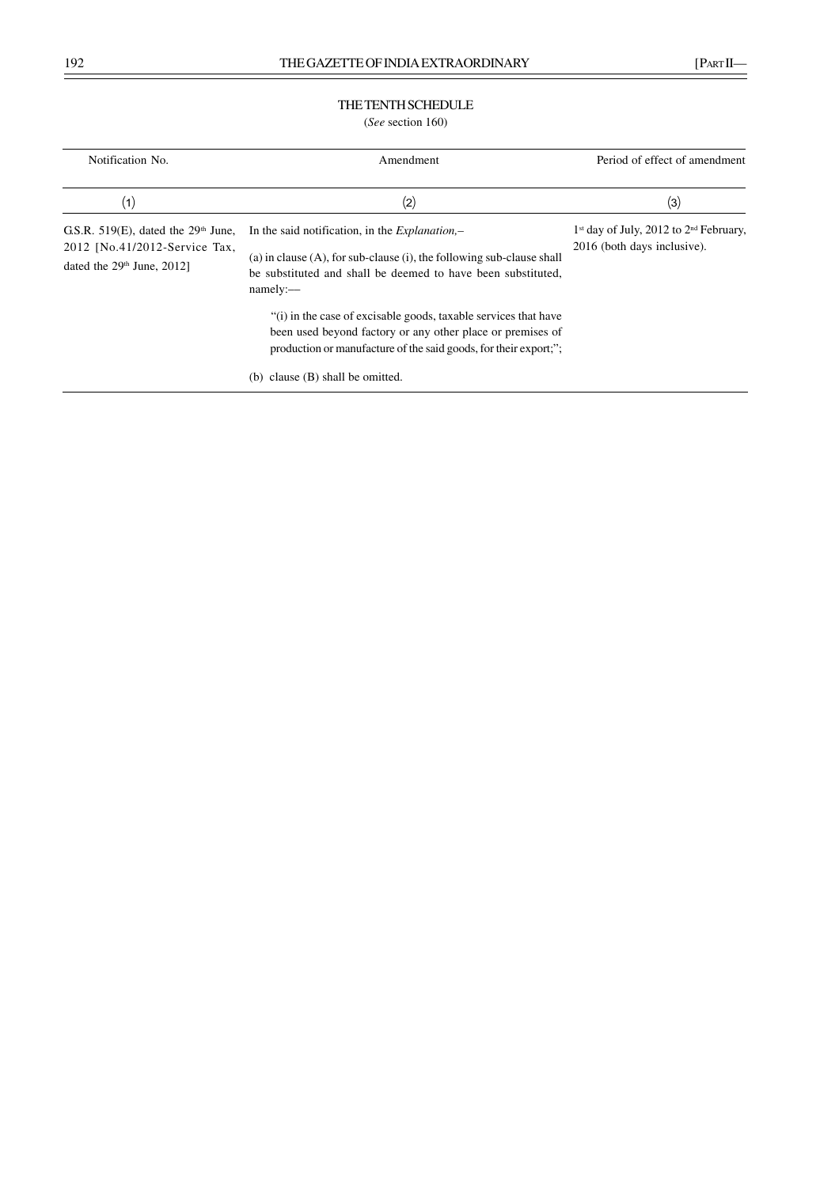# THE TENTH SCHEDULE

(*See* section 160)

| Notification No. | Amendment | Period of effect of amendment |
|---|---|---|
| (1) | (2) | (3) |
| G.S.R. 519(E), dated the 29th June, 2012 [No.41/2012-Service Tax, dated the 29th June, 2012] | In the said notification, in the *Explanation,*–<br><br>(a) in clause (A), for sub-clause (i), the following sub-clause shall be substituted and shall be deemed to have been substituted, namely:—<br><br>"(i) in the case of excisable goods, taxable services that have been used beyond factory or any other place or premises of production or manufacture of the said goods, for their export;";<br><br>(b) clause (B) shall be omitted. | 1st day of July, 2012 to 2nd February, 2016 (both days inclusive). |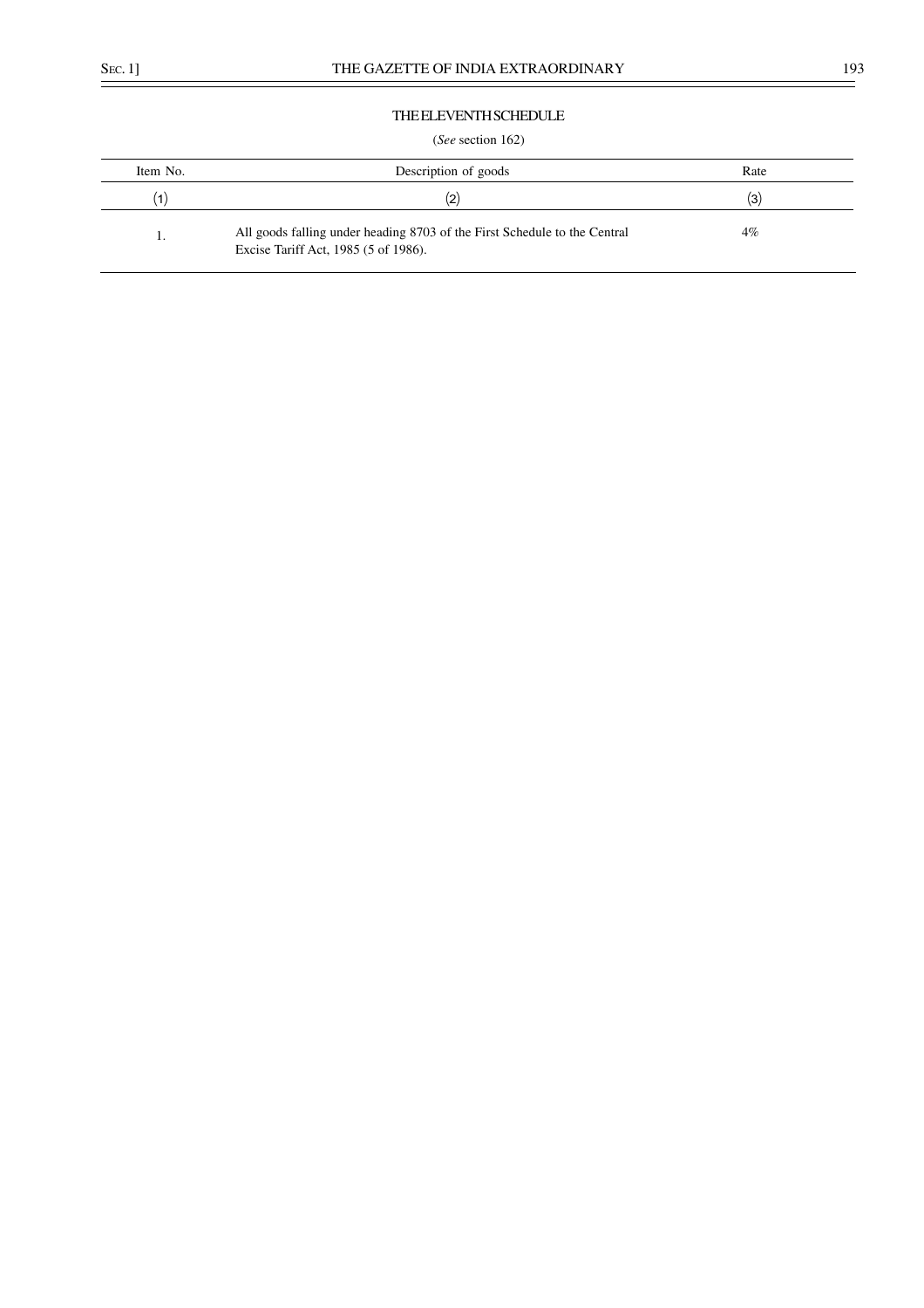## THE ELEVENTH SCHEDULE

(*See* section 162)

| Item No. | Description of goods | Rate |
|---|---|---|
| (1) | (2) | (3) |
| 1. | All goods falling under heading 8703 of the First Schedule to the Central Excise Tariff Act, 1985 (5 of 1986). | 4% |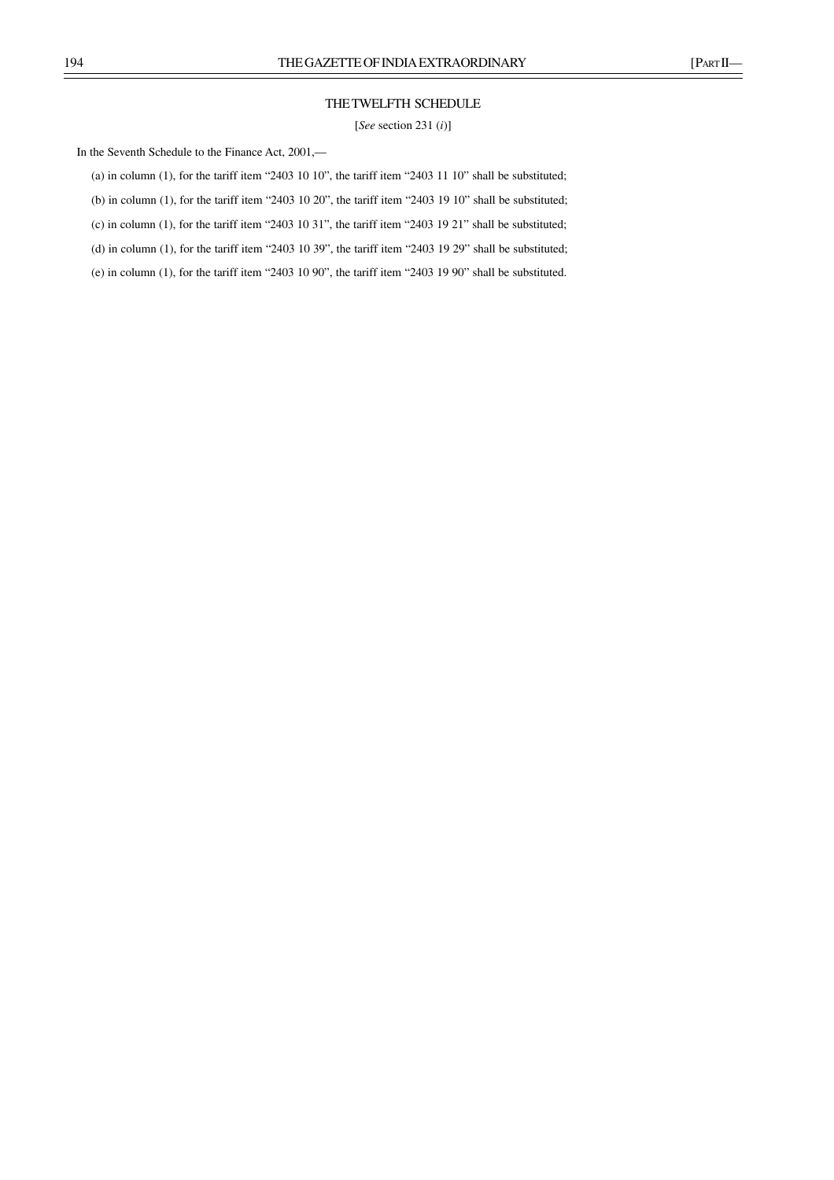# THE TWELFTH SCHEDULE

[*See* section 231 (*i*)]

In the Seventh Schedule to the Finance Act, 2001,—

(a) in column (1), for the tariff item "2403 10 10", the tariff item "2403 11 10" shall be substituted;

(b) in column (1), for the tariff item "2403 10 20", the tariff item "2403 19 10" shall be substituted;

(c) in column (1), for the tariff item "2403 10 31", the tariff item "2403 19 21" shall be substituted;

(d) in column (1), for the tariff item "2403 10 39", the tariff item "2403 19 29" shall be substituted;

(e) in column (1), for the tariff item "2403 10 90", the tariff item "2403 19 90" shall be substituted.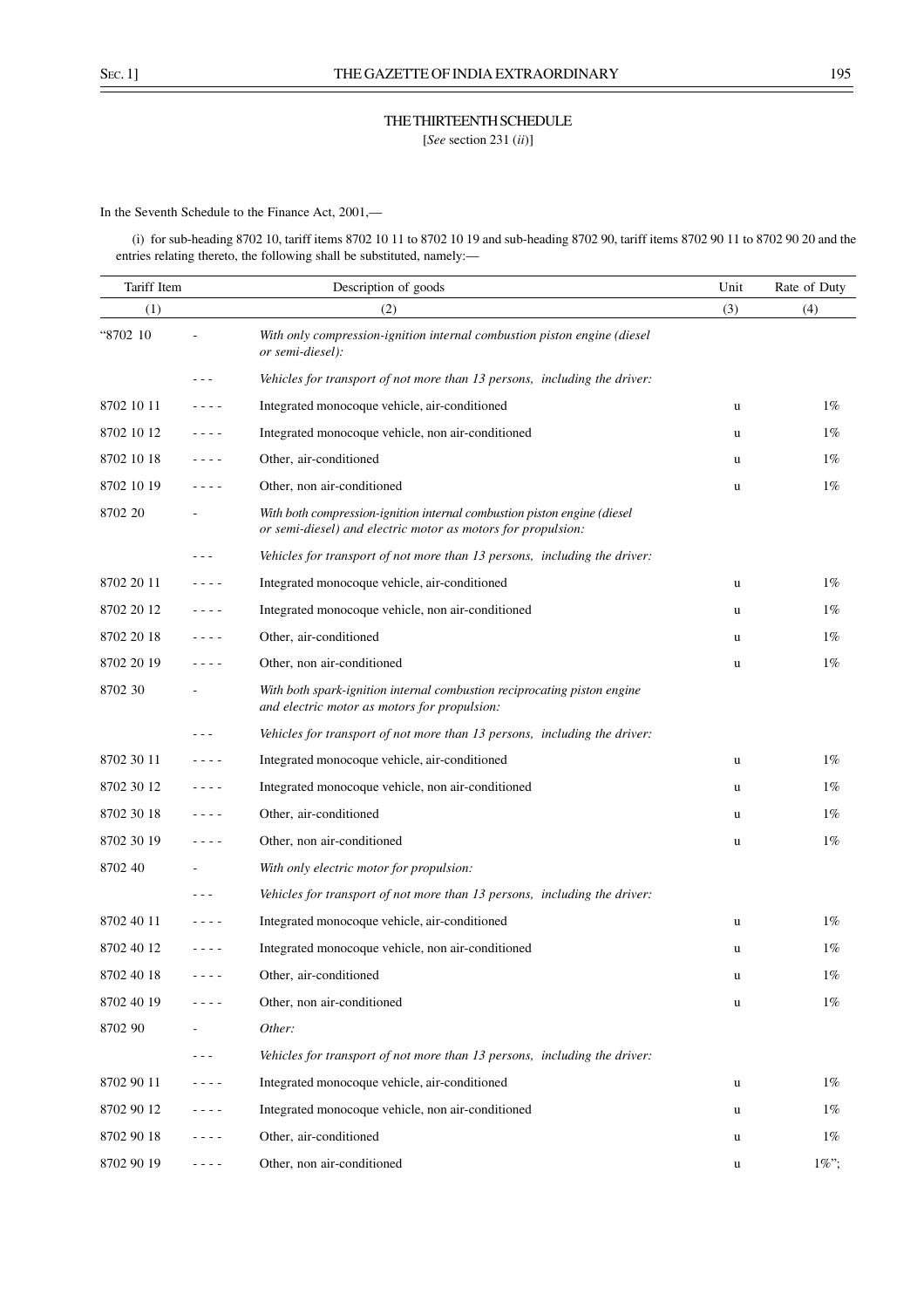# THE THIRTEENTH SCHEDULE

[*See* section 231 (*ii*)]

In the Seventh Schedule to the Finance Act, 2001,—

(i) for sub-heading 8702 10, tariff items 8702 10 11 to 8702 10 19 and sub-heading 8702 90, tariff items 8702 90 11 to 8702 90 20 and the entries relating thereto, the following shall be substituted, namely:—

| Tariff Item | | Description of goods | Unit | Rate of Duty |
|---|---|---|---|---|
| (1) | | (2) | (3) | (4) |
| "8702 10 | - | *With only compression-ignition internal combustion piston engine (diesel or semi-diesel):* | | |
| | - - - | *Vehicles for transport of not more than 13 persons, including the driver:* | | |
| 8702 10 11 | - - - - | Integrated monocoque vehicle, air-conditioned | u | 1% |
| 8702 10 12 | - - - - | Integrated monocoque vehicle, non air-conditioned | u | 1% |
| 8702 10 18 | - - - - | Other, air-conditioned | u | 1% |
| 8702 10 19 | - - - - | Other, non air-conditioned | u | 1% |
| 8702 20 | - | *With both compression-ignition internal combustion piston engine (diesel or semi-diesel) and electric motor as motors for propulsion:* | | |
| | - - - | *Vehicles for transport of not more than 13 persons, including the driver:* | | |
| 8702 20 11 | - - - - | Integrated monocoque vehicle, air-conditioned | u | 1% |
| 8702 20 12 | - - - - | Integrated monocoque vehicle, non air-conditioned | u | 1% |
| 8702 20 18 | - - - - | Other, air-conditioned | u | 1% |
| 8702 20 19 | - - - - | Other, non air-conditioned | u | 1% |
| 8702 30 | - | *With both spark-ignition internal combustion reciprocating piston engine and electric motor as motors for propulsion:* | | |
| | - - - | *Vehicles for transport of not more than 13 persons, including the driver:* | | |
| 8702 30 11 | - - - - | Integrated monocoque vehicle, air-conditioned | u | 1% |
| 8702 30 12 | - - - - | Integrated monocoque vehicle, non air-conditioned | u | 1% |
| 8702 30 18 | - - - - | Other, air-conditioned | u | 1% |
| 8702 30 19 | - - - - | Other, non air-conditioned | u | 1% |
| 8702 40 | - | *With only electric motor for propulsion:* | | |
| | - - - | *Vehicles for transport of not more than 13 persons, including the driver:* | | |
| 8702 40 11 | - - - - | Integrated monocoque vehicle, air-conditioned | u | 1% |
| 8702 40 12 | - - - - | Integrated monocoque vehicle, non air-conditioned | u | 1% |
| 8702 40 18 | - - - - | Other, air-conditioned | u | 1% |
| 8702 40 19 | - - - - | Other, non air-conditioned | u | 1% |
| 8702 90 | - | *Other:* | | |
| | - - - | *Vehicles for transport of not more than 13 persons, including the driver:* | | |
| 8702 90 11 | - - - - | Integrated monocoque vehicle, air-conditioned | u | 1% |
| 8702 90 12 | - - - - | Integrated monocoque vehicle, non air-conditioned | u | 1% |
| 8702 90 18 | - - - - | Other, air-conditioned | u | 1% |
| 8702 90 19 | - - - - | Other, non air-conditioned | u | 1%"; |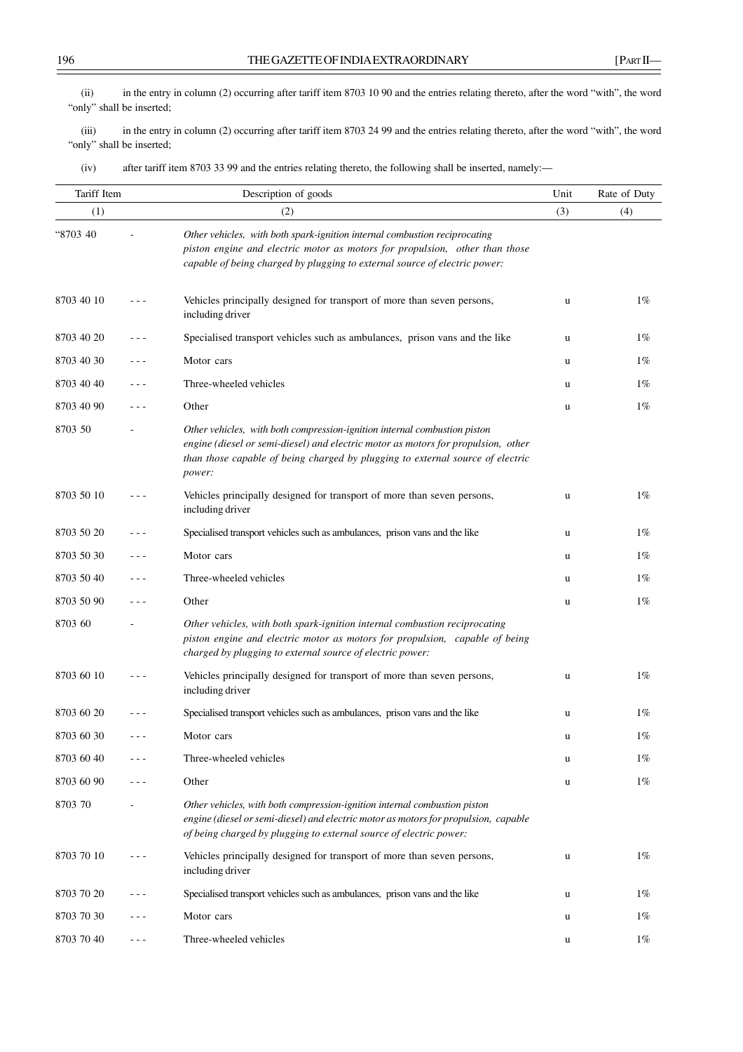(ii) in the entry in column (2) occurring after tariff item 8703 10 90 and the entries relating thereto, after the word "with", the word "only" shall be inserted;

(iii) in the entry in column (2) occurring after tariff item 8703 24 99 and the entries relating thereto, after the word "with", the word "only" shall be inserted;

(iv) after tariff item 8703 33 99 and the entries relating thereto, the following shall be inserted, namely:—

| Tariff Item | | Description of goods | Unit | Rate of Duty |
|---|---|---|---|---|
| (1) | | (2) | (3) | (4) |
| "8703 40 | - | *Other vehicles, with both spark-ignition internal combustion reciprocating piston engine and electric motor as motors for propulsion, other than those capable of being charged by plugging to external source of electric power:* | | |
| 8703 40 10 | - - - | Vehicles principally designed for transport of more than seven persons, including driver | u | 1% |
| 8703 40 20 | - - - | Specialised transport vehicles such as ambulances, prison vans and the like | u | 1% |
| 8703 40 30 | - - - | Motor cars | u | 1% |
| 8703 40 40 | - - - | Three-wheeled vehicles | u | 1% |
| 8703 40 90 | - - - | Other | u | 1% |
| 8703 50 | - | *Other vehicles, with both compression-ignition internal combustion piston engine (diesel or semi-diesel) and electric motor as motors for propulsion, other than those capable of being charged by plugging to external source of electric power:* | | |
| 8703 50 10 | - - - | Vehicles principally designed for transport of more than seven persons, including driver | u | 1% |
| 8703 50 20 | - - - | Specialised transport vehicles such as ambulances, prison vans and the like | u | 1% |
| 8703 50 30 | - - - | Motor cars | u | 1% |
| 8703 50 40 | - - - | Three-wheeled vehicles | u | 1% |
| 8703 50 90 | - - - | Other | u | 1% |
| 8703 60 | - | *Other vehicles, with both spark-ignition internal combustion reciprocating piston engine and electric motor as motors for propulsion, capable of being charged by plugging to external source of electric power:* | | |
| 8703 60 10 | - - - | Vehicles principally designed for transport of more than seven persons, including driver | u | 1% |
| 8703 60 20 | - - - | Specialised transport vehicles such as ambulances, prison vans and the like | u | 1% |
| 8703 60 30 | - - - | Motor cars | u | 1% |
| 8703 60 40 | - - - | Three-wheeled vehicles | u | 1% |
| 8703 60 90 | - - - | Other | u | 1% |
| 8703 70 | - | *Other vehicles, with both compression-ignition internal combustion piston engine (diesel or semi-diesel) and electric motor as motors for propulsion, capable of being charged by plugging to external source of electric power:* | | |
| 8703 70 10 | - - - | Vehicles principally designed for transport of more than seven persons, including driver | u | 1% |
| 8703 70 20 | - - - | Specialised transport vehicles such as ambulances, prison vans and the like | u | 1% |
| 8703 70 30 | - - - | Motor cars | u | 1% |
| 8703 70 40 | - - - | Three-wheeled vehicles | u | 1% |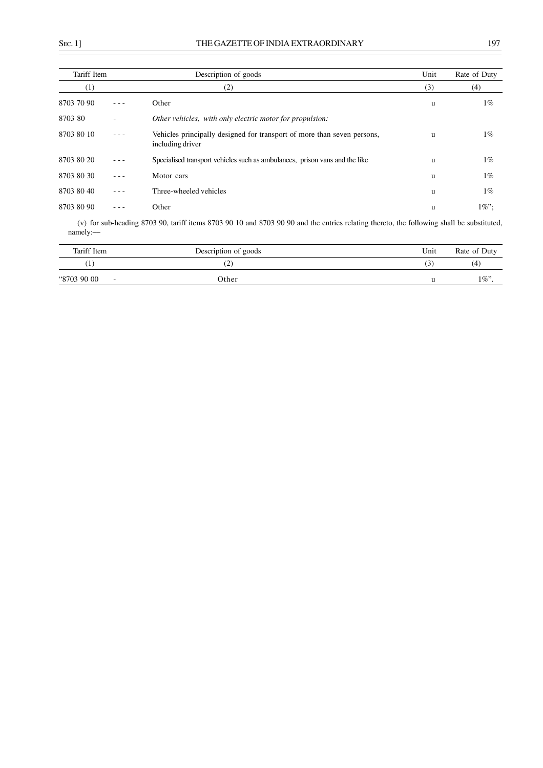| Tariff Item | | Description of goods | Unit | Rate of Duty |
|---|---|---|---|---|
| (1) | | (2) | (3) | (4) |
| 8703 70 90 | - - - | Other | u | 1% |
| 8703 80 | - | *Other vehicles, with only electric motor for propulsion:* | | |
| 8703 80 10 | - - - | Vehicles principally designed for transport of more than seven persons, including driver | u | 1% |
| 8703 80 20 | - - - | Specialised transport vehicles such as ambulances, prison vans and the like | u | 1% |
| 8703 80 30 | - - - | Motor cars | u | 1% |
| 8703 80 40 | - - - | Three-wheeled vehicles | u | 1% |
| 8703 80 90 | - - - | Other | u | 1%"; |

(v) for sub-heading 8703 90, tariff items 8703 90 10 and 8703 90 90 and the entries relating thereto, the following shall be substituted, namely:—

| Tariff Item | | Description of goods | Unit | Rate of Duty |
|---|---|---|---|---|
| (1) | | (2) | (3) | (4) |
| "8703 90 00 | - | Other | u | 1%". |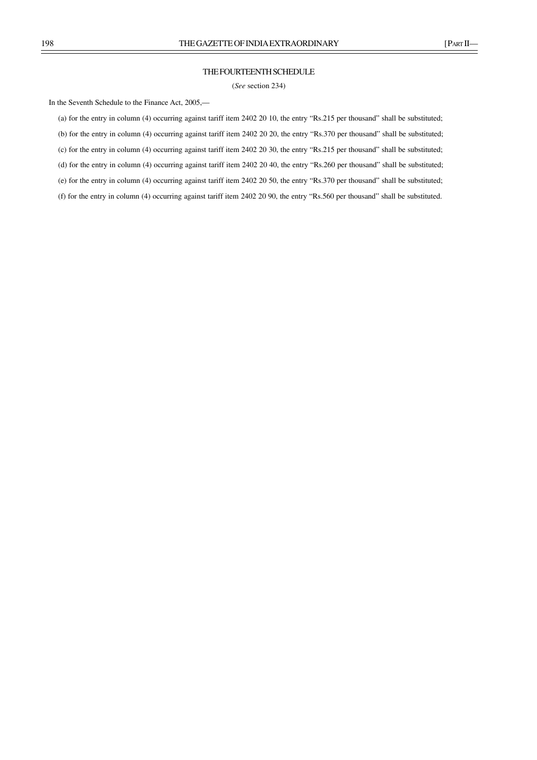## THE FOURTEENTH SCHEDULE

(*See* section 234)

In the Seventh Schedule to the Finance Act, 2005,—

(a) for the entry in column (4) occurring against tariff item 2402 20 10, the entry "Rs.215 per thousand" shall be substituted;

(b) for the entry in column (4) occurring against tariff item 2402 20 20, the entry "Rs.370 per thousand" shall be substituted;

(c) for the entry in column (4) occurring against tariff item 2402 20 30, the entry "Rs.215 per thousand" shall be substituted;

(d) for the entry in column (4) occurring against tariff item 2402 20 40, the entry "Rs.260 per thousand" shall be substituted;

(e) for the entry in column (4) occurring against tariff item 2402 20 50, the entry "Rs.370 per thousand" shall be substituted;

(f) for the entry in column (4) occurring against tariff item 2402 20 90, the entry "Rs.560 per thousand" shall be substituted.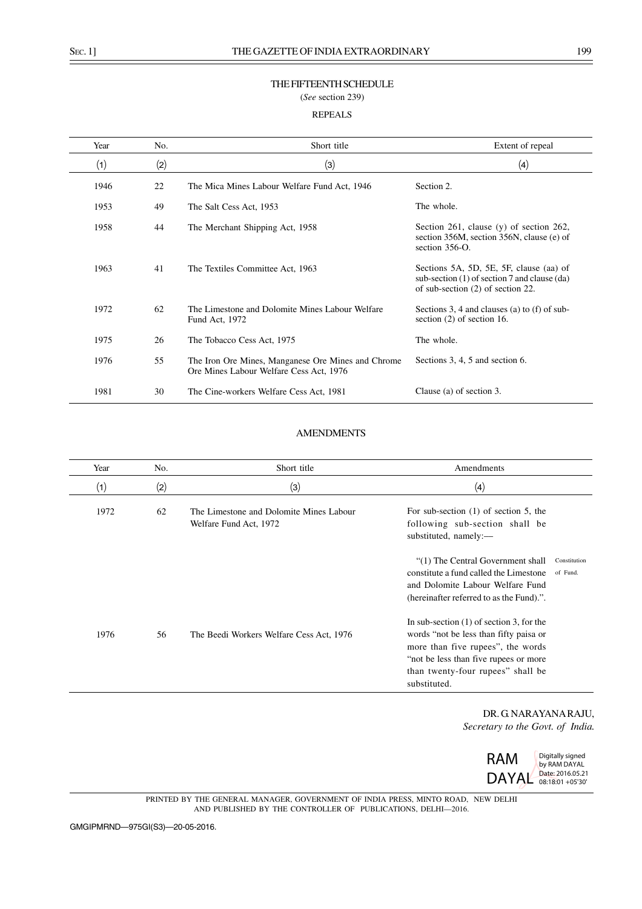## THE FIFTEENTH SCHEDULE

(*See* section 239)

### REPEALS

| Year | No. | Short title | Extent of repeal |
|---|---|---|---|
| (1) | (2) | (3) | (4) |
| 1946 | 22 | The Mica Mines Labour Welfare Fund Act, 1946 | Section 2. |
| 1953 | 49 | The Salt Cess Act, 1953 | The whole. |
| 1958 | 44 | The Merchant Shipping Act, 1958 | Section 261, clause (y) of section 262, section 356M, section 356N, clause (e) of section 356-O. |
| 1963 | 41 | The Textiles Committee Act, 1963 | Sections 5A, 5D, 5E, 5F, clause (aa) of sub-section (1) of section 7 and clause (da) of sub-section (2) of section 22. |
| 1972 | 62 | The Limestone and Dolomite Mines Labour Welfare Fund Act, 1972 | Sections 3, 4 and clauses (a) to (f) of sub-section (2) of section 16. |
| 1975 | 26 | The Tobacco Cess Act, 1975 | The whole. |
| 1976 | 55 | The Iron Ore Mines, Manganese Ore Mines and Chrome Ore Mines Labour Welfare Cess Act, 1976 | Sections 3, 4, 5 and section 6. |
| 1981 | 30 | The Cine-workers Welfare Cess Act, 1981 | Clause (a) of section 3. |

### AMENDMENTS

| Year | No. | Short title | Amendments |
|---|---|---|---|
| (1) | (2) | (3) | (4) |
| 1972 | 62 | The Limestone and Dolomite Mines Labour Welfare Fund Act, 1972 | For sub-section (1) of section 5, the following sub-section shall be substituted, namely:— "(1) The Central Government shall constitute a fund called the Limestone and Dolomite Labour Welfare Fund (hereinafter referred to as the Fund).". (Constitution of Fund.) |
| 1976 | 56 | The Beedi Workers Welfare Cess Act, 1976 | In sub-section (1) of section 3, for the words "not be less than fifty paisa or more than five rupees", the words "not be less than five rupees or more than twenty-four rupees" shall be substituted. |

DR. G. NARAYANA RAJU,
*Secretary to the Govt. of India.*

RAM DAYAL — Digitally signed by RAM DAYAL Date: 2016.05.21 08:18:01 +05'30'

PRINTED BY THE GENERAL MANAGER, GOVERNMENT OF INDIA PRESS, MINTO ROAD, NEW DELHI AND PUBLISHED BY THE CONTROLLER OF PUBLICATIONS, DELHI—2016.

GMGIPMRND—975GI(S3)—20-05-2016.